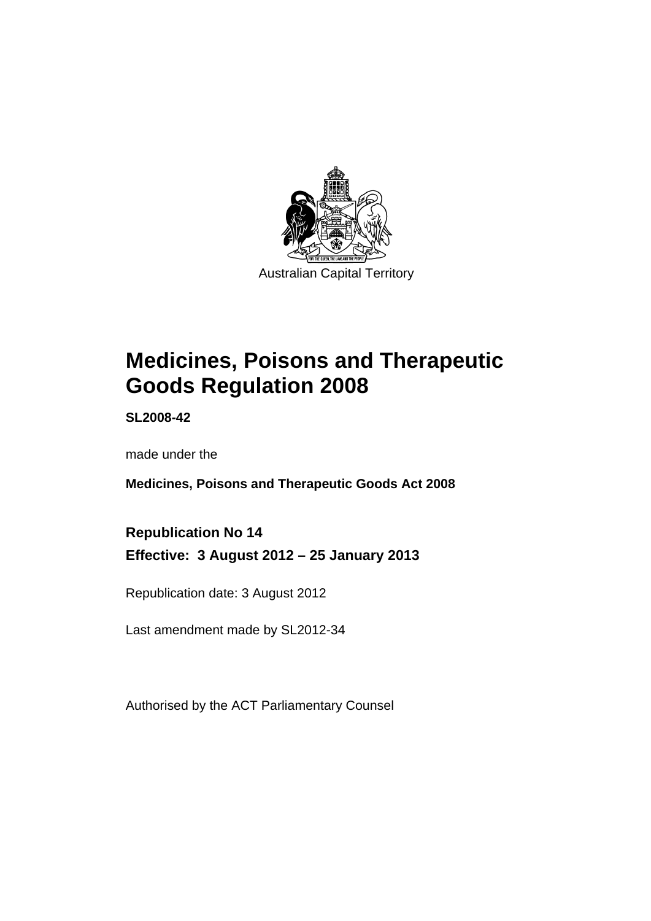Australian Capital Territory

# Medicines, Poisons and Therapeutic Goods Regulation 2008

**SL2008-42**

made under the

**Medicines, Poisons and Therapeutic Goods Act 2008**

**Republication No 14**

**Effective: 3 August 2012 – 25 January 2013**

Republication date: 3 August 2012

Last amendment made by SL2012-34

Authorised by the ACT Parliamentary Counsel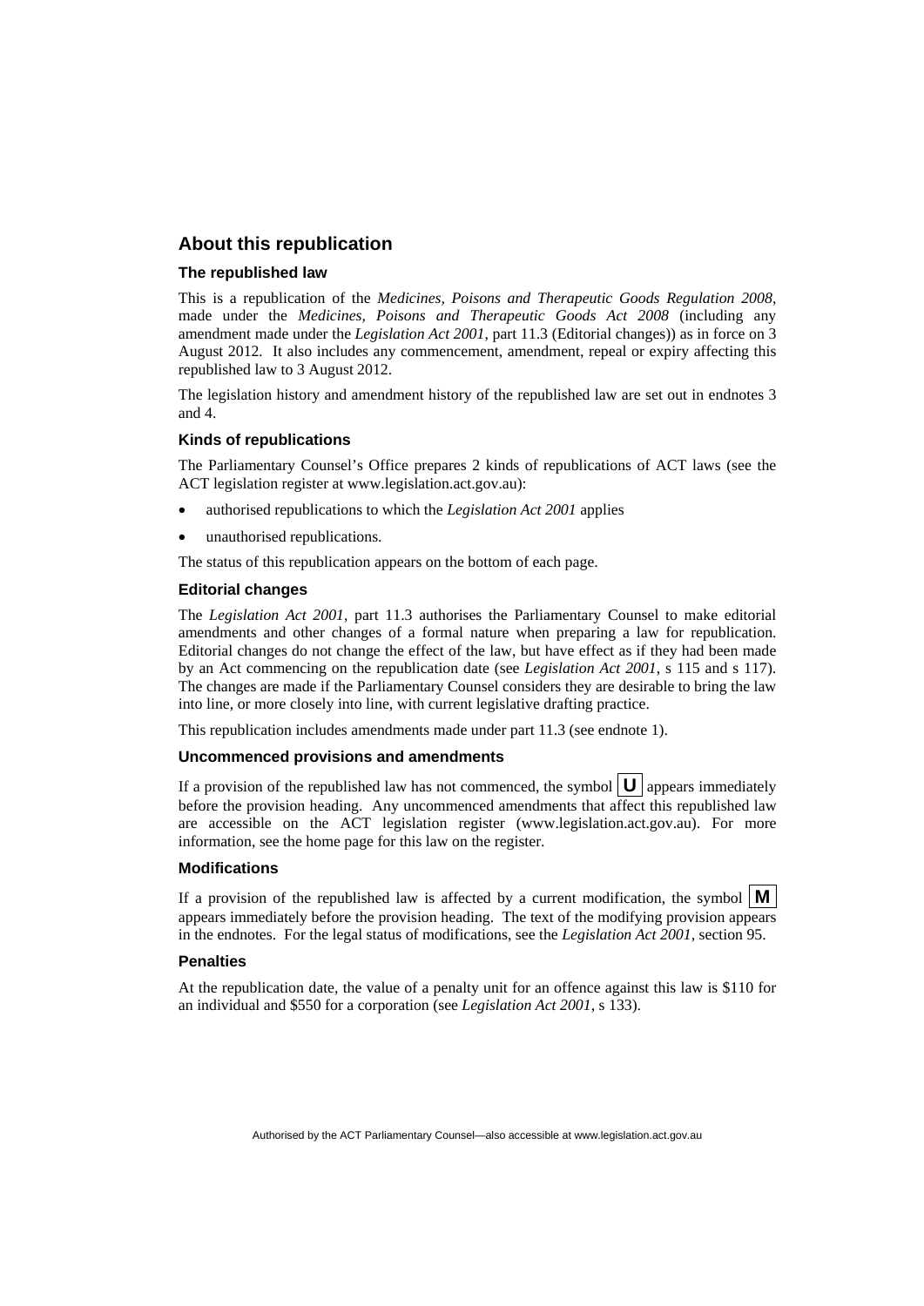## About this republication

### The republished law

This is a republication of the *Medicines, Poisons and Therapeutic Goods Regulation 2008*, made under the *Medicines, Poisons and Therapeutic Goods Act 2008* (including any amendment made under the *Legislation Act 2001*, part 11.3 (Editorial changes)) as in force on 3 August 2012. It also includes any commencement, amendment, repeal or expiry affecting this republished law to 3 August 2012.

The legislation history and amendment history of the republished law are set out in endnotes 3 and 4.

### Kinds of republications

The Parliamentary Counsel's Office prepares 2 kinds of republications of ACT laws (see the ACT legislation register at www.legislation.act.gov.au):

- authorised republications to which the *Legislation Act 2001* applies
- unauthorised republications.

The status of this republication appears on the bottom of each page.

### Editorial changes

The *Legislation Act 2001*, part 11.3 authorises the Parliamentary Counsel to make editorial amendments and other changes of a formal nature when preparing a law for republication. Editorial changes do not change the effect of the law, but have effect as if they had been made by an Act commencing on the republication date (see *Legislation Act 2001*, s 115 and s 117). The changes are made if the Parliamentary Counsel considers they are desirable to bring the law into line, or more closely into line, with current legislative drafting practice.

This republication includes amendments made under part 11.3 (see endnote 1).

### Uncommenced provisions and amendments

If a provision of the republished law has not commenced, the symbol **U** appears immediately before the provision heading. Any uncommenced amendments that affect this republished law are accessible on the ACT legislation register (www.legislation.act.gov.au). For more information, see the home page for this law on the register.

### Modifications

If a provision of the republished law is affected by a current modification, the symbol **M** appears immediately before the provision heading. The text of the modifying provision appears in the endnotes. For the legal status of modifications, see the *Legislation Act 2001*, section 95.

### Penalties

At the republication date, the value of a penalty unit for an offence against this law is $110 for an individual and $550 for a corporation (see *Legislation Act 2001*, s 133).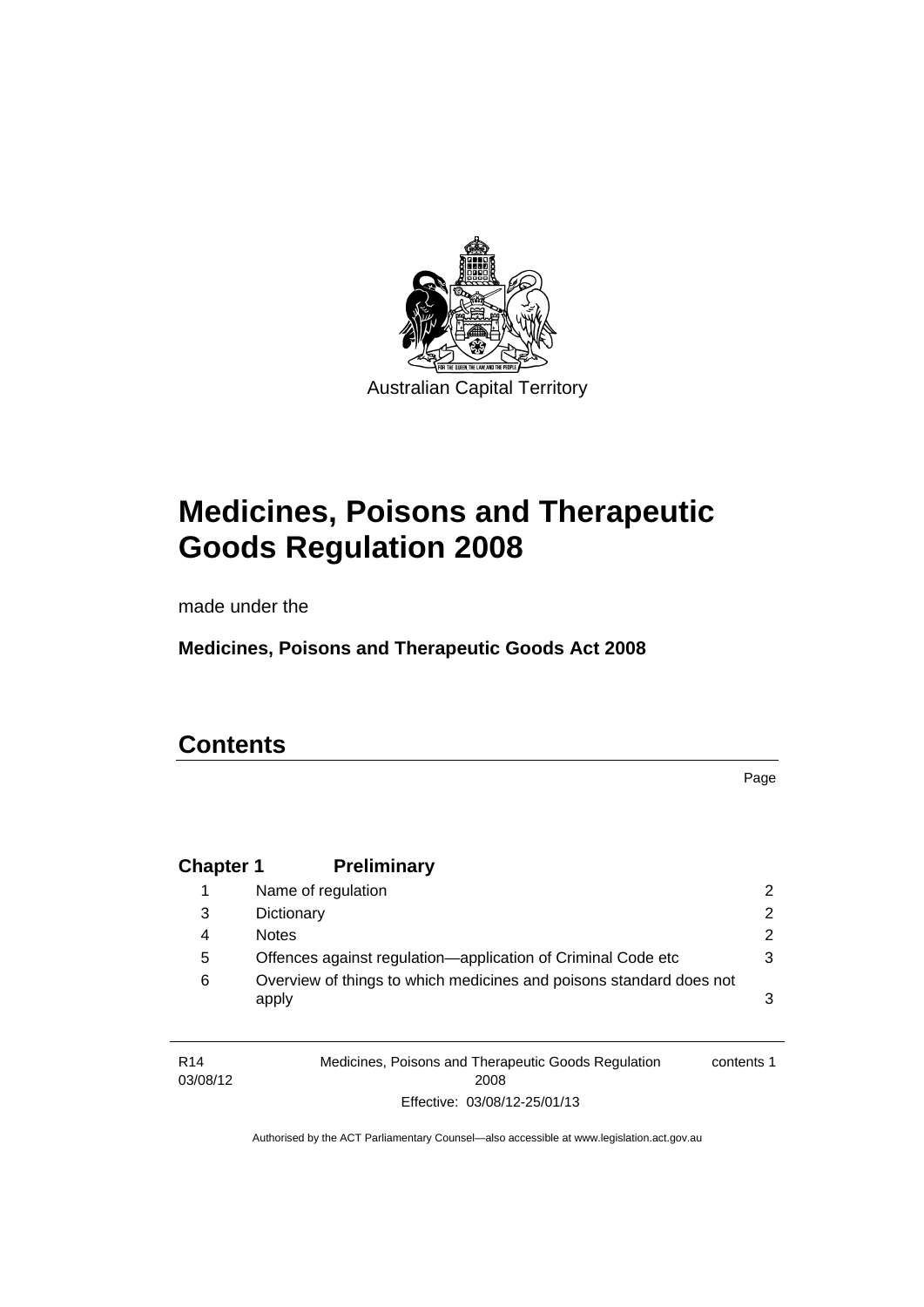Australian Capital Territory

# Medicines, Poisons and Therapeutic Goods Regulation 2008

made under the

**Medicines, Poisons and Therapeutic Goods Act 2008**

## Contents

| | | Page |
|---|---|---|
| **Chapter 1** | **Preliminary** | |
| 1 | Name of regulation | 2 |
| 3 | Dictionary | 2 |
| 4 | Notes | 2 |
| 5 | Offences against regulation—application of Criminal Code etc | 3 |
| 6 | Overview of things to which medicines and poisons standard does not apply | 3 |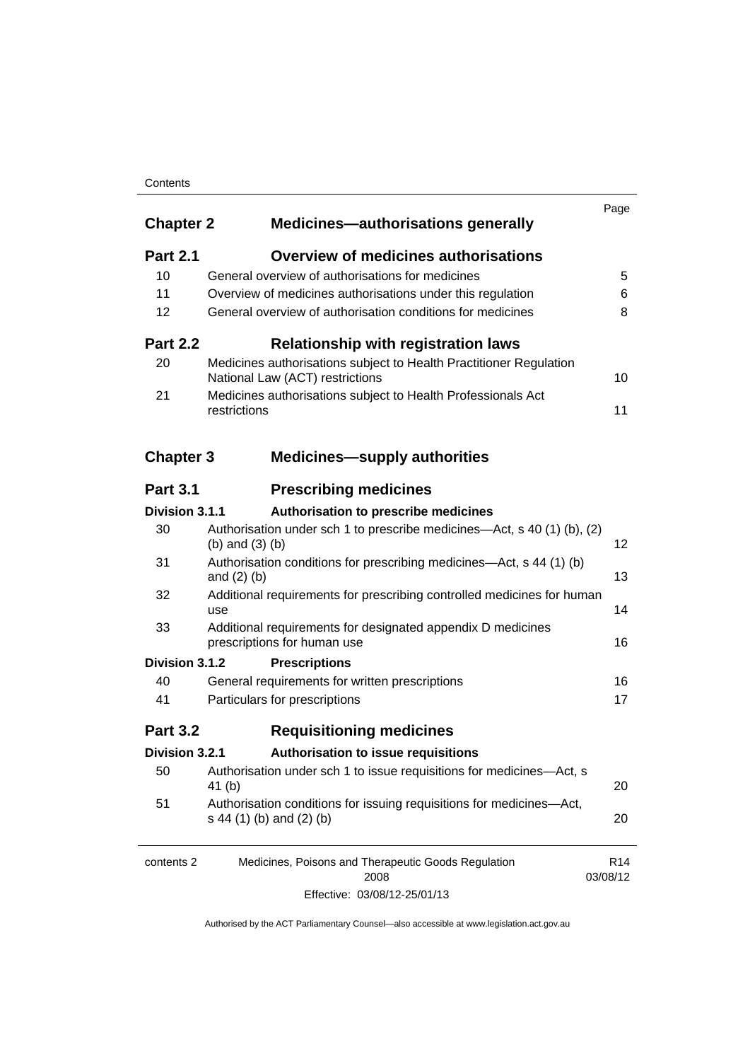| | | Page |
|---|---|---|
| **Chapter 2** | **Medicines—authorisations generally** | |
| **Part 2.1** | **Overview of medicines authorisations** | |
| 10 | General overview of authorisations for medicines | 5 |
| 11 | Overview of medicines authorisations under this regulation | 6 |
| 12 | General overview of authorisation conditions for medicines | 8 |
| **Part 2.2** | **Relationship with registration laws** | |
| 20 | Medicines authorisations subject to Health Practitioner Regulation National Law (ACT) restrictions | 10 |
| 21 | Medicines authorisations subject to Health Professionals Act restrictions | 11 |
| **Chapter 3** | **Medicines—supply authorities** | |
| **Part 3.1** | **Prescribing medicines** | |
| **Division 3.1.1** | **Authorisation to prescribe medicines** | |
| 30 | Authorisation under sch 1 to prescribe medicines—Act, s 40 (1) (b), (2) (b) and (3) (b) | 12 |
| 31 | Authorisation conditions for prescribing medicines—Act, s 44 (1) (b) and (2) (b) | 13 |
| 32 | Additional requirements for prescribing controlled medicines for human use | 14 |
| 33 | Additional requirements for designated appendix D medicines prescriptions for human use | 16 |
| **Division 3.1.2** | **Prescriptions** | |
| 40 | General requirements for written prescriptions | 16 |
| 41 | Particulars for prescriptions | 17 |
| **Part 3.2** | **Requisitioning medicines** | |
| **Division 3.2.1** | **Authorisation to issue requisitions** | |
| 50 | Authorisation under sch 1 to issue requisitions for medicines—Act, s 41 (b) | 20 |
| 51 | Authorisation conditions for issuing requisitions for medicines—Act, s 44 (1) (b) and (2) (b) | 20 |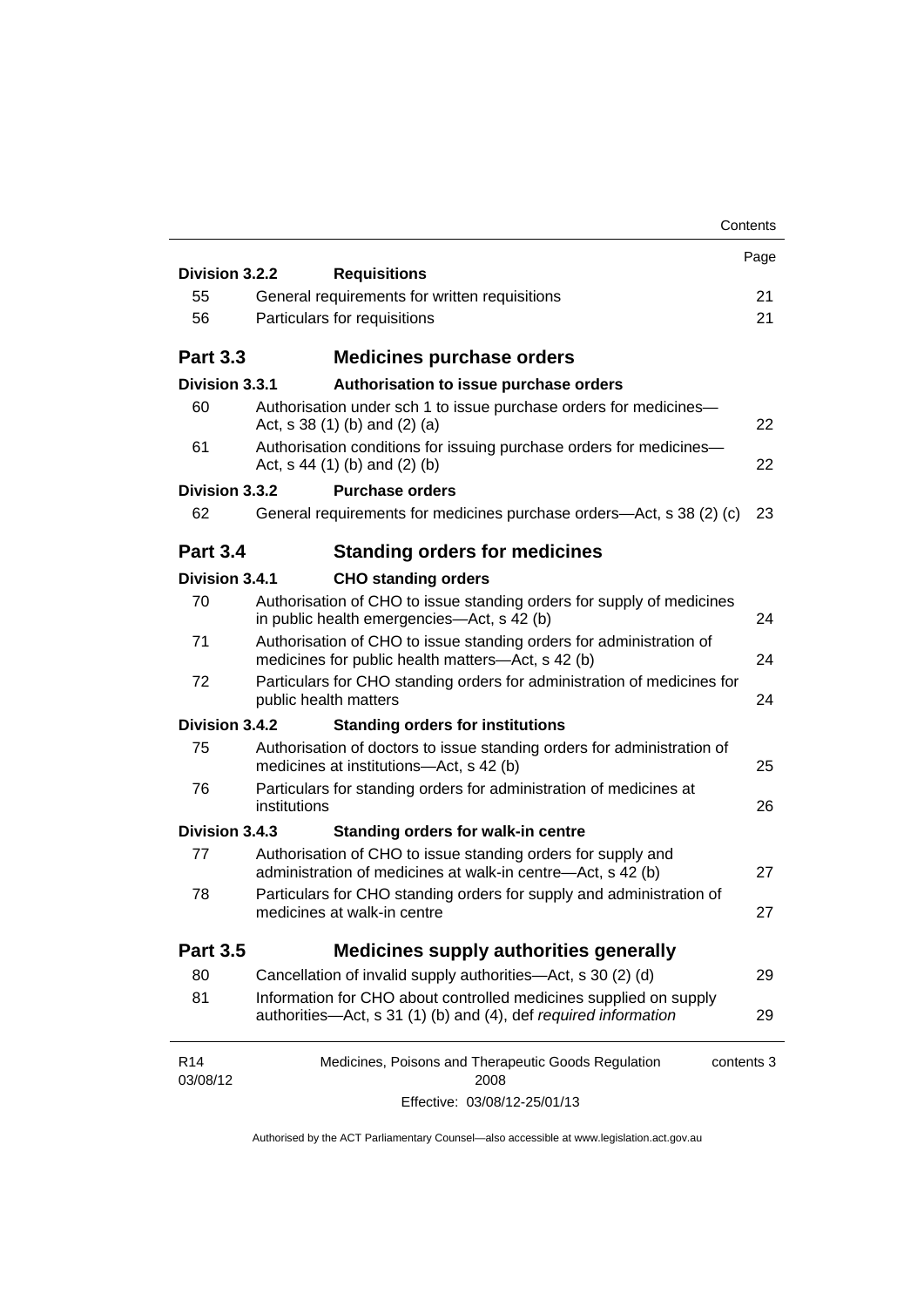| | | Page |
|---|---|---|
| **Division 3.2.2** | **Requisitions** | |
| 55 | General requirements for written requisitions | 21 |
| 56 | Particulars for requisitions | 21 |
| **Part 3.3** | **Medicines purchase orders** | |
| **Division 3.3.1** | **Authorisation to issue purchase orders** | |
| 60 | Authorisation under sch 1 to issue purchase orders for medicines—Act, s 38 (1) (b) and (2) (a) | 22 |
| 61 | Authorisation conditions for issuing purchase orders for medicines—Act, s 44 (1) (b) and (2) (b) | 22 |
| **Division 3.3.2** | **Purchase orders** | |
| 62 | General requirements for medicines purchase orders—Act, s 38 (2) (c) | 23 |
| **Part 3.4** | **Standing orders for medicines** | |
| **Division 3.4.1** | **CHO standing orders** | |
| 70 | Authorisation of CHO to issue standing orders for supply of medicines in public health emergencies—Act, s 42 (b) | 24 |
| 71 | Authorisation of CHO to issue standing orders for administration of medicines for public health matters—Act, s 42 (b) | 24 |
| 72 | Particulars for CHO standing orders for administration of medicines for public health matters | 24 |
| **Division 3.4.2** | **Standing orders for institutions** | |
| 75 | Authorisation of doctors to issue standing orders for administration of medicines at institutions—Act, s 42 (b) | 25 |
| 76 | Particulars for standing orders for administration of medicines at institutions | 26 |
| **Division 3.4.3** | **Standing orders for walk-in centre** | |
| 77 | Authorisation of CHO to issue standing orders for supply and administration of medicines at walk-in centre—Act, s 42 (b) | 27 |
| 78 | Particulars for CHO standing orders for supply and administration of medicines at walk-in centre | 27 |
| **Part 3.5** | **Medicines supply authorities generally** | |
| 80 | Cancellation of invalid supply authorities—Act, s 30 (2) (d) | 29 |
| 81 | Information for CHO about controlled medicines supplied on supply authorities—Act, s 31 (1) (b) and (4), def *required information* | 29 |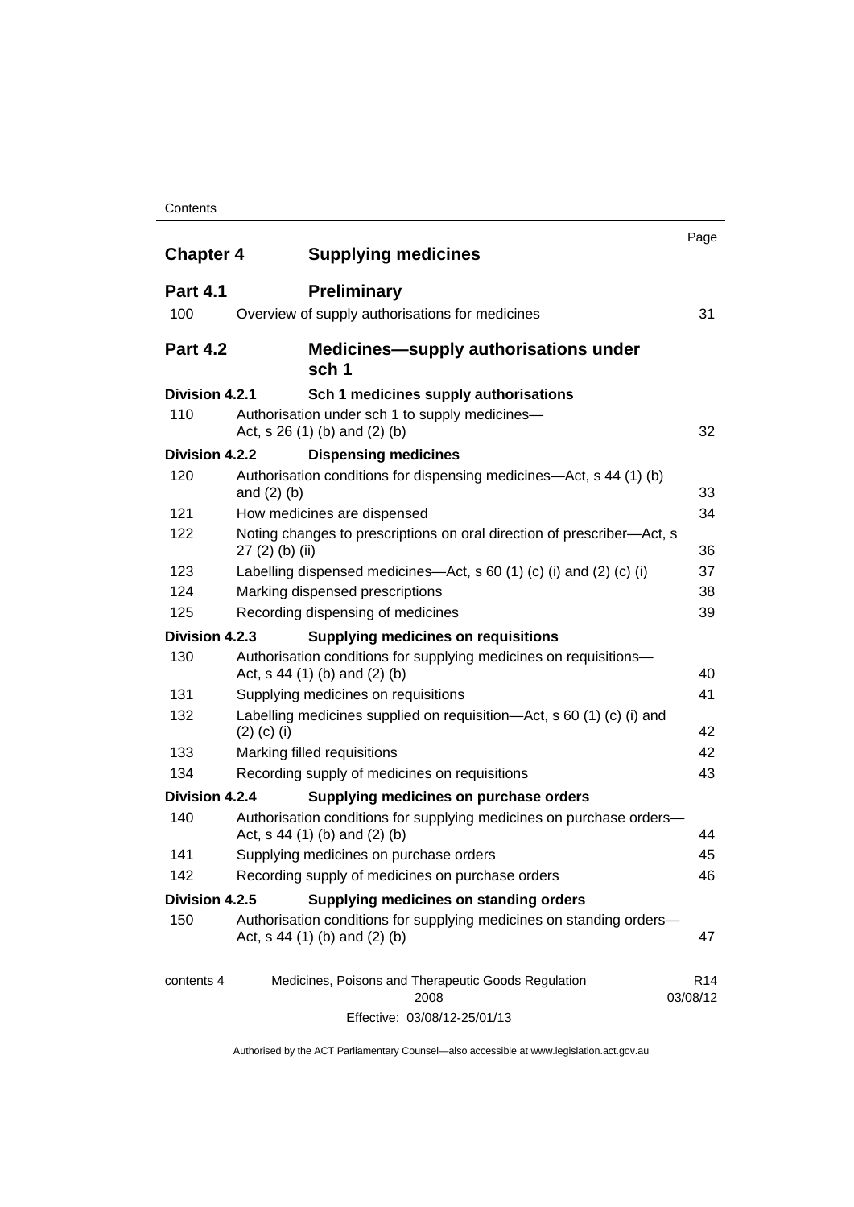| | | Page |
|---|---|---|
| **Chapter 4** | **Supplying medicines** | |
| **Part 4.1** | **Preliminary** | |
| 100 | Overview of supply authorisations for medicines | 31 |
| **Part 4.2** | **Medicines—supply authorisations under sch 1** | |
| **Division 4.2.1** | **Sch 1 medicines supply authorisations** | |
| 110 | Authorisation under sch 1 to supply medicines—Act, s 26 (1) (b) and (2) (b) | 32 |
| **Division 4.2.2** | **Dispensing medicines** | |
| 120 | Authorisation conditions for dispensing medicines—Act, s 44 (1) (b) and (2) (b) | 33 |
| 121 | How medicines are dispensed | 34 |
| 122 | Noting changes to prescriptions on oral direction of prescriber—Act, s 27 (2) (b) (ii) | 36 |
| 123 | Labelling dispensed medicines—Act, s 60 (1) (c) (i) and (2) (c) (i) | 37 |
| 124 | Marking dispensed prescriptions | 38 |
| 125 | Recording dispensing of medicines | 39 |
| **Division 4.2.3** | **Supplying medicines on requisitions** | |
| 130 | Authorisation conditions for supplying medicines on requisitions—Act, s 44 (1) (b) and (2) (b) | 40 |
| 131 | Supplying medicines on requisitions | 41 |
| 132 | Labelling medicines supplied on requisition—Act, s 60 (1) (c) (i) and (2) (c) (i) | 42 |
| 133 | Marking filled requisitions | 42 |
| 134 | Recording supply of medicines on requisitions | 43 |
| **Division 4.2.4** | **Supplying medicines on purchase orders** | |
| 140 | Authorisation conditions for supplying medicines on purchase orders—Act, s 44 (1) (b) and (2) (b) | 44 |
| 141 | Supplying medicines on purchase orders | 45 |
| 142 | Recording supply of medicines on purchase orders | 46 |
| **Division 4.2.5** | **Supplying medicines on standing orders** | |
| 150 | Authorisation conditions for supplying medicines on standing orders—Act, s 44 (1) (b) and (2) (b) | 47 |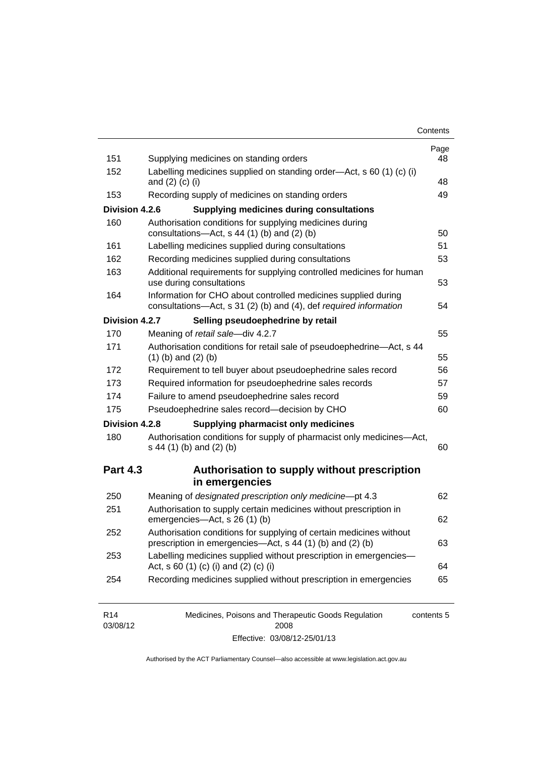| | | Page |
|---|---|---|
| 151 | Supplying medicines on standing orders | 48 |
| 152 | Labelling medicines supplied on standing order—Act, s 60 (1) (c) (i) and (2) (c) (i) | 48 |
| 153 | Recording supply of medicines on standing orders | 49 |
| **Division 4.2.6** | **Supplying medicines during consultations** | |
| 160 | Authorisation conditions for supplying medicines during consultations—Act, s 44 (1) (b) and (2) (b) | 50 |
| 161 | Labelling medicines supplied during consultations | 51 |
| 162 | Recording medicines supplied during consultations | 53 |
| 163 | Additional requirements for supplying controlled medicines for human use during consultations | 53 |
| 164 | Information for CHO about controlled medicines supplied during consultations—Act, s 31 (2) (b) and (4), def *required information* | 54 |
| **Division 4.2.7** | **Selling pseudoephedrine by retail** | |
| 170 | Meaning of *retail sale*—div 4.2.7 | 55 |
| 171 | Authorisation conditions for retail sale of pseudoephedrine—Act, s 44 (1) (b) and (2) (b) | 55 |
| 172 | Requirement to tell buyer about pseudoephedrine sales record | 56 |
| 173 | Required information for pseudoephedrine sales records | 57 |
| 174 | Failure to amend pseudoephedrine sales record | 59 |
| 175 | Pseudoephedrine sales record—decision by CHO | 60 |
| **Division 4.2.8** | **Supplying pharmacist only medicines** | |
| 180 | Authorisation conditions for supply of pharmacist only medicines—Act, s 44 (1) (b) and (2) (b) | 60 |
| **Part 4.3** | **Authorisation to supply without prescription in emergencies** | |
| 250 | Meaning of *designated prescription only medicine*—pt 4.3 | 62 |
| 251 | Authorisation to supply certain medicines without prescription in emergencies—Act, s 26 (1) (b) | 62 |
| 252 | Authorisation conditions for supplying of certain medicines without prescription in emergencies—Act, s 44 (1) (b) and (2) (b) | 63 |
| 253 | Labelling medicines supplied without prescription in emergencies—Act, s 60 (1) (c) (i) and (2) (c) (i) | 64 |
| 254 | Recording medicines supplied without prescription in emergencies | 65 |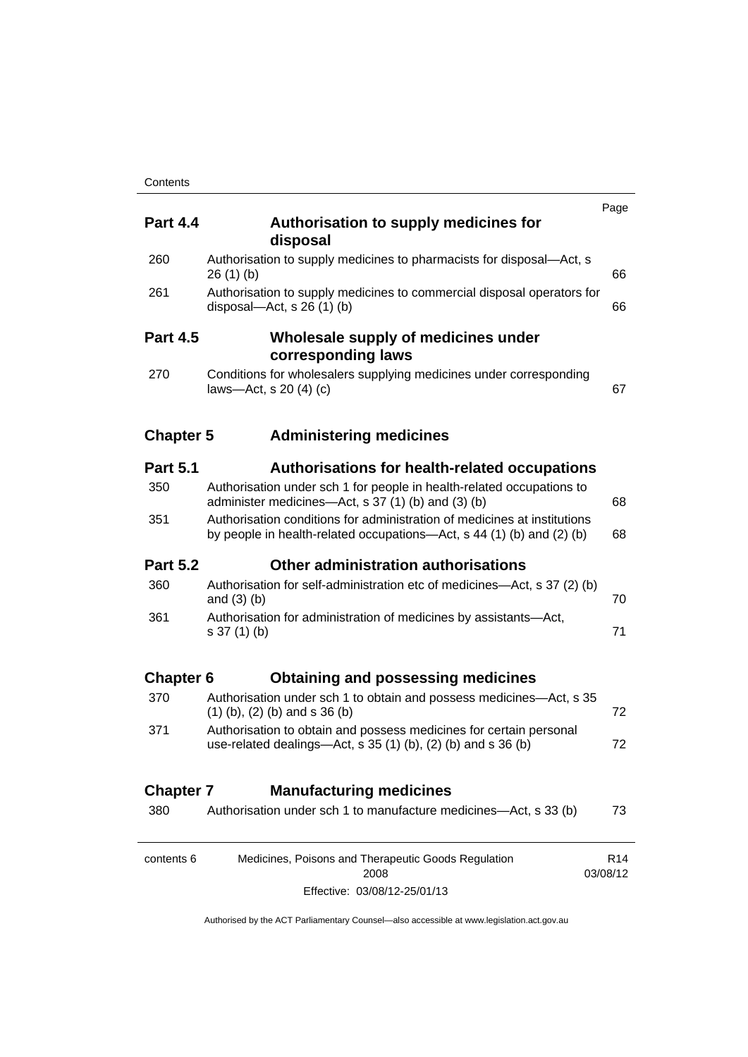| | | Page |
|---|---|---|
| **Part 4.4** | **Authorisation to supply medicines for disposal** | |
| 260 | Authorisation to supply medicines to pharmacists for disposal—Act, s 26 (1) (b) | 66 |
| 261 | Authorisation to supply medicines to commercial disposal operators for disposal—Act, s 26 (1) (b) | 66 |
| **Part 4.5** | **Wholesale supply of medicines under corresponding laws** | |
| 270 | Conditions for wholesalers supplying medicines under corresponding laws—Act, s 20 (4) (c) | 67 |
| **Chapter 5** | **Administering medicines** | |
| **Part 5.1** | **Authorisations for health-related occupations** | |
| 350 | Authorisation under sch 1 for people in health-related occupations to administer medicines—Act, s 37 (1) (b) and (3) (b) | 68 |
| 351 | Authorisation conditions for administration of medicines at institutions by people in health-related occupations—Act, s 44 (1) (b) and (2) (b) | 68 |
| **Part 5.2** | **Other administration authorisations** | |
| 360 | Authorisation for self-administration etc of medicines—Act, s 37 (2) (b) and (3) (b) | 70 |
| 361 | Authorisation for administration of medicines by assistants—Act, s 37 (1) (b) | 71 |
| **Chapter 6** | **Obtaining and possessing medicines** | |
| 370 | Authorisation under sch 1 to obtain and possess medicines—Act, s 35 (1) (b), (2) (b) and s 36 (b) | 72 |
| 371 | Authorisation to obtain and possess medicines for certain personal use-related dealings—Act, s 35 (1) (b), (2) (b) and s 36 (b) | 72 |
| **Chapter 7** | **Manufacturing medicines** | |
| 380 | Authorisation under sch 1 to manufacture medicines—Act, s 33 (b) | 73 |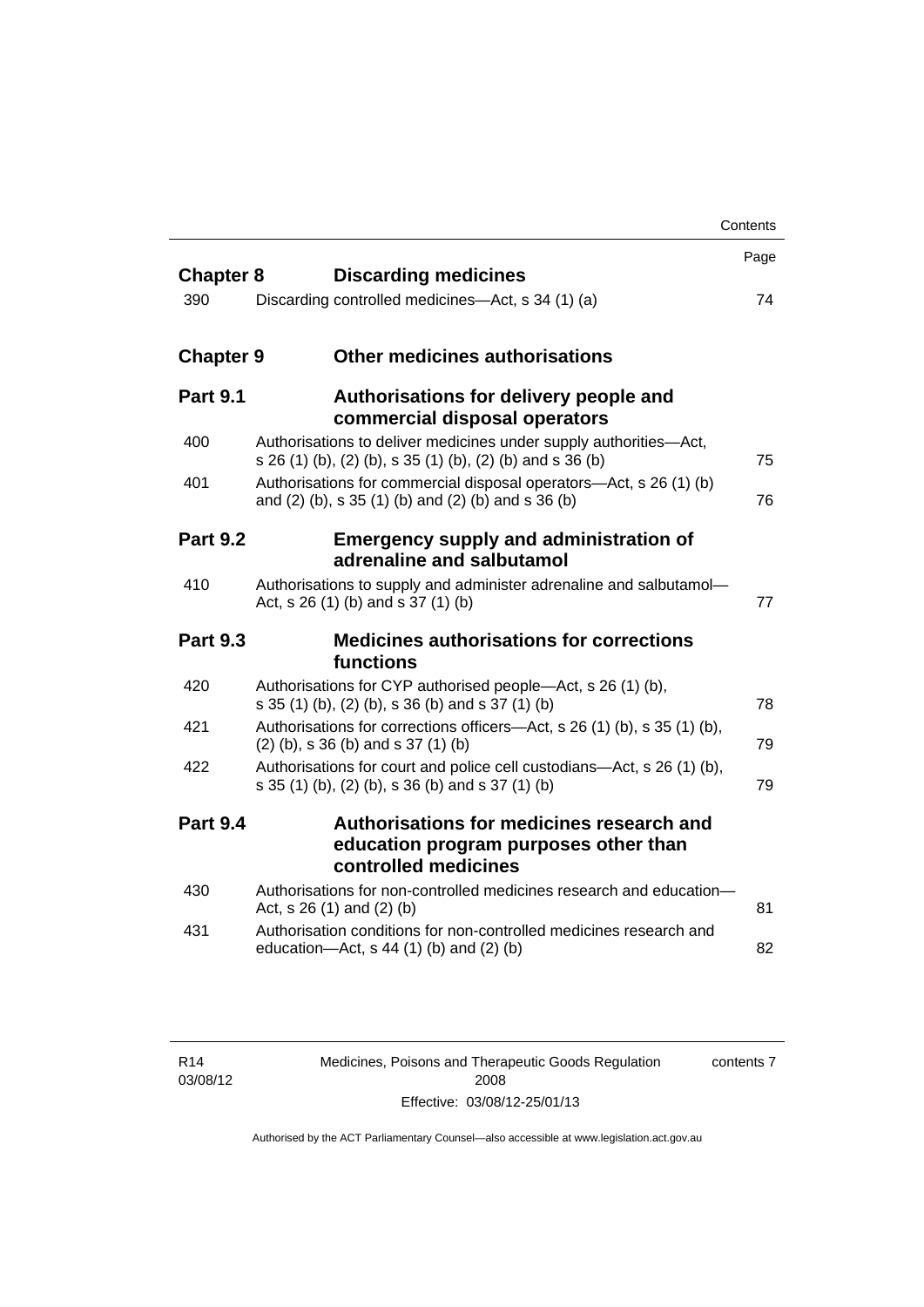| | | Page |
|---|---|---|
| **Chapter 8** | **Discarding medicines** | |
| 390 | Discarding controlled medicines—Act, s 34 (1) (a) | 74 |
| **Chapter 9** | **Other medicines authorisations** | |
| **Part 9.1** | **Authorisations for delivery people and commercial disposal operators** | |
| 400 | Authorisations to deliver medicines under supply authorities—Act, s 26 (1) (b), (2) (b), s 35 (1) (b), (2) (b) and s 36 (b) | 75 |
| 401 | Authorisations for commercial disposal operators—Act, s 26 (1) (b) and (2) (b), s 35 (1) (b) and (2) (b) and s 36 (b) | 76 |
| **Part 9.2** | **Emergency supply and administration of adrenaline and salbutamol** | |
| 410 | Authorisations to supply and administer adrenaline and salbutamol—Act, s 26 (1) (b) and s 37 (1) (b) | 77 |
| **Part 9.3** | **Medicines authorisations for corrections functions** | |
| 420 | Authorisations for CYP authorised people—Act, s 26 (1) (b), s 35 (1) (b), (2) (b), s 36 (b) and s 37 (1) (b) | 78 |
| 421 | Authorisations for corrections officers—Act, s 26 (1) (b), s 35 (1) (b), (2) (b), s 36 (b) and s 37 (1) (b) | 79 |
| 422 | Authorisations for court and police cell custodians—Act, s 26 (1) (b), s 35 (1) (b), (2) (b), s 36 (b) and s 37 (1) (b) | 79 |
| **Part 9.4** | **Authorisations for medicines research and education program purposes other than controlled medicines** | |
| 430 | Authorisations for non-controlled medicines research and education—Act, s 26 (1) and (2) (b) | 81 |
| 431 | Authorisation conditions for non-controlled medicines research and education—Act, s 44 (1) (b) and (2) (b) | 82 |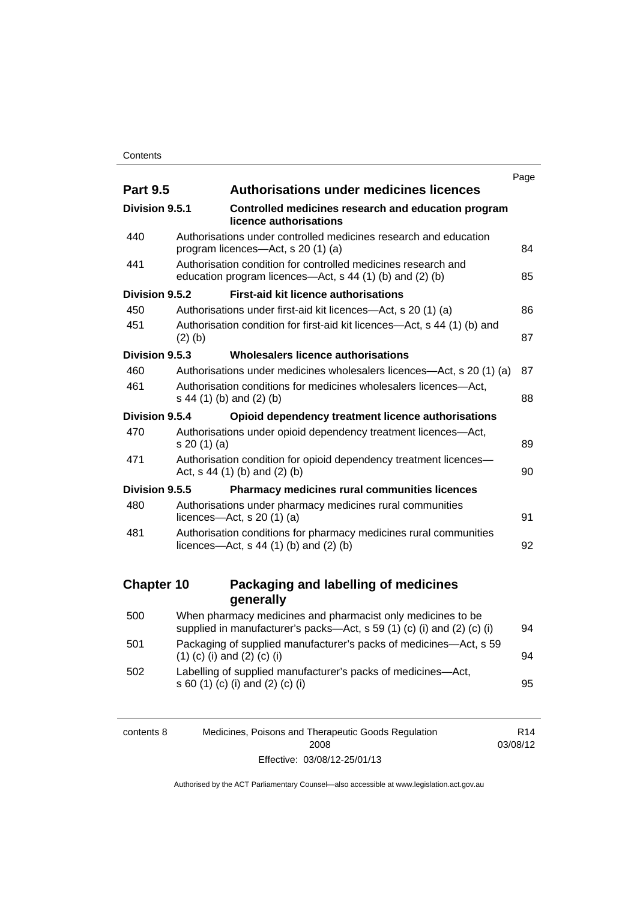| | | Page |
|---|---|---|
| **Part 9.5** | **Authorisations under medicines licences** | |
| **Division 9.5.1** | **Controlled medicines research and education program licence authorisations** | |
| 440 | Authorisations under controlled medicines research and education program licences—Act, s 20 (1) (a) | 84 |
| 441 | Authorisation condition for controlled medicines research and education program licences—Act, s 44 (1) (b) and (2) (b) | 85 |
| **Division 9.5.2** | **First-aid kit licence authorisations** | |
| 450 | Authorisations under first-aid kit licences—Act, s 20 (1) (a) | 86 |
| 451 | Authorisation condition for first-aid kit licences—Act, s 44 (1) (b) and (2) (b) | 87 |
| **Division 9.5.3** | **Wholesalers licence authorisations** | |
| 460 | Authorisations under medicines wholesalers licences—Act, s 20 (1) (a) | 87 |
| 461 | Authorisation conditions for medicines wholesalers licences—Act, s 44 (1) (b) and (2) (b) | 88 |
| **Division 9.5.4** | **Opioid dependency treatment licence authorisations** | |
| 470 | Authorisations under opioid dependency treatment licences—Act, s 20 (1) (a) | 89 |
| 471 | Authorisation condition for opioid dependency treatment licences—Act, s 44 (1) (b) and (2) (b) | 90 |
| **Division 9.5.5** | **Pharmacy medicines rural communities licences** | |
| 480 | Authorisations under pharmacy medicines rural communities licences—Act, s 20 (1) (a) | 91 |
| 481 | Authorisation conditions for pharmacy medicines rural communities licences—Act, s 44 (1) (b) and (2) (b) | 92 |
| **Chapter 10** | **Packaging and labelling of medicines generally** | |
| 500 | When pharmacy medicines and pharmacist only medicines to be supplied in manufacturer's packs—Act, s 59 (1) (c) (i) and (2) (c) (i) | 94 |
| 501 | Packaging of supplied manufacturer's packs of medicines—Act, s 59 (1) (c) (i) and (2) (c) (i) | 94 |
| 502 | Labelling of supplied manufacturer's packs of medicines—Act, s 60 (1) (c) (i) and (2) (c) (i) | 95 |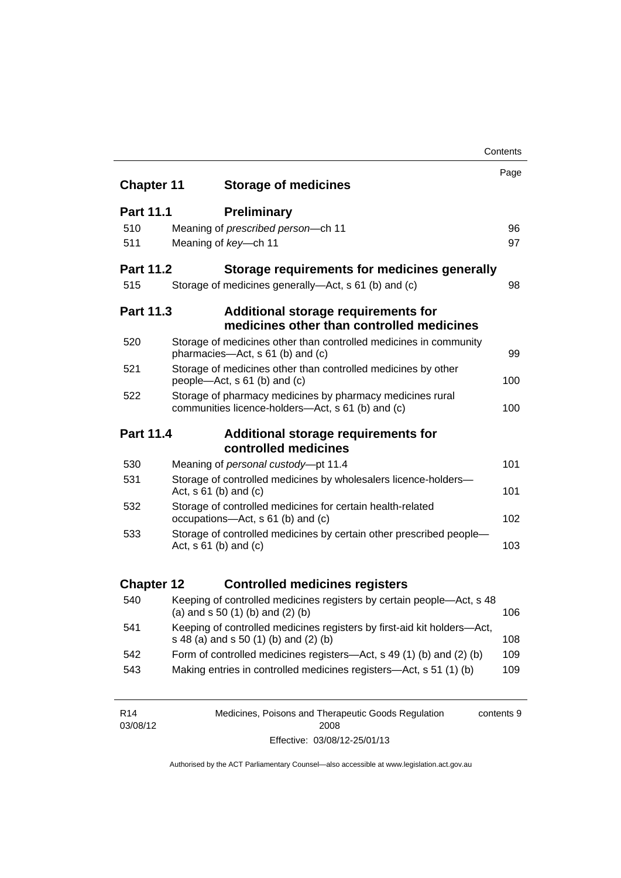| | | Page |
|---|---|---|
| **Chapter 11** | **Storage of medicines** | |
| **Part 11.1** | **Preliminary** | |
| 510 | Meaning of *prescribed person*—ch 11 | 96 |
| 511 | Meaning of *key*—ch 11 | 97 |
| **Part 11.2** | **Storage requirements for medicines generally** | |
| 515 | Storage of medicines generally—Act, s 61 (b) and (c) | 98 |
| **Part 11.3** | **Additional storage requirements for medicines other than controlled medicines** | |
| 520 | Storage of medicines other than controlled medicines in community pharmacies—Act, s 61 (b) and (c) | 99 |
| 521 | Storage of medicines other than controlled medicines by other people—Act, s 61 (b) and (c) | 100 |
| 522 | Storage of pharmacy medicines by pharmacy medicines rural communities licence-holders—Act, s 61 (b) and (c) | 100 |
| **Part 11.4** | **Additional storage requirements for controlled medicines** | |
| 530 | Meaning of *personal custody*—pt 11.4 | 101 |
| 531 | Storage of controlled medicines by wholesalers licence-holders—Act, s 61 (b) and (c) | 101 |
| 532 | Storage of controlled medicines for certain health-related occupations—Act, s 61 (b) and (c) | 102 |
| 533 | Storage of controlled medicines by certain other prescribed people—Act, s 61 (b) and (c) | 103 |
| **Chapter 12** | **Controlled medicines registers** | |
| 540 | Keeping of controlled medicines registers by certain people—Act, s 48 (a) and s 50 (1) (b) and (2) (b) | 106 |
| 541 | Keeping of controlled medicines registers by first-aid kit holders—Act, s 48 (a) and s 50 (1) (b) and (2) (b) | 108 |
| 542 | Form of controlled medicines registers—Act, s 49 (1) (b) and (2) (b) | 109 |
| 543 | Making entries in controlled medicines registers—Act, s 51 (1) (b) | 109 |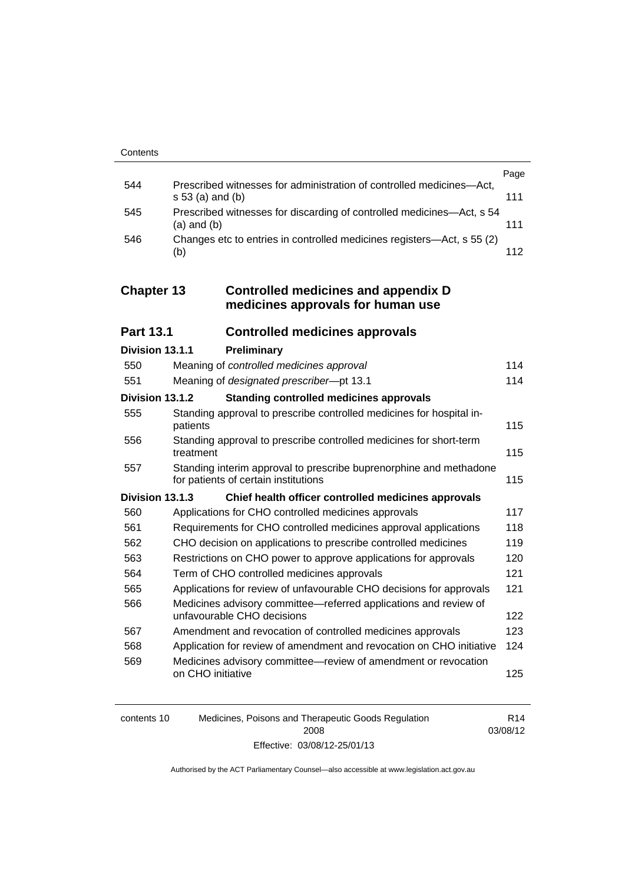| | | Page |
|---|---|---|
| 544 | Prescribed witnesses for administration of controlled medicines—Act, s 53 (a) and (b) | 111 |
| 545 | Prescribed witnesses for discarding of controlled medicines—Act, s 54 (a) and (b) | 111 |
| 546 | Changes etc to entries in controlled medicines registers—Act, s 55 (2) (b) | 112 |

## Chapter 13 Controlled medicines and appendix D medicines approvals for human use

### Part 13.1 Controlled medicines approvals

| | | |
|---|---|---|
| **Division 13.1.1** | **Preliminary** | |
| 550 | Meaning of *controlled medicines approval* | 114 |
| 551 | Meaning of *designated prescriber*—pt 13.1 | 114 |
| **Division 13.1.2** | **Standing controlled medicines approvals** | |
| 555 | Standing approval to prescribe controlled medicines for hospital in-patients | 115 |
| 556 | Standing approval to prescribe controlled medicines for short-term treatment | 115 |
| 557 | Standing interim approval to prescribe buprenorphine and methadone for patients of certain institutions | 115 |
| **Division 13.1.3** | **Chief health officer controlled medicines approvals** | |
| 560 | Applications for CHO controlled medicines approvals | 117 |
| 561 | Requirements for CHO controlled medicines approval applications | 118 |
| 562 | CHO decision on applications to prescribe controlled medicines | 119 |
| 563 | Restrictions on CHO power to approve applications for approvals | 120 |
| 564 | Term of CHO controlled medicines approvals | 121 |
| 565 | Applications for review of unfavourable CHO decisions for approvals | 121 |
| 566 | Medicines advisory committee—referred applications and review of unfavourable CHO decisions | 122 |
| 567 | Amendment and revocation of controlled medicines approvals | 123 |
| 568 | Application for review of amendment and revocation on CHO initiative | 124 |
| 569 | Medicines advisory committee—review of amendment or revocation on CHO initiative | 125 |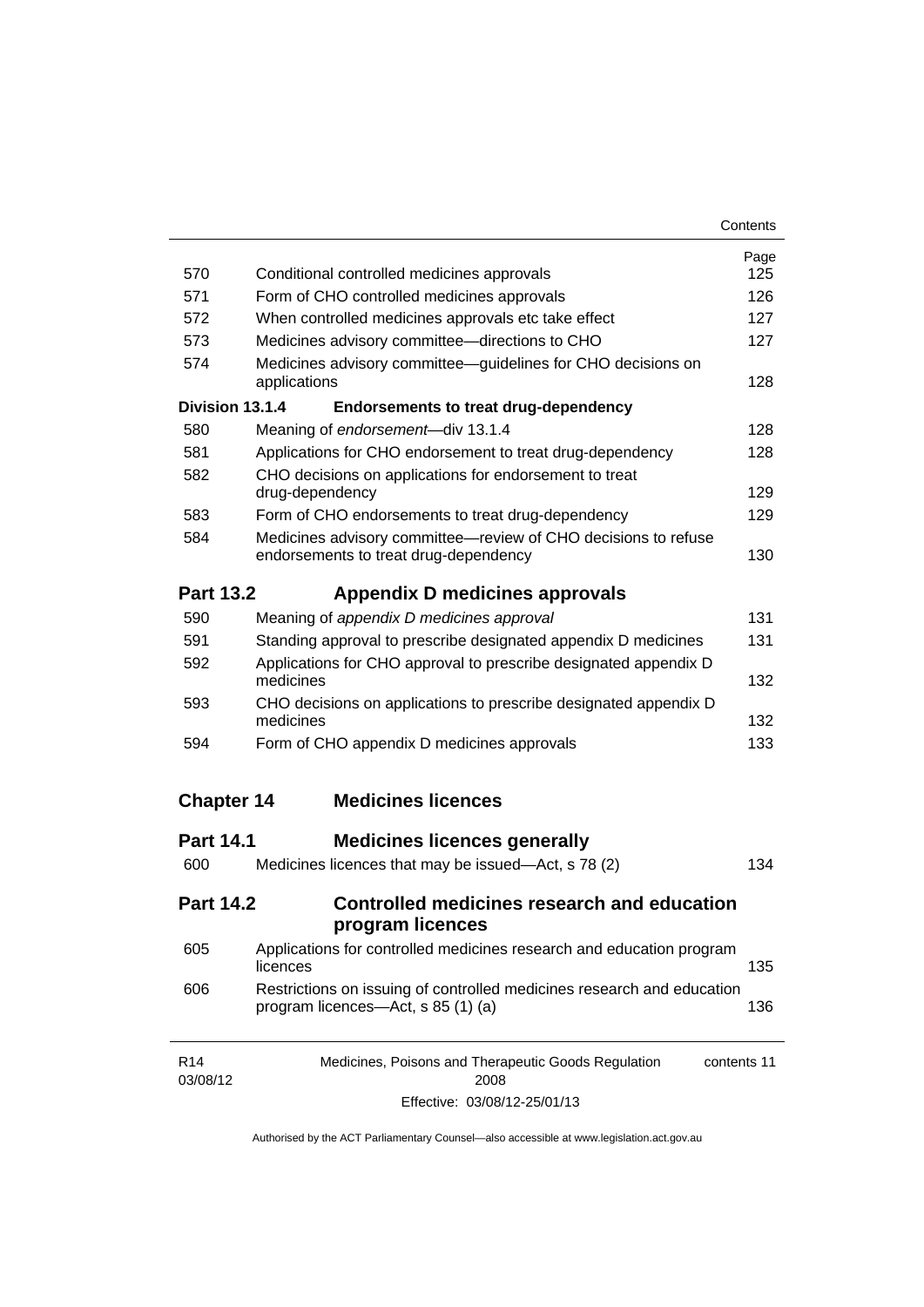| | | Page |
|---|---|---|
| 570 | Conditional controlled medicines approvals | 125 |
| 571 | Form of CHO controlled medicines approvals | 126 |
| 572 | When controlled medicines approvals etc take effect | 127 |
| 573 | Medicines advisory committee—directions to CHO | 127 |
| 574 | Medicines advisory committee—guidelines for CHO decisions on applications | 128 |
| **Division 13.1.4** | **Endorsements to treat drug-dependency** | |
| 580 | Meaning of *endorsement*—div 13.1.4 | 128 |
| 581 | Applications for CHO endorsement to treat drug-dependency | 128 |
| 582 | CHO decisions on applications for endorsement to treat drug-dependency | 129 |
| 583 | Form of CHO endorsements to treat drug-dependency | 129 |
| 584 | Medicines advisory committee—review of CHO decisions to refuse endorsements to treat drug-dependency | 130 |

## Part 13.2 Appendix D medicines approvals

| | | |
|---|---|---|
| 590 | Meaning of *appendix D medicines approval* | 131 |
| 591 | Standing approval to prescribe designated appendix D medicines | 131 |
| 592 | Applications for CHO approval to prescribe designated appendix D medicines | 132 |
| 593 | CHO decisions on applications to prescribe designated appendix D medicines | 132 |
| 594 | Form of CHO appendix D medicines approvals | 133 |

# Chapter 14 Medicines licences

## Part 14.1 Medicines licences generally

| | | |
|---|---|---|
| 600 | Medicines licences that may be issued—Act, s 78 (2) | 134 |

## Part 14.2 Controlled medicines research and education program licences

| | | |
|---|---|---|
| 605 | Applications for controlled medicines research and education program licences | 135 |
| 606 | Restrictions on issuing of controlled medicines research and education program licences—Act, s 85 (1) (a) | 136 |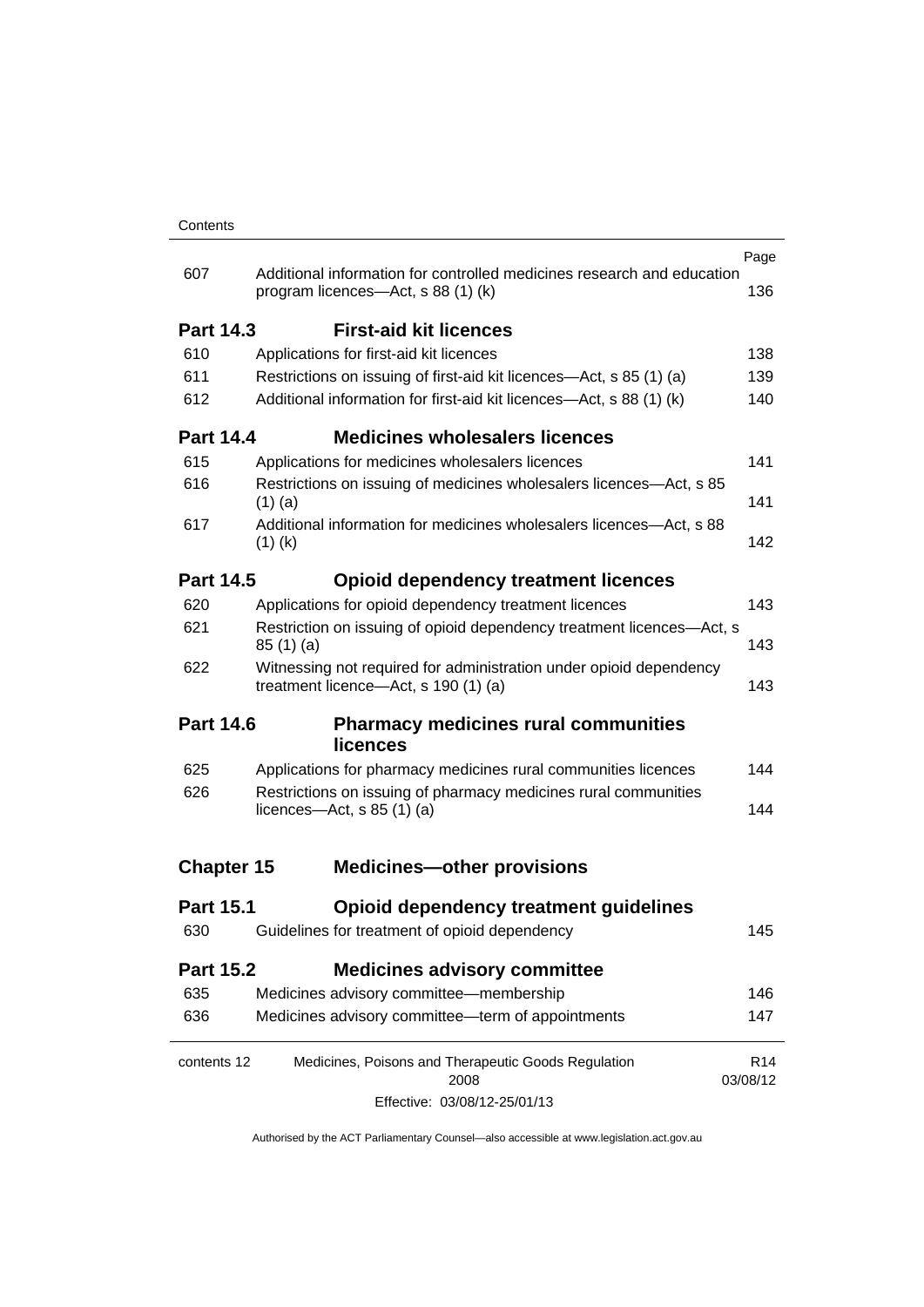| | | Page |
|---|---|---|
| 607 | Additional information for controlled medicines research and education program licences—Act, s 88 (1) (k) | 136 |
| **Part 14.3** | **First-aid kit licences** | |
| 610 | Applications for first-aid kit licences | 138 |
| 611 | Restrictions on issuing of first-aid kit licences—Act, s 85 (1) (a) | 139 |
| 612 | Additional information for first-aid kit licences—Act, s 88 (1) (k) | 140 |
| **Part 14.4** | **Medicines wholesalers licences** | |
| 615 | Applications for medicines wholesalers licences | 141 |
| 616 | Restrictions on issuing of medicines wholesalers licences—Act, s 85 (1) (a) | 141 |
| 617 | Additional information for medicines wholesalers licences—Act, s 88 (1) (k) | 142 |
| **Part 14.5** | **Opioid dependency treatment licences** | |
| 620 | Applications for opioid dependency treatment licences | 143 |
| 621 | Restriction on issuing of opioid dependency treatment licences—Act, s 85 (1) (a) | 143 |
| 622 | Witnessing not required for administration under opioid dependency treatment licence—Act, s 190 (1) (a) | 143 |
| **Part 14.6** | **Pharmacy medicines rural communities licences** | |
| 625 | Applications for pharmacy medicines rural communities licences | 144 |
| 626 | Restrictions on issuing of pharmacy medicines rural communities licences—Act, s 85 (1) (a) | 144 |
| **Chapter 15** | **Medicines—other provisions** | |
| **Part 15.1** | **Opioid dependency treatment guidelines** | |
| 630 | Guidelines for treatment of opioid dependency | 145 |
| **Part 15.2** | **Medicines advisory committee** | |
| 635 | Medicines advisory committee—membership | 146 |
| 636 | Medicines advisory committee—term of appointments | 147 |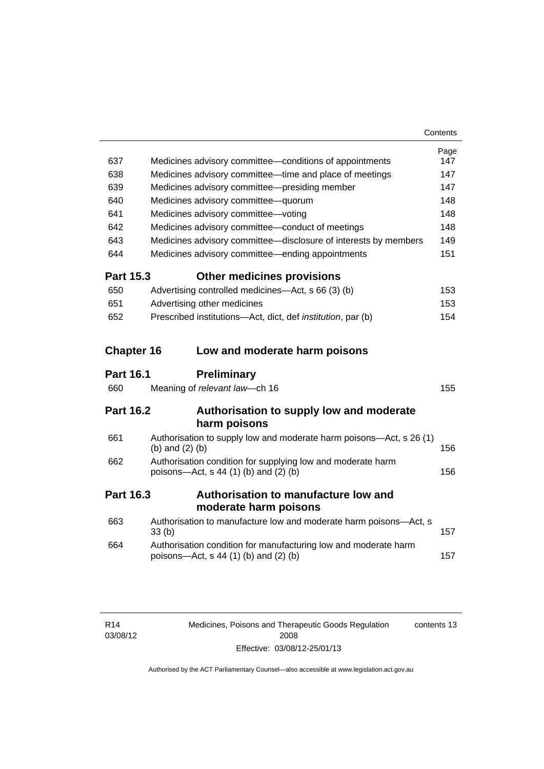| | | Page |
|---|---|---|
| 637 | Medicines advisory committee—conditions of appointments | 147 |
| 638 | Medicines advisory committee—time and place of meetings | 147 |
| 639 | Medicines advisory committee—presiding member | 147 |
| 640 | Medicines advisory committee—quorum | 148 |
| 641 | Medicines advisory committee—voting | 148 |
| 642 | Medicines advisory committee—conduct of meetings | 148 |
| 643 | Medicines advisory committee—disclosure of interests by members | 149 |
| 644 | Medicines advisory committee—ending appointments | 151 |

**Part 15.3 Other medicines provisions**

| | | |
|---|---|---|
| 650 | Advertising controlled medicines—Act, s 66 (3) (b) | 153 |
| 651 | Advertising other medicines | 153 |
| 652 | Prescribed institutions—Act, dict, def *institution*, par (b) | 154 |

**Chapter 16 Low and moderate harm poisons**

**Part 16.1 Preliminary**

| | | |
|---|---|---|
| 660 | Meaning of *relevant law*—ch 16 | 155 |

**Part 16.2 Authorisation to supply low and moderate harm poisons**

| | | |
|---|---|---|
| 661 | Authorisation to supply low and moderate harm poisons—Act, s 26 (1) (b) and (2) (b) | 156 |
| 662 | Authorisation condition for supplying low and moderate harm poisons—Act, s 44 (1) (b) and (2) (b) | 156 |

**Part 16.3 Authorisation to manufacture low and moderate harm poisons**

| | | |
|---|---|---|
| 663 | Authorisation to manufacture low and moderate harm poisons—Act, s 33 (b) | 157 |
| 664 | Authorisation condition for manufacturing low and moderate harm poisons—Act, s 44 (1) (b) and (2) (b) | 157 |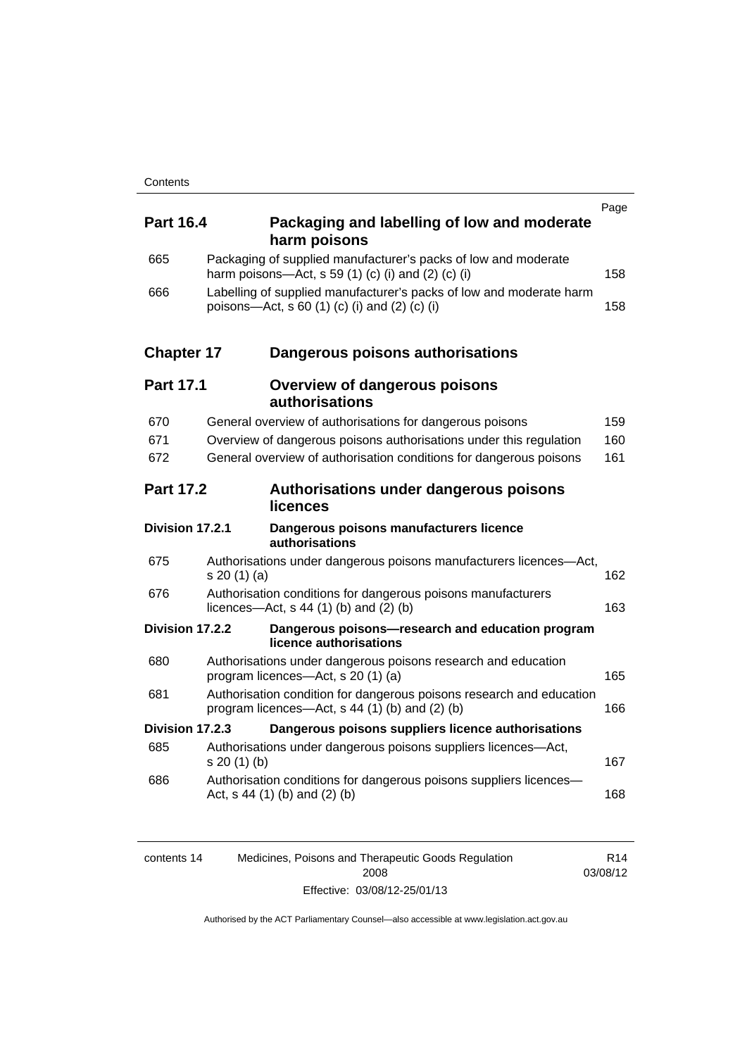| | | Page |
|---|---|---|
| **Part 16.4** | **Packaging and labelling of low and moderate harm poisons** | |
| 665 | Packaging of supplied manufacturer's packs of low and moderate harm poisons—Act, s 59 (1) (c) (i) and (2) (c) (i) | 158 |
| 666 | Labelling of supplied manufacturer's packs of low and moderate harm poisons—Act, s 60 (1) (c) (i) and (2) (c) (i) | 158 |
| **Chapter 17** | **Dangerous poisons authorisations** | |
| **Part 17.1** | **Overview of dangerous poisons authorisations** | |
| 670 | General overview of authorisations for dangerous poisons | 159 |
| 671 | Overview of dangerous poisons authorisations under this regulation | 160 |
| 672 | General overview of authorisation conditions for dangerous poisons | 161 |
| **Part 17.2** | **Authorisations under dangerous poisons licences** | |
| **Division 17.2.1** | **Dangerous poisons manufacturers licence authorisations** | |
| 675 | Authorisations under dangerous poisons manufacturers licences—Act, s 20 (1) (a) | 162 |
| 676 | Authorisation conditions for dangerous poisons manufacturers licences—Act, s 44 (1) (b) and (2) (b) | 163 |
| **Division 17.2.2** | **Dangerous poisons—research and education program licence authorisations** | |
| 680 | Authorisations under dangerous poisons research and education program licences—Act, s 20 (1) (a) | 165 |
| 681 | Authorisation condition for dangerous poisons research and education program licences—Act, s 44 (1) (b) and (2) (b) | 166 |
| **Division 17.2.3** | **Dangerous poisons suppliers licence authorisations** | |
| 685 | Authorisations under dangerous poisons suppliers licences—Act, s 20 (1) (b) | 167 |
| 686 | Authorisation conditions for dangerous poisons suppliers licences—Act, s 44 (1) (b) and (2) (b) | 168 |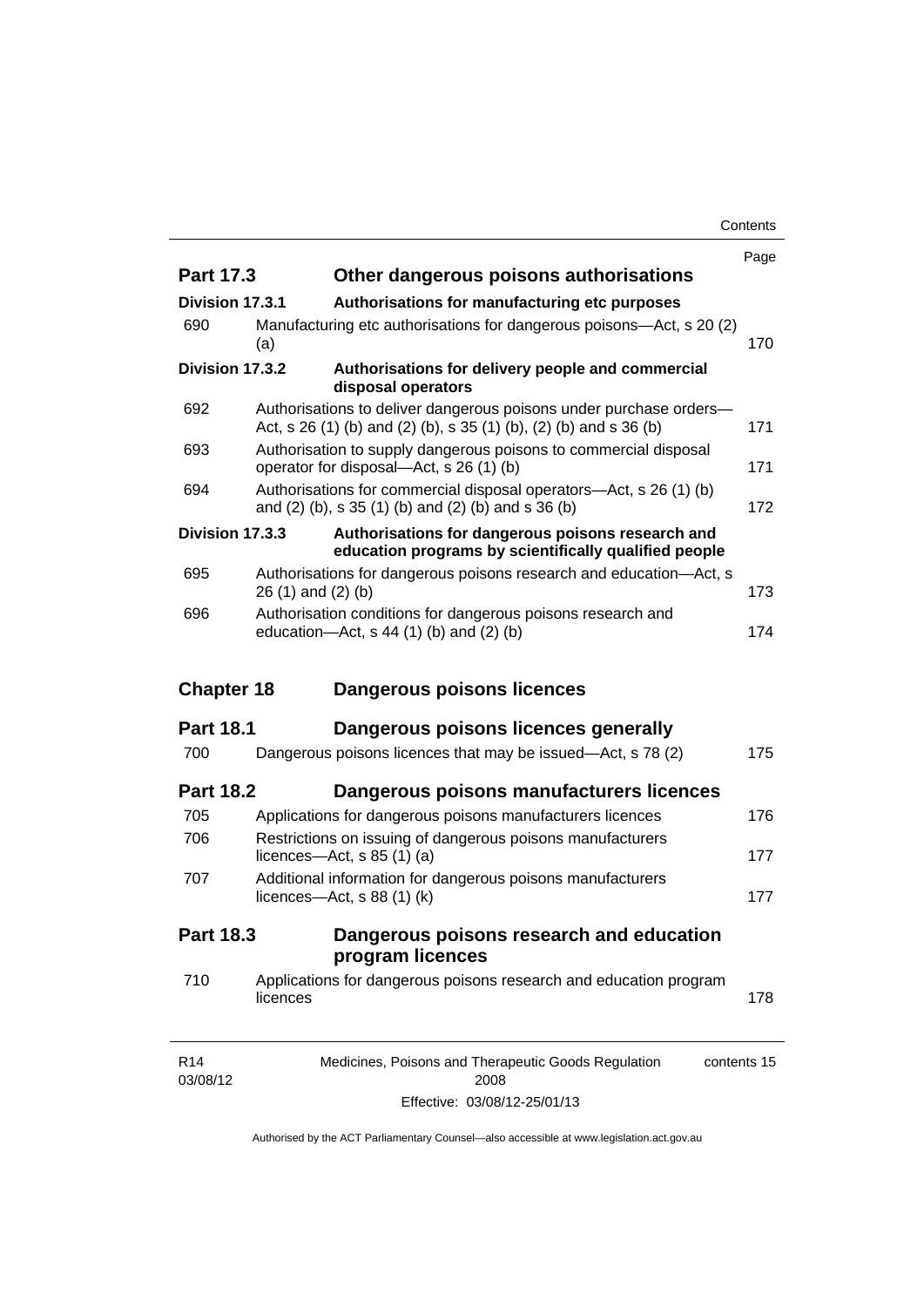| | | Page |
|---|---|---|
| **Part 17.3** | **Other dangerous poisons authorisations** | |
| **Division 17.3.1** | **Authorisations for manufacturing etc purposes** | |
| 690 | Manufacturing etc authorisations for dangerous poisons—Act, s 20 (2) (a) | 170 |
| **Division 17.3.2** | **Authorisations for delivery people and commercial disposal operators** | |
| 692 | Authorisations to deliver dangerous poisons under purchase orders—Act, s 26 (1) (b) and (2) (b), s 35 (1) (b), (2) (b) and s 36 (b) | 171 |
| 693 | Authorisation to supply dangerous poisons to commercial disposal operator for disposal—Act, s 26 (1) (b) | 171 |
| 694 | Authorisations for commercial disposal operators—Act, s 26 (1) (b) and (2) (b), s 35 (1) (b) and (2) (b) and s 36 (b) | 172 |
| **Division 17.3.3** | **Authorisations for dangerous poisons research and education programs by scientifically qualified people** | |
| 695 | Authorisations for dangerous poisons research and education—Act, s 26 (1) and (2) (b) | 173 |
| 696 | Authorisation conditions for dangerous poisons research and education—Act, s 44 (1) (b) and (2) (b) | 174 |
| **Chapter 18** | **Dangerous poisons licences** | |
| **Part 18.1** | **Dangerous poisons licences generally** | |
| 700 | Dangerous poisons licences that may be issued—Act, s 78 (2) | 175 |
| **Part 18.2** | **Dangerous poisons manufacturers licences** | |
| 705 | Applications for dangerous poisons manufacturers licences | 176 |
| 706 | Restrictions on issuing of dangerous poisons manufacturers licences—Act, s 85 (1) (a) | 177 |
| 707 | Additional information for dangerous poisons manufacturers licences—Act, s 88 (1) (k) | 177 |
| **Part 18.3** | **Dangerous poisons research and education program licences** | |
| 710 | Applications for dangerous poisons research and education program licences | 178 |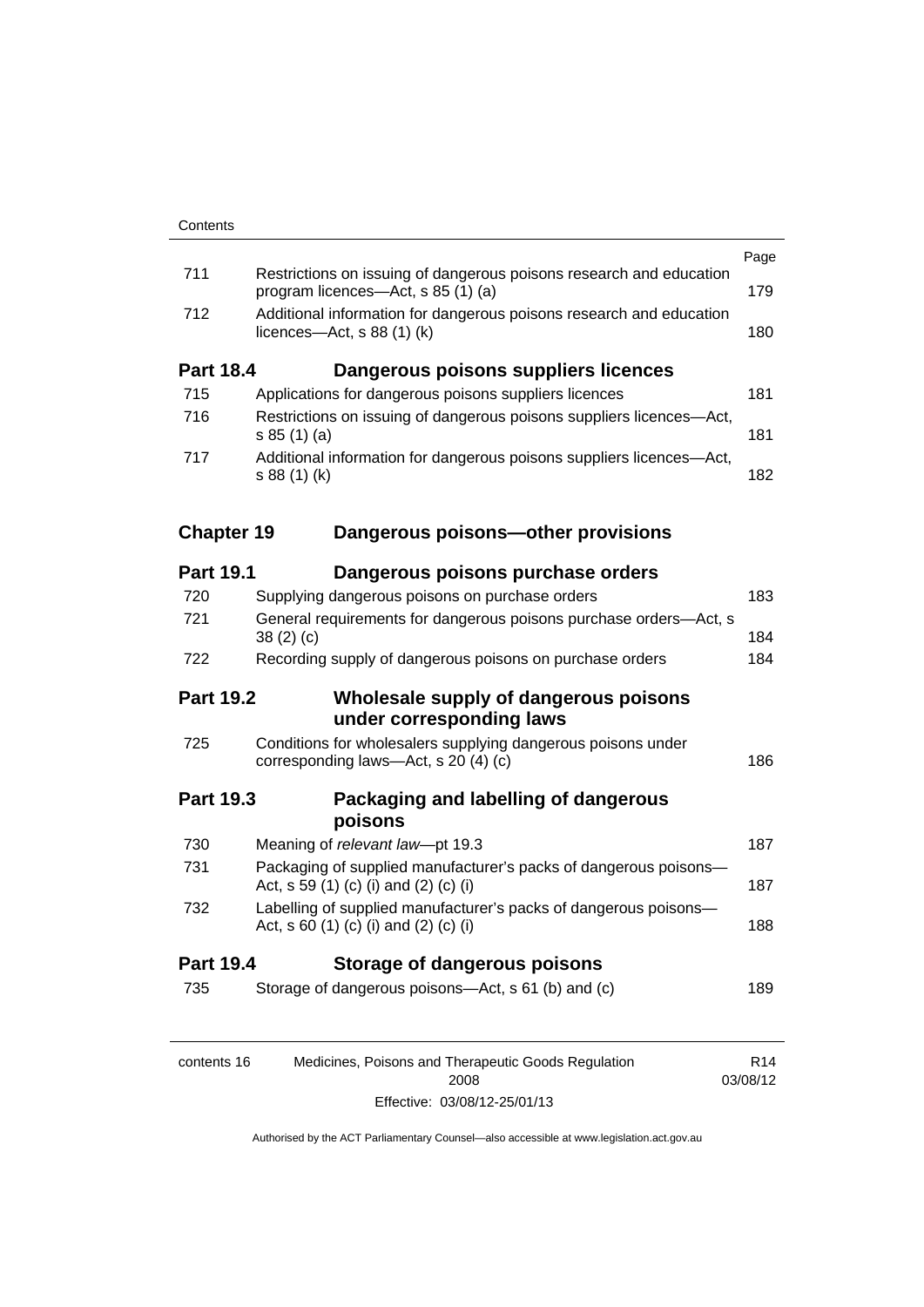| | | Page |
|---|---|---|
| 711 | Restrictions on issuing of dangerous poisons research and education program licences—Act, s 85 (1) (a) | 179 |
| 712 | Additional information for dangerous poisons research and education licences—Act, s 88 (1) (k) | 180 |
| **Part 18.4** | **Dangerous poisons suppliers licences** | |
| 715 | Applications for dangerous poisons suppliers licences | 181 |
| 716 | Restrictions on issuing of dangerous poisons suppliers licences—Act, s 85 (1) (a) | 181 |
| 717 | Additional information for dangerous poisons suppliers licences—Act, s 88 (1) (k) | 182 |
| **Chapter 19** | **Dangerous poisons—other provisions** | |
| **Part 19.1** | **Dangerous poisons purchase orders** | |
| 720 | Supplying dangerous poisons on purchase orders | 183 |
| 721 | General requirements for dangerous poisons purchase orders—Act, s 38 (2) (c) | 184 |
| 722 | Recording supply of dangerous poisons on purchase orders | 184 |
| **Part 19.2** | **Wholesale supply of dangerous poisons under corresponding laws** | |
| 725 | Conditions for wholesalers supplying dangerous poisons under corresponding laws—Act, s 20 (4) (c) | 186 |
| **Part 19.3** | **Packaging and labelling of dangerous poisons** | |
| 730 | Meaning of *relevant law*—pt 19.3 | 187 |
| 731 | Packaging of supplied manufacturer's packs of dangerous poisons—Act, s 59 (1) (c) (i) and (2) (c) (i) | 187 |
| 732 | Labelling of supplied manufacturer's packs of dangerous poisons—Act, s 60 (1) (c) (i) and (2) (c) (i) | 188 |
| **Part 19.4** | **Storage of dangerous poisons** | |
| 735 | Storage of dangerous poisons—Act, s 61 (b) and (c) | 189 |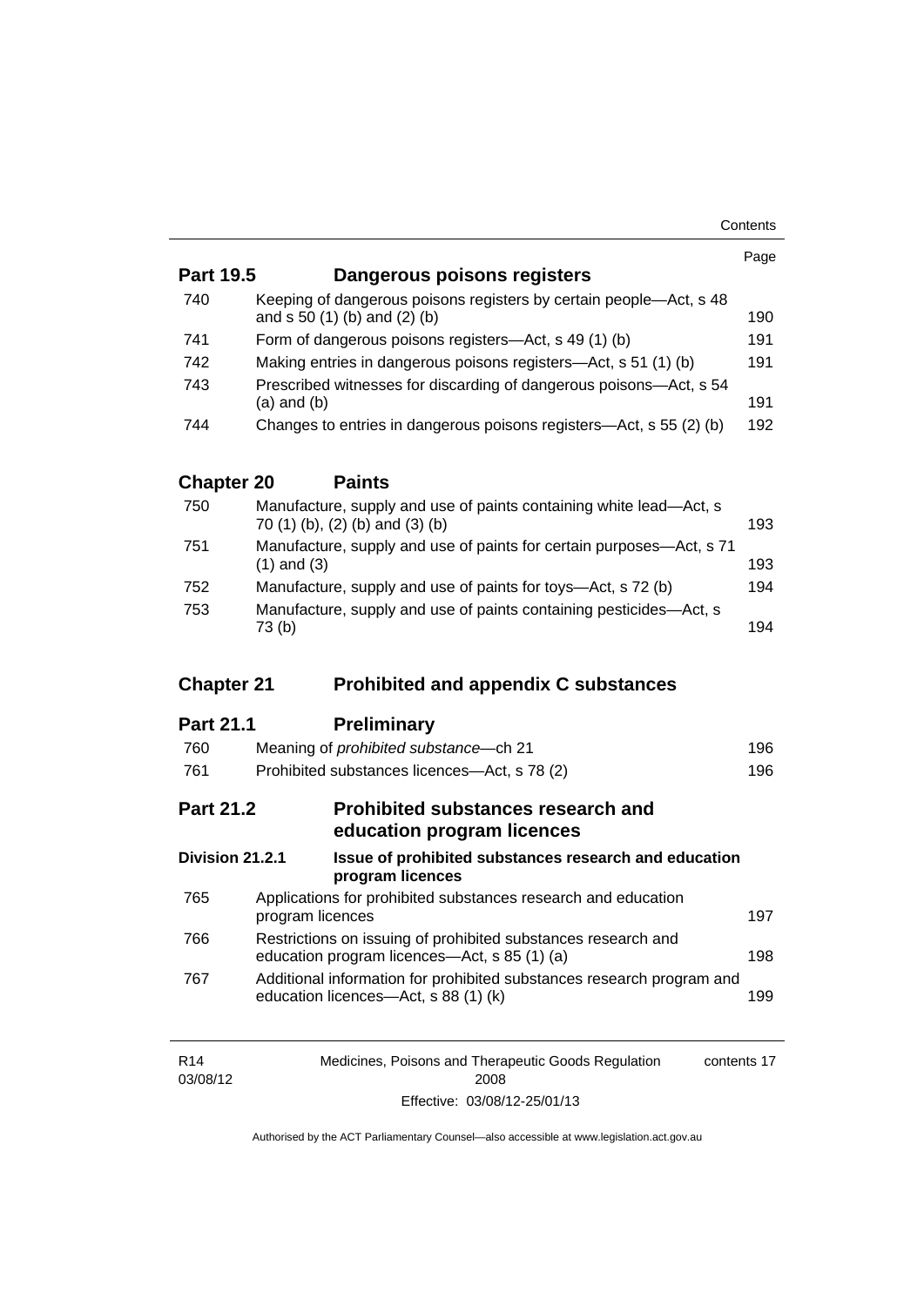| | | Page |
|---|---|---|
| **Part 19.5** | **Dangerous poisons registers** | |
| 740 | Keeping of dangerous poisons registers by certain people—Act, s 48 and s 50 (1) (b) and (2) (b) | 190 |
| 741 | Form of dangerous poisons registers—Act, s 49 (1) (b) | 191 |
| 742 | Making entries in dangerous poisons registers—Act, s 51 (1) (b) | 191 |
| 743 | Prescribed witnesses for discarding of dangerous poisons—Act, s 54 (a) and (b) | 191 |
| 744 | Changes to entries in dangerous poisons registers—Act, s 55 (2) (b) | 192 |
| **Chapter 20** | **Paints** | |
| 750 | Manufacture, supply and use of paints containing white lead—Act, s 70 (1) (b), (2) (b) and (3) (b) | 193 |
| 751 | Manufacture, supply and use of paints for certain purposes—Act, s 71 (1) and (3) | 193 |
| 752 | Manufacture, supply and use of paints for toys—Act, s 72 (b) | 194 |
| 753 | Manufacture, supply and use of paints containing pesticides—Act, s 73 (b) | 194 |
| **Chapter 21** | **Prohibited and appendix C substances** | |
| **Part 21.1** | **Preliminary** | |
| 760 | Meaning of *prohibited substance*—ch 21 | 196 |
| 761 | Prohibited substances licences—Act, s 78 (2) | 196 |
| **Part 21.2** | **Prohibited substances research and education program licences** | |
| **Division 21.2.1** | **Issue of prohibited substances research and education program licences** | |
| 765 | Applications for prohibited substances research and education program licences | 197 |
| 766 | Restrictions on issuing of prohibited substances research and education program licences—Act, s 85 (1) (a) | 198 |
| 767 | Additional information for prohibited substances research program and education licences—Act, s 88 (1) (k) | 199 |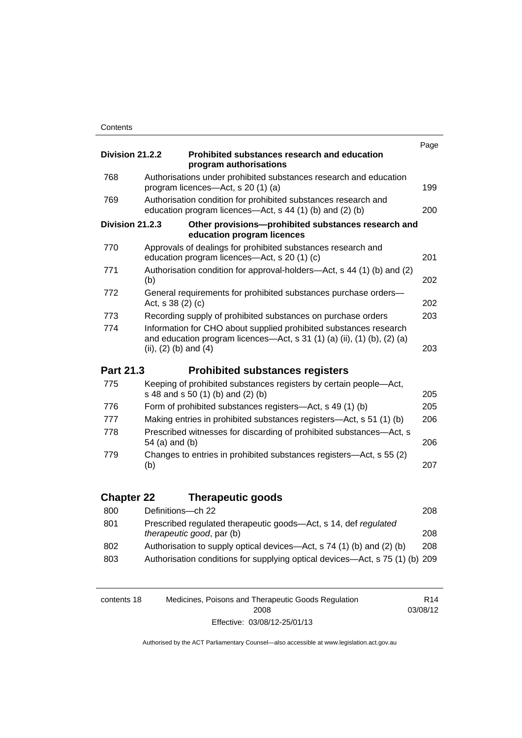| | | Page |
|---|---|---|
| **Division 21.2.2** | **Prohibited substances research and education program authorisations** | |
| 768 | Authorisations under prohibited substances research and education program licences—Act, s 20 (1) (a) | 199 |
| 769 | Authorisation condition for prohibited substances research and education program licences—Act, s 44 (1) (b) and (2) (b) | 200 |
| **Division 21.2.3** | **Other provisions—prohibited substances research and education program licences** | |
| 770 | Approvals of dealings for prohibited substances research and education program licences—Act, s 20 (1) (c) | 201 |
| 771 | Authorisation condition for approval-holders—Act, s 44 (1) (b) and (2) (b) | 202 |
| 772 | General requirements for prohibited substances purchase orders—Act, s 38 (2) (c) | 202 |
| 773 | Recording supply of prohibited substances on purchase orders | 203 |
| 774 | Information for CHO about supplied prohibited substances research and education program licences—Act, s 31 (1) (a) (ii), (1) (b), (2) (a) (ii), (2) (b) and (4) | 203 |

## Part 21.3 Prohibited substances registers

| | | |
|---|---|---|
| 775 | Keeping of prohibited substances registers by certain people—Act, s 48 and s 50 (1) (b) and (2) (b) | 205 |
| 776 | Form of prohibited substances registers—Act, s 49 (1) (b) | 205 |
| 777 | Making entries in prohibited substances registers—Act, s 51 (1) (b) | 206 |
| 778 | Prescribed witnesses for discarding of prohibited substances—Act, s 54 (a) and (b) | 206 |
| 779 | Changes to entries in prohibited substances registers—Act, s 55 (2) (b) | 207 |

# Chapter 22 Therapeutic goods

| | | |
|---|---|---|
| 800 | Definitions—ch 22 | 208 |
| 801 | Prescribed regulated therapeutic goods—Act, s 14, def *regulated therapeutic good*, par (b) | 208 |
| 802 | Authorisation to supply optical devices—Act, s 74 (1) (b) and (2) (b) | 208 |
| 803 | Authorisation conditions for supplying optical devices—Act, s 75 (1) (b) | 209 |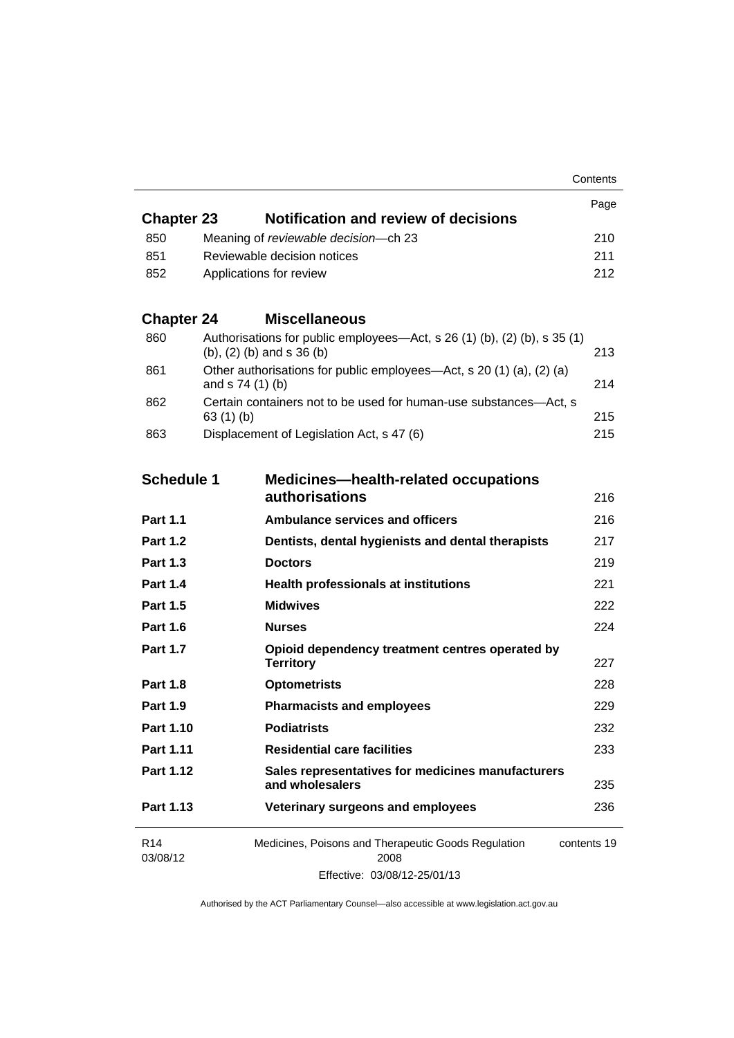| | | Page |
|---|---|---|
| **Chapter 23** | **Notification and review of decisions** | |
| 850 | Meaning of *reviewable decision*—ch 23 | 210 |
| 851 | Reviewable decision notices | 211 |
| 852 | Applications for review | 212 |
| **Chapter 24** | **Miscellaneous** | |
| 860 | Authorisations for public employees—Act, s 26 (1) (b), (2) (b), s 35 (1) (b), (2) (b) and s 36 (b) | 213 |
| 861 | Other authorisations for public employees—Act, s 20 (1) (a), (2) (a) and s 74 (1) (b) | 214 |
| 862 | Certain containers not to be used for human-use substances—Act, s 63 (1) (b) | 215 |
| 863 | Displacement of Legislation Act, s 47 (6) | 215 |
| **Schedule 1** | **Medicines—health-related occupations authorisations** | 216 |
| **Part 1.1** | **Ambulance services and officers** | 216 |
| **Part 1.2** | **Dentists, dental hygienists and dental therapists** | 217 |
| **Part 1.3** | **Doctors** | 219 |
| **Part 1.4** | **Health professionals at institutions** | 221 |
| **Part 1.5** | **Midwives** | 222 |
| **Part 1.6** | **Nurses** | 224 |
| **Part 1.7** | **Opioid dependency treatment centres operated by Territory** | 227 |
| **Part 1.8** | **Optometrists** | 228 |
| **Part 1.9** | **Pharmacists and employees** | 229 |
| **Part 1.10** | **Podiatrists** | 232 |
| **Part 1.11** | **Residential care facilities** | 233 |
| **Part 1.12** | **Sales representatives for medicines manufacturers and wholesalers** | 235 |
| **Part 1.13** | **Veterinary surgeons and employees** | 236 |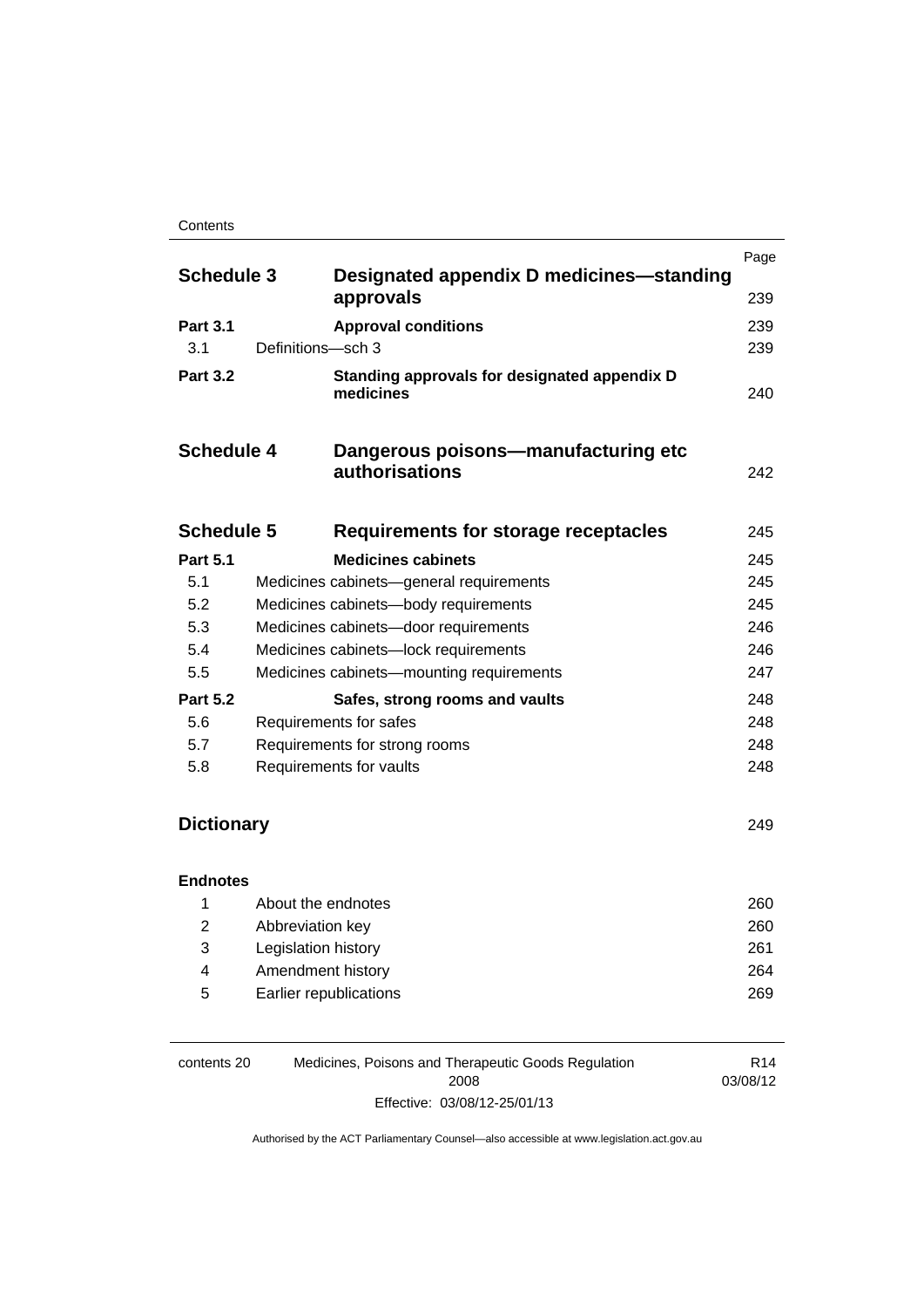| | | Page |
|---|---|---|
| **Schedule 3** | **Designated appendix D medicines—standing approvals** | 239 |
| **Part 3.1** | **Approval conditions** | 239 |
| 3.1 | Definitions—sch 3 | 239 |
| **Part 3.2** | **Standing approvals for designated appendix D medicines** | 240 |
| **Schedule 4** | **Dangerous poisons—manufacturing etc authorisations** | 242 |
| **Schedule 5** | **Requirements for storage receptacles** | 245 |
| **Part 5.1** | **Medicines cabinets** | 245 |
| 5.1 | Medicines cabinets—general requirements | 245 |
| 5.2 | Medicines cabinets—body requirements | 245 |
| 5.3 | Medicines cabinets—door requirements | 246 |
| 5.4 | Medicines cabinets—lock requirements | 246 |
| 5.5 | Medicines cabinets—mounting requirements | 247 |
| **Part 5.2** | **Safes, strong rooms and vaults** | 248 |
| 5.6 | Requirements for safes | 248 |
| 5.7 | Requirements for strong rooms | 248 |
| 5.8 | Requirements for vaults | 248 |
| **Dictionary** | | 249 |
| **Endnotes** | | |
| 1 | About the endnotes | 260 |
| 2 | Abbreviation key | 260 |
| 3 | Legislation history | 261 |
| 4 | Amendment history | 264 |
| 5 | Earlier republications | 269 |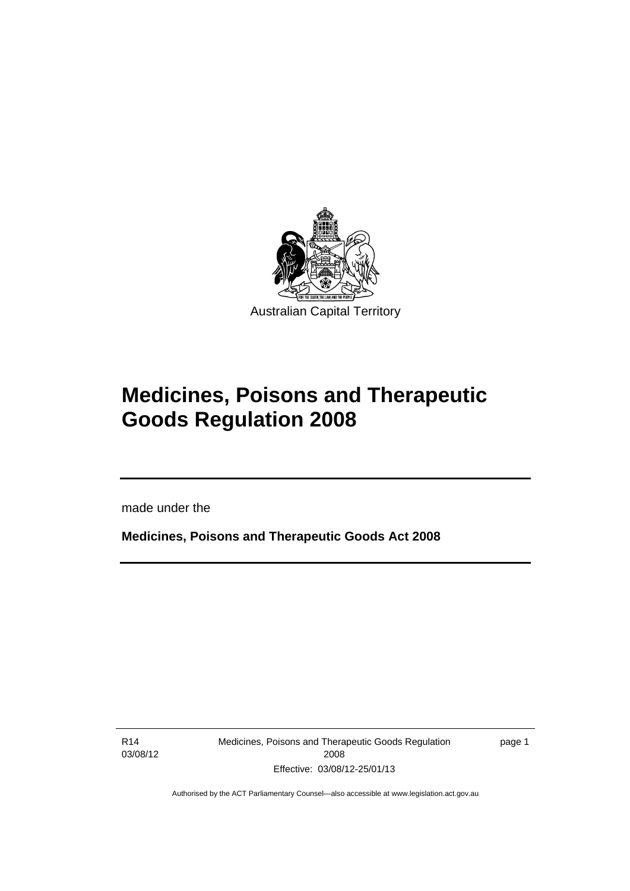Australian Capital Territory

# Medicines, Poisons and Therapeutic Goods Regulation 2008

made under the

**Medicines, Poisons and Therapeutic Goods Act 2008**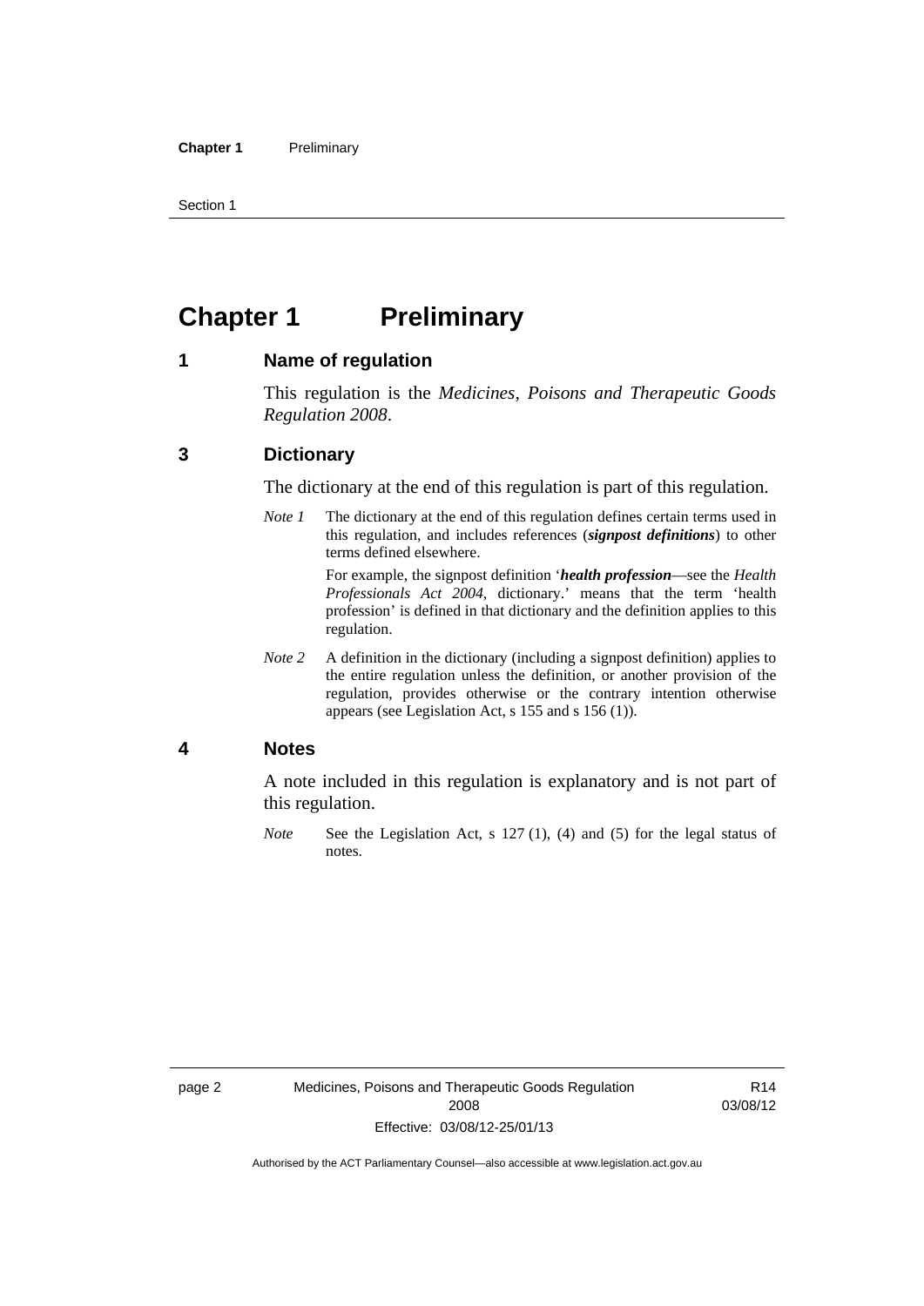# Chapter 1 Preliminary

## 1 Name of regulation

This regulation is the *Medicines, Poisons and Therapeutic Goods Regulation 2008*.

## 3 Dictionary

The dictionary at the end of this regulation is part of this regulation.

*Note 1* The dictionary at the end of this regulation defines certain terms used in this regulation, and includes references (***signpost definitions***) to other terms defined elsewhere.

For example, the signpost definition '***health profession***—see the *Health Professionals Act 2004*, dictionary.' means that the term 'health profession' is defined in that dictionary and the definition applies to this regulation.

*Note 2* A definition in the dictionary (including a signpost definition) applies to the entire regulation unless the definition, or another provision of the regulation, provides otherwise or the contrary intention otherwise appears (see Legislation Act, s 155 and s 156 (1)).

## 4 Notes

A note included in this regulation is explanatory and is not part of this regulation.

*Note* See the Legislation Act, s 127 (1), (4) and (5) for the legal status of notes.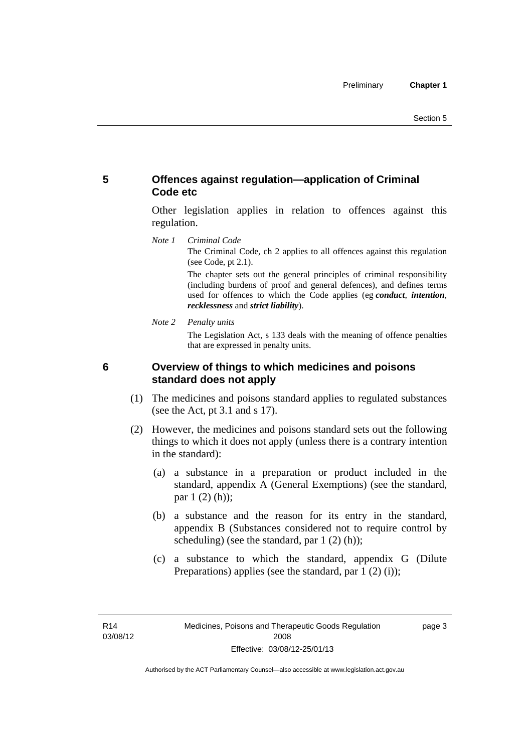## 5 Offences against regulation—application of Criminal Code etc

Other legislation applies in relation to offences against this regulation.

*Note 1 Criminal Code*

The Criminal Code, ch 2 applies to all offences against this regulation (see Code, pt 2.1).

The chapter sets out the general principles of criminal responsibility (including burdens of proof and general defences), and defines terms used for offences to which the Code applies (eg ***conduct***, ***intention***, ***recklessness*** and ***strict liability***).

*Note 2 Penalty units*

The Legislation Act, s 133 deals with the meaning of offence penalties that are expressed in penalty units.

## 6 Overview of things to which medicines and poisons standard does not apply

(1) The medicines and poisons standard applies to regulated substances (see the Act, pt 3.1 and s 17).

(2) However, the medicines and poisons standard sets out the following things to which it does not apply (unless there is a contrary intention in the standard):

(a) a substance in a preparation or product included in the standard, appendix A (General Exemptions) (see the standard, par 1 (2) (h));

(b) a substance and the reason for its entry in the standard, appendix B (Substances considered not to require control by scheduling) (see the standard, par 1 (2) (h));

(c) a substance to which the standard, appendix G (Dilute Preparations) applies (see the standard, par 1 (2) (i));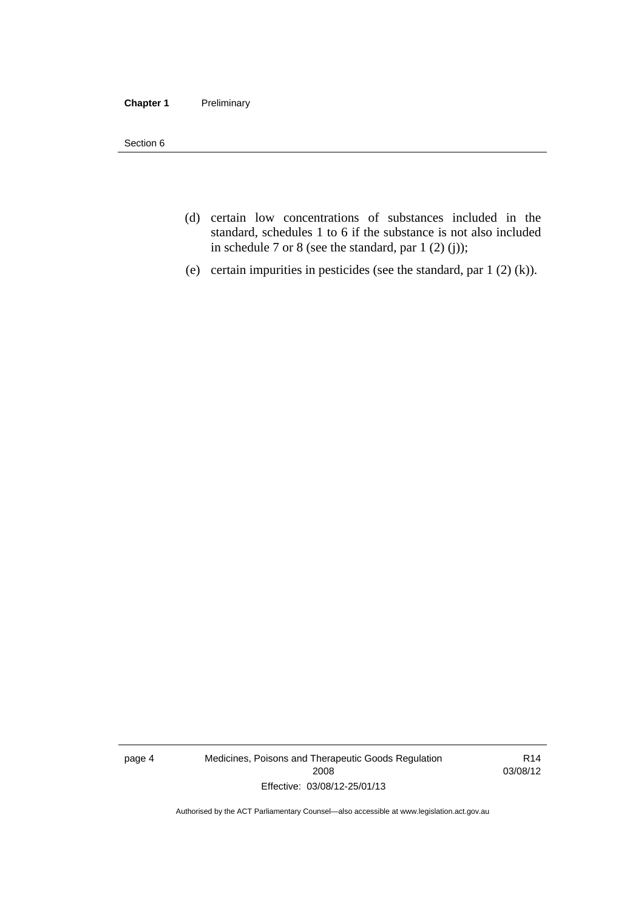(d) certain low concentrations of substances included in the standard, schedules 1 to 6 if the substance is not also included in schedule 7 or 8 (see the standard, par 1 (2) (j));

(e) certain impurities in pesticides (see the standard, par 1 (2) (k)).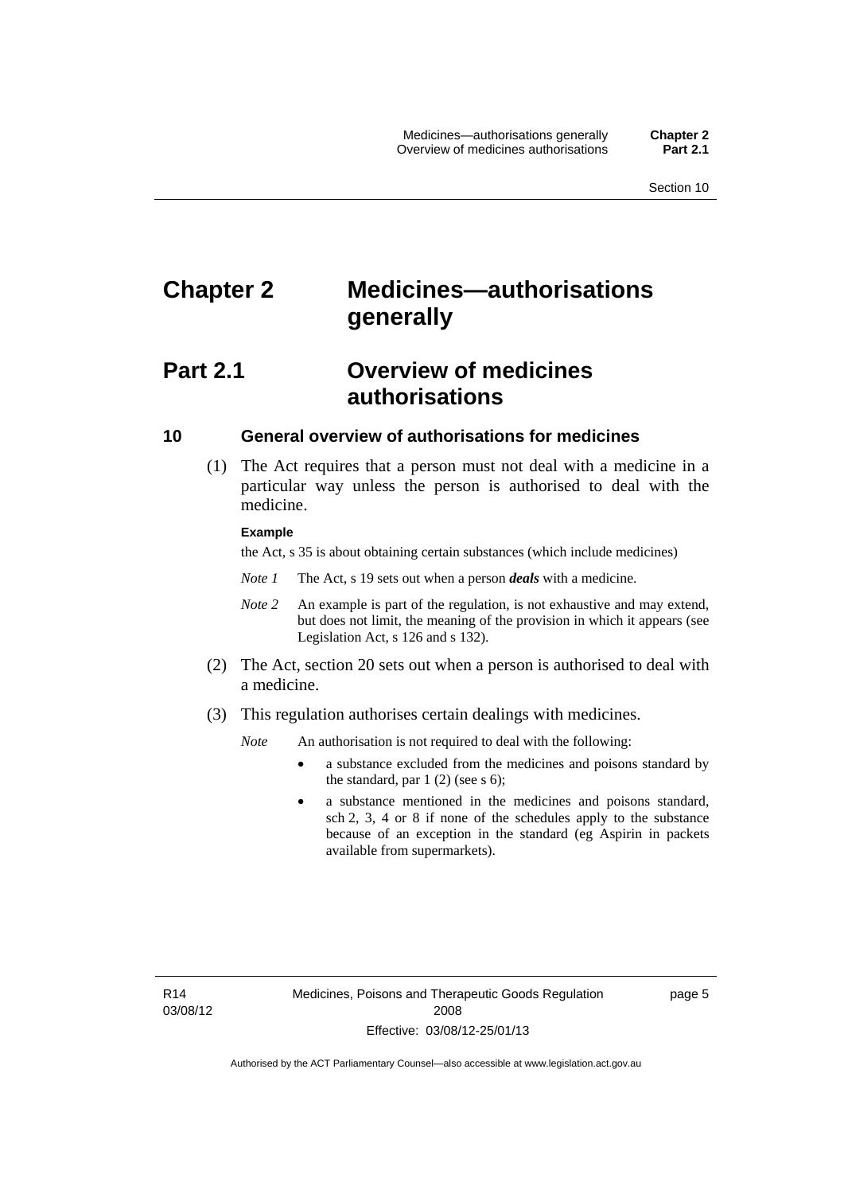# Chapter 2 Medicines—authorisations generally

## Part 2.1 Overview of medicines authorisations

### 10 General overview of authorisations for medicines

(1) The Act requires that a person must not deal with a medicine in a particular way unless the person is authorised to deal with the medicine.

**Example**

the Act, s 35 is about obtaining certain substances (which include medicines)

*Note 1* The Act, s 19 sets out when a person ***deals*** with a medicine.

*Note 2* An example is part of the regulation, is not exhaustive and may extend, but does not limit, the meaning of the provision in which it appears (see Legislation Act, s 126 and s 132).

(2) The Act, section 20 sets out when a person is authorised to deal with a medicine.

(3) This regulation authorises certain dealings with medicines.

*Note* An authorisation is not required to deal with the following:

- a substance excluded from the medicines and poisons standard by the standard, par 1 (2) (see s 6);
- a substance mentioned in the medicines and poisons standard, sch 2, 3, 4 or 8 if none of the schedules apply to the substance because of an exception in the standard (eg Aspirin in packets available from supermarkets).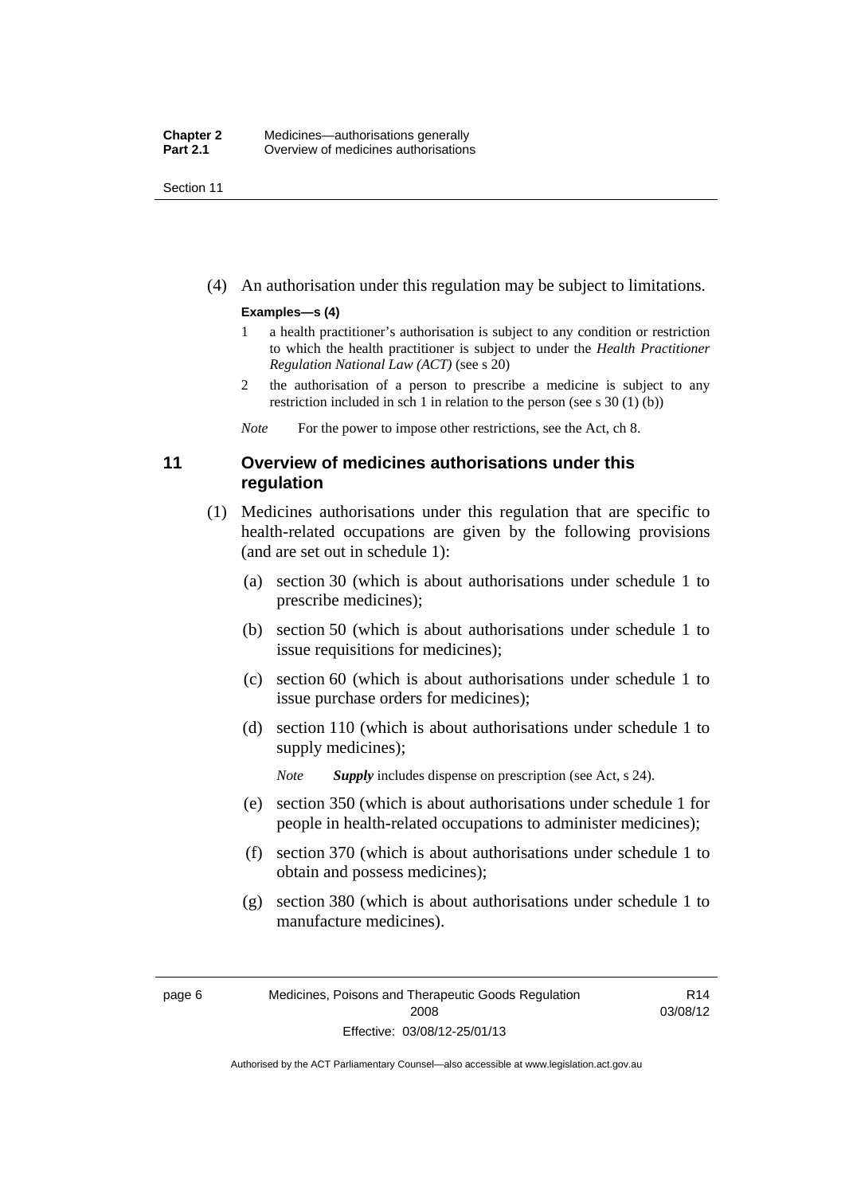(4) An authorisation under this regulation may be subject to limitations.

**Examples—s (4)**

1. a health practitioner's authorisation is subject to any condition or restriction to which the health practitioner is subject to under the *Health Practitioner Regulation National Law (ACT)* (see s 20)
2. the authorisation of a person to prescribe a medicine is subject to any restriction included in sch 1 in relation to the person (see s 30 (1) (b))

*Note* For the power to impose other restrictions, see the Act, ch 8.

## 11 Overview of medicines authorisations under this regulation

(1) Medicines authorisations under this regulation that are specific to health-related occupations are given by the following provisions (and are set out in schedule 1):

(a) section 30 (which is about authorisations under schedule 1 to prescribe medicines);

(b) section 50 (which is about authorisations under schedule 1 to issue requisitions for medicines);

(c) section 60 (which is about authorisations under schedule 1 to issue purchase orders for medicines);

(d) section 110 (which is about authorisations under schedule 1 to supply medicines);

*Note* ***Supply*** includes dispense on prescription (see Act, s 24).

(e) section 350 (which is about authorisations under schedule 1 for people in health-related occupations to administer medicines);

(f) section 370 (which is about authorisations under schedule 1 to obtain and possess medicines);

(g) section 380 (which is about authorisations under schedule 1 to manufacture medicines).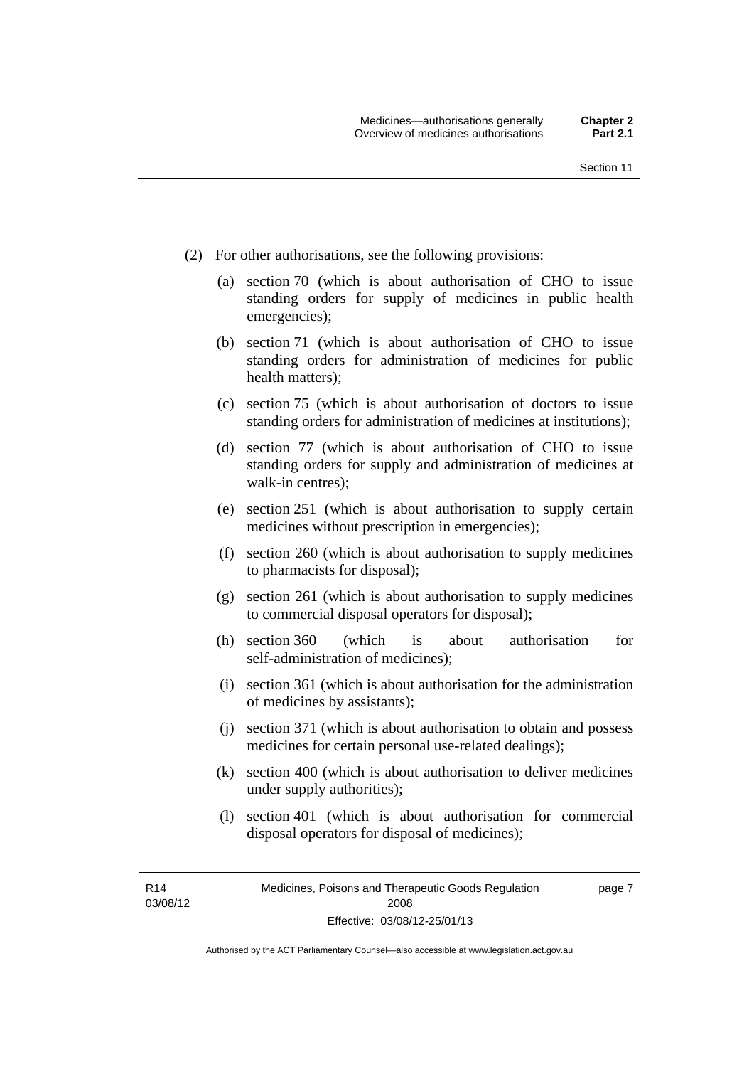(2) For other authorisations, see the following provisions:

(a) section 70 (which is about authorisation of CHO to issue standing orders for supply of medicines in public health emergencies);

(b) section 71 (which is about authorisation of CHO to issue standing orders for administration of medicines for public health matters);

(c) section 75 (which is about authorisation of doctors to issue standing orders for administration of medicines at institutions);

(d) section 77 (which is about authorisation of CHO to issue standing orders for supply and administration of medicines at walk-in centres);

(e) section 251 (which is about authorisation to supply certain medicines without prescription in emergencies);

(f) section 260 (which is about authorisation to supply medicines to pharmacists for disposal);

(g) section 261 (which is about authorisation to supply medicines to commercial disposal operators for disposal);

(h) section 360 (which is about authorisation for self-administration of medicines);

(i) section 361 (which is about authorisation for the administration of medicines by assistants);

(j) section 371 (which is about authorisation to obtain and possess medicines for certain personal use-related dealings);

(k) section 400 (which is about authorisation to deliver medicines under supply authorities);

(l) section 401 (which is about authorisation for commercial disposal operators for disposal of medicines);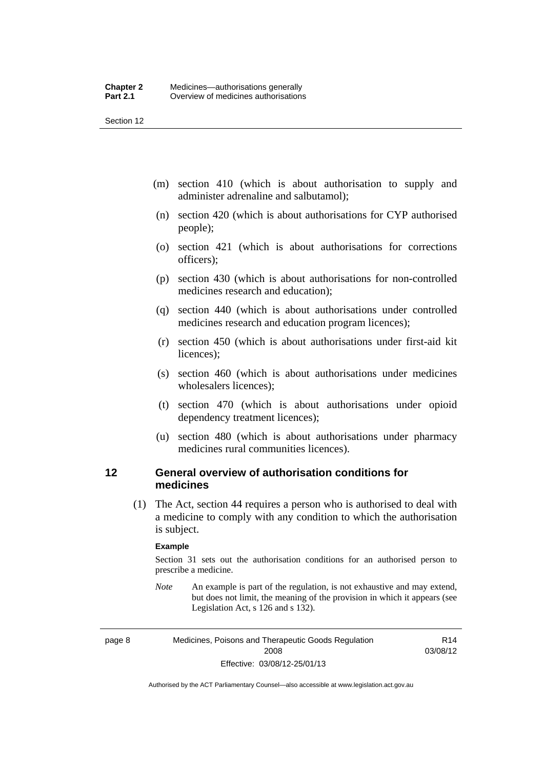(m) section 410 (which is about authorisation to supply and administer adrenaline and salbutamol);

(n) section 420 (which is about authorisations for CYP authorised people);

(o) section 421 (which is about authorisations for corrections officers);

(p) section 430 (which is about authorisations for non-controlled medicines research and education);

(q) section 440 (which is about authorisations under controlled medicines research and education program licences);

(r) section 450 (which is about authorisations under first-aid kit licences);

(s) section 460 (which is about authorisations under medicines wholesalers licences);

(t) section 470 (which is about authorisations under opioid dependency treatment licences);

(u) section 480 (which is about authorisations under pharmacy medicines rural communities licences).

## 12 General overview of authorisation conditions for medicines

(1) The Act, section 44 requires a person who is authorised to deal with a medicine to comply with any condition to which the authorisation is subject.

**Example**

Section 31 sets out the authorisation conditions for an authorised person to prescribe a medicine.

*Note* An example is part of the regulation, is not exhaustive and may extend, but does not limit, the meaning of the provision in which it appears (see Legislation Act, s 126 and s 132).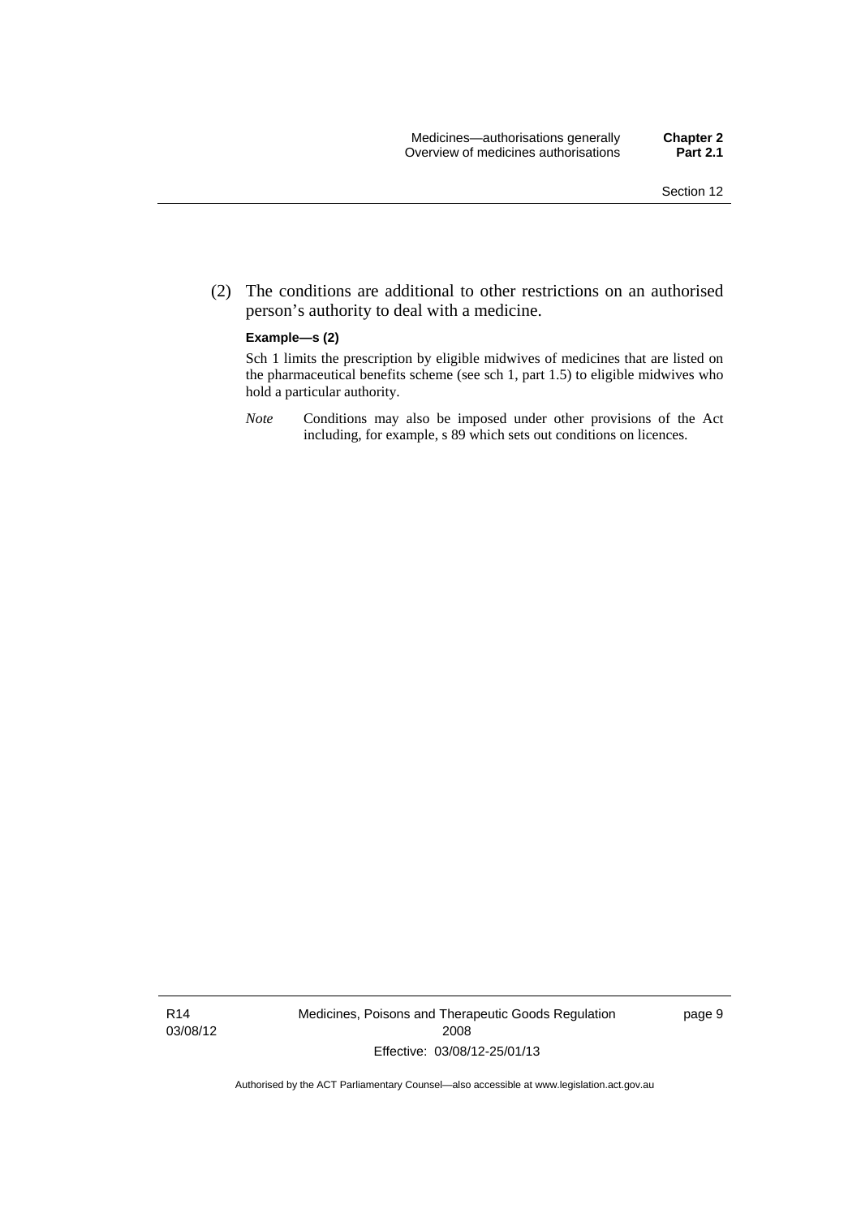(2) The conditions are additional to other restrictions on an authorised person's authority to deal with a medicine.

**Example—s (2)**

Sch 1 limits the prescription by eligible midwives of medicines that are listed on the pharmaceutical benefits scheme (see sch 1, part 1.5) to eligible midwives who hold a particular authority.

*Note* Conditions may also be imposed under other provisions of the Act including, for example, s 89 which sets out conditions on licences.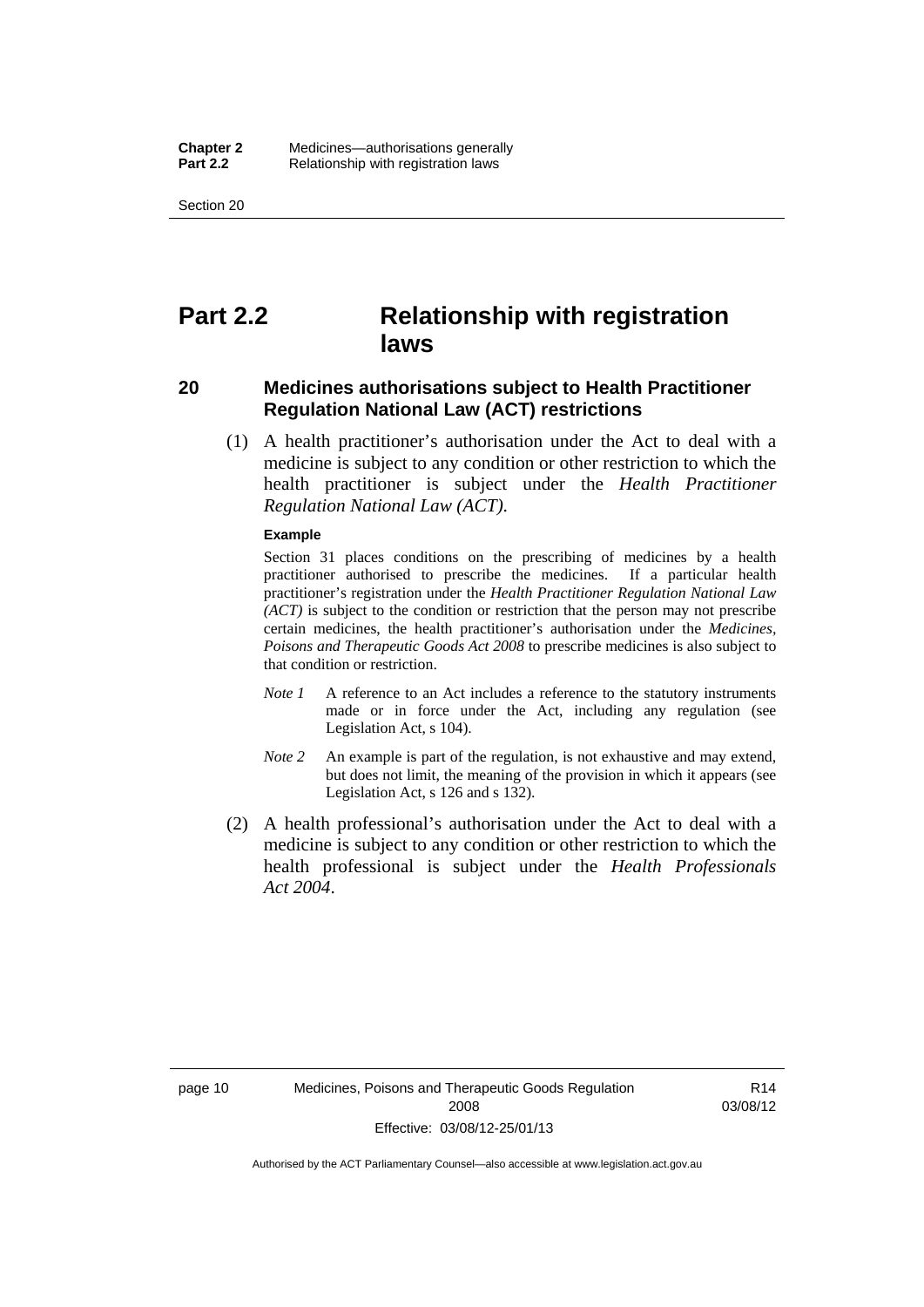# Part 2.2 Relationship with registration laws

## 20 Medicines authorisations subject to Health Practitioner Regulation National Law (ACT) restrictions

(1) A health practitioner's authorisation under the Act to deal with a medicine is subject to any condition or other restriction to which the health practitioner is subject under the *Health Practitioner Regulation National Law (ACT)*.

**Example**

Section 31 places conditions on the prescribing of medicines by a health practitioner authorised to prescribe the medicines. If a particular health practitioner's registration under the *Health Practitioner Regulation National Law (ACT)* is subject to the condition or restriction that the person may not prescribe certain medicines, the health practitioner's authorisation under the *Medicines, Poisons and Therapeutic Goods Act 2008* to prescribe medicines is also subject to that condition or restriction.

*Note 1* A reference to an Act includes a reference to the statutory instruments made or in force under the Act, including any regulation (see Legislation Act, s 104).

*Note 2* An example is part of the regulation, is not exhaustive and may extend, but does not limit, the meaning of the provision in which it appears (see Legislation Act, s 126 and s 132).

(2) A health professional's authorisation under the Act to deal with a medicine is subject to any condition or other restriction to which the health professional is subject under the *Health Professionals Act 2004*.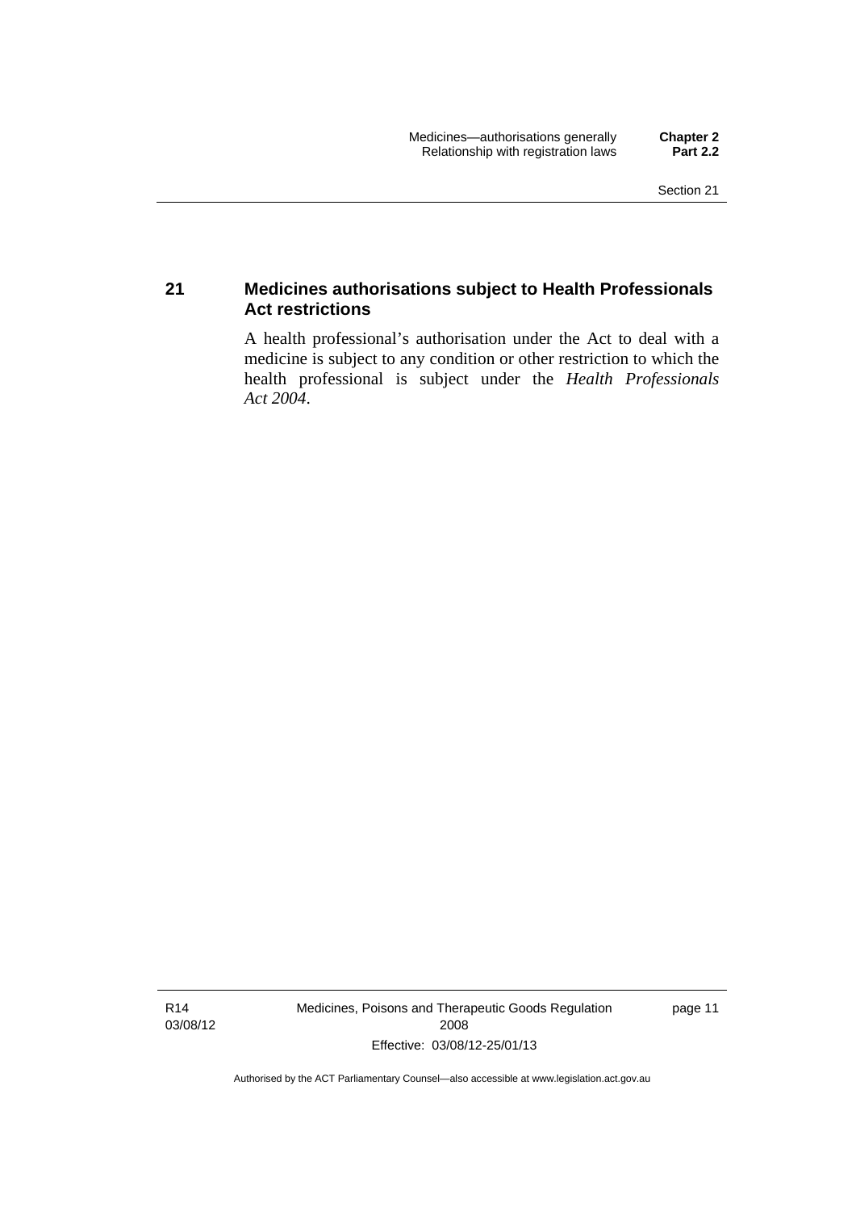## 21 Medicines authorisations subject to Health Professionals Act restrictions

A health professional's authorisation under the Act to deal with a medicine is subject to any condition or other restriction to which the health professional is subject under the *Health Professionals Act 2004*.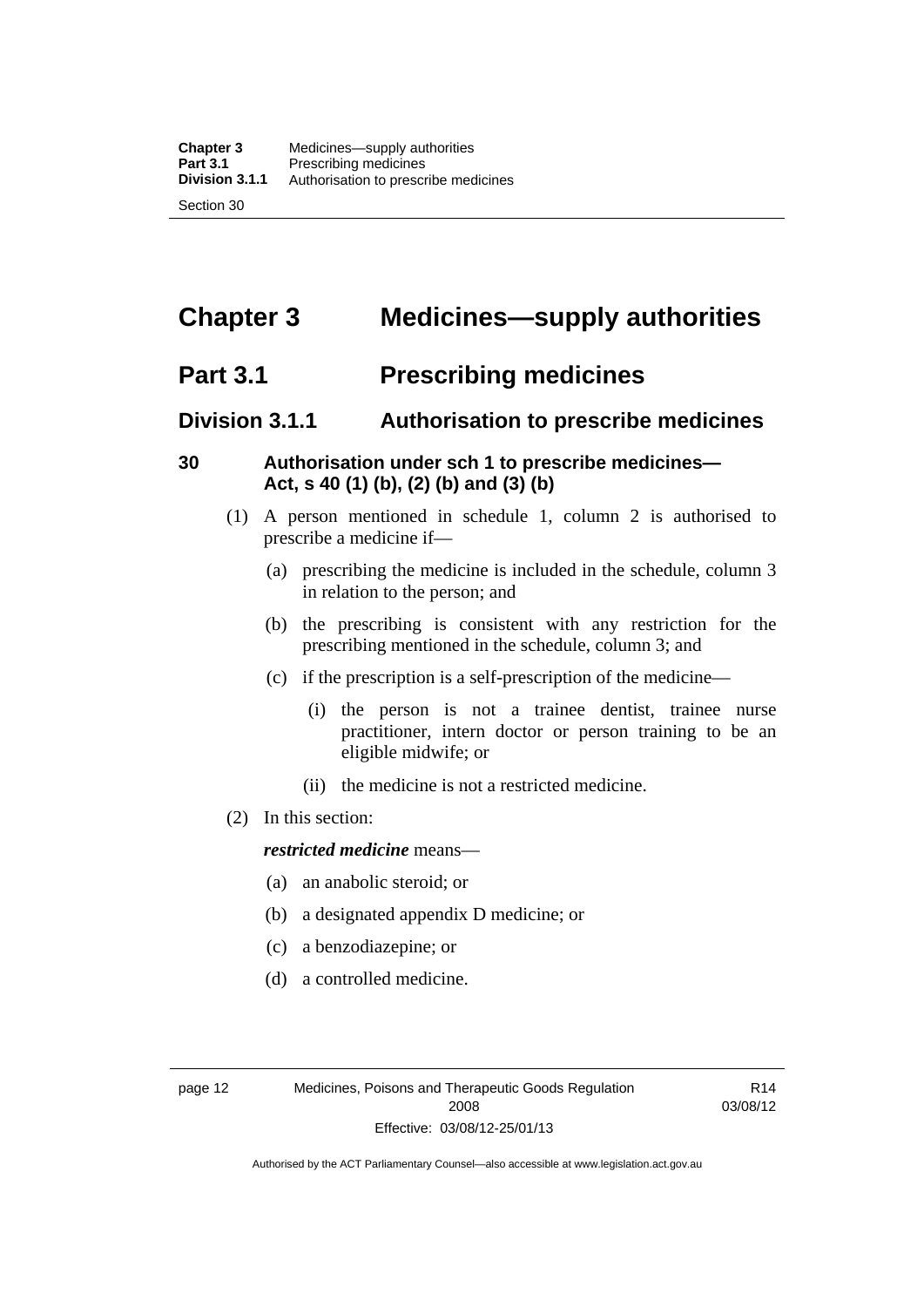# Chapter 3 Medicines—supply authorities

## Part 3.1 Prescribing medicines

### Division 3.1.1 Authorisation to prescribe medicines

#### 30 Authorisation under sch 1 to prescribe medicines—Act, s 40 (1) (b), (2) (b) and (3) (b)

(1) A person mentioned in schedule 1, column 2 is authorised to prescribe a medicine if—

(a) prescribing the medicine is included in the schedule, column 3 in relation to the person; and

(b) the prescribing is consistent with any restriction for the prescribing mentioned in the schedule, column 3; and

(c) if the prescription is a self-prescription of the medicine—

(i) the person is not a trainee dentist, trainee nurse practitioner, intern doctor or person training to be an eligible midwife; or

(ii) the medicine is not a restricted medicine.

(2) In this section:

***restricted medicine*** means—

(a) an anabolic steroid; or

(b) a designated appendix D medicine; or

(c) a benzodiazepine; or

(d) a controlled medicine.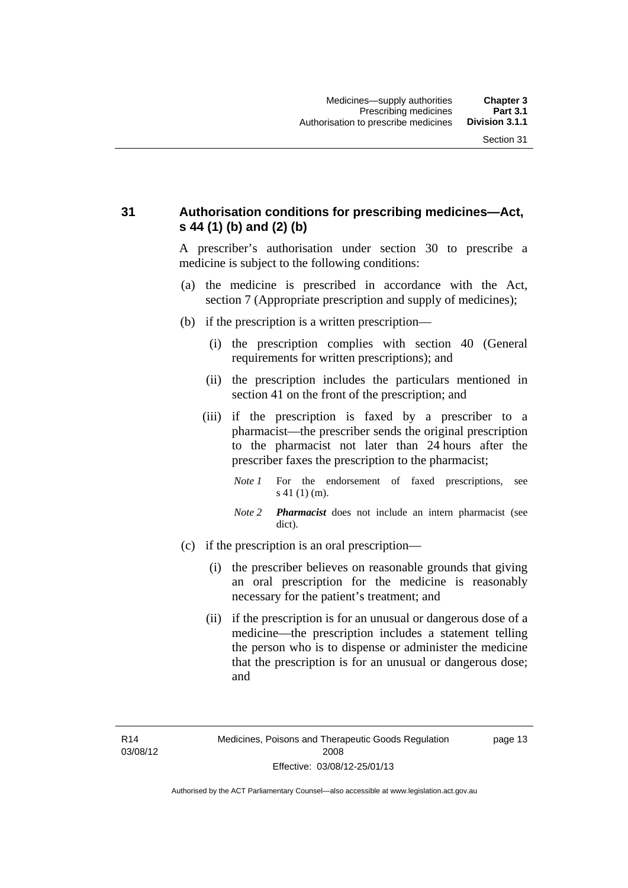## 31 Authorisation conditions for prescribing medicines—Act, s 44 (1) (b) and (2) (b)

A prescriber's authorisation under section 30 to prescribe a medicine is subject to the following conditions:

(a) the medicine is prescribed in accordance with the Act, section 7 (Appropriate prescription and supply of medicines);

(b) if the prescription is a written prescription—

(i) the prescription complies with section 40 (General requirements for written prescriptions); and

(ii) the prescription includes the particulars mentioned in section 41 on the front of the prescription; and

(iii) if the prescription is faxed by a prescriber to a pharmacist—the prescriber sends the original prescription to the pharmacist not later than 24 hours after the prescriber faxes the prescription to the pharmacist;

*Note 1* For the endorsement of faxed prescriptions, see s 41 (1) (m).

*Note 2* ***Pharmacist*** does not include an intern pharmacist (see dict).

(c) if the prescription is an oral prescription—

(i) the prescriber believes on reasonable grounds that giving an oral prescription for the medicine is reasonably necessary for the patient's treatment; and

(ii) if the prescription is for an unusual or dangerous dose of a medicine—the prescription includes a statement telling the person who is to dispense or administer the medicine that the prescription is for an unusual or dangerous dose; and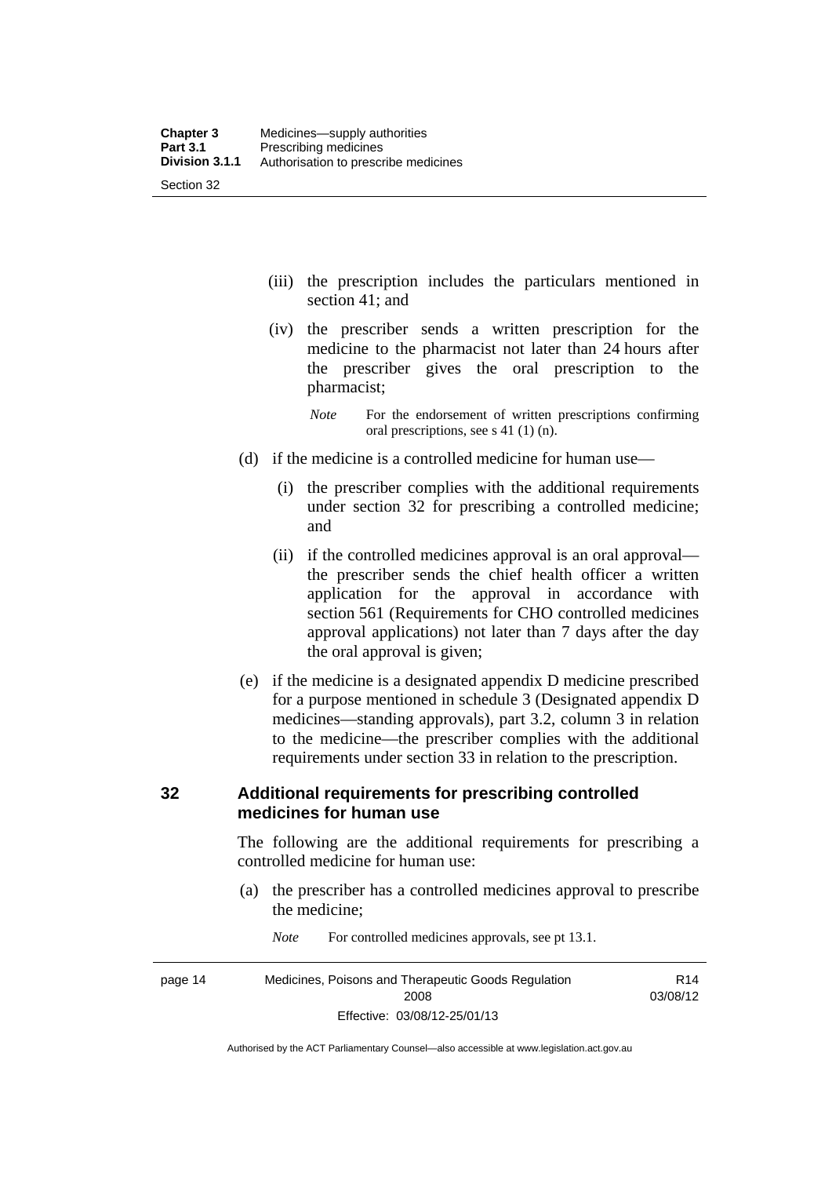(iii) the prescription includes the particulars mentioned in section 41; and

(iv) the prescriber sends a written prescription for the medicine to the pharmacist not later than 24 hours after the prescriber gives the oral prescription to the pharmacist;

*Note* For the endorsement of written prescriptions confirming oral prescriptions, see s 41 (1) (n).

(d) if the medicine is a controlled medicine for human use—

(i) the prescriber complies with the additional requirements under section 32 for prescribing a controlled medicine; and

(ii) if the controlled medicines approval is an oral approval—the prescriber sends the chief health officer a written application for the approval in accordance with section 561 (Requirements for CHO controlled medicines approval applications) not later than 7 days after the day the oral approval is given;

(e) if the medicine is a designated appendix D medicine prescribed for a purpose mentioned in schedule 3 (Designated appendix D medicines—standing approvals), part 3.2, column 3 in relation to the medicine—the prescriber complies with the additional requirements under section 33 in relation to the prescription.

## 32 Additional requirements for prescribing controlled medicines for human use

The following are the additional requirements for prescribing a controlled medicine for human use:

(a) the prescriber has a controlled medicines approval to prescribe the medicine;

*Note* For controlled medicines approvals, see pt 13.1.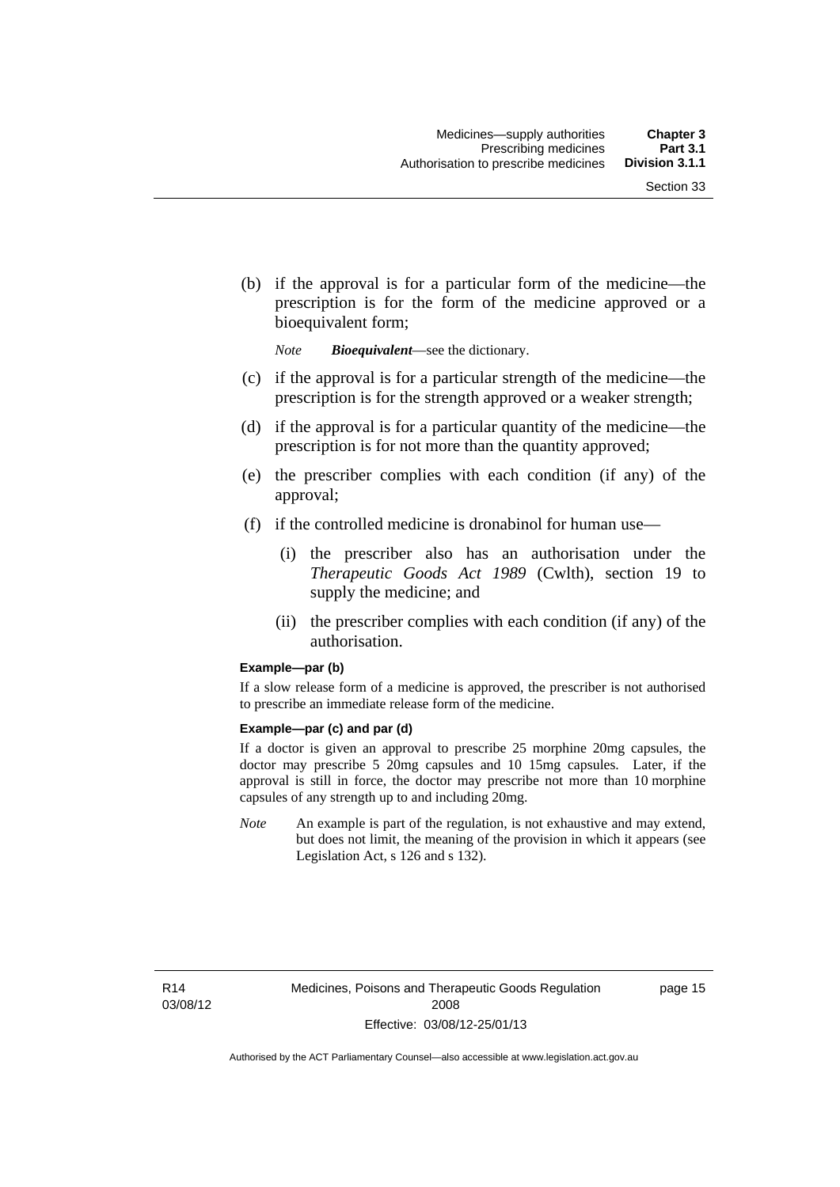(b) if the approval is for a particular form of the medicine—the prescription is for the form of the medicine approved or a bioequivalent form;

*Note* ***Bioequivalent***—see the dictionary.

(c) if the approval is for a particular strength of the medicine—the prescription is for the strength approved or a weaker strength;

(d) if the approval is for a particular quantity of the medicine—the prescription is for not more than the quantity approved;

(e) the prescriber complies with each condition (if any) of the approval;

(f) if the controlled medicine is dronabinol for human use—

(i) the prescriber also has an authorisation under the *Therapeutic Goods Act 1989* (Cwlth), section 19 to supply the medicine; and

(ii) the prescriber complies with each condition (if any) of the authorisation.

**Example—par (b)**

If a slow release form of a medicine is approved, the prescriber is not authorised to prescribe an immediate release form of the medicine.

**Example—par (c) and par (d)**

If a doctor is given an approval to prescribe 25 morphine 20mg capsules, the doctor may prescribe 5 20mg capsules and 10 15mg capsules. Later, if the approval is still in force, the doctor may prescribe not more than 10 morphine capsules of any strength up to and including 20mg.

*Note* An example is part of the regulation, is not exhaustive and may extend, but does not limit, the meaning of the provision in which it appears (see Legislation Act, s 126 and s 132).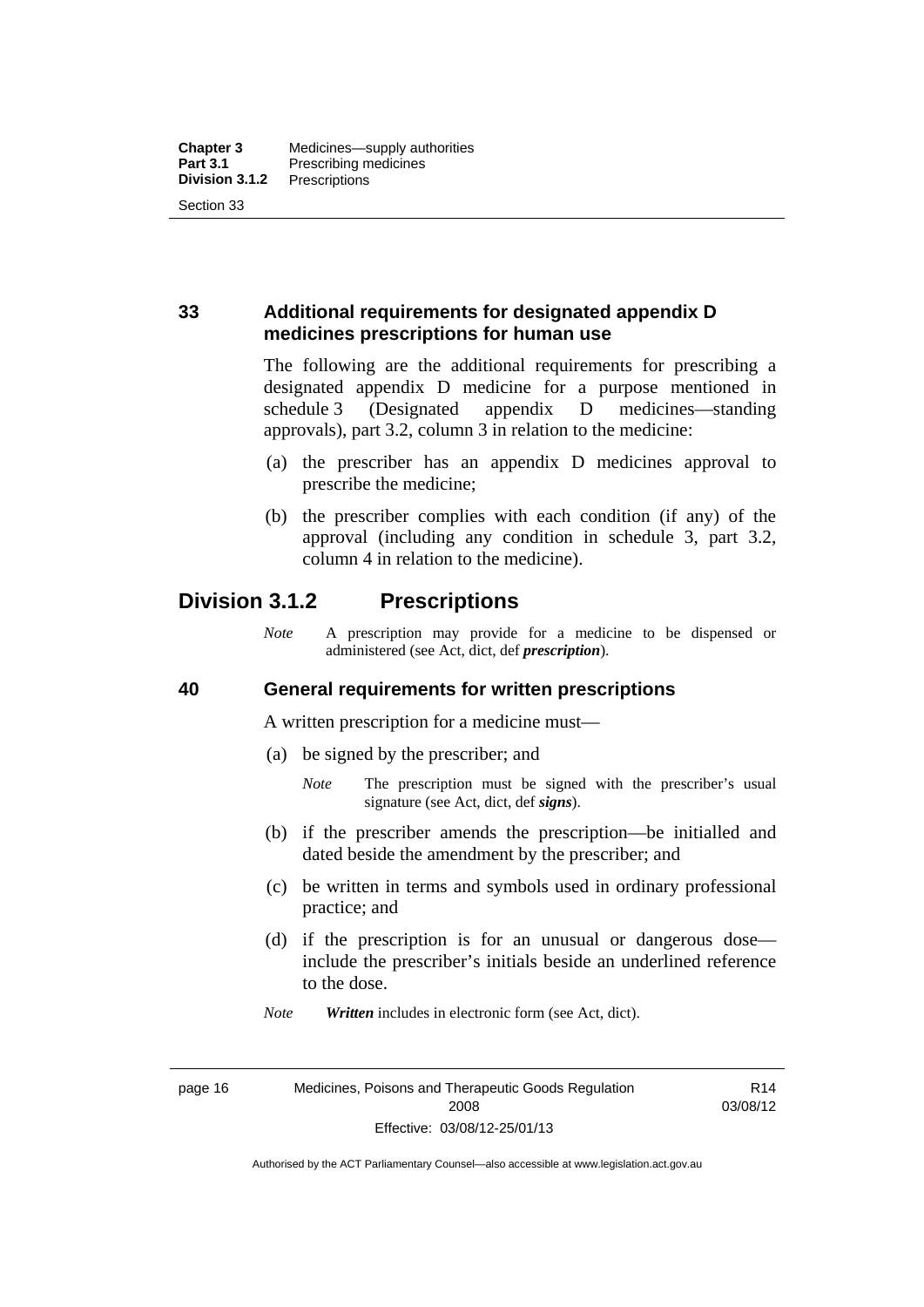### 33 Additional requirements for designated appendix D medicines prescriptions for human use

The following are the additional requirements for prescribing a designated appendix D medicine for a purpose mentioned in schedule 3 (Designated appendix D medicines—standing approvals), part 3.2, column 3 in relation to the medicine:

(a) the prescriber has an appendix D medicines approval to prescribe the medicine;

(b) the prescriber complies with each condition (if any) of the approval (including any condition in schedule 3, part 3.2, column 4 in relation to the medicine).

## Division 3.1.2 Prescriptions

*Note* A prescription may provide for a medicine to be dispensed or administered (see Act, dict, def ***prescription***).

### 40 General requirements for written prescriptions

A written prescription for a medicine must—

(a) be signed by the prescriber; and

*Note* The prescription must be signed with the prescriber's usual signature (see Act, dict, def ***signs***).

(b) if the prescriber amends the prescription—be initialled and dated beside the amendment by the prescriber; and

(c) be written in terms and symbols used in ordinary professional practice; and

(d) if the prescription is for an unusual or dangerous dose—include the prescriber's initials beside an underlined reference to the dose.

*Note* ***Written*** includes in electronic form (see Act, dict).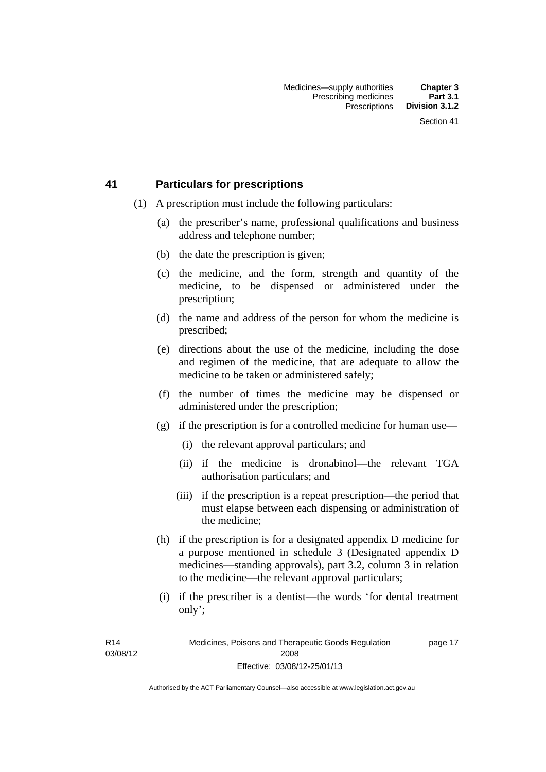## 41 Particulars for prescriptions

(1) A prescription must include the following particulars:

(a) the prescriber's name, professional qualifications and business address and telephone number;

(b) the date the prescription is given;

(c) the medicine, and the form, strength and quantity of the medicine, to be dispensed or administered under the prescription;

(d) the name and address of the person for whom the medicine is prescribed;

(e) directions about the use of the medicine, including the dose and regimen of the medicine, that are adequate to allow the medicine to be taken or administered safely;

(f) the number of times the medicine may be dispensed or administered under the prescription;

(g) if the prescription is for a controlled medicine for human use—

(i) the relevant approval particulars; and

(ii) if the medicine is dronabinol—the relevant TGA authorisation particulars; and

(iii) if the prescription is a repeat prescription—the period that must elapse between each dispensing or administration of the medicine;

(h) if the prescription is for a designated appendix D medicine for a purpose mentioned in schedule 3 (Designated appendix D medicines—standing approvals), part 3.2, column 3 in relation to the medicine—the relevant approval particulars;

(i) if the prescriber is a dentist—the words 'for dental treatment only';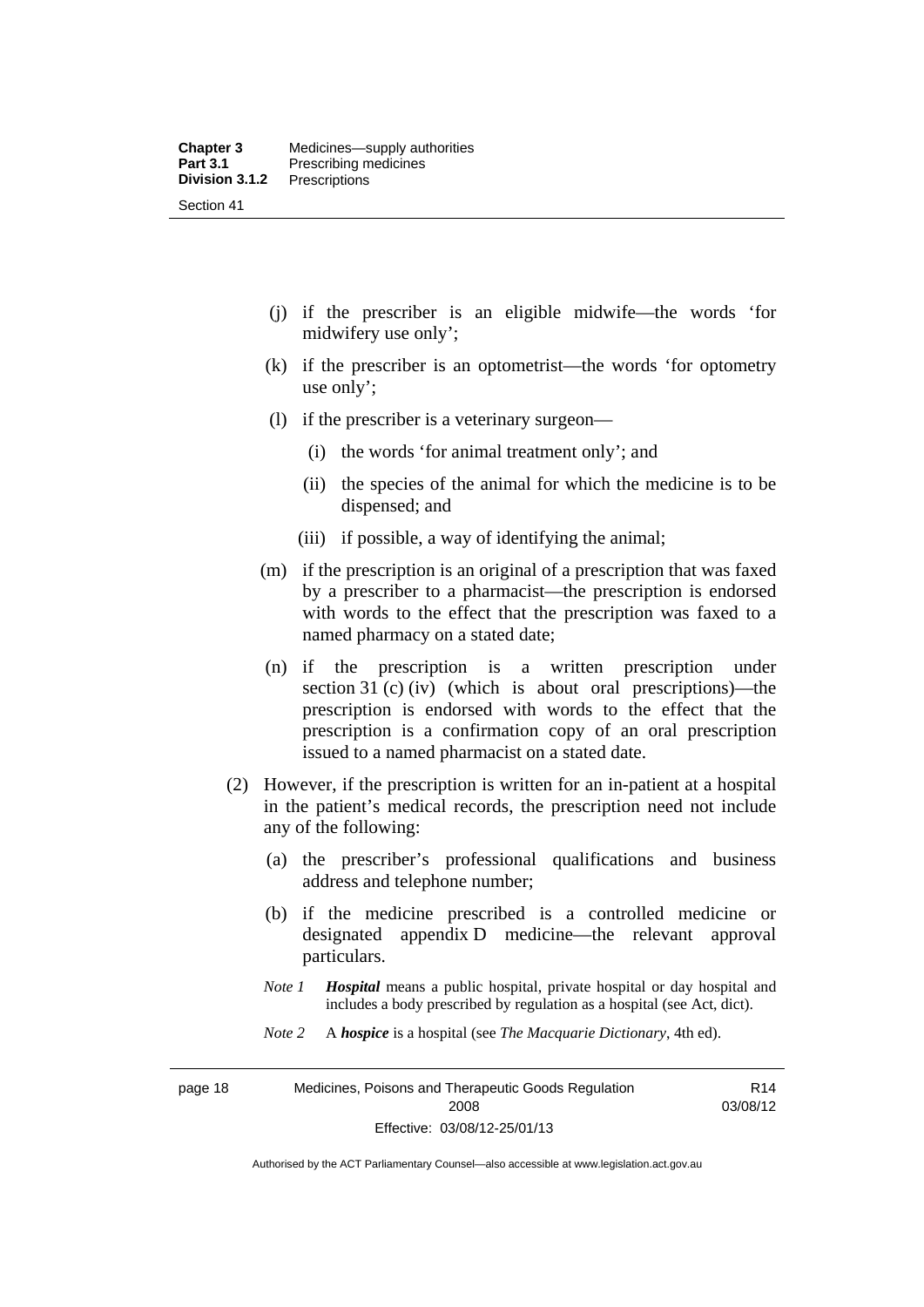(j) if the prescriber is an eligible midwife—the words 'for midwifery use only';

(k) if the prescriber is an optometrist—the words 'for optometry use only';

(l) if the prescriber is a veterinary surgeon—

(i) the words 'for animal treatment only'; and

(ii) the species of the animal for which the medicine is to be dispensed; and

(iii) if possible, a way of identifying the animal;

(m) if the prescription is an original of a prescription that was faxed by a prescriber to a pharmacist—the prescription is endorsed with words to the effect that the prescription was faxed to a named pharmacy on a stated date;

(n) if the prescription is a written prescription under section 31 (c) (iv) (which is about oral prescriptions)—the prescription is endorsed with words to the effect that the prescription is a confirmation copy of an oral prescription issued to a named pharmacist on a stated date.

(2) However, if the prescription is written for an in-patient at a hospital in the patient's medical records, the prescription need not include any of the following:

(a) the prescriber's professional qualifications and business address and telephone number;

(b) if the medicine prescribed is a controlled medicine or designated appendix D medicine—the relevant approval particulars.

*Note 1* ***Hospital*** means a public hospital, private hospital or day hospital and includes a body prescribed by regulation as a hospital (see Act, dict).

*Note 2* A ***hospice*** is a hospital (see *The Macquarie Dictionary*, 4th ed).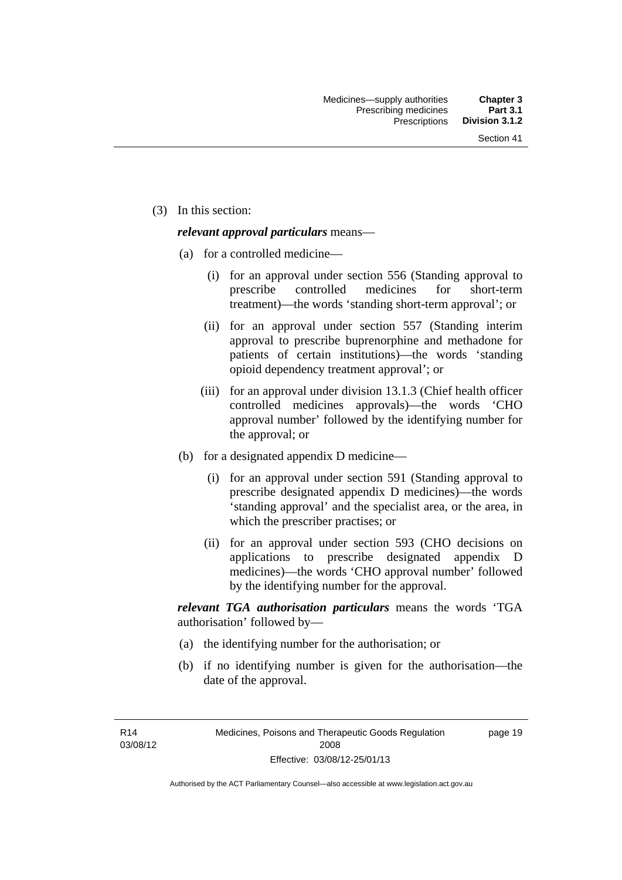(3) In this section:

***relevant approval particulars*** means—

(a) for a controlled medicine—

(i) for an approval under section 556 (Standing approval to prescribe controlled medicines for short-term treatment)—the words 'standing short-term approval'; or

(ii) for an approval under section 557 (Standing interim approval to prescribe buprenorphine and methadone for patients of certain institutions)—the words 'standing opioid dependency treatment approval'; or

(iii) for an approval under division 13.1.3 (Chief health officer controlled medicines approvals)—the words 'CHO approval number' followed by the identifying number for the approval; or

(b) for a designated appendix D medicine—

(i) for an approval under section 591 (Standing approval to prescribe designated appendix D medicines)—the words 'standing approval' and the specialist area, or the area, in which the prescriber practises; or

(ii) for an approval under section 593 (CHO decisions on applications to prescribe designated appendix D medicines)—the words 'CHO approval number' followed by the identifying number for the approval.

***relevant TGA authorisation particulars*** means the words 'TGA authorisation' followed by—

(a) the identifying number for the authorisation; or

(b) if no identifying number is given for the authorisation—the date of the approval.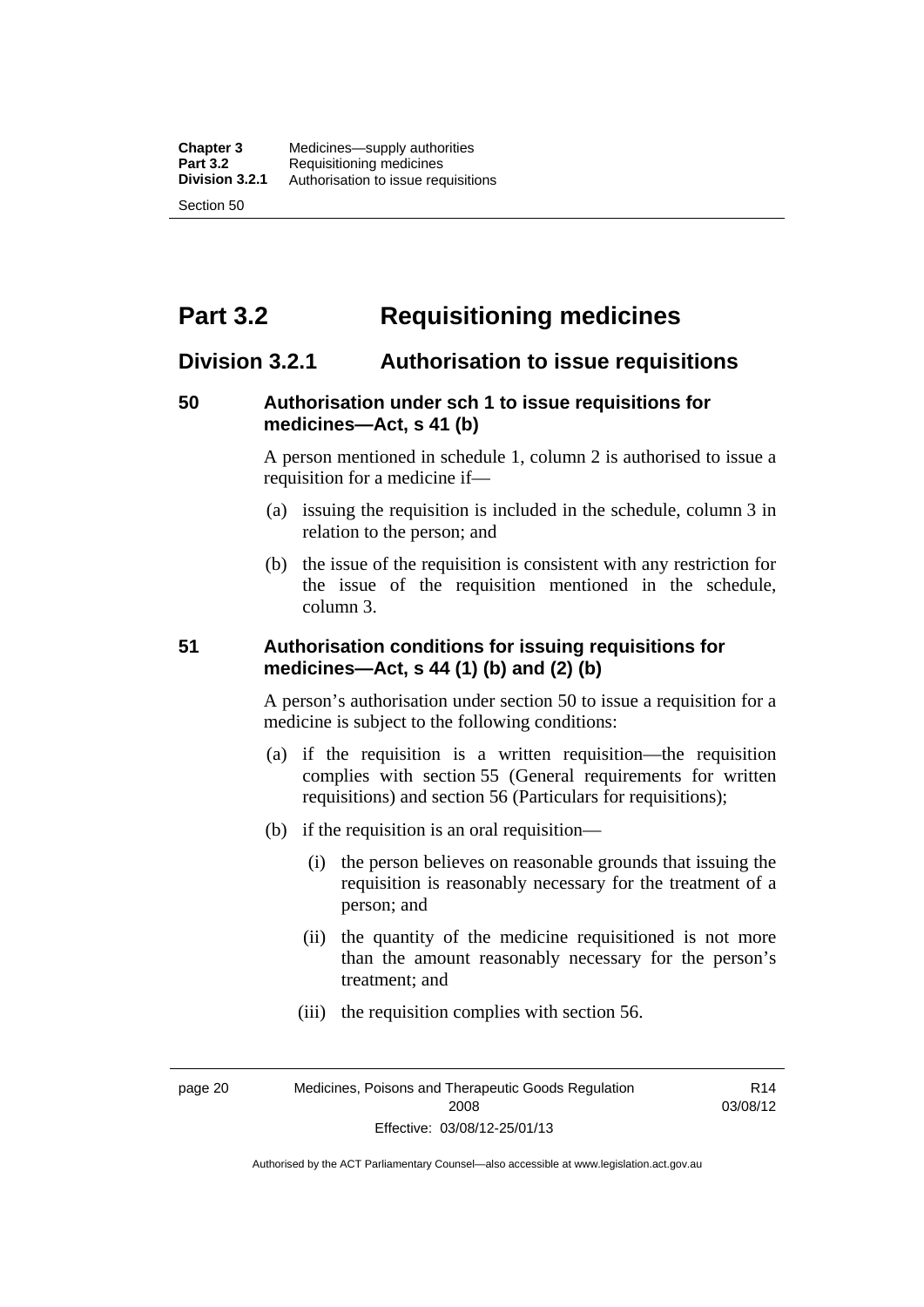# Part 3.2 Requisitioning medicines

## Division 3.2.1 Authorisation to issue requisitions

### 50 Authorisation under sch 1 to issue requisitions for medicines—Act, s 41 (b)

A person mentioned in schedule 1, column 2 is authorised to issue a requisition for a medicine if—

(a) issuing the requisition is included in the schedule, column 3 in relation to the person; and

(b) the issue of the requisition is consistent with any restriction for the issue of the requisition mentioned in the schedule, column 3.

### 51 Authorisation conditions for issuing requisitions for medicines—Act, s 44 (1) (b) and (2) (b)

A person's authorisation under section 50 to issue a requisition for a medicine is subject to the following conditions:

(a) if the requisition is a written requisition—the requisition complies with section 55 (General requirements for written requisitions) and section 56 (Particulars for requisitions);

(b) if the requisition is an oral requisition—

(i) the person believes on reasonable grounds that issuing the requisition is reasonably necessary for the treatment of a person; and

(ii) the quantity of the medicine requisitioned is not more than the amount reasonably necessary for the person's treatment; and

(iii) the requisition complies with section 56.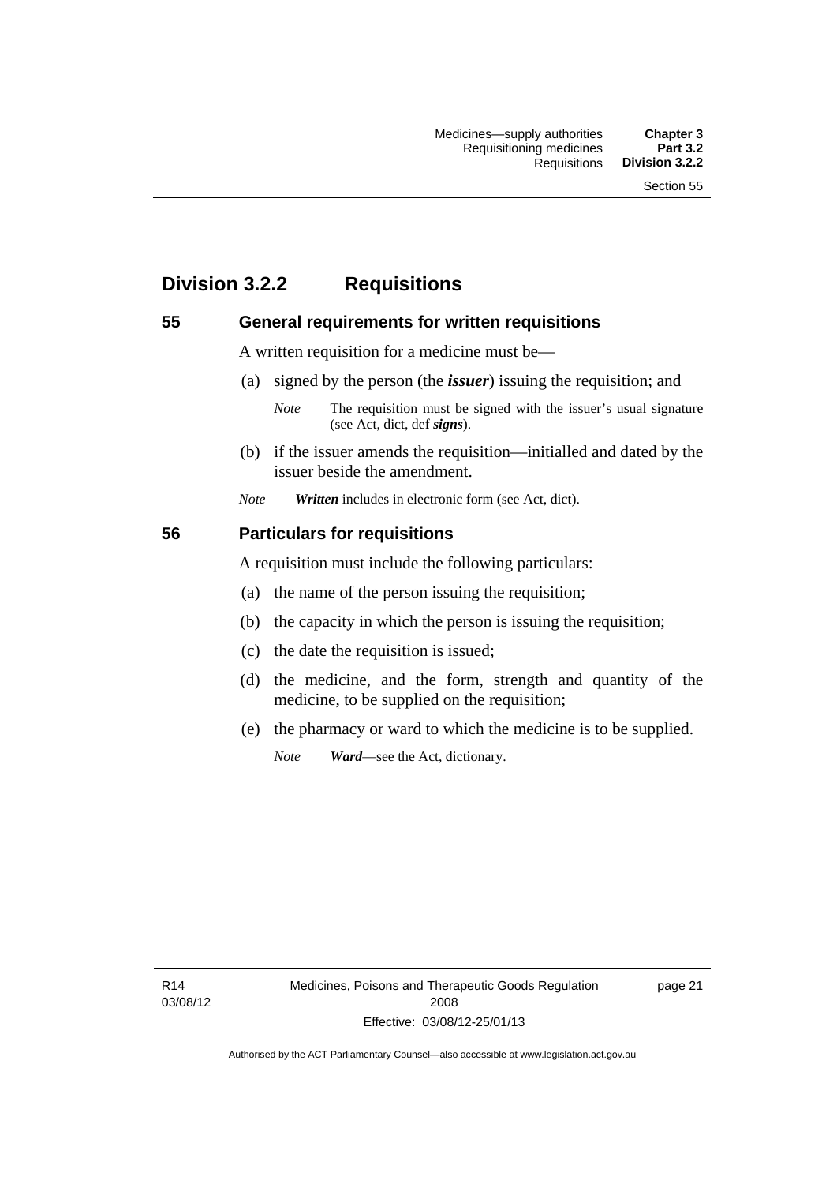## Division 3.2.2 Requisitions

### 55 General requirements for written requisitions

A written requisition for a medicine must be—

(a) signed by the person (the ***issuer***) issuing the requisition; and

*Note* The requisition must be signed with the issuer's usual signature (see Act, dict, def ***signs***).

(b) if the issuer amends the requisition—initialled and dated by the issuer beside the amendment.

*Note* ***Written*** includes in electronic form (see Act, dict).

### 56 Particulars for requisitions

A requisition must include the following particulars:

(a) the name of the person issuing the requisition;

(b) the capacity in which the person is issuing the requisition;

(c) the date the requisition is issued;

(d) the medicine, and the form, strength and quantity of the medicine, to be supplied on the requisition;

(e) the pharmacy or ward to which the medicine is to be supplied.

*Note* ***Ward***—see the Act, dictionary.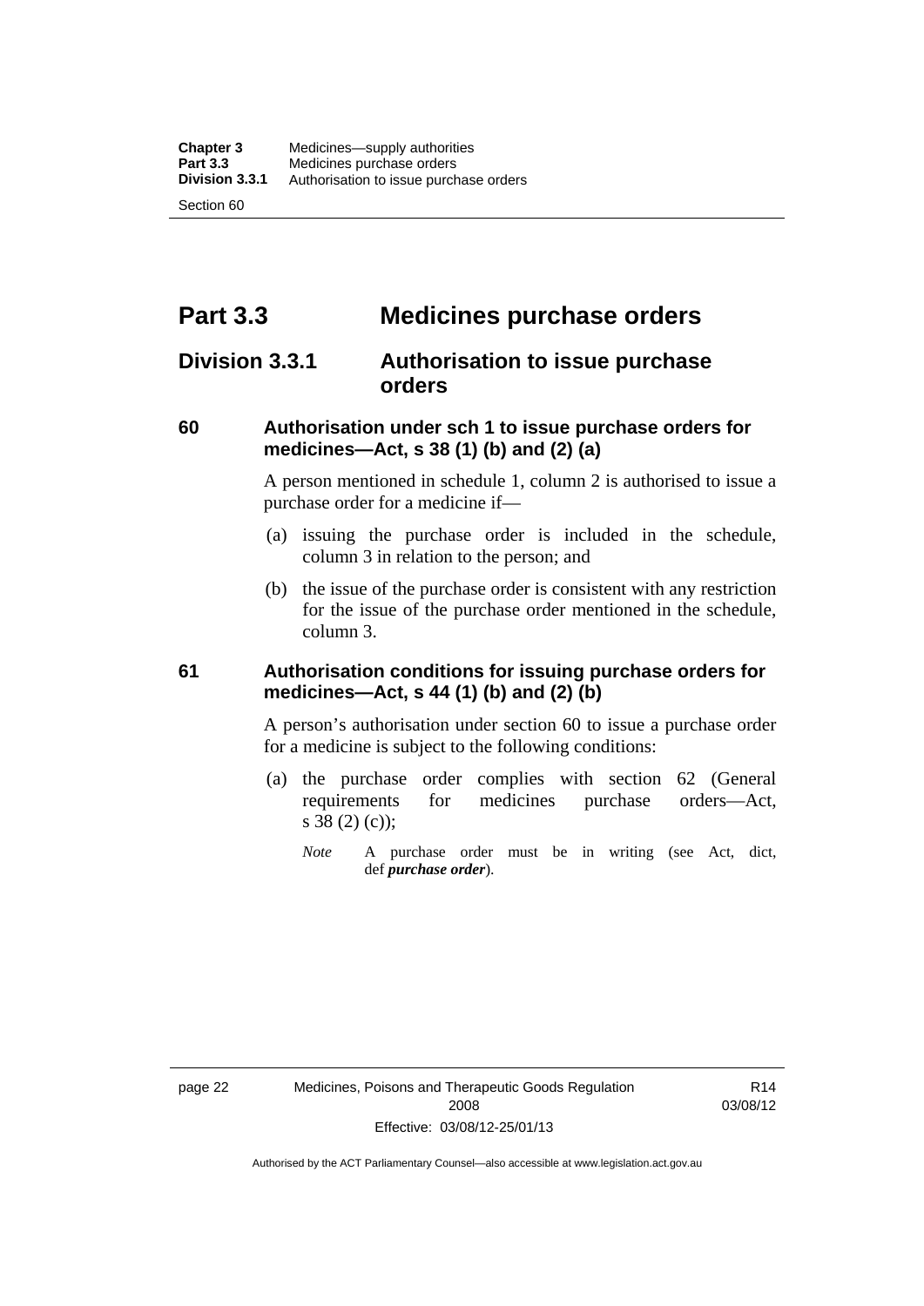# Part 3.3 Medicines purchase orders

## Division 3.3.1 Authorisation to issue purchase orders

### 60 Authorisation under sch 1 to issue purchase orders for medicines—Act, s 38 (1) (b) and (2) (a)

A person mentioned in schedule 1, column 2 is authorised to issue a purchase order for a medicine if—

(a) issuing the purchase order is included in the schedule, column 3 in relation to the person; and

(b) the issue of the purchase order is consistent with any restriction for the issue of the purchase order mentioned in the schedule, column 3.

### 61 Authorisation conditions for issuing purchase orders for medicines—Act, s 44 (1) (b) and (2) (b)

A person's authorisation under section 60 to issue a purchase order for a medicine is subject to the following conditions:

(a) the purchase order complies with section 62 (General requirements for medicines purchase orders—Act, s 38 (2) (c));

*Note* A purchase order must be in writing (see Act, dict, def ***purchase order***).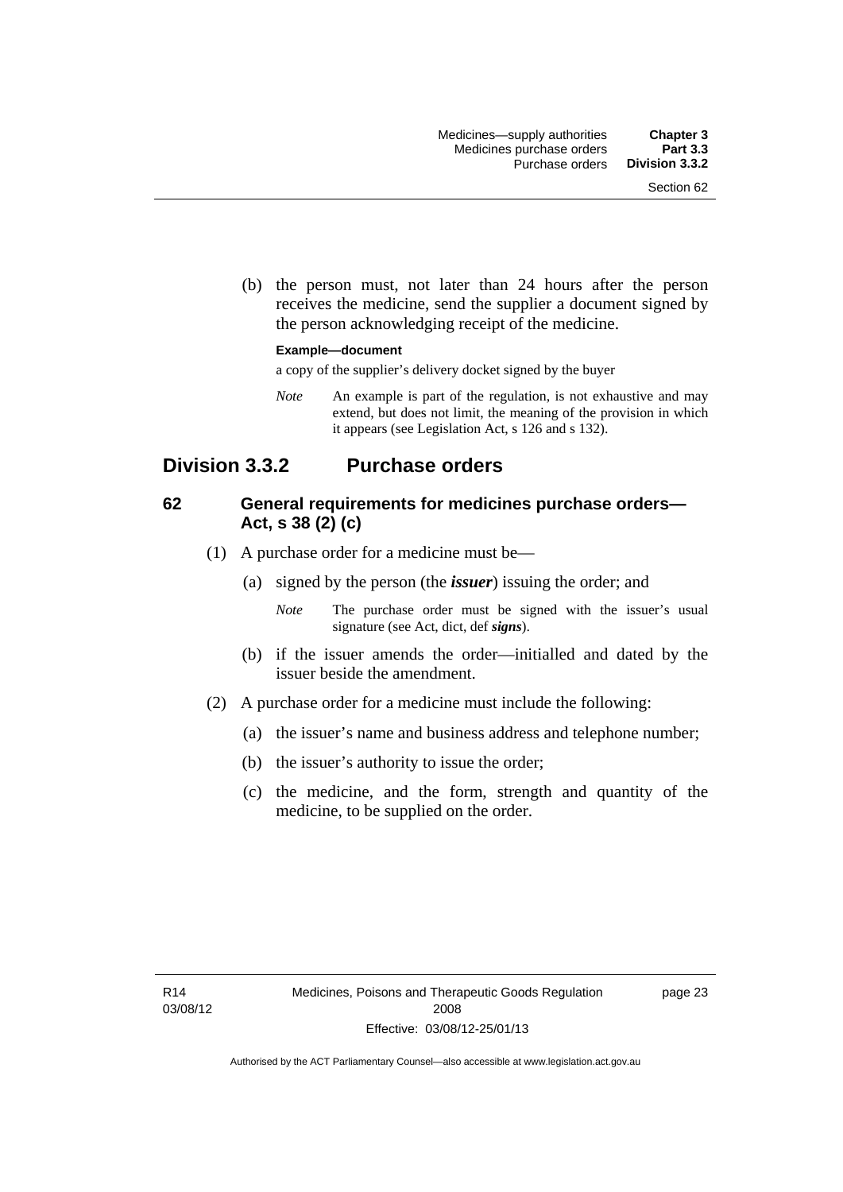(b) the person must, not later than 24 hours after the person receives the medicine, send the supplier a document signed by the person acknowledging receipt of the medicine.

**Example—document**

a copy of the supplier's delivery docket signed by the buyer

*Note* An example is part of the regulation, is not exhaustive and may extend, but does not limit, the meaning of the provision in which it appears (see Legislation Act, s 126 and s 132).

## Division 3.3.2 Purchase orders

### 62 General requirements for medicines purchase orders—Act, s 38 (2) (c)

(1) A purchase order for a medicine must be—

(a) signed by the person (the ***issuer***) issuing the order; and

*Note* The purchase order must be signed with the issuer's usual signature (see Act, dict, def ***signs***).

(b) if the issuer amends the order—initialled and dated by the issuer beside the amendment.

(2) A purchase order for a medicine must include the following:

(a) the issuer's name and business address and telephone number;

(b) the issuer's authority to issue the order;

(c) the medicine, and the form, strength and quantity of the medicine, to be supplied on the order.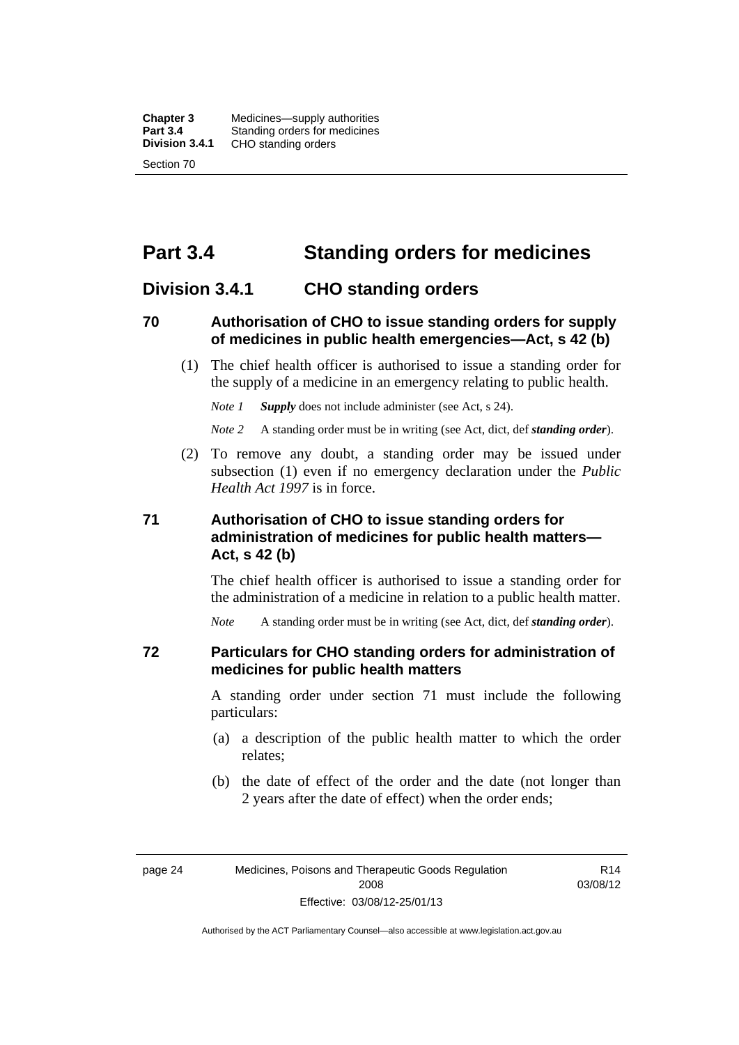# Part 3.4 Standing orders for medicines

## Division 3.4.1 CHO standing orders

### 70 Authorisation of CHO to issue standing orders for supply of medicines in public health emergencies—Act, s 42 (b)

(1) The chief health officer is authorised to issue a standing order for the supply of a medicine in an emergency relating to public health.

*Note 1* ***Supply*** does not include administer (see Act, s 24).

*Note 2* A standing order must be in writing (see Act, dict, def ***standing order***).

(2) To remove any doubt, a standing order may be issued under subsection (1) even if no emergency declaration under the *Public Health Act 1997* is in force.

### 71 Authorisation of CHO to issue standing orders for administration of medicines for public health matters—Act, s 42 (b)

The chief health officer is authorised to issue a standing order for the administration of a medicine in relation to a public health matter.

*Note* A standing order must be in writing (see Act, dict, def ***standing order***).

### 72 Particulars for CHO standing orders for administration of medicines for public health matters

A standing order under section 71 must include the following particulars:

(a) a description of the public health matter to which the order relates;

(b) the date of effect of the order and the date (not longer than 2 years after the date of effect) when the order ends;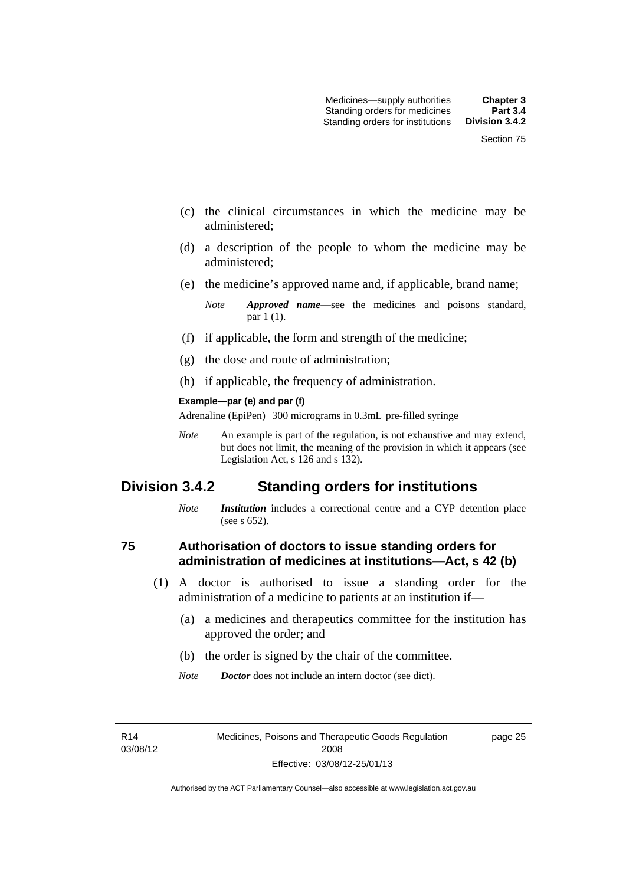(c) the clinical circumstances in which the medicine may be administered;

(d) a description of the people to whom the medicine may be administered;

(e) the medicine's approved name and, if applicable, brand name;

*Note* ***Approved name***—see the medicines and poisons standard, par 1 (1).

(f) if applicable, the form and strength of the medicine;

(g) the dose and route of administration;

(h) if applicable, the frequency of administration.

**Example—par (e) and par (f)**

Adrenaline (EpiPen) 300 micrograms in 0.3mL pre-filled syringe

*Note* An example is part of the regulation, is not exhaustive and may extend, but does not limit, the meaning of the provision in which it appears (see Legislation Act, s 126 and s 132).

## Division 3.4.2 Standing orders for institutions

*Note* ***Institution*** includes a correctional centre and a CYP detention place (see s 652).

### 75 Authorisation of doctors to issue standing orders for administration of medicines at institutions—Act, s 42 (b)

(1) A doctor is authorised to issue a standing order for the administration of a medicine to patients at an institution if—

(a) a medicines and therapeutics committee for the institution has approved the order; and

(b) the order is signed by the chair of the committee.

*Note* ***Doctor*** does not include an intern doctor (see dict).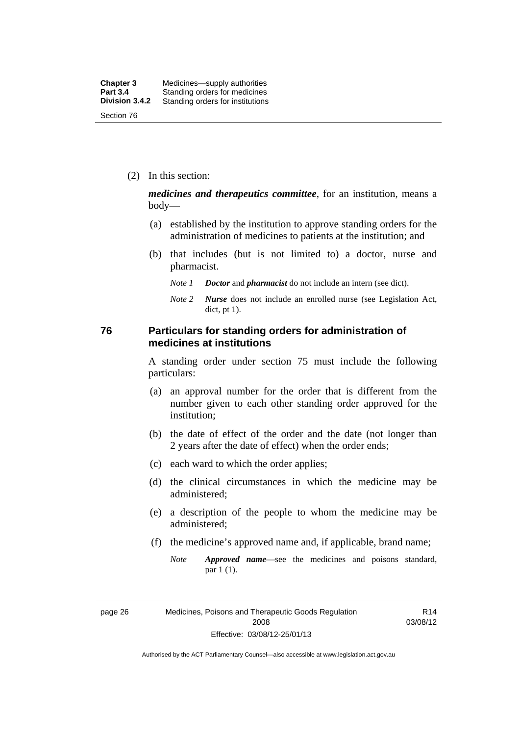(2) In this section:

***medicines and therapeutics committee***, for an institution, means a body—

(a) established by the institution to approve standing orders for the administration of medicines to patients at the institution; and

(b) that includes (but is not limited to) a doctor, nurse and pharmacist.

*Note 1* ***Doctor*** and ***pharmacist*** do not include an intern (see dict).

*Note 2* ***Nurse*** does not include an enrolled nurse (see Legislation Act, dict, pt 1).

## 76 Particulars for standing orders for administration of medicines at institutions

A standing order under section 75 must include the following particulars:

(a) an approval number for the order that is different from the number given to each other standing order approved for the institution;

(b) the date of effect of the order and the date (not longer than 2 years after the date of effect) when the order ends;

(c) each ward to which the order applies;

(d) the clinical circumstances in which the medicine may be administered;

(e) a description of the people to whom the medicine may be administered;

(f) the medicine's approved name and, if applicable, brand name;

*Note* ***Approved name***—see the medicines and poisons standard, par 1 (1).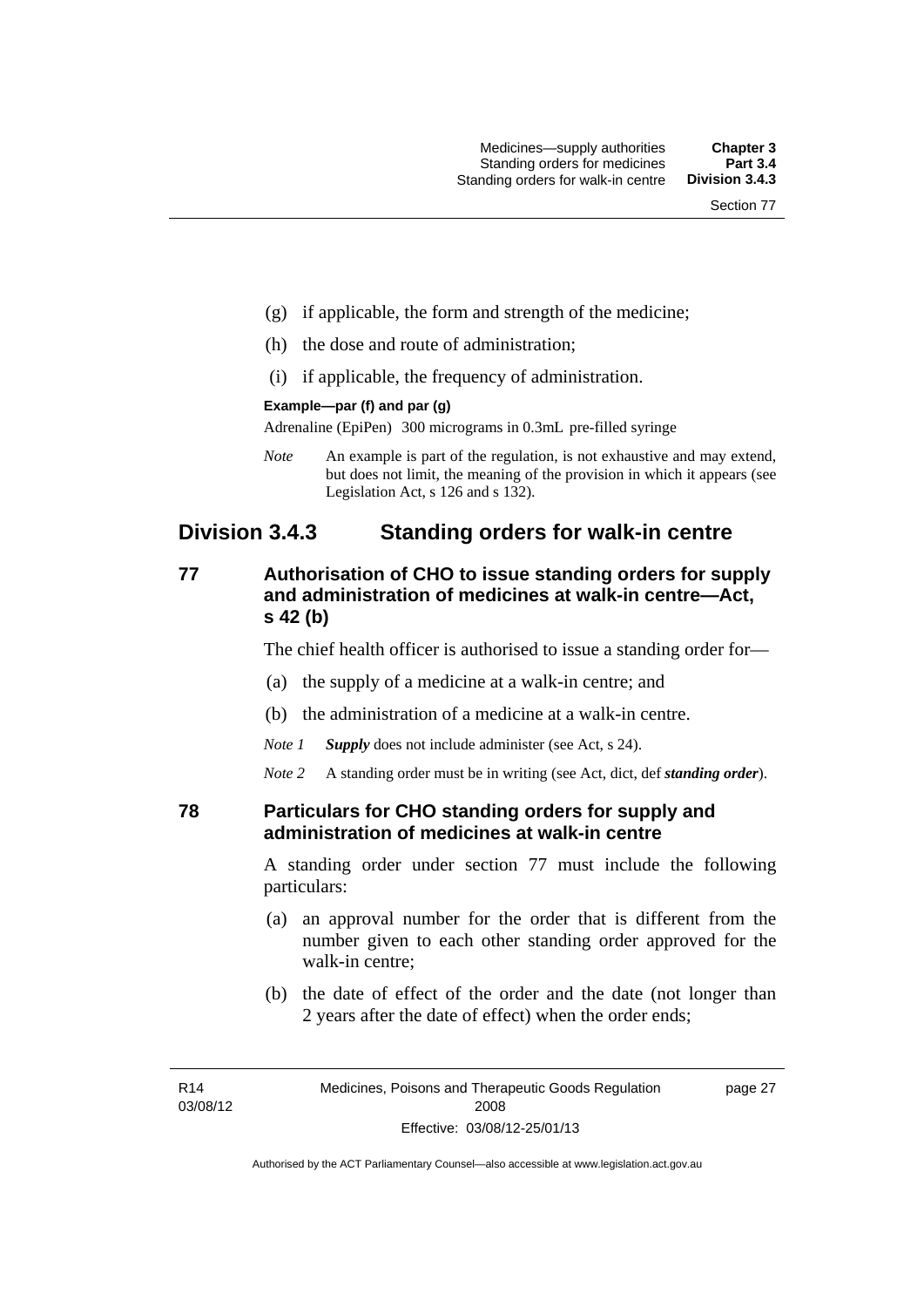(g) if applicable, the form and strength of the medicine;

(h) the dose and route of administration;

(i) if applicable, the frequency of administration.

**Example—par (f) and par (g)**

Adrenaline (EpiPen) 300 micrograms in 0.3mL pre-filled syringe

*Note* An example is part of the regulation, is not exhaustive and may extend, but does not limit, the meaning of the provision in which it appears (see Legislation Act, s 126 and s 132).

## Division 3.4.3 Standing orders for walk-in centre

### 77 Authorisation of CHO to issue standing orders for supply and administration of medicines at walk-in centre—Act, s 42 (b)

The chief health officer is authorised to issue a standing order for—

(a) the supply of a medicine at a walk-in centre; and

(b) the administration of a medicine at a walk-in centre.

*Note 1* ***Supply*** does not include administer (see Act, s 24).

*Note 2* A standing order must be in writing (see Act, dict, def ***standing order***).

### 78 Particulars for CHO standing orders for supply and administration of medicines at walk-in centre

A standing order under section 77 must include the following particulars:

(a) an approval number for the order that is different from the number given to each other standing order approved for the walk-in centre;

(b) the date of effect of the order and the date (not longer than 2 years after the date of effect) when the order ends;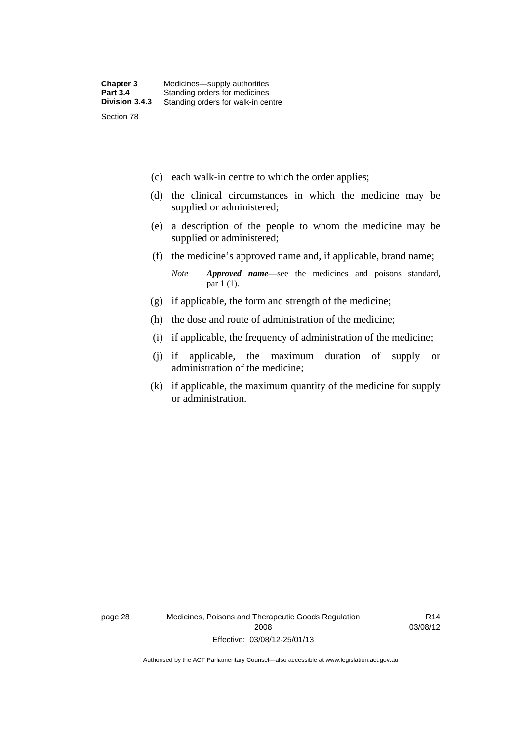(c) each walk-in centre to which the order applies;

(d) the clinical circumstances in which the medicine may be supplied or administered;

(e) a description of the people to whom the medicine may be supplied or administered;

(f) the medicine's approved name and, if applicable, brand name;

*Note* ***Approved name***—see the medicines and poisons standard, par 1 (1).

(g) if applicable, the form and strength of the medicine;

(h) the dose and route of administration of the medicine;

(i) if applicable, the frequency of administration of the medicine;

(j) if applicable, the maximum duration of supply or administration of the medicine;

(k) if applicable, the maximum quantity of the medicine for supply or administration.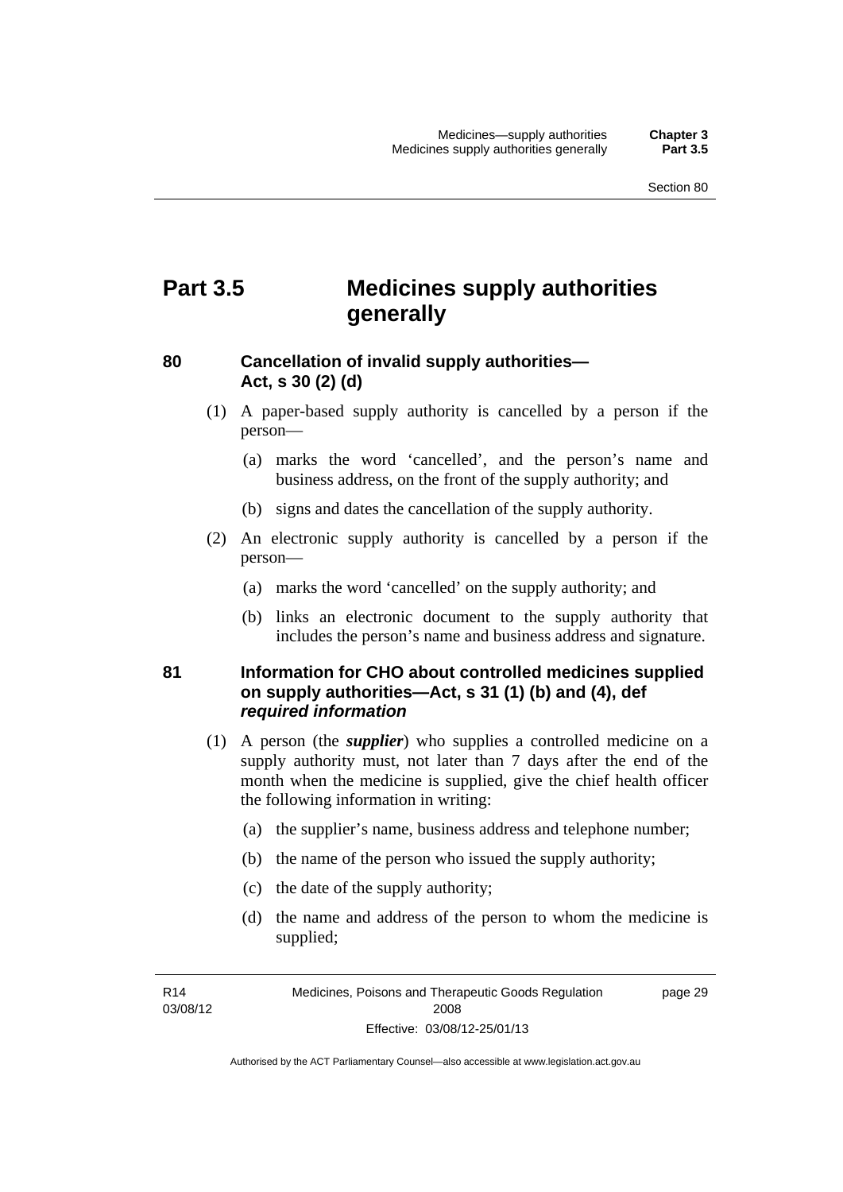# Part 3.5 Medicines supply authorities generally

## 80 Cancellation of invalid supply authorities—Act, s 30 (2) (d)

(1) A paper-based supply authority is cancelled by a person if the person—

(a) marks the word 'cancelled', and the person's name and business address, on the front of the supply authority; and

(b) signs and dates the cancellation of the supply authority.

(2) An electronic supply authority is cancelled by a person if the person—

(a) marks the word 'cancelled' on the supply authority; and

(b) links an electronic document to the supply authority that includes the person's name and business address and signature.

## 81 Information for CHO about controlled medicines supplied on supply authorities—Act, s 31 (1) (b) and (4), def *required information*

(1) A person (the ***supplier***) who supplies a controlled medicine on a supply authority must, not later than 7 days after the end of the month when the medicine is supplied, give the chief health officer the following information in writing:

(a) the supplier's name, business address and telephone number;

(b) the name of the person who issued the supply authority;

(c) the date of the supply authority;

(d) the name and address of the person to whom the medicine is supplied;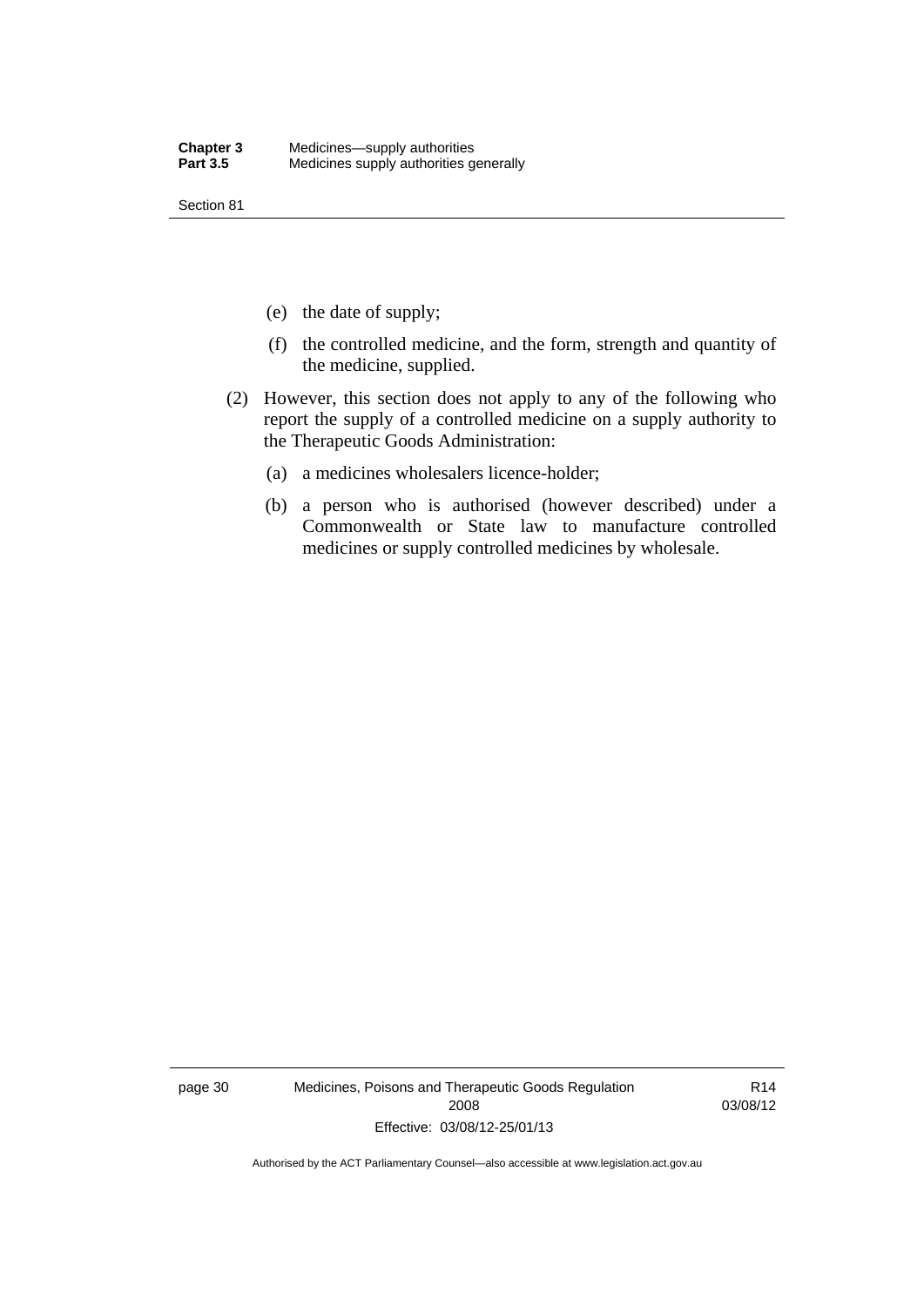(e) the date of supply;

(f) the controlled medicine, and the form, strength and quantity of the medicine, supplied.

(2) However, this section does not apply to any of the following who report the supply of a controlled medicine on a supply authority to the Therapeutic Goods Administration:

(a) a medicines wholesalers licence-holder;

(b) a person who is authorised (however described) under a Commonwealth or State law to manufacture controlled medicines or supply controlled medicines by wholesale.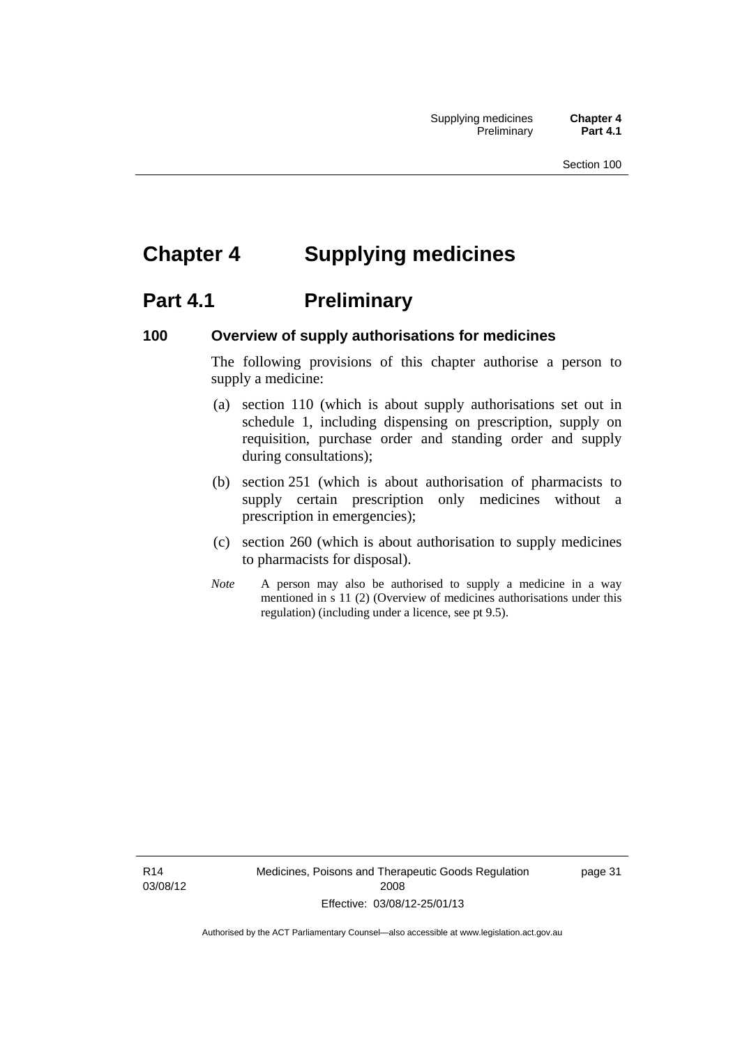# Chapter 4 Supplying medicines

## Part 4.1 Preliminary

### 100 Overview of supply authorisations for medicines

The following provisions of this chapter authorise a person to supply a medicine:

(a) section 110 (which is about supply authorisations set out in schedule 1, including dispensing on prescription, supply on requisition, purchase order and standing order and supply during consultations);

(b) section 251 (which is about authorisation of pharmacists to supply certain prescription only medicines without a prescription in emergencies);

(c) section 260 (which is about authorisation to supply medicines to pharmacists for disposal).

*Note* A person may also be authorised to supply a medicine in a way mentioned in s 11 (2) (Overview of medicines authorisations under this regulation) (including under a licence, see pt 9.5).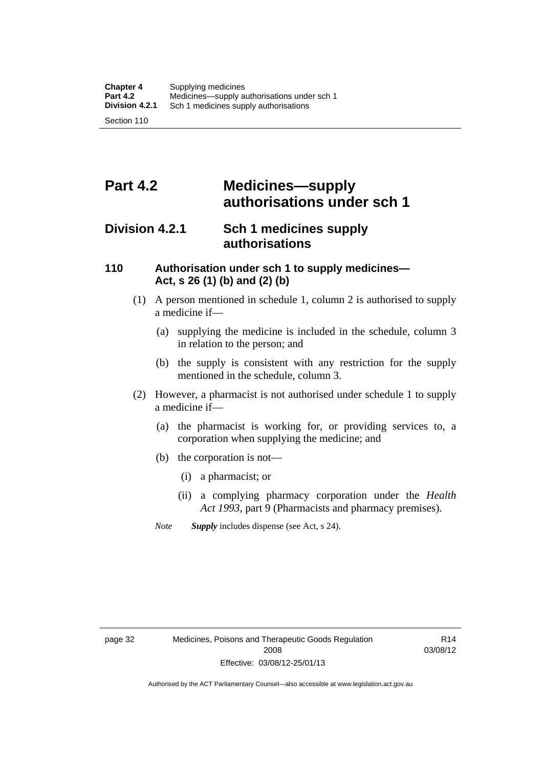# Part 4.2 Medicines—supply authorisations under sch 1

## Division 4.2.1 Sch 1 medicines supply authorisations

### 110 Authorisation under sch 1 to supply medicines—Act, s 26 (1) (b) and (2) (b)

(1) A person mentioned in schedule 1, column 2 is authorised to supply a medicine if—

(a) supplying the medicine is included in the schedule, column 3 in relation to the person; and

(b) the supply is consistent with any restriction for the supply mentioned in the schedule, column 3.

(2) However, a pharmacist is not authorised under schedule 1 to supply a medicine if—

(a) the pharmacist is working for, or providing services to, a corporation when supplying the medicine; and

(b) the corporation is not—

(i) a pharmacist; or

(ii) a complying pharmacy corporation under the *Health Act 1993*, part 9 (Pharmacists and pharmacy premises).

*Note* ***Supply*** includes dispense (see Act, s 24).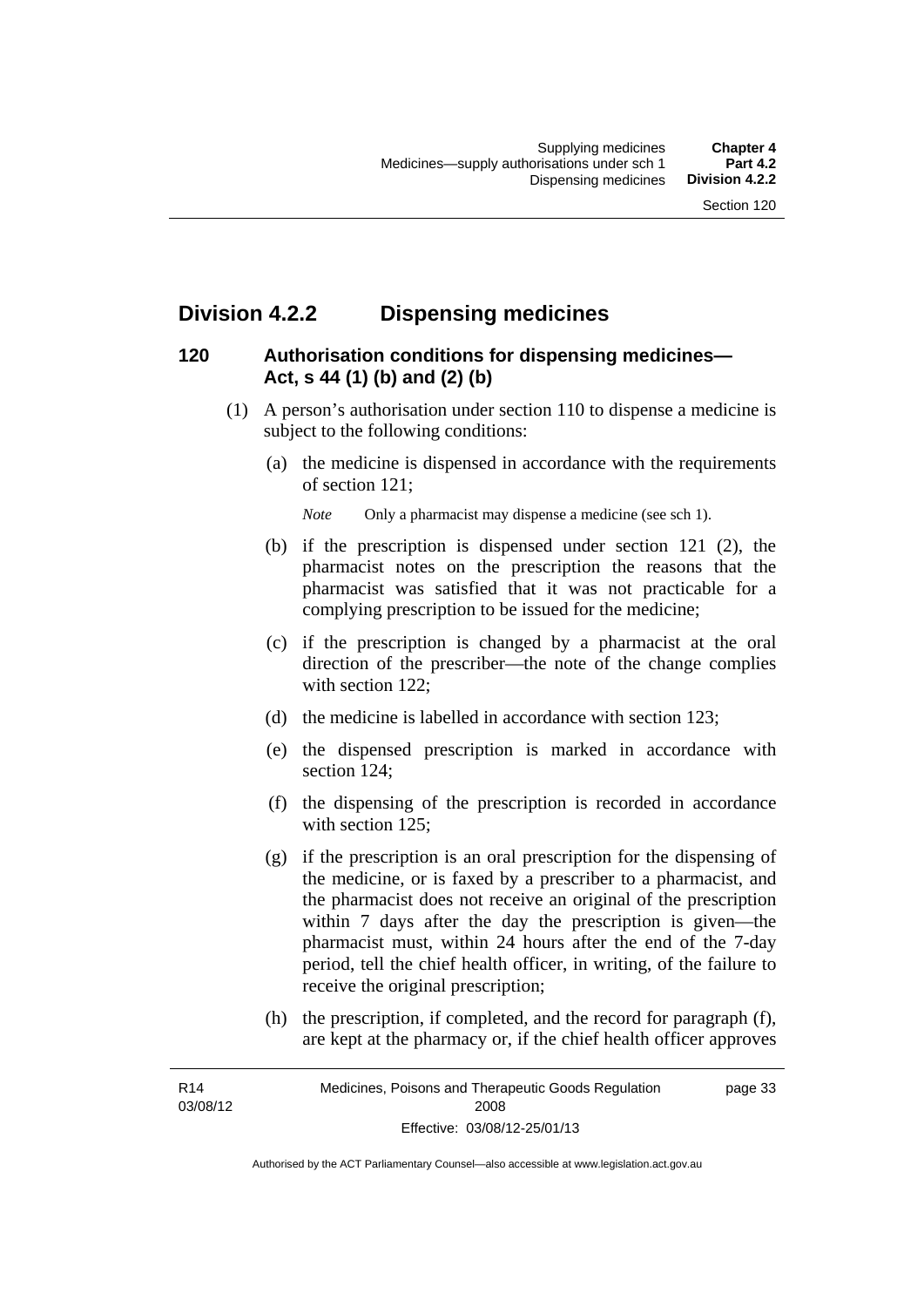## Division 4.2.2 Dispensing medicines

### 120 Authorisation conditions for dispensing medicines—Act, s 44 (1) (b) and (2) (b)

(1) A person's authorisation under section 110 to dispense a medicine is subject to the following conditions:

(a) the medicine is dispensed in accordance with the requirements of section 121;

*Note* Only a pharmacist may dispense a medicine (see sch 1).

(b) if the prescription is dispensed under section 121 (2), the pharmacist notes on the prescription the reasons that the pharmacist was satisfied that it was not practicable for a complying prescription to be issued for the medicine;

(c) if the prescription is changed by a pharmacist at the oral direction of the prescriber—the note of the change complies with section 122;

(d) the medicine is labelled in accordance with section 123;

(e) the dispensed prescription is marked in accordance with section 124;

(f) the dispensing of the prescription is recorded in accordance with section 125;

(g) if the prescription is an oral prescription for the dispensing of the medicine, or is faxed by a prescriber to a pharmacist, and the pharmacist does not receive an original of the prescription within 7 days after the day the prescription is given—the pharmacist must, within 24 hours after the end of the 7-day period, tell the chief health officer, in writing, of the failure to receive the original prescription;

(h) the prescription, if completed, and the record for paragraph (f), are kept at the pharmacy or, if the chief health officer approves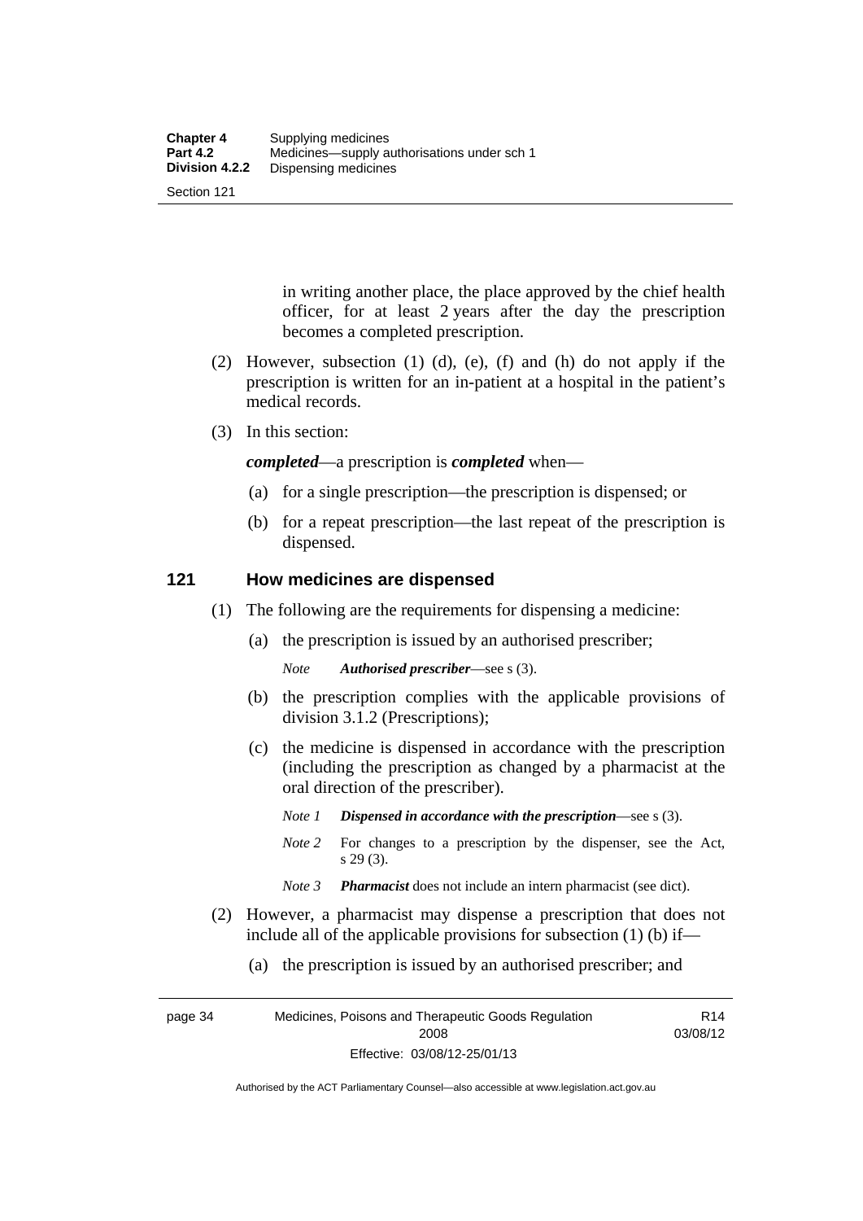in writing another place, the place approved by the chief health officer, for at least 2 years after the day the prescription becomes a completed prescription.

(2) However, subsection (1) (d), (e), (f) and (h) do not apply if the prescription is written for an in-patient at a hospital in the patient's medical records.

(3) In this section:

***completed***—a prescription is ***completed*** when—

(a) for a single prescription—the prescription is dispensed; or

(b) for a repeat prescription—the last repeat of the prescription is dispensed.

## 121 How medicines are dispensed

(1) The following are the requirements for dispensing a medicine:

(a) the prescription is issued by an authorised prescriber;

*Note* ***Authorised prescriber***—see s (3).

(b) the prescription complies with the applicable provisions of division 3.1.2 (Prescriptions);

(c) the medicine is dispensed in accordance with the prescription (including the prescription as changed by a pharmacist at the oral direction of the prescriber).

*Note 1* ***Dispensed in accordance with the prescription***—see s (3).

*Note 2* For changes to a prescription by the dispenser, see the Act, s 29 (3).

*Note 3* ***Pharmacist*** does not include an intern pharmacist (see dict).

(2) However, a pharmacist may dispense a prescription that does not include all of the applicable provisions for subsection (1) (b) if—

(a) the prescription is issued by an authorised prescriber; and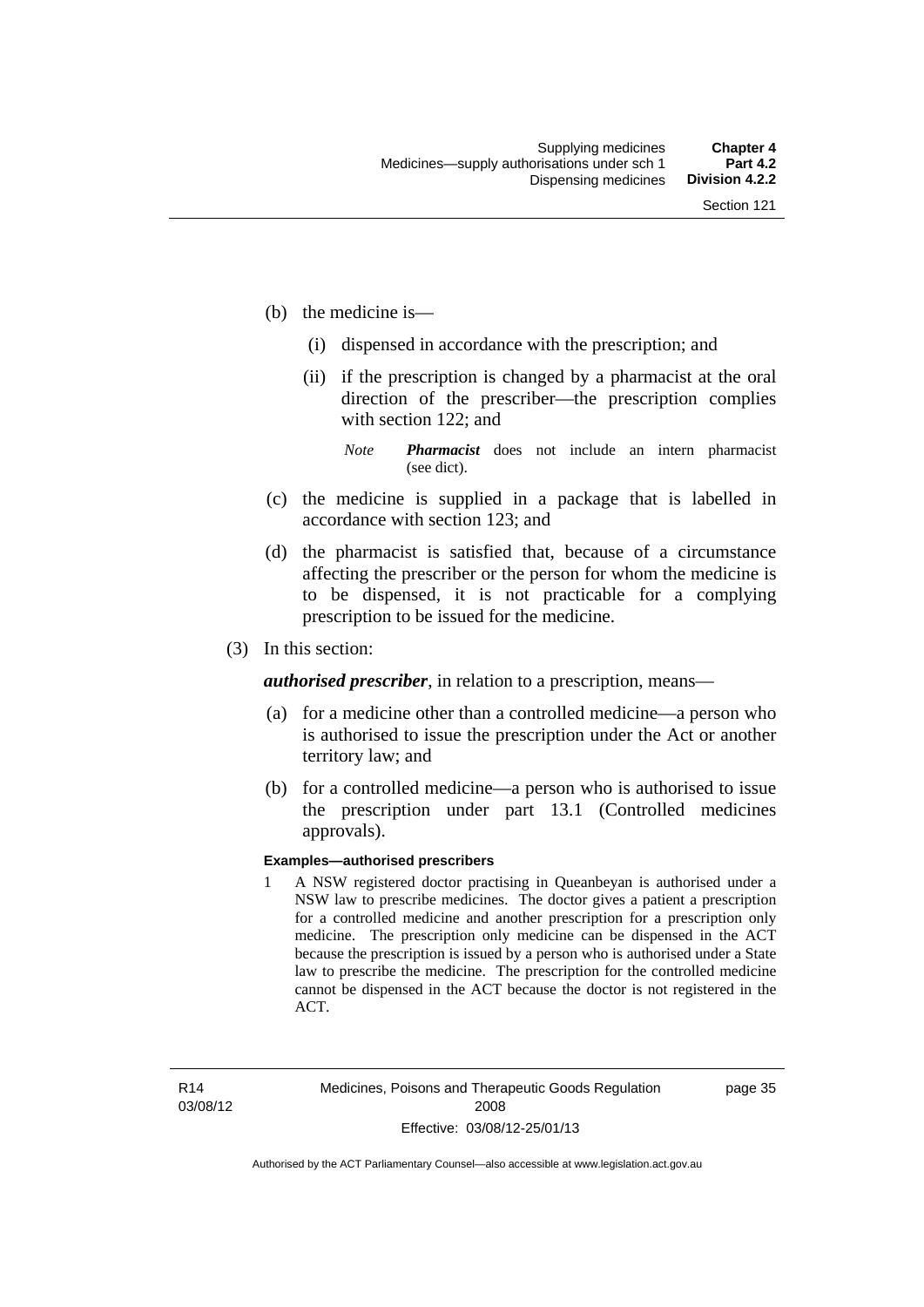(b) the medicine is—

  (i) dispensed in accordance with the prescription; and

  (ii) if the prescription is changed by a pharmacist at the oral direction of the prescriber—the prescription complies with section 122; and

  *Note* ***Pharmacist*** does not include an intern pharmacist (see dict).

(c) the medicine is supplied in a package that is labelled in accordance with section 123; and

(d) the pharmacist is satisfied that, because of a circumstance affecting the prescriber or the person for whom the medicine is to be dispensed, it is not practicable for a complying prescription to be issued for the medicine.

(3) In this section:

***authorised prescriber***, in relation to a prescription, means—

(a) for a medicine other than a controlled medicine—a person who is authorised to issue the prescription under the Act or another territory law; and

(b) for a controlled medicine—a person who is authorised to issue the prescription under part 13.1 (Controlled medicines approvals).

**Examples—authorised prescribers**

1 A NSW registered doctor practising in Queanbeyan is authorised under a NSW law to prescribe medicines. The doctor gives a patient a prescription for a controlled medicine and another prescription for a prescription only medicine. The prescription only medicine can be dispensed in the ACT because the prescription is issued by a person who is authorised under a State law to prescribe the medicine. The prescription for the controlled medicine cannot be dispensed in the ACT because the doctor is not registered in the ACT.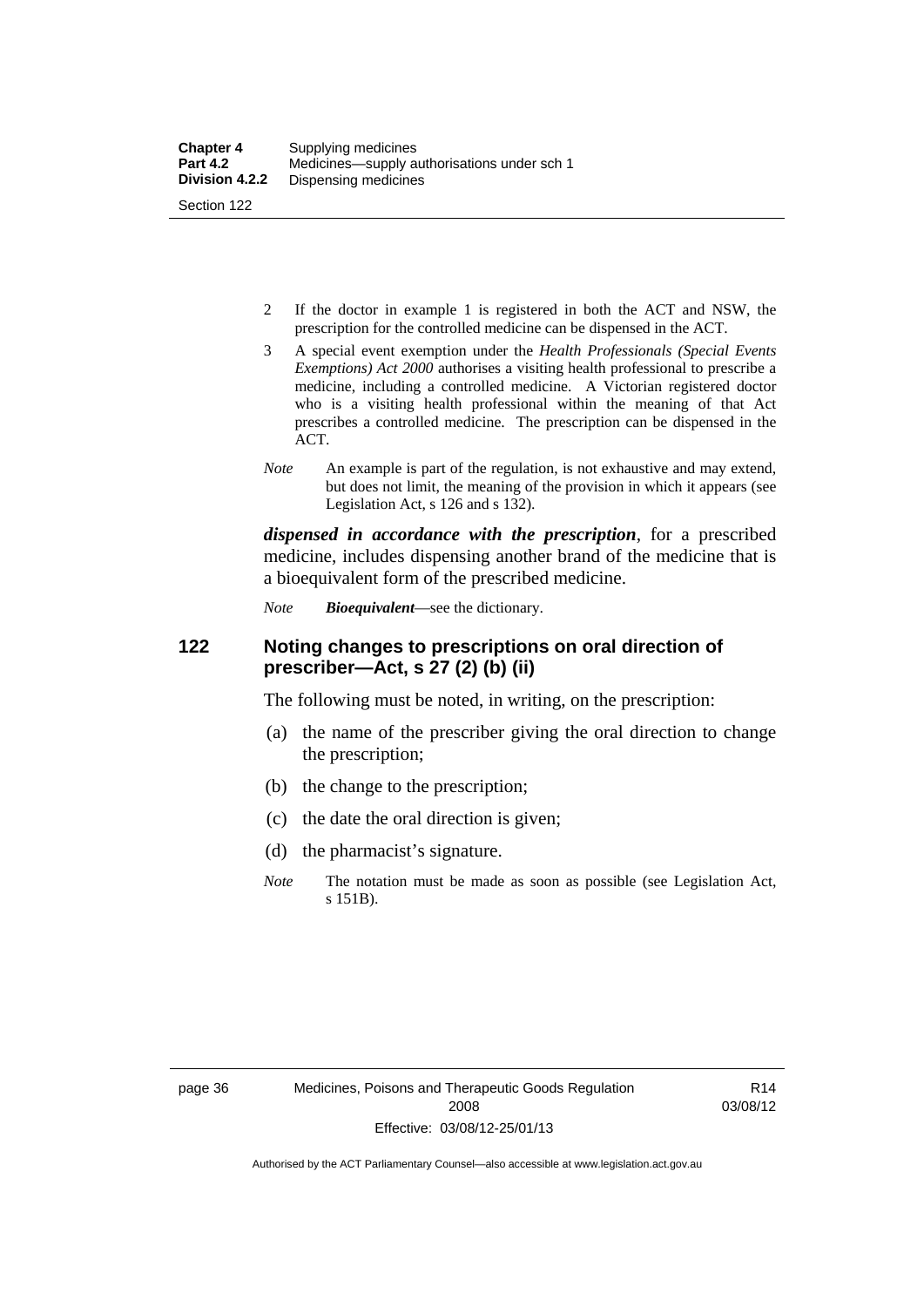2 If the doctor in example 1 is registered in both the ACT and NSW, the prescription for the controlled medicine can be dispensed in the ACT.

3 A special event exemption under the *Health Professionals (Special Events Exemptions) Act 2000* authorises a visiting health professional to prescribe a medicine, including a controlled medicine. A Victorian registered doctor who is a visiting health professional within the meaning of that Act prescribes a controlled medicine. The prescription can be dispensed in the ACT.

*Note* An example is part of the regulation, is not exhaustive and may extend, but does not limit, the meaning of the provision in which it appears (see Legislation Act, s 126 and s 132).

***dispensed in accordance with the prescription***, for a prescribed medicine, includes dispensing another brand of the medicine that is a bioequivalent form of the prescribed medicine.

*Note* ***Bioequivalent***—see the dictionary.

## 122 Noting changes to prescriptions on oral direction of prescriber—Act, s 27 (2) (b) (ii)

The following must be noted, in writing, on the prescription:

(a) the name of the prescriber giving the oral direction to change the prescription;

(b) the change to the prescription;

(c) the date the oral direction is given;

(d) the pharmacist's signature.

*Note* The notation must be made as soon as possible (see Legislation Act, s 151B).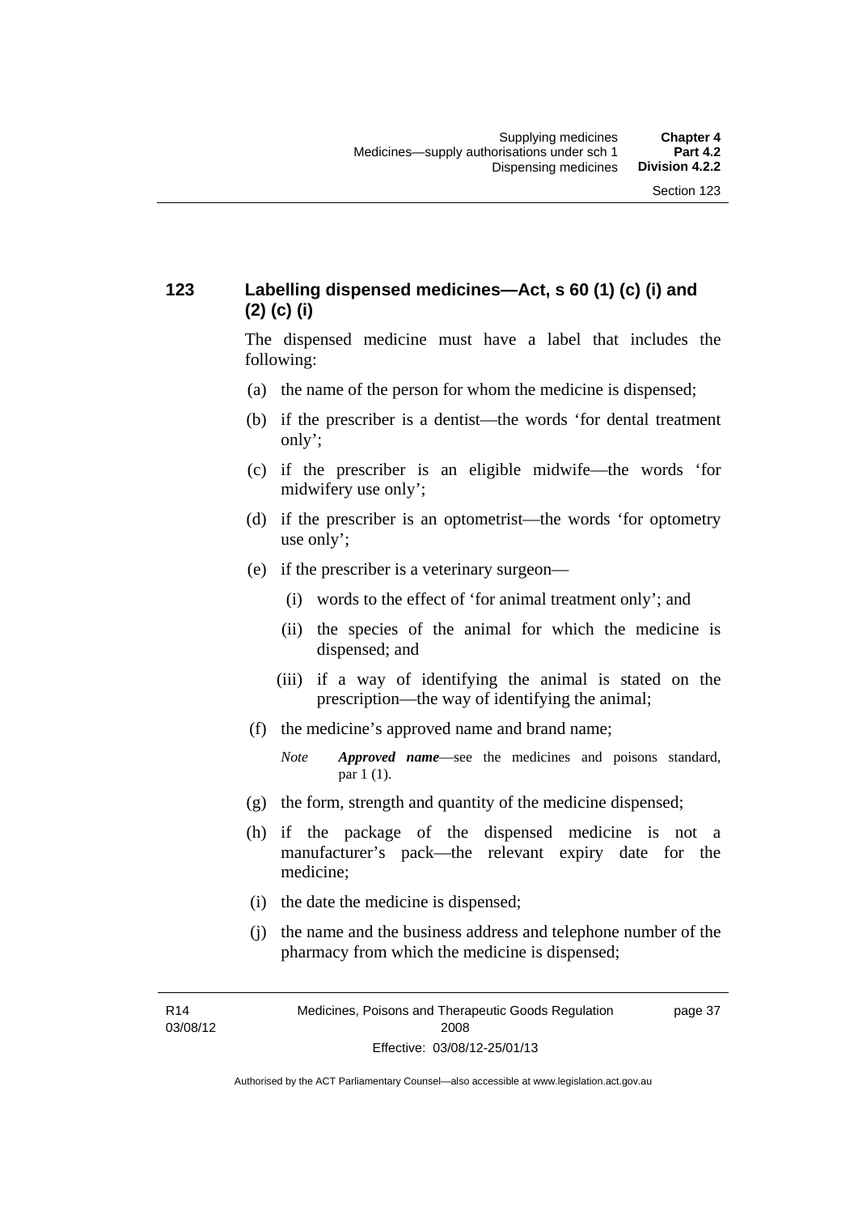## 123 Labelling dispensed medicines—Act, s 60 (1) (c) (i) and (2) (c) (i)

The dispensed medicine must have a label that includes the following:

(a) the name of the person for whom the medicine is dispensed;

(b) if the prescriber is a dentist—the words 'for dental treatment only';

(c) if the prescriber is an eligible midwife—the words 'for midwifery use only';

(d) if the prescriber is an optometrist—the words 'for optometry use only';

(e) if the prescriber is a veterinary surgeon—

   (i) words to the effect of 'for animal treatment only'; and

   (ii) the species of the animal for which the medicine is dispensed; and

   (iii) if a way of identifying the animal is stated on the prescription—the way of identifying the animal;

(f) the medicine's approved name and brand name;

   *Note* ***Approved name***—see the medicines and poisons standard, par 1 (1).

(g) the form, strength and quantity of the medicine dispensed;

(h) if the package of the dispensed medicine is not a manufacturer's pack—the relevant expiry date for the medicine;

(i) the date the medicine is dispensed;

(j) the name and the business address and telephone number of the pharmacy from which the medicine is dispensed;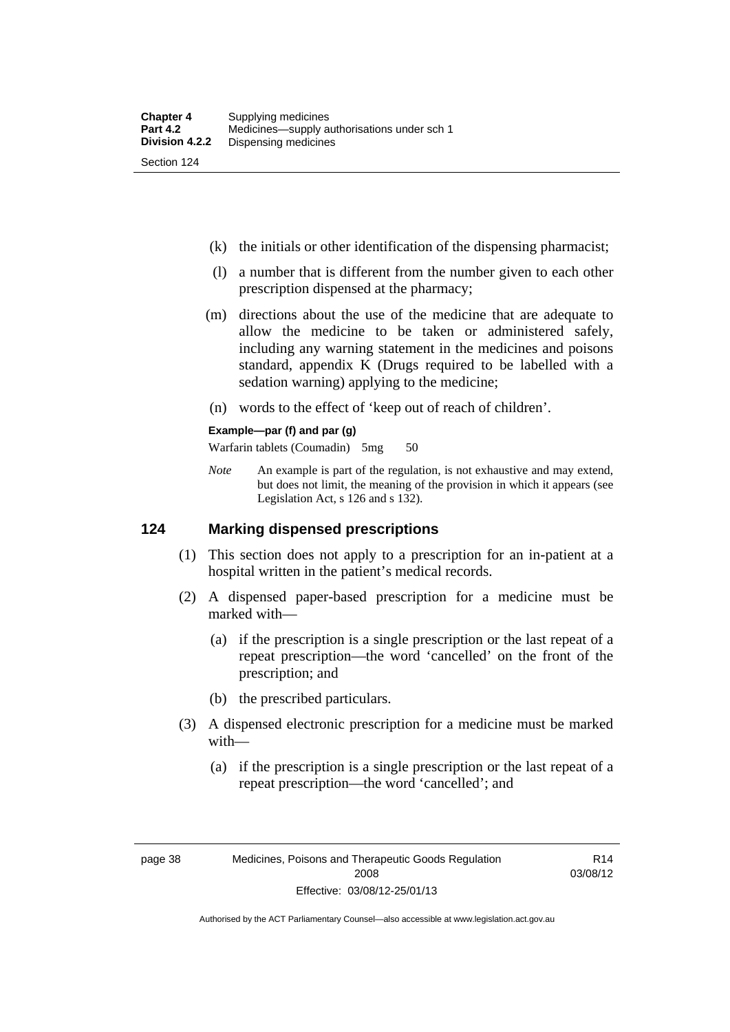(k) the initials or other identification of the dispensing pharmacist;

(l) a number that is different from the number given to each other prescription dispensed at the pharmacy;

(m) directions about the use of the medicine that are adequate to allow the medicine to be taken or administered safely, including any warning statement in the medicines and poisons standard, appendix K (Drugs required to be labelled with a sedation warning) applying to the medicine;

(n) words to the effect of 'keep out of reach of children'.

**Example—par (f) and par (g)**

Warfarin tablets (Coumadin) 5mg 50

*Note* An example is part of the regulation, is not exhaustive and may extend, but does not limit, the meaning of the provision in which it appears (see Legislation Act, s 126 and s 132).

## 124 Marking dispensed prescriptions

(1) This section does not apply to a prescription for an in-patient at a hospital written in the patient's medical records.

(2) A dispensed paper-based prescription for a medicine must be marked with—

(a) if the prescription is a single prescription or the last repeat of a repeat prescription—the word 'cancelled' on the front of the prescription; and

(b) the prescribed particulars.

(3) A dispensed electronic prescription for a medicine must be marked with—

(a) if the prescription is a single prescription or the last repeat of a repeat prescription—the word 'cancelled'; and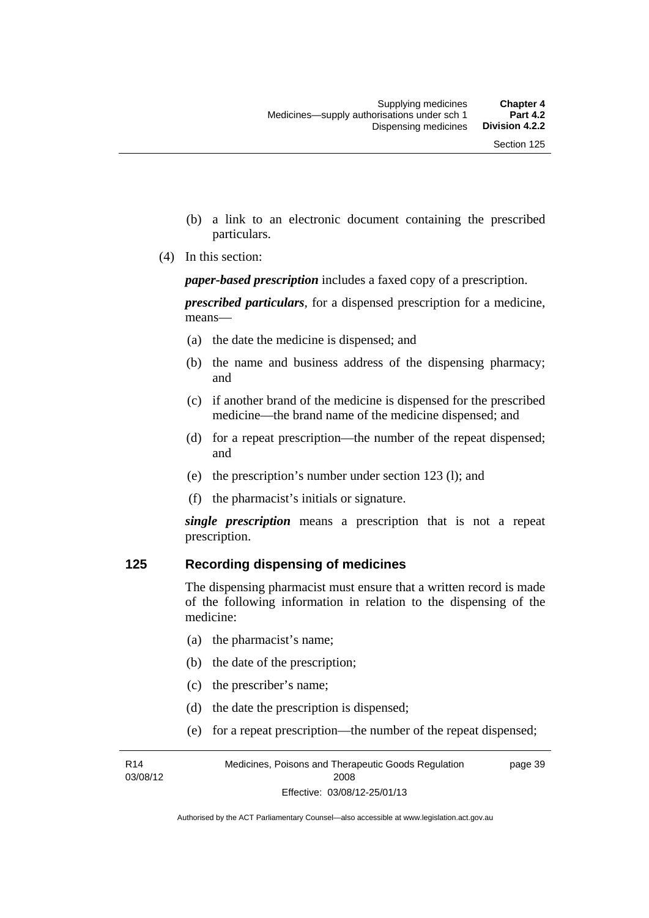(b) a link to an electronic document containing the prescribed particulars.

(4) In this section:

***paper-based prescription*** includes a faxed copy of a prescription.

***prescribed particulars***, for a dispensed prescription for a medicine, means—

(a) the date the medicine is dispensed; and

(b) the name and business address of the dispensing pharmacy; and

(c) if another brand of the medicine is dispensed for the prescribed medicine—the brand name of the medicine dispensed; and

(d) for a repeat prescription—the number of the repeat dispensed; and

(e) the prescription's number under section 123 (l); and

(f) the pharmacist's initials or signature.

***single prescription*** means a prescription that is not a repeat prescription.

## 125 Recording dispensing of medicines

The dispensing pharmacist must ensure that a written record is made of the following information in relation to the dispensing of the medicine:

(a) the pharmacist's name;

(b) the date of the prescription;

(c) the prescriber's name;

(d) the date the prescription is dispensed;

(e) for a repeat prescription—the number of the repeat dispensed;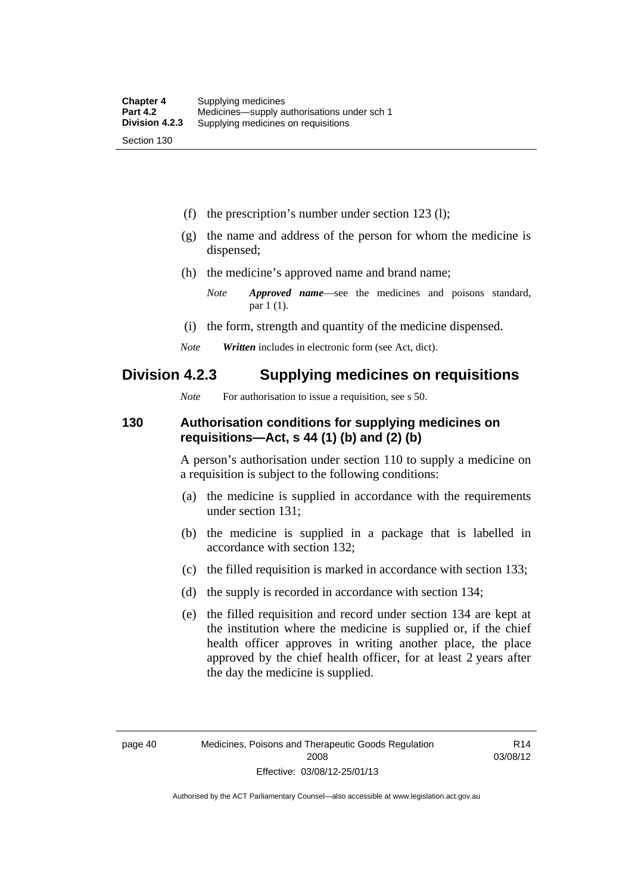- (f) the prescription's number under section 123 (l);
- (g) the name and address of the person for whom the medicine is dispensed;
- (h) the medicine's approved name and brand name;

  *Note* ***Approved name***—see the medicines and poisons standard, par 1 (1).

- (i) the form, strength and quantity of the medicine dispensed.

*Note* ***Written*** includes in electronic form (see Act, dict).

## Division 4.2.3 Supplying medicines on requisitions

*Note* For authorisation to issue a requisition, see s 50.

### 130 Authorisation conditions for supplying medicines on requisitions—Act, s 44 (1) (b) and (2) (b)

A person's authorisation under section 110 to supply a medicine on a requisition is subject to the following conditions:

- (a) the medicine is supplied in accordance with the requirements under section 131;
- (b) the medicine is supplied in a package that is labelled in accordance with section 132;
- (c) the filled requisition is marked in accordance with section 133;
- (d) the supply is recorded in accordance with section 134;
- (e) the filled requisition and record under section 134 are kept at the institution where the medicine is supplied or, if the chief health officer approves in writing another place, the place approved by the chief health officer, for at least 2 years after the day the medicine is supplied.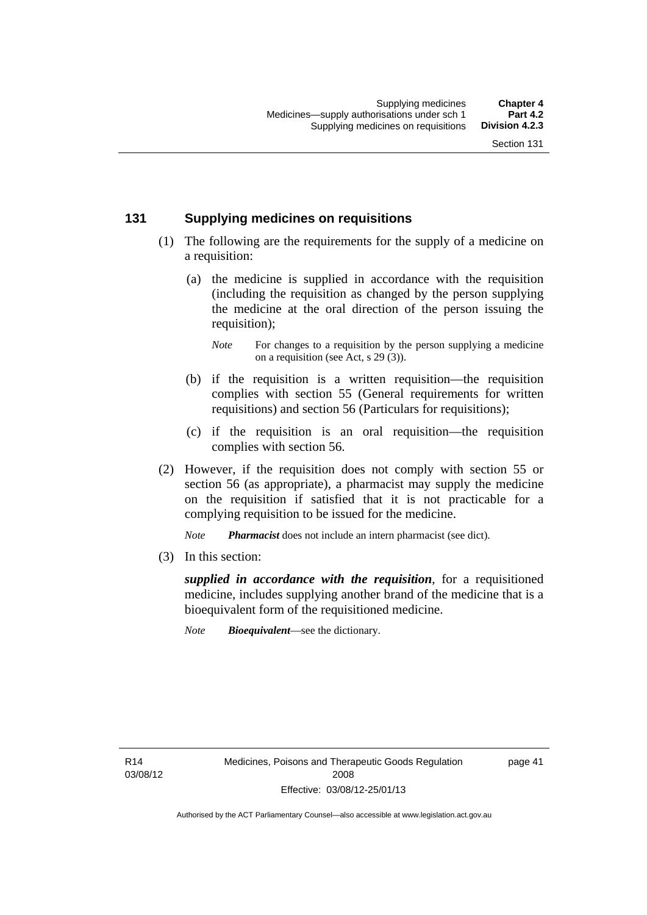## 131 Supplying medicines on requisitions

(1) The following are the requirements for the supply of a medicine on a requisition:

(a) the medicine is supplied in accordance with the requisition (including the requisition as changed by the person supplying the medicine at the oral direction of the person issuing the requisition);

*Note* For changes to a requisition by the person supplying a medicine on a requisition (see Act, s 29 (3)).

(b) if the requisition is a written requisition—the requisition complies with section 55 (General requirements for written requisitions) and section 56 (Particulars for requisitions);

(c) if the requisition is an oral requisition—the requisition complies with section 56.

(2) However, if the requisition does not comply with section 55 or section 56 (as appropriate), a pharmacist may supply the medicine on the requisition if satisfied that it is not practicable for a complying requisition to be issued for the medicine.

*Note* ***Pharmacist*** does not include an intern pharmacist (see dict).

(3) In this section:

***supplied in accordance with the requisition***, for a requisitioned medicine, includes supplying another brand of the medicine that is a bioequivalent form of the requisitioned medicine.

*Note* ***Bioequivalent***—see the dictionary.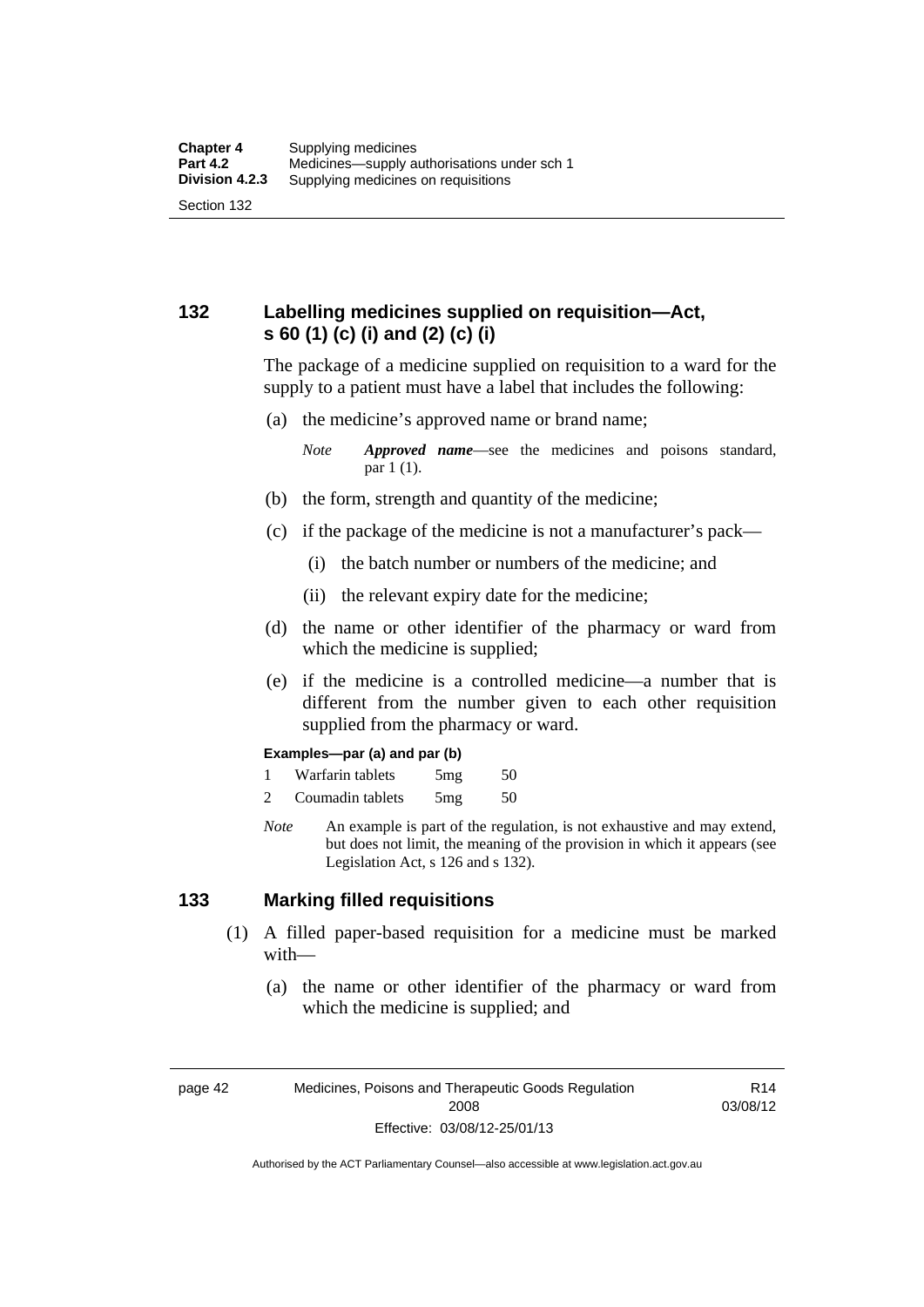## 132 Labelling medicines supplied on requisition—Act, s 60 (1) (c) (i) and (2) (c) (i)

The package of a medicine supplied on requisition to a ward for the supply to a patient must have a label that includes the following:

(a) the medicine's approved name or brand name;

*Note* ***Approved name***—see the medicines and poisons standard, par 1 (1).

(b) the form, strength and quantity of the medicine;

(c) if the package of the medicine is not a manufacturer's pack—

(i) the batch number or numbers of the medicine; and

(ii) the relevant expiry date for the medicine;

(d) the name or other identifier of the pharmacy or ward from which the medicine is supplied;

(e) if the medicine is a controlled medicine—a number that is different from the number given to each other requisition supplied from the pharmacy or ward.

**Examples—par (a) and par (b)**

1 Warfarin tablets 5mg 50

2 Coumadin tablets 5mg 50

*Note* An example is part of the regulation, is not exhaustive and may extend, but does not limit, the meaning of the provision in which it appears (see Legislation Act, s 126 and s 132).

## 133 Marking filled requisitions

(1) A filled paper-based requisition for a medicine must be marked with—

(a) the name or other identifier of the pharmacy or ward from which the medicine is supplied; and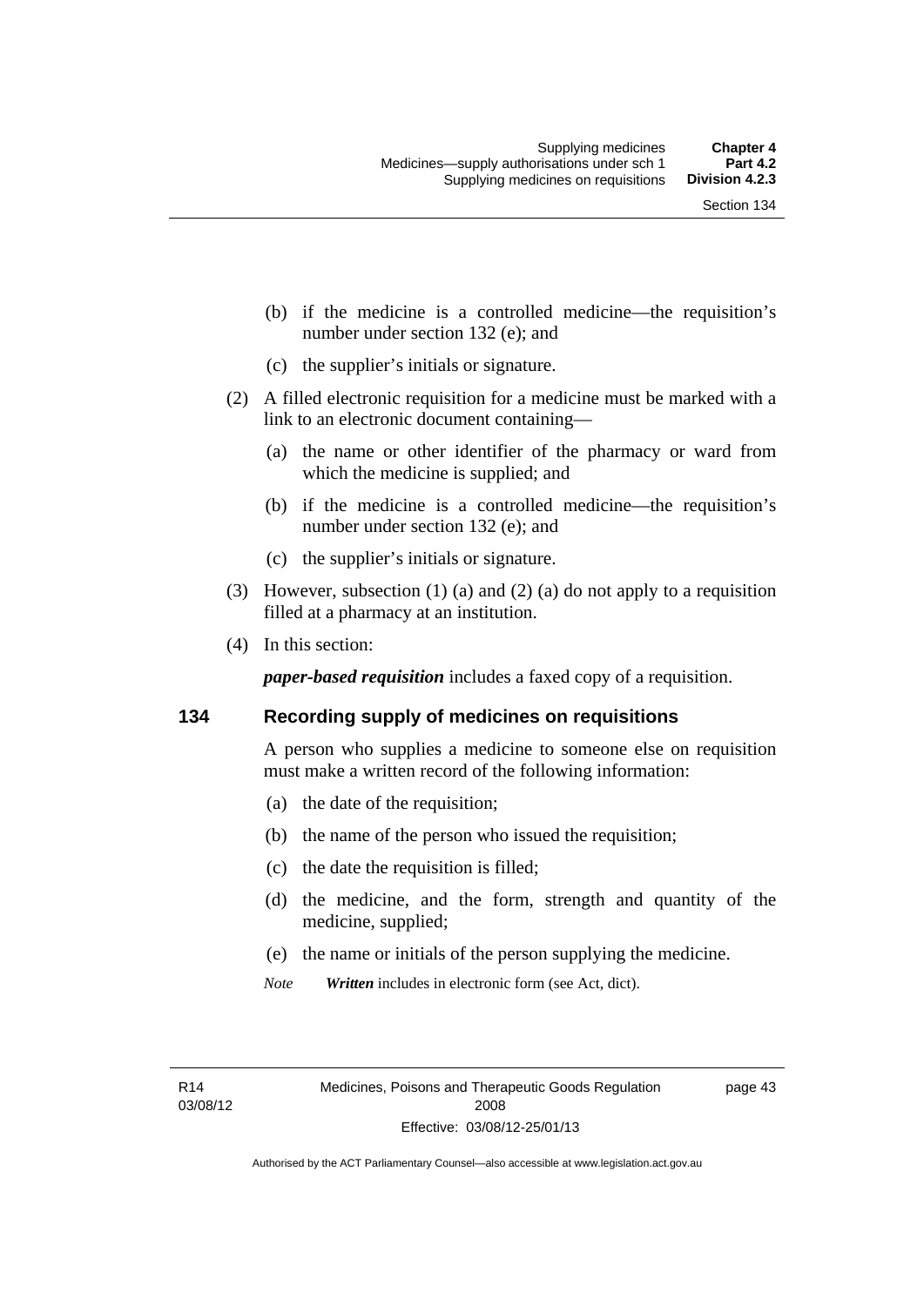(b) if the medicine is a controlled medicine—the requisition's number under section 132 (e); and

(c) the supplier's initials or signature.

(2) A filled electronic requisition for a medicine must be marked with a link to an electronic document containing—

(a) the name or other identifier of the pharmacy or ward from which the medicine is supplied; and

(b) if the medicine is a controlled medicine—the requisition's number under section 132 (e); and

(c) the supplier's initials or signature.

(3) However, subsection (1) (a) and (2) (a) do not apply to a requisition filled at a pharmacy at an institution.

(4) In this section:

***paper-based requisition*** includes a faxed copy of a requisition.

## 134 Recording supply of medicines on requisitions

A person who supplies a medicine to someone else on requisition must make a written record of the following information:

(a) the date of the requisition;

(b) the name of the person who issued the requisition;

(c) the date the requisition is filled;

(d) the medicine, and the form, strength and quantity of the medicine, supplied;

(e) the name or initials of the person supplying the medicine.

*Note* ***Written*** includes in electronic form (see Act, dict).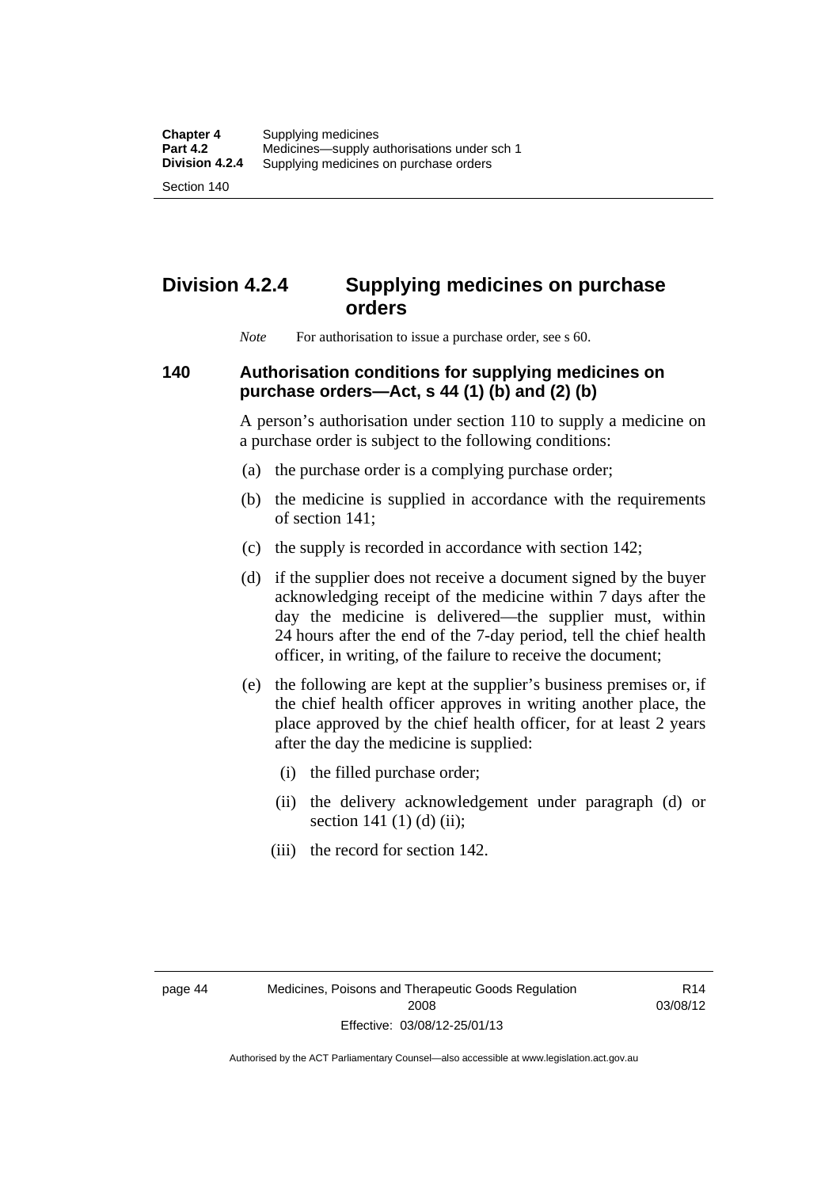## Division 4.2.4 Supplying medicines on purchase orders

*Note* For authorisation to issue a purchase order, see s 60.

### 140 Authorisation conditions for supplying medicines on purchase orders—Act, s 44 (1) (b) and (2) (b)

A person's authorisation under section 110 to supply a medicine on a purchase order is subject to the following conditions:

(a) the purchase order is a complying purchase order;

(b) the medicine is supplied in accordance with the requirements of section 141;

(c) the supply is recorded in accordance with section 142;

(d) if the supplier does not receive a document signed by the buyer acknowledging receipt of the medicine within 7 days after the day the medicine is delivered—the supplier must, within 24 hours after the end of the 7-day period, tell the chief health officer, in writing, of the failure to receive the document;

(e) the following are kept at the supplier's business premises or, if the chief health officer approves in writing another place, the place approved by the chief health officer, for at least 2 years after the day the medicine is supplied:

(i) the filled purchase order;

(ii) the delivery acknowledgement under paragraph (d) or section 141 (1) (d) (ii);

(iii) the record for section 142.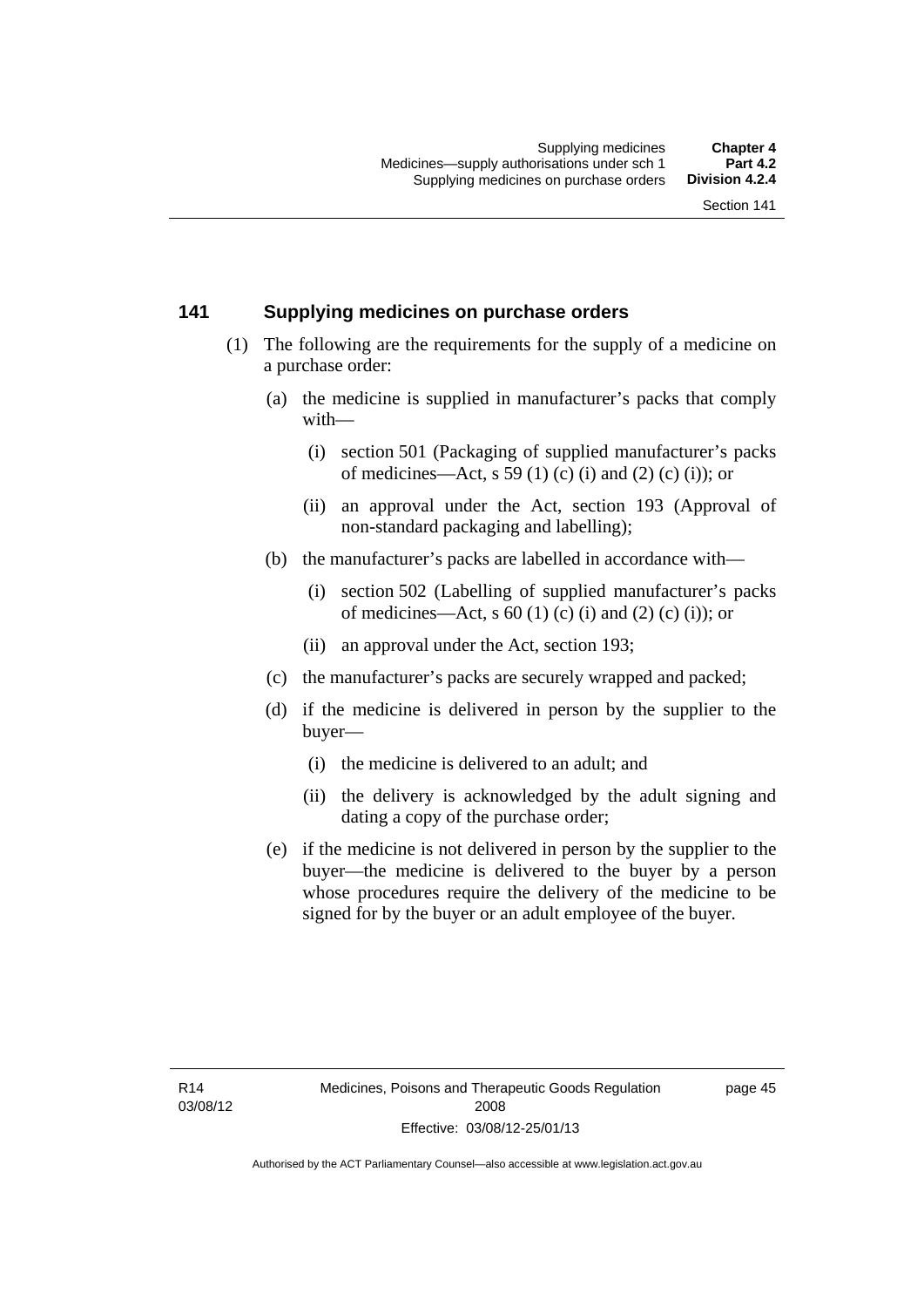## 141 Supplying medicines on purchase orders

(1) The following are the requirements for the supply of a medicine on a purchase order:

  (a) the medicine is supplied in manufacturer's packs that comply with—

    (i) section 501 (Packaging of supplied manufacturer's packs of medicines—Act, s 59 (1) (c) (i) and (2) (c) (i)); or

    (ii) an approval under the Act, section 193 (Approval of non-standard packaging and labelling);

  (b) the manufacturer's packs are labelled in accordance with—

    (i) section 502 (Labelling of supplied manufacturer's packs of medicines—Act, s 60 (1) (c) (i) and (2) (c) (i)); or

    (ii) an approval under the Act, section 193;

  (c) the manufacturer's packs are securely wrapped and packed;

  (d) if the medicine is delivered in person by the supplier to the buyer—

    (i) the medicine is delivered to an adult; and

    (ii) the delivery is acknowledged by the adult signing and dating a copy of the purchase order;

  (e) if the medicine is not delivered in person by the supplier to the buyer—the medicine is delivered to the buyer by a person whose procedures require the delivery of the medicine to be signed for by the buyer or an adult employee of the buyer.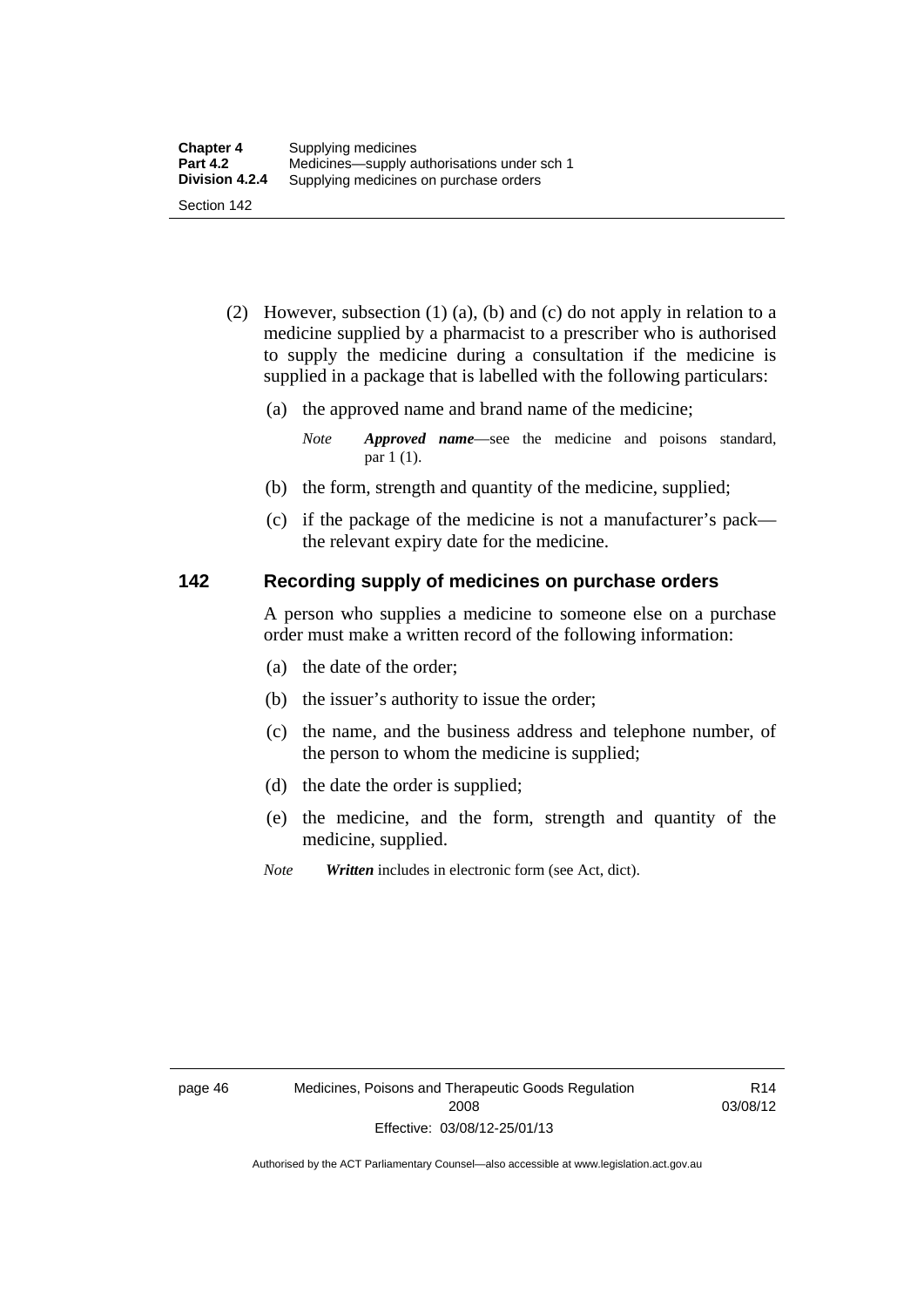(2) However, subsection (1) (a), (b) and (c) do not apply in relation to a medicine supplied by a pharmacist to a prescriber who is authorised to supply the medicine during a consultation if the medicine is supplied in a package that is labelled with the following particulars:

(a) the approved name and brand name of the medicine;

*Note* ***Approved name***—see the medicine and poisons standard, par 1 (1).

(b) the form, strength and quantity of the medicine, supplied;

(c) if the package of the medicine is not a manufacturer's pack—the relevant expiry date for the medicine.

## 142 Recording supply of medicines on purchase orders

A person who supplies a medicine to someone else on a purchase order must make a written record of the following information:

(a) the date of the order;

(b) the issuer's authority to issue the order;

(c) the name, and the business address and telephone number, of the person to whom the medicine is supplied;

(d) the date the order is supplied;

(e) the medicine, and the form, strength and quantity of the medicine, supplied.

*Note* ***Written*** includes in electronic form (see Act, dict).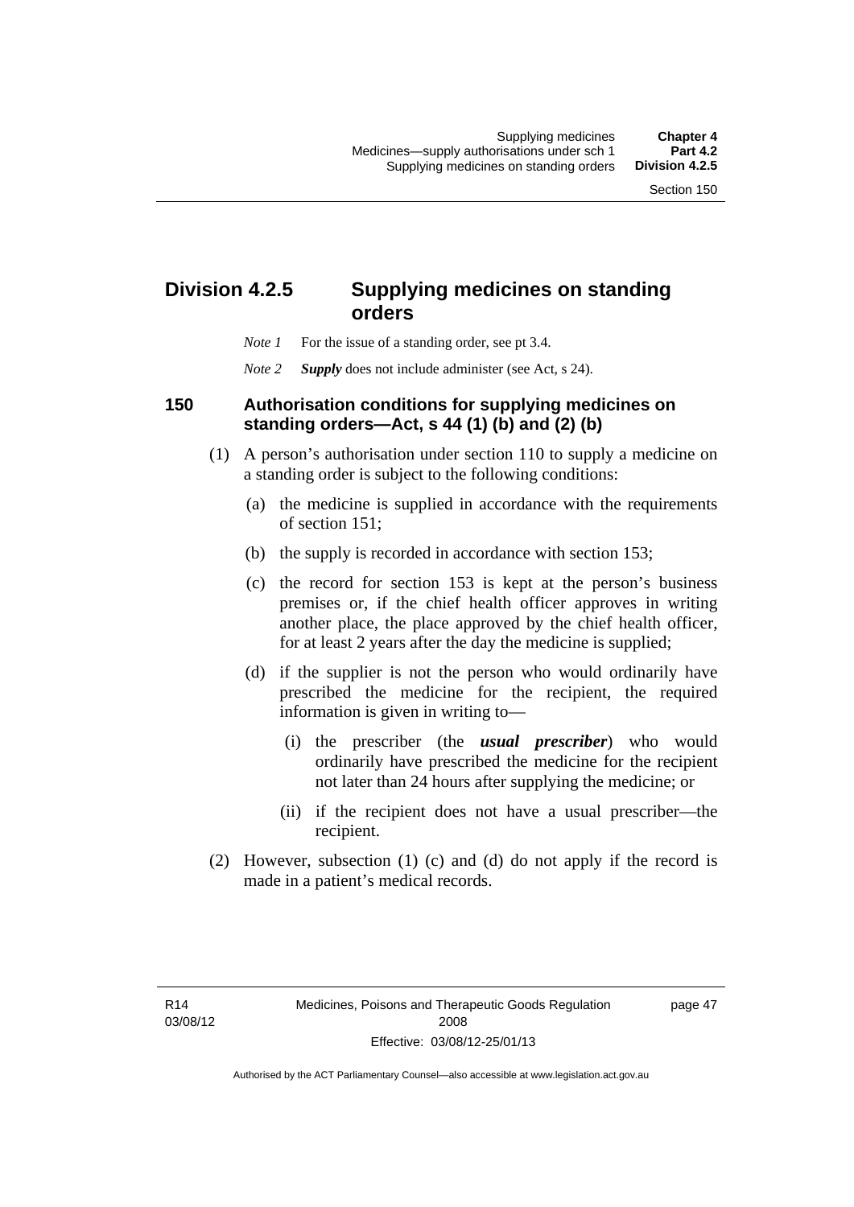## Division 4.2.5 Supplying medicines on standing orders

*Note 1* For the issue of a standing order, see pt 3.4.

*Note 2* ***Supply*** does not include administer (see Act, s 24).

### 150 Authorisation conditions for supplying medicines on standing orders—Act, s 44 (1) (b) and (2) (b)

(1) A person's authorisation under section 110 to supply a medicine on a standing order is subject to the following conditions:

(a) the medicine is supplied in accordance with the requirements of section 151;

(b) the supply is recorded in accordance with section 153;

(c) the record for section 153 is kept at the person's business premises or, if the chief health officer approves in writing another place, the place approved by the chief health officer, for at least 2 years after the day the medicine is supplied;

(d) if the supplier is not the person who would ordinarily have prescribed the medicine for the recipient, the required information is given in writing to—

(i) the prescriber (the ***usual prescriber***) who would ordinarily have prescribed the medicine for the recipient not later than 24 hours after supplying the medicine; or

(ii) if the recipient does not have a usual prescriber—the recipient.

(2) However, subsection (1) (c) and (d) do not apply if the record is made in a patient's medical records.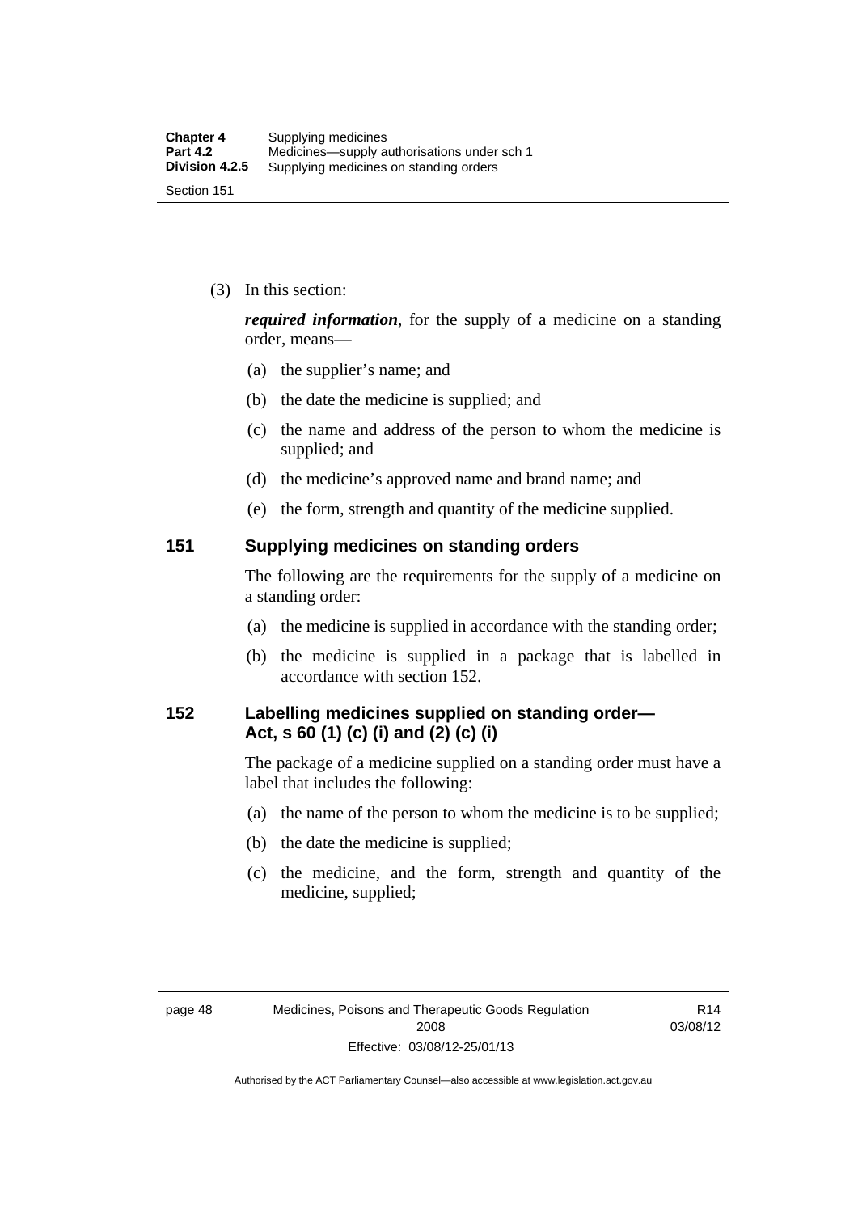(3) In this section:

***required information***, for the supply of a medicine on a standing order, means—

- (a) the supplier's name; and
- (b) the date the medicine is supplied; and
- (c) the name and address of the person to whom the medicine is supplied; and
- (d) the medicine's approved name and brand name; and
- (e) the form, strength and quantity of the medicine supplied.

## 151 Supplying medicines on standing orders

The following are the requirements for the supply of a medicine on a standing order:

- (a) the medicine is supplied in accordance with the standing order;
- (b) the medicine is supplied in a package that is labelled in accordance with section 152.

## 152 Labelling medicines supplied on standing order— Act, s 60 (1) (c) (i) and (2) (c) (i)

The package of a medicine supplied on a standing order must have a label that includes the following:

- (a) the name of the person to whom the medicine is to be supplied;
- (b) the date the medicine is supplied;
- (c) the medicine, and the form, strength and quantity of the medicine, supplied;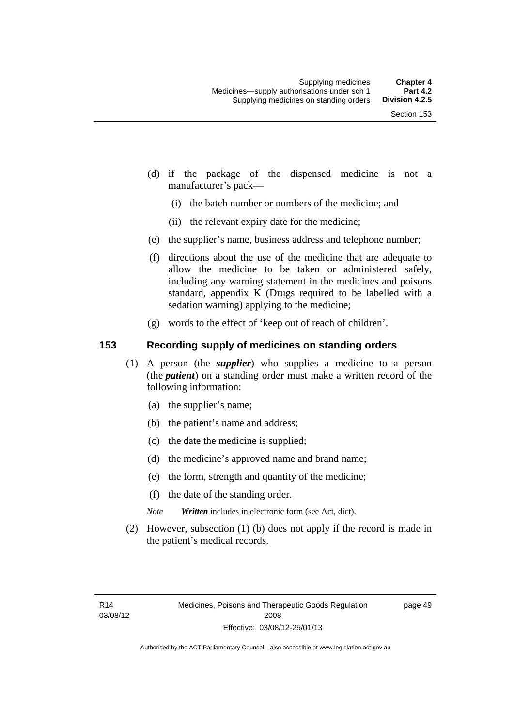(d) if the package of the dispensed medicine is not a manufacturer's pack—

  (i) the batch number or numbers of the medicine; and

  (ii) the relevant expiry date for the medicine;

(e) the supplier's name, business address and telephone number;

(f) directions about the use of the medicine that are adequate to allow the medicine to be taken or administered safely, including any warning statement in the medicines and poisons standard, appendix K (Drugs required to be labelled with a sedation warning) applying to the medicine;

(g) words to the effect of 'keep out of reach of children'.

## 153 Recording supply of medicines on standing orders

(1) A person (the ***supplier***) who supplies a medicine to a person (the ***patient***) on a standing order must make a written record of the following information:

  (a) the supplier's name;

  (b) the patient's name and address;

  (c) the date the medicine is supplied;

  (d) the medicine's approved name and brand name;

  (e) the form, strength and quantity of the medicine;

  (f) the date of the standing order.

*Note* ***Written*** includes in electronic form (see Act, dict).

(2) However, subsection (1) (b) does not apply if the record is made in the patient's medical records.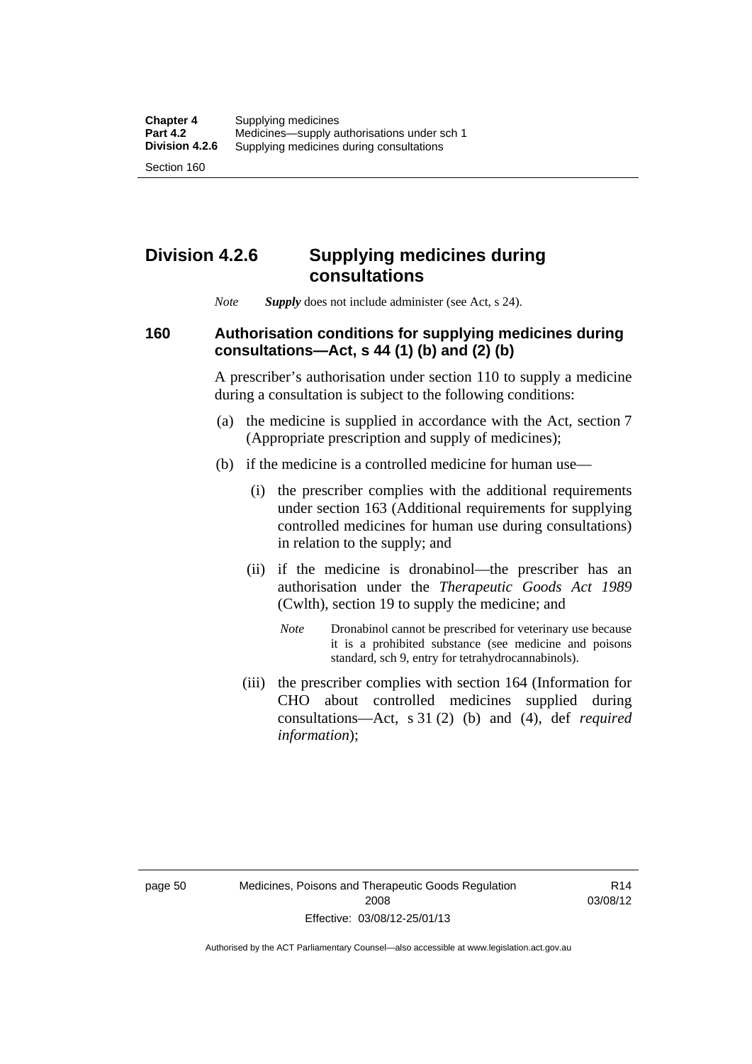## Division 4.2.6 Supplying medicines during consultations

*Note* ***Supply*** does not include administer (see Act, s 24).

### 160 Authorisation conditions for supplying medicines during consultations—Act, s 44 (1) (b) and (2) (b)

A prescriber's authorisation under section 110 to supply a medicine during a consultation is subject to the following conditions:

(a) the medicine is supplied in accordance with the Act, section 7 (Appropriate prescription and supply of medicines);

(b) if the medicine is a controlled medicine for human use—

(i) the prescriber complies with the additional requirements under section 163 (Additional requirements for supplying controlled medicines for human use during consultations) in relation to the supply; and

(ii) if the medicine is dronabinol—the prescriber has an authorisation under the *Therapeutic Goods Act 1989* (Cwlth), section 19 to supply the medicine; and

*Note* Dronabinol cannot be prescribed for veterinary use because it is a prohibited substance (see medicine and poisons standard, sch 9, entry for tetrahydrocannabinols).

(iii) the prescriber complies with section 164 (Information for CHO about controlled medicines supplied during consultations—Act, s 31 (2) (b) and (4), def *required information*);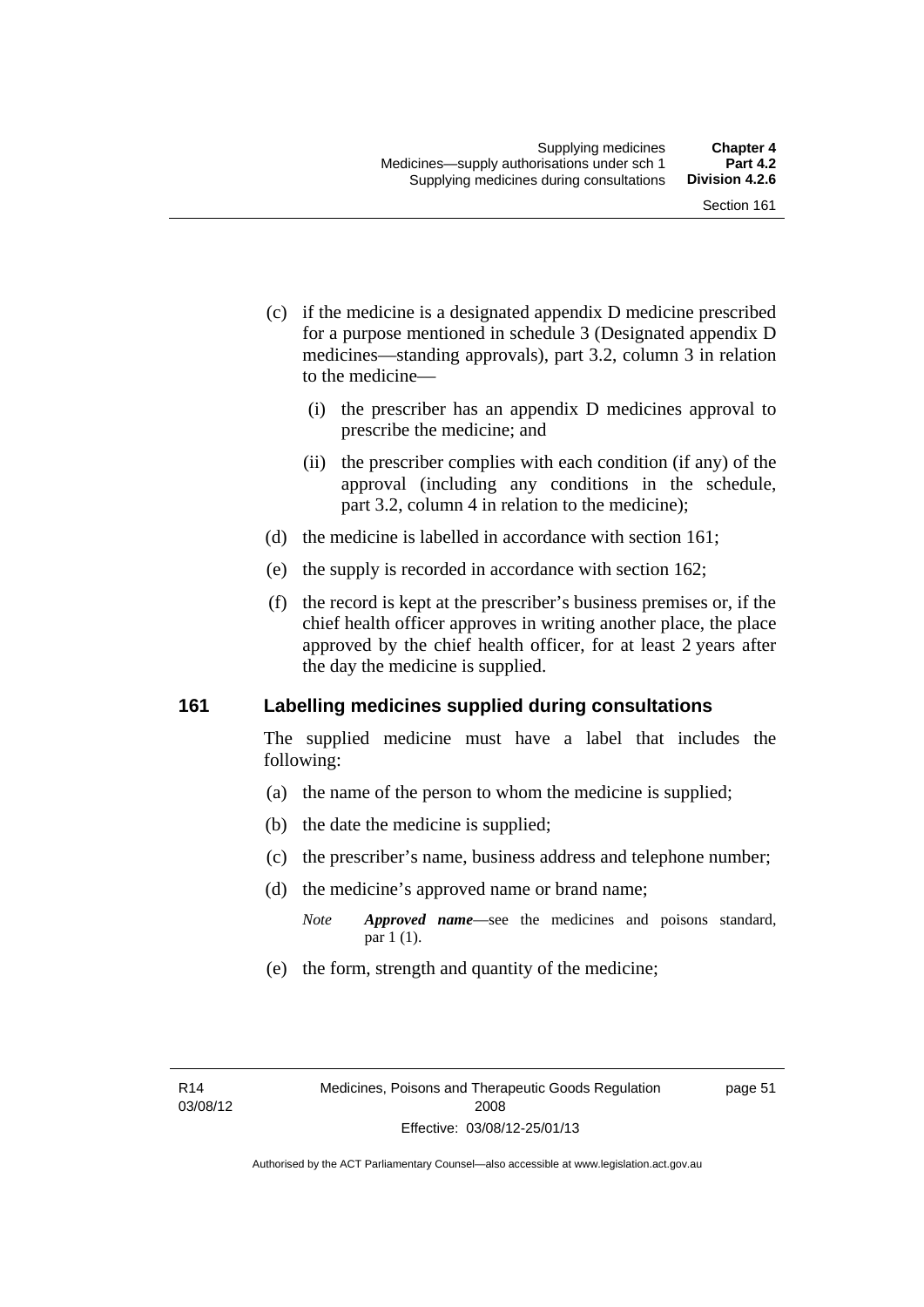(c) if the medicine is a designated appendix D medicine prescribed for a purpose mentioned in schedule 3 (Designated appendix D medicines—standing approvals), part 3.2, column 3 in relation to the medicine—

  (i) the prescriber has an appendix D medicines approval to prescribe the medicine; and

  (ii) the prescriber complies with each condition (if any) of the approval (including any conditions in the schedule, part 3.2, column 4 in relation to the medicine);

(d) the medicine is labelled in accordance with section 161;

(e) the supply is recorded in accordance with section 162;

(f) the record is kept at the prescriber's business premises or, if the chief health officer approves in writing another place, the place approved by the chief health officer, for at least 2 years after the day the medicine is supplied.

## 161 Labelling medicines supplied during consultations

The supplied medicine must have a label that includes the following:

(a) the name of the person to whom the medicine is supplied;

(b) the date the medicine is supplied;

(c) the prescriber's name, business address and telephone number;

(d) the medicine's approved name or brand name;

*Note* ***Approved name***—see the medicines and poisons standard, par 1 (1).

(e) the form, strength and quantity of the medicine;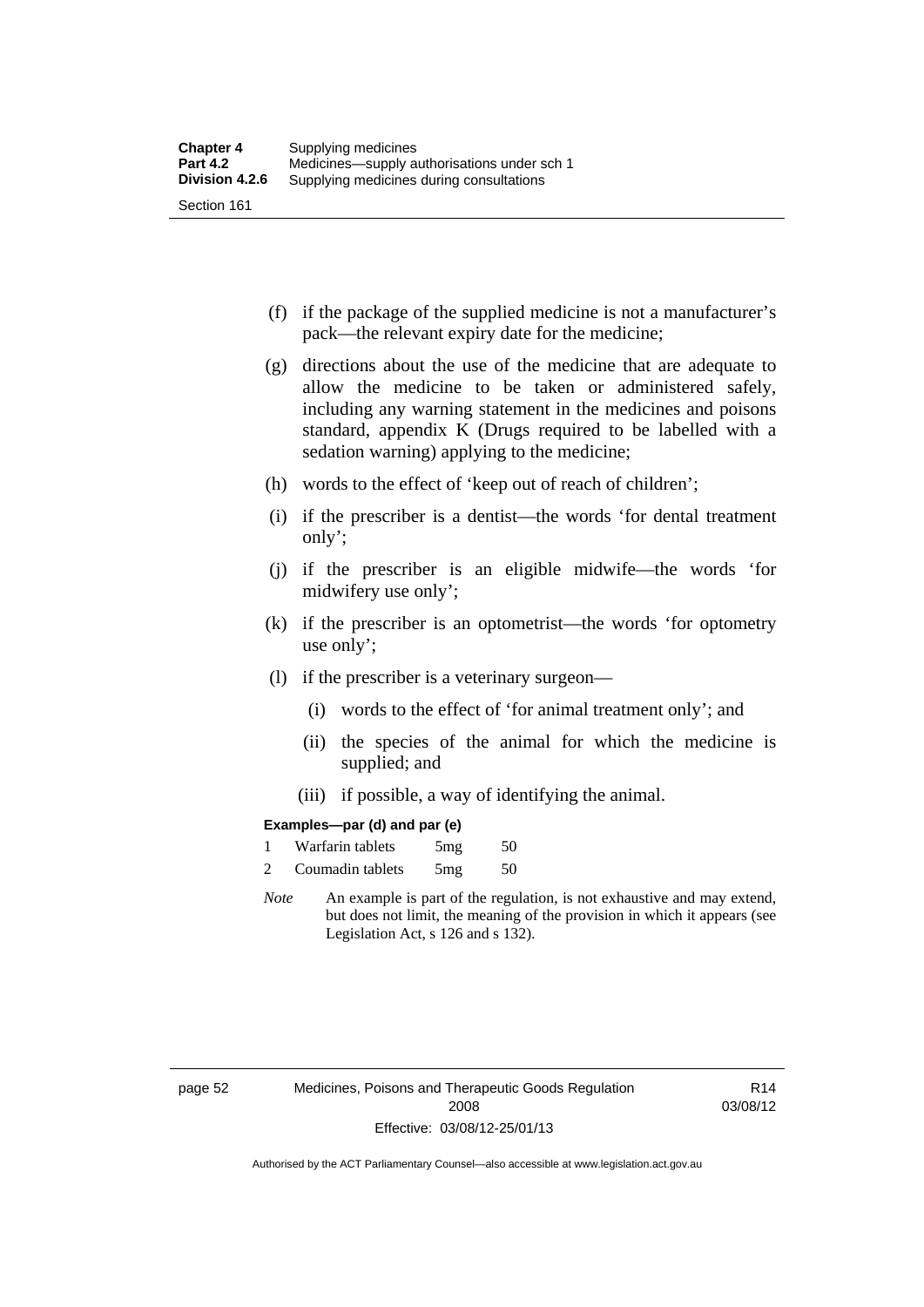(f) if the package of the supplied medicine is not a manufacturer's pack—the relevant expiry date for the medicine;

(g) directions about the use of the medicine that are adequate to allow the medicine to be taken or administered safely, including any warning statement in the medicines and poisons standard, appendix K (Drugs required to be labelled with a sedation warning) applying to the medicine;

(h) words to the effect of 'keep out of reach of children';

(i) if the prescriber is a dentist—the words 'for dental treatment only';

(j) if the prescriber is an eligible midwife—the words 'for midwifery use only';

(k) if the prescriber is an optometrist—the words 'for optometry use only';

(l) if the prescriber is a veterinary surgeon—

(i) words to the effect of 'for animal treatment only'; and

(ii) the species of the animal for which the medicine is supplied; and

(iii) if possible, a way of identifying the animal.

**Examples—par (d) and par (e)**

| | | | |
|---|---|---|---|
| 1 | Warfarin tablets | 5mg | 50 |
| 2 | Coumadin tablets | 5mg | 50 |

*Note* An example is part of the regulation, is not exhaustive and may extend, but does not limit, the meaning of the provision in which it appears (see Legislation Act, s 126 and s 132).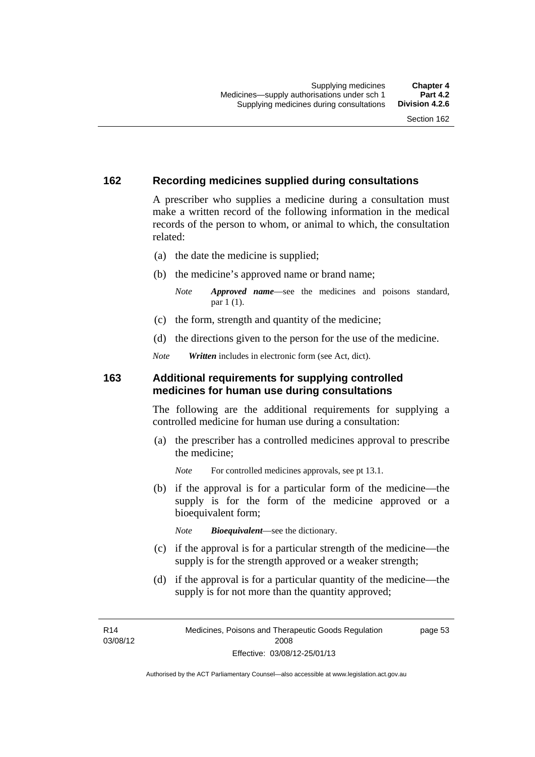## 162 Recording medicines supplied during consultations

A prescriber who supplies a medicine during a consultation must make a written record of the following information in the medical records of the person to whom, or animal to which, the consultation related:

(a) the date the medicine is supplied;

(b) the medicine's approved name or brand name;

*Note* ***Approved name***—see the medicines and poisons standard, par 1 (1).

(c) the form, strength and quantity of the medicine;

(d) the directions given to the person for the use of the medicine.

*Note* ***Written*** includes in electronic form (see Act, dict).

## 163 Additional requirements for supplying controlled medicines for human use during consultations

The following are the additional requirements for supplying a controlled medicine for human use during a consultation:

(a) the prescriber has a controlled medicines approval to prescribe the medicine;

*Note* For controlled medicines approvals, see pt 13.1.

(b) if the approval is for a particular form of the medicine—the supply is for the form of the medicine approved or a bioequivalent form;

*Note* ***Bioequivalent***—see the dictionary.

(c) if the approval is for a particular strength of the medicine—the supply is for the strength approved or a weaker strength;

(d) if the approval is for a particular quantity of the medicine—the supply is for not more than the quantity approved;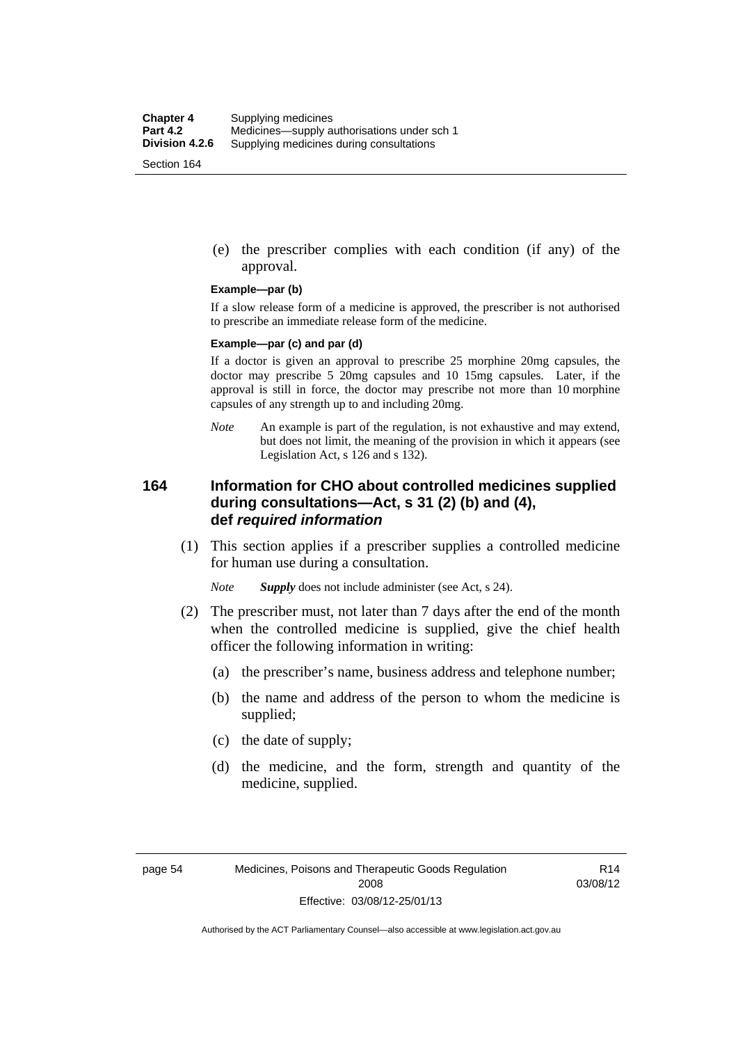(e) the prescriber complies with each condition (if any) of the approval.

**Example—par (b)**

If a slow release form of a medicine is approved, the prescriber is not authorised to prescribe an immediate release form of the medicine.

**Example—par (c) and par (d)**

If a doctor is given an approval to prescribe 25 morphine 20mg capsules, the doctor may prescribe 5 20mg capsules and 10 15mg capsules. Later, if the approval is still in force, the doctor may prescribe not more than 10 morphine capsules of any strength up to and including 20mg.

*Note* An example is part of the regulation, is not exhaustive and may extend, but does not limit, the meaning of the provision in which it appears (see Legislation Act, s 126 and s 132).

## 164 Information for CHO about controlled medicines supplied during consultations—Act, s 31 (2) (b) and (4), def *required information*

(1) This section applies if a prescriber supplies a controlled medicine for human use during a consultation.

*Note* ***Supply*** does not include administer (see Act, s 24).

(2) The prescriber must, not later than 7 days after the end of the month when the controlled medicine is supplied, give the chief health officer the following information in writing:

(a) the prescriber's name, business address and telephone number;

(b) the name and address of the person to whom the medicine is supplied;

(c) the date of supply;

(d) the medicine, and the form, strength and quantity of the medicine, supplied.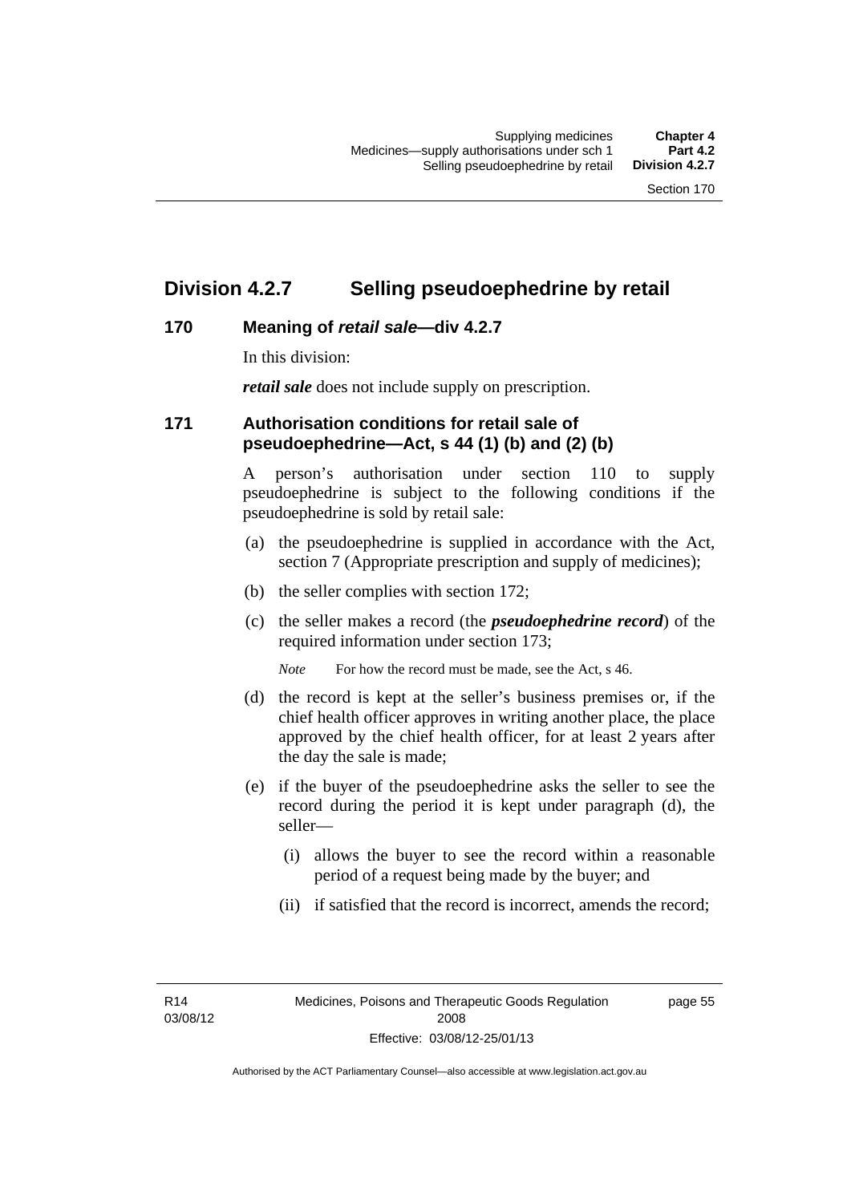## Division 4.2.7 Selling pseudoephedrine by retail

### 170 Meaning of *retail sale*—div 4.2.7

In this division:

***retail sale*** does not include supply on prescription.

### 171 Authorisation conditions for retail sale of pseudoephedrine—Act, s 44 (1) (b) and (2) (b)

A person's authorisation under section 110 to supply pseudoephedrine is subject to the following conditions if the pseudoephedrine is sold by retail sale:

(a) the pseudoephedrine is supplied in accordance with the Act, section 7 (Appropriate prescription and supply of medicines);

(b) the seller complies with section 172;

(c) the seller makes a record (the ***pseudoephedrine record***) of the required information under section 173;

*Note* For how the record must be made, see the Act, s 46.

(d) the record is kept at the seller's business premises or, if the chief health officer approves in writing another place, the place approved by the chief health officer, for at least 2 years after the day the sale is made;

(e) if the buyer of the pseudoephedrine asks the seller to see the record during the period it is kept under paragraph (d), the seller—

(i) allows the buyer to see the record within a reasonable period of a request being made by the buyer; and

(ii) if satisfied that the record is incorrect, amends the record;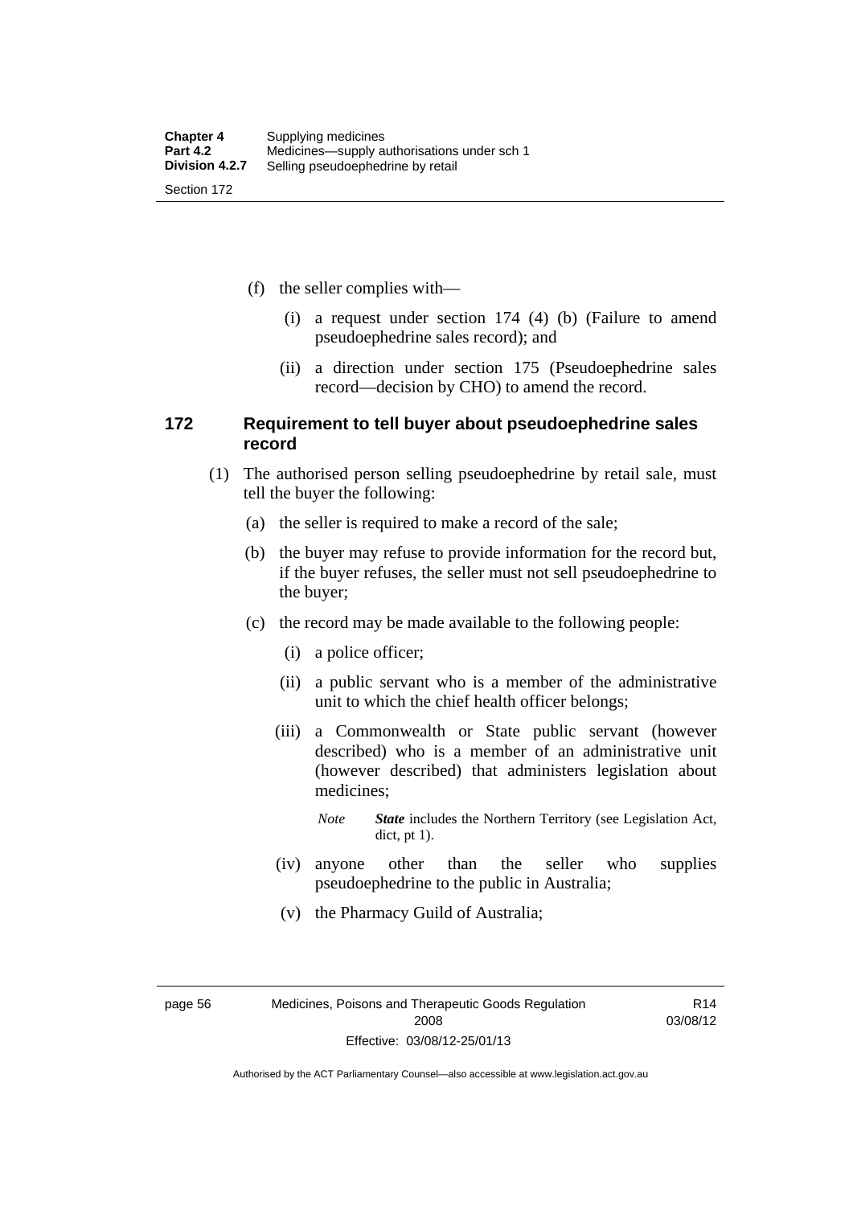(f) the seller complies with—

(i) a request under section 174 (4) (b) (Failure to amend pseudoephedrine sales record); and

(ii) a direction under section 175 (Pseudoephedrine sales record—decision by CHO) to amend the record.

### 172 Requirement to tell buyer about pseudoephedrine sales record

(1) The authorised person selling pseudoephedrine by retail sale, must tell the buyer the following:

(a) the seller is required to make a record of the sale;

(b) the buyer may refuse to provide information for the record but, if the buyer refuses, the seller must not sell pseudoephedrine to the buyer;

(c) the record may be made available to the following people:

(i) a police officer;

(ii) a public servant who is a member of the administrative unit to which the chief health officer belongs;

(iii) a Commonwealth or State public servant (however described) who is a member of an administrative unit (however described) that administers legislation about medicines;

*Note* ***State*** includes the Northern Territory (see Legislation Act, dict, pt 1).

(iv) anyone other than the seller who supplies pseudoephedrine to the public in Australia;

(v) the Pharmacy Guild of Australia;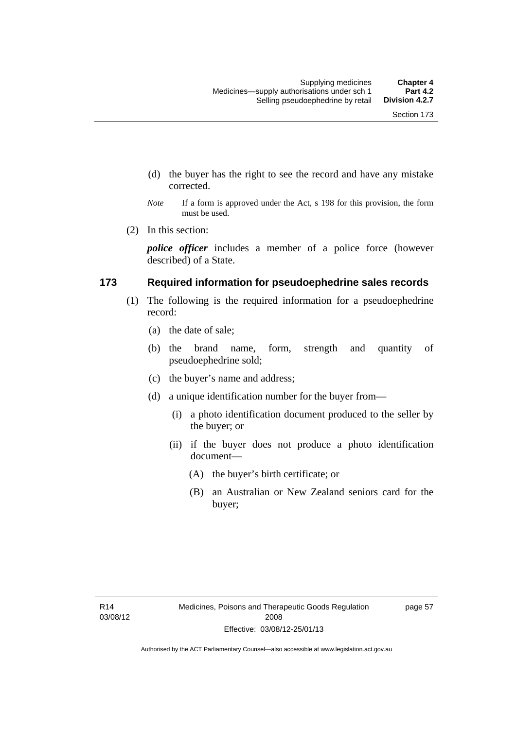(d) the buyer has the right to see the record and have any mistake corrected.

*Note* If a form is approved under the Act, s 198 for this provision, the form must be used.

(2) In this section:

***police officer*** includes a member of a police force (however described) of a State.

### 173 Required information for pseudoephedrine sales records

(1) The following is the required information for a pseudoephedrine record:

(a) the date of sale;

(b) the brand name, form, strength and quantity of pseudoephedrine sold;

(c) the buyer's name and address;

(d) a unique identification number for the buyer from—

(i) a photo identification document produced to the seller by the buyer; or

(ii) if the buyer does not produce a photo identification document—

(A) the buyer's birth certificate; or

(B) an Australian or New Zealand seniors card for the buyer;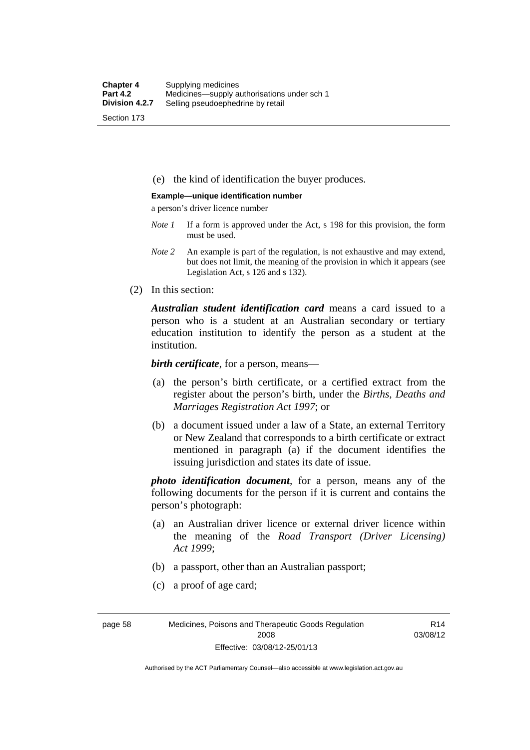(e) the kind of identification the buyer produces.

**Example—unique identification number**

a person's driver licence number

*Note 1* If a form is approved under the Act, s 198 for this provision, the form must be used.

*Note 2* An example is part of the regulation, is not exhaustive and may extend, but does not limit, the meaning of the provision in which it appears (see Legislation Act, s 126 and s 132).

(2) In this section:

***Australian student identification card*** means a card issued to a person who is a student at an Australian secondary or tertiary education institution to identify the person as a student at the institution.

***birth certificate***, for a person, means—

(a) the person's birth certificate, or a certified extract from the register about the person's birth, under the *Births, Deaths and Marriages Registration Act 1997*; or

(b) a document issued under a law of a State, an external Territory or New Zealand that corresponds to a birth certificate or extract mentioned in paragraph (a) if the document identifies the issuing jurisdiction and states its date of issue.

***photo identification document***, for a person, means any of the following documents for the person if it is current and contains the person's photograph:

(a) an Australian driver licence or external driver licence within the meaning of the *Road Transport (Driver Licensing) Act 1999*;

(b) a passport, other than an Australian passport;

(c) a proof of age card;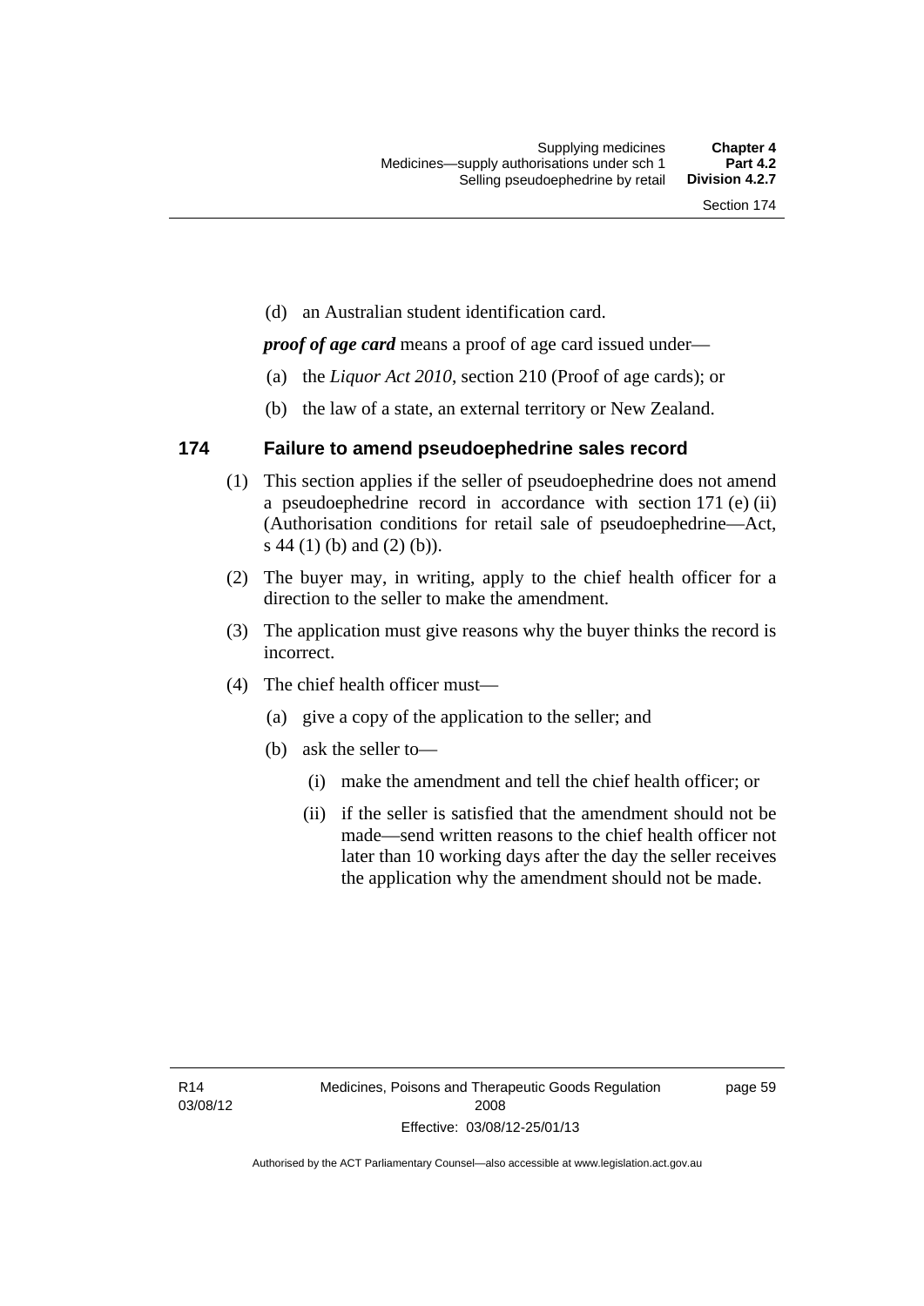(d) an Australian student identification card.

***proof of age card*** means a proof of age card issued under—

(a) the *Liquor Act 2010*, section 210 (Proof of age cards); or

(b) the law of a state, an external territory or New Zealand.

### 174 Failure to amend pseudoephedrine sales record

(1) This section applies if the seller of pseudoephedrine does not amend a pseudoephedrine record in accordance with section 171 (e) (ii) (Authorisation conditions for retail sale of pseudoephedrine—Act, s 44 (1) (b) and (2) (b)).

(2) The buyer may, in writing, apply to the chief health officer for a direction to the seller to make the amendment.

(3) The application must give reasons why the buyer thinks the record is incorrect.

(4) The chief health officer must—

(a) give a copy of the application to the seller; and

(b) ask the seller to—

(i) make the amendment and tell the chief health officer; or

(ii) if the seller is satisfied that the amendment should not be made—send written reasons to the chief health officer not later than 10 working days after the day the seller receives the application why the amendment should not be made.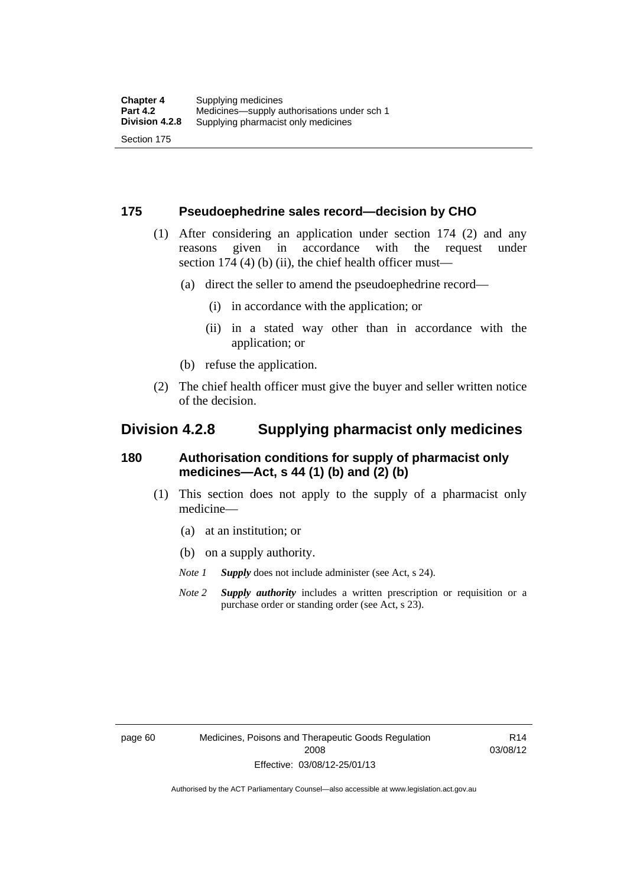### 175 Pseudoephedrine sales record—decision by CHO

(1) After considering an application under section 174 (2) and any reasons given in accordance with the request under section 174 (4) (b) (ii), the chief health officer must—

(a) direct the seller to amend the pseudoephedrine record—

(i) in accordance with the application; or

(ii) in a stated way other than in accordance with the application; or

(b) refuse the application.

(2) The chief health officer must give the buyer and seller written notice of the decision.

## Division 4.2.8 Supplying pharmacist only medicines

### 180 Authorisation conditions for supply of pharmacist only medicines—Act, s 44 (1) (b) and (2) (b)

(1) This section does not apply to the supply of a pharmacist only medicine—

(a) at an institution; or

(b) on a supply authority.

*Note 1* ***Supply*** does not include administer (see Act, s 24).

*Note 2* ***Supply authority*** includes a written prescription or requisition or a purchase order or standing order (see Act, s 23).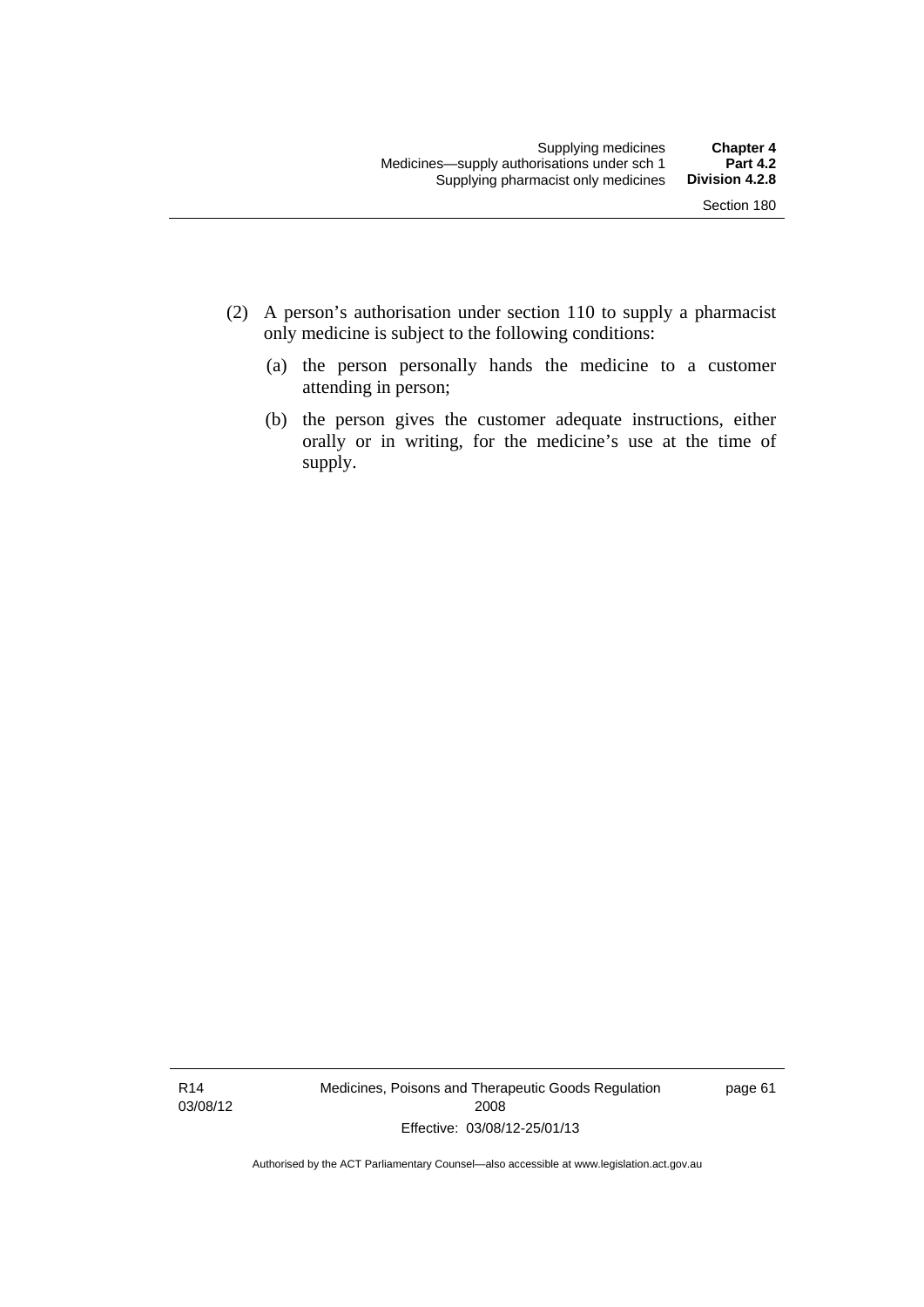(2) A person's authorisation under section 110 to supply a pharmacist only medicine is subject to the following conditions:

   (a) the person personally hands the medicine to a customer attending in person;

   (b) the person gives the customer adequate instructions, either orally or in writing, for the medicine's use at the time of supply.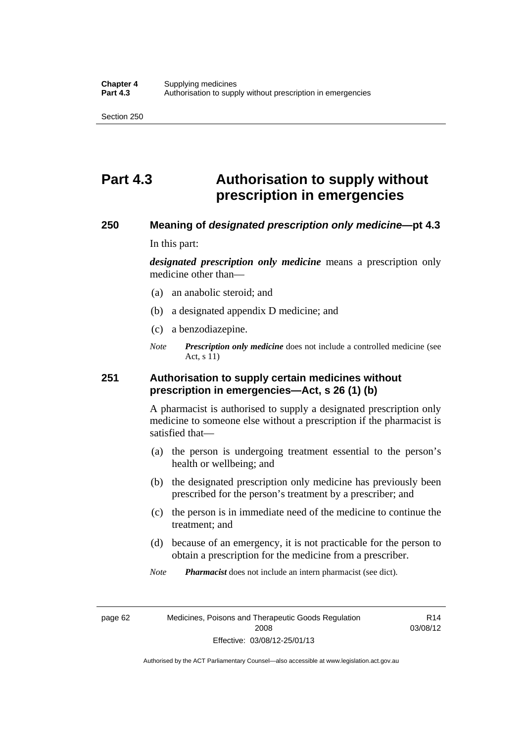# Part 4.3 Authorisation to supply without prescription in emergencies

## 250 Meaning of *designated prescription only medicine*—pt 4.3

In this part:

***designated prescription only medicine*** means a prescription only medicine other than—

(a) an anabolic steroid; and

(b) a designated appendix D medicine; and

(c) a benzodiazepine.

*Note* ***Prescription only medicine*** does not include a controlled medicine (see Act, s 11)

## 251 Authorisation to supply certain medicines without prescription in emergencies—Act, s 26 (1) (b)

A pharmacist is authorised to supply a designated prescription only medicine to someone else without a prescription if the pharmacist is satisfied that—

(a) the person is undergoing treatment essential to the person's health or wellbeing; and

(b) the designated prescription only medicine has previously been prescribed for the person's treatment by a prescriber; and

(c) the person is in immediate need of the medicine to continue the treatment; and

(d) because of an emergency, it is not practicable for the person to obtain a prescription for the medicine from a prescriber.

*Note* ***Pharmacist*** does not include an intern pharmacist (see dict).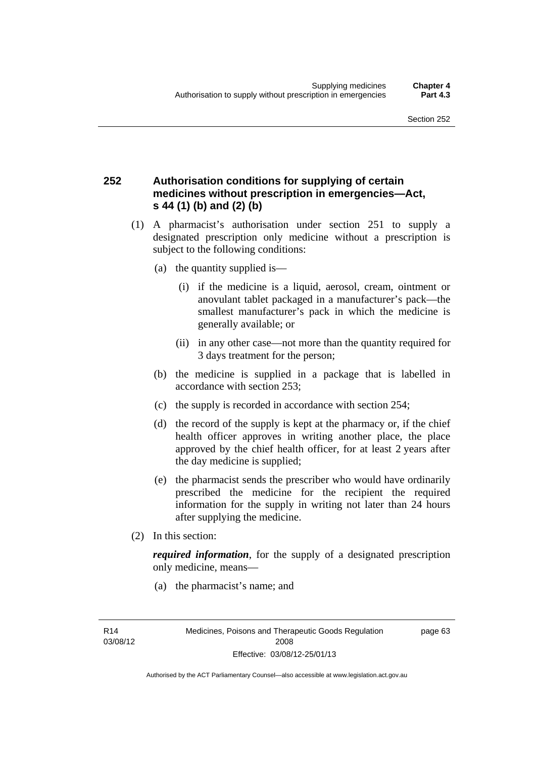## 252 Authorisation conditions for supplying of certain medicines without prescription in emergencies—Act, s 44 (1) (b) and (2) (b)

(1) A pharmacist's authorisation under section 251 to supply a designated prescription only medicine without a prescription is subject to the following conditions:

   (a) the quantity supplied is—

      (i) if the medicine is a liquid, aerosol, cream, ointment or anovulant tablet packaged in a manufacturer's pack—the smallest manufacturer's pack in which the medicine is generally available; or

      (ii) in any other case—not more than the quantity required for 3 days treatment for the person;

   (b) the medicine is supplied in a package that is labelled in accordance with section 253;

   (c) the supply is recorded in accordance with section 254;

   (d) the record of the supply is kept at the pharmacy or, if the chief health officer approves in writing another place, the place approved by the chief health officer, for at least 2 years after the day medicine is supplied;

   (e) the pharmacist sends the prescriber who would have ordinarily prescribed the medicine for the recipient the required information for the supply in writing not later than 24 hours after supplying the medicine.

(2) In this section:

***required information***, for the supply of a designated prescription only medicine, means—

   (a) the pharmacist's name; and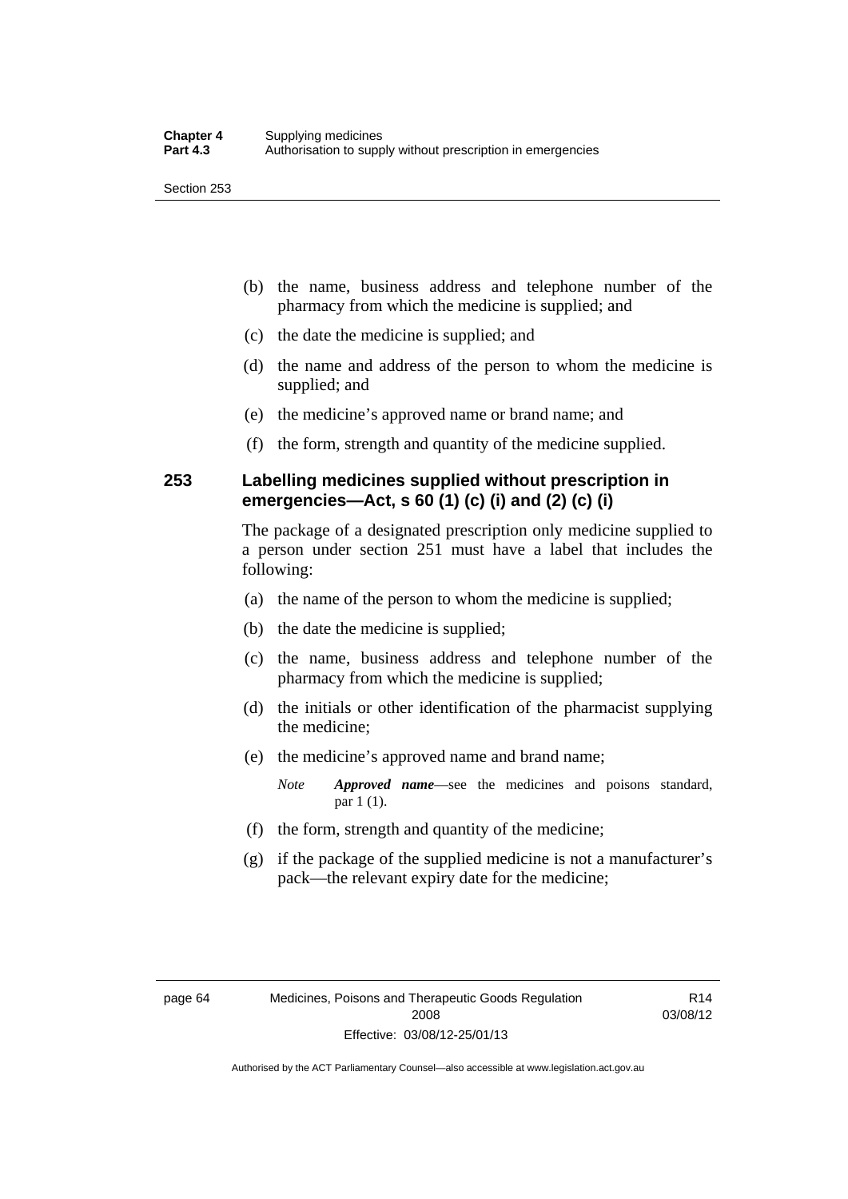(b) the name, business address and telephone number of the pharmacy from which the medicine is supplied; and

(c) the date the medicine is supplied; and

(d) the name and address of the person to whom the medicine is supplied; and

(e) the medicine's approved name or brand name; and

(f) the form, strength and quantity of the medicine supplied.

### 253 Labelling medicines supplied without prescription in emergencies—Act, s 60 (1) (c) (i) and (2) (c) (i)

The package of a designated prescription only medicine supplied to a person under section 251 must have a label that includes the following:

(a) the name of the person to whom the medicine is supplied;

(b) the date the medicine is supplied;

(c) the name, business address and telephone number of the pharmacy from which the medicine is supplied;

(d) the initials or other identification of the pharmacist supplying the medicine;

(e) the medicine's approved name and brand name;

*Note* ***Approved name***—see the medicines and poisons standard, par 1 (1).

(f) the form, strength and quantity of the medicine;

(g) if the package of the supplied medicine is not a manufacturer's pack—the relevant expiry date for the medicine;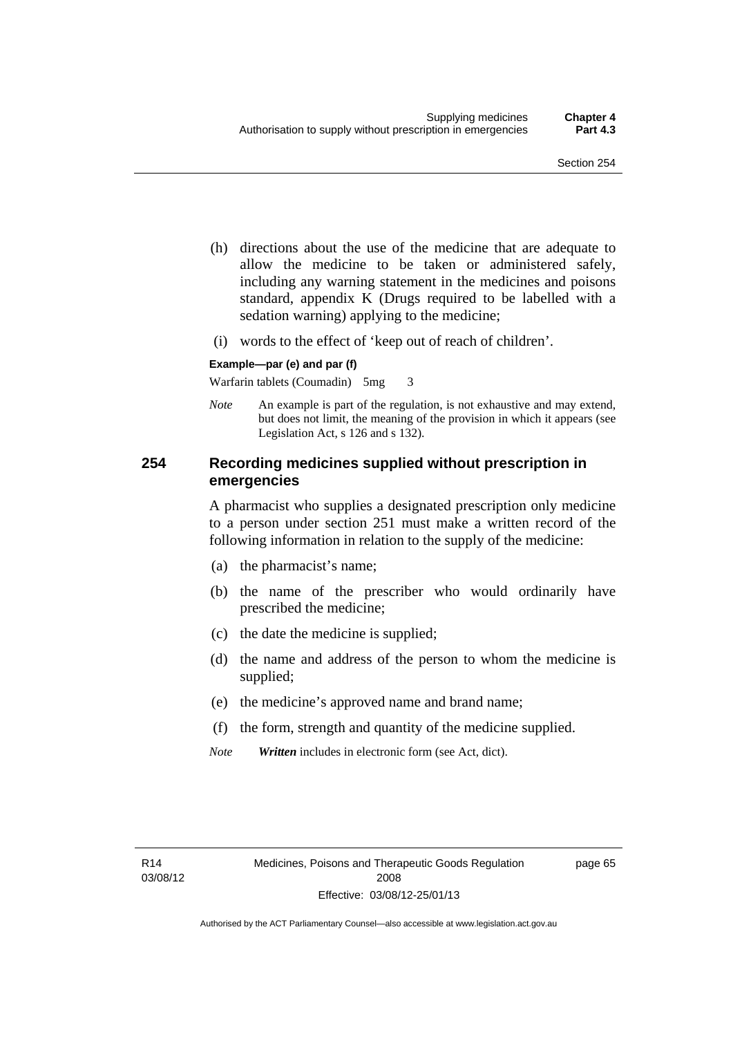(h) directions about the use of the medicine that are adequate to allow the medicine to be taken or administered safely, including any warning statement in the medicines and poisons standard, appendix K (Drugs required to be labelled with a sedation warning) applying to the medicine;

(i) words to the effect of 'keep out of reach of children'.

**Example—par (e) and par (f)**

Warfarin tablets (Coumadin) 5mg 3

*Note* An example is part of the regulation, is not exhaustive and may extend, but does not limit, the meaning of the provision in which it appears (see Legislation Act, s 126 and s 132).

## 254 Recording medicines supplied without prescription in emergencies

A pharmacist who supplies a designated prescription only medicine to a person under section 251 must make a written record of the following information in relation to the supply of the medicine:

(a) the pharmacist's name;

(b) the name of the prescriber who would ordinarily have prescribed the medicine;

(c) the date the medicine is supplied;

(d) the name and address of the person to whom the medicine is supplied;

(e) the medicine's approved name and brand name;

(f) the form, strength and quantity of the medicine supplied.

*Note* ***Written*** includes in electronic form (see Act, dict).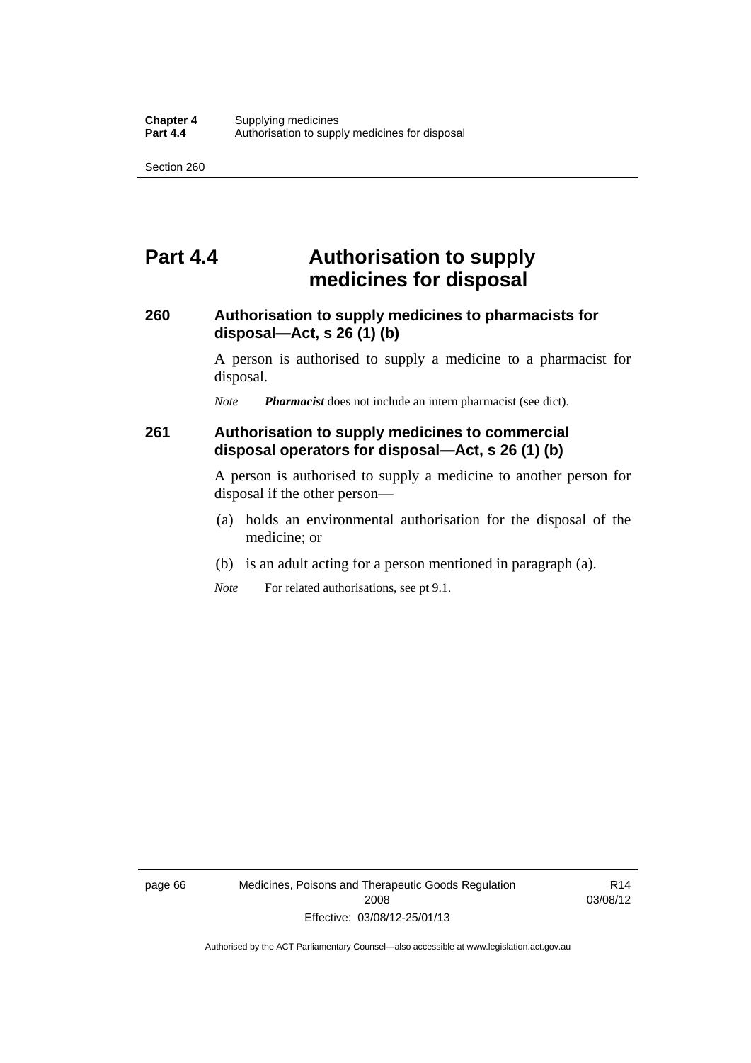# Part 4.4 Authorisation to supply medicines for disposal

## 260 Authorisation to supply medicines to pharmacists for disposal—Act, s 26 (1) (b)

A person is authorised to supply a medicine to a pharmacist for disposal.

*Note* ***Pharmacist*** does not include an intern pharmacist (see dict).

## 261 Authorisation to supply medicines to commercial disposal operators for disposal—Act, s 26 (1) (b)

A person is authorised to supply a medicine to another person for disposal if the other person—

(a) holds an environmental authorisation for the disposal of the medicine; or

(b) is an adult acting for a person mentioned in paragraph (a).

*Note* For related authorisations, see pt 9.1.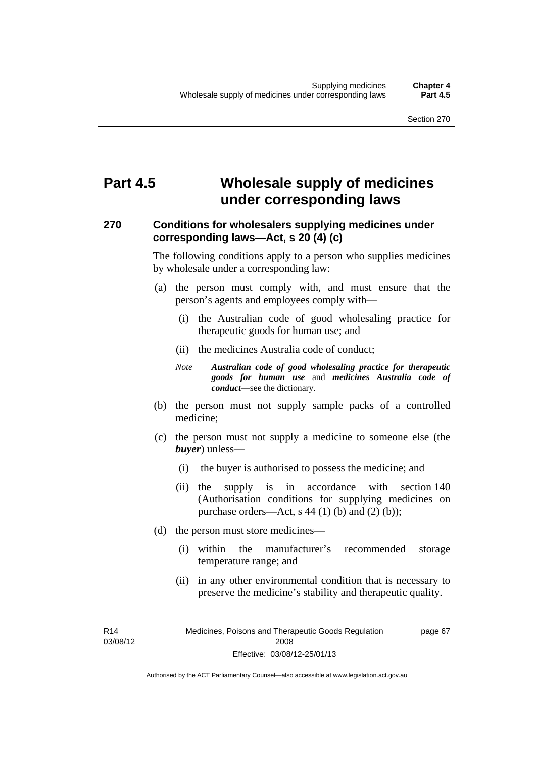# Part 4.5 Wholesale supply of medicines under corresponding laws

## 270 Conditions for wholesalers supplying medicines under corresponding laws—Act, s 20 (4) (c)

The following conditions apply to a person who supplies medicines by wholesale under a corresponding law:

(a) the person must comply with, and must ensure that the person's agents and employees comply with—

   (i) the Australian code of good wholesaling practice for therapeutic goods for human use; and

   (ii) the medicines Australia code of conduct;

   *Note* ***Australian code of good wholesaling practice for therapeutic goods for human use*** and ***medicines Australia code of conduct***—see the dictionary.

(b) the person must not supply sample packs of a controlled medicine;

(c) the person must not supply a medicine to someone else (the ***buyer***) unless—

   (i) the buyer is authorised to possess the medicine; and

   (ii) the supply is in accordance with section 140 (Authorisation conditions for supplying medicines on purchase orders—Act, s 44 (1) (b) and (2) (b));

(d) the person must store medicines—

   (i) within the manufacturer's recommended storage temperature range; and

   (ii) in any other environmental condition that is necessary to preserve the medicine's stability and therapeutic quality.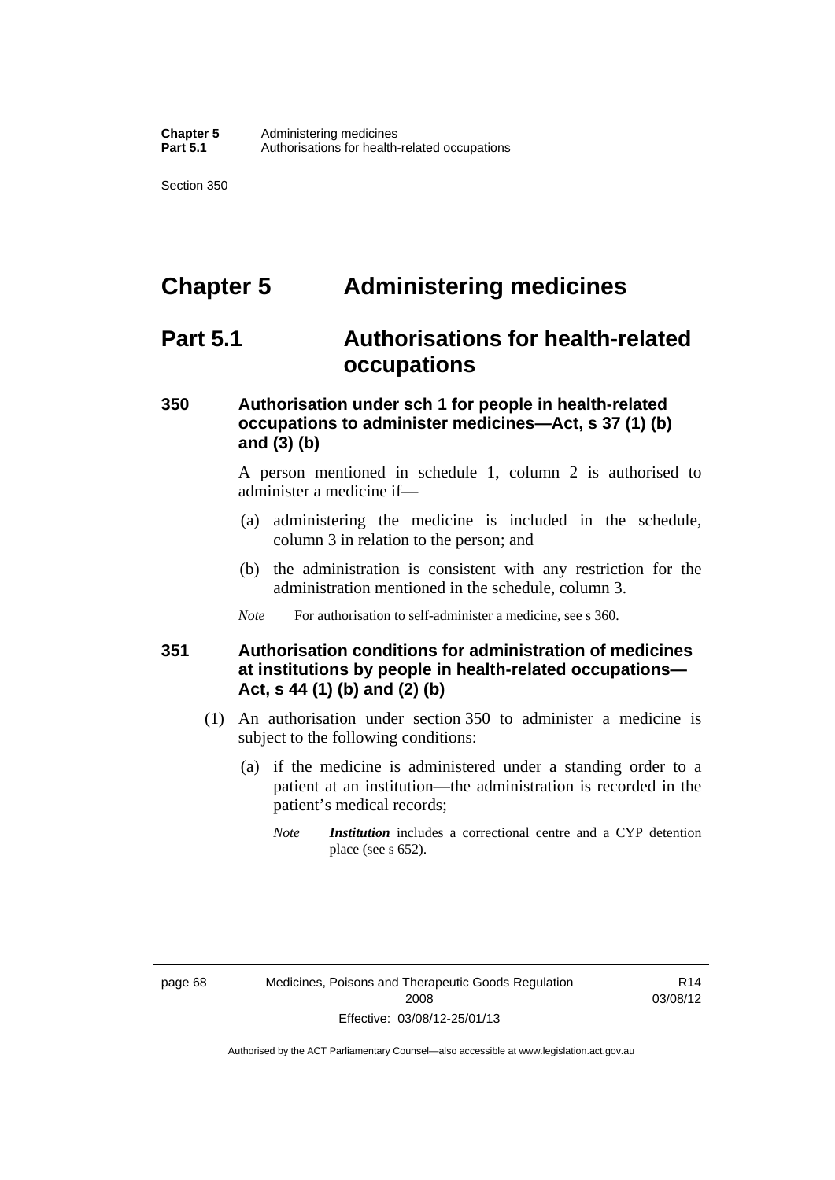# Chapter 5 Administering medicines

## Part 5.1 Authorisations for health-related occupations

### 350 Authorisation under sch 1 for people in health-related occupations to administer medicines—Act, s 37 (1) (b) and (3) (b)

A person mentioned in schedule 1, column 2 is authorised to administer a medicine if—

(a) administering the medicine is included in the schedule, column 3 in relation to the person; and

(b) the administration is consistent with any restriction for the administration mentioned in the schedule, column 3.

*Note* For authorisation to self-administer a medicine, see s 360.

### 351 Authorisation conditions for administration of medicines at institutions by people in health-related occupations—Act, s 44 (1) (b) and (2) (b)

(1) An authorisation under section 350 to administer a medicine is subject to the following conditions:

(a) if the medicine is administered under a standing order to a patient at an institution—the administration is recorded in the patient's medical records;

*Note* ***Institution*** includes a correctional centre and a CYP detention place (see s 652).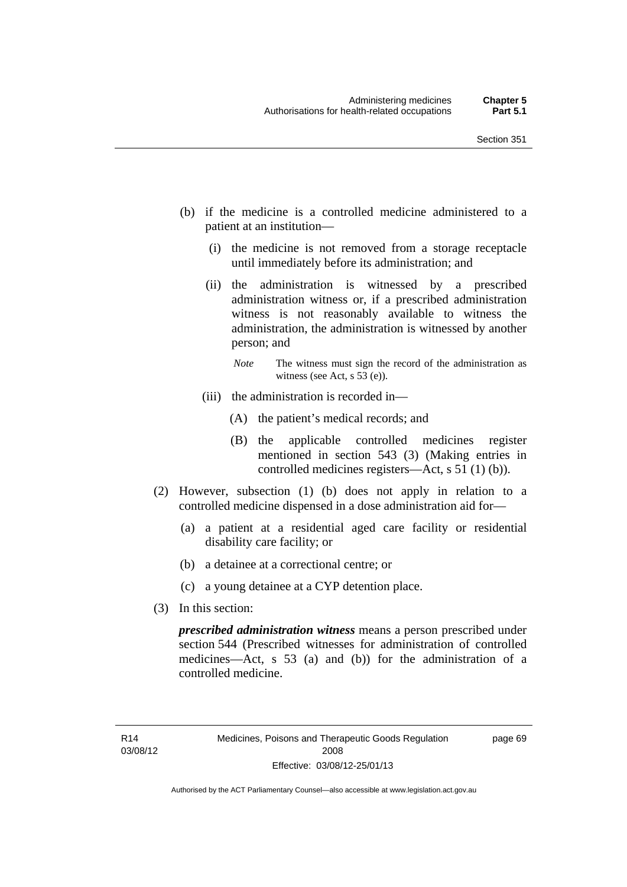(b) if the medicine is a controlled medicine administered to a patient at an institution—

   (i) the medicine is not removed from a storage receptacle until immediately before its administration; and

   (ii) the administration is witnessed by a prescribed administration witness or, if a prescribed administration witness is not reasonably available to witness the administration, the administration is witnessed by another person; and

   *Note* The witness must sign the record of the administration as witness (see Act, s 53 (e)).

   (iii) the administration is recorded in—

      (A) the patient's medical records; and

      (B) the applicable controlled medicines register mentioned in section 543 (3) (Making entries in controlled medicines registers—Act, s 51 (1) (b)).

(2) However, subsection (1) (b) does not apply in relation to a controlled medicine dispensed in a dose administration aid for—

   (a) a patient at a residential aged care facility or residential disability care facility; or

   (b) a detainee at a correctional centre; or

   (c) a young detainee at a CYP detention place.

(3) In this section:

***prescribed administration witness*** means a person prescribed under section 544 (Prescribed witnesses for administration of controlled medicines—Act, s 53 (a) and (b)) for the administration of a controlled medicine.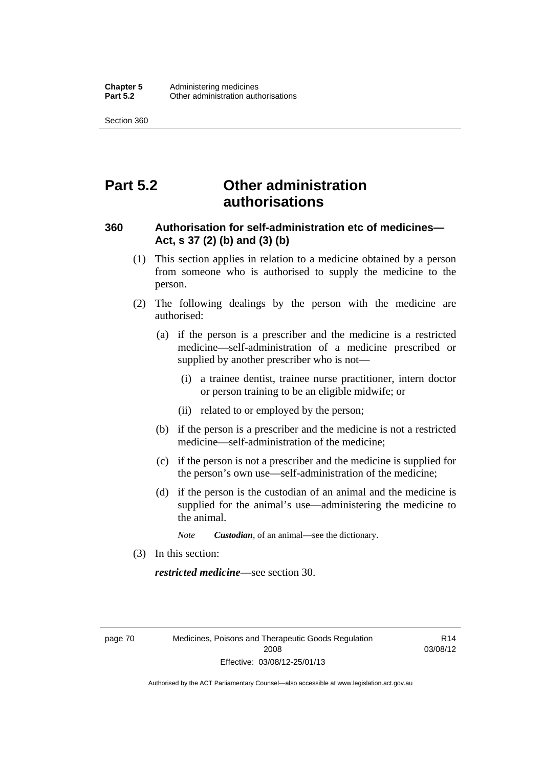# Part 5.2 Other administration authorisations

### 360 Authorisation for self-administration etc of medicines—Act, s 37 (2) (b) and (3) (b)

(1) This section applies in relation to a medicine obtained by a person from someone who is authorised to supply the medicine to the person.

(2) The following dealings by the person with the medicine are authorised:

(a) if the person is a prescriber and the medicine is a restricted medicine—self-administration of a medicine prescribed or supplied by another prescriber who is not—

(i) a trainee dentist, trainee nurse practitioner, intern doctor or person training to be an eligible midwife; or

(ii) related to or employed by the person;

(b) if the person is a prescriber and the medicine is not a restricted medicine—self-administration of the medicine;

(c) if the person is not a prescriber and the medicine is supplied for the person's own use—self-administration of the medicine;

(d) if the person is the custodian of an animal and the medicine is supplied for the animal's use—administering the medicine to the animal.

*Note* ***Custodian***, of an animal—see the dictionary.

(3) In this section:

***restricted medicine***—see section 30.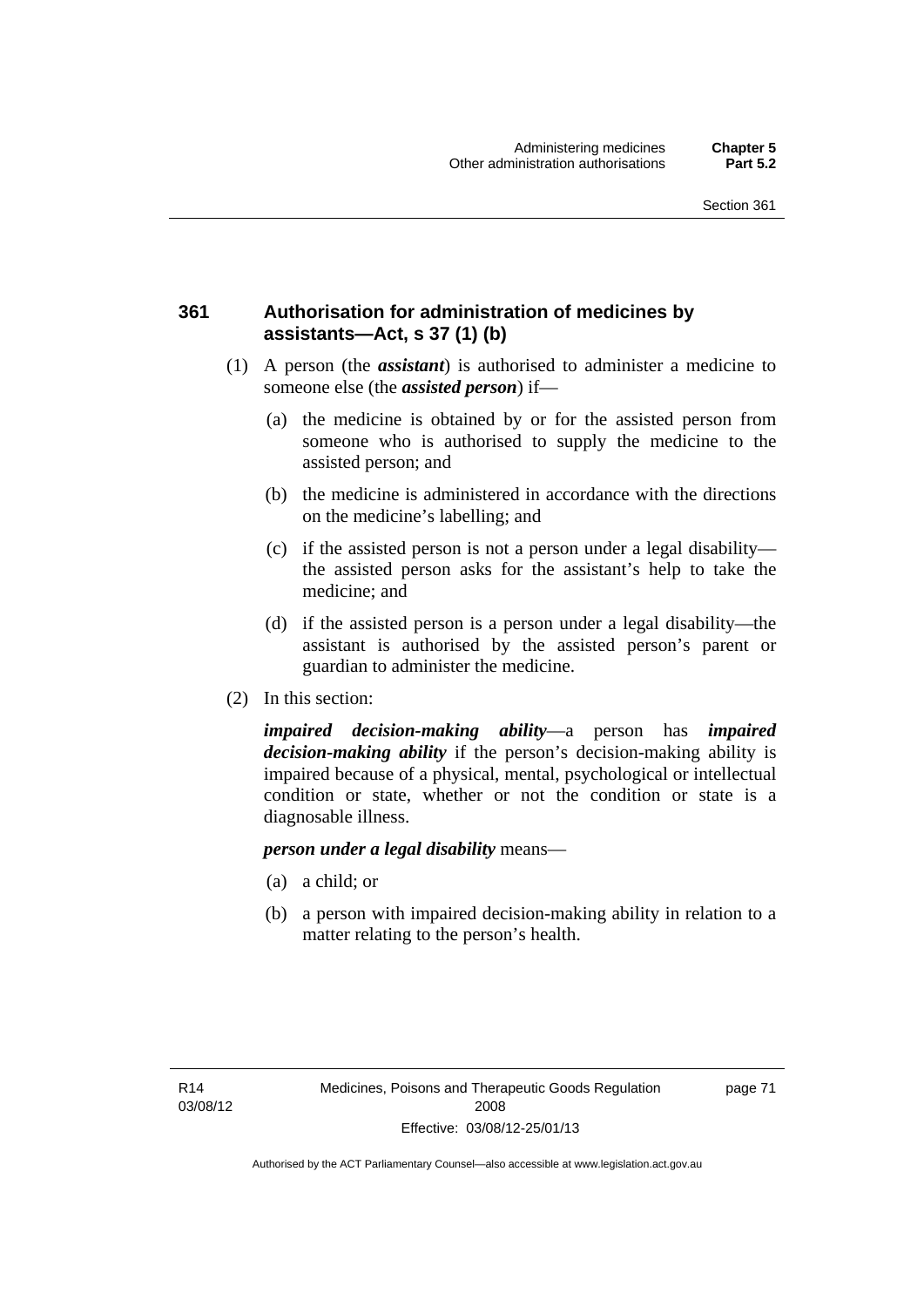### 361 Authorisation for administration of medicines by assistants—Act, s 37 (1) (b)

(1) A person (the ***assistant***) is authorised to administer a medicine to someone else (the ***assisted person***) if—

(a) the medicine is obtained by or for the assisted person from someone who is authorised to supply the medicine to the assisted person; and

(b) the medicine is administered in accordance with the directions on the medicine's labelling; and

(c) if the assisted person is not a person under a legal disability—the assisted person asks for the assistant's help to take the medicine; and

(d) if the assisted person is a person under a legal disability—the assistant is authorised by the assisted person's parent or guardian to administer the medicine.

(2) In this section:

***impaired decision-making ability***—a person has ***impaired decision-making ability*** if the person's decision-making ability is impaired because of a physical, mental, psychological or intellectual condition or state, whether or not the condition or state is a diagnosable illness.

***person under a legal disability*** means—

(a) a child; or

(b) a person with impaired decision-making ability in relation to a matter relating to the person's health.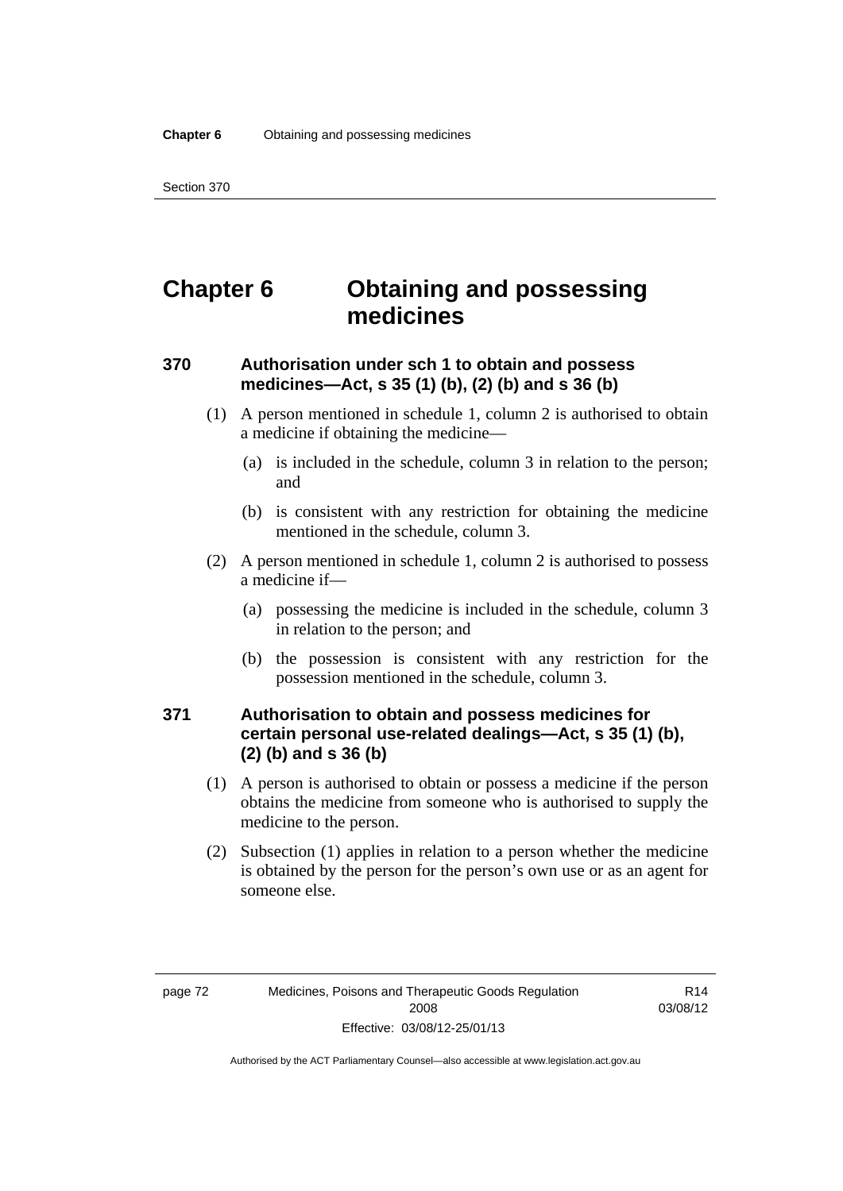# Chapter 6 Obtaining and possessing medicines

### 370 Authorisation under sch 1 to obtain and possess medicines—Act, s 35 (1) (b), (2) (b) and s 36 (b)

(1) A person mentioned in schedule 1, column 2 is authorised to obtain a medicine if obtaining the medicine—

(a) is included in the schedule, column 3 in relation to the person; and

(b) is consistent with any restriction for obtaining the medicine mentioned in the schedule, column 3.

(2) A person mentioned in schedule 1, column 2 is authorised to possess a medicine if—

(a) possessing the medicine is included in the schedule, column 3 in relation to the person; and

(b) the possession is consistent with any restriction for the possession mentioned in the schedule, column 3.

### 371 Authorisation to obtain and possess medicines for certain personal use-related dealings—Act, s 35 (1) (b), (2) (b) and s 36 (b)

(1) A person is authorised to obtain or possess a medicine if the person obtains the medicine from someone who is authorised to supply the medicine to the person.

(2) Subsection (1) applies in relation to a person whether the medicine is obtained by the person for the person's own use or as an agent for someone else.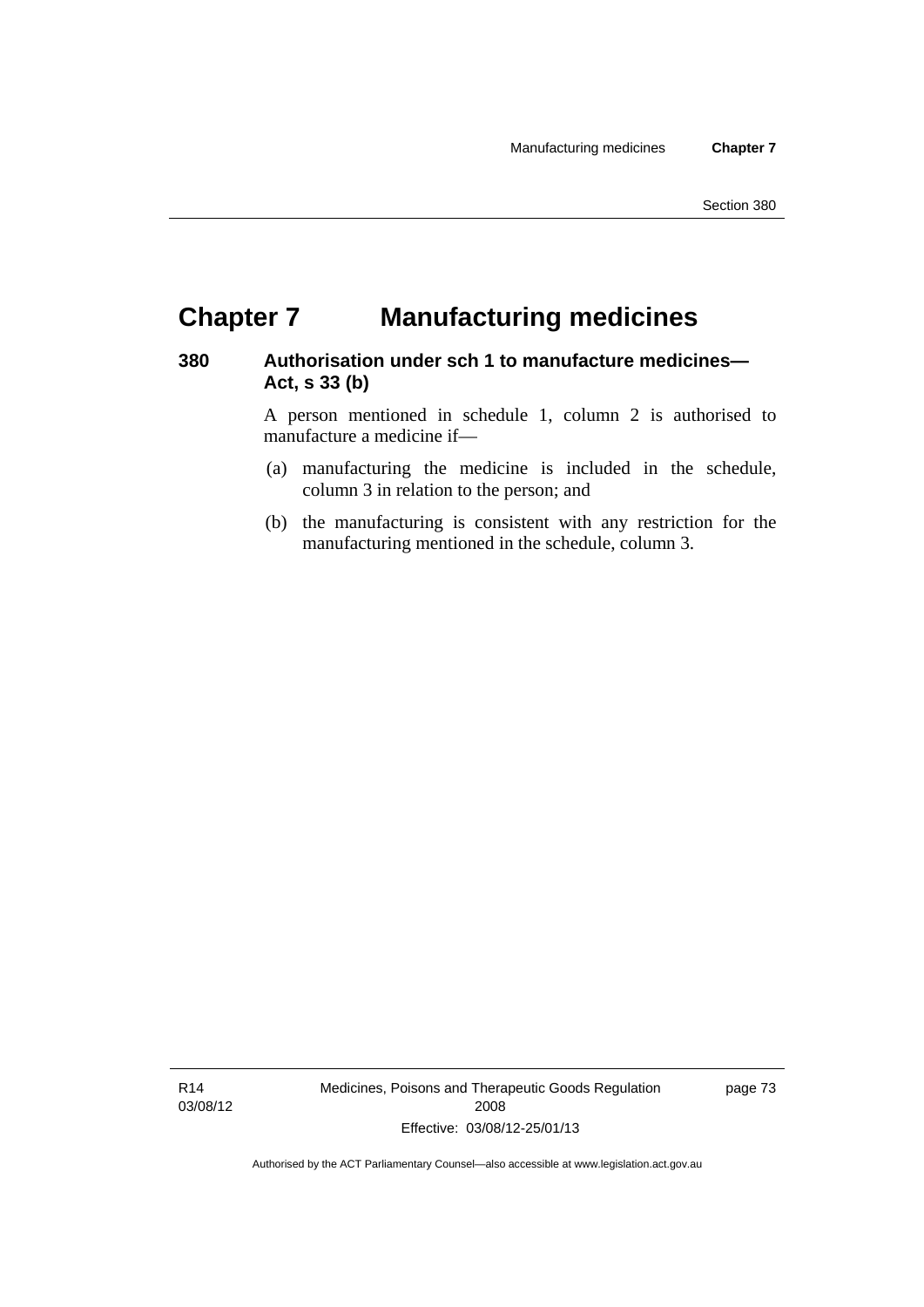# Chapter 7 Manufacturing medicines

### 380 Authorisation under sch 1 to manufacture medicines—Act, s 33 (b)

A person mentioned in schedule 1, column 2 is authorised to manufacture a medicine if—

(a) manufacturing the medicine is included in the schedule, column 3 in relation to the person; and

(b) the manufacturing is consistent with any restriction for the manufacturing mentioned in the schedule, column 3.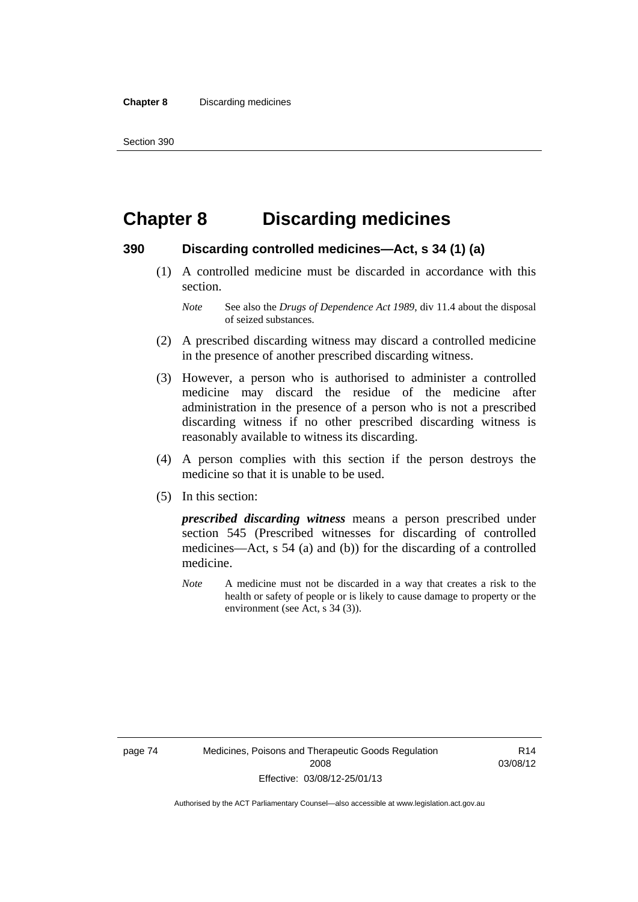# Chapter 8 Discarding medicines

## 390 Discarding controlled medicines—Act, s 34 (1) (a)

(1) A controlled medicine must be discarded in accordance with this section.

*Note* See also the *Drugs of Dependence Act 1989*, div 11.4 about the disposal of seized substances.

(2) A prescribed discarding witness may discard a controlled medicine in the presence of another prescribed discarding witness.

(3) However, a person who is authorised to administer a controlled medicine may discard the residue of the medicine after administration in the presence of a person who is not a prescribed discarding witness if no other prescribed discarding witness is reasonably available to witness its discarding.

(4) A person complies with this section if the person destroys the medicine so that it is unable to be used.

(5) In this section:

***prescribed discarding witness*** means a person prescribed under section 545 (Prescribed witnesses for discarding of controlled medicines—Act, s 54 (a) and (b)) for the discarding of a controlled medicine.

*Note* A medicine must not be discarded in a way that creates a risk to the health or safety of people or is likely to cause damage to property or the environment (see Act, s 34 (3)).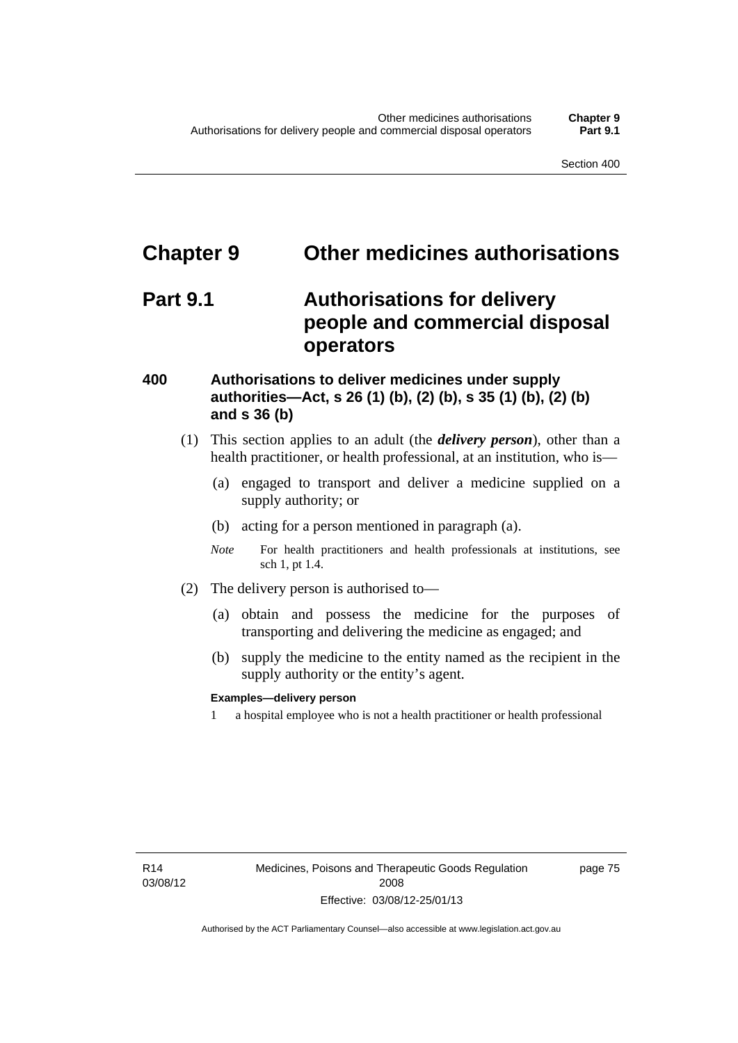# Chapter 9 Other medicines authorisations

## Part 9.1 Authorisations for delivery people and commercial disposal operators

### 400 Authorisations to deliver medicines under supply authorities—Act, s 26 (1) (b), (2) (b), s 35 (1) (b), (2) (b) and s 36 (b)

(1) This section applies to an adult (the ***delivery person***), other than a health practitioner, or health professional, at an institution, who is—

(a) engaged to transport and deliver a medicine supplied on a supply authority; or

(b) acting for a person mentioned in paragraph (a).

*Note* For health practitioners and health professionals at institutions, see sch 1, pt 1.4.

(2) The delivery person is authorised to—

(a) obtain and possess the medicine for the purposes of transporting and delivering the medicine as engaged; and

(b) supply the medicine to the entity named as the recipient in the supply authority or the entity's agent.

**Examples—delivery person**

1 a hospital employee who is not a health practitioner or health professional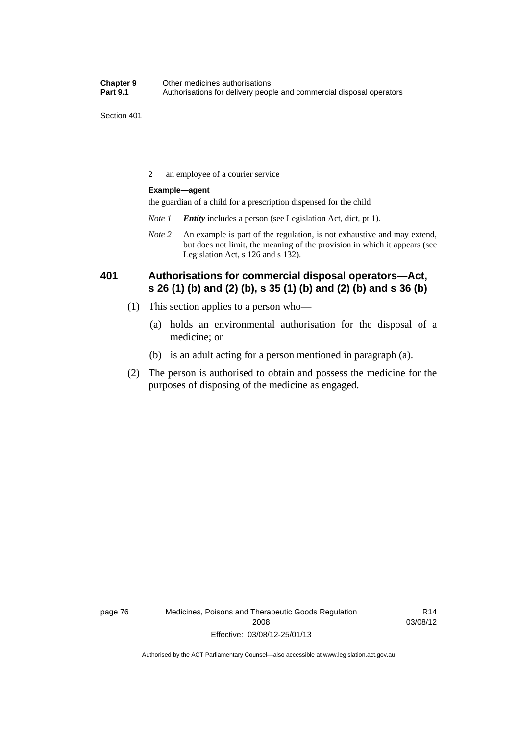2 an employee of a courier service

**Example—agent**

the guardian of a child for a prescription dispensed for the child

*Note 1* ***Entity*** includes a person (see Legislation Act, dict, pt 1).

*Note 2* An example is part of the regulation, is not exhaustive and may extend, but does not limit, the meaning of the provision in which it appears (see Legislation Act, s 126 and s 132).

### 401 Authorisations for commercial disposal operators—Act, s 26 (1) (b) and (2) (b), s 35 (1) (b) and (2) (b) and s 36 (b)

(1) This section applies to a person who—

(a) holds an environmental authorisation for the disposal of a medicine; or

(b) is an adult acting for a person mentioned in paragraph (a).

(2) The person is authorised to obtain and possess the medicine for the purposes of disposing of the medicine as engaged.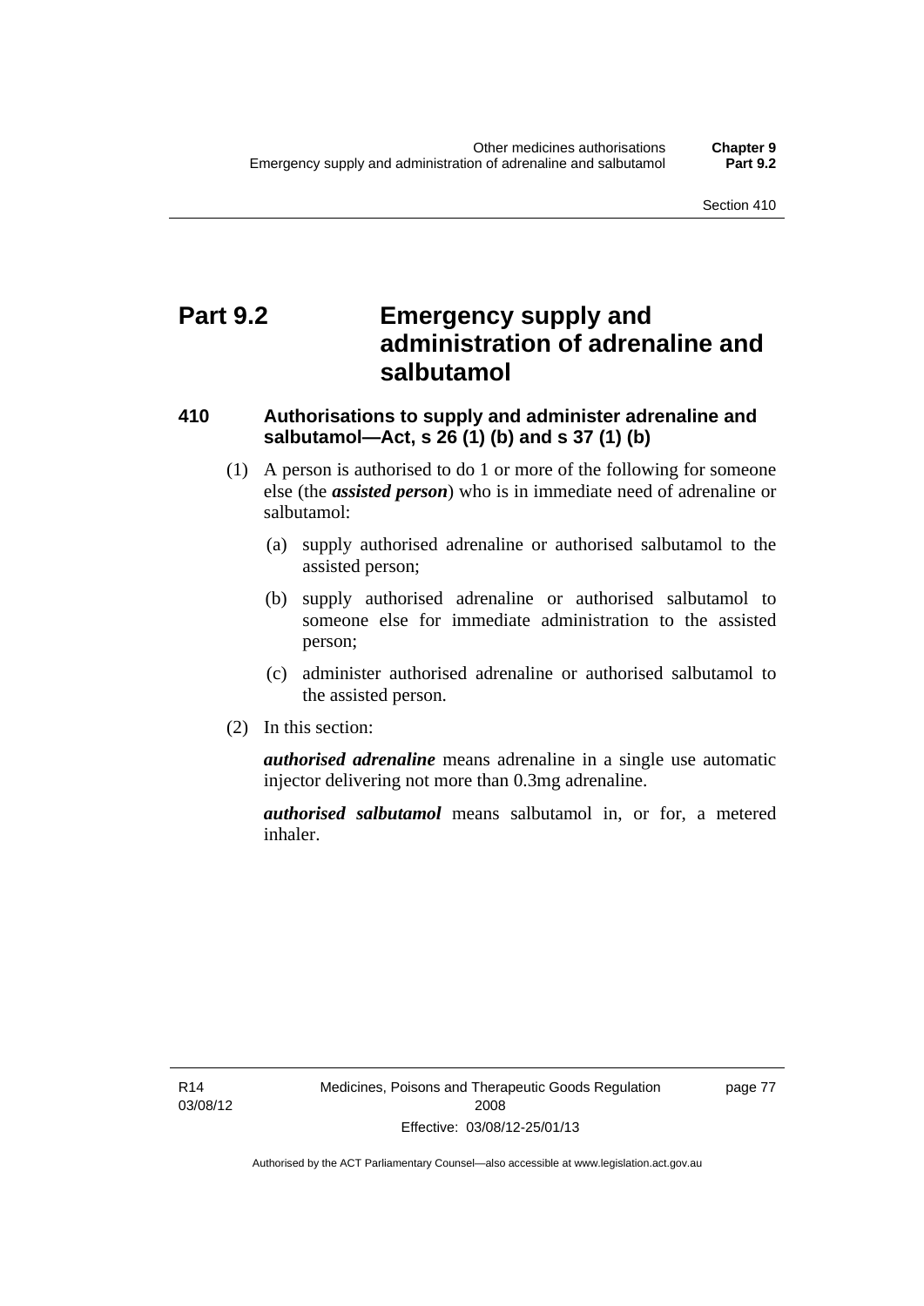# Part 9.2 Emergency supply and administration of adrenaline and salbutamol

## 410 Authorisations to supply and administer adrenaline and salbutamol—Act, s 26 (1) (b) and s 37 (1) (b)

(1) A person is authorised to do 1 or more of the following for someone else (the ***assisted person***) who is in immediate need of adrenaline or salbutamol:

(a) supply authorised adrenaline or authorised salbutamol to the assisted person;

(b) supply authorised adrenaline or authorised salbutamol to someone else for immediate administration to the assisted person;

(c) administer authorised adrenaline or authorised salbutamol to the assisted person.

(2) In this section:

***authorised adrenaline*** means adrenaline in a single use automatic injector delivering not more than 0.3mg adrenaline.

***authorised salbutamol*** means salbutamol in, or for, a metered inhaler.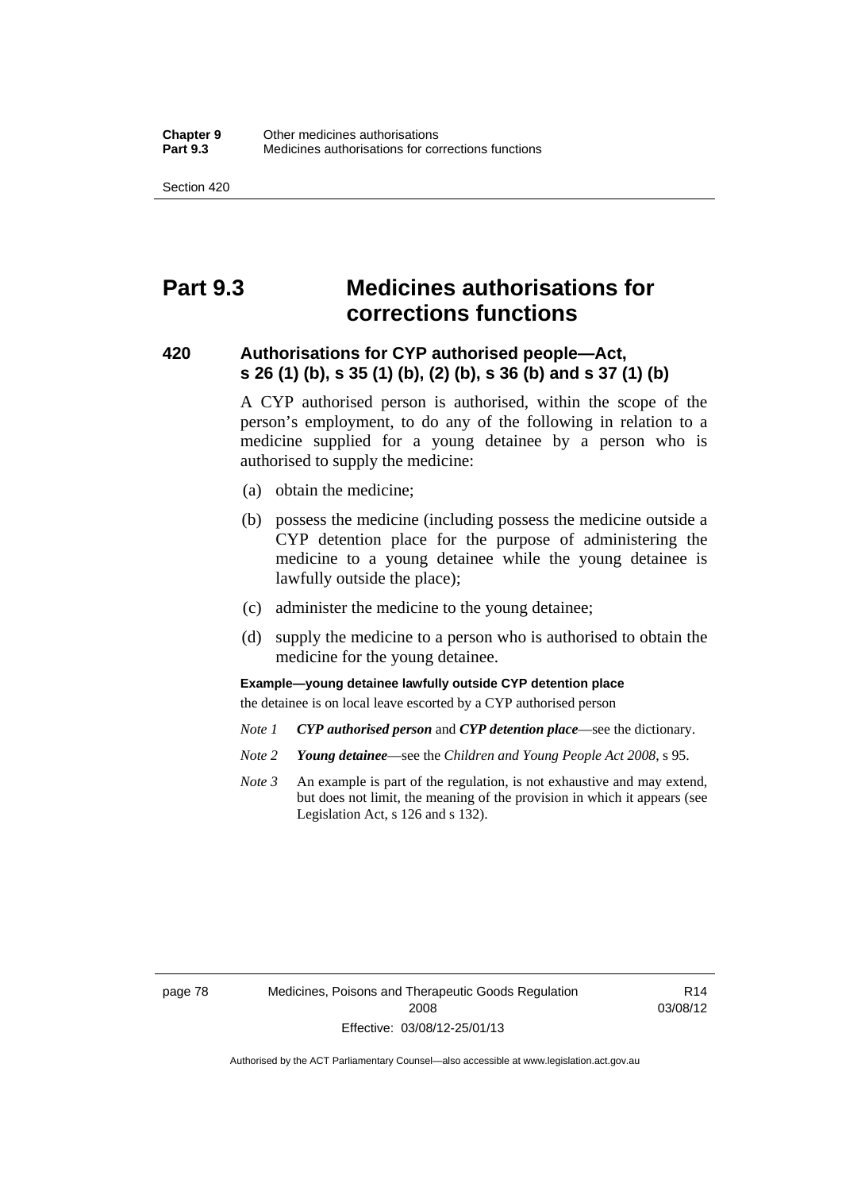# Part 9.3 Medicines authorisations for corrections functions

## 420 Authorisations for CYP authorised people—Act, s 26 (1) (b), s 35 (1) (b), (2) (b), s 36 (b) and s 37 (1) (b)

A CYP authorised person is authorised, within the scope of the person's employment, to do any of the following in relation to a medicine supplied for a young detainee by a person who is authorised to supply the medicine:

(a) obtain the medicine;

(b) possess the medicine (including possess the medicine outside a CYP detention place for the purpose of administering the medicine to a young detainee while the young detainee is lawfully outside the place);

(c) administer the medicine to the young detainee;

(d) supply the medicine to a person who is authorised to obtain the medicine for the young detainee.

**Example—young detainee lawfully outside CYP detention place**

the detainee is on local leave escorted by a CYP authorised person

*Note 1* ***CYP authorised person*** and ***CYP detention place***—see the dictionary.

*Note 2* ***Young detainee***—see the *Children and Young People Act 2008*, s 95.

*Note 3* An example is part of the regulation, is not exhaustive and may extend, but does not limit, the meaning of the provision in which it appears (see Legislation Act, s 126 and s 132).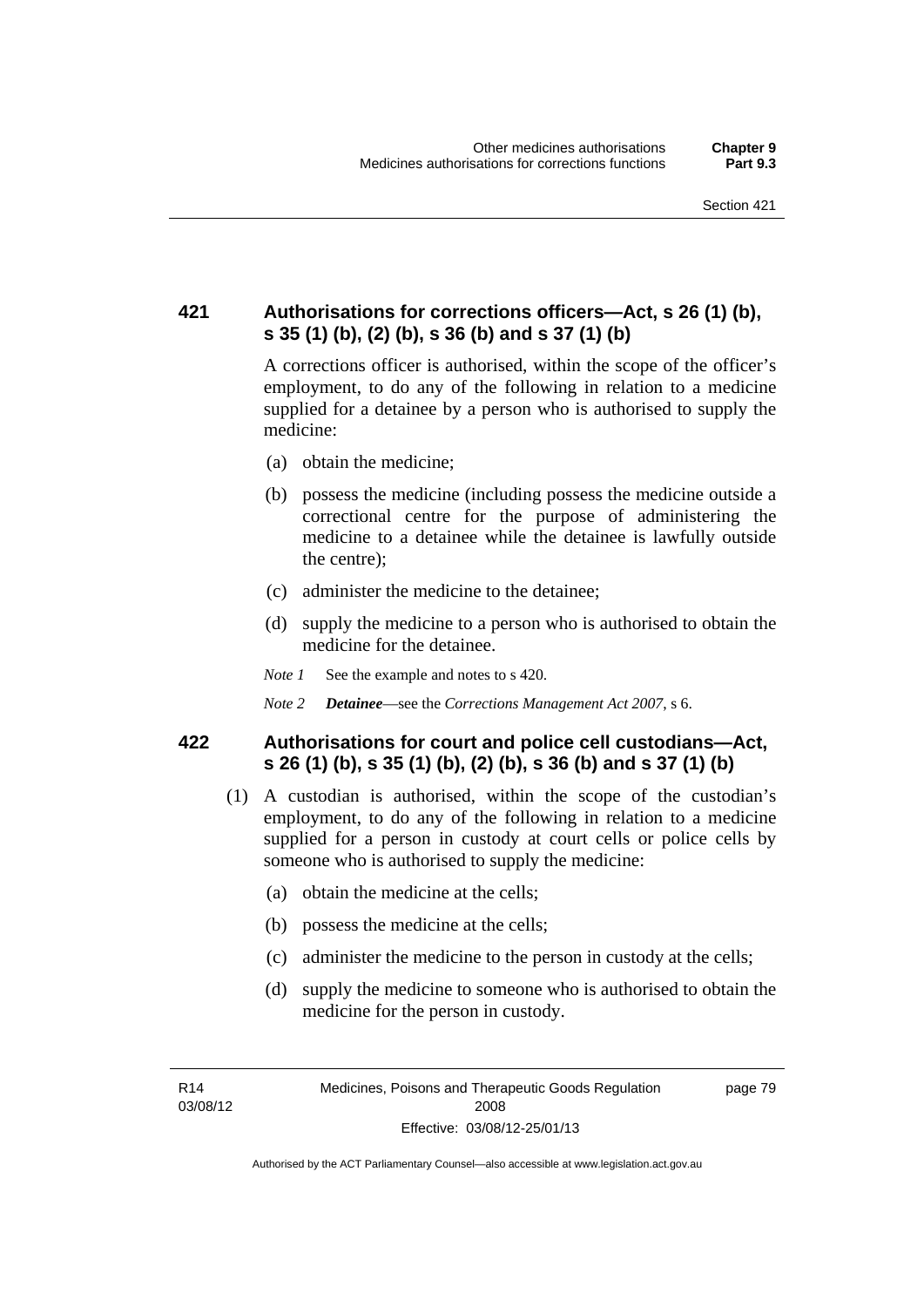### 421 Authorisations for corrections officers—Act, s 26 (1) (b), s 35 (1) (b), (2) (b), s 36 (b) and s 37 (1) (b)

A corrections officer is authorised, within the scope of the officer's employment, to do any of the following in relation to a medicine supplied for a detainee by a person who is authorised to supply the medicine:

(a) obtain the medicine;

(b) possess the medicine (including possess the medicine outside a correctional centre for the purpose of administering the medicine to a detainee while the detainee is lawfully outside the centre);

(c) administer the medicine to the detainee;

(d) supply the medicine to a person who is authorised to obtain the medicine for the detainee.

*Note 1* See the example and notes to s 420.

*Note 2* ***Detainee***—see the *Corrections Management Act 2007*, s 6.

### 422 Authorisations for court and police cell custodians—Act, s 26 (1) (b), s 35 (1) (b), (2) (b), s 36 (b) and s 37 (1) (b)

(1) A custodian is authorised, within the scope of the custodian's employment, to do any of the following in relation to a medicine supplied for a person in custody at court cells or police cells by someone who is authorised to supply the medicine:

(a) obtain the medicine at the cells;

(b) possess the medicine at the cells;

(c) administer the medicine to the person in custody at the cells;

(d) supply the medicine to someone who is authorised to obtain the medicine for the person in custody.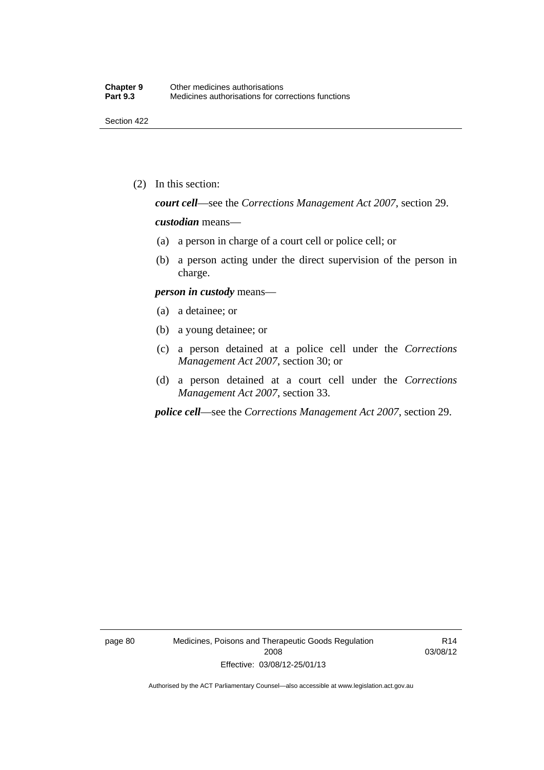(2) In this section:

***court cell***—see the *Corrections Management Act 2007*, section 29.

***custodian*** means—

(a) a person in charge of a court cell or police cell; or

(b) a person acting under the direct supervision of the person in charge.

***person in custody*** means—

(a) a detainee; or

(b) a young detainee; or

(c) a person detained at a police cell under the *Corrections Management Act 2007*, section 30; or

(d) a person detained at a court cell under the *Corrections Management Act 2007*, section 33.

***police cell***—see the *Corrections Management Act 2007*, section 29.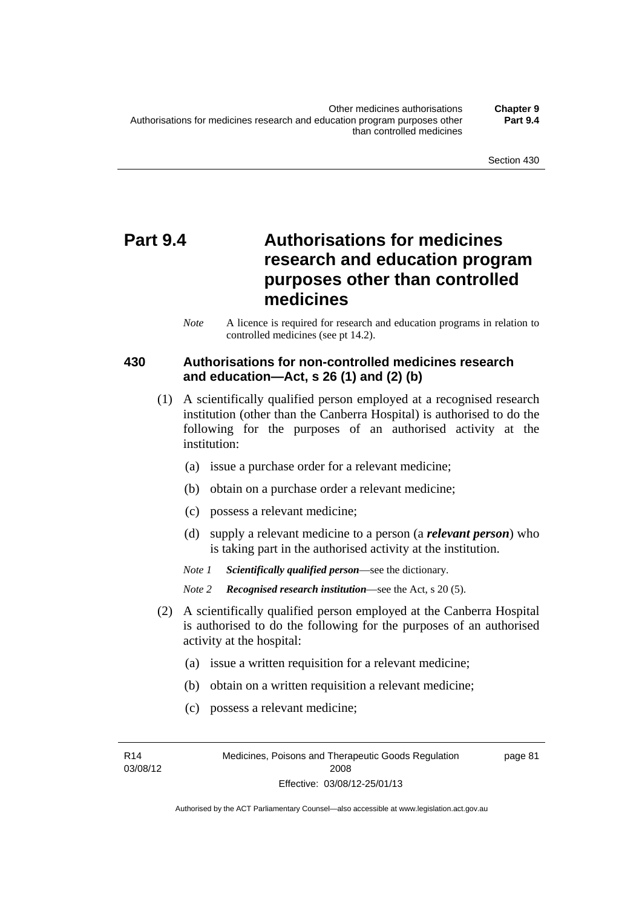# Part 9.4 Authorisations for medicines research and education program purposes other than controlled medicines

*Note* A licence is required for research and education programs in relation to controlled medicines (see pt 14.2).

## 430 Authorisations for non-controlled medicines research and education—Act, s 26 (1) and (2) (b)

(1) A scientifically qualified person employed at a recognised research institution (other than the Canberra Hospital) is authorised to do the following for the purposes of an authorised activity at the institution:

- (a) issue a purchase order for a relevant medicine;
- (b) obtain on a purchase order a relevant medicine;
- (c) possess a relevant medicine;
- (d) supply a relevant medicine to a person (a ***relevant person***) who is taking part in the authorised activity at the institution.

*Note 1* ***Scientifically qualified person***—see the dictionary.

*Note 2* ***Recognised research institution***—see the Act, s 20 (5).

(2) A scientifically qualified person employed at the Canberra Hospital is authorised to do the following for the purposes of an authorised activity at the hospital:

- (a) issue a written requisition for a relevant medicine;
- (b) obtain on a written requisition a relevant medicine;
- (c) possess a relevant medicine;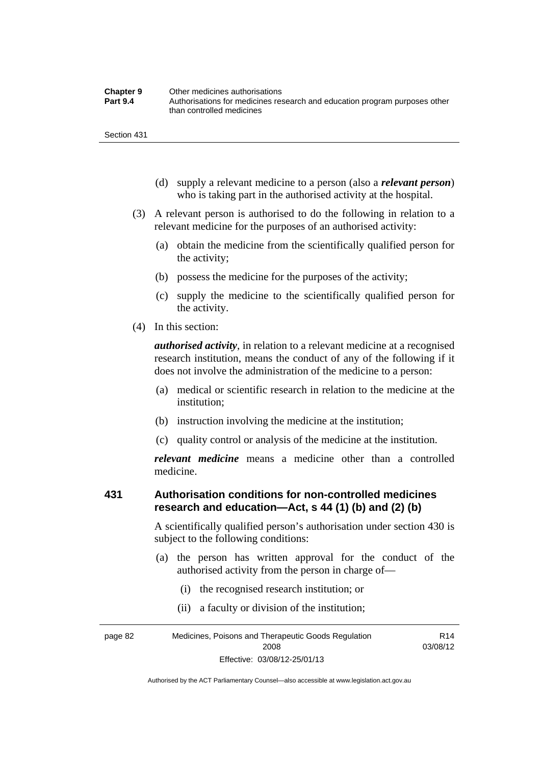(d) supply a relevant medicine to a person (also a ***relevant person***) who is taking part in the authorised activity at the hospital.

(3) A relevant person is authorised to do the following in relation to a relevant medicine for the purposes of an authorised activity:

(a) obtain the medicine from the scientifically qualified person for the activity;

(b) possess the medicine for the purposes of the activity;

(c) supply the medicine to the scientifically qualified person for the activity.

(4) In this section:

***authorised activity***, in relation to a relevant medicine at a recognised research institution, means the conduct of any of the following if it does not involve the administration of the medicine to a person:

(a) medical or scientific research in relation to the medicine at the institution;

(b) instruction involving the medicine at the institution;

(c) quality control or analysis of the medicine at the institution.

***relevant medicine*** means a medicine other than a controlled medicine.

## 431 Authorisation conditions for non-controlled medicines research and education—Act, s 44 (1) (b) and (2) (b)

A scientifically qualified person's authorisation under section 430 is subject to the following conditions:

(a) the person has written approval for the conduct of the authorised activity from the person in charge of—

(i) the recognised research institution; or

(ii) a faculty or division of the institution;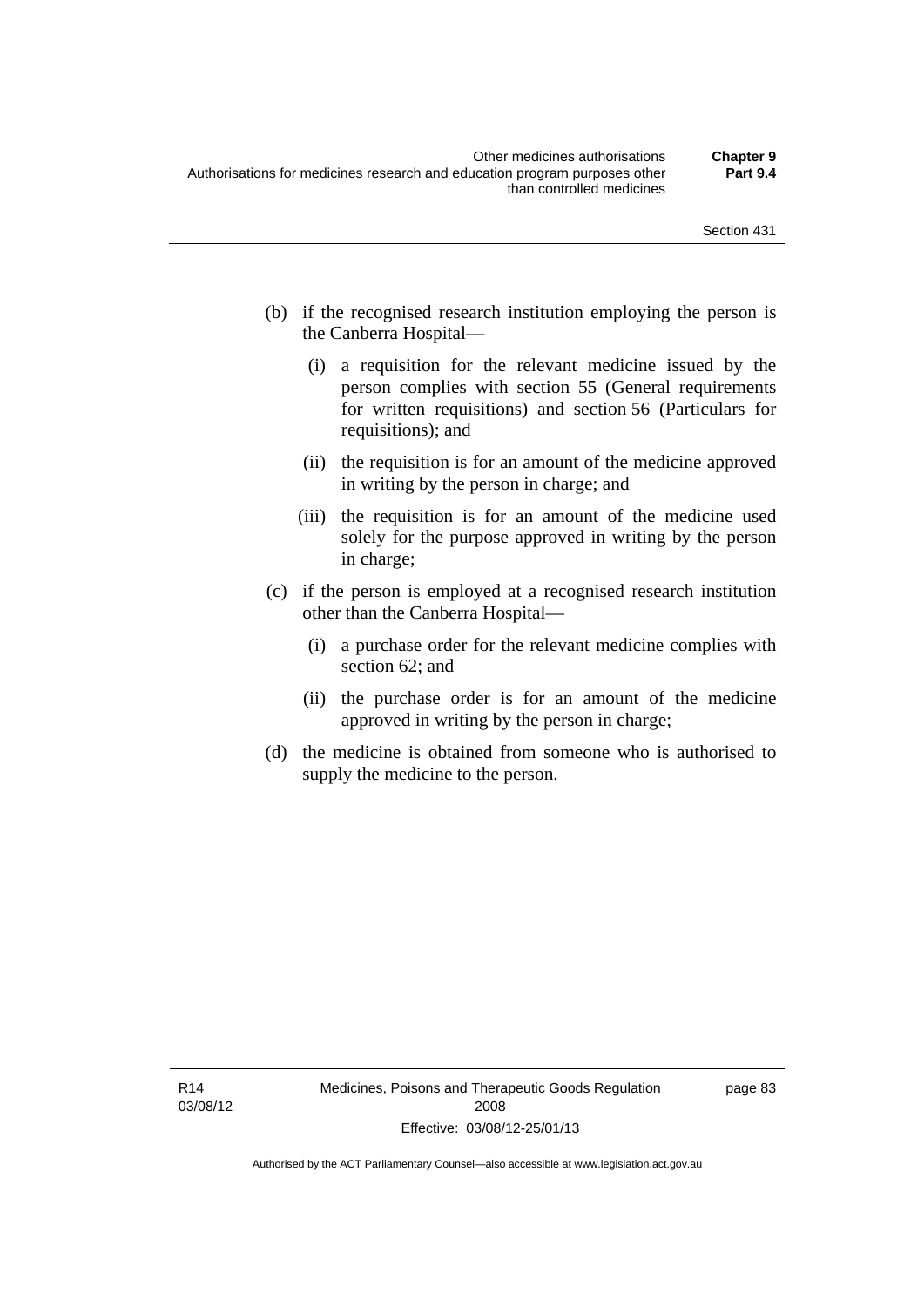(b) if the recognised research institution employing the person is the Canberra Hospital—

   (i) a requisition for the relevant medicine issued by the person complies with section 55 (General requirements for written requisitions) and section 56 (Particulars for requisitions); and

   (ii) the requisition is for an amount of the medicine approved in writing by the person in charge; and

   (iii) the requisition is for an amount of the medicine used solely for the purpose approved in writing by the person in charge;

(c) if the person is employed at a recognised research institution other than the Canberra Hospital—

   (i) a purchase order for the relevant medicine complies with section 62; and

   (ii) the purchase order is for an amount of the medicine approved in writing by the person in charge;

(d) the medicine is obtained from someone who is authorised to supply the medicine to the person.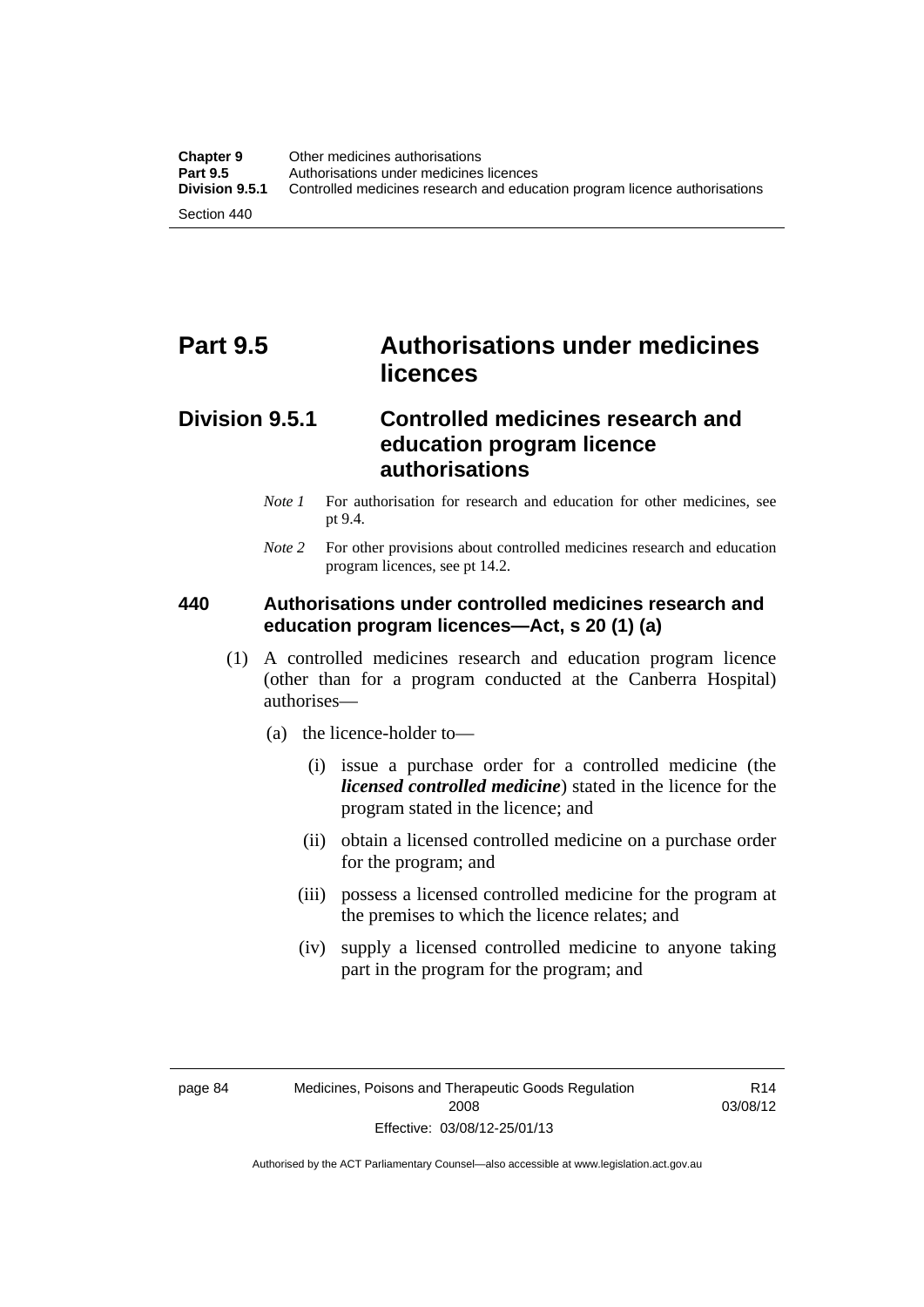# Part 9.5 Authorisations under medicines licences

## Division 9.5.1 Controlled medicines research and education program licence authorisations

*Note 1* For authorisation for research and education for other medicines, see pt 9.4.

*Note 2* For other provisions about controlled medicines research and education program licences, see pt 14.2.

### 440 Authorisations under controlled medicines research and education program licences—Act, s 20 (1) (a)

(1) A controlled medicines research and education program licence (other than for a program conducted at the Canberra Hospital) authorises—

(a) the licence-holder to—

(i) issue a purchase order for a controlled medicine (the ***licensed controlled medicine***) stated in the licence for the program stated in the licence; and

(ii) obtain a licensed controlled medicine on a purchase order for the program; and

(iii) possess a licensed controlled medicine for the program at the premises to which the licence relates; and

(iv) supply a licensed controlled medicine to anyone taking part in the program for the program; and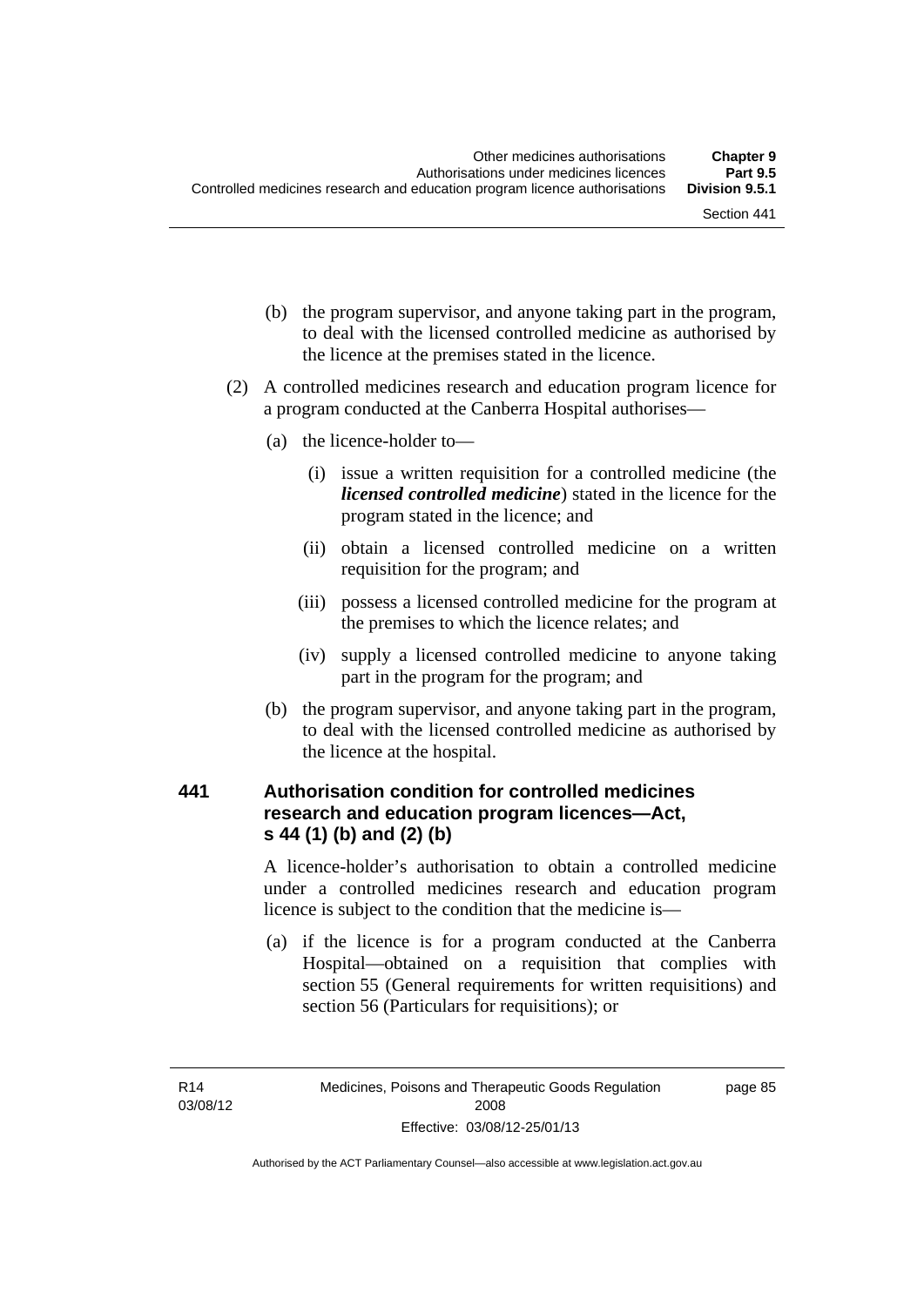(b) the program supervisor, and anyone taking part in the program, to deal with the licensed controlled medicine as authorised by the licence at the premises stated in the licence.

(2) A controlled medicines research and education program licence for a program conducted at the Canberra Hospital authorises—

(a) the licence-holder to—

(i) issue a written requisition for a controlled medicine (the ***licensed controlled medicine***) stated in the licence for the program stated in the licence; and

(ii) obtain a licensed controlled medicine on a written requisition for the program; and

(iii) possess a licensed controlled medicine for the program at the premises to which the licence relates; and

(iv) supply a licensed controlled medicine to anyone taking part in the program for the program; and

(b) the program supervisor, and anyone taking part in the program, to deal with the licensed controlled medicine as authorised by the licence at the hospital.

### 441 Authorisation condition for controlled medicines research and education program licences—Act, s 44 (1) (b) and (2) (b)

A licence-holder's authorisation to obtain a controlled medicine under a controlled medicines research and education program licence is subject to the condition that the medicine is—

(a) if the licence is for a program conducted at the Canberra Hospital—obtained on a requisition that complies with section 55 (General requirements for written requisitions) and section 56 (Particulars for requisitions); or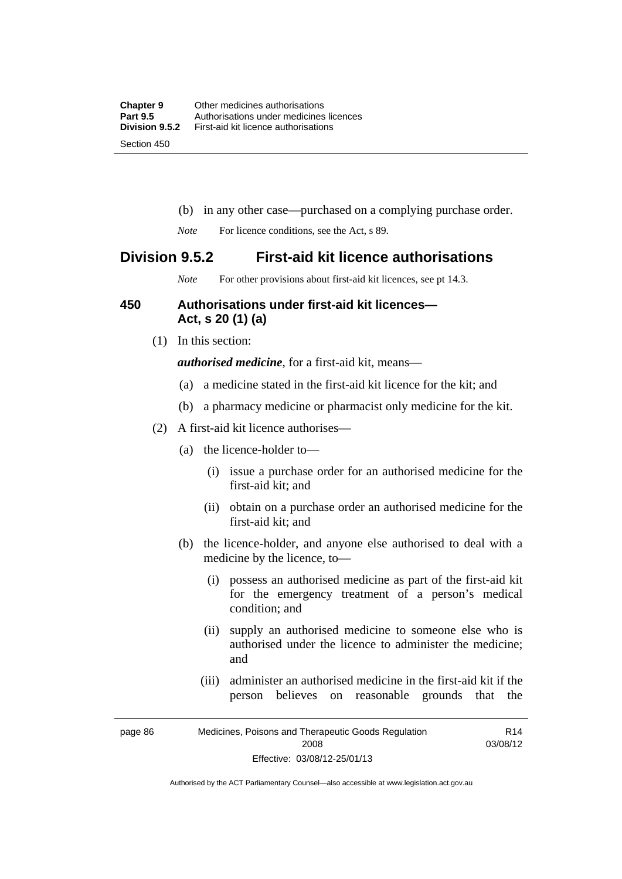(b) in any other case—purchased on a complying purchase order.

*Note* For licence conditions, see the Act, s 89.

## Division 9.5.2 First-aid kit licence authorisations

*Note* For other provisions about first-aid kit licences, see pt 14.3.

### 450 Authorisations under first-aid kit licences—Act, s 20 (1) (a)

(1) In this section:

***authorised medicine***, for a first-aid kit, means—

(a) a medicine stated in the first-aid kit licence for the kit; and

(b) a pharmacy medicine or pharmacist only medicine for the kit.

(2) A first-aid kit licence authorises—

(a) the licence-holder to—

(i) issue a purchase order for an authorised medicine for the first-aid kit; and

(ii) obtain on a purchase order an authorised medicine for the first-aid kit; and

(b) the licence-holder, and anyone else authorised to deal with a medicine by the licence, to—

(i) possess an authorised medicine as part of the first-aid kit for the emergency treatment of a person's medical condition; and

(ii) supply an authorised medicine to someone else who is authorised under the licence to administer the medicine; and

(iii) administer an authorised medicine in the first-aid kit if the person believes on reasonable grounds that the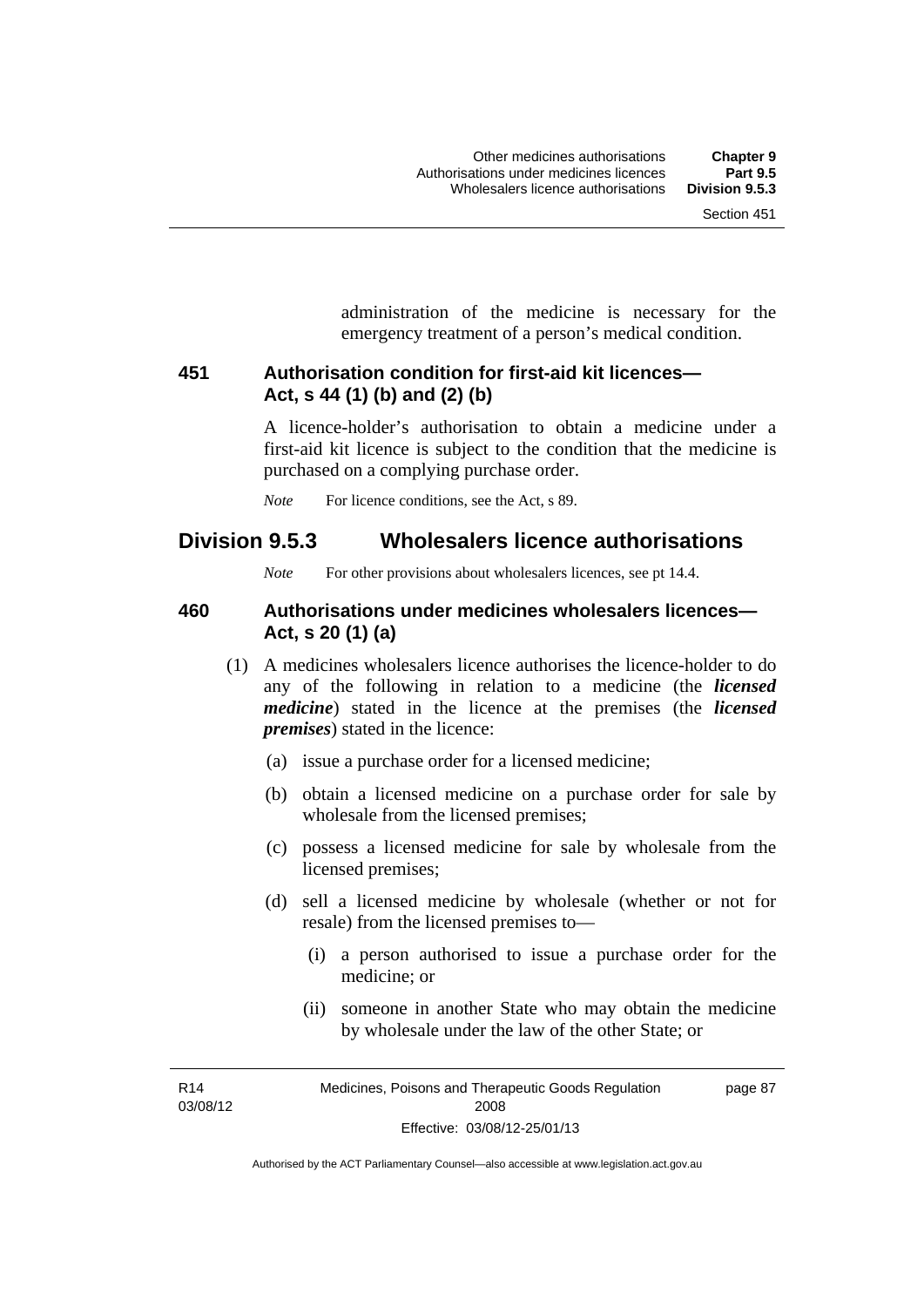administration of the medicine is necessary for the emergency treatment of a person's medical condition.

### 451 Authorisation condition for first-aid kit licences—Act, s 44 (1) (b) and (2) (b)

A licence-holder's authorisation to obtain a medicine under a first-aid kit licence is subject to the condition that the medicine is purchased on a complying purchase order.

*Note* For licence conditions, see the Act, s 89.

## Division 9.5.3 Wholesalers licence authorisations

*Note* For other provisions about wholesalers licences, see pt 14.4.

### 460 Authorisations under medicines wholesalers licences—Act, s 20 (1) (a)

(1) A medicines wholesalers licence authorises the licence-holder to do any of the following in relation to a medicine (the ***licensed medicine***) stated in the licence at the premises (the ***licensed premises***) stated in the licence:

(a) issue a purchase order for a licensed medicine;

(b) obtain a licensed medicine on a purchase order for sale by wholesale from the licensed premises;

(c) possess a licensed medicine for sale by wholesale from the licensed premises;

(d) sell a licensed medicine by wholesale (whether or not for resale) from the licensed premises to—

(i) a person authorised to issue a purchase order for the medicine; or

(ii) someone in another State who may obtain the medicine by wholesale under the law of the other State; or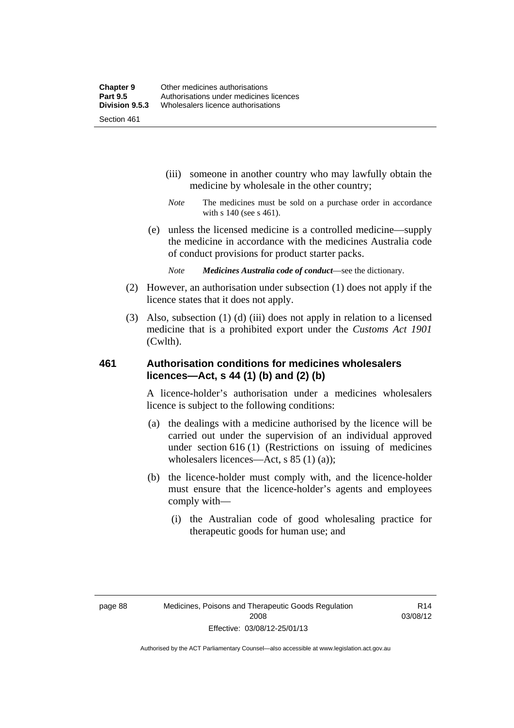(iii) someone in another country who may lawfully obtain the medicine by wholesale in the other country;

*Note* The medicines must be sold on a purchase order in accordance with s 140 (see s 461).

(e) unless the licensed medicine is a controlled medicine—supply the medicine in accordance with the medicines Australia code of conduct provisions for product starter packs.

*Note* ***Medicines Australia code of conduct***—see the dictionary.

(2) However, an authorisation under subsection (1) does not apply if the licence states that it does not apply.

(3) Also, subsection (1) (d) (iii) does not apply in relation to a licensed medicine that is a prohibited export under the *Customs Act 1901* (Cwlth).

### 461 Authorisation conditions for medicines wholesalers licences—Act, s 44 (1) (b) and (2) (b)

A licence-holder's authorisation under a medicines wholesalers licence is subject to the following conditions:

(a) the dealings with a medicine authorised by the licence will be carried out under the supervision of an individual approved under section 616 (1) (Restrictions on issuing of medicines wholesalers licences—Act, s 85 (1) (a));

(b) the licence-holder must comply with, and the licence-holder must ensure that the licence-holder's agents and employees comply with—

(i) the Australian code of good wholesaling practice for therapeutic goods for human use; and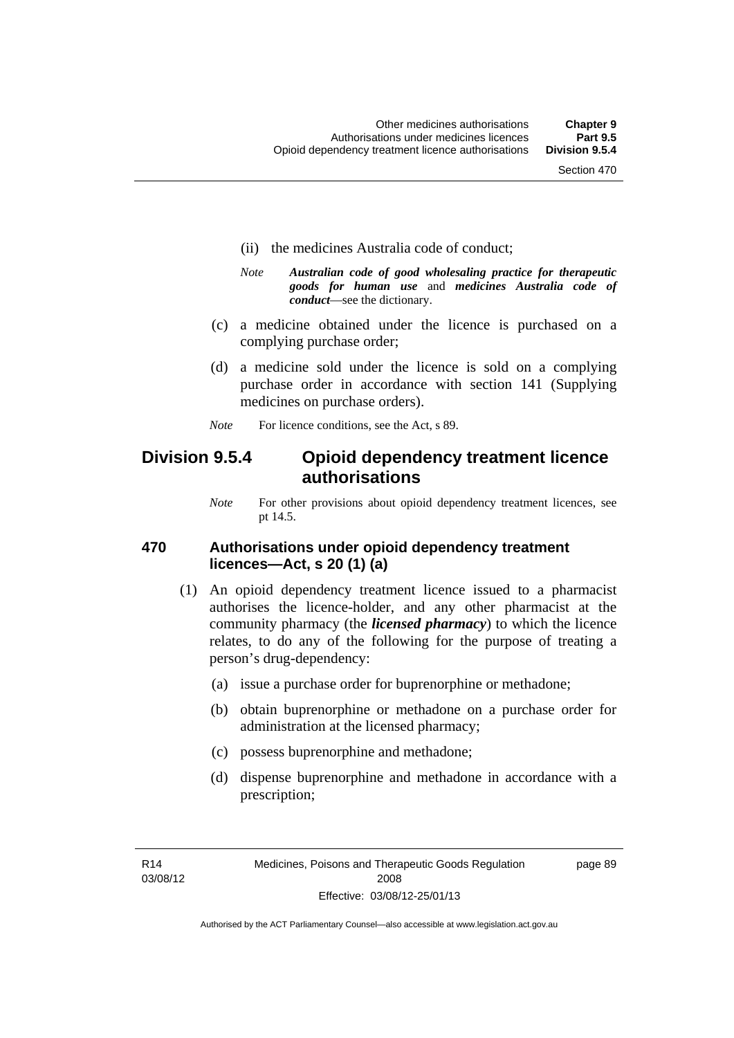(ii) the medicines Australia code of conduct;

*Note* ***Australian code of good wholesaling practice for therapeutic goods for human use*** and ***medicines Australia code of conduct***—see the dictionary.

(c) a medicine obtained under the licence is purchased on a complying purchase order;

(d) a medicine sold under the licence is sold on a complying purchase order in accordance with section 141 (Supplying medicines on purchase orders).

*Note* For licence conditions, see the Act, s 89.

## Division 9.5.4 Opioid dependency treatment licence authorisations

*Note* For other provisions about opioid dependency treatment licences, see pt 14.5.

### 470 Authorisations under opioid dependency treatment licences—Act, s 20 (1) (a)

(1) An opioid dependency treatment licence issued to a pharmacist authorises the licence-holder, and any other pharmacist at the community pharmacy (the ***licensed pharmacy***) to which the licence relates, to do any of the following for the purpose of treating a person's drug-dependency:

(a) issue a purchase order for buprenorphine or methadone;

(b) obtain buprenorphine or methadone on a purchase order for administration at the licensed pharmacy;

(c) possess buprenorphine and methadone;

(d) dispense buprenorphine and methadone in accordance with a prescription;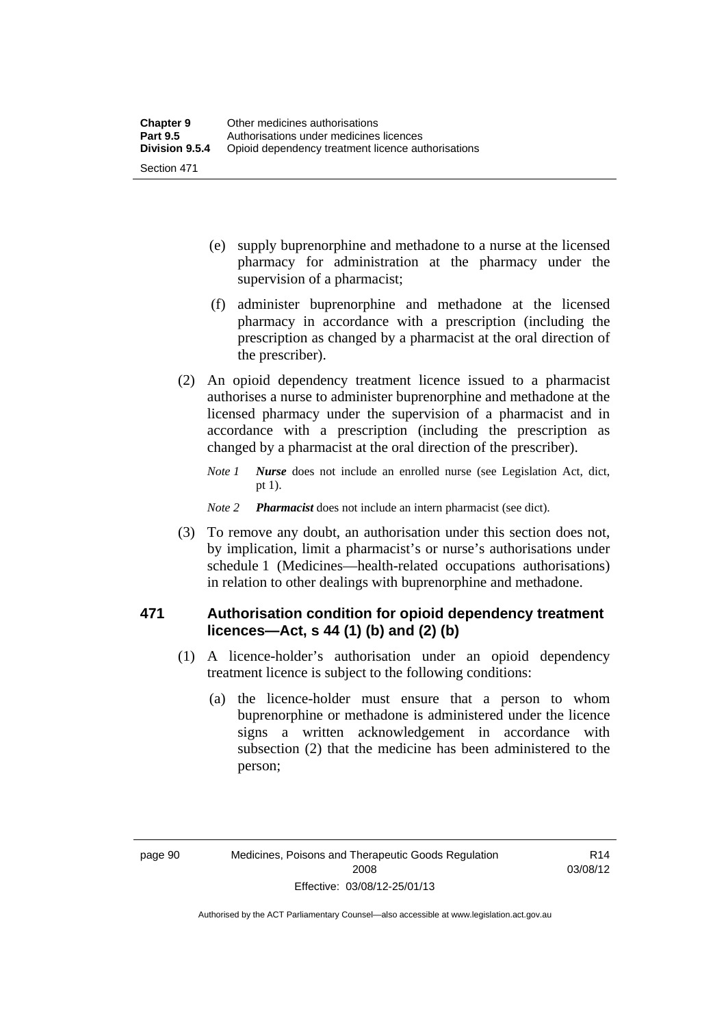(e) supply buprenorphine and methadone to a nurse at the licensed pharmacy for administration at the pharmacy under the supervision of a pharmacist;

(f) administer buprenorphine and methadone at the licensed pharmacy in accordance with a prescription (including the prescription as changed by a pharmacist at the oral direction of the prescriber).

(2) An opioid dependency treatment licence issued to a pharmacist authorises a nurse to administer buprenorphine and methadone at the licensed pharmacy under the supervision of a pharmacist and in accordance with a prescription (including the prescription as changed by a pharmacist at the oral direction of the prescriber).

*Note 1* ***Nurse*** does not include an enrolled nurse (see Legislation Act, dict, pt 1).

*Note 2* ***Pharmacist*** does not include an intern pharmacist (see dict).

(3) To remove any doubt, an authorisation under this section does not, by implication, limit a pharmacist's or nurse's authorisations under schedule 1 (Medicines—health-related occupations authorisations) in relation to other dealings with buprenorphine and methadone.

### 471 Authorisation condition for opioid dependency treatment licences—Act, s 44 (1) (b) and (2) (b)

(1) A licence-holder's authorisation under an opioid dependency treatment licence is subject to the following conditions:

(a) the licence-holder must ensure that a person to whom buprenorphine or methadone is administered under the licence signs a written acknowledgement in accordance with subsection (2) that the medicine has been administered to the person;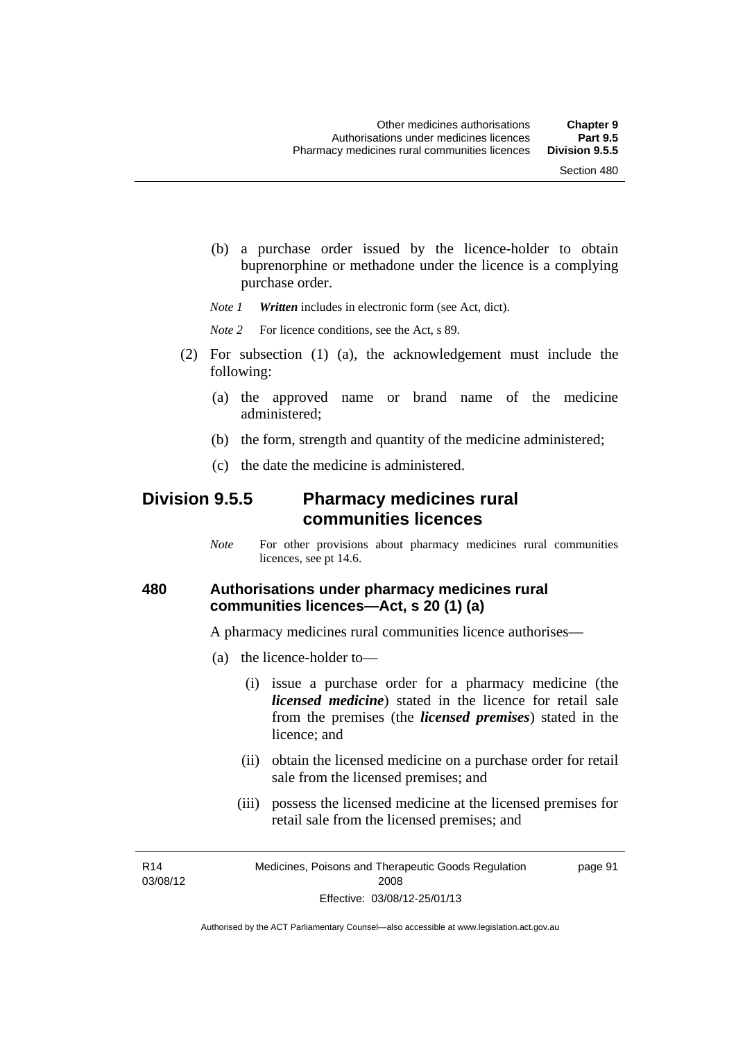(b) a purchase order issued by the licence-holder to obtain buprenorphine or methadone under the licence is a complying purchase order.

*Note 1* ***Written*** includes in electronic form (see Act, dict).

*Note 2* For licence conditions, see the Act, s 89.

(2) For subsection (1) (a), the acknowledgement must include the following:

(a) the approved name or brand name of the medicine administered;

(b) the form, strength and quantity of the medicine administered;

(c) the date the medicine is administered.

## Division 9.5.5 Pharmacy medicines rural communities licences

*Note* For other provisions about pharmacy medicines rural communities licences, see pt 14.6.

### 480 Authorisations under pharmacy medicines rural communities licences—Act, s 20 (1) (a)

A pharmacy medicines rural communities licence authorises—

(a) the licence-holder to—

(i) issue a purchase order for a pharmacy medicine (the ***licensed medicine***) stated in the licence for retail sale from the premises (the ***licensed premises***) stated in the licence; and

(ii) obtain the licensed medicine on a purchase order for retail sale from the licensed premises; and

(iii) possess the licensed medicine at the licensed premises for retail sale from the licensed premises; and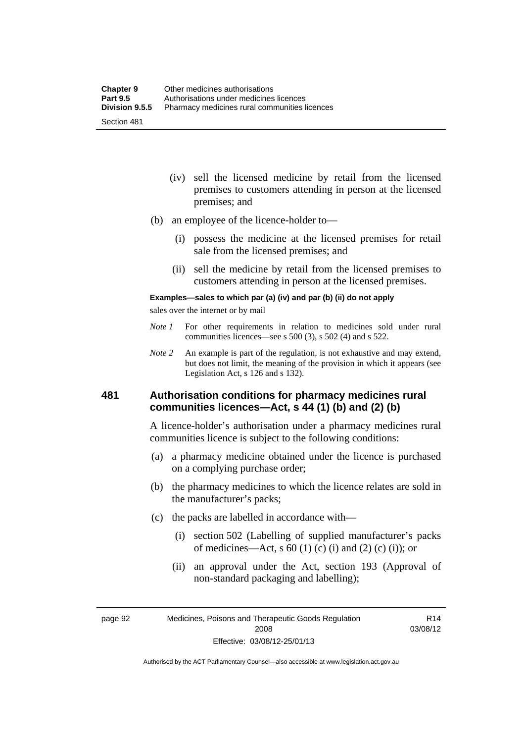(iv) sell the licensed medicine by retail from the licensed premises to customers attending in person at the licensed premises; and

(b) an employee of the licence-holder to—

(i) possess the medicine at the licensed premises for retail sale from the licensed premises; and

(ii) sell the medicine by retail from the licensed premises to customers attending in person at the licensed premises.

**Examples—sales to which par (a) (iv) and par (b) (ii) do not apply**

sales over the internet or by mail

*Note 1* For other requirements in relation to medicines sold under rural communities licences—see s 500 (3), s 502 (4) and s 522.

*Note 2* An example is part of the regulation, is not exhaustive and may extend, but does not limit, the meaning of the provision in which it appears (see Legislation Act, s 126 and s 132).

### 481 Authorisation conditions for pharmacy medicines rural communities licences—Act, s 44 (1) (b) and (2) (b)

A licence-holder's authorisation under a pharmacy medicines rural communities licence is subject to the following conditions:

(a) a pharmacy medicine obtained under the licence is purchased on a complying purchase order;

(b) the pharmacy medicines to which the licence relates are sold in the manufacturer's packs;

(c) the packs are labelled in accordance with—

(i) section 502 (Labelling of supplied manufacturer's packs of medicines—Act, s 60 (1) (c) (i) and (2) (c) (i)); or

(ii) an approval under the Act, section 193 (Approval of non-standard packaging and labelling);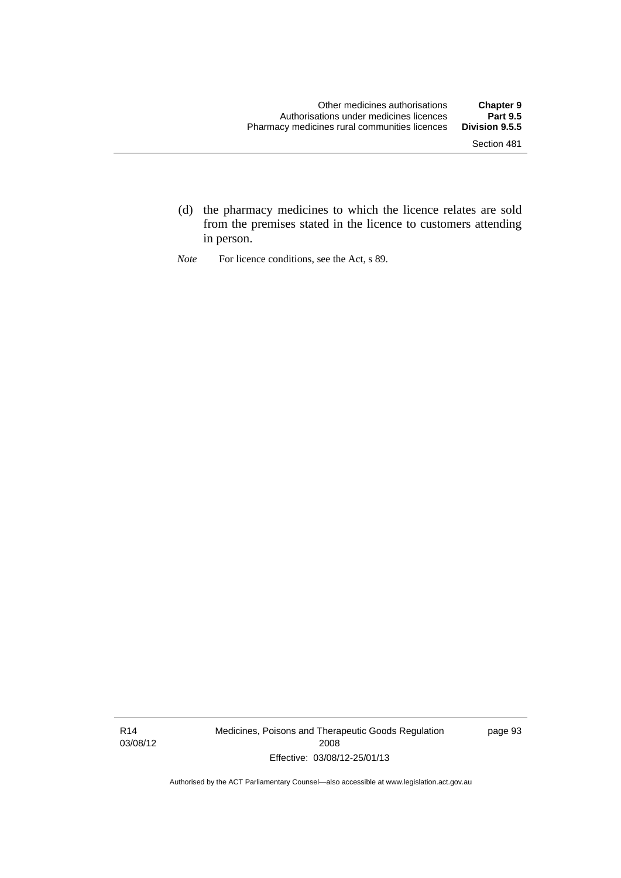(d) the pharmacy medicines to which the licence relates are sold from the premises stated in the licence to customers attending in person.

*Note* For licence conditions, see the Act, s 89.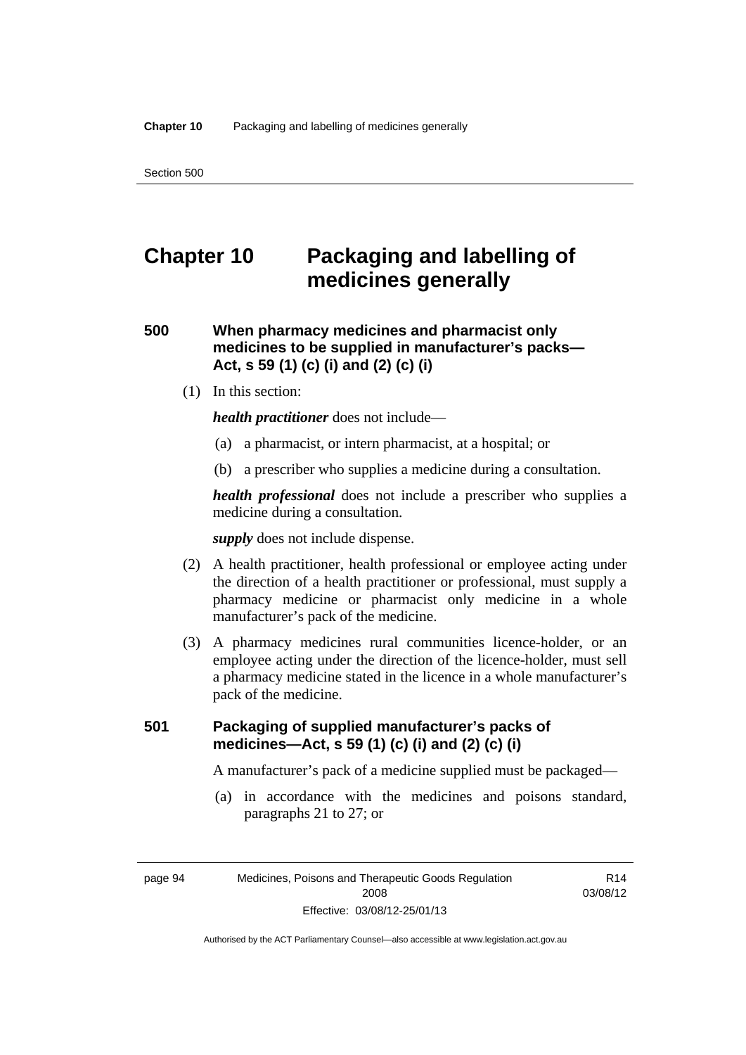# Chapter 10 Packaging and labelling of medicines generally

### 500 When pharmacy medicines and pharmacist only medicines to be supplied in manufacturer's packs—Act, s 59 (1) (c) (i) and (2) (c) (i)

(1) In this section:

***health practitioner*** does not include—

(a) a pharmacist, or intern pharmacist, at a hospital; or

(b) a prescriber who supplies a medicine during a consultation.

***health professional*** does not include a prescriber who supplies a medicine during a consultation.

***supply*** does not include dispense.

(2) A health practitioner, health professional or employee acting under the direction of a health practitioner or professional, must supply a pharmacy medicine or pharmacist only medicine in a whole manufacturer's pack of the medicine.

(3) A pharmacy medicines rural communities licence-holder, or an employee acting under the direction of the licence-holder, must sell a pharmacy medicine stated in the licence in a whole manufacturer's pack of the medicine.

### 501 Packaging of supplied manufacturer's packs of medicines—Act, s 59 (1) (c) (i) and (2) (c) (i)

A manufacturer's pack of a medicine supplied must be packaged—

(a) in accordance with the medicines and poisons standard, paragraphs 21 to 27; or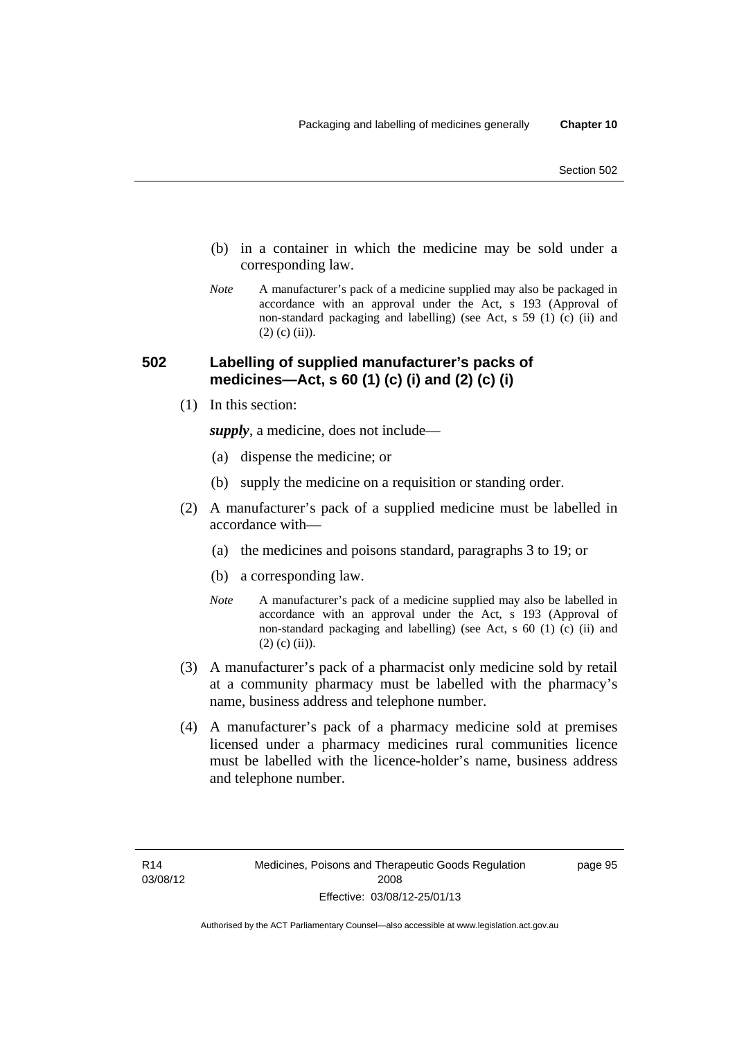(b) in a container in which the medicine may be sold under a corresponding law.

*Note* A manufacturer's pack of a medicine supplied may also be packaged in accordance with an approval under the Act, s 193 (Approval of non-standard packaging and labelling) (see Act, s 59 (1) (c) (ii) and (2) (c) (ii)).

## 502 Labelling of supplied manufacturer's packs of medicines—Act, s 60 (1) (c) (i) and (2) (c) (i)

(1) In this section:

***supply***, a medicine, does not include—

(a) dispense the medicine; or

(b) supply the medicine on a requisition or standing order.

(2) A manufacturer's pack of a supplied medicine must be labelled in accordance with—

(a) the medicines and poisons standard, paragraphs 3 to 19; or

(b) a corresponding law.

*Note* A manufacturer's pack of a medicine supplied may also be labelled in accordance with an approval under the Act, s 193 (Approval of non-standard packaging and labelling) (see Act, s 60 (1) (c) (ii) and (2) (c) (ii)).

(3) A manufacturer's pack of a pharmacist only medicine sold by retail at a community pharmacy must be labelled with the pharmacy's name, business address and telephone number.

(4) A manufacturer's pack of a pharmacy medicine sold at premises licensed under a pharmacy medicines rural communities licence must be labelled with the licence-holder's name, business address and telephone number.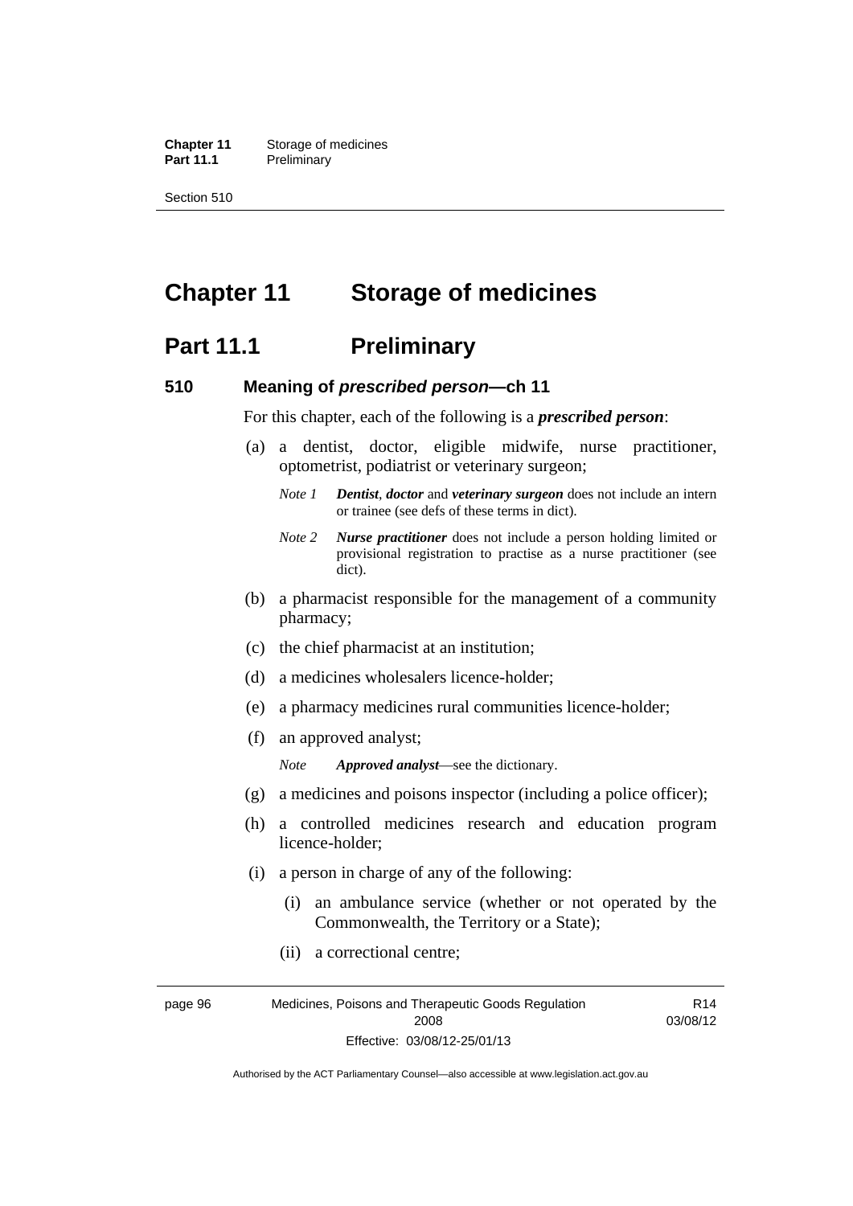# Chapter 11 Storage of medicines

## Part 11.1 Preliminary

### 510 Meaning of *prescribed person*—ch 11

For this chapter, each of the following is a ***prescribed person***:

(a) a dentist, doctor, eligible midwife, nurse practitioner, optometrist, podiatrist or veterinary surgeon;

*Note 1* ***Dentist***, ***doctor*** and ***veterinary surgeon*** does not include an intern or trainee (see defs of these terms in dict).

*Note 2* ***Nurse practitioner*** does not include a person holding limited or provisional registration to practise as a nurse practitioner (see dict).

(b) a pharmacist responsible for the management of a community pharmacy;

(c) the chief pharmacist at an institution;

(d) a medicines wholesalers licence-holder;

(e) a pharmacy medicines rural communities licence-holder;

(f) an approved analyst;

*Note* ***Approved analyst***—see the dictionary.

(g) a medicines and poisons inspector (including a police officer);

(h) a controlled medicines research and education program licence-holder;

(i) a person in charge of any of the following:

(i) an ambulance service (whether or not operated by the Commonwealth, the Territory or a State);

(ii) a correctional centre;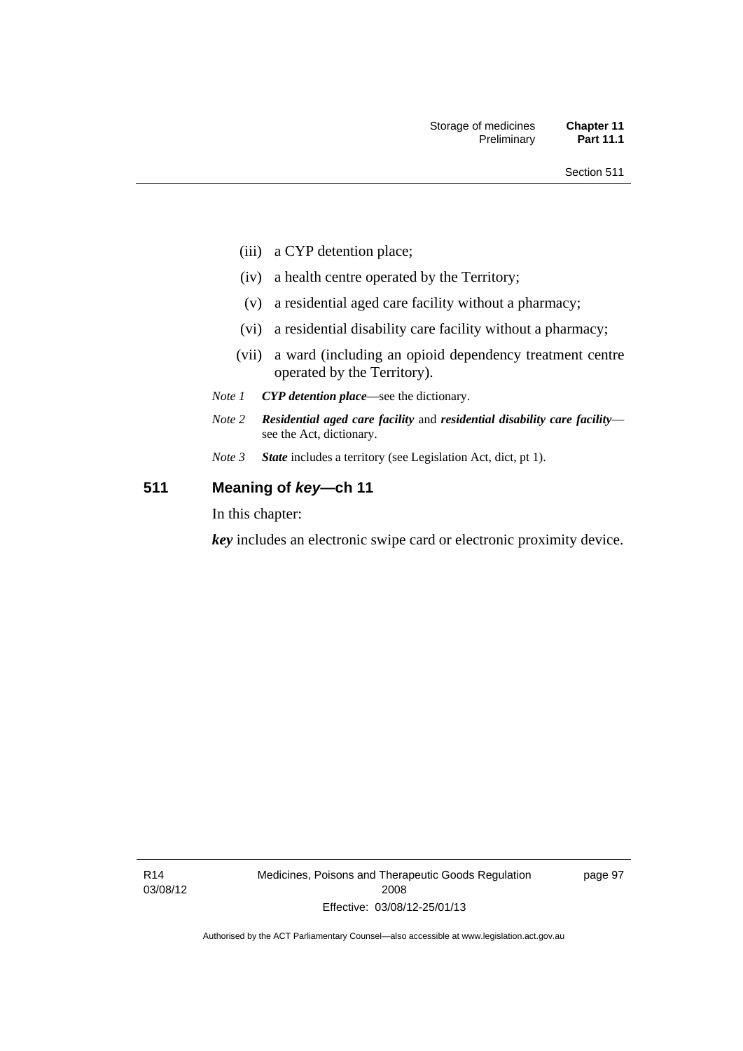(iii) a CYP detention place;

(iv) a health centre operated by the Territory;

(v) a residential aged care facility without a pharmacy;

(vi) a residential disability care facility without a pharmacy;

(vii) a ward (including an opioid dependency treatment centre operated by the Territory).

*Note 1* ***CYP detention place***—see the dictionary.

*Note 2* ***Residential aged care facility*** and ***residential disability care facility***—see the Act, dictionary.

*Note 3* ***State*** includes a territory (see Legislation Act, dict, pt 1).

## 511 Meaning of *key*—ch 11

In this chapter:

***key*** includes an electronic swipe card or electronic proximity device.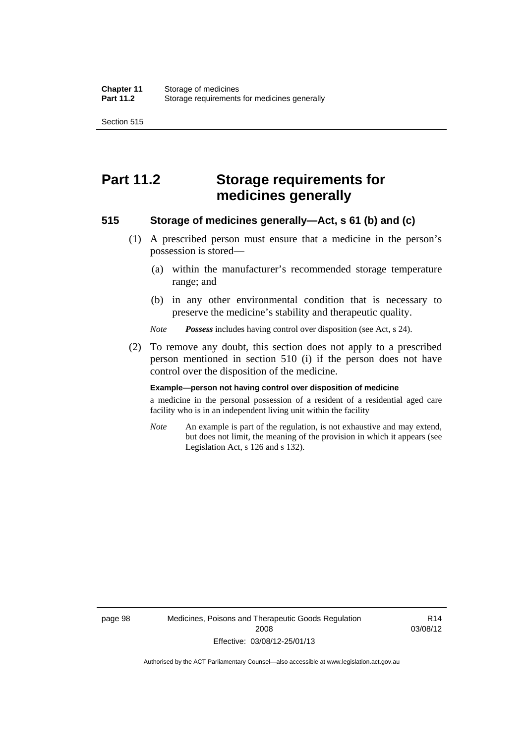# Part 11.2 Storage requirements for medicines generally

## 515 Storage of medicines generally—Act, s 61 (b) and (c)

(1) A prescribed person must ensure that a medicine in the person's possession is stored—

(a) within the manufacturer's recommended storage temperature range; and

(b) in any other environmental condition that is necessary to preserve the medicine's stability and therapeutic quality.

*Note* ***Possess*** includes having control over disposition (see Act, s 24).

(2) To remove any doubt, this section does not apply to a prescribed person mentioned in section 510 (i) if the person does not have control over the disposition of the medicine.

**Example—person not having control over disposition of medicine**

a medicine in the personal possession of a resident of a residential aged care facility who is in an independent living unit within the facility

*Note* An example is part of the regulation, is not exhaustive and may extend, but does not limit, the meaning of the provision in which it appears (see Legislation Act, s 126 and s 132).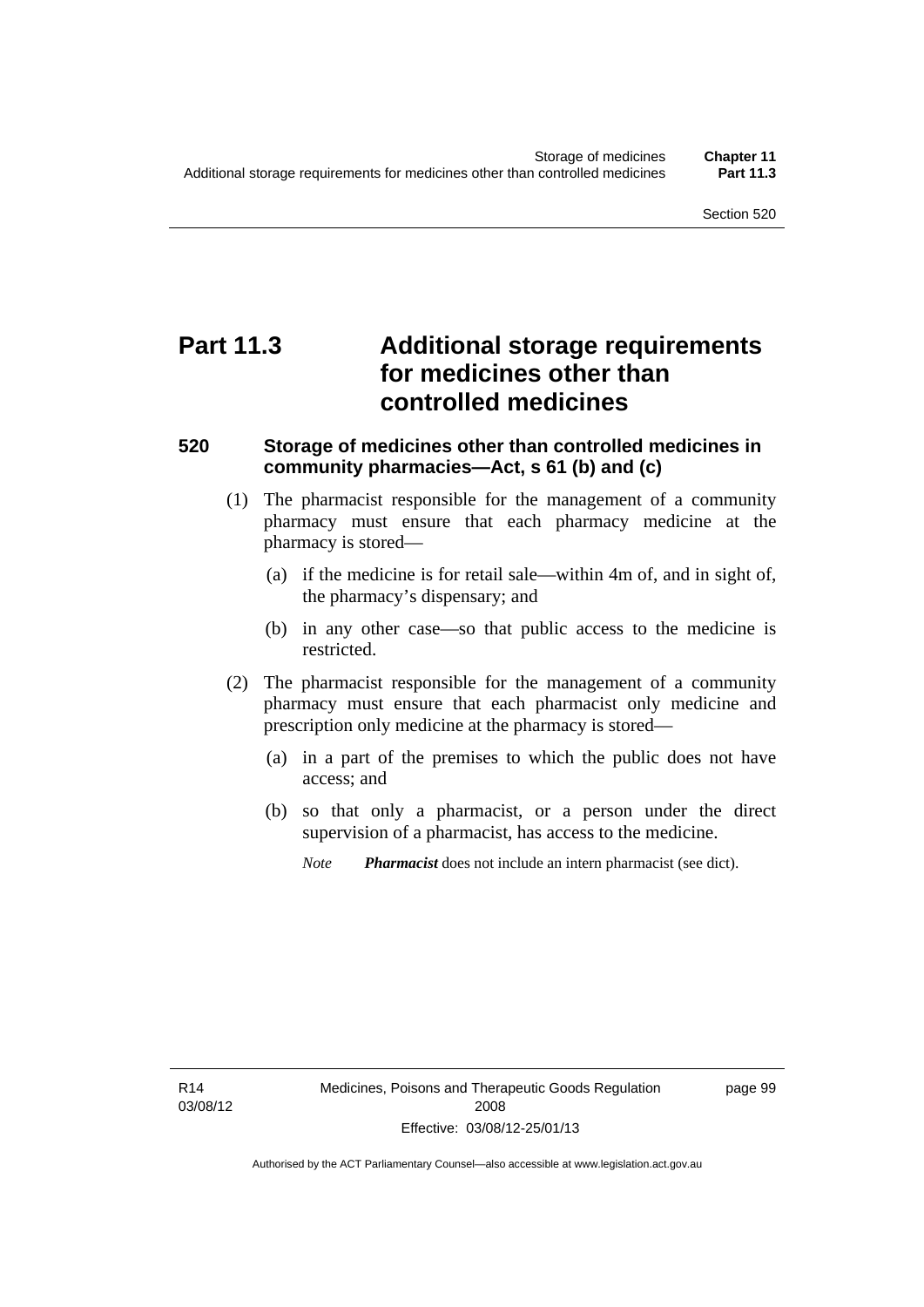# Part 11.3 Additional storage requirements for medicines other than controlled medicines

## 520 Storage of medicines other than controlled medicines in community pharmacies—Act, s 61 (b) and (c)

(1) The pharmacist responsible for the management of a community pharmacy must ensure that each pharmacy medicine at the pharmacy is stored—

- (a) if the medicine is for retail sale—within 4m of, and in sight of, the pharmacy's dispensary; and
- (b) in any other case—so that public access to the medicine is restricted.

(2) The pharmacist responsible for the management of a community pharmacy must ensure that each pharmacist only medicine and prescription only medicine at the pharmacy is stored—

- (a) in a part of the premises to which the public does not have access; and
- (b) so that only a pharmacist, or a person under the direct supervision of a pharmacist, has access to the medicine.

*Note* ***Pharmacist*** does not include an intern pharmacist (see dict).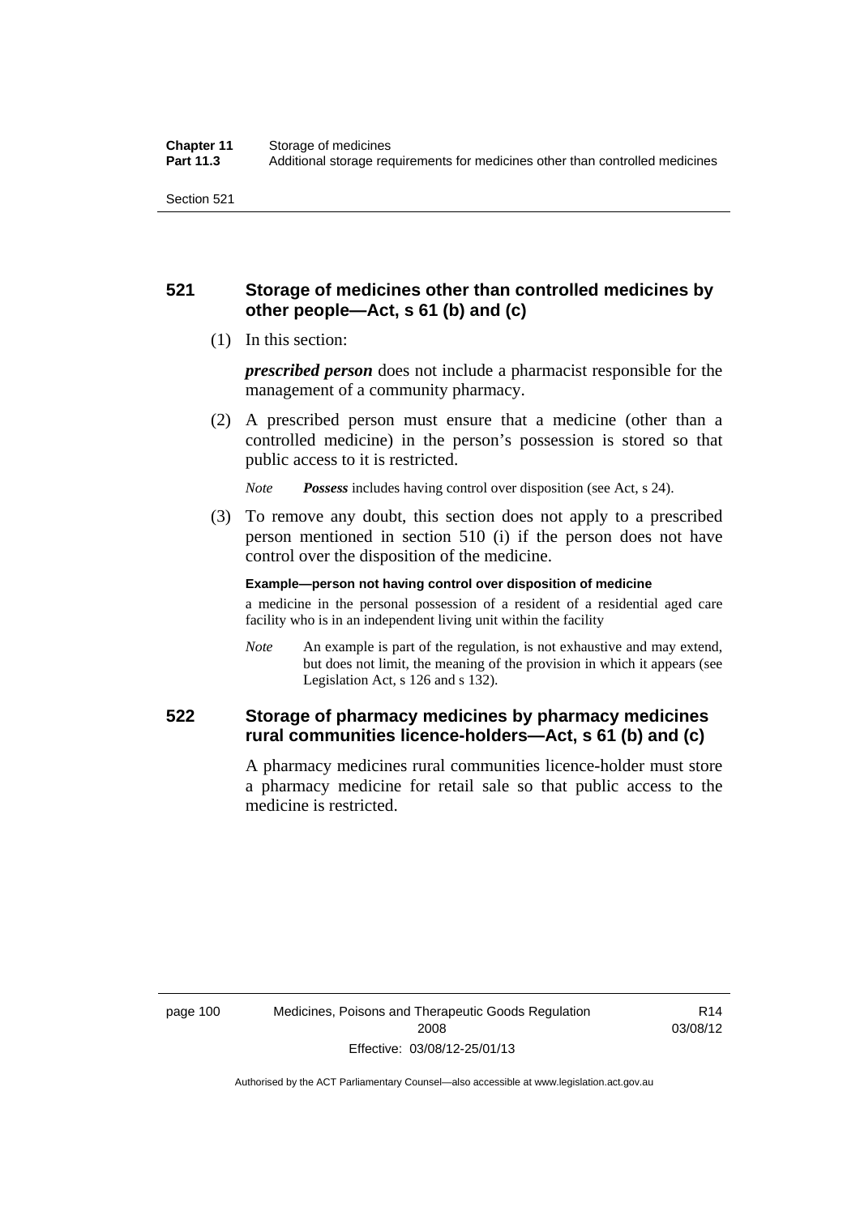## 521 Storage of medicines other than controlled medicines by other people—Act, s 61 (b) and (c)

(1) In this section:

***prescribed person*** does not include a pharmacist responsible for the management of a community pharmacy.

(2) A prescribed person must ensure that a medicine (other than a controlled medicine) in the person's possession is stored so that public access to it is restricted.

*Note* ***Possess*** includes having control over disposition (see Act, s 24).

(3) To remove any doubt, this section does not apply to a prescribed person mentioned in section 510 (i) if the person does not have control over the disposition of the medicine.

**Example—person not having control over disposition of medicine**

a medicine in the personal possession of a resident of a residential aged care facility who is in an independent living unit within the facility

*Note* An example is part of the regulation, is not exhaustive and may extend, but does not limit, the meaning of the provision in which it appears (see Legislation Act, s 126 and s 132).

## 522 Storage of pharmacy medicines by pharmacy medicines rural communities licence-holders—Act, s 61 (b) and (c)

A pharmacy medicines rural communities licence-holder must store a pharmacy medicine for retail sale so that public access to the medicine is restricted.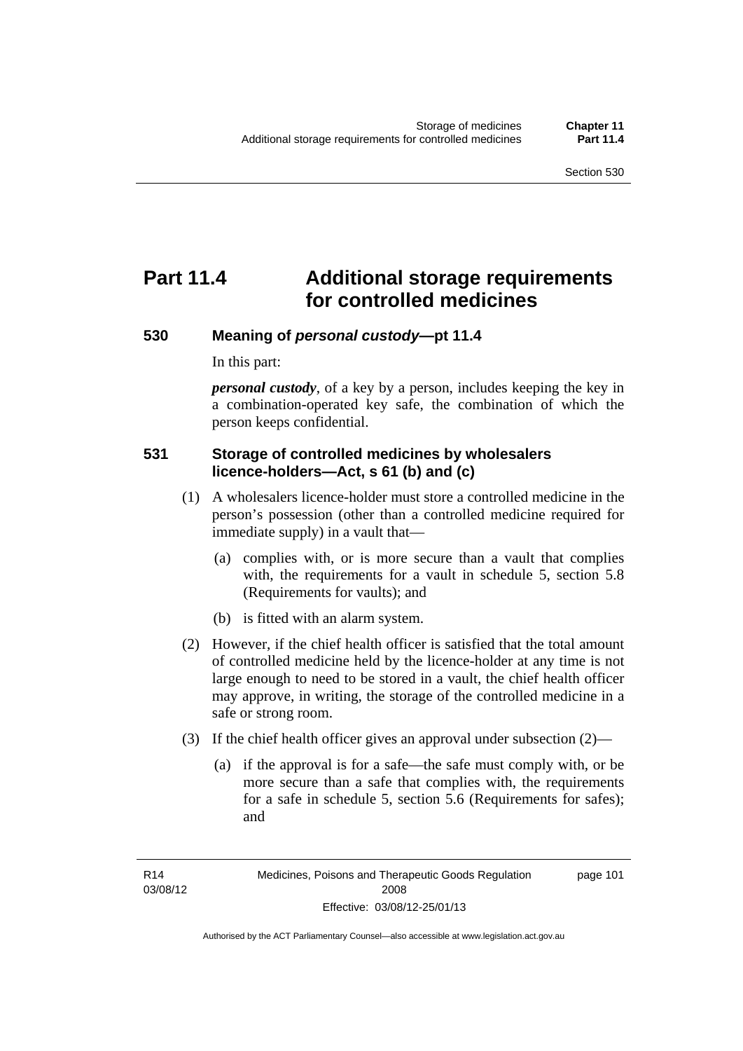# Part 11.4 Additional storage requirements for controlled medicines

## 530 Meaning of *personal custody*—pt 11.4

In this part:

***personal custody***, of a key by a person, includes keeping the key in a combination-operated key safe, the combination of which the person keeps confidential.

## 531 Storage of controlled medicines by wholesalers licence-holders—Act, s 61 (b) and (c)

(1) A wholesalers licence-holder must store a controlled medicine in the person's possession (other than a controlled medicine required for immediate supply) in a vault that—

(a) complies with, or is more secure than a vault that complies with, the requirements for a vault in schedule 5, section 5.8 (Requirements for vaults); and

(b) is fitted with an alarm system.

(2) However, if the chief health officer is satisfied that the total amount of controlled medicine held by the licence-holder at any time is not large enough to need to be stored in a vault, the chief health officer may approve, in writing, the storage of the controlled medicine in a safe or strong room.

(3) If the chief health officer gives an approval under subsection (2)—

(a) if the approval is for a safe—the safe must comply with, or be more secure than a safe that complies with, the requirements for a safe in schedule 5, section 5.6 (Requirements for safes); and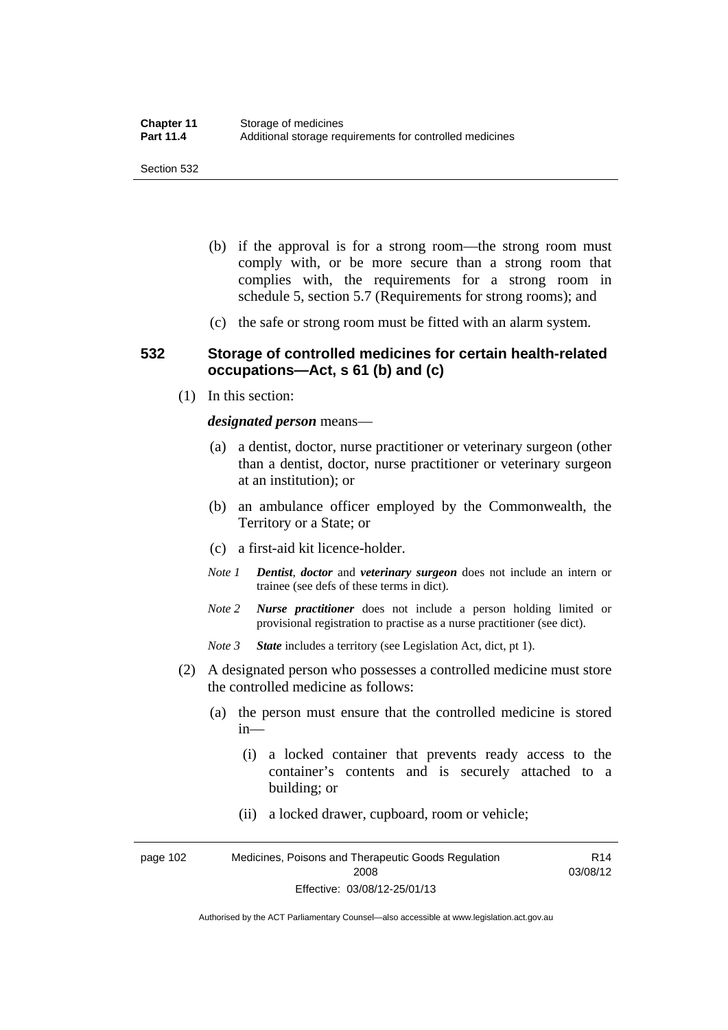(b) if the approval is for a strong room—the strong room must comply with, or be more secure than a strong room that complies with, the requirements for a strong room in schedule 5, section 5.7 (Requirements for strong rooms); and

(c) the safe or strong room must be fitted with an alarm system.

### 532 Storage of controlled medicines for certain health-related occupations—Act, s 61 (b) and (c)

(1) In this section:

***designated person*** means—

(a) a dentist, doctor, nurse practitioner or veterinary surgeon (other than a dentist, doctor, nurse practitioner or veterinary surgeon at an institution); or

(b) an ambulance officer employed by the Commonwealth, the Territory or a State; or

(c) a first-aid kit licence-holder.

*Note 1* ***Dentist***, ***doctor*** and ***veterinary surgeon*** does not include an intern or trainee (see defs of these terms in dict).

*Note 2* ***Nurse practitioner*** does not include a person holding limited or provisional registration to practise as a nurse practitioner (see dict).

*Note 3* ***State*** includes a territory (see Legislation Act, dict, pt 1).

(2) A designated person who possesses a controlled medicine must store the controlled medicine as follows:

(a) the person must ensure that the controlled medicine is stored in—

(i) a locked container that prevents ready access to the container's contents and is securely attached to a building; or

(ii) a locked drawer, cupboard, room or vehicle;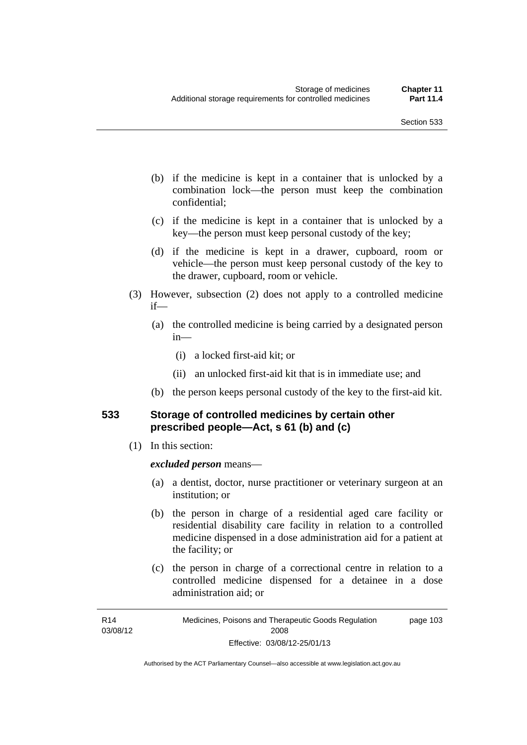(b) if the medicine is kept in a container that is unlocked by a combination lock—the person must keep the combination confidential;

(c) if the medicine is kept in a container that is unlocked by a key—the person must keep personal custody of the key;

(d) if the medicine is kept in a drawer, cupboard, room or vehicle—the person must keep personal custody of the key to the drawer, cupboard, room or vehicle.

(3) However, subsection (2) does not apply to a controlled medicine if—

(a) the controlled medicine is being carried by a designated person in—

(i) a locked first-aid kit; or

(ii) an unlocked first-aid kit that is in immediate use; and

(b) the person keeps personal custody of the key to the first-aid kit.

### 533 Storage of controlled medicines by certain other prescribed people—Act, s 61 (b) and (c)

(1) In this section:

***excluded person*** means—

(a) a dentist, doctor, nurse practitioner or veterinary surgeon at an institution; or

(b) the person in charge of a residential aged care facility or residential disability care facility in relation to a controlled medicine dispensed in a dose administration aid for a patient at the facility; or

(c) the person in charge of a correctional centre in relation to a controlled medicine dispensed for a detainee in a dose administration aid; or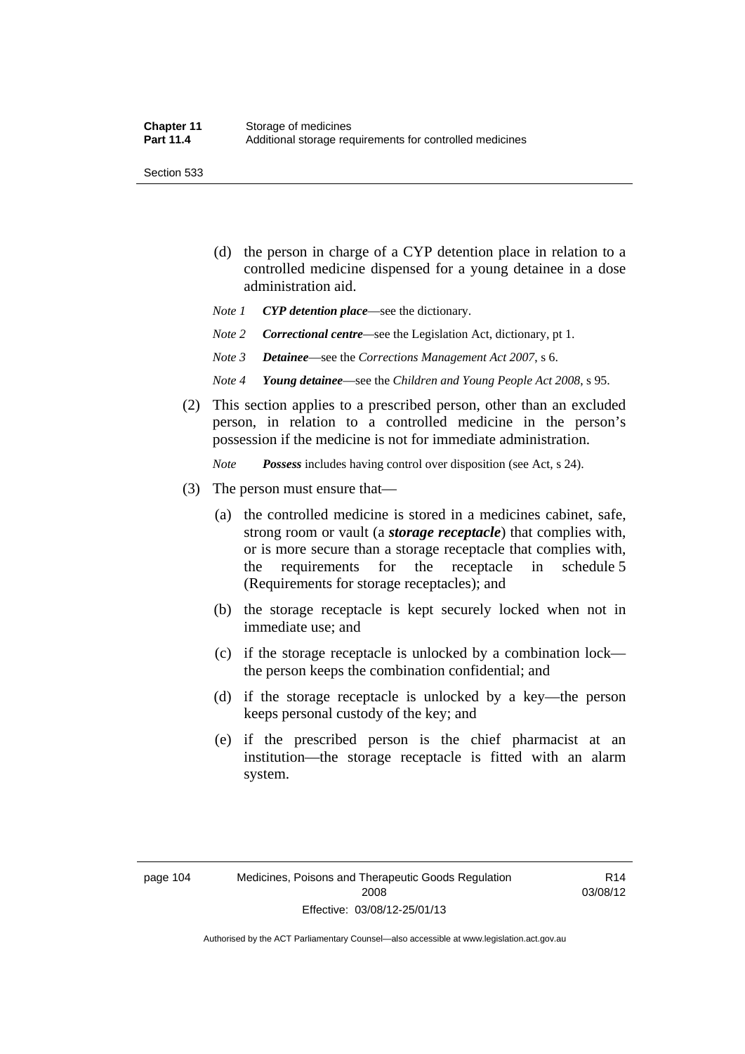(d) the person in charge of a CYP detention place in relation to a controlled medicine dispensed for a young detainee in a dose administration aid.

*Note 1* ***CYP detention place***—see the dictionary.

*Note 2* ***Correctional centre***—see the Legislation Act, dictionary, pt 1.

*Note 3* ***Detainee***—see the *Corrections Management Act 2007*, s 6.

*Note 4* ***Young detainee***—see the *Children and Young People Act 2008*, s 95.

(2) This section applies to a prescribed person, other than an excluded person, in relation to a controlled medicine in the person's possession if the medicine is not for immediate administration.

*Note* ***Possess*** includes having control over disposition (see Act, s 24).

(3) The person must ensure that—

(a) the controlled medicine is stored in a medicines cabinet, safe, strong room or vault (a ***storage receptacle***) that complies with, or is more secure than a storage receptacle that complies with, the requirements for the receptacle in schedule 5 (Requirements for storage receptacles); and

(b) the storage receptacle is kept securely locked when not in immediate use; and

(c) if the storage receptacle is unlocked by a combination lock—the person keeps the combination confidential; and

(d) if the storage receptacle is unlocked by a key—the person keeps personal custody of the key; and

(e) if the prescribed person is the chief pharmacist at an institution—the storage receptacle is fitted with an alarm system.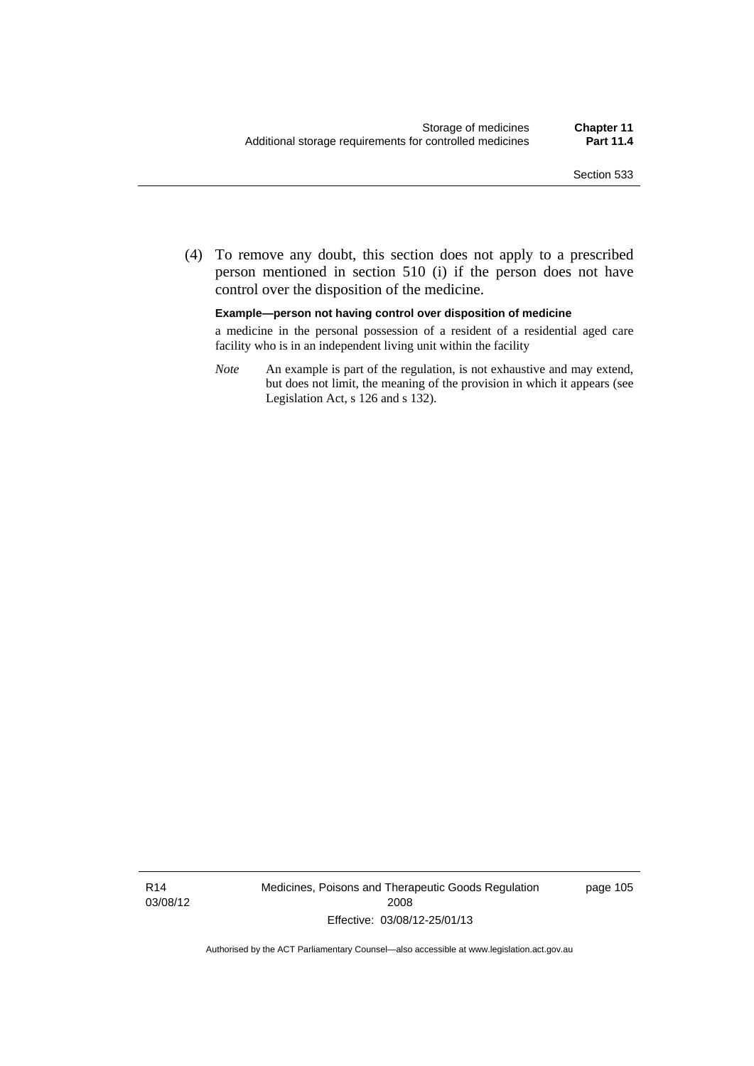(4) To remove any doubt, this section does not apply to a prescribed person mentioned in section 510 (i) if the person does not have control over the disposition of the medicine.

**Example—person not having control over disposition of medicine**

a medicine in the personal possession of a resident of a residential aged care facility who is in an independent living unit within the facility

*Note* An example is part of the regulation, is not exhaustive and may extend, but does not limit, the meaning of the provision in which it appears (see Legislation Act, s 126 and s 132).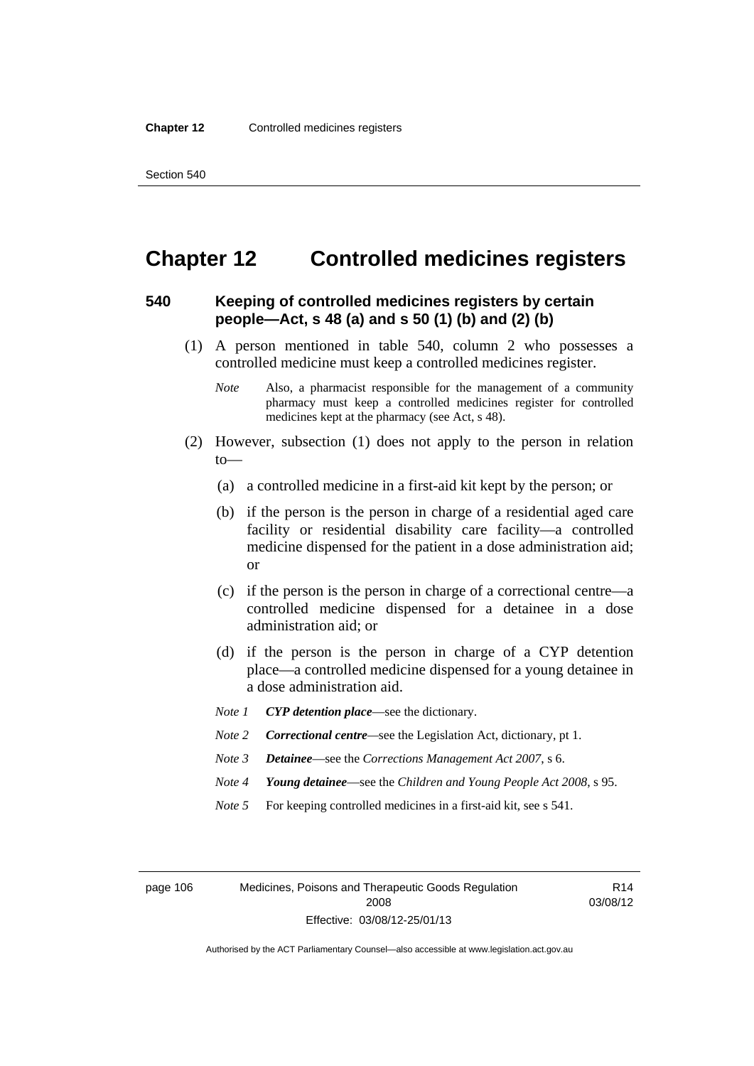# Chapter 12 Controlled medicines registers

## 540 Keeping of controlled medicines registers by certain people—Act, s 48 (a) and s 50 (1) (b) and (2) (b)

(1) A person mentioned in table 540, column 2 who possesses a controlled medicine must keep a controlled medicines register.

*Note* Also, a pharmacist responsible for the management of a community pharmacy must keep a controlled medicines register for controlled medicines kept at the pharmacy (see Act, s 48).

(2) However, subsection (1) does not apply to the person in relation to—

(a) a controlled medicine in a first-aid kit kept by the person; or

(b) if the person is the person in charge of a residential aged care facility or residential disability care facility—a controlled medicine dispensed for the patient in a dose administration aid; or

(c) if the person is the person in charge of a correctional centre—a controlled medicine dispensed for a detainee in a dose administration aid; or

(d) if the person is the person in charge of a CYP detention place—a controlled medicine dispensed for a young detainee in a dose administration aid.

*Note 1* ***CYP detention place***—see the dictionary.

*Note 2* ***Correctional centre***—see the Legislation Act, dictionary, pt 1.

*Note 3* ***Detainee***—see the *Corrections Management Act 2007*, s 6.

*Note 4* ***Young detainee***—see the *Children and Young People Act 2008*, s 95.

*Note 5* For keeping controlled medicines in a first-aid kit, see s 541.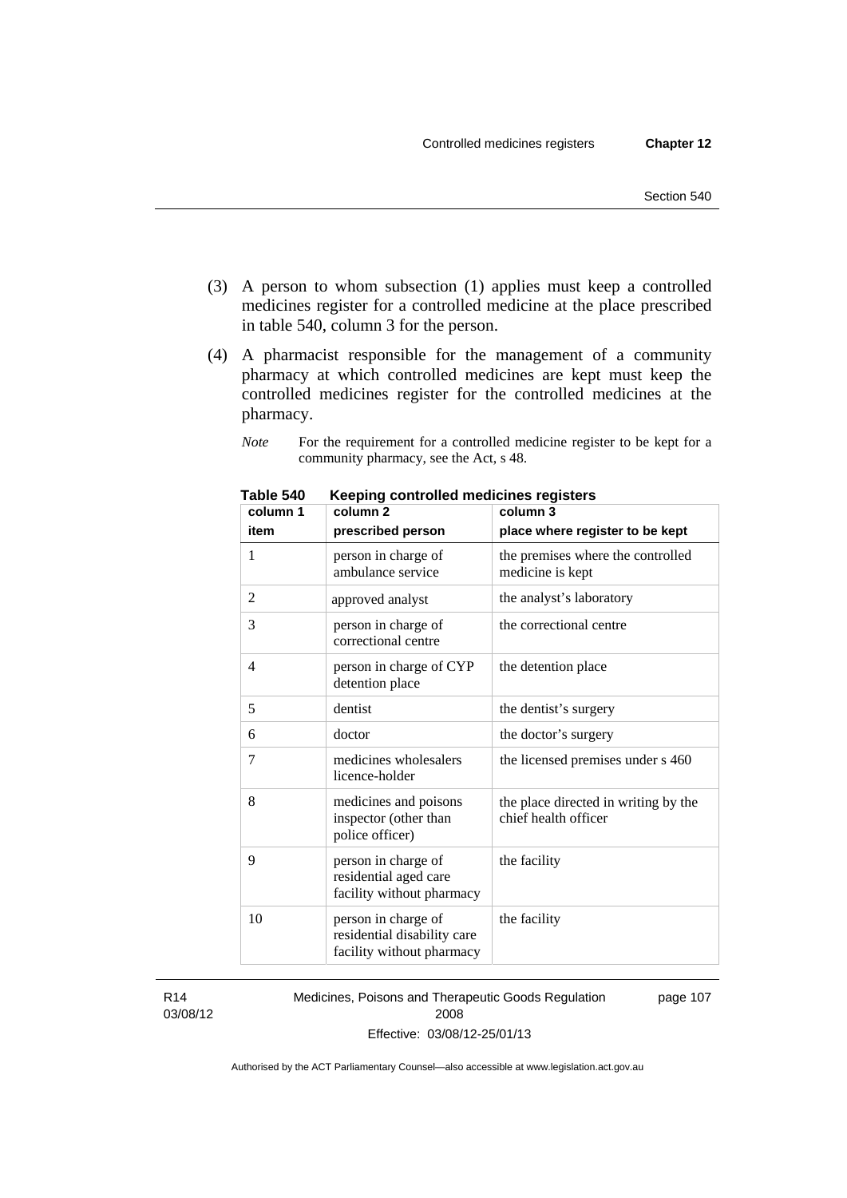(3) A person to whom subsection (1) applies must keep a controlled medicines register for a controlled medicine at the place prescribed in table 540, column 3 for the person.

(4) A pharmacist responsible for the management of a community pharmacy at which controlled medicines are kept must keep the controlled medicines register for the controlled medicines at the pharmacy.

*Note* For the requirement for a controlled medicine register to be kept for a community pharmacy, see the Act, s 48.

**Table 540 Keeping controlled medicines registers**

| column 1<br>item | column 2<br>prescribed person | column 3<br>place where register to be kept |
|---|---|---|
| 1 | person in charge of ambulance service | the premises where the controlled medicine is kept |
| 2 | approved analyst | the analyst's laboratory |
| 3 | person in charge of correctional centre | the correctional centre |
| 4 | person in charge of CYP detention place | the detention place |
| 5 | dentist | the dentist's surgery |
| 6 | doctor | the doctor's surgery |
| 7 | medicines wholesalers licence-holder | the licensed premises under s 460 |
| 8 | medicines and poisons inspector (other than police officer) | the place directed in writing by the chief health officer |
| 9 | person in charge of residential aged care facility without pharmacy | the facility |
| 10 | person in charge of residential disability care facility without pharmacy | the facility |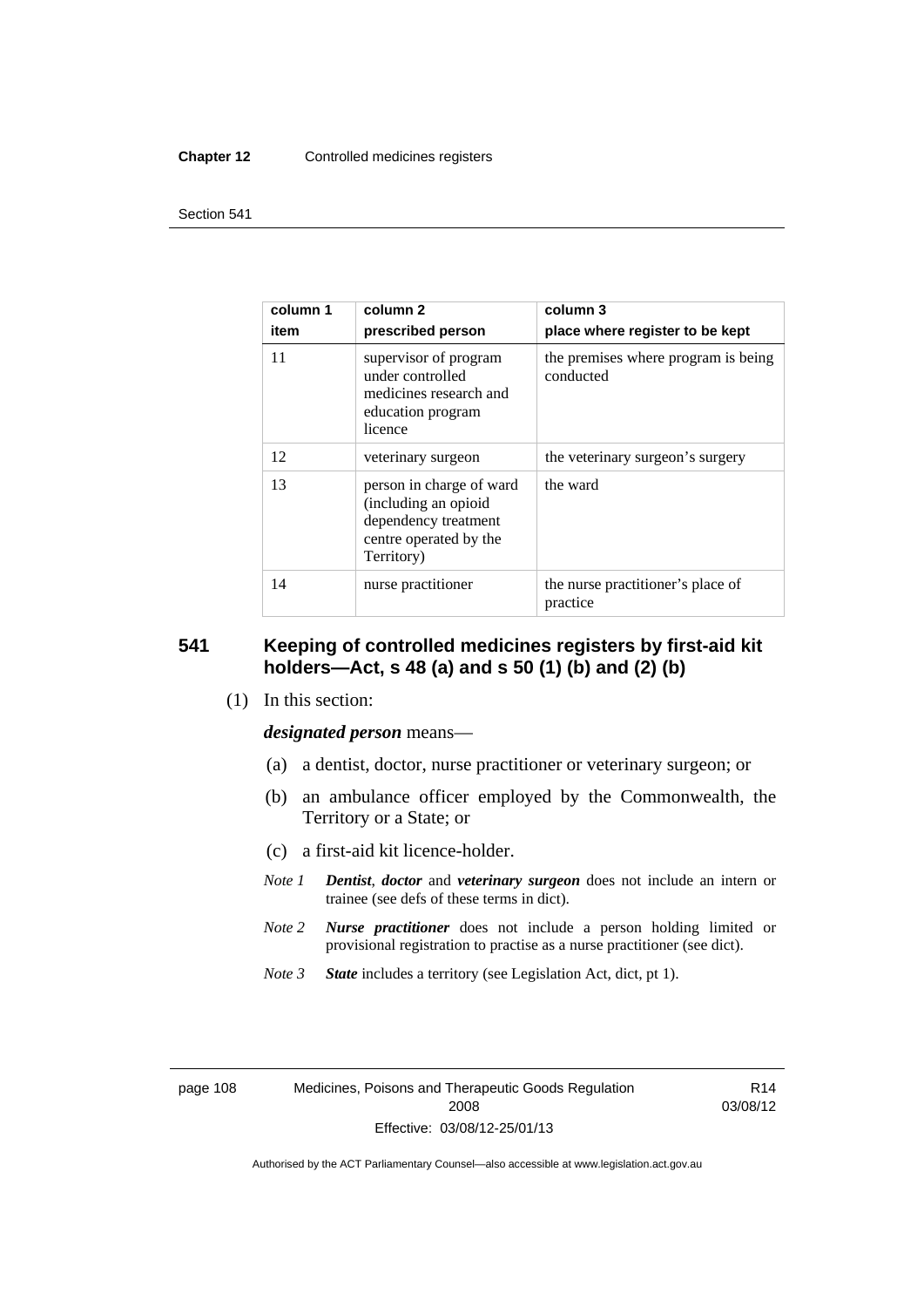| column 1<br>item | column 2<br>prescribed person | column 3<br>place where register to be kept |
|---|---|---|
| 11 | supervisor of program under controlled medicines research and education program licence | the premises where program is being conducted |
| 12 | veterinary surgeon | the veterinary surgeon's surgery |
| 13 | person in charge of ward (including an opioid dependency treatment centre operated by the Territory) | the ward |
| 14 | nurse practitioner | the nurse practitioner's place of practice |

## 541 Keeping of controlled medicines registers by first-aid kit holders—Act, s 48 (a) and s 50 (1) (b) and (2) (b)

(1) In this section:

***designated person*** means—

(a) a dentist, doctor, nurse practitioner or veterinary surgeon; or

(b) an ambulance officer employed by the Commonwealth, the Territory or a State; or

(c) a first-aid kit licence-holder.

*Note 1* ***Dentist***, ***doctor*** and ***veterinary surgeon*** does not include an intern or trainee (see defs of these terms in dict).

*Note 2* ***Nurse practitioner*** does not include a person holding limited or provisional registration to practise as a nurse practitioner (see dict).

*Note 3* ***State*** includes a territory (see Legislation Act, dict, pt 1).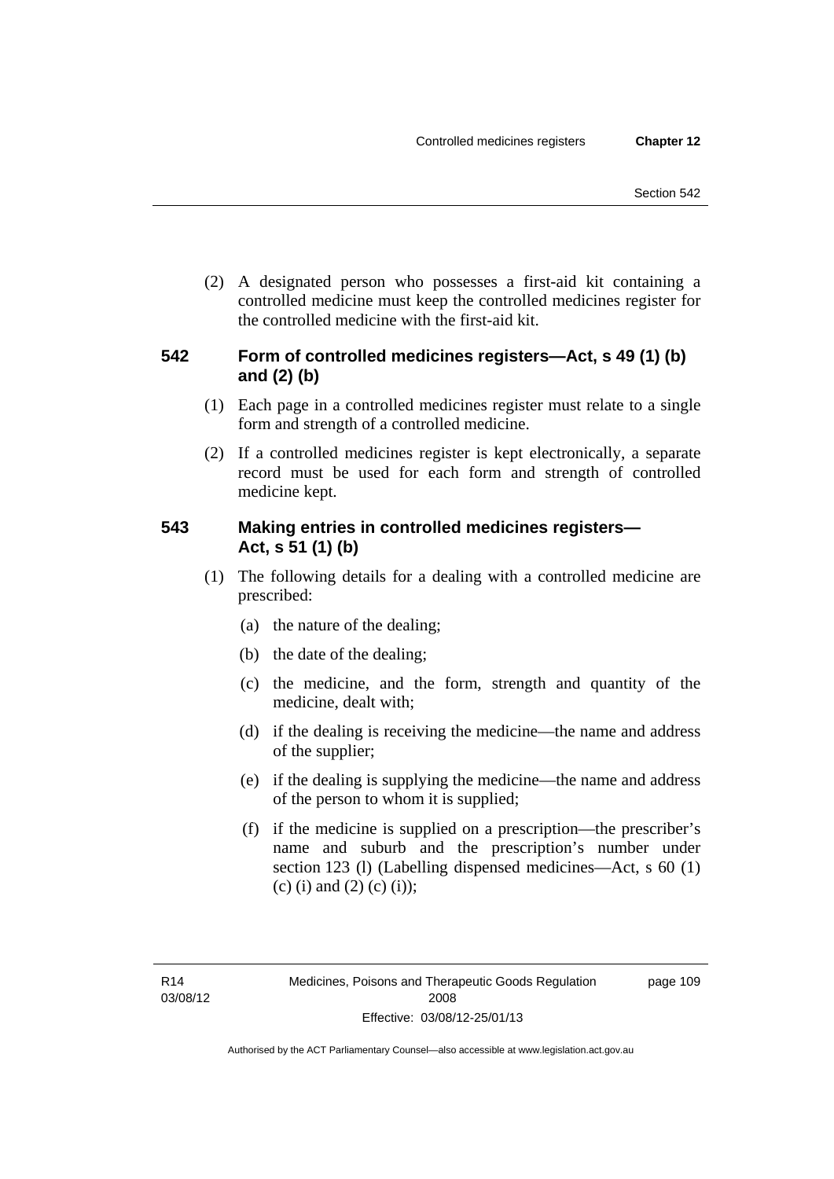(2) A designated person who possesses a first-aid kit containing a controlled medicine must keep the controlled medicines register for the controlled medicine with the first-aid kit.

### 542 Form of controlled medicines registers—Act, s 49 (1) (b) and (2) (b)

(1) Each page in a controlled medicines register must relate to a single form and strength of a controlled medicine.

(2) If a controlled medicines register is kept electronically, a separate record must be used for each form and strength of controlled medicine kept.

### 543 Making entries in controlled medicines registers—Act, s 51 (1) (b)

(1) The following details for a dealing with a controlled medicine are prescribed:

(a) the nature of the dealing;

(b) the date of the dealing;

(c) the medicine, and the form, strength and quantity of the medicine, dealt with;

(d) if the dealing is receiving the medicine—the name and address of the supplier;

(e) if the dealing is supplying the medicine—the name and address of the person to whom it is supplied;

(f) if the medicine is supplied on a prescription—the prescriber's name and suburb and the prescription's number under section 123 (l) (Labelling dispensed medicines—Act, s 60 (1) (c) (i) and (2) (c) (i));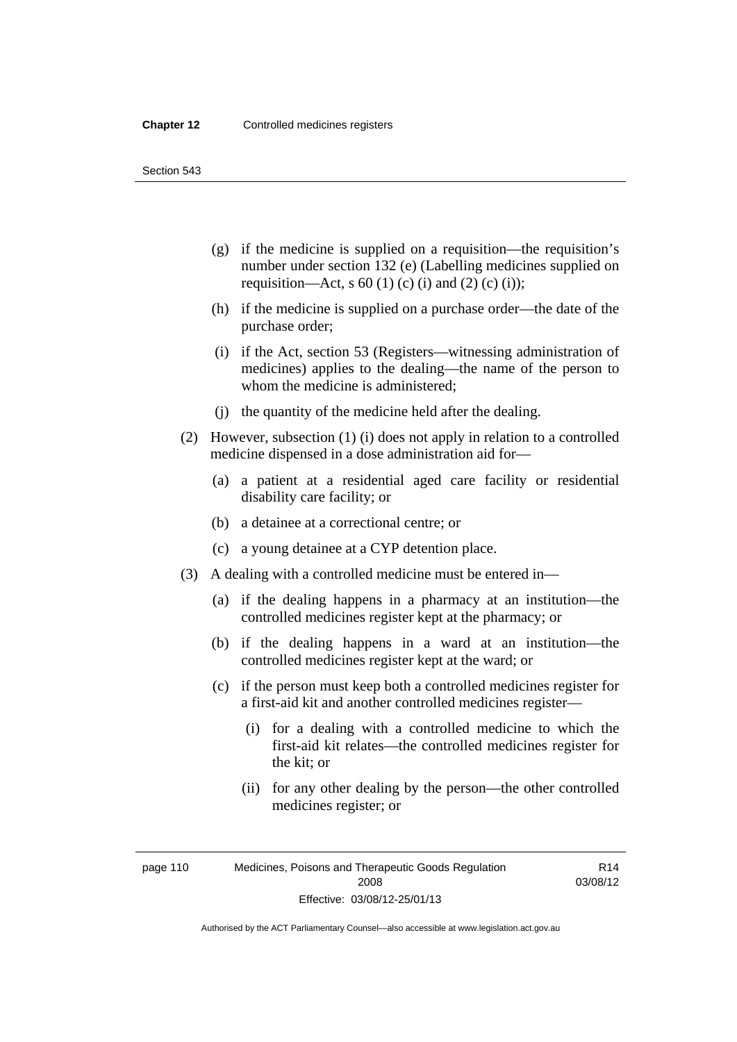(g) if the medicine is supplied on a requisition—the requisition's number under section 132 (e) (Labelling medicines supplied on requisition—Act, s 60 (1) (c) (i) and (2) (c) (i));

(h) if the medicine is supplied on a purchase order—the date of the purchase order;

(i) if the Act, section 53 (Registers—witnessing administration of medicines) applies to the dealing—the name of the person to whom the medicine is administered;

(j) the quantity of the medicine held after the dealing.

(2) However, subsection (1) (i) does not apply in relation to a controlled medicine dispensed in a dose administration aid for—

(a) a patient at a residential aged care facility or residential disability care facility; or

(b) a detainee at a correctional centre; or

(c) a young detainee at a CYP detention place.

(3) A dealing with a controlled medicine must be entered in—

(a) if the dealing happens in a pharmacy at an institution—the controlled medicines register kept at the pharmacy; or

(b) if the dealing happens in a ward at an institution—the controlled medicines register kept at the ward; or

(c) if the person must keep both a controlled medicines register for a first-aid kit and another controlled medicines register—

(i) for a dealing with a controlled medicine to which the first-aid kit relates—the controlled medicines register for the kit; or

(ii) for any other dealing by the person—the other controlled medicines register; or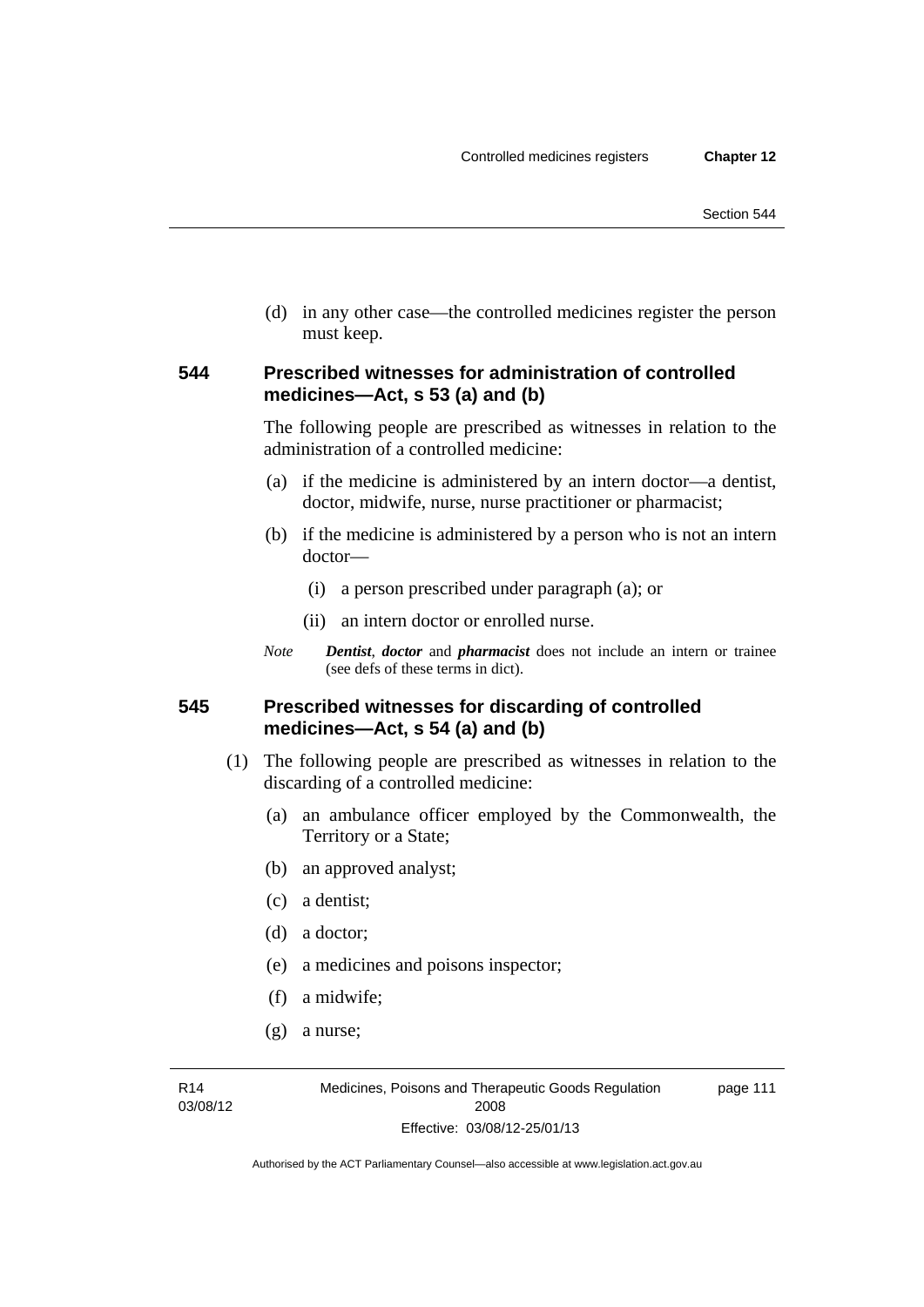(d) in any other case—the controlled medicines register the person must keep.

### 544 Prescribed witnesses for administration of controlled medicines—Act, s 53 (a) and (b)

The following people are prescribed as witnesses in relation to the administration of a controlled medicine:

(a) if the medicine is administered by an intern doctor—a dentist, doctor, midwife, nurse, nurse practitioner or pharmacist;

(b) if the medicine is administered by a person who is not an intern doctor—

(i) a person prescribed under paragraph (a); or

(ii) an intern doctor or enrolled nurse.

*Note* ***Dentist***, ***doctor*** and ***pharmacist*** does not include an intern or trainee (see defs of these terms in dict).

### 545 Prescribed witnesses for discarding of controlled medicines—Act, s 54 (a) and (b)

(1) The following people are prescribed as witnesses in relation to the discarding of a controlled medicine:

(a) an ambulance officer employed by the Commonwealth, the Territory or a State;

(b) an approved analyst;

(c) a dentist;

(d) a doctor;

(e) a medicines and poisons inspector;

(f) a midwife;

(g) a nurse;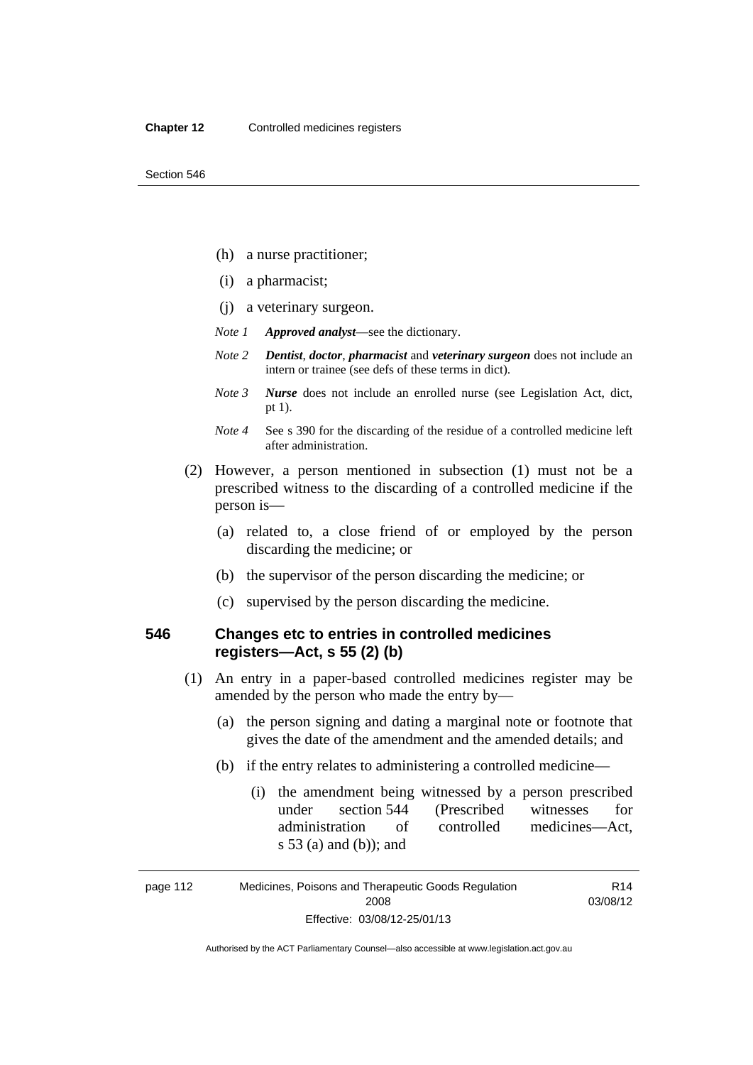- (h) a nurse practitioner;
- (i) a pharmacist;
- (j) a veterinary surgeon.

*Note 1* ***Approved analyst***—see the dictionary.

*Note 2* ***Dentist***, ***doctor***, ***pharmacist*** and ***veterinary surgeon*** does not include an intern or trainee (see defs of these terms in dict).

*Note 3* ***Nurse*** does not include an enrolled nurse (see Legislation Act, dict, pt 1).

*Note 4* See s 390 for the discarding of the residue of a controlled medicine left after administration.

(2) However, a person mentioned in subsection (1) must not be a prescribed witness to the discarding of a controlled medicine if the person is—

- (a) related to, a close friend of or employed by the person discarding the medicine; or
- (b) the supervisor of the person discarding the medicine; or
- (c) supervised by the person discarding the medicine.

### 546 Changes etc to entries in controlled medicines registers—Act, s 55 (2) (b)

(1) An entry in a paper-based controlled medicines register may be amended by the person who made the entry by—

- (a) the person signing and dating a marginal note or footnote that gives the date of the amendment and the amended details; and
- (b) if the entry relates to administering a controlled medicine—
  - (i) the amendment being witnessed by a person prescribed under section 544 (Prescribed witnesses for administration of controlled medicines—Act, s 53 (a) and (b)); and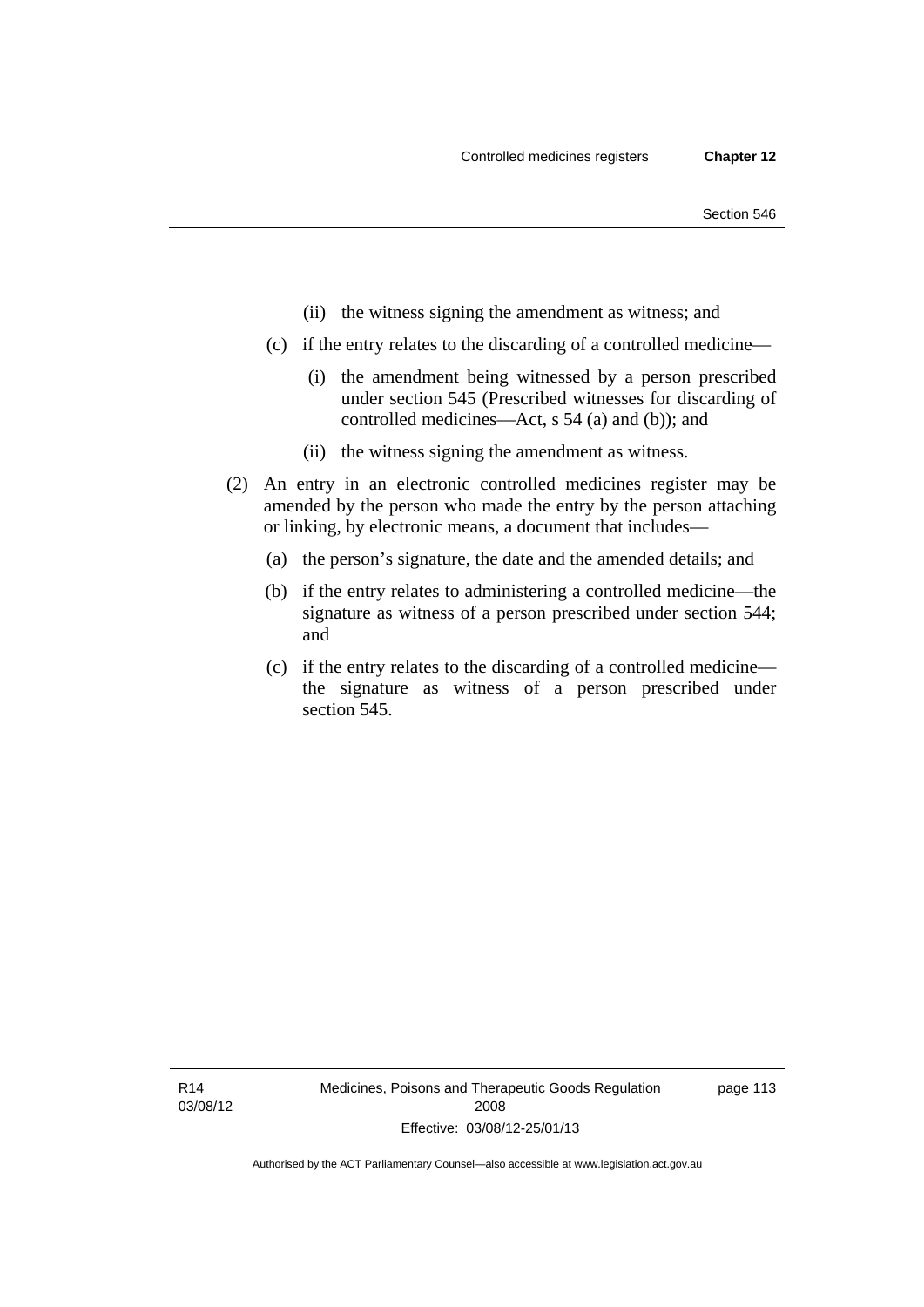(ii) the witness signing the amendment as witness; and

(c) if the entry relates to the discarding of a controlled medicine—

(i) the amendment being witnessed by a person prescribed under section 545 (Prescribed witnesses for discarding of controlled medicines—Act, s 54 (a) and (b)); and

(ii) the witness signing the amendment as witness.

(2) An entry in an electronic controlled medicines register may be amended by the person who made the entry by the person attaching or linking, by electronic means, a document that includes—

(a) the person's signature, the date and the amended details; and

(b) if the entry relates to administering a controlled medicine—the signature as witness of a person prescribed under section 544; and

(c) if the entry relates to the discarding of a controlled medicine—the signature as witness of a person prescribed under section 545.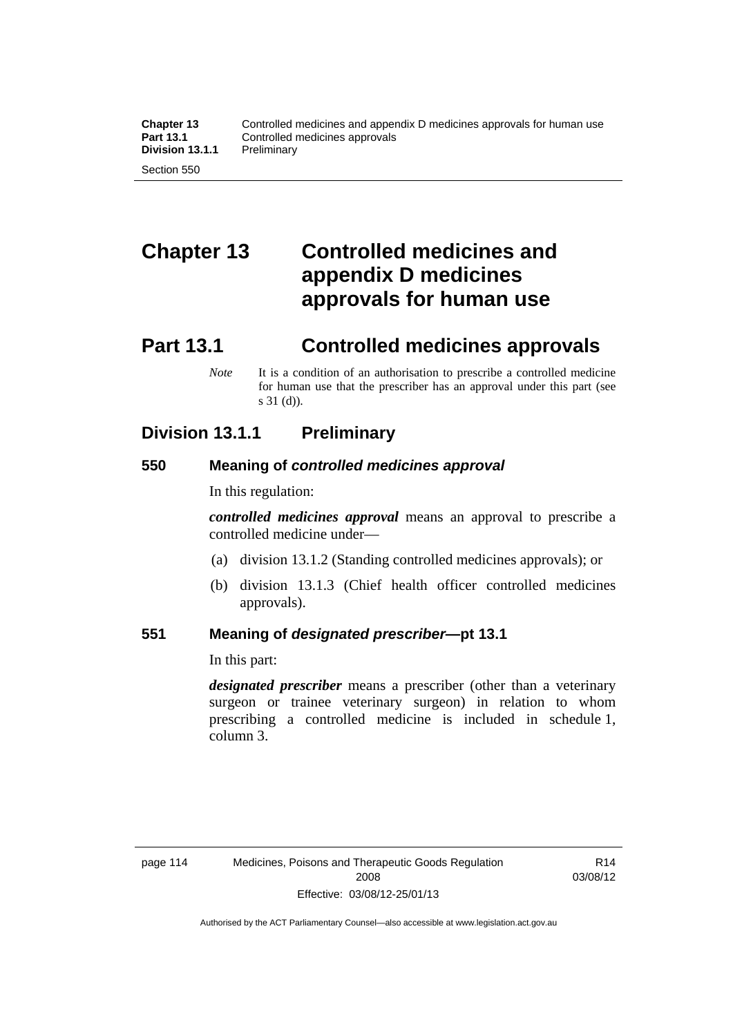# Chapter 13 Controlled medicines and appendix D medicines approvals for human use

## Part 13.1 Controlled medicines approvals

*Note* It is a condition of an authorisation to prescribe a controlled medicine for human use that the prescriber has an approval under this part (see s 31 (d)).

### Division 13.1.1 Preliminary

#### 550 Meaning of *controlled medicines approval*

In this regulation:

***controlled medicines approval*** means an approval to prescribe a controlled medicine under—

(a) division 13.1.2 (Standing controlled medicines approvals); or

(b) division 13.1.3 (Chief health officer controlled medicines approvals).

#### 551 Meaning of *designated prescriber*—pt 13.1

In this part:

***designated prescriber*** means a prescriber (other than a veterinary surgeon or trainee veterinary surgeon) in relation to whom prescribing a controlled medicine is included in schedule 1, column 3.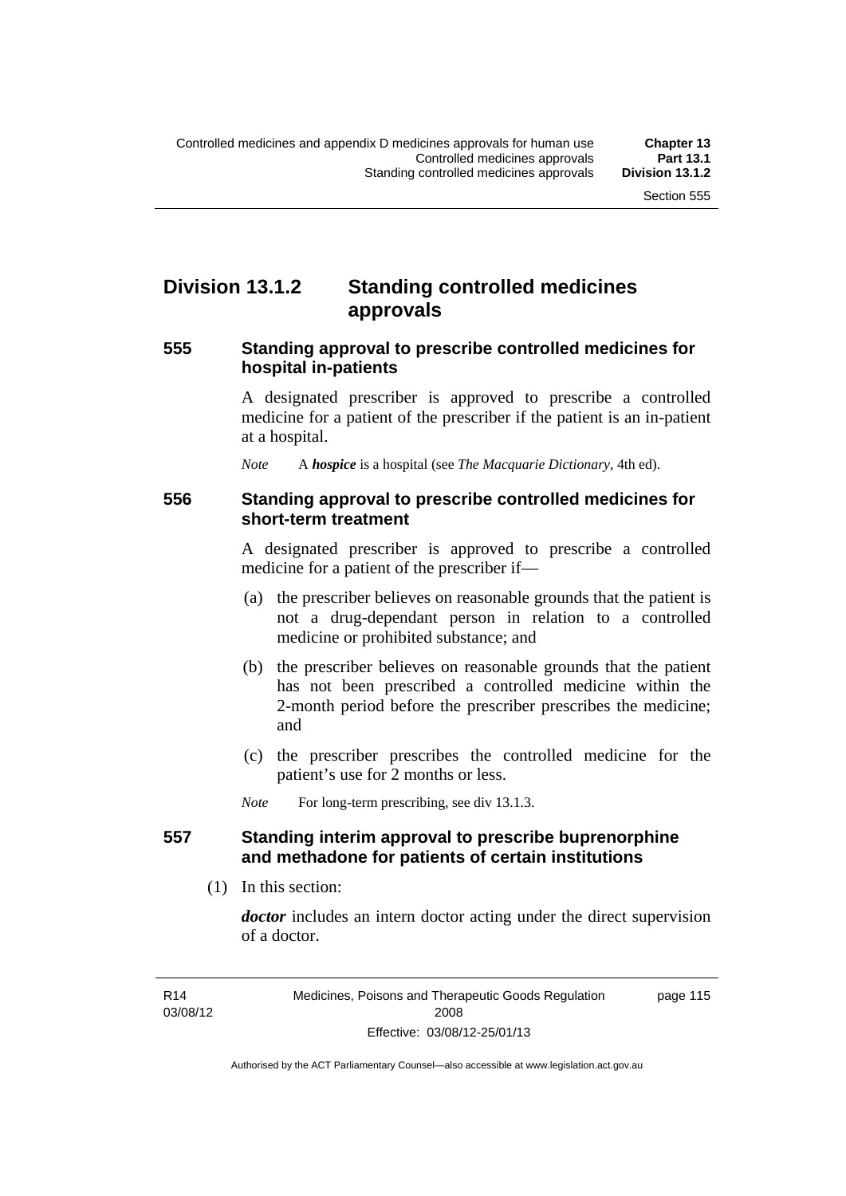## Division 13.1.2 Standing controlled medicines approvals

### 555 Standing approval to prescribe controlled medicines for hospital in-patients

A designated prescriber is approved to prescribe a controlled medicine for a patient of the prescriber if the patient is an in-patient at a hospital.

*Note* A ***hospice*** is a hospital (see *The Macquarie Dictionary*, 4th ed).

### 556 Standing approval to prescribe controlled medicines for short-term treatment

A designated prescriber is approved to prescribe a controlled medicine for a patient of the prescriber if—

(a) the prescriber believes on reasonable grounds that the patient is not a drug-dependant person in relation to a controlled medicine or prohibited substance; and

(b) the prescriber believes on reasonable grounds that the patient has not been prescribed a controlled medicine within the 2-month period before the prescriber prescribes the medicine; and

(c) the prescriber prescribes the controlled medicine for the patient's use for 2 months or less.

*Note* For long-term prescribing, see div 13.1.3.

### 557 Standing interim approval to prescribe buprenorphine and methadone for patients of certain institutions

(1) In this section:

***doctor*** includes an intern doctor acting under the direct supervision of a doctor.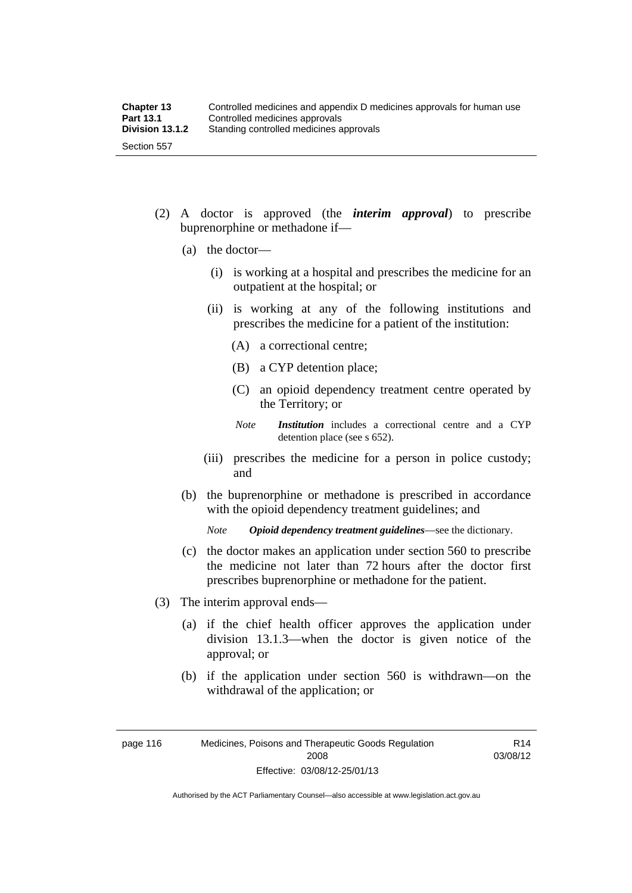(2) A doctor is approved (the ***interim approval***) to prescribe buprenorphine or methadone if—

(a) the doctor—

(i) is working at a hospital and prescribes the medicine for an outpatient at the hospital; or

(ii) is working at any of the following institutions and prescribes the medicine for a patient of the institution:

(A) a correctional centre;

(B) a CYP detention place;

(C) an opioid dependency treatment centre operated by the Territory; or

*Note* ***Institution*** includes a correctional centre and a CYP detention place (see s 652).

(iii) prescribes the medicine for a person in police custody; and

(b) the buprenorphine or methadone is prescribed in accordance with the opioid dependency treatment guidelines; and

*Note* ***Opioid dependency treatment guidelines***—see the dictionary.

(c) the doctor makes an application under section 560 to prescribe the medicine not later than 72 hours after the doctor first prescribes buprenorphine or methadone for the patient.

(3) The interim approval ends—

(a) if the chief health officer approves the application under division 13.1.3—when the doctor is given notice of the approval; or

(b) if the application under section 560 is withdrawn—on the withdrawal of the application; or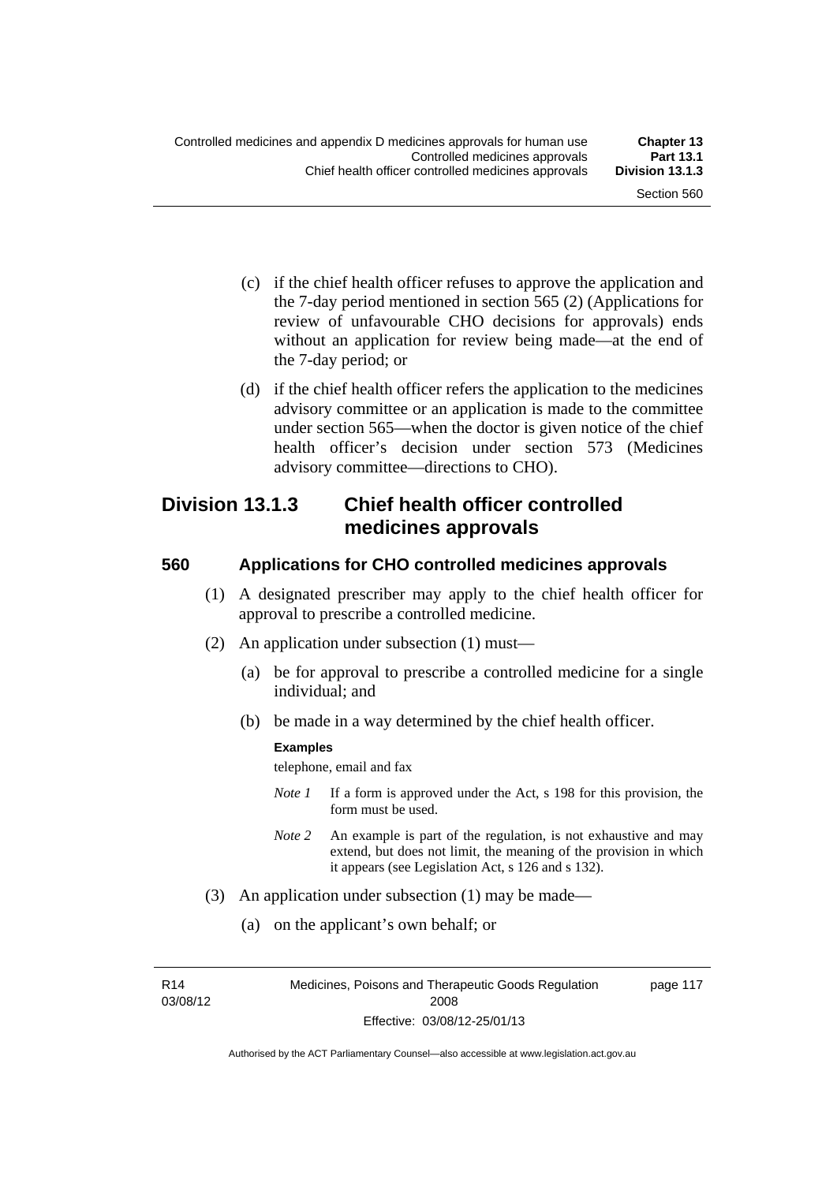(c) if the chief health officer refuses to approve the application and the 7-day period mentioned in section 565 (2) (Applications for review of unfavourable CHO decisions for approvals) ends without an application for review being made—at the end of the 7-day period; or

(d) if the chief health officer refers the application to the medicines advisory committee or an application is made to the committee under section 565—when the doctor is given notice of the chief health officer's decision under section 573 (Medicines advisory committee—directions to CHO).

## Division 13.1.3 Chief health officer controlled medicines approvals

### 560 Applications for CHO controlled medicines approvals

(1) A designated prescriber may apply to the chief health officer for approval to prescribe a controlled medicine.

(2) An application under subsection (1) must—

(a) be for approval to prescribe a controlled medicine for a single individual; and

(b) be made in a way determined by the chief health officer.

**Examples**

telephone, email and fax

*Note 1* If a form is approved under the Act, s 198 for this provision, the form must be used.

*Note 2* An example is part of the regulation, is not exhaustive and may extend, but does not limit, the meaning of the provision in which it appears (see Legislation Act, s 126 and s 132).

(3) An application under subsection (1) may be made—

(a) on the applicant's own behalf; or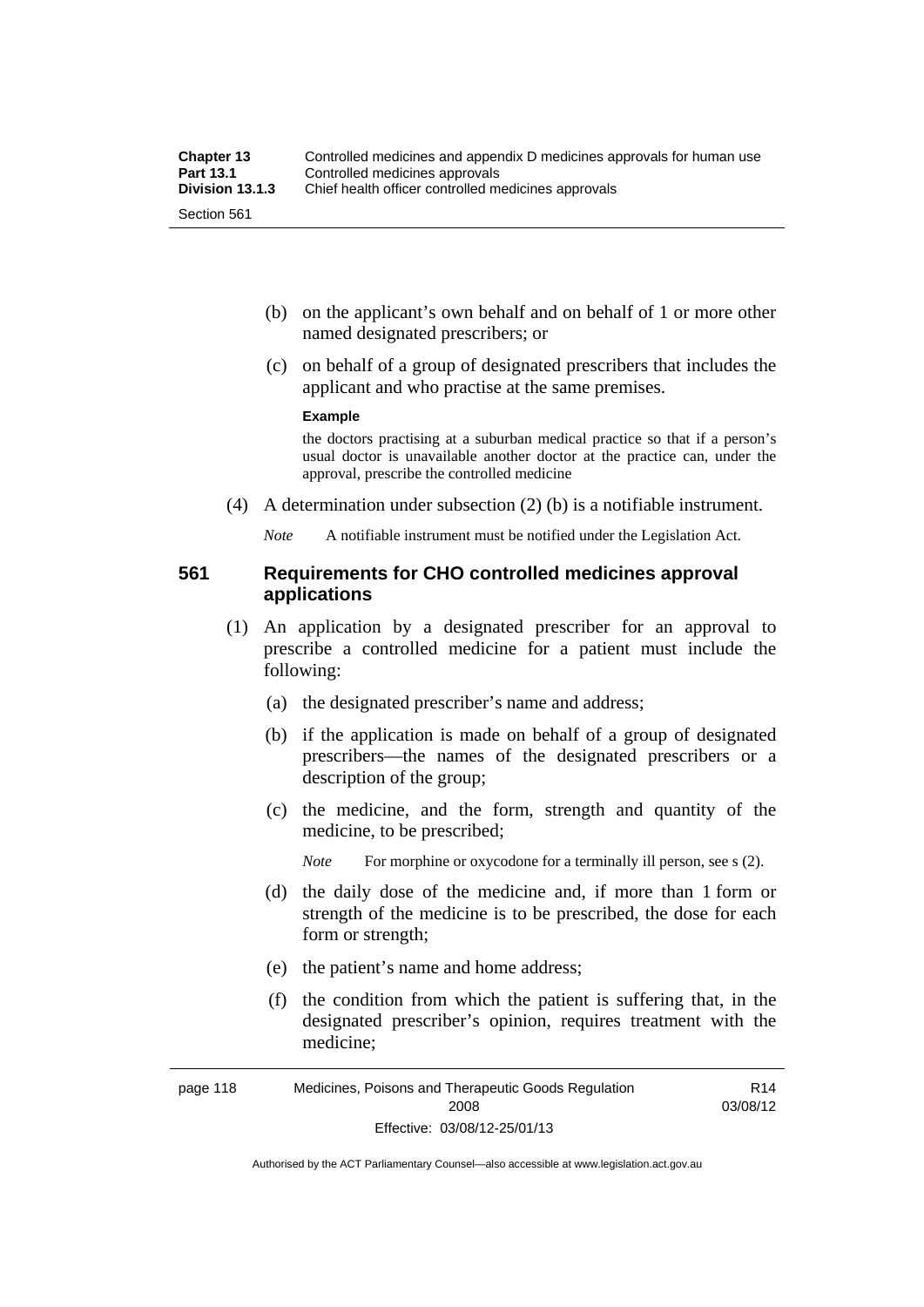(b) on the applicant's own behalf and on behalf of 1 or more other named designated prescribers; or

(c) on behalf of a group of designated prescribers that includes the applicant and who practise at the same premises.

**Example**

the doctors practising at a suburban medical practice so that if a person's usual doctor is unavailable another doctor at the practice can, under the approval, prescribe the controlled medicine

(4) A determination under subsection (2) (b) is a notifiable instrument.

*Note* A notifiable instrument must be notified under the Legislation Act.

### 561 Requirements for CHO controlled medicines approval applications

(1) An application by a designated prescriber for an approval to prescribe a controlled medicine for a patient must include the following:

(a) the designated prescriber's name and address;

(b) if the application is made on behalf of a group of designated prescribers—the names of the designated prescribers or a description of the group;

(c) the medicine, and the form, strength and quantity of the medicine, to be prescribed;

*Note* For morphine or oxycodone for a terminally ill person, see s (2).

(d) the daily dose of the medicine and, if more than 1 form or strength of the medicine is to be prescribed, the dose for each form or strength;

(e) the patient's name and home address;

(f) the condition from which the patient is suffering that, in the designated prescriber's opinion, requires treatment with the medicine;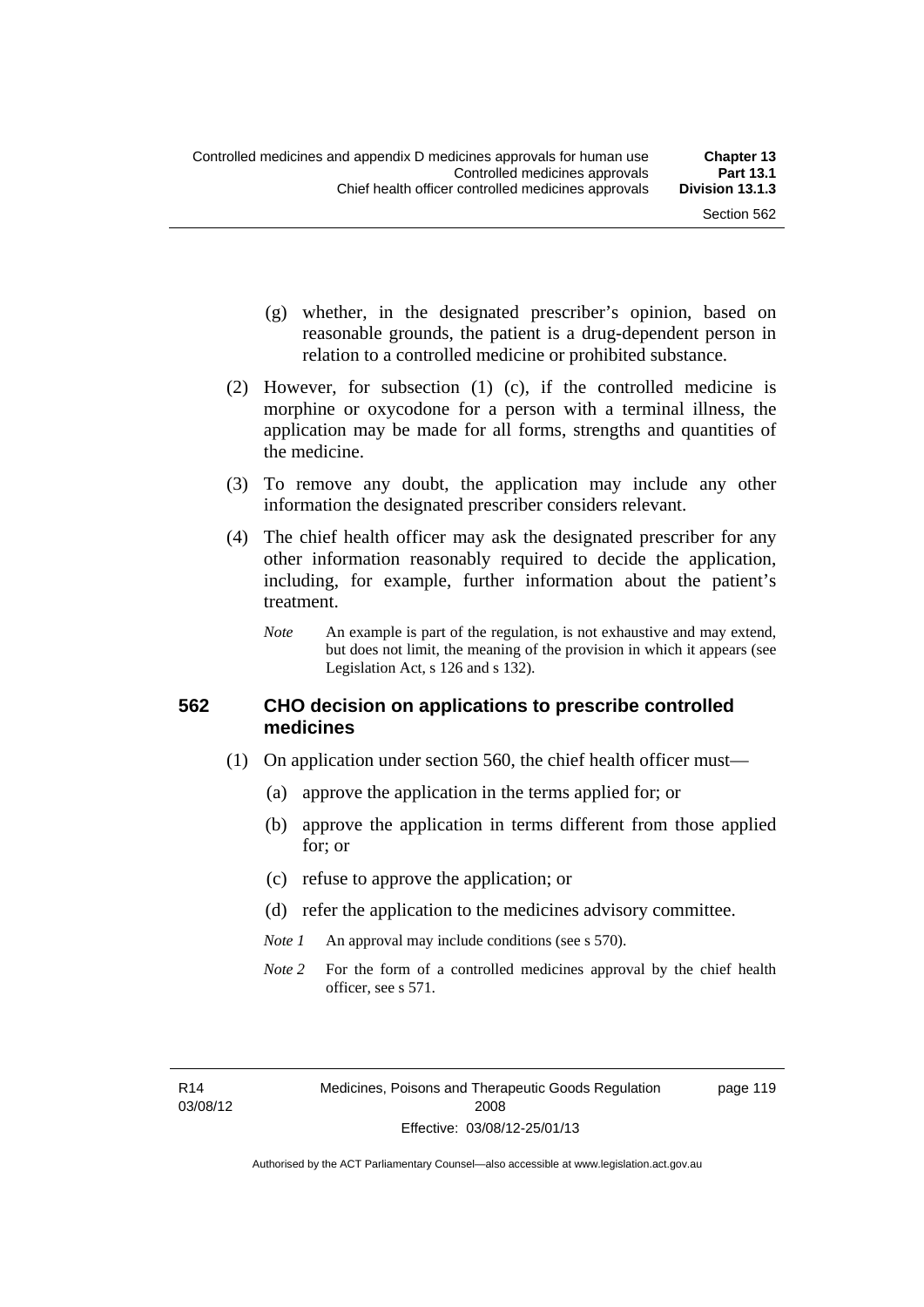(g) whether, in the designated prescriber's opinion, based on reasonable grounds, the patient is a drug-dependent person in relation to a controlled medicine or prohibited substance.

(2) However, for subsection (1) (c), if the controlled medicine is morphine or oxycodone for a person with a terminal illness, the application may be made for all forms, strengths and quantities of the medicine.

(3) To remove any doubt, the application may include any other information the designated prescriber considers relevant.

(4) The chief health officer may ask the designated prescriber for any other information reasonably required to decide the application, including, for example, further information about the patient's treatment.

*Note* An example is part of the regulation, is not exhaustive and may extend, but does not limit, the meaning of the provision in which it appears (see Legislation Act, s 126 and s 132).

### 562 CHO decision on applications to prescribe controlled medicines

(1) On application under section 560, the chief health officer must—

(a) approve the application in the terms applied for; or

(b) approve the application in terms different from those applied for; or

(c) refuse to approve the application; or

(d) refer the application to the medicines advisory committee.

*Note 1* An approval may include conditions (see s 570).

*Note 2* For the form of a controlled medicines approval by the chief health officer, see s 571.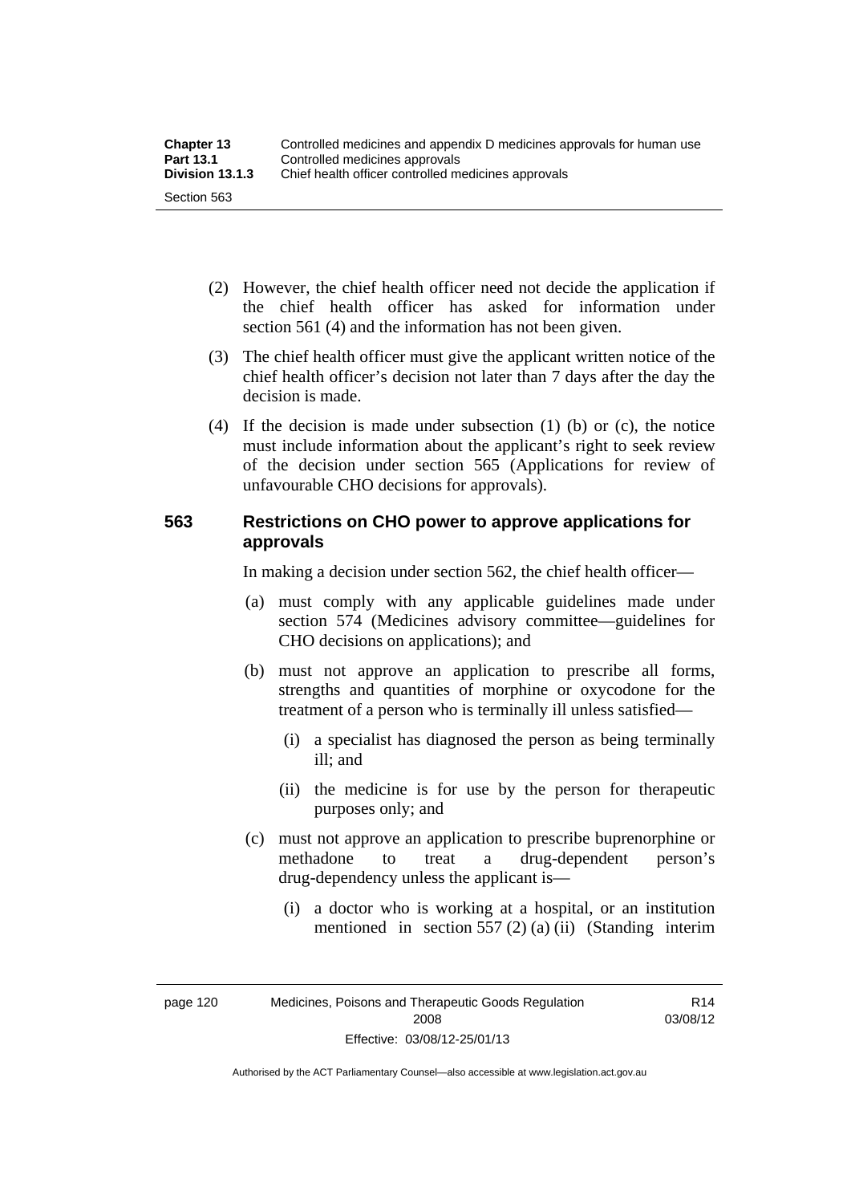(2) However, the chief health officer need not decide the application if the chief health officer has asked for information under section 561 (4) and the information has not been given.

(3) The chief health officer must give the applicant written notice of the chief health officer's decision not later than 7 days after the day the decision is made.

(4) If the decision is made under subsection (1) (b) or (c), the notice must include information about the applicant's right to seek review of the decision under section 565 (Applications for review of unfavourable CHO decisions for approvals).

### 563 Restrictions on CHO power to approve applications for approvals

In making a decision under section 562, the chief health officer—

(a) must comply with any applicable guidelines made under section 574 (Medicines advisory committee—guidelines for CHO decisions on applications); and

(b) must not approve an application to prescribe all forms, strengths and quantities of morphine or oxycodone for the treatment of a person who is terminally ill unless satisfied—

(i) a specialist has diagnosed the person as being terminally ill; and

(ii) the medicine is for use by the person for therapeutic purposes only; and

(c) must not approve an application to prescribe buprenorphine or methadone to treat a drug-dependent person's drug-dependency unless the applicant is—

(i) a doctor who is working at a hospital, or an institution mentioned in section 557 (2) (a) (ii) (Standing interim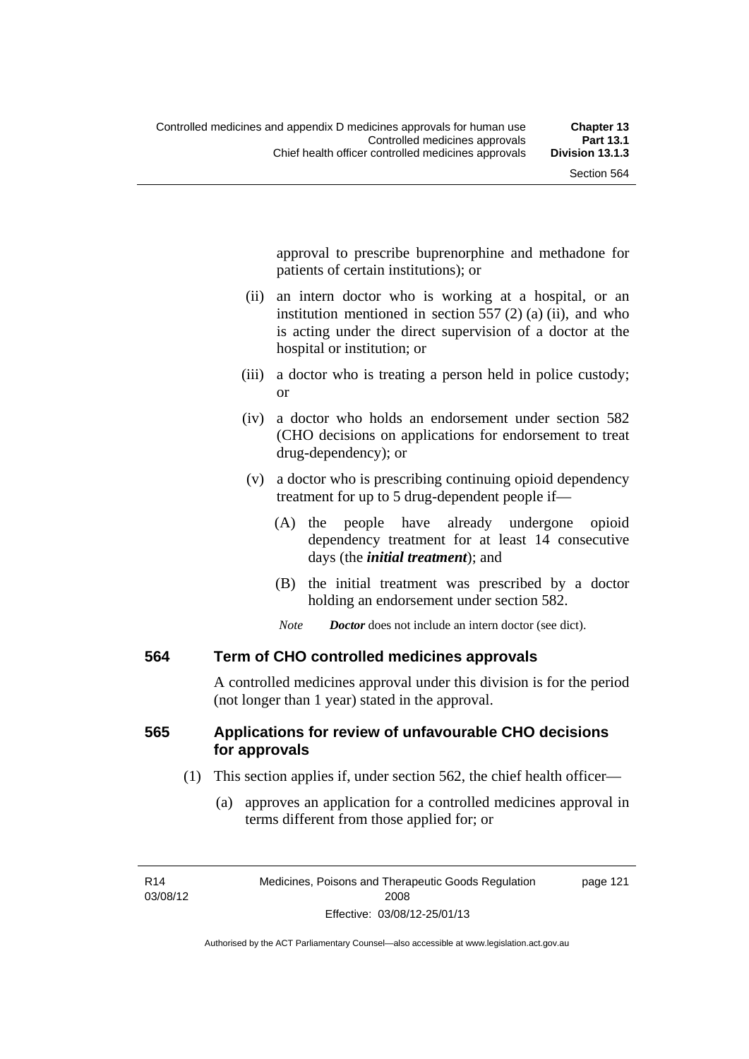approval to prescribe buprenorphine and methadone for patients of certain institutions); or

(ii) an intern doctor who is working at a hospital, or an institution mentioned in section 557 (2) (a) (ii), and who is acting under the direct supervision of a doctor at the hospital or institution; or

(iii) a doctor who is treating a person held in police custody; or

(iv) a doctor who holds an endorsement under section 582 (CHO decisions on applications for endorsement to treat drug-dependency); or

(v) a doctor who is prescribing continuing opioid dependency treatment for up to 5 drug-dependent people if—

(A) the people have already undergone opioid dependency treatment for at least 14 consecutive days (the ***initial treatment***); and

(B) the initial treatment was prescribed by a doctor holding an endorsement under section 582.

*Note* ***Doctor*** does not include an intern doctor (see dict).

### 564 Term of CHO controlled medicines approvals

A controlled medicines approval under this division is for the period (not longer than 1 year) stated in the approval.

### 565 Applications for review of unfavourable CHO decisions for approvals

(1) This section applies if, under section 562, the chief health officer—

(a) approves an application for a controlled medicines approval in terms different from those applied for; or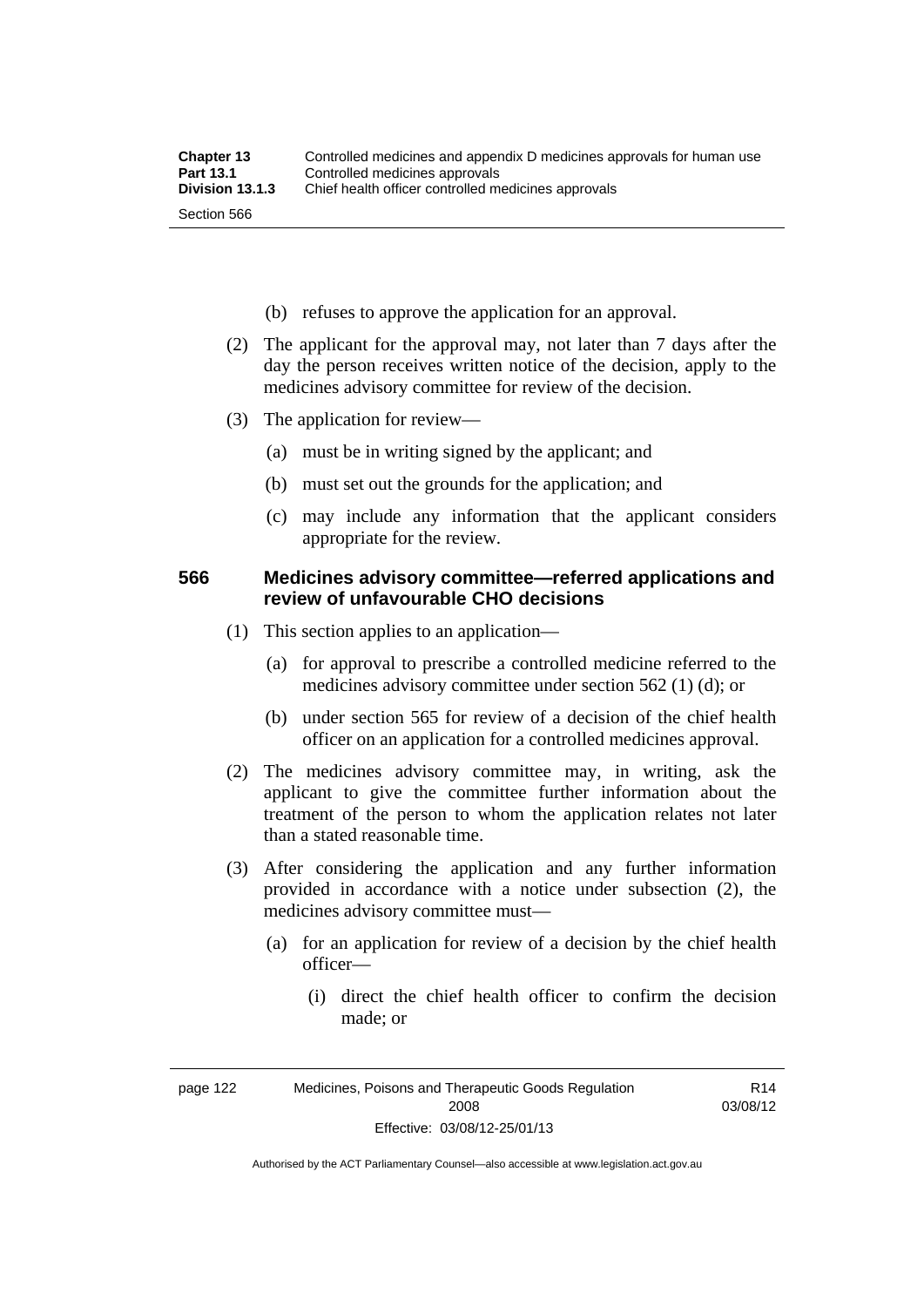(b) refuses to approve the application for an approval.

(2) The applicant for the approval may, not later than 7 days after the day the person receives written notice of the decision, apply to the medicines advisory committee for review of the decision.

(3) The application for review—

(a) must be in writing signed by the applicant; and

(b) must set out the grounds for the application; and

(c) may include any information that the applicant considers appropriate for the review.

### 566 Medicines advisory committee—referred applications and review of unfavourable CHO decisions

(1) This section applies to an application—

(a) for approval to prescribe a controlled medicine referred to the medicines advisory committee under section 562 (1) (d); or

(b) under section 565 for review of a decision of the chief health officer on an application for a controlled medicines approval.

(2) The medicines advisory committee may, in writing, ask the applicant to give the committee further information about the treatment of the person to whom the application relates not later than a stated reasonable time.

(3) After considering the application and any further information provided in accordance with a notice under subsection (2), the medicines advisory committee must—

(a) for an application for review of a decision by the chief health officer—

(i) direct the chief health officer to confirm the decision made; or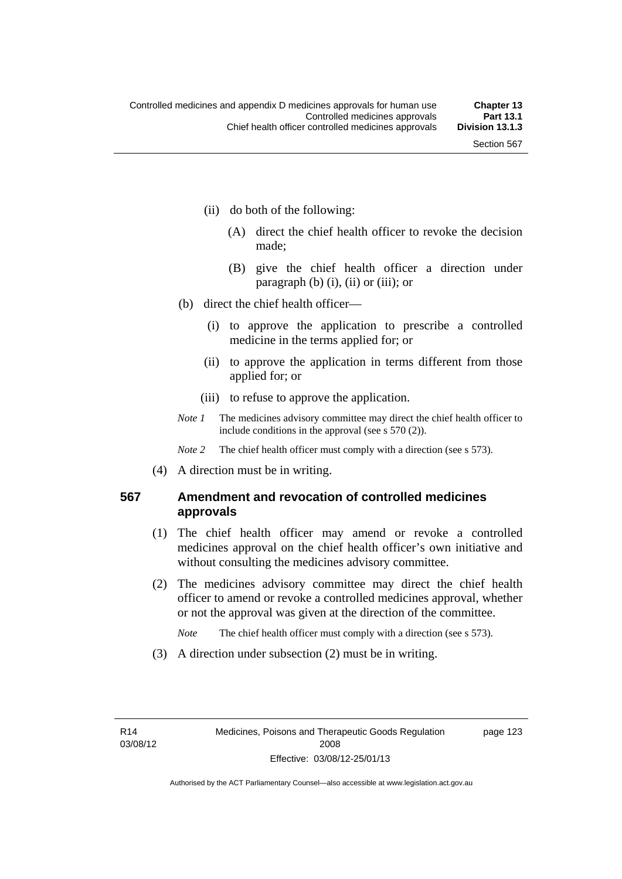(ii) do both of the following:

(A) direct the chief health officer to revoke the decision made;

(B) give the chief health officer a direction under paragraph (b) (i), (ii) or (iii); or

(b) direct the chief health officer—

(i) to approve the application to prescribe a controlled medicine in the terms applied for; or

(ii) to approve the application in terms different from those applied for; or

(iii) to refuse to approve the application.

*Note 1* The medicines advisory committee may direct the chief health officer to include conditions in the approval (see s 570 (2)).

*Note 2* The chief health officer must comply with a direction (see s 573).

(4) A direction must be in writing.

### 567 Amendment and revocation of controlled medicines approvals

(1) The chief health officer may amend or revoke a controlled medicines approval on the chief health officer's own initiative and without consulting the medicines advisory committee.

(2) The medicines advisory committee may direct the chief health officer to amend or revoke a controlled medicines approval, whether or not the approval was given at the direction of the committee.

*Note* The chief health officer must comply with a direction (see s 573).

(3) A direction under subsection (2) must be in writing.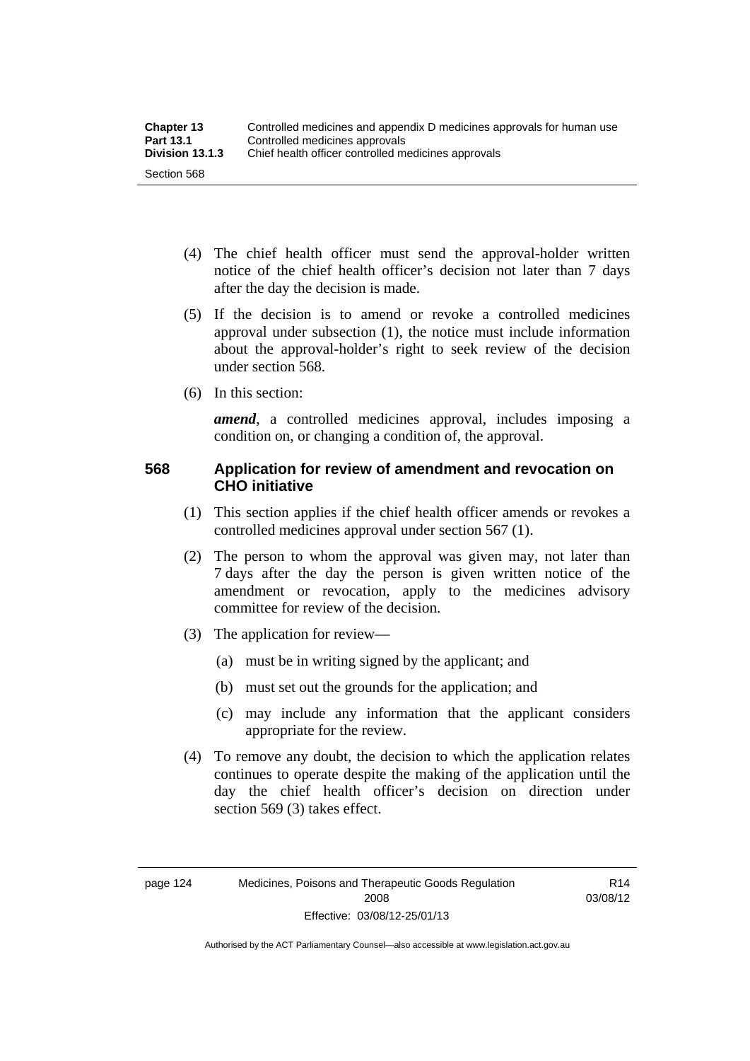(4) The chief health officer must send the approval-holder written notice of the chief health officer's decision not later than 7 days after the day the decision is made.

(5) If the decision is to amend or revoke a controlled medicines approval under subsection (1), the notice must include information about the approval-holder's right to seek review of the decision under section 568.

(6) In this section:

***amend***, a controlled medicines approval, includes imposing a condition on, or changing a condition of, the approval.

### 568 Application for review of amendment and revocation on CHO initiative

(1) This section applies if the chief health officer amends or revokes a controlled medicines approval under section 567 (1).

(2) The person to whom the approval was given may, not later than 7 days after the day the person is given written notice of the amendment or revocation, apply to the medicines advisory committee for review of the decision.

(3) The application for review—

(a) must be in writing signed by the applicant; and

(b) must set out the grounds for the application; and

(c) may include any information that the applicant considers appropriate for the review.

(4) To remove any doubt, the decision to which the application relates continues to operate despite the making of the application until the day the chief health officer's decision on direction under section 569 (3) takes effect.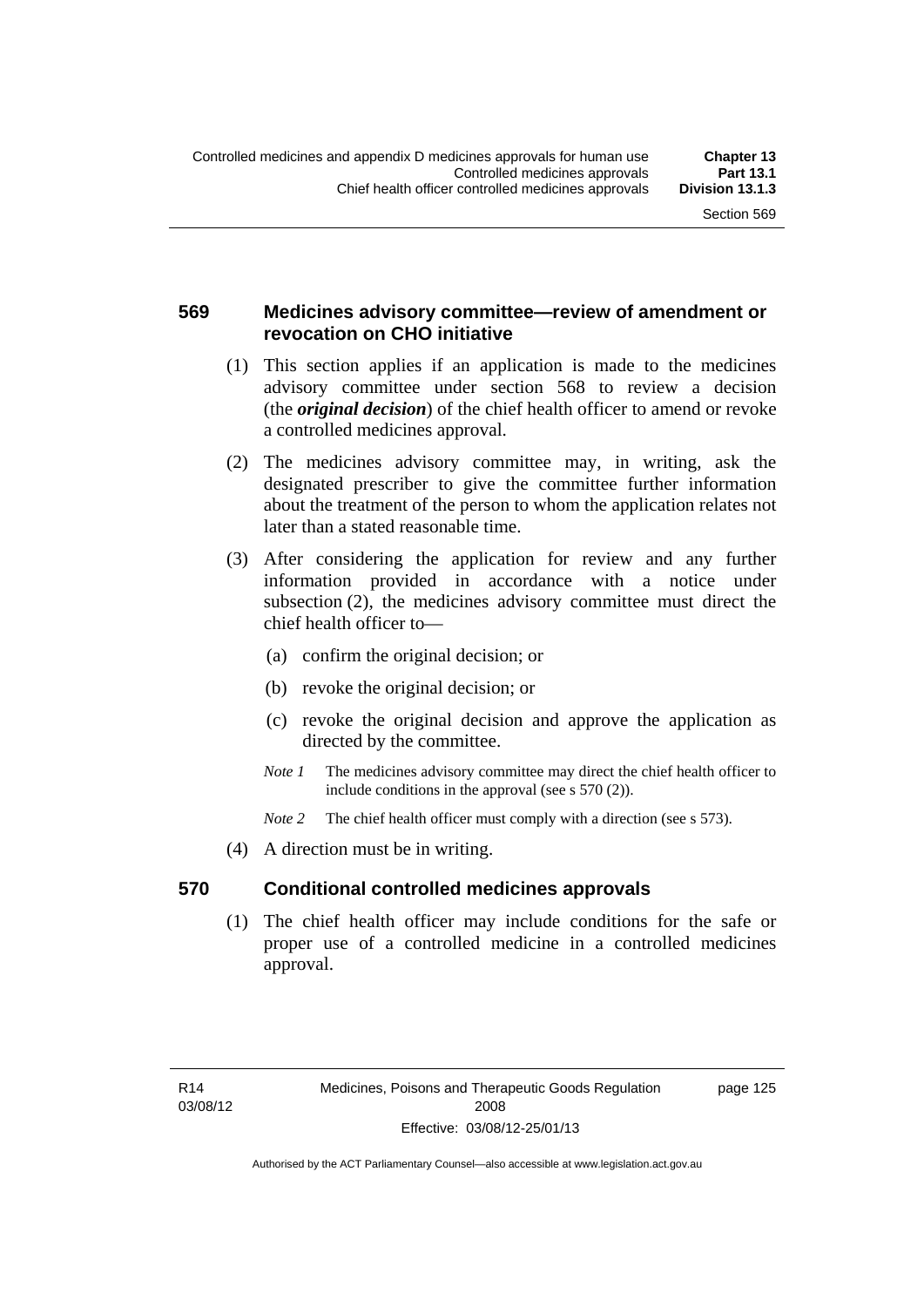## 569 Medicines advisory committee—review of amendment or revocation on CHO initiative

(1) This section applies if an application is made to the medicines advisory committee under section 568 to review a decision (the ***original decision***) of the chief health officer to amend or revoke a controlled medicines approval.

(2) The medicines advisory committee may, in writing, ask the designated prescriber to give the committee further information about the treatment of the person to whom the application relates not later than a stated reasonable time.

(3) After considering the application for review and any further information provided in accordance with a notice under subsection (2), the medicines advisory committee must direct the chief health officer to—

(a) confirm the original decision; or

(b) revoke the original decision; or

(c) revoke the original decision and approve the application as directed by the committee.

*Note 1* The medicines advisory committee may direct the chief health officer to include conditions in the approval (see s 570 (2)).

*Note 2* The chief health officer must comply with a direction (see s 573).

(4) A direction must be in writing.

## 570 Conditional controlled medicines approvals

(1) The chief health officer may include conditions for the safe or proper use of a controlled medicine in a controlled medicines approval.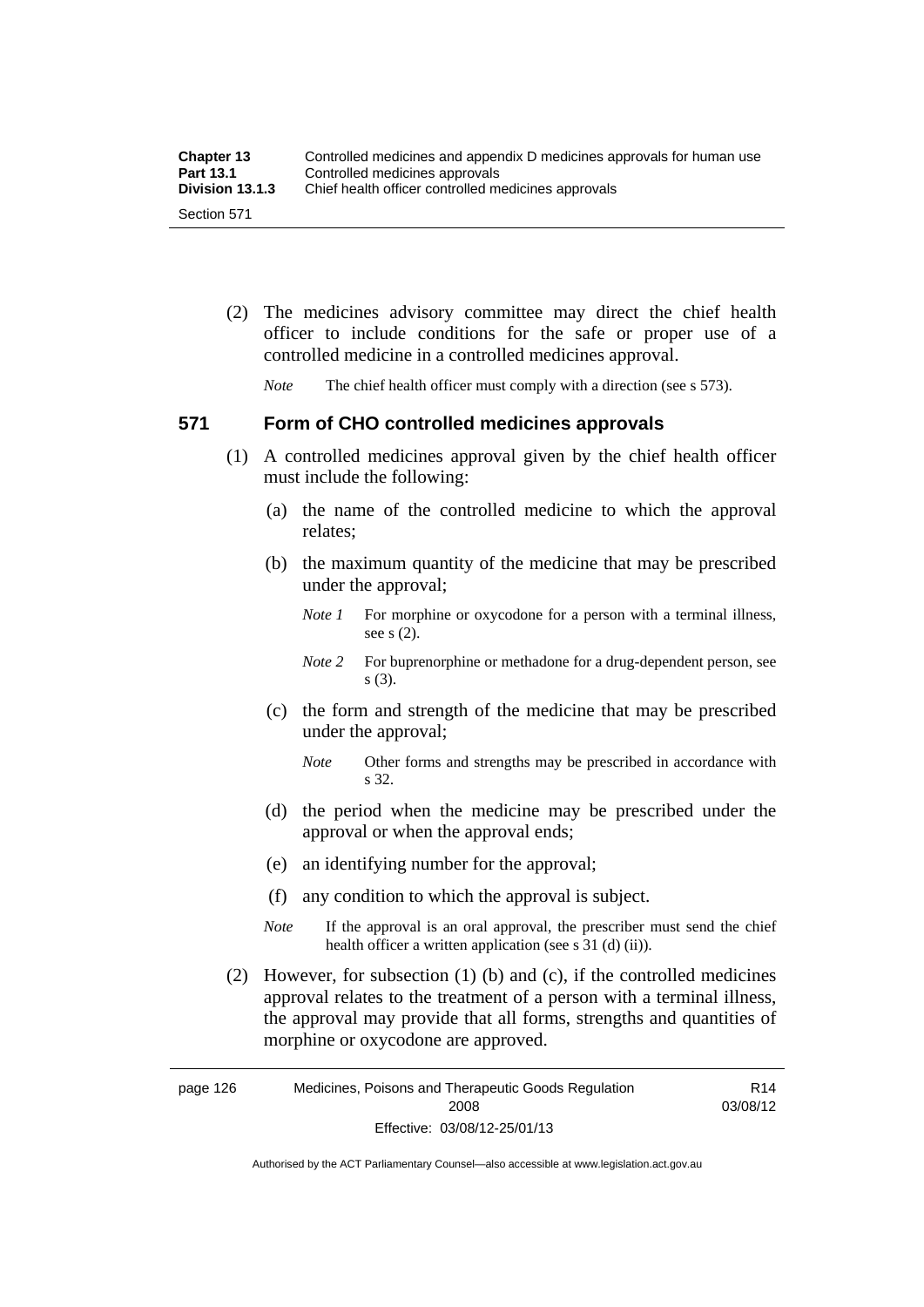(2) The medicines advisory committee may direct the chief health officer to include conditions for the safe or proper use of a controlled medicine in a controlled medicines approval.

*Note* The chief health officer must comply with a direction (see s 573).

## 571 Form of CHO controlled medicines approvals

(1) A controlled medicines approval given by the chief health officer must include the following:

(a) the name of the controlled medicine to which the approval relates;

(b) the maximum quantity of the medicine that may be prescribed under the approval;

*Note 1* For morphine or oxycodone for a person with a terminal illness, see s (2).

*Note 2* For buprenorphine or methadone for a drug-dependent person, see s (3).

(c) the form and strength of the medicine that may be prescribed under the approval;

*Note* Other forms and strengths may be prescribed in accordance with s 32.

(d) the period when the medicine may be prescribed under the approval or when the approval ends;

(e) an identifying number for the approval;

(f) any condition to which the approval is subject.

*Note* If the approval is an oral approval, the prescriber must send the chief health officer a written application (see s 31 (d) (ii)).

(2) However, for subsection (1) (b) and (c), if the controlled medicines approval relates to the treatment of a person with a terminal illness, the approval may provide that all forms, strengths and quantities of morphine or oxycodone are approved.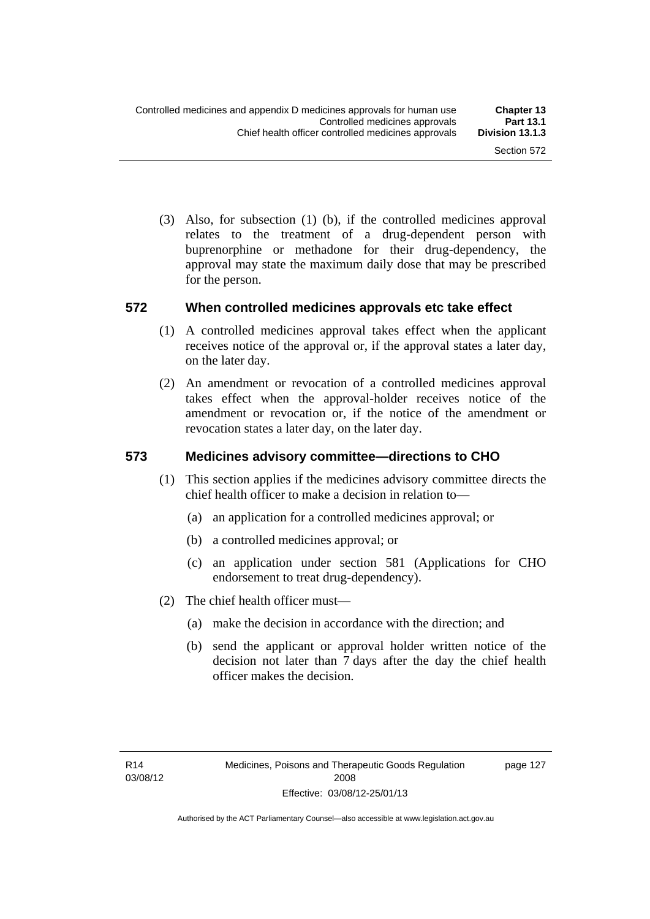(3) Also, for subsection (1) (b), if the controlled medicines approval relates to the treatment of a drug-dependent person with buprenorphine or methadone for their drug-dependency, the approval may state the maximum daily dose that may be prescribed for the person.

## 572 When controlled medicines approvals etc take effect

(1) A controlled medicines approval takes effect when the applicant receives notice of the approval or, if the approval states a later day, on the later day.

(2) An amendment or revocation of a controlled medicines approval takes effect when the approval-holder receives notice of the amendment or revocation or, if the notice of the amendment or revocation states a later day, on the later day.

## 573 Medicines advisory committee—directions to CHO

(1) This section applies if the medicines advisory committee directs the chief health officer to make a decision in relation to—

(a) an application for a controlled medicines approval; or

(b) a controlled medicines approval; or

(c) an application under section 581 (Applications for CHO endorsement to treat drug-dependency).

(2) The chief health officer must—

(a) make the decision in accordance with the direction; and

(b) send the applicant or approval holder written notice of the decision not later than 7 days after the day the chief health officer makes the decision.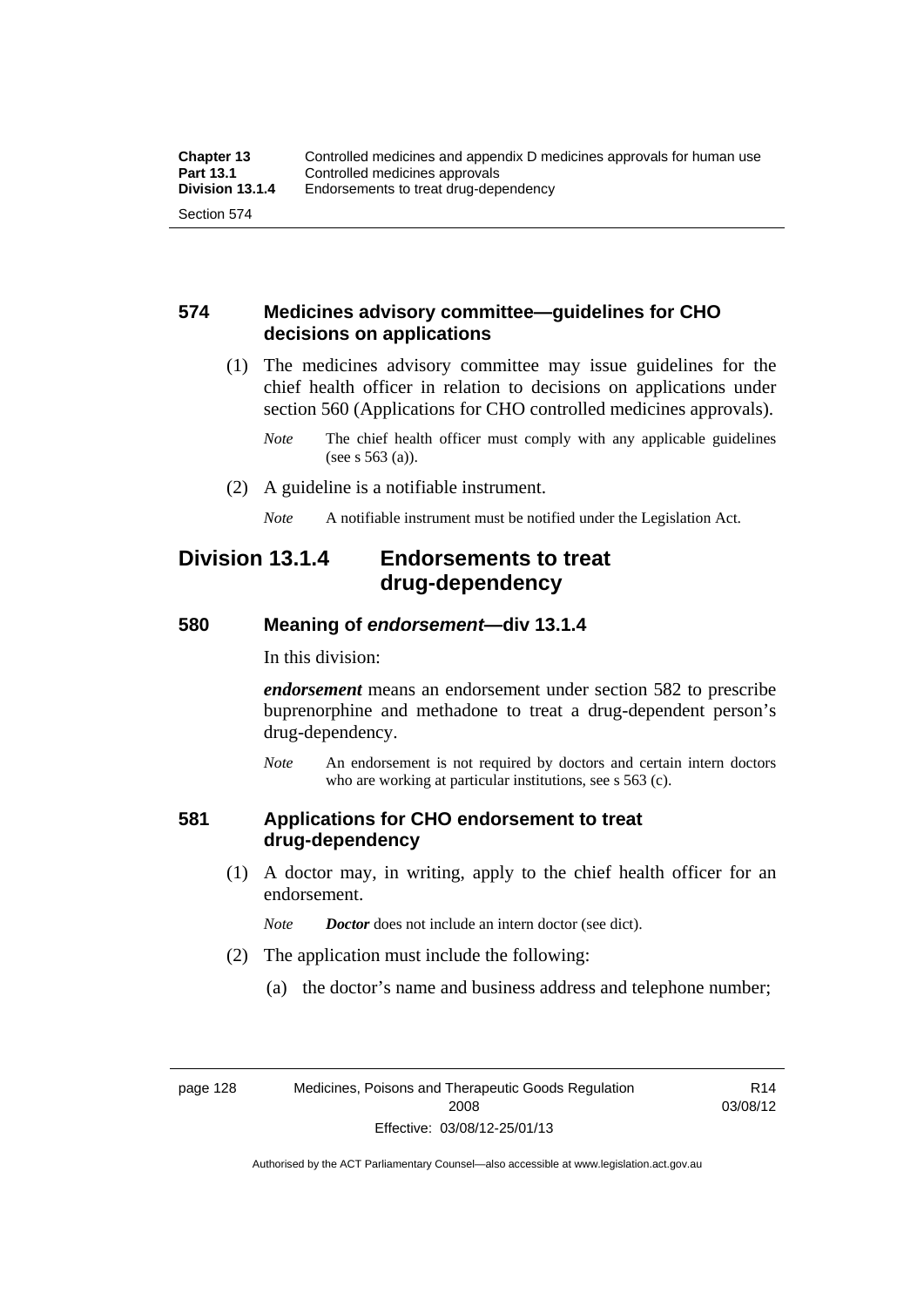### 574 Medicines advisory committee—guidelines for CHO decisions on applications

(1) The medicines advisory committee may issue guidelines for the chief health officer in relation to decisions on applications under section 560 (Applications for CHO controlled medicines approvals).

*Note* The chief health officer must comply with any applicable guidelines (see s 563 (a)).

(2) A guideline is a notifiable instrument.

*Note* A notifiable instrument must be notified under the Legislation Act.

## Division 13.1.4 Endorsements to treat drug-dependency

### 580 Meaning of *endorsement*—div 13.1.4

In this division:

***endorsement*** means an endorsement under section 582 to prescribe buprenorphine and methadone to treat a drug-dependent person's drug-dependency.

*Note* An endorsement is not required by doctors and certain intern doctors who are working at particular institutions, see s 563 (c).

### 581 Applications for CHO endorsement to treat drug-dependency

(1) A doctor may, in writing, apply to the chief health officer for an endorsement.

*Note* ***Doctor*** does not include an intern doctor (see dict).

(2) The application must include the following:

(a) the doctor's name and business address and telephone number;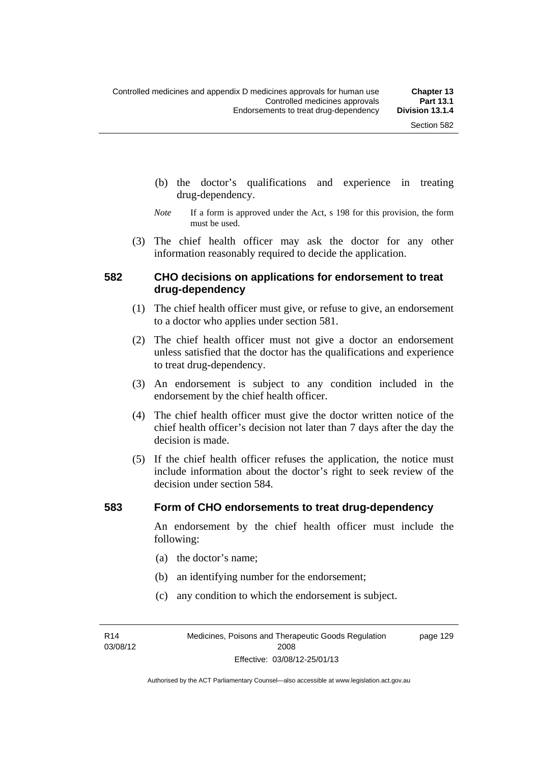(b) the doctor's qualifications and experience in treating drug-dependency.

*Note* If a form is approved under the Act, s 198 for this provision, the form must be used.

(3) The chief health officer may ask the doctor for any other information reasonably required to decide the application.

### 582 CHO decisions on applications for endorsement to treat drug-dependency

(1) The chief health officer must give, or refuse to give, an endorsement to a doctor who applies under section 581.

(2) The chief health officer must not give a doctor an endorsement unless satisfied that the doctor has the qualifications and experience to treat drug-dependency.

(3) An endorsement is subject to any condition included in the endorsement by the chief health officer.

(4) The chief health officer must give the doctor written notice of the chief health officer's decision not later than 7 days after the day the decision is made.

(5) If the chief health officer refuses the application, the notice must include information about the doctor's right to seek review of the decision under section 584.

### 583 Form of CHO endorsements to treat drug-dependency

An endorsement by the chief health officer must include the following:

(a) the doctor's name;

(b) an identifying number for the endorsement;

(c) any condition to which the endorsement is subject.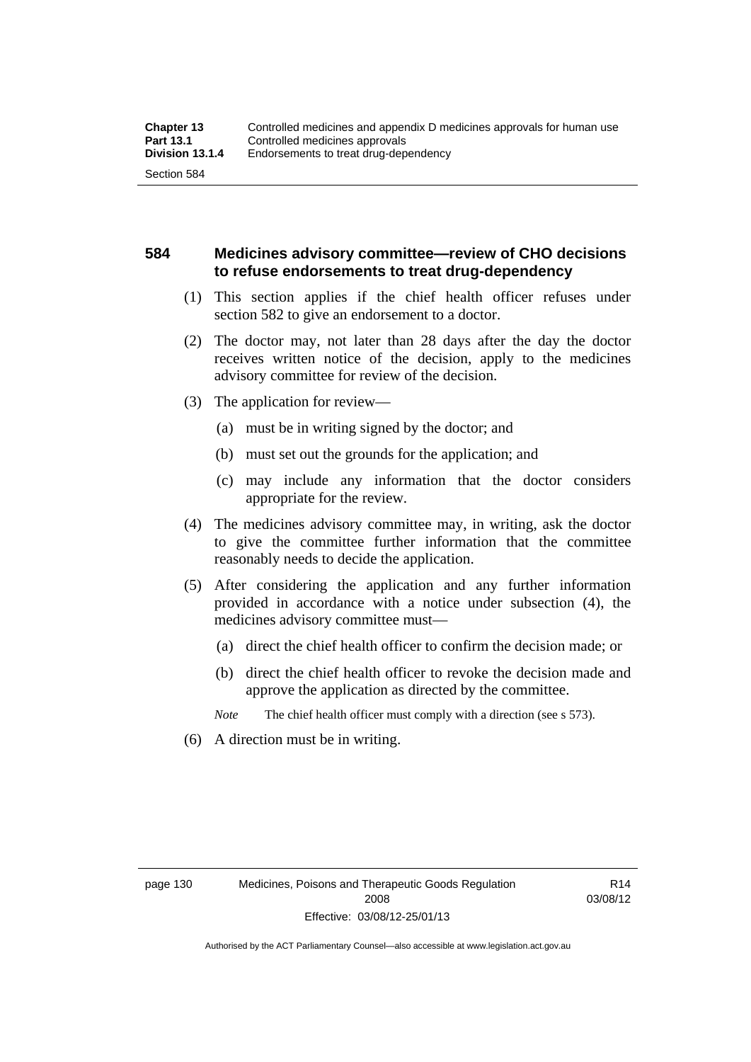## 584 Medicines advisory committee—review of CHO decisions to refuse endorsements to treat drug-dependency

(1) This section applies if the chief health officer refuses under section 582 to give an endorsement to a doctor.

(2) The doctor may, not later than 28 days after the day the doctor receives written notice of the decision, apply to the medicines advisory committee for review of the decision.

(3) The application for review—

(a) must be in writing signed by the doctor; and

(b) must set out the grounds for the application; and

(c) may include any information that the doctor considers appropriate for the review.

(4) The medicines advisory committee may, in writing, ask the doctor to give the committee further information that the committee reasonably needs to decide the application.

(5) After considering the application and any further information provided in accordance with a notice under subsection (4), the medicines advisory committee must—

(a) direct the chief health officer to confirm the decision made; or

(b) direct the chief health officer to revoke the decision made and approve the application as directed by the committee.

*Note* The chief health officer must comply with a direction (see s 573).

(6) A direction must be in writing.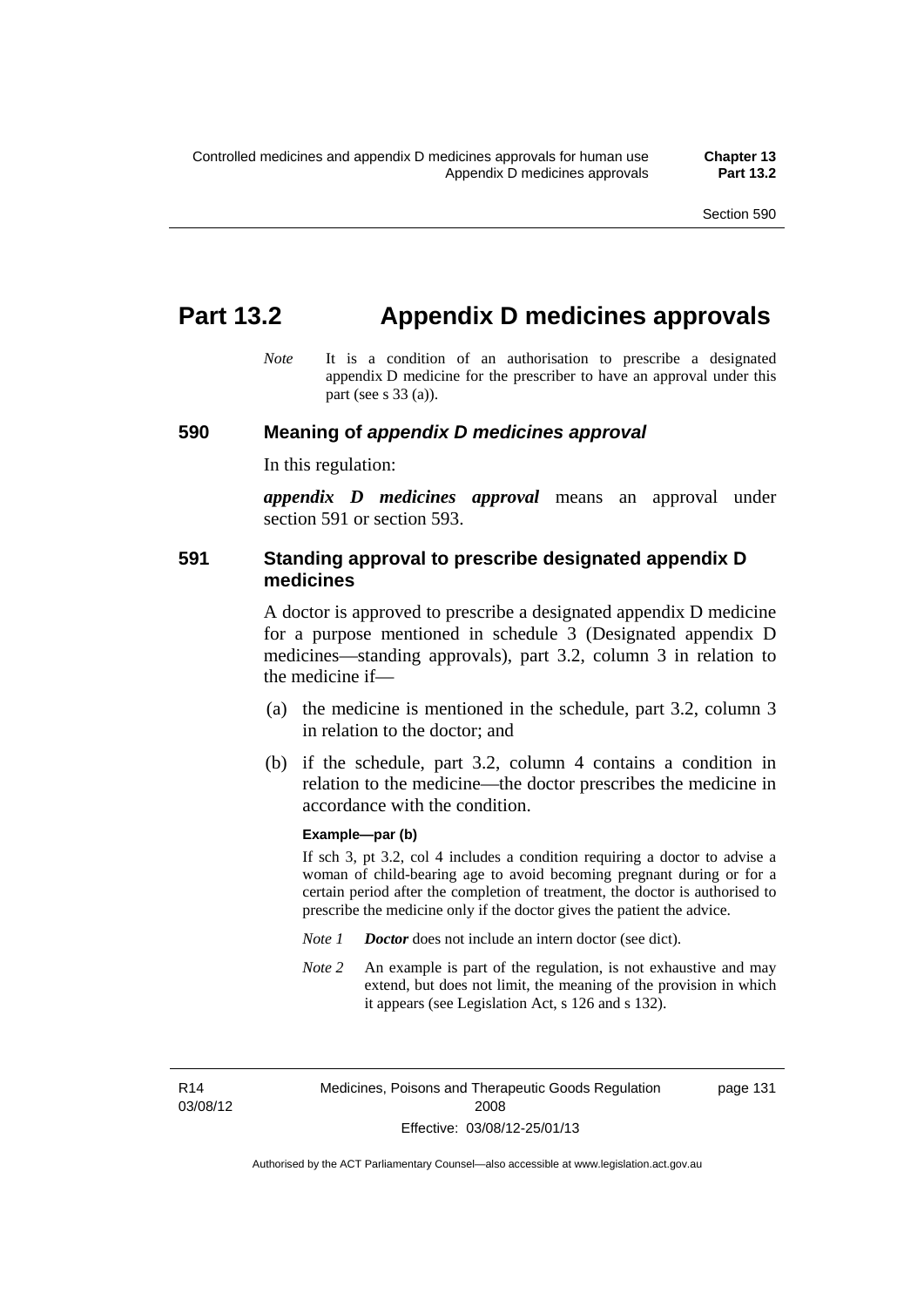# Part 13.2 Appendix D medicines approvals

*Note* It is a condition of an authorisation to prescribe a designated appendix D medicine for the prescriber to have an approval under this part (see s 33 (a)).

## 590 Meaning of *appendix D medicines approval*

In this regulation:

***appendix D medicines approval*** means an approval under section 591 or section 593.

## 591 Standing approval to prescribe designated appendix D medicines

A doctor is approved to prescribe a designated appendix D medicine for a purpose mentioned in schedule 3 (Designated appendix D medicines—standing approvals), part 3.2, column 3 in relation to the medicine if—

(a) the medicine is mentioned in the schedule, part 3.2, column 3 in relation to the doctor; and

(b) if the schedule, part 3.2, column 4 contains a condition in relation to the medicine—the doctor prescribes the medicine in accordance with the condition.

**Example—par (b)**

If sch 3, pt 3.2, col 4 includes a condition requiring a doctor to advise a woman of child-bearing age to avoid becoming pregnant during or for a certain period after the completion of treatment, the doctor is authorised to prescribe the medicine only if the doctor gives the patient the advice.

*Note 1* ***Doctor*** does not include an intern doctor (see dict).

*Note 2* An example is part of the regulation, is not exhaustive and may extend, but does not limit, the meaning of the provision in which it appears (see Legislation Act, s 126 and s 132).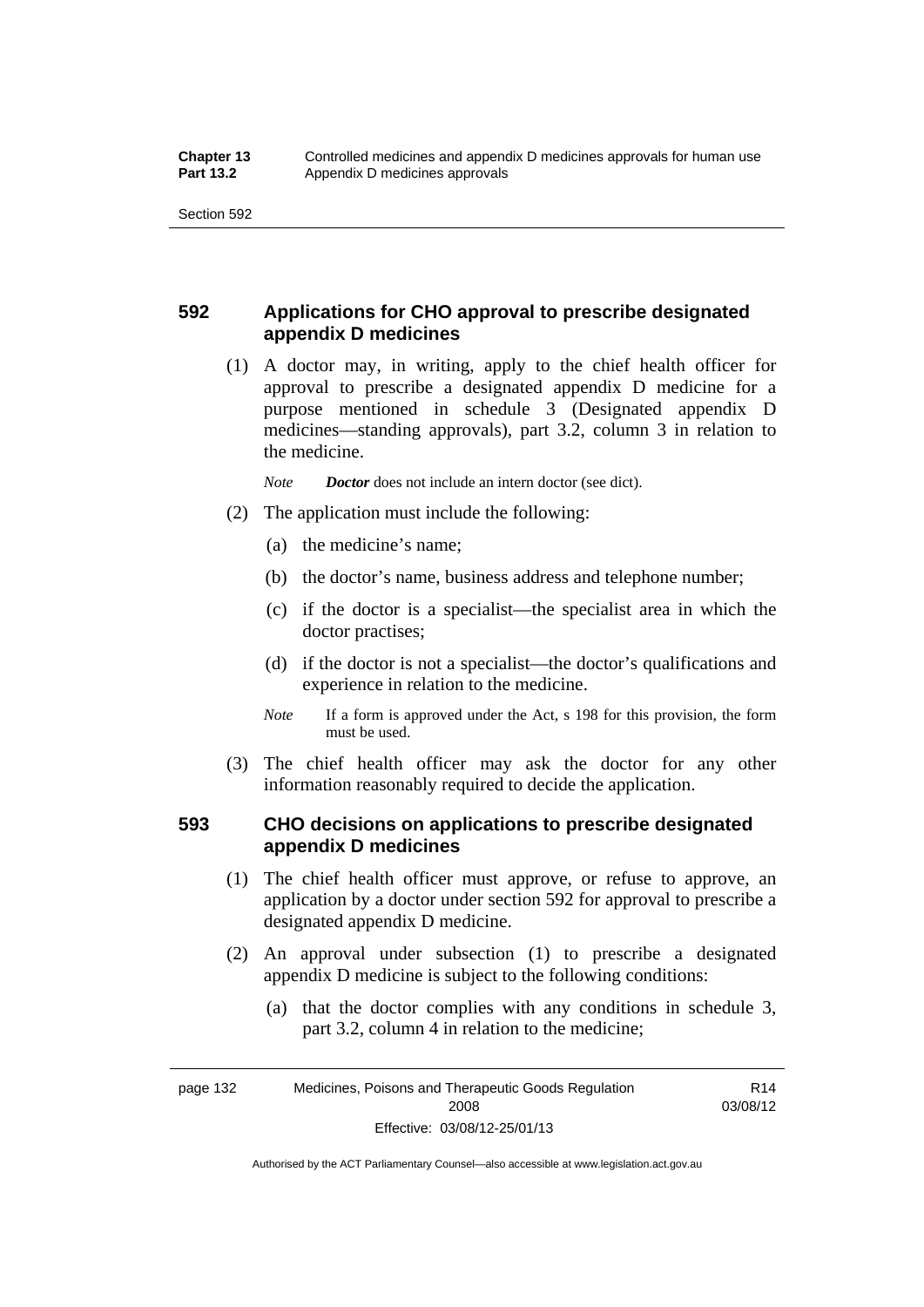## 592 Applications for CHO approval to prescribe designated appendix D medicines

(1) A doctor may, in writing, apply to the chief health officer for approval to prescribe a designated appendix D medicine for a purpose mentioned in schedule 3 (Designated appendix D medicines—standing approvals), part 3.2, column 3 in relation to the medicine.

*Note* ***Doctor*** does not include an intern doctor (see dict).

(2) The application must include the following:

(a) the medicine's name;

(b) the doctor's name, business address and telephone number;

(c) if the doctor is a specialist—the specialist area in which the doctor practises;

(d) if the doctor is not a specialist—the doctor's qualifications and experience in relation to the medicine.

*Note* If a form is approved under the Act, s 198 for this provision, the form must be used.

(3) The chief health officer may ask the doctor for any other information reasonably required to decide the application.

## 593 CHO decisions on applications to prescribe designated appendix D medicines

(1) The chief health officer must approve, or refuse to approve, an application by a doctor under section 592 for approval to prescribe a designated appendix D medicine.

(2) An approval under subsection (1) to prescribe a designated appendix D medicine is subject to the following conditions:

(a) that the doctor complies with any conditions in schedule 3, part 3.2, column 4 in relation to the medicine;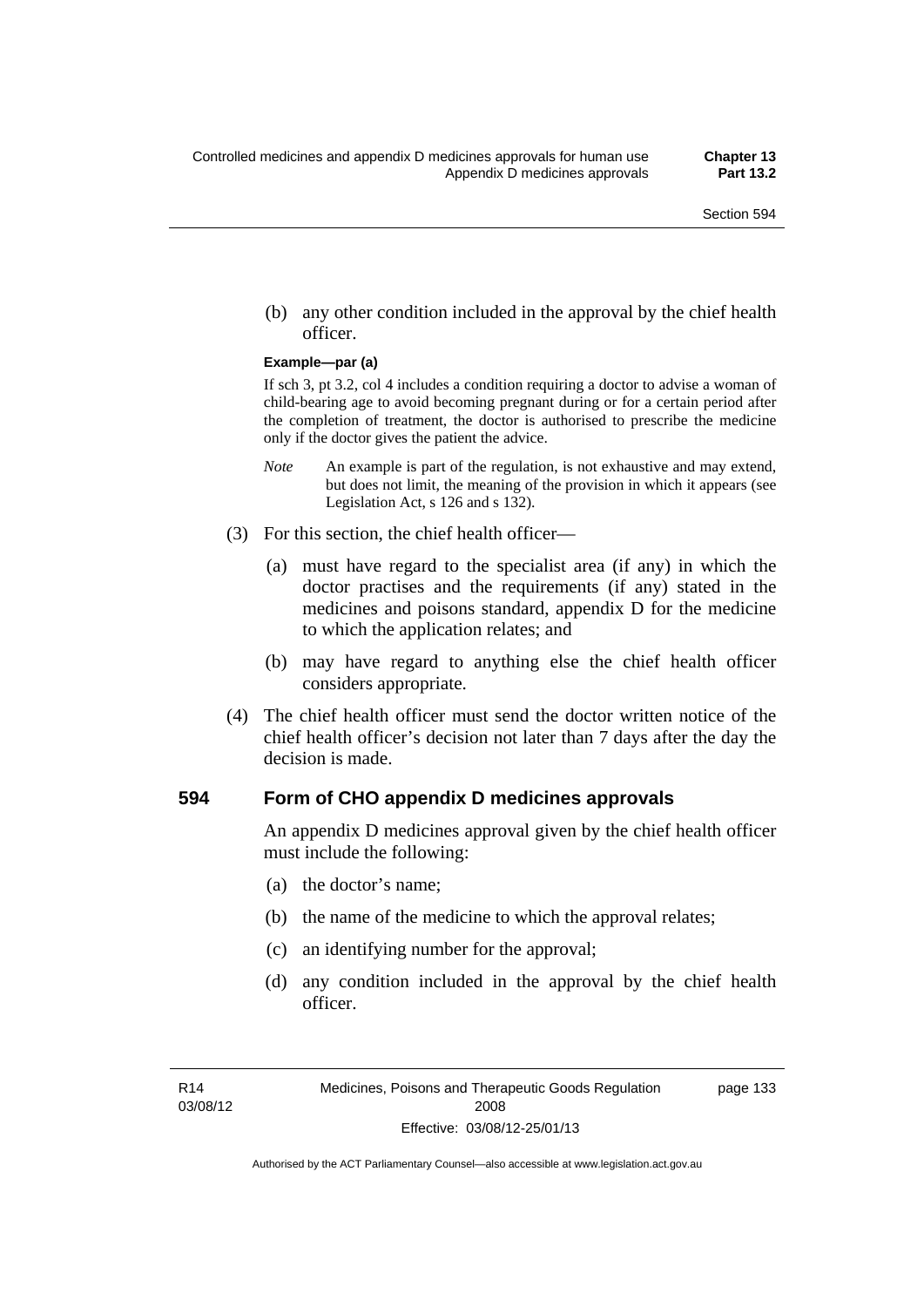(b) any other condition included in the approval by the chief health officer.

**Example—par (a)**

If sch 3, pt 3.2, col 4 includes a condition requiring a doctor to advise a woman of child-bearing age to avoid becoming pregnant during or for a certain period after the completion of treatment, the doctor is authorised to prescribe the medicine only if the doctor gives the patient the advice.

*Note* An example is part of the regulation, is not exhaustive and may extend, but does not limit, the meaning of the provision in which it appears (see Legislation Act, s 126 and s 132).

(3) For this section, the chief health officer—

(a) must have regard to the specialist area (if any) in which the doctor practises and the requirements (if any) stated in the medicines and poisons standard, appendix D for the medicine to which the application relates; and

(b) may have regard to anything else the chief health officer considers appropriate.

(4) The chief health officer must send the doctor written notice of the chief health officer's decision not later than 7 days after the day the decision is made.

## 594 Form of CHO appendix D medicines approvals

An appendix D medicines approval given by the chief health officer must include the following:

(a) the doctor's name;

(b) the name of the medicine to which the approval relates;

(c) an identifying number for the approval;

(d) any condition included in the approval by the chief health officer.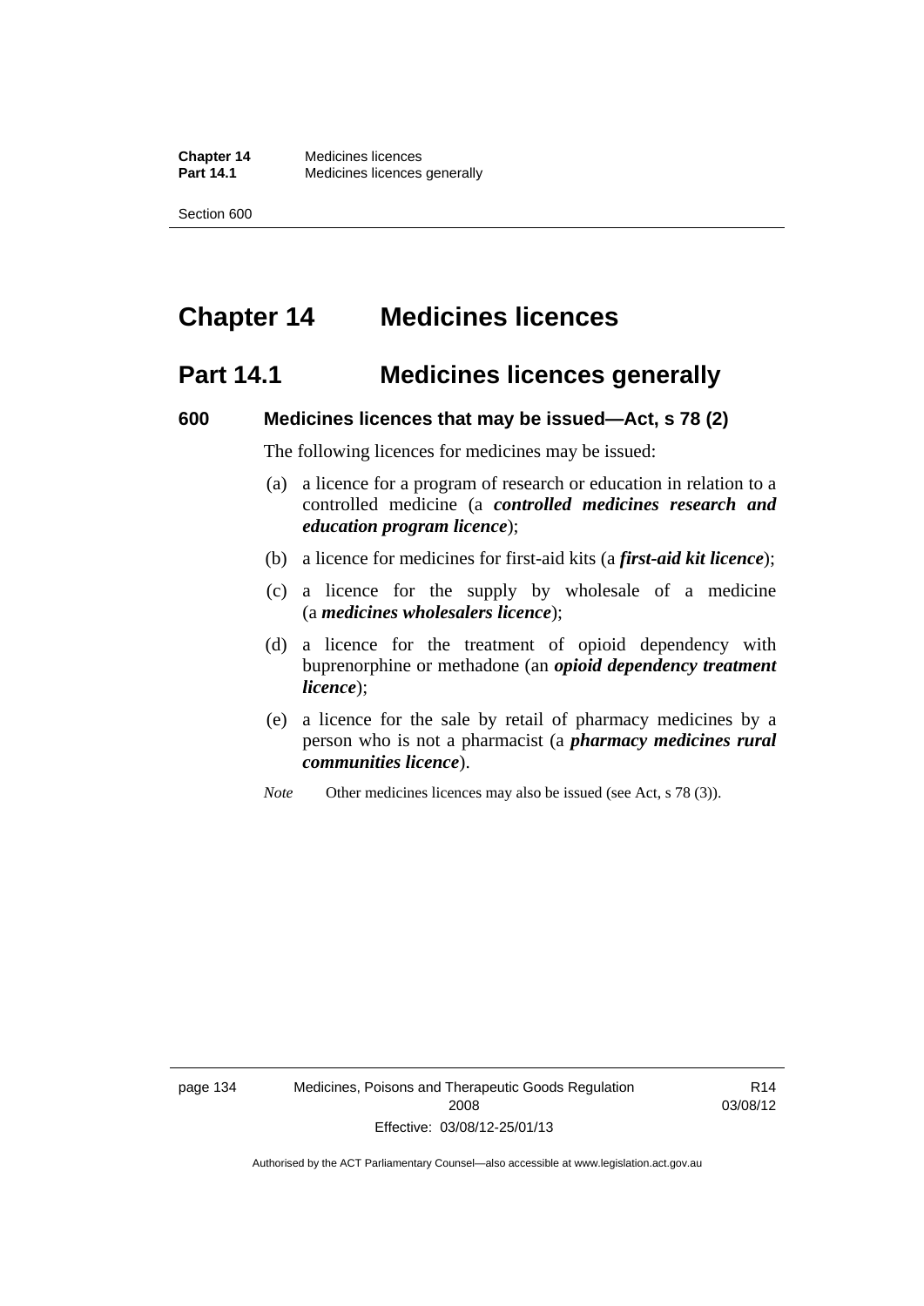# Chapter 14 Medicines licences

## Part 14.1 Medicines licences generally

### 600 Medicines licences that may be issued—Act, s 78 (2)

The following licences for medicines may be issued:

(a) a licence for a program of research or education in relation to a controlled medicine (a ***controlled medicines research and education program licence***);

(b) a licence for medicines for first-aid kits (a ***first-aid kit licence***);

(c) a licence for the supply by wholesale of a medicine (a ***medicines wholesalers licence***);

(d) a licence for the treatment of opioid dependency with buprenorphine or methadone (an ***opioid dependency treatment licence***);

(e) a licence for the sale by retail of pharmacy medicines by a person who is not a pharmacist (a ***pharmacy medicines rural communities licence***).

*Note* Other medicines licences may also be issued (see Act, s 78 (3)).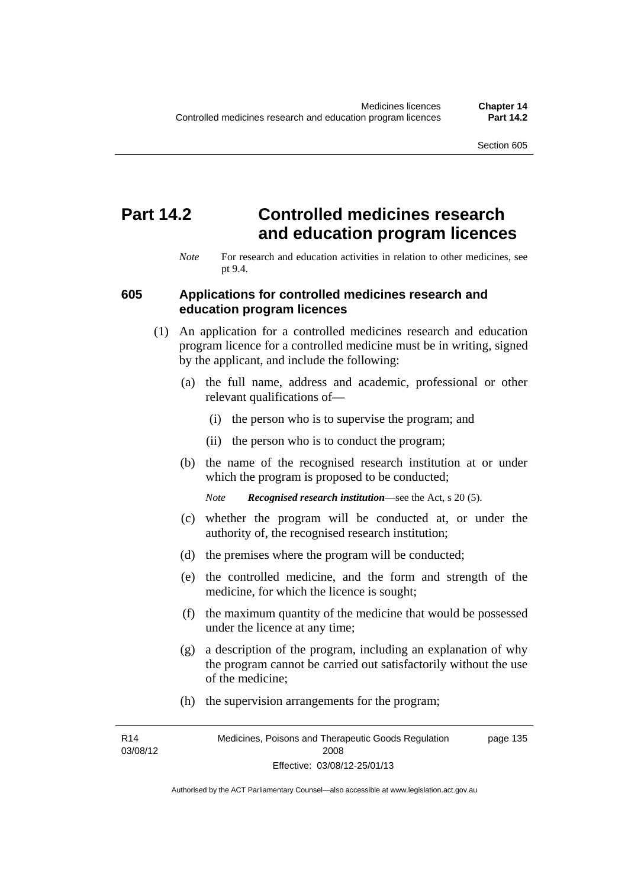# Part 14.2 Controlled medicines research and education program licences

*Note* For research and education activities in relation to other medicines, see pt 9.4.

### 605 Applications for controlled medicines research and education program licences

(1) An application for a controlled medicines research and education program licence for a controlled medicine must be in writing, signed by the applicant, and include the following:

(a) the full name, address and academic, professional or other relevant qualifications of—

(i) the person who is to supervise the program; and

(ii) the person who is to conduct the program;

(b) the name of the recognised research institution at or under which the program is proposed to be conducted;

*Note* ***Recognised research institution***—see the Act, s 20 (5).

(c) whether the program will be conducted at, or under the authority of, the recognised research institution;

(d) the premises where the program will be conducted;

(e) the controlled medicine, and the form and strength of the medicine, for which the licence is sought;

(f) the maximum quantity of the medicine that would be possessed under the licence at any time;

(g) a description of the program, including an explanation of why the program cannot be carried out satisfactorily without the use of the medicine;

(h) the supervision arrangements for the program;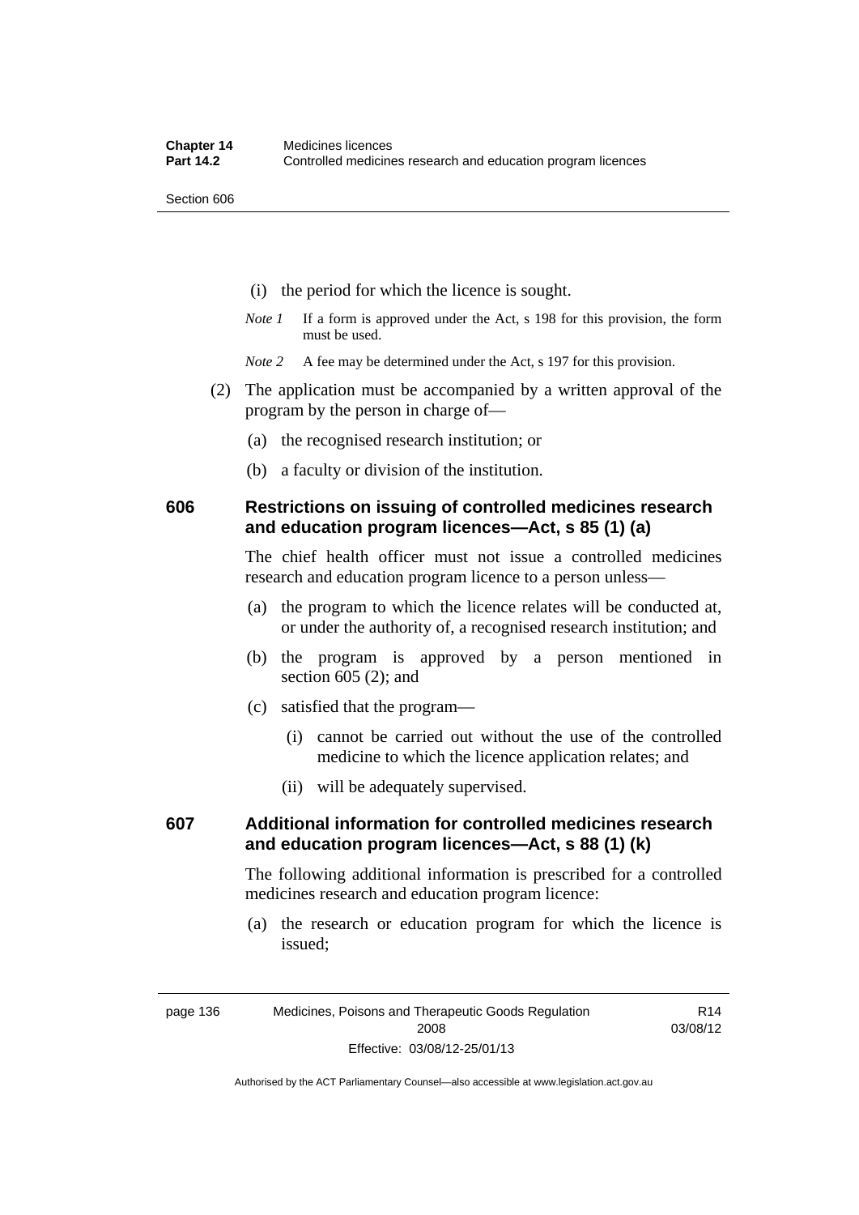(i) the period for which the licence is sought.

*Note 1* If a form is approved under the Act, s 198 for this provision, the form must be used.

*Note 2* A fee may be determined under the Act, s 197 for this provision.

(2) The application must be accompanied by a written approval of the program by the person in charge of—

(a) the recognised research institution; or

(b) a faculty or division of the institution.

## 606 Restrictions on issuing of controlled medicines research and education program licences—Act, s 85 (1) (a)

The chief health officer must not issue a controlled medicines research and education program licence to a person unless—

(a) the program to which the licence relates will be conducted at, or under the authority of, a recognised research institution; and

(b) the program is approved by a person mentioned in section 605 (2); and

(c) satisfied that the program—

(i) cannot be carried out without the use of the controlled medicine to which the licence application relates; and

(ii) will be adequately supervised.

## 607 Additional information for controlled medicines research and education program licences—Act, s 88 (1) (k)

The following additional information is prescribed for a controlled medicines research and education program licence:

(a) the research or education program for which the licence is issued;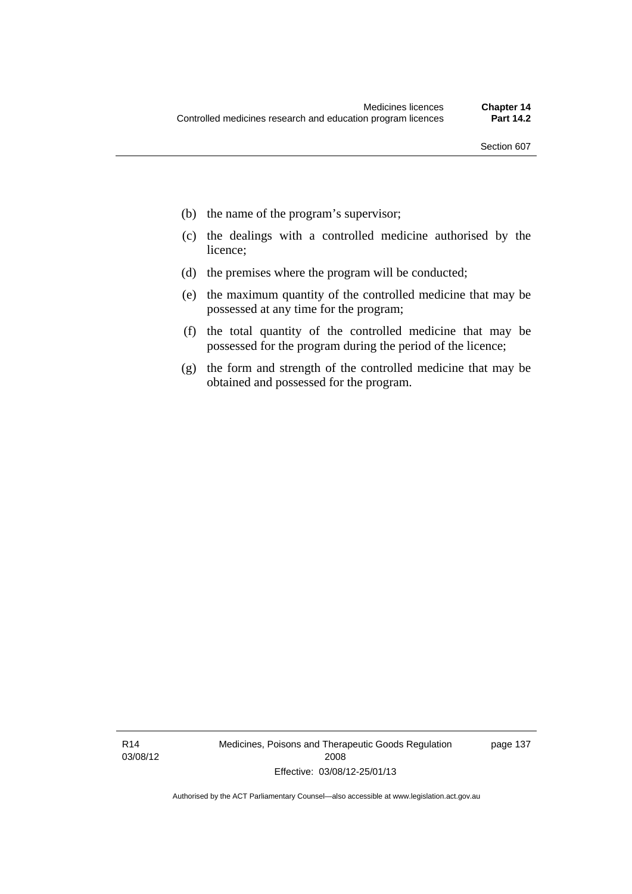(b) the name of the program's supervisor;

(c) the dealings with a controlled medicine authorised by the licence;

(d) the premises where the program will be conducted;

(e) the maximum quantity of the controlled medicine that may be possessed at any time for the program;

(f) the total quantity of the controlled medicine that may be possessed for the program during the period of the licence;

(g) the form and strength of the controlled medicine that may be obtained and possessed for the program.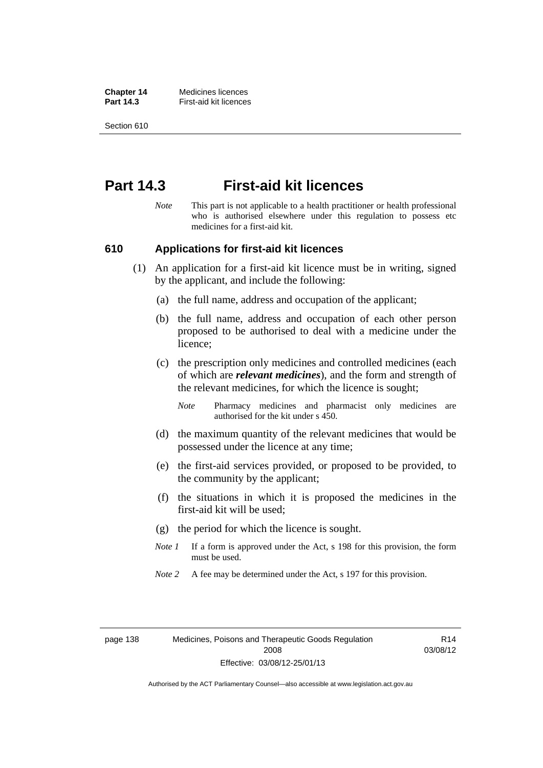# Part 14.3 First-aid kit licences

*Note* This part is not applicable to a health practitioner or health professional who is authorised elsewhere under this regulation to possess etc medicines for a first-aid kit.

## 610 Applications for first-aid kit licences

(1) An application for a first-aid kit licence must be in writing, signed by the applicant, and include the following:

(a) the full name, address and occupation of the applicant;

(b) the full name, address and occupation of each other person proposed to be authorised to deal with a medicine under the licence;

(c) the prescription only medicines and controlled medicines (each of which are ***relevant medicines***), and the form and strength of the relevant medicines, for which the licence is sought;

*Note* Pharmacy medicines and pharmacist only medicines are authorised for the kit under s 450.

(d) the maximum quantity of the relevant medicines that would be possessed under the licence at any time;

(e) the first-aid services provided, or proposed to be provided, to the community by the applicant;

(f) the situations in which it is proposed the medicines in the first-aid kit will be used;

(g) the period for which the licence is sought.

*Note 1* If a form is approved under the Act, s 198 for this provision, the form must be used.

*Note 2* A fee may be determined under the Act, s 197 for this provision.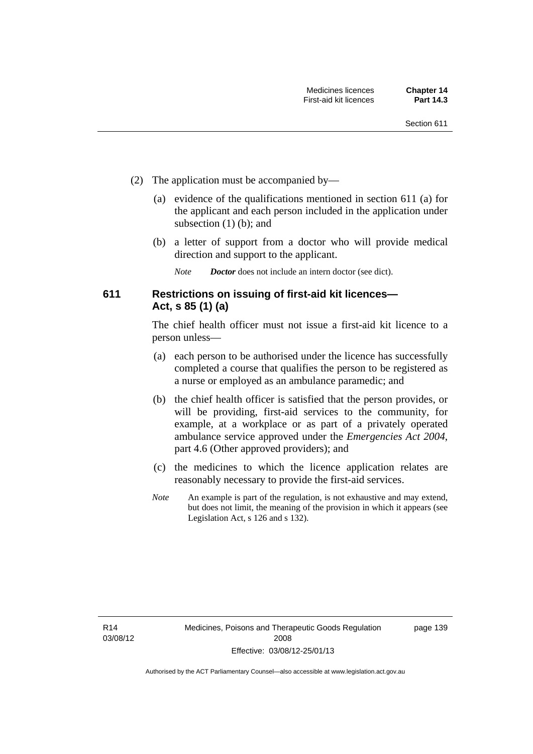(2) The application must be accompanied by—

(a) evidence of the qualifications mentioned in section 611 (a) for the applicant and each person included in the application under subsection (1) (b); and

(b) a letter of support from a doctor who will provide medical direction and support to the applicant.

*Note* ***Doctor*** does not include an intern doctor (see dict).

## 611 Restrictions on issuing of first-aid kit licences—Act, s 85 (1) (a)

The chief health officer must not issue a first-aid kit licence to a person unless—

(a) each person to be authorised under the licence has successfully completed a course that qualifies the person to be registered as a nurse or employed as an ambulance paramedic; and

(b) the chief health officer is satisfied that the person provides, or will be providing, first-aid services to the community, for example, at a workplace or as part of a privately operated ambulance service approved under the *Emergencies Act 2004*, part 4.6 (Other approved providers); and

(c) the medicines to which the licence application relates are reasonably necessary to provide the first-aid services.

*Note* An example is part of the regulation, is not exhaustive and may extend, but does not limit, the meaning of the provision in which it appears (see Legislation Act, s 126 and s 132).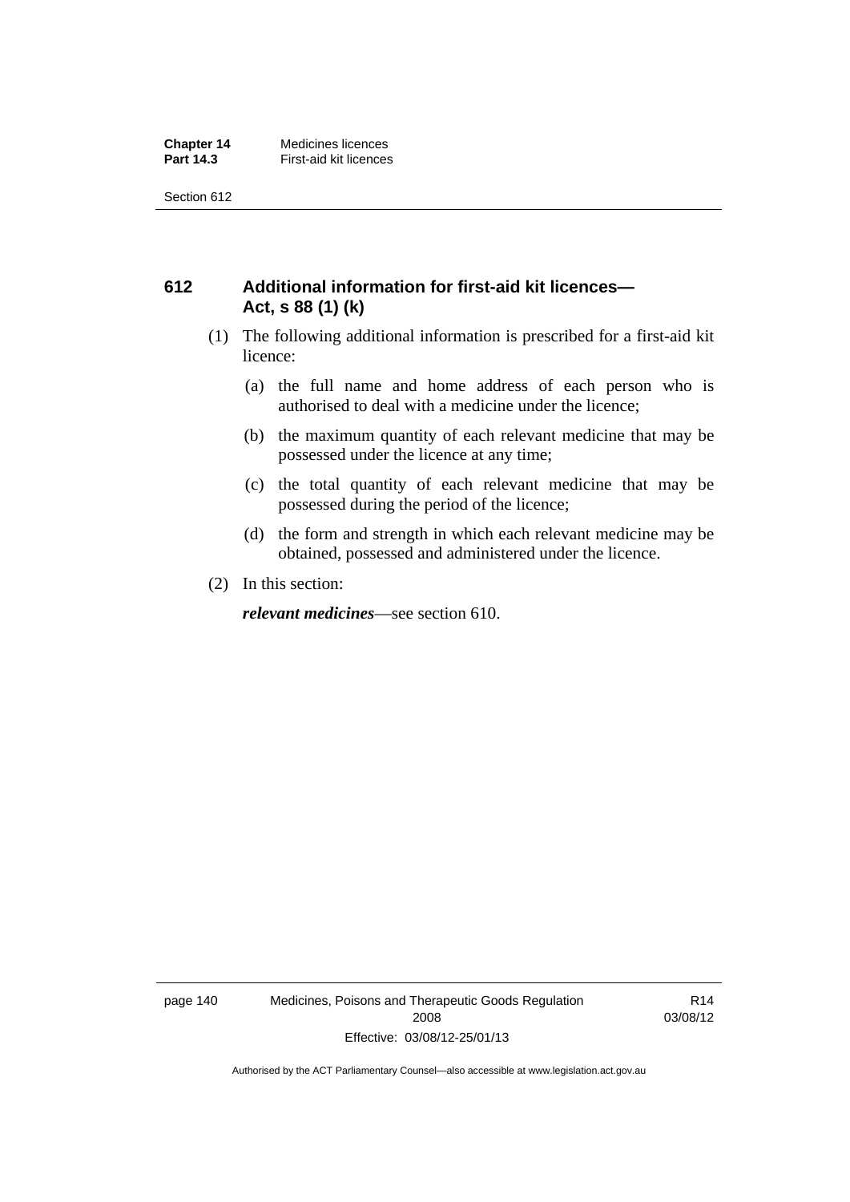## 612 Additional information for first-aid kit licences—Act, s 88 (1) (k)

(1) The following additional information is prescribed for a first-aid kit licence:

(a) the full name and home address of each person who is authorised to deal with a medicine under the licence;

(b) the maximum quantity of each relevant medicine that may be possessed under the licence at any time;

(c) the total quantity of each relevant medicine that may be possessed during the period of the licence;

(d) the form and strength in which each relevant medicine may be obtained, possessed and administered under the licence.

(2) In this section:

***relevant medicines***—see section 610.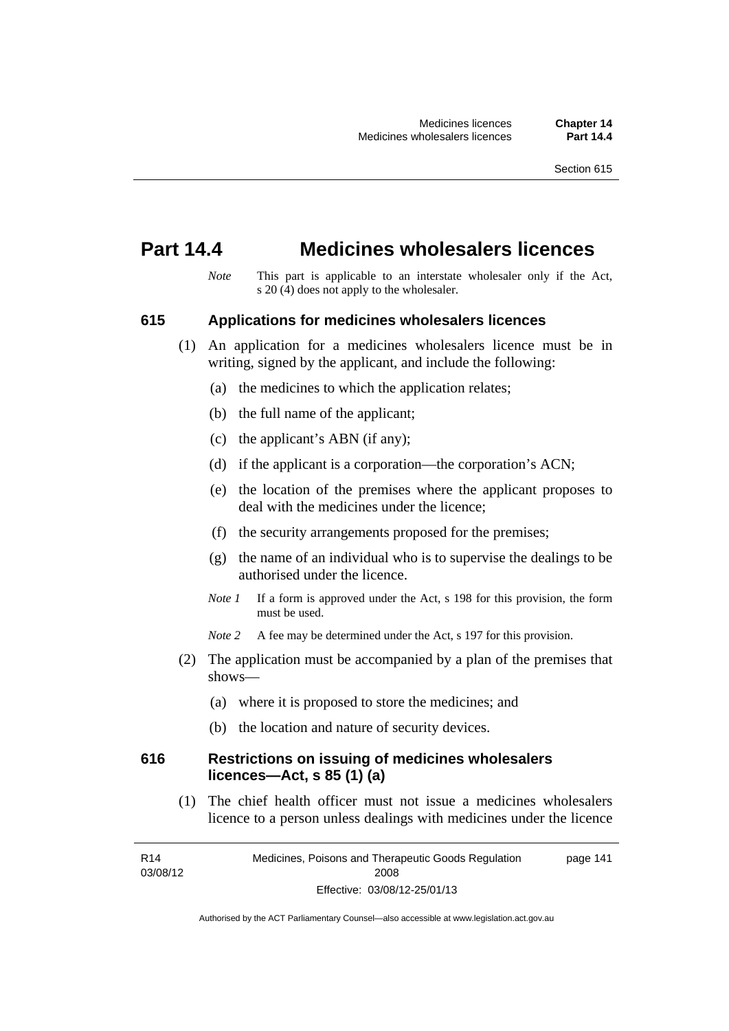# Part 14.4 Medicines wholesalers licences

*Note* This part is applicable to an interstate wholesaler only if the Act, s 20 (4) does not apply to the wholesaler.

## 615 Applications for medicines wholesalers licences

(1) An application for a medicines wholesalers licence must be in writing, signed by the applicant, and include the following:

(a) the medicines to which the application relates;

(b) the full name of the applicant;

(c) the applicant's ABN (if any);

(d) if the applicant is a corporation—the corporation's ACN;

(e) the location of the premises where the applicant proposes to deal with the medicines under the licence;

(f) the security arrangements proposed for the premises;

(g) the name of an individual who is to supervise the dealings to be authorised under the licence.

*Note 1* If a form is approved under the Act, s 198 for this provision, the form must be used.

*Note 2* A fee may be determined under the Act, s 197 for this provision.

(2) The application must be accompanied by a plan of the premises that shows—

(a) where it is proposed to store the medicines; and

(b) the location and nature of security devices.

## 616 Restrictions on issuing of medicines wholesalers licences—Act, s 85 (1) (a)

(1) The chief health officer must not issue a medicines wholesalers licence to a person unless dealings with medicines under the licence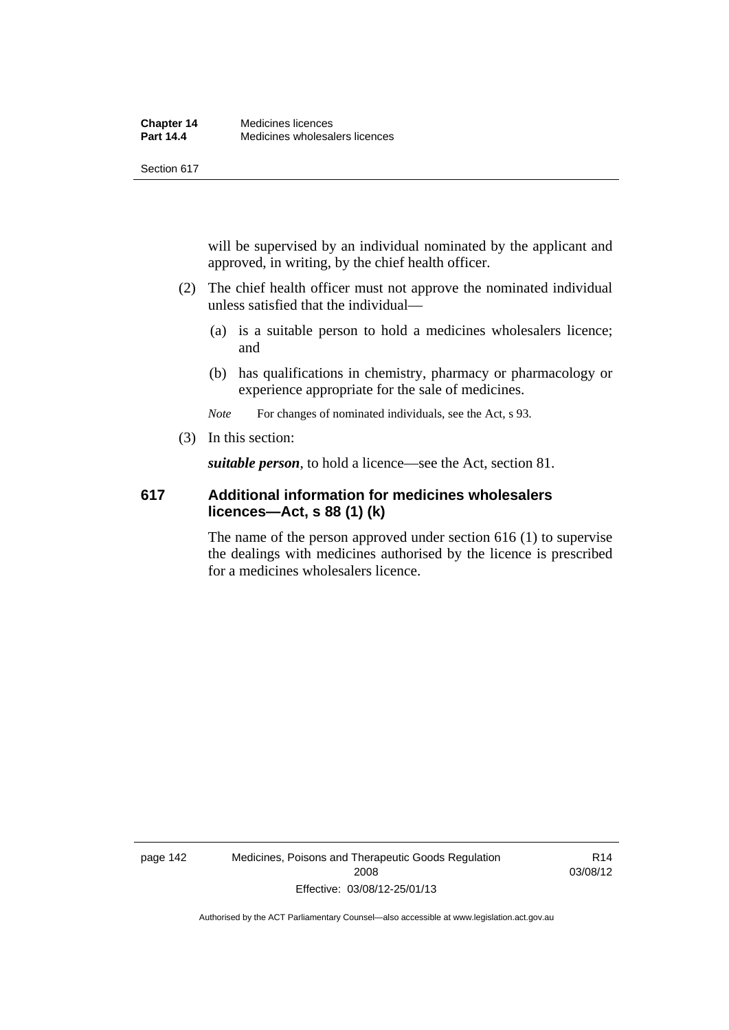will be supervised by an individual nominated by the applicant and approved, in writing, by the chief health officer.

(2) The chief health officer must not approve the nominated individual unless satisfied that the individual—

(a) is a suitable person to hold a medicines wholesalers licence; and

(b) has qualifications in chemistry, pharmacy or pharmacology or experience appropriate for the sale of medicines.

*Note* For changes of nominated individuals, see the Act, s 93.

(3) In this section:

***suitable person***, to hold a licence—see the Act, section 81.

### 617 Additional information for medicines wholesalers licences—Act, s 88 (1) (k)

The name of the person approved under section 616 (1) to supervise the dealings with medicines authorised by the licence is prescribed for a medicines wholesalers licence.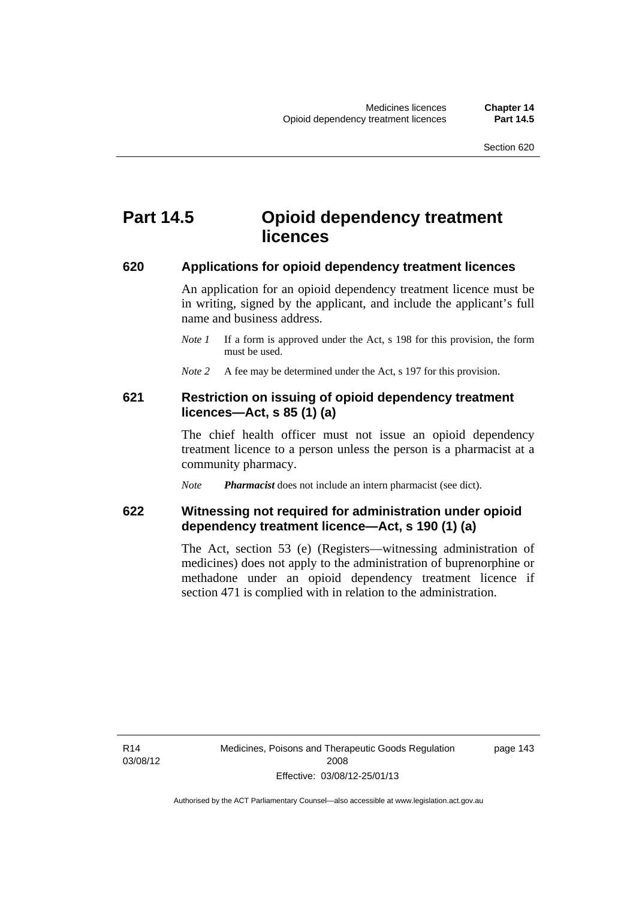# Part 14.5 Opioid dependency treatment licences

### 620 Applications for opioid dependency treatment licences

An application for an opioid dependency treatment licence must be in writing, signed by the applicant, and include the applicant's full name and business address.

*Note 1* If a form is approved under the Act, s 198 for this provision, the form must be used.

*Note 2* A fee may be determined under the Act, s 197 for this provision.

### 621 Restriction on issuing of opioid dependency treatment licences—Act, s 85 (1) (a)

The chief health officer must not issue an opioid dependency treatment licence to a person unless the person is a pharmacist at a community pharmacy.

*Note* ***Pharmacist*** does not include an intern pharmacist (see dict).

### 622 Witnessing not required for administration under opioid dependency treatment licence—Act, s 190 (1) (a)

The Act, section 53 (e) (Registers—witnessing administration of medicines) does not apply to the administration of buprenorphine or methadone under an opioid dependency treatment licence if section 471 is complied with in relation to the administration.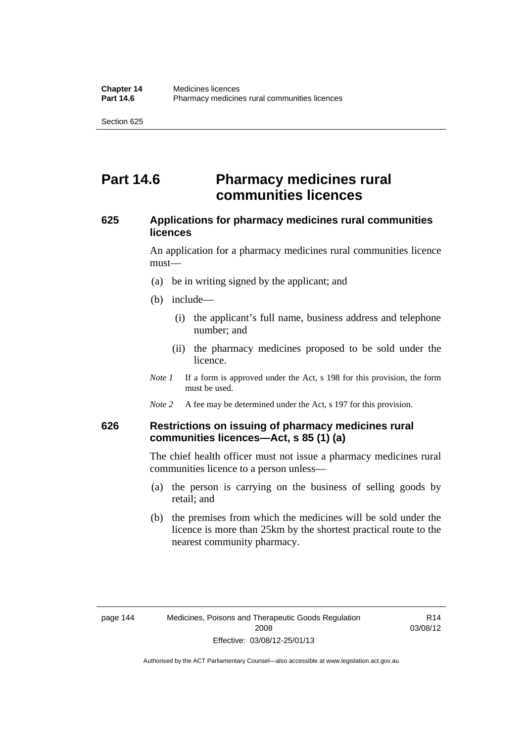# Part 14.6 Pharmacy medicines rural communities licences

## 625 Applications for pharmacy medicines rural communities licences

An application for a pharmacy medicines rural communities licence must—

(a) be in writing signed by the applicant; and

(b) include—

(i) the applicant's full name, business address and telephone number; and

(ii) the pharmacy medicines proposed to be sold under the licence.

*Note 1* If a form is approved under the Act, s 198 for this provision, the form must be used.

*Note 2* A fee may be determined under the Act, s 197 for this provision.

## 626 Restrictions on issuing of pharmacy medicines rural communities licences—Act, s 85 (1) (a)

The chief health officer must not issue a pharmacy medicines rural communities licence to a person unless—

(a) the person is carrying on the business of selling goods by retail; and

(b) the premises from which the medicines will be sold under the licence is more than 25km by the shortest practical route to the nearest community pharmacy.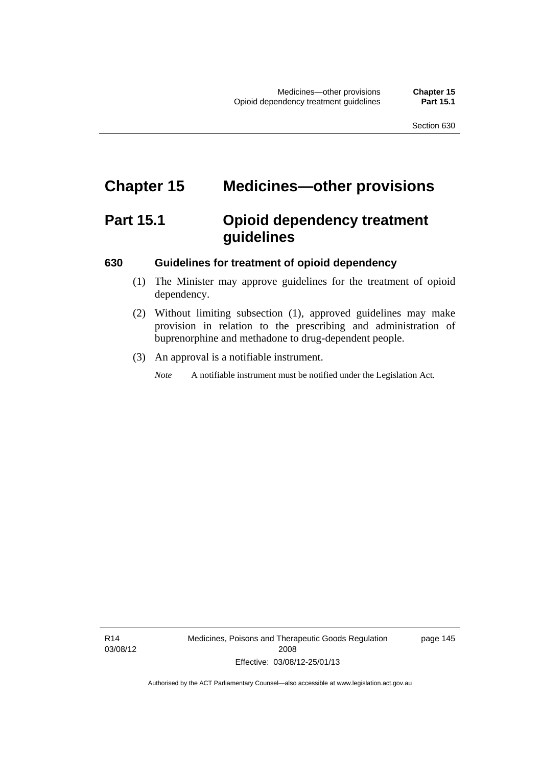# Chapter 15 Medicines—other provisions

## Part 15.1 Opioid dependency treatment guidelines

### 630 Guidelines for treatment of opioid dependency

(1) The Minister may approve guidelines for the treatment of opioid dependency.

(2) Without limiting subsection (1), approved guidelines may make provision in relation to the prescribing and administration of buprenorphine and methadone to drug-dependent people.

(3) An approval is a notifiable instrument.

*Note* A notifiable instrument must be notified under the Legislation Act.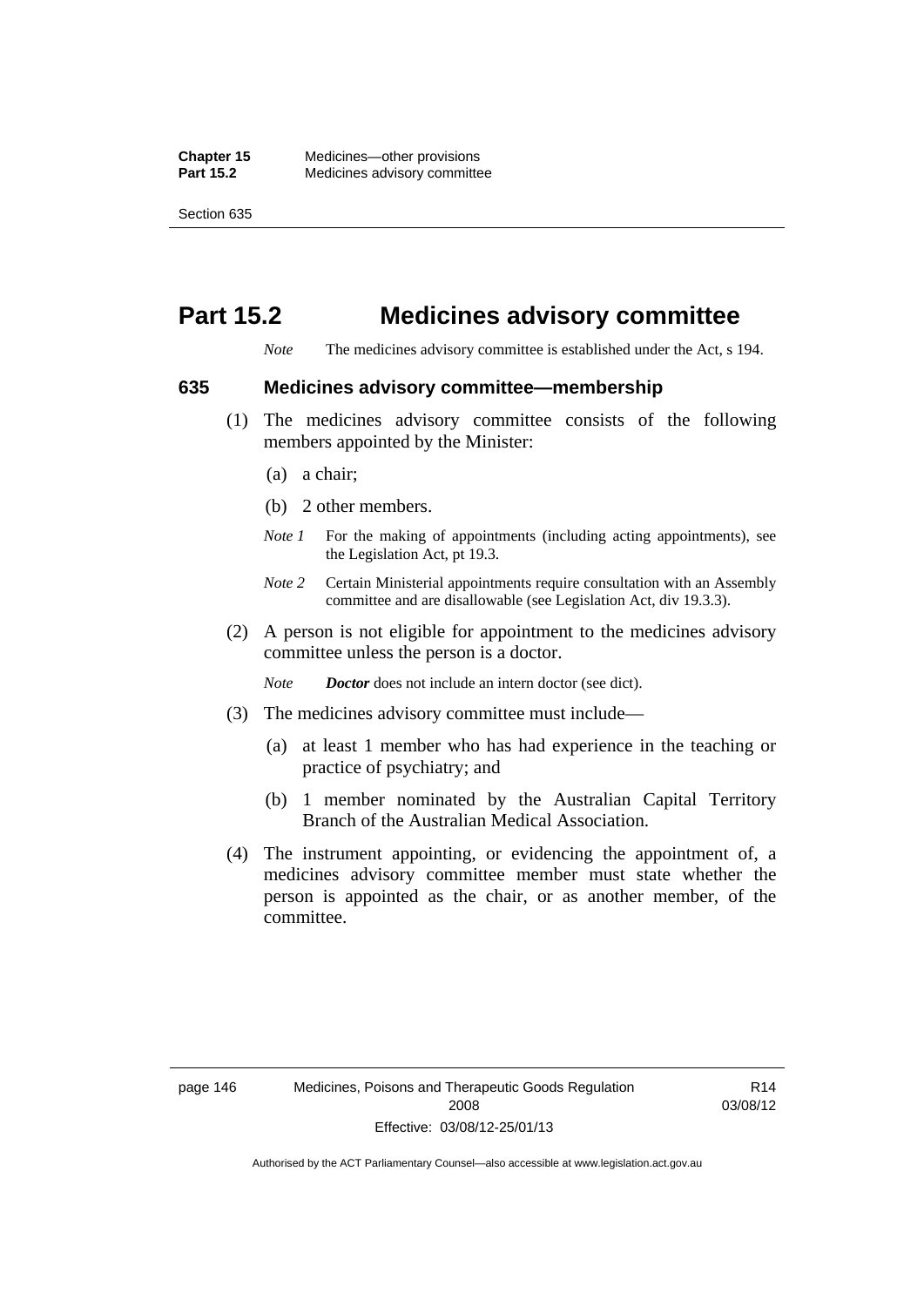# Part 15.2 Medicines advisory committee

*Note* The medicines advisory committee is established under the Act, s 194.

## 635 Medicines advisory committee—membership

(1) The medicines advisory committee consists of the following members appointed by the Minister:

(a) a chair;

(b) 2 other members.

*Note 1* For the making of appointments (including acting appointments), see the Legislation Act, pt 19.3.

*Note 2* Certain Ministerial appointments require consultation with an Assembly committee and are disallowable (see Legislation Act, div 19.3.3).

(2) A person is not eligible for appointment to the medicines advisory committee unless the person is a doctor.

*Note* ***Doctor*** does not include an intern doctor (see dict).

(3) The medicines advisory committee must include—

(a) at least 1 member who has had experience in the teaching or practice of psychiatry; and

(b) 1 member nominated by the Australian Capital Territory Branch of the Australian Medical Association.

(4) The instrument appointing, or evidencing the appointment of, a medicines advisory committee member must state whether the person is appointed as the chair, or as another member, of the committee.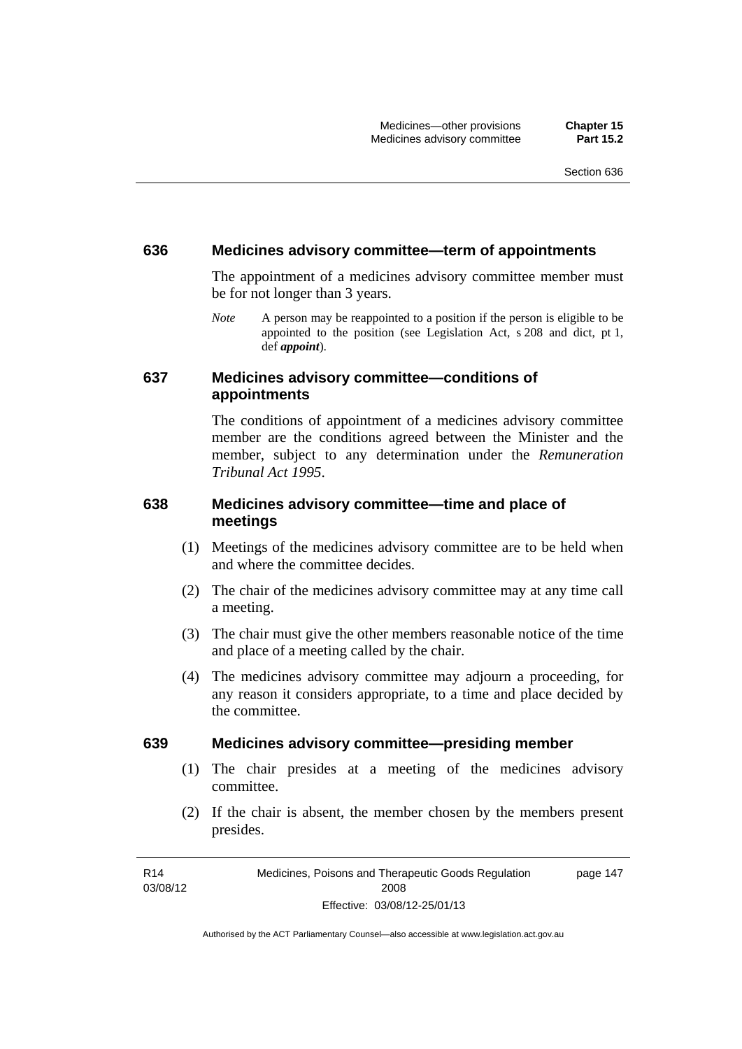## 636 Medicines advisory committee—term of appointments

The appointment of a medicines advisory committee member must be for not longer than 3 years.

*Note* A person may be reappointed to a position if the person is eligible to be appointed to the position (see Legislation Act, s 208 and dict, pt 1, def ***appoint***).

## 637 Medicines advisory committee—conditions of appointments

The conditions of appointment of a medicines advisory committee member are the conditions agreed between the Minister and the member, subject to any determination under the *Remuneration Tribunal Act 1995*.

## 638 Medicines advisory committee—time and place of meetings

(1) Meetings of the medicines advisory committee are to be held when and where the committee decides.

(2) The chair of the medicines advisory committee may at any time call a meeting.

(3) The chair must give the other members reasonable notice of the time and place of a meeting called by the chair.

(4) The medicines advisory committee may adjourn a proceeding, for any reason it considers appropriate, to a time and place decided by the committee.

## 639 Medicines advisory committee—presiding member

(1) The chair presides at a meeting of the medicines advisory committee.

(2) If the chair is absent, the member chosen by the members present presides.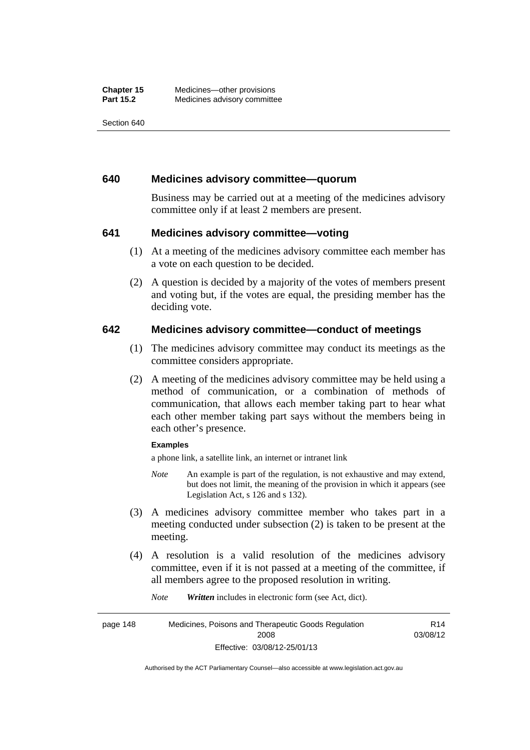### 640 Medicines advisory committee—quorum

Business may be carried out at a meeting of the medicines advisory committee only if at least 2 members are present.

### 641 Medicines advisory committee—voting

(1) At a meeting of the medicines advisory committee each member has a vote on each question to be decided.

(2) A question is decided by a majority of the votes of members present and voting but, if the votes are equal, the presiding member has the deciding vote.

### 642 Medicines advisory committee—conduct of meetings

(1) The medicines advisory committee may conduct its meetings as the committee considers appropriate.

(2) A meeting of the medicines advisory committee may be held using a method of communication, or a combination of methods of communication, that allows each member taking part to hear what each other member taking part says without the members being in each other's presence.

**Examples**

a phone link, a satellite link, an internet or intranet link

*Note* An example is part of the regulation, is not exhaustive and may extend, but does not limit, the meaning of the provision in which it appears (see Legislation Act, s 126 and s 132).

(3) A medicines advisory committee member who takes part in a meeting conducted under subsection (2) is taken to be present at the meeting.

(4) A resolution is a valid resolution of the medicines advisory committee, even if it is not passed at a meeting of the committee, if all members agree to the proposed resolution in writing.

*Note* ***Written*** includes in electronic form (see Act, dict).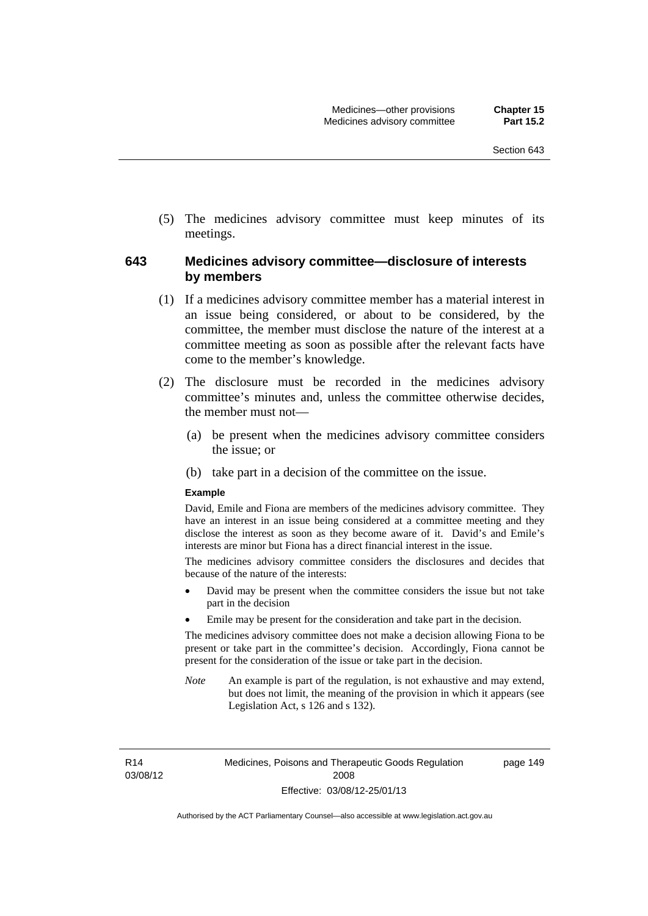(5) The medicines advisory committee must keep minutes of its meetings.

## 643 Medicines advisory committee—disclosure of interests by members

(1) If a medicines advisory committee member has a material interest in an issue being considered, or about to be considered, by the committee, the member must disclose the nature of the interest at a committee meeting as soon as possible after the relevant facts have come to the member's knowledge.

(2) The disclosure must be recorded in the medicines advisory committee's minutes and, unless the committee otherwise decides, the member must not—

(a) be present when the medicines advisory committee considers the issue; or

(b) take part in a decision of the committee on the issue.

**Example**

David, Emile and Fiona are members of the medicines advisory committee. They have an interest in an issue being considered at a committee meeting and they disclose the interest as soon as they become aware of it. David's and Emile's interests are minor but Fiona has a direct financial interest in the issue.

The medicines advisory committee considers the disclosures and decides that because of the nature of the interests:

- David may be present when the committee considers the issue but not take part in the decision
- Emile may be present for the consideration and take part in the decision.

The medicines advisory committee does not make a decision allowing Fiona to be present or take part in the committee's decision. Accordingly, Fiona cannot be present for the consideration of the issue or take part in the decision.

*Note* An example is part of the regulation, is not exhaustive and may extend, but does not limit, the meaning of the provision in which it appears (see Legislation Act, s 126 and s 132).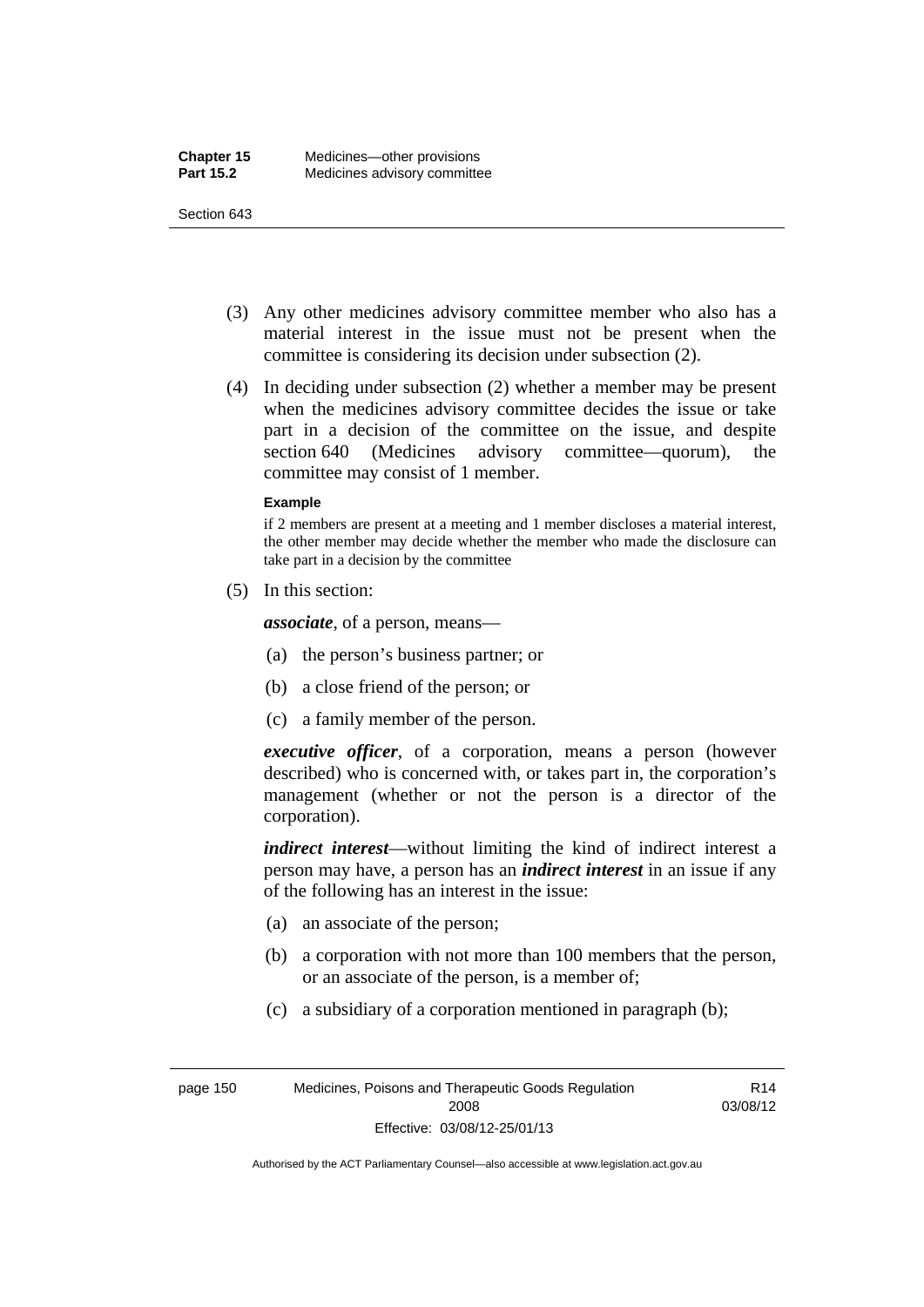(3) Any other medicines advisory committee member who also has a material interest in the issue must not be present when the committee is considering its decision under subsection (2).

(4) In deciding under subsection (2) whether a member may be present when the medicines advisory committee decides the issue or take part in a decision of the committee on the issue, and despite section 640 (Medicines advisory committee—quorum), the committee may consist of 1 member.

**Example**

if 2 members are present at a meeting and 1 member discloses a material interest, the other member may decide whether the member who made the disclosure can take part in a decision by the committee

(5) In this section:

***associate***, of a person, means—

(a) the person's business partner; or

(b) a close friend of the person; or

(c) a family member of the person.

***executive officer***, of a corporation, means a person (however described) who is concerned with, or takes part in, the corporation's management (whether or not the person is a director of the corporation).

***indirect interest***—without limiting the kind of indirect interest a person may have, a person has an ***indirect interest*** in an issue if any of the following has an interest in the issue:

(a) an associate of the person;

(b) a corporation with not more than 100 members that the person, or an associate of the person, is a member of;

(c) a subsidiary of a corporation mentioned in paragraph (b);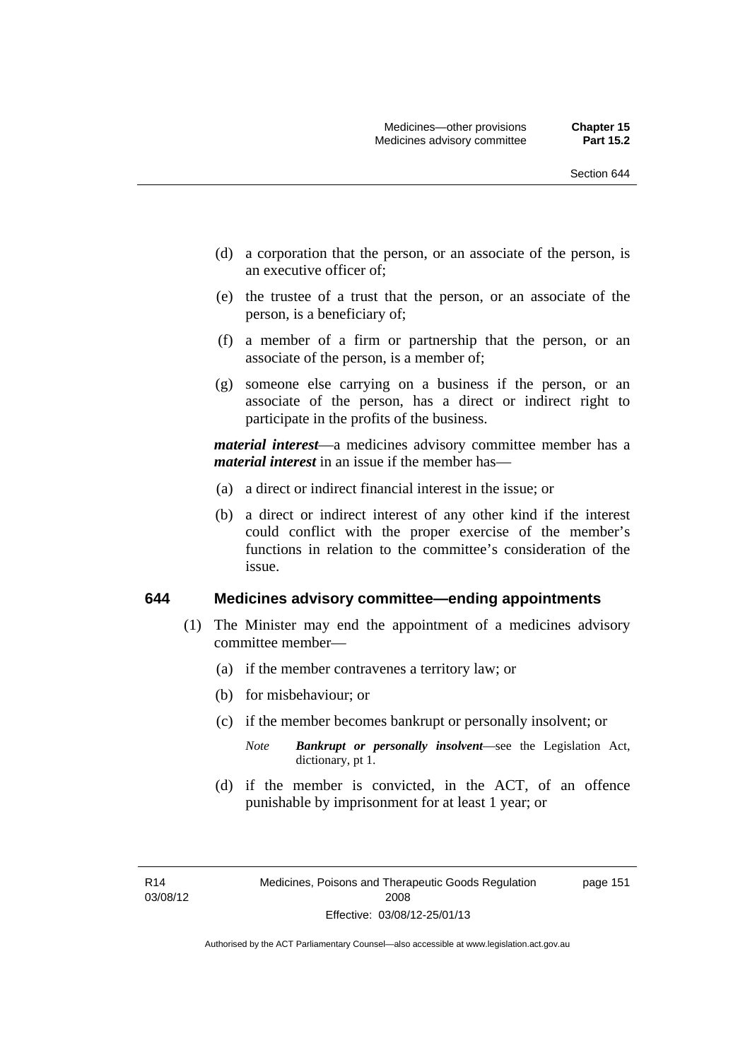(d) a corporation that the person, or an associate of the person, is an executive officer of;

(e) the trustee of a trust that the person, or an associate of the person, is a beneficiary of;

(f) a member of a firm or partnership that the person, or an associate of the person, is a member of;

(g) someone else carrying on a business if the person, or an associate of the person, has a direct or indirect right to participate in the profits of the business.

***material interest***—a medicines advisory committee member has a ***material interest*** in an issue if the member has—

(a) a direct or indirect financial interest in the issue; or

(b) a direct or indirect interest of any other kind if the interest could conflict with the proper exercise of the member's functions in relation to the committee's consideration of the issue.

## 644 Medicines advisory committee—ending appointments

(1) The Minister may end the appointment of a medicines advisory committee member—

(a) if the member contravenes a territory law; or

(b) for misbehaviour; or

(c) if the member becomes bankrupt or personally insolvent; or

*Note* ***Bankrupt or personally insolvent***—see the Legislation Act, dictionary, pt 1.

(d) if the member is convicted, in the ACT, of an offence punishable by imprisonment for at least 1 year; or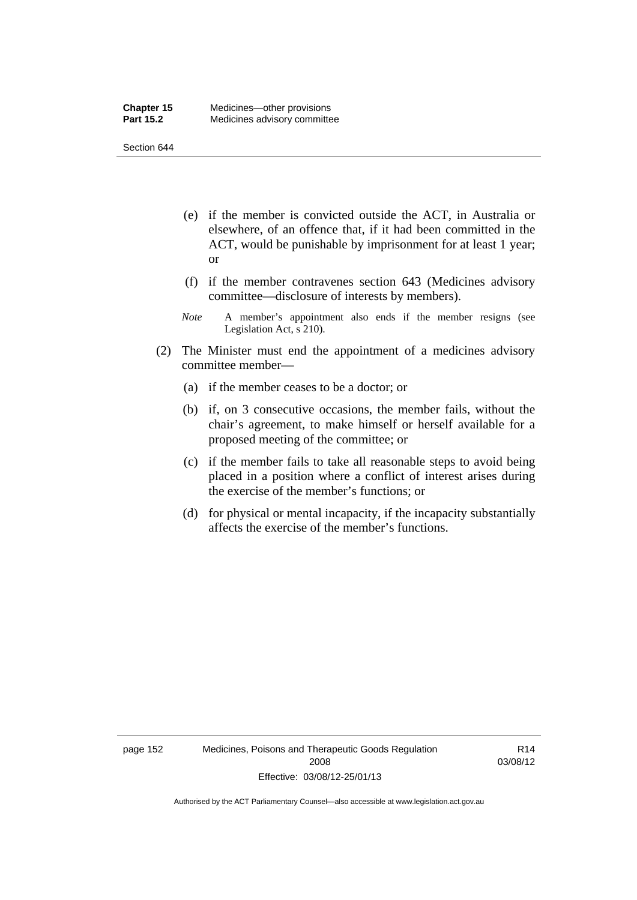(e) if the member is convicted outside the ACT, in Australia or elsewhere, of an offence that, if it had been committed in the ACT, would be punishable by imprisonment for at least 1 year; or

(f) if the member contravenes section 643 (Medicines advisory committee—disclosure of interests by members).

*Note* A member's appointment also ends if the member resigns (see Legislation Act, s 210).

(2) The Minister must end the appointment of a medicines advisory committee member—

(a) if the member ceases to be a doctor; or

(b) if, on 3 consecutive occasions, the member fails, without the chair's agreement, to make himself or herself available for a proposed meeting of the committee; or

(c) if the member fails to take all reasonable steps to avoid being placed in a position where a conflict of interest arises during the exercise of the member's functions; or

(d) for physical or mental incapacity, if the incapacity substantially affects the exercise of the member's functions.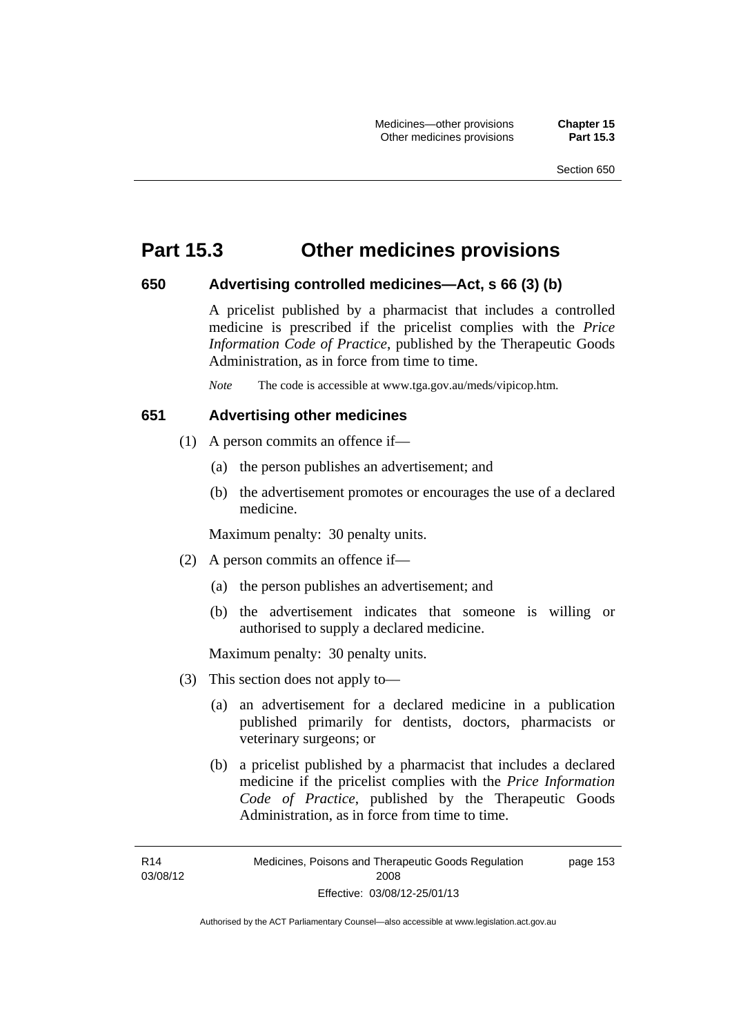# Part 15.3 Other medicines provisions

## 650 Advertising controlled medicines—Act, s 66 (3) (b)

A pricelist published by a pharmacist that includes a controlled medicine is prescribed if the pricelist complies with the *Price Information Code of Practice*, published by the Therapeutic Goods Administration, as in force from time to time.

*Note* The code is accessible at www.tga.gov.au/meds/vipicop.htm.

## 651 Advertising other medicines

(1) A person commits an offence if—

(a) the person publishes an advertisement; and

(b) the advertisement promotes or encourages the use of a declared medicine.

Maximum penalty: 30 penalty units.

(2) A person commits an offence if—

(a) the person publishes an advertisement; and

(b) the advertisement indicates that someone is willing or authorised to supply a declared medicine.

Maximum penalty: 30 penalty units.

(3) This section does not apply to—

(a) an advertisement for a declared medicine in a publication published primarily for dentists, doctors, pharmacists or veterinary surgeons; or

(b) a pricelist published by a pharmacist that includes a declared medicine if the pricelist complies with the *Price Information Code of Practice*, published by the Therapeutic Goods Administration, as in force from time to time.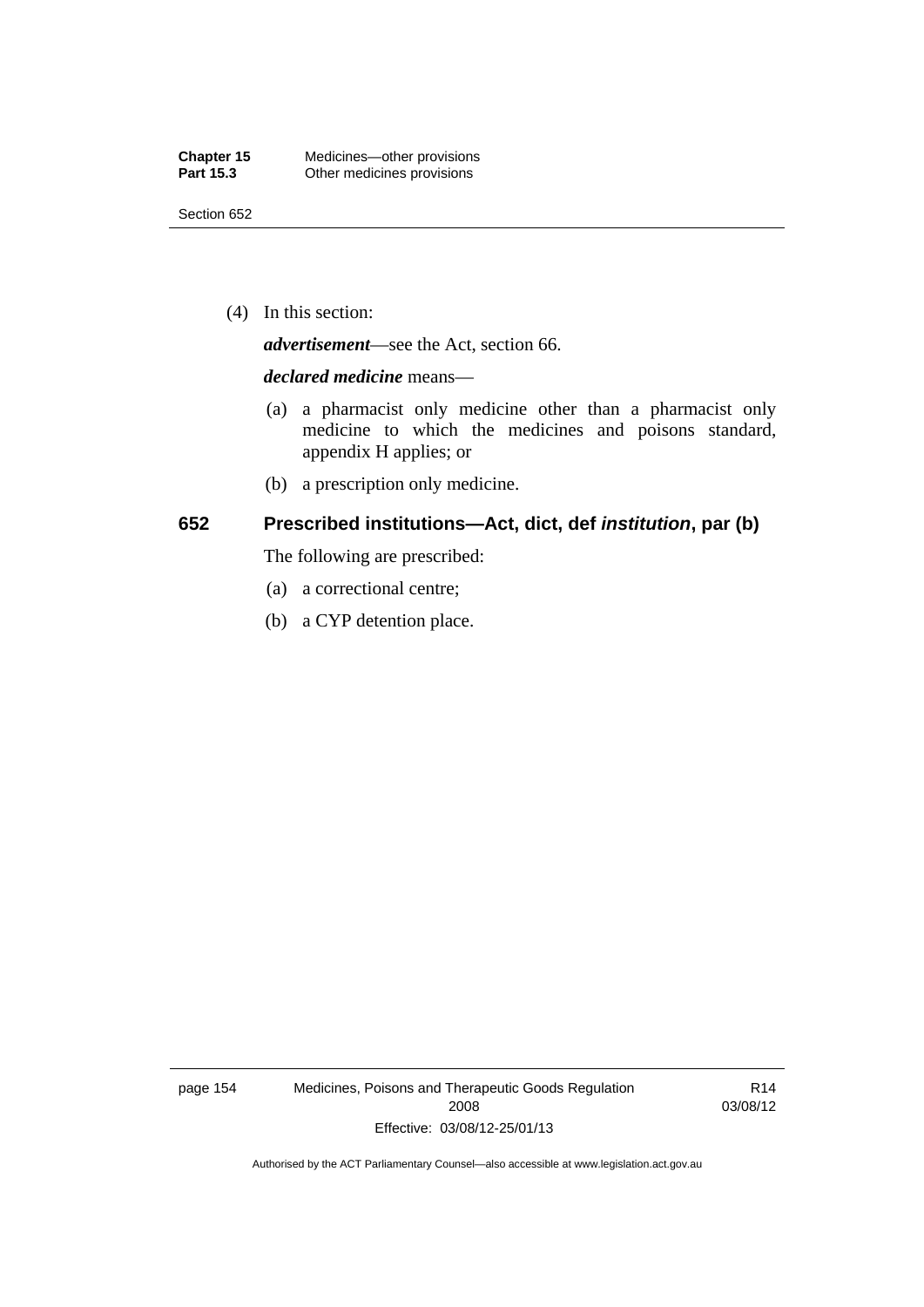(4) In this section:

***advertisement***—see the Act, section 66.

***declared medicine*** means—

(a) a pharmacist only medicine other than a pharmacist only medicine to which the medicines and poisons standard, appendix H applies; or

(b) a prescription only medicine.

## 652 Prescribed institutions—Act, dict, def *institution*, par (b)

The following are prescribed:

(a) a correctional centre;

(b) a CYP detention place.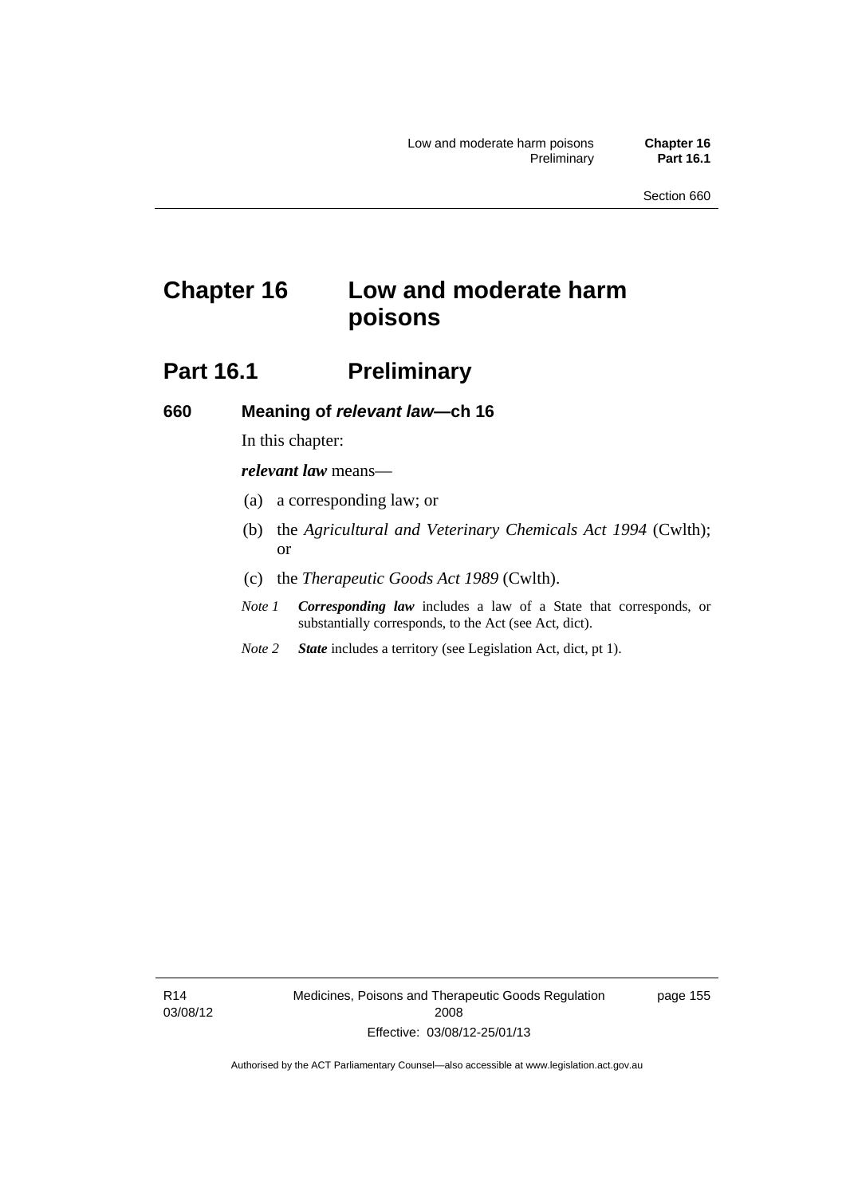# Chapter 16 Low and moderate harm poisons

## Part 16.1 Preliminary

### 660 Meaning of *relevant law*—ch 16

In this chapter:

***relevant law*** means—

(a) a corresponding law; or

(b) the *Agricultural and Veterinary Chemicals Act 1994* (Cwlth); or

(c) the *Therapeutic Goods Act 1989* (Cwlth).

*Note 1* ***Corresponding law*** includes a law of a State that corresponds, or substantially corresponds, to the Act (see Act, dict).

*Note 2* ***State*** includes a territory (see Legislation Act, dict, pt 1).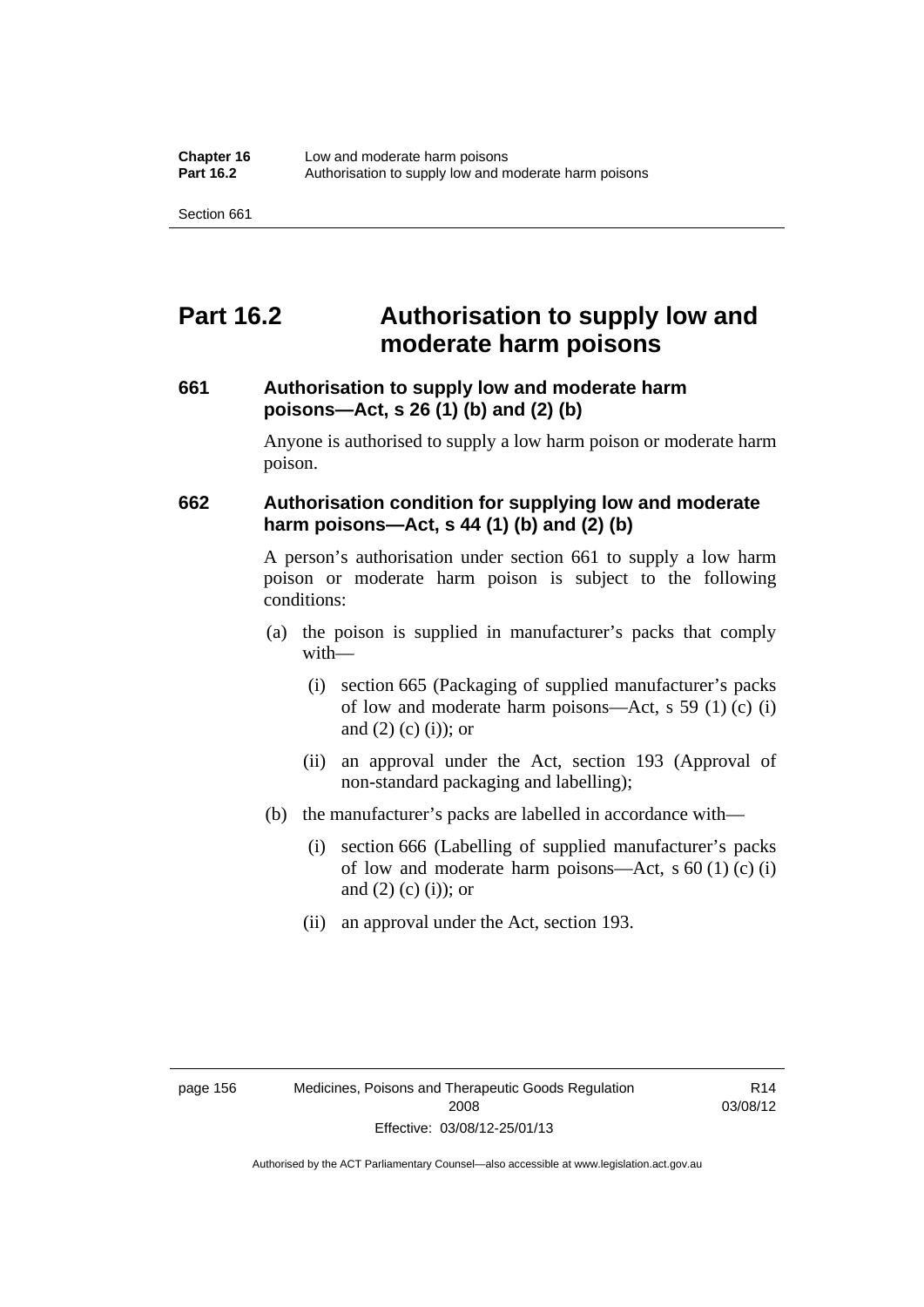# Part 16.2 Authorisation to supply low and moderate harm poisons

### 661 Authorisation to supply low and moderate harm poisons—Act, s 26 (1) (b) and (2) (b)

Anyone is authorised to supply a low harm poison or moderate harm poison.

### 662 Authorisation condition for supplying low and moderate harm poisons—Act, s 44 (1) (b) and (2) (b)

A person's authorisation under section 661 to supply a low harm poison or moderate harm poison is subject to the following conditions:

(a) the poison is supplied in manufacturer's packs that comply with—

  (i) section 665 (Packaging of supplied manufacturer's packs of low and moderate harm poisons—Act, s 59 (1) (c) (i) and (2) (c) (i)); or

  (ii) an approval under the Act, section 193 (Approval of non-standard packaging and labelling);

(b) the manufacturer's packs are labelled in accordance with—

  (i) section 666 (Labelling of supplied manufacturer's packs of low and moderate harm poisons—Act, s 60 (1) (c) (i) and (2) (c) (i)); or

  (ii) an approval under the Act, section 193.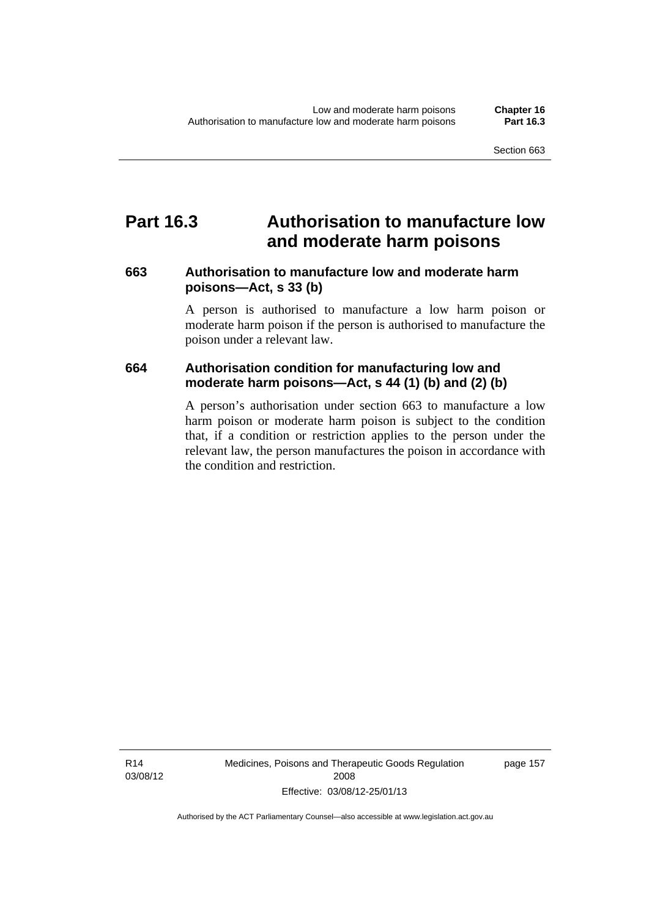# Part 16.3 Authorisation to manufacture low and moderate harm poisons

## 663 Authorisation to manufacture low and moderate harm poisons—Act, s 33 (b)

A person is authorised to manufacture a low harm poison or moderate harm poison if the person is authorised to manufacture the poison under a relevant law.

## 664 Authorisation condition for manufacturing low and moderate harm poisons—Act, s 44 (1) (b) and (2) (b)

A person's authorisation under section 663 to manufacture a low harm poison or moderate harm poison is subject to the condition that, if a condition or restriction applies to the person under the relevant law, the person manufactures the poison in accordance with the condition and restriction.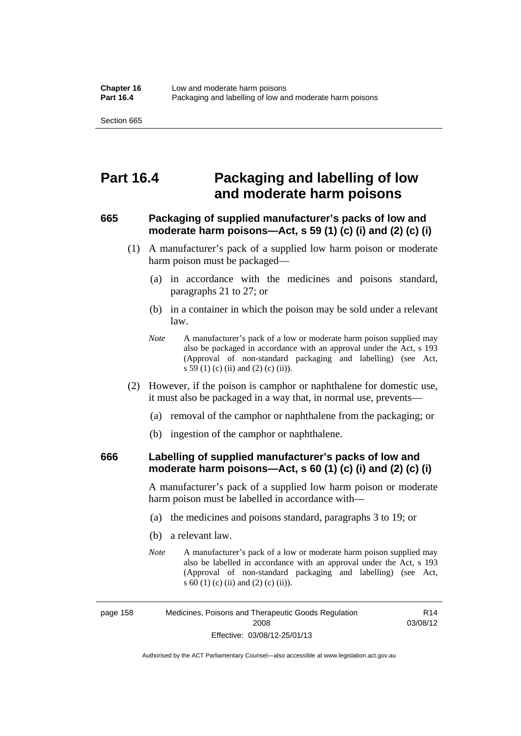# Part 16.4 Packaging and labelling of low and moderate harm poisons

### 665 Packaging of supplied manufacturer's packs of low and moderate harm poisons—Act, s 59 (1) (c) (i) and (2) (c) (i)

(1) A manufacturer's pack of a supplied low harm poison or moderate harm poison must be packaged—

(a) in accordance with the medicines and poisons standard, paragraphs 21 to 27; or

(b) in a container in which the poison may be sold under a relevant law.

*Note* A manufacturer's pack of a low or moderate harm poison supplied may also be packaged in accordance with an approval under the Act, s 193 (Approval of non-standard packaging and labelling) (see Act, s 59 (1) (c) (ii) and (2) (c) (ii)).

(2) However, if the poison is camphor or naphthalene for domestic use, it must also be packaged in a way that, in normal use, prevents—

(a) removal of the camphor or naphthalene from the packaging; or

(b) ingestion of the camphor or naphthalene.

### 666 Labelling of supplied manufacturer's packs of low and moderate harm poisons—Act, s 60 (1) (c) (i) and (2) (c) (i)

A manufacturer's pack of a supplied low harm poison or moderate harm poison must be labelled in accordance with—

(a) the medicines and poisons standard, paragraphs 3 to 19; or

(b) a relevant law.

*Note* A manufacturer's pack of a low or moderate harm poison supplied may also be labelled in accordance with an approval under the Act, s 193 (Approval of non-standard packaging and labelling) (see Act, s 60 (1) (c) (ii) and (2) (c) (ii)).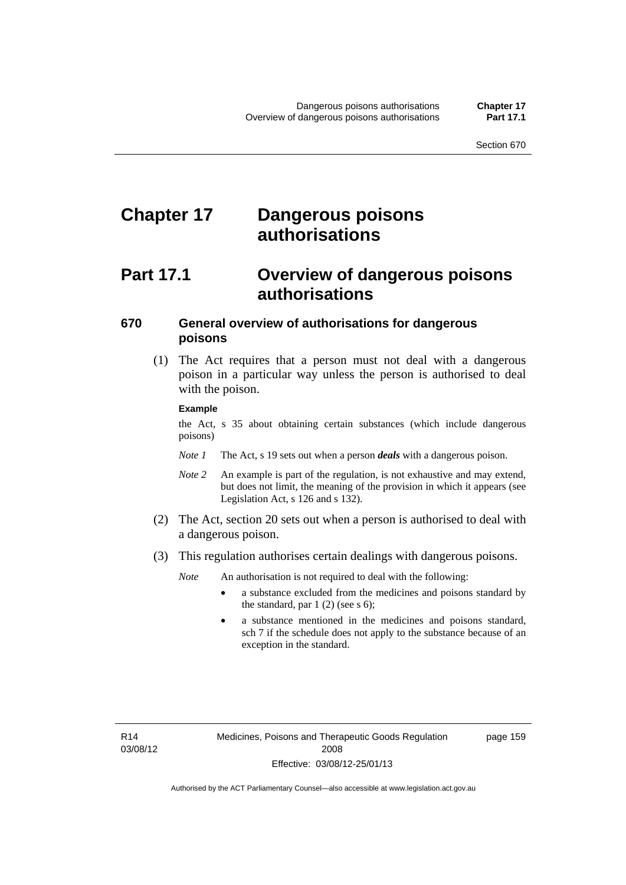# Chapter 17 Dangerous poisons authorisations

## Part 17.1 Overview of dangerous poisons authorisations

### 670 General overview of authorisations for dangerous poisons

(1) The Act requires that a person must not deal with a dangerous poison in a particular way unless the person is authorised to deal with the poison.

**Example**

the Act, s 35 about obtaining certain substances (which include dangerous poisons)

*Note 1* The Act, s 19 sets out when a person ***deals*** with a dangerous poison.

*Note 2* An example is part of the regulation, is not exhaustive and may extend, but does not limit, the meaning of the provision in which it appears (see Legislation Act, s 126 and s 132).

(2) The Act, section 20 sets out when a person is authorised to deal with a dangerous poison.

(3) This regulation authorises certain dealings with dangerous poisons.

*Note* An authorisation is not required to deal with the following:

- a substance excluded from the medicines and poisons standard by the standard, par 1 (2) (see s 6);
- a substance mentioned in the medicines and poisons standard, sch 7 if the schedule does not apply to the substance because of an exception in the standard.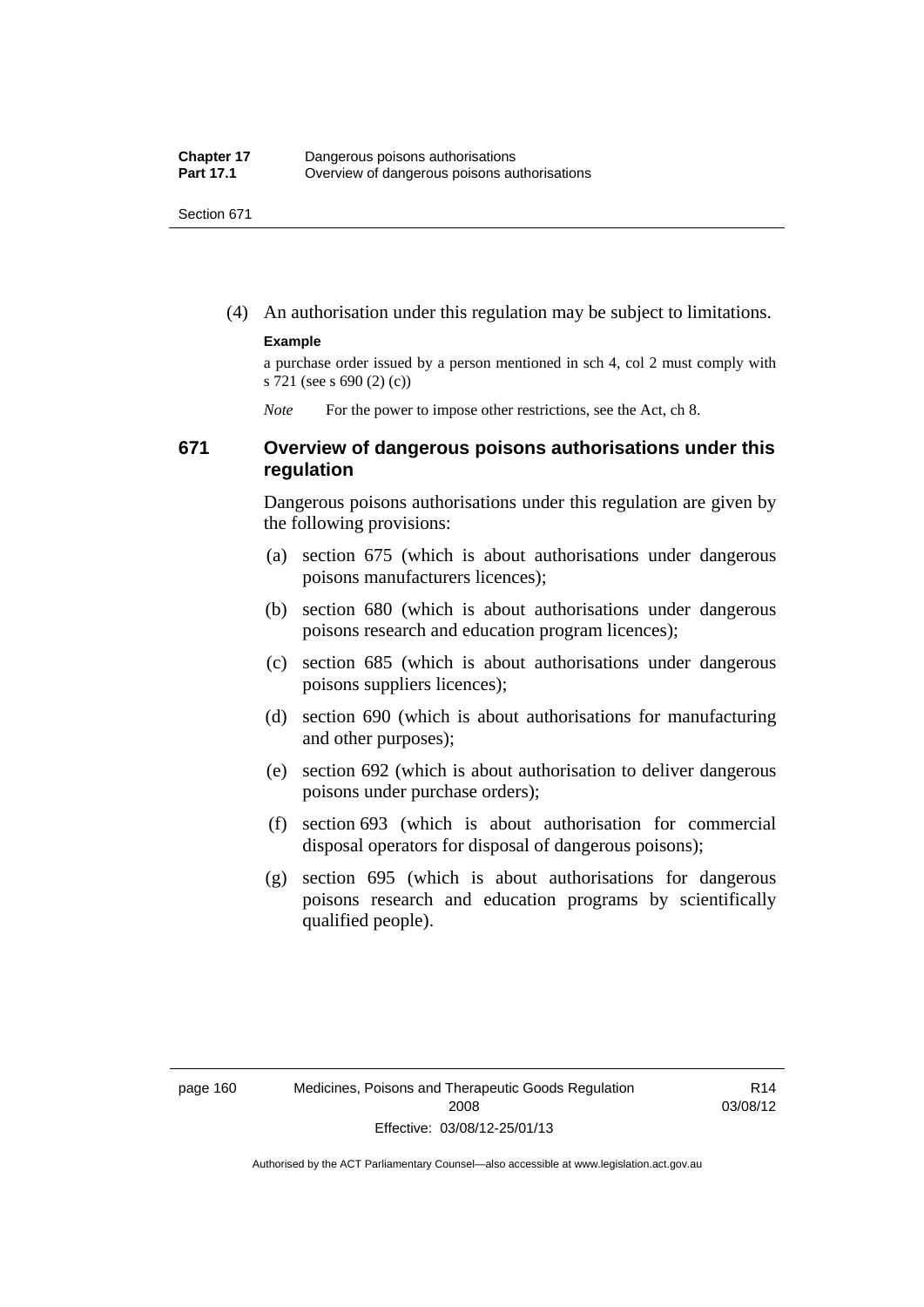(4) An authorisation under this regulation may be subject to limitations.

**Example**

a purchase order issued by a person mentioned in sch 4, col 2 must comply with s 721 (see s 690 (2) (c))

*Note* For the power to impose other restrictions, see the Act, ch 8.

### 671 Overview of dangerous poisons authorisations under this regulation

Dangerous poisons authorisations under this regulation are given by the following provisions:

(a) section 675 (which is about authorisations under dangerous poisons manufacturers licences);

(b) section 680 (which is about authorisations under dangerous poisons research and education program licences);

(c) section 685 (which is about authorisations under dangerous poisons suppliers licences);

(d) section 690 (which is about authorisations for manufacturing and other purposes);

(e) section 692 (which is about authorisation to deliver dangerous poisons under purchase orders);

(f) section 693 (which is about authorisation for commercial disposal operators for disposal of dangerous poisons);

(g) section 695 (which is about authorisations for dangerous poisons research and education programs by scientifically qualified people).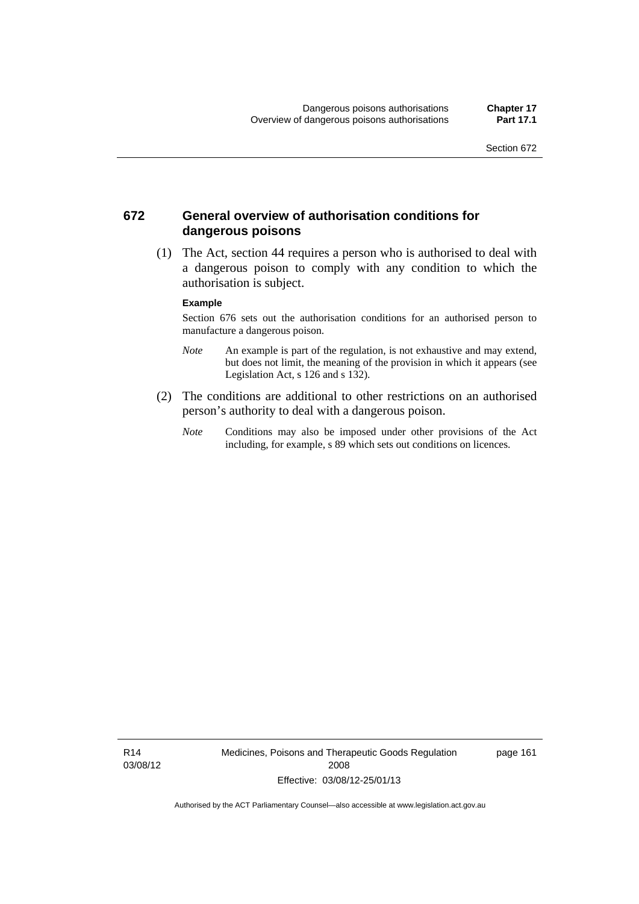## 672 General overview of authorisation conditions for dangerous poisons

(1) The Act, section 44 requires a person who is authorised to deal with a dangerous poison to comply with any condition to which the authorisation is subject.

**Example**

Section 676 sets out the authorisation conditions for an authorised person to manufacture a dangerous poison.

*Note* An example is part of the regulation, is not exhaustive and may extend, but does not limit, the meaning of the provision in which it appears (see Legislation Act, s 126 and s 132).

(2) The conditions are additional to other restrictions on an authorised person's authority to deal with a dangerous poison.

*Note* Conditions may also be imposed under other provisions of the Act including, for example, s 89 which sets out conditions on licences.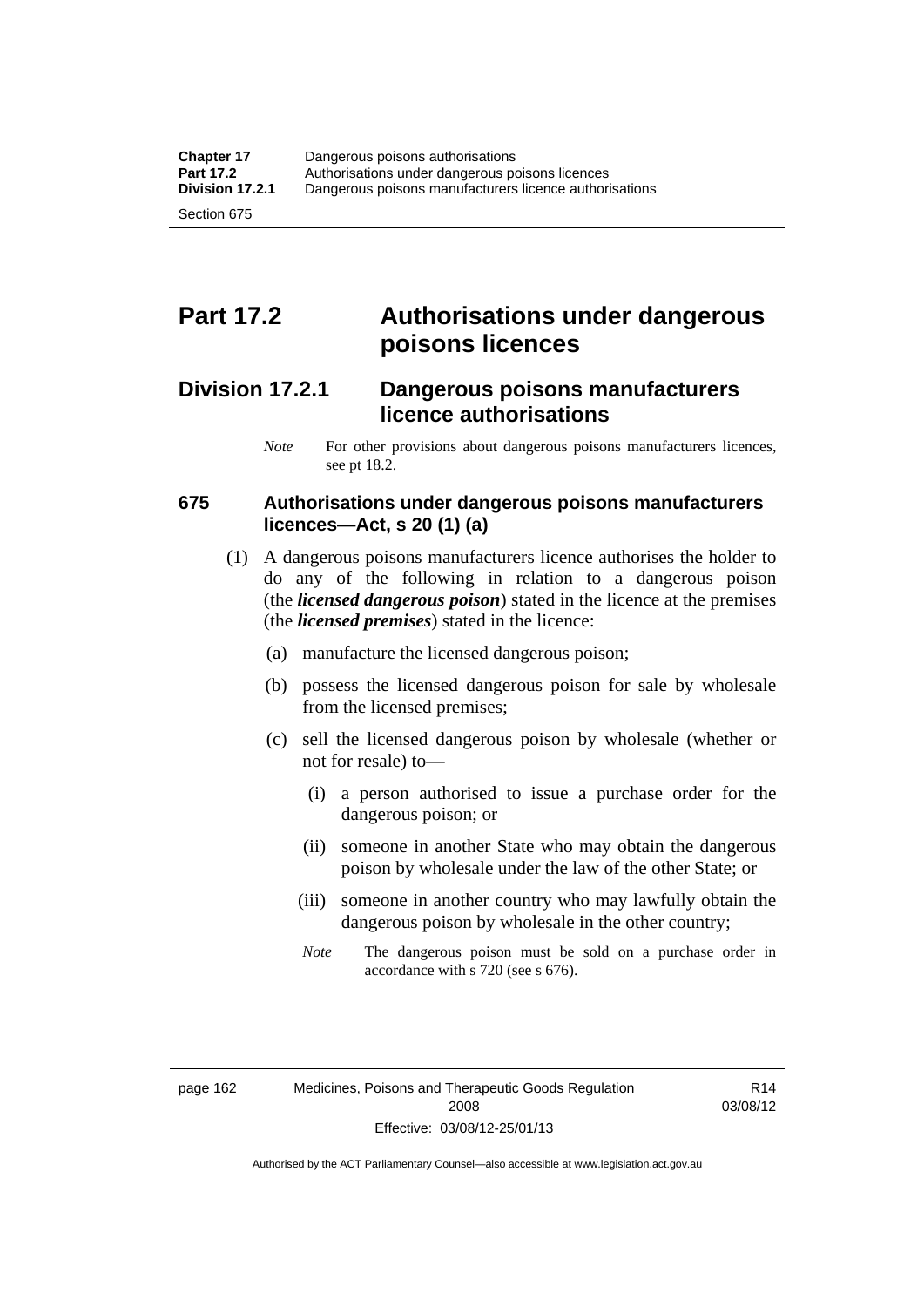# Part 17.2 Authorisations under dangerous poisons licences

## Division 17.2.1 Dangerous poisons manufacturers licence authorisations

*Note* For other provisions about dangerous poisons manufacturers licences, see pt 18.2.

### 675 Authorisations under dangerous poisons manufacturers licences—Act, s 20 (1) (a)

(1) A dangerous poisons manufacturers licence authorises the holder to do any of the following in relation to a dangerous poison (the ***licensed dangerous poison***) stated in the licence at the premises (the ***licensed premises***) stated in the licence:

(a) manufacture the licensed dangerous poison;

(b) possess the licensed dangerous poison for sale by wholesale from the licensed premises;

(c) sell the licensed dangerous poison by wholesale (whether or not for resale) to—

(i) a person authorised to issue a purchase order for the dangerous poison; or

(ii) someone in another State who may obtain the dangerous poison by wholesale under the law of the other State; or

(iii) someone in another country who may lawfully obtain the dangerous poison by wholesale in the other country;

*Note* The dangerous poison must be sold on a purchase order in accordance with s 720 (see s 676).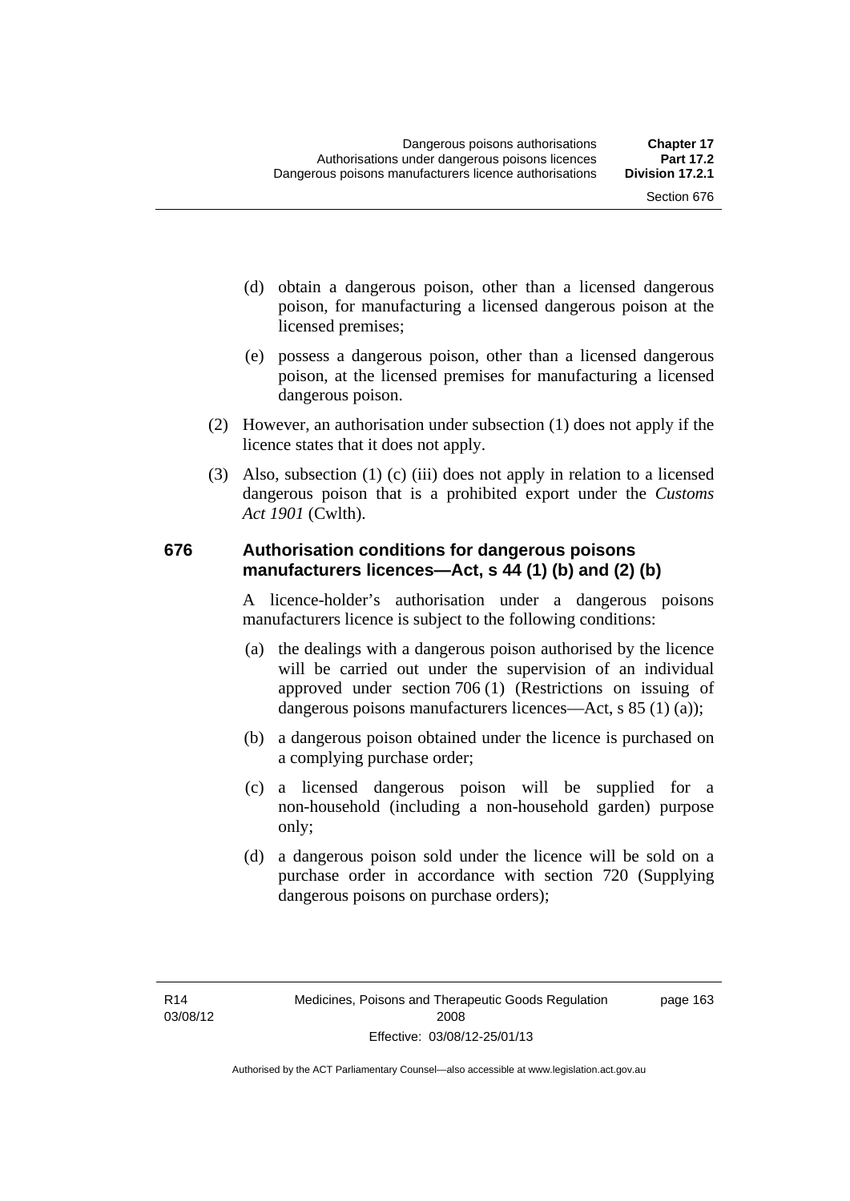(d) obtain a dangerous poison, other than a licensed dangerous poison, for manufacturing a licensed dangerous poison at the licensed premises;

(e) possess a dangerous poison, other than a licensed dangerous poison, at the licensed premises for manufacturing a licensed dangerous poison.

(2) However, an authorisation under subsection (1) does not apply if the licence states that it does not apply.

(3) Also, subsection (1) (c) (iii) does not apply in relation to a licensed dangerous poison that is a prohibited export under the *Customs Act 1901* (Cwlth).

### 676 Authorisation conditions for dangerous poisons manufacturers licences—Act, s 44 (1) (b) and (2) (b)

A licence-holder's authorisation under a dangerous poisons manufacturers licence is subject to the following conditions:

(a) the dealings with a dangerous poison authorised by the licence will be carried out under the supervision of an individual approved under section 706 (1) (Restrictions on issuing of dangerous poisons manufacturers licences—Act, s 85 (1) (a));

(b) a dangerous poison obtained under the licence is purchased on a complying purchase order;

(c) a licensed dangerous poison will be supplied for a non-household (including a non-household garden) purpose only;

(d) a dangerous poison sold under the licence will be sold on a purchase order in accordance with section 720 (Supplying dangerous poisons on purchase orders);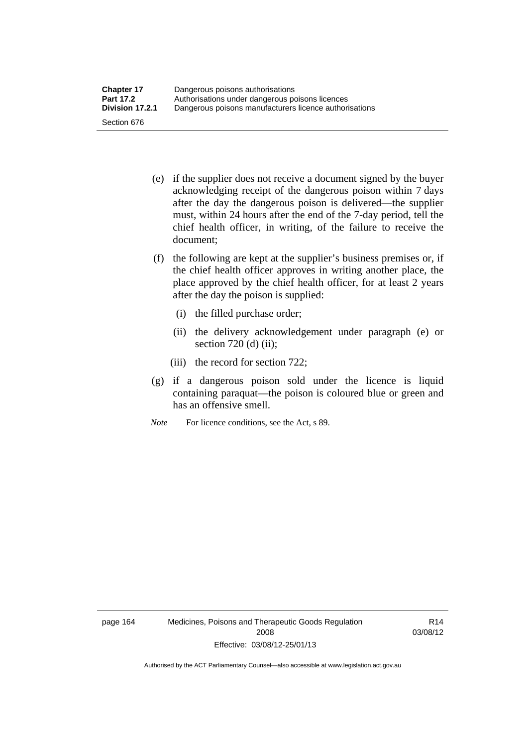(e) if the supplier does not receive a document signed by the buyer acknowledging receipt of the dangerous poison within 7 days after the day the dangerous poison is delivered—the supplier must, within 24 hours after the end of the 7-day period, tell the chief health officer, in writing, of the failure to receive the document;

(f) the following are kept at the supplier's business premises or, if the chief health officer approves in writing another place, the place approved by the chief health officer, for at least 2 years after the day the poison is supplied:

  (i) the filled purchase order;

  (ii) the delivery acknowledgement under paragraph (e) or section 720 (d) (ii);

  (iii) the record for section 722;

(g) if a dangerous poison sold under the licence is liquid containing paraquat—the poison is coloured blue or green and has an offensive smell.

*Note* For licence conditions, see the Act, s 89.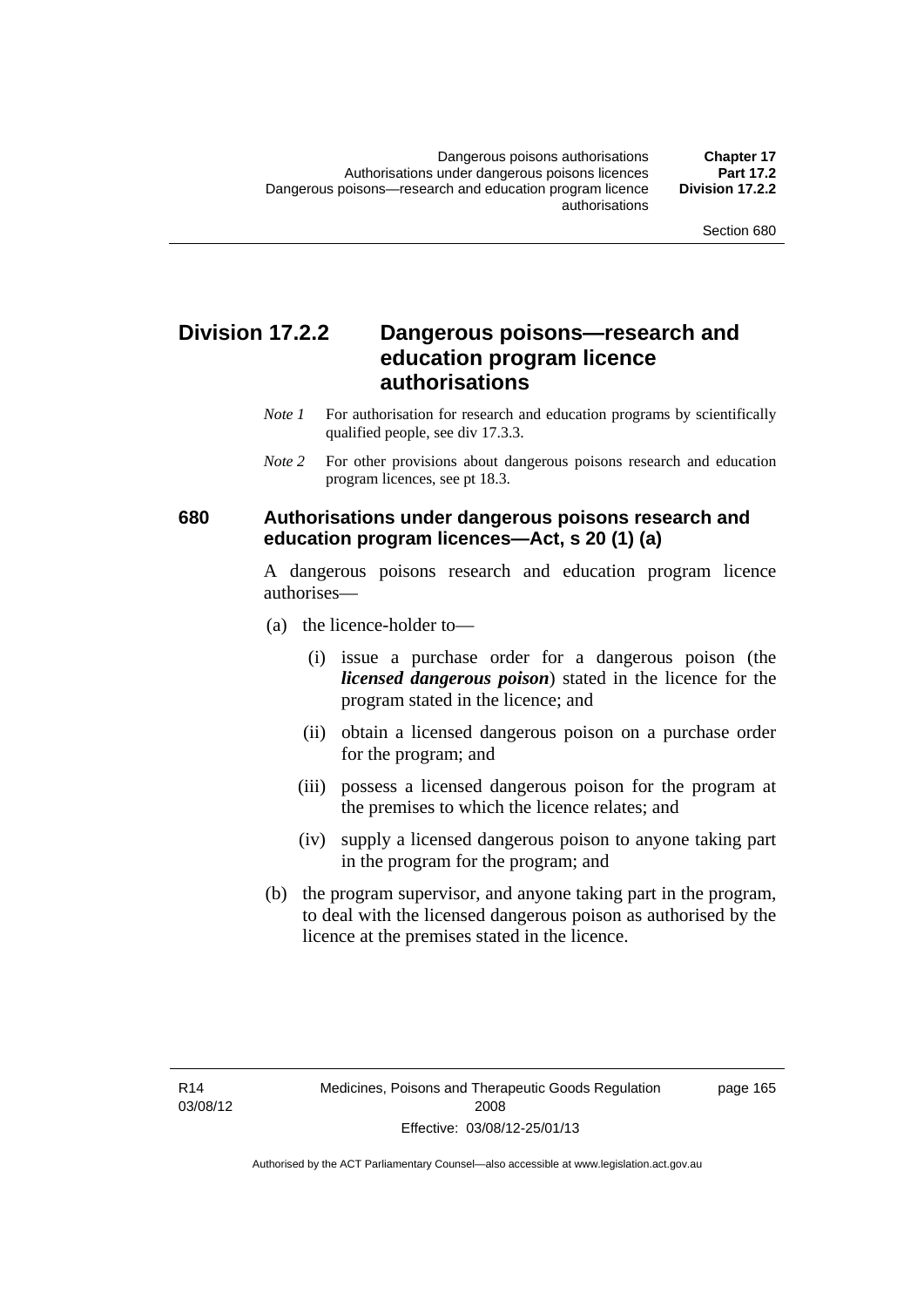## Division 17.2.2 Dangerous poisons—research and education program licence authorisations

*Note 1* For authorisation for research and education programs by scientifically qualified people, see div 17.3.3.

*Note 2* For other provisions about dangerous poisons research and education program licences, see pt 18.3.

### 680 Authorisations under dangerous poisons research and education program licences—Act, s 20 (1) (a)

A dangerous poisons research and education program licence authorises—

(a) the licence-holder to—

(i) issue a purchase order for a dangerous poison (the ***licensed dangerous poison***) stated in the licence for the program stated in the licence; and

(ii) obtain a licensed dangerous poison on a purchase order for the program; and

(iii) possess a licensed dangerous poison for the program at the premises to which the licence relates; and

(iv) supply a licensed dangerous poison to anyone taking part in the program for the program; and

(b) the program supervisor, and anyone taking part in the program, to deal with the licensed dangerous poison as authorised by the licence at the premises stated in the licence.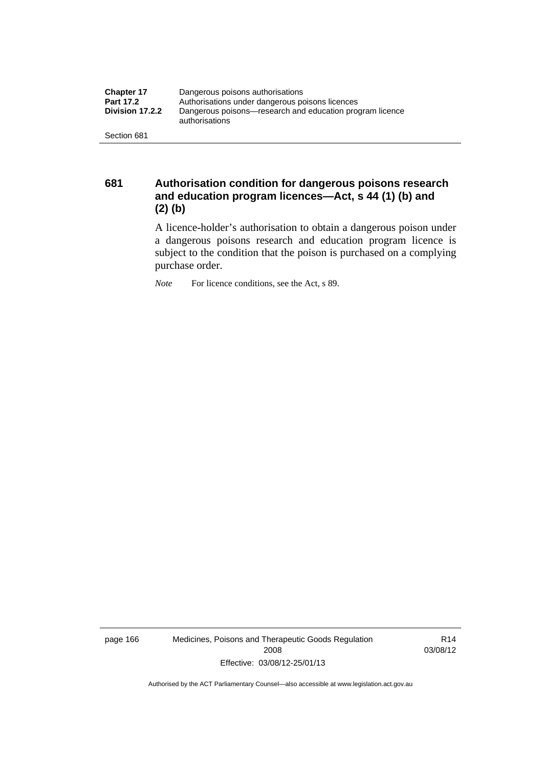### 681 Authorisation condition for dangerous poisons research and education program licences—Act, s 44 (1) (b) and (2) (b)

A licence-holder's authorisation to obtain a dangerous poison under a dangerous poisons research and education program licence is subject to the condition that the poison is purchased on a complying purchase order.

*Note* For licence conditions, see the Act, s 89.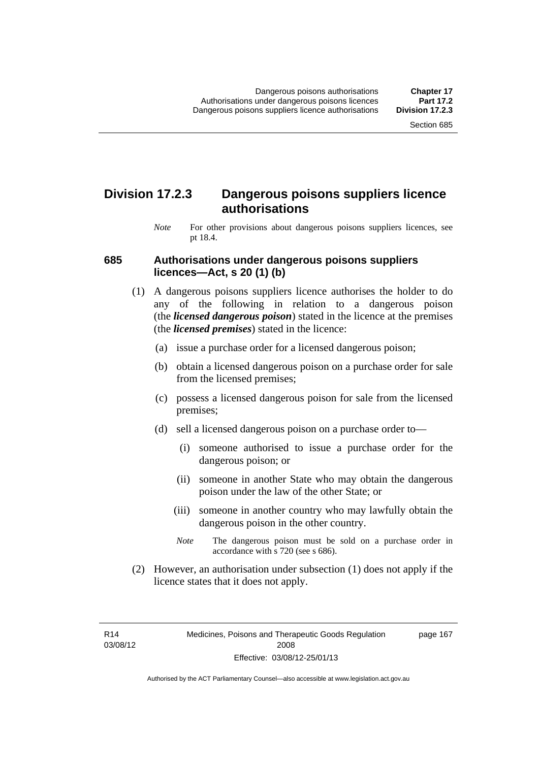## Division 17.2.3 Dangerous poisons suppliers licence authorisations

*Note* For other provisions about dangerous poisons suppliers licences, see pt 18.4.

### 685 Authorisations under dangerous poisons suppliers licences—Act, s 20 (1) (b)

(1) A dangerous poisons suppliers licence authorises the holder to do any of the following in relation to a dangerous poison (the ***licensed dangerous poison***) stated in the licence at the premises (the ***licensed premises***) stated in the licence:

(a) issue a purchase order for a licensed dangerous poison;

(b) obtain a licensed dangerous poison on a purchase order for sale from the licensed premises;

(c) possess a licensed dangerous poison for sale from the licensed premises;

(d) sell a licensed dangerous poison on a purchase order to—

(i) someone authorised to issue a purchase order for the dangerous poison; or

(ii) someone in another State who may obtain the dangerous poison under the law of the other State; or

(iii) someone in another country who may lawfully obtain the dangerous poison in the other country.

*Note* The dangerous poison must be sold on a purchase order in accordance with s 720 (see s 686).

(2) However, an authorisation under subsection (1) does not apply if the licence states that it does not apply.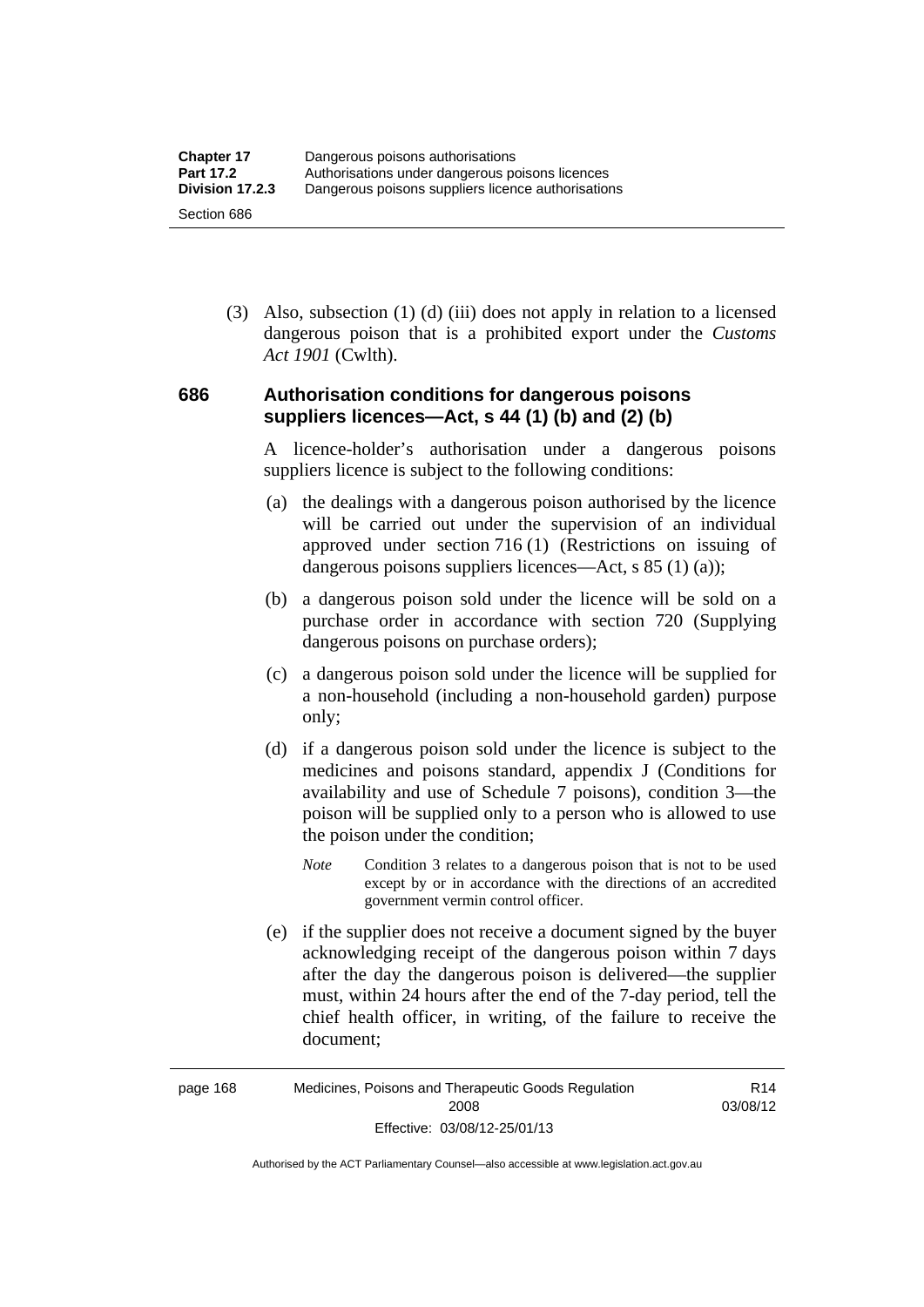(3) Also, subsection (1) (d) (iii) does not apply in relation to a licensed dangerous poison that is a prohibited export under the *Customs Act 1901* (Cwlth).

### 686 Authorisation conditions for dangerous poisons suppliers licences—Act, s 44 (1) (b) and (2) (b)

A licence-holder's authorisation under a dangerous poisons suppliers licence is subject to the following conditions:

(a) the dealings with a dangerous poison authorised by the licence will be carried out under the supervision of an individual approved under section 716 (1) (Restrictions on issuing of dangerous poisons suppliers licences—Act, s 85 (1) (a));

(b) a dangerous poison sold under the licence will be sold on a purchase order in accordance with section 720 (Supplying dangerous poisons on purchase orders);

(c) a dangerous poison sold under the licence will be supplied for a non-household (including a non-household garden) purpose only;

(d) if a dangerous poison sold under the licence is subject to the medicines and poisons standard, appendix J (Conditions for availability and use of Schedule 7 poisons), condition 3—the poison will be supplied only to a person who is allowed to use the poison under the condition;

*Note* Condition 3 relates to a dangerous poison that is not to be used except by or in accordance with the directions of an accredited government vermin control officer.

(e) if the supplier does not receive a document signed by the buyer acknowledging receipt of the dangerous poison within 7 days after the day the dangerous poison is delivered—the supplier must, within 24 hours after the end of the 7-day period, tell the chief health officer, in writing, of the failure to receive the document;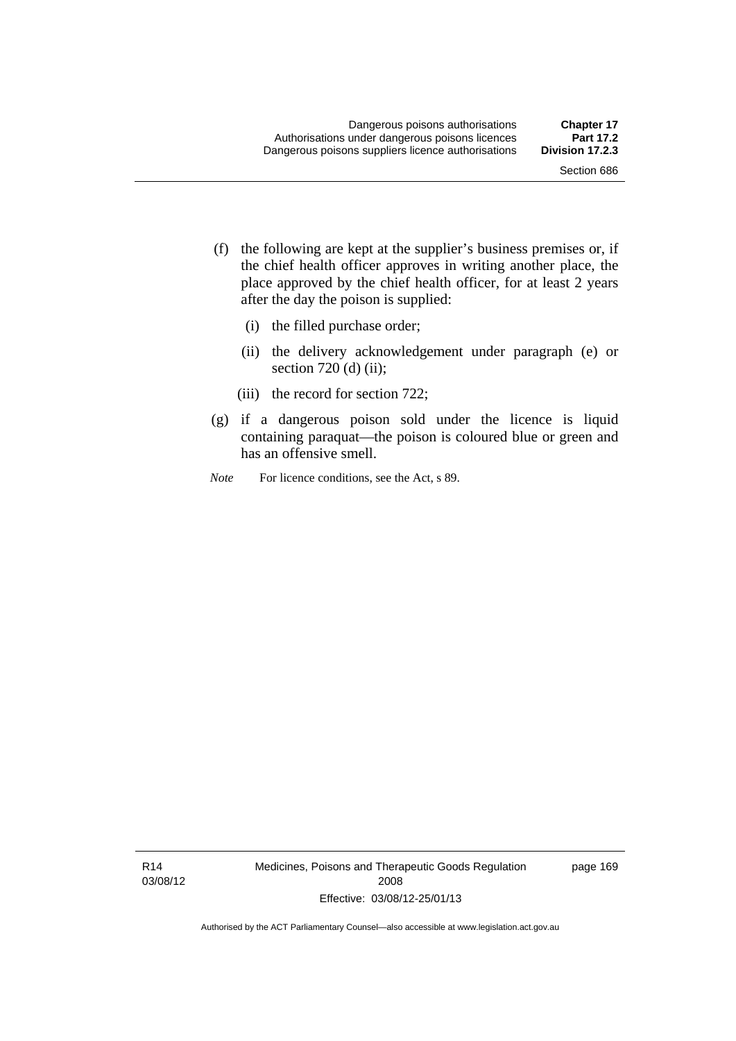(f) the following are kept at the supplier's business premises or, if the chief health officer approves in writing another place, the place approved by the chief health officer, for at least 2 years after the day the poison is supplied:

  (i) the filled purchase order;

  (ii) the delivery acknowledgement under paragraph (e) or section 720 (d) (ii);

  (iii) the record for section 722;

(g) if a dangerous poison sold under the licence is liquid containing paraquat—the poison is coloured blue or green and has an offensive smell.

*Note* For licence conditions, see the Act, s 89.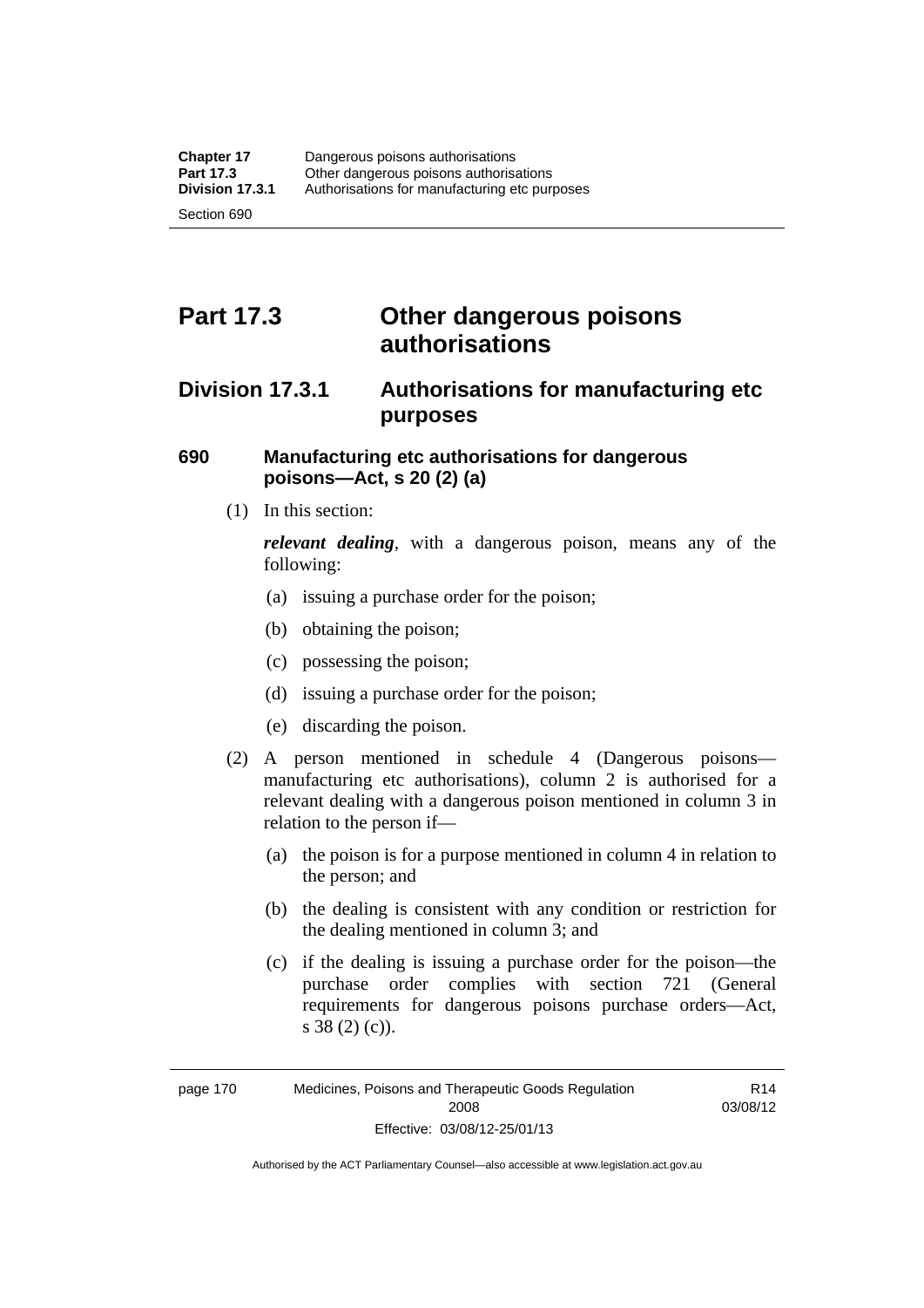# Part 17.3 Other dangerous poisons authorisations

## Division 17.3.1 Authorisations for manufacturing etc purposes

### 690 Manufacturing etc authorisations for dangerous poisons—Act, s 20 (2) (a)

(1) In this section:

***relevant dealing***, with a dangerous poison, means any of the following:

- (a) issuing a purchase order for the poison;
- (b) obtaining the poison;
- (c) possessing the poison;
- (d) issuing a purchase order for the poison;
- (e) discarding the poison.

(2) A person mentioned in schedule 4 (Dangerous poisons—manufacturing etc authorisations), column 2 is authorised for a relevant dealing with a dangerous poison mentioned in column 3 in relation to the person if—

- (a) the poison is for a purpose mentioned in column 4 in relation to the person; and
- (b) the dealing is consistent with any condition or restriction for the dealing mentioned in column 3; and
- (c) if the dealing is issuing a purchase order for the poison—the purchase order complies with section 721 (General requirements for dangerous poisons purchase orders—Act, s 38 (2) (c)).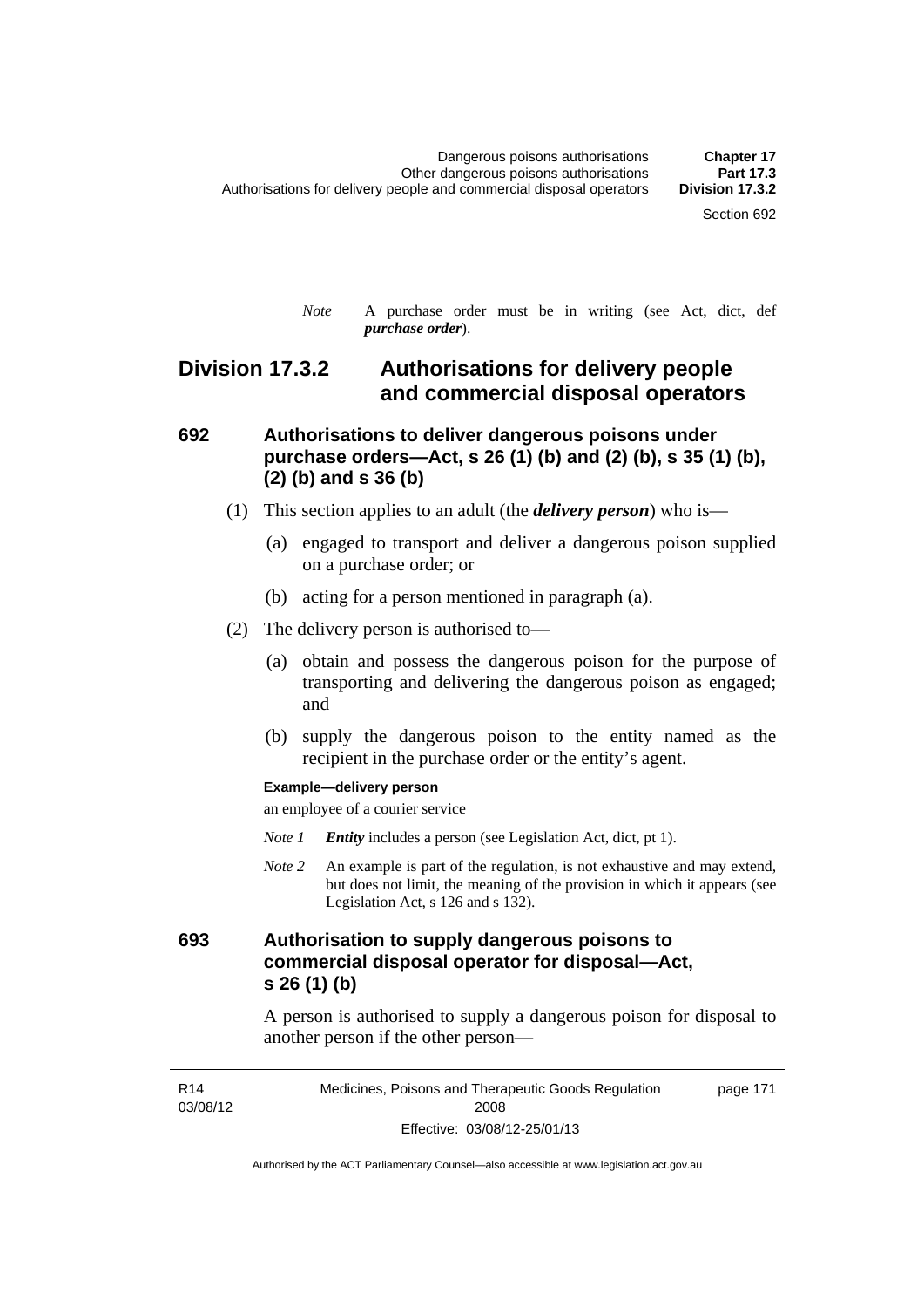*Note* A purchase order must be in writing (see Act, dict, def ***purchase order***).

## Division 17.3.2 Authorisations for delivery people and commercial disposal operators

### 692 Authorisations to deliver dangerous poisons under purchase orders—Act, s 26 (1) (b) and (2) (b), s 35 (1) (b), (2) (b) and s 36 (b)

(1) This section applies to an adult (the ***delivery person***) who is—

(a) engaged to transport and deliver a dangerous poison supplied on a purchase order; or

(b) acting for a person mentioned in paragraph (a).

(2) The delivery person is authorised to—

(a) obtain and possess the dangerous poison for the purpose of transporting and delivering the dangerous poison as engaged; and

(b) supply the dangerous poison to the entity named as the recipient in the purchase order or the entity's agent.

**Example—delivery person**

an employee of a courier service

*Note 1* ***Entity*** includes a person (see Legislation Act, dict, pt 1).

*Note 2* An example is part of the regulation, is not exhaustive and may extend, but does not limit, the meaning of the provision in which it appears (see Legislation Act, s 126 and s 132).

### 693 Authorisation to supply dangerous poisons to commercial disposal operator for disposal—Act, s 26 (1) (b)

A person is authorised to supply a dangerous poison for disposal to another person if the other person—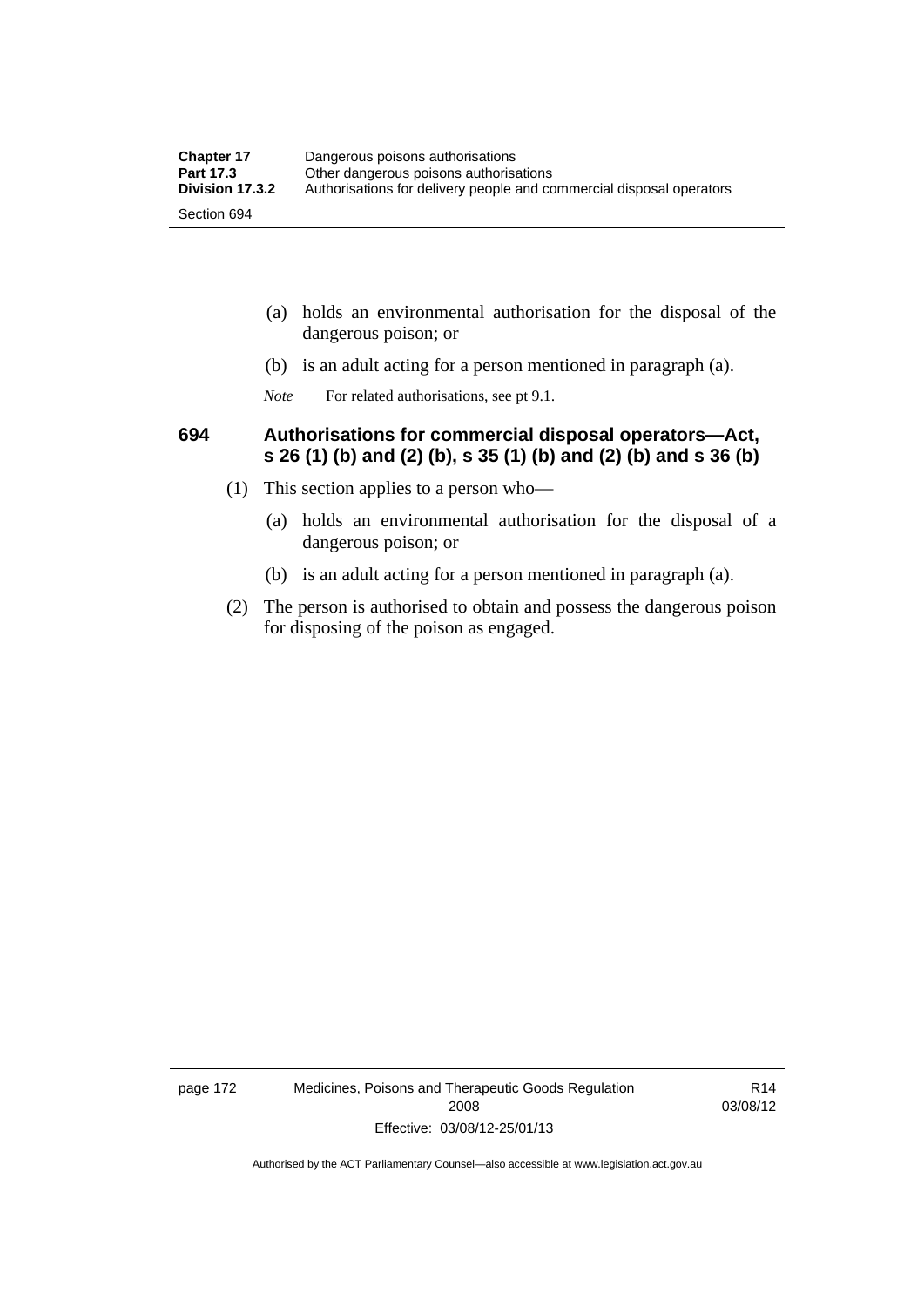(a) holds an environmental authorisation for the disposal of the dangerous poison; or

(b) is an adult acting for a person mentioned in paragraph (a).

*Note* For related authorisations, see pt 9.1.

### 694 Authorisations for commercial disposal operators—Act, s 26 (1) (b) and (2) (b), s 35 (1) (b) and (2) (b) and s 36 (b)

(1) This section applies to a person who—

(a) holds an environmental authorisation for the disposal of a dangerous poison; or

(b) is an adult acting for a person mentioned in paragraph (a).

(2) The person is authorised to obtain and possess the dangerous poison for disposing of the poison as engaged.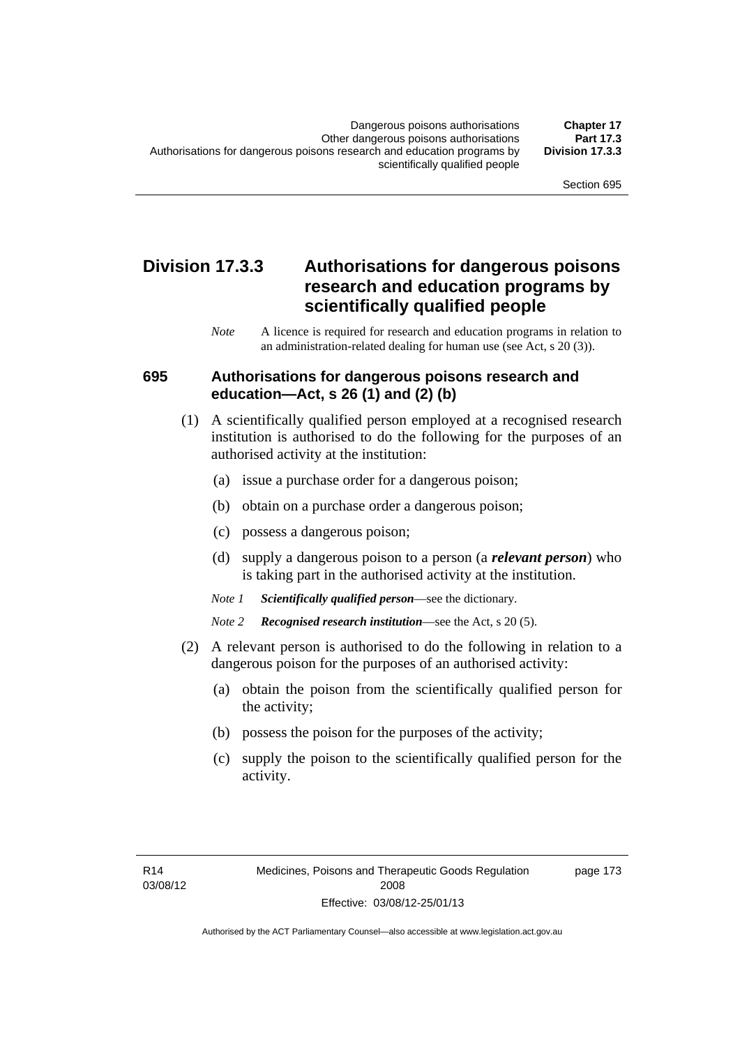## Division 17.3.3 Authorisations for dangerous poisons research and education programs by scientifically qualified people

*Note* A licence is required for research and education programs in relation to an administration-related dealing for human use (see Act, s 20 (3)).

### 695 Authorisations for dangerous poisons research and education—Act, s 26 (1) and (2) (b)

(1) A scientifically qualified person employed at a recognised research institution is authorised to do the following for the purposes of an authorised activity at the institution:

(a) issue a purchase order for a dangerous poison;

(b) obtain on a purchase order a dangerous poison;

(c) possess a dangerous poison;

(d) supply a dangerous poison to a person (a ***relevant person***) who is taking part in the authorised activity at the institution.

*Note 1* ***Scientifically qualified person***—see the dictionary.

*Note 2* ***Recognised research institution***—see the Act, s 20 (5).

(2) A relevant person is authorised to do the following in relation to a dangerous poison for the purposes of an authorised activity:

(a) obtain the poison from the scientifically qualified person for the activity;

(b) possess the poison for the purposes of the activity;

(c) supply the poison to the scientifically qualified person for the activity.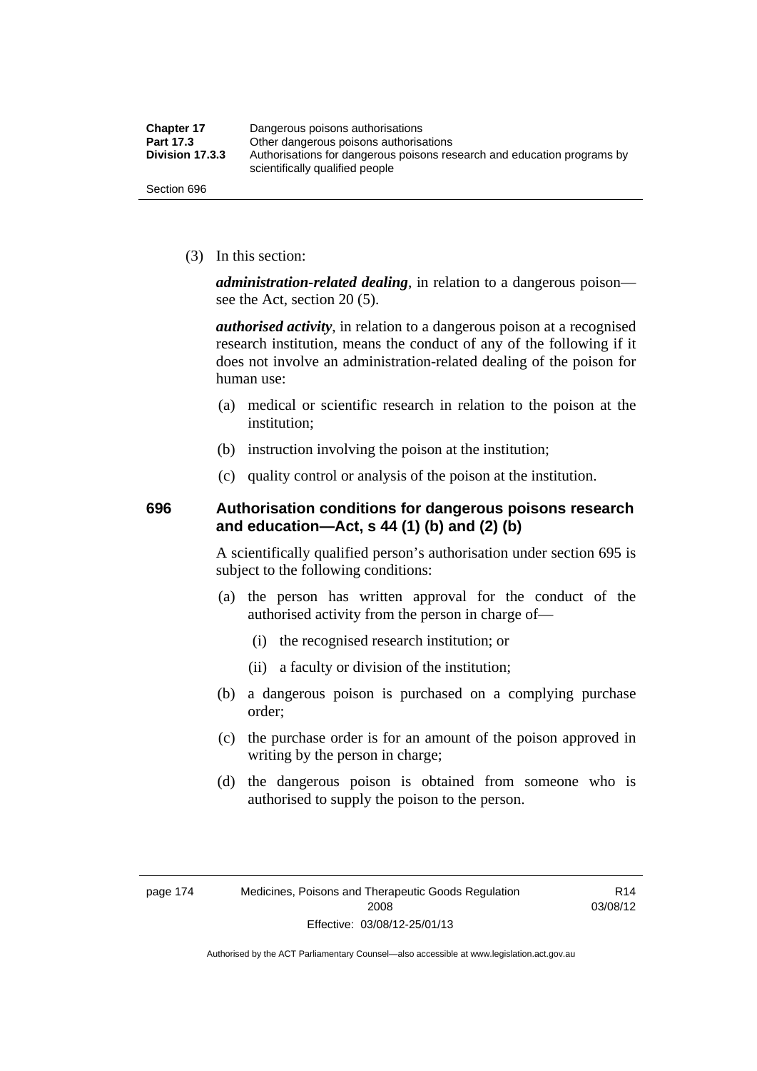(3) In this section:

***administration-related dealing***, in relation to a dangerous poison—see the Act, section 20 (5).

***authorised activity***, in relation to a dangerous poison at a recognised research institution, means the conduct of any of the following if it does not involve an administration-related dealing of the poison for human use:

(a) medical or scientific research in relation to the poison at the institution;

(b) instruction involving the poison at the institution;

(c) quality control or analysis of the poison at the institution.

### 696 Authorisation conditions for dangerous poisons research and education—Act, s 44 (1) (b) and (2) (b)

A scientifically qualified person's authorisation under section 695 is subject to the following conditions:

(a) the person has written approval for the conduct of the authorised activity from the person in charge of—

(i) the recognised research institution; or

(ii) a faculty or division of the institution;

(b) a dangerous poison is purchased on a complying purchase order;

(c) the purchase order is for an amount of the poison approved in writing by the person in charge;

(d) the dangerous poison is obtained from someone who is authorised to supply the poison to the person.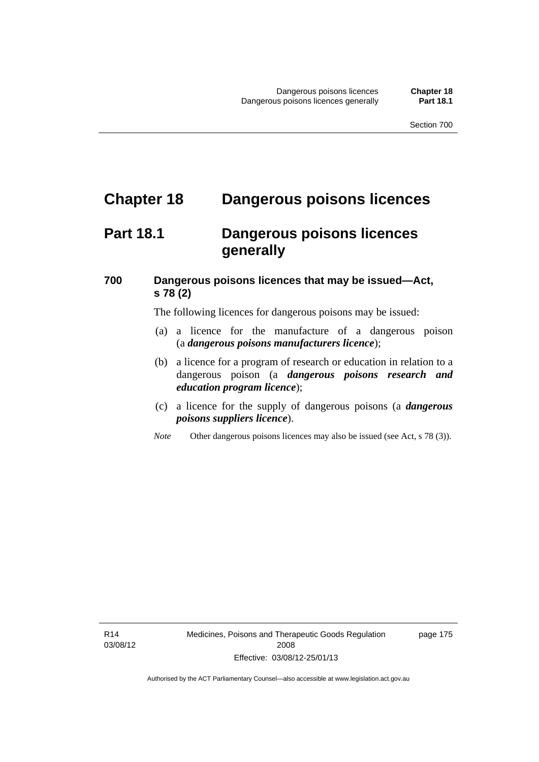# Chapter 18 Dangerous poisons licences

## Part 18.1 Dangerous poisons licences generally

### 700 Dangerous poisons licences that may be issued—Act, s 78 (2)

The following licences for dangerous poisons may be issued:

(a) a licence for the manufacture of a dangerous poison (a ***dangerous poisons manufacturers licence***);

(b) a licence for a program of research or education in relation to a dangerous poison (a ***dangerous poisons research and education program licence***);

(c) a licence for the supply of dangerous poisons (a ***dangerous poisons suppliers licence***).

*Note* Other dangerous poisons licences may also be issued (see Act, s 78 (3)).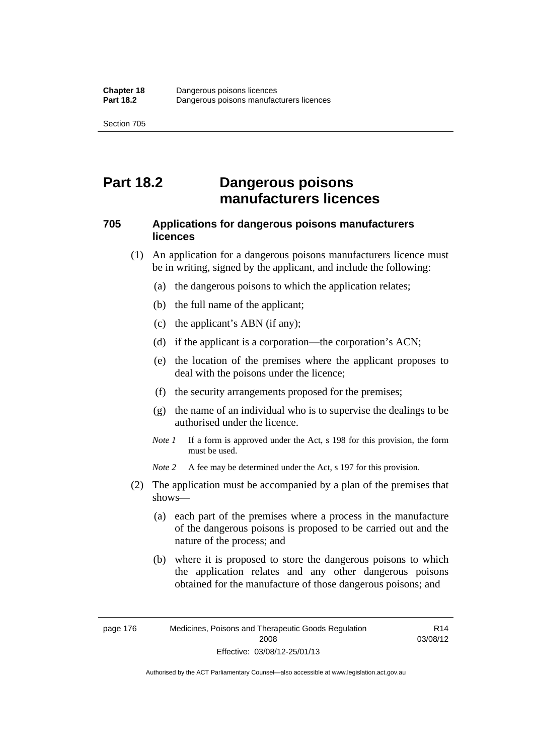# Part 18.2 Dangerous poisons manufacturers licences

## 705 Applications for dangerous poisons manufacturers licences

(1) An application for a dangerous poisons manufacturers licence must be in writing, signed by the applicant, and include the following:

(a) the dangerous poisons to which the application relates;

(b) the full name of the applicant;

(c) the applicant's ABN (if any);

(d) if the applicant is a corporation—the corporation's ACN;

(e) the location of the premises where the applicant proposes to deal with the poisons under the licence;

(f) the security arrangements proposed for the premises;

(g) the name of an individual who is to supervise the dealings to be authorised under the licence.

*Note 1* If a form is approved under the Act, s 198 for this provision, the form must be used.

*Note 2* A fee may be determined under the Act, s 197 for this provision.

(2) The application must be accompanied by a plan of the premises that shows—

(a) each part of the premises where a process in the manufacture of the dangerous poisons is proposed to be carried out and the nature of the process; and

(b) where it is proposed to store the dangerous poisons to which the application relates and any other dangerous poisons obtained for the manufacture of those dangerous poisons; and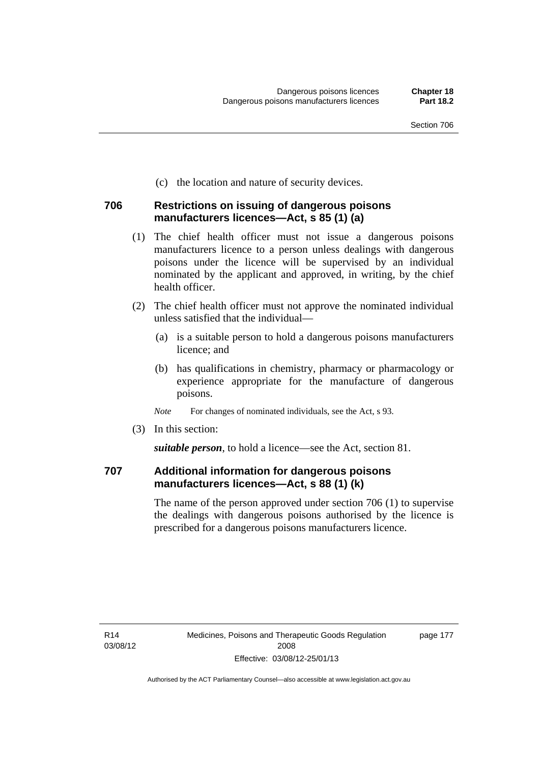(c) the location and nature of security devices.

### 706 Restrictions on issuing of dangerous poisons manufacturers licences—Act, s 85 (1) (a)

(1) The chief health officer must not issue a dangerous poisons manufacturers licence to a person unless dealings with dangerous poisons under the licence will be supervised by an individual nominated by the applicant and approved, in writing, by the chief health officer.

(2) The chief health officer must not approve the nominated individual unless satisfied that the individual—

(a) is a suitable person to hold a dangerous poisons manufacturers licence; and

(b) has qualifications in chemistry, pharmacy or pharmacology or experience appropriate for the manufacture of dangerous poisons.

*Note* For changes of nominated individuals, see the Act, s 93.

(3) In this section:

***suitable person***, to hold a licence—see the Act, section 81.

### 707 Additional information for dangerous poisons manufacturers licences—Act, s 88 (1) (k)

The name of the person approved under section 706 (1) to supervise the dealings with dangerous poisons authorised by the licence is prescribed for a dangerous poisons manufacturers licence.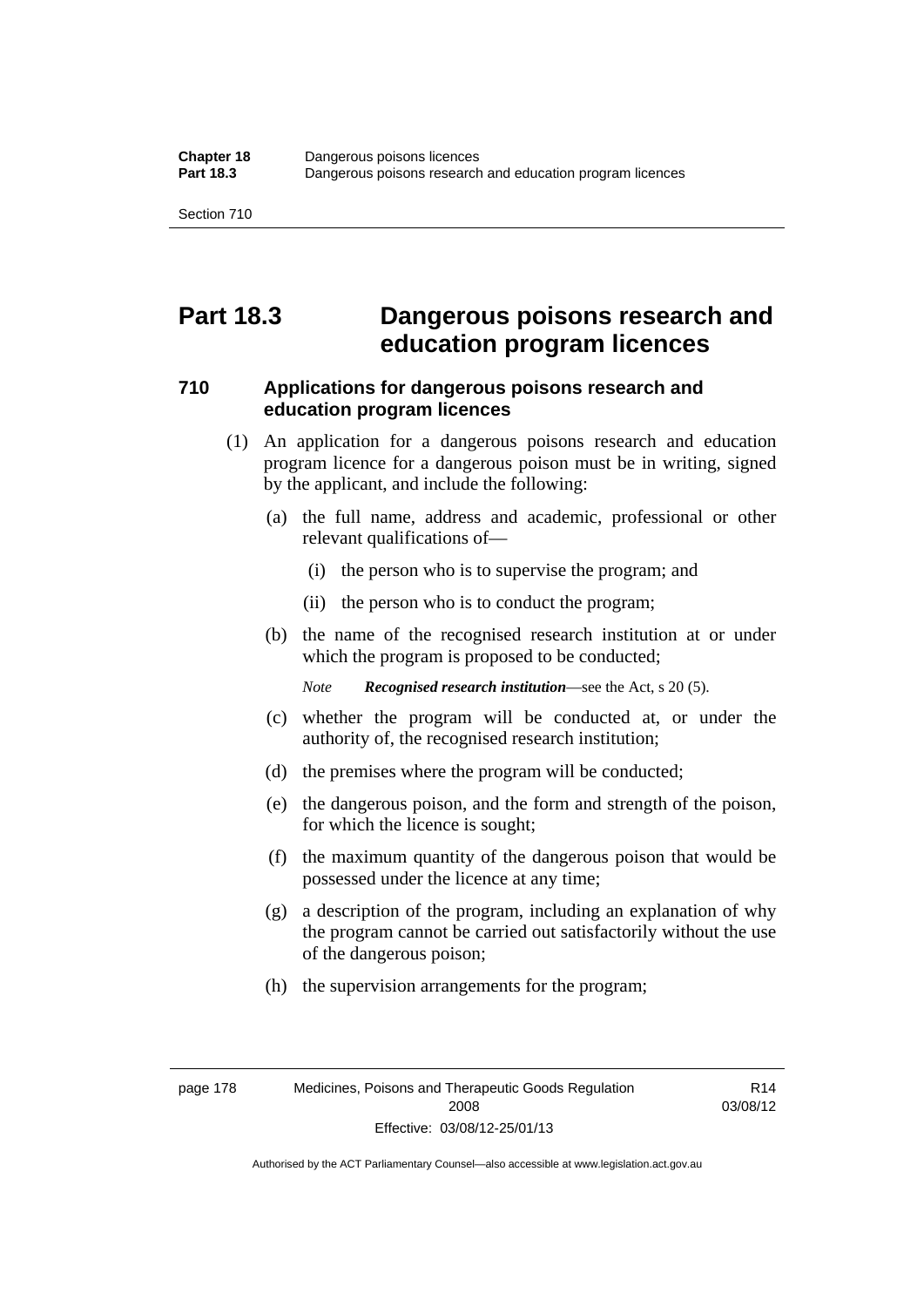# Part 18.3 Dangerous poisons research and education program licences

## 710 Applications for dangerous poisons research and education program licences

(1) An application for a dangerous poisons research and education program licence for a dangerous poison must be in writing, signed by the applicant, and include the following:

(a) the full name, address and academic, professional or other relevant qualifications of—

(i) the person who is to supervise the program; and

(ii) the person who is to conduct the program;

(b) the name of the recognised research institution at or under which the program is proposed to be conducted;

*Note* ***Recognised research institution***—see the Act, s 20 (5).

(c) whether the program will be conducted at, or under the authority of, the recognised research institution;

(d) the premises where the program will be conducted;

(e) the dangerous poison, and the form and strength of the poison, for which the licence is sought;

(f) the maximum quantity of the dangerous poison that would be possessed under the licence at any time;

(g) a description of the program, including an explanation of why the program cannot be carried out satisfactorily without the use of the dangerous poison;

(h) the supervision arrangements for the program;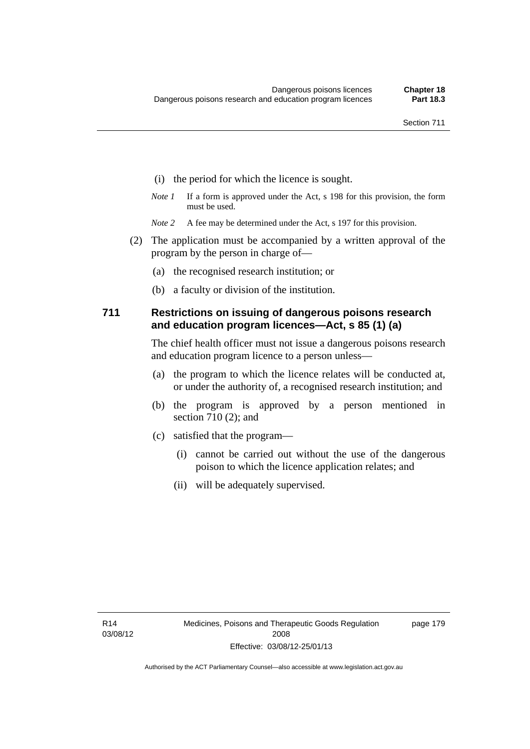(i) the period for which the licence is sought.

*Note 1* If a form is approved under the Act, s 198 for this provision, the form must be used.

*Note 2* A fee may be determined under the Act, s 197 for this provision.

(2) The application must be accompanied by a written approval of the program by the person in charge of—

(a) the recognised research institution; or

(b) a faculty or division of the institution.

## 711 Restrictions on issuing of dangerous poisons research and education program licences—Act, s 85 (1) (a)

The chief health officer must not issue a dangerous poisons research and education program licence to a person unless—

(a) the program to which the licence relates will be conducted at, or under the authority of, a recognised research institution; and

(b) the program is approved by a person mentioned in section 710 (2); and

(c) satisfied that the program—

(i) cannot be carried out without the use of the dangerous poison to which the licence application relates; and

(ii) will be adequately supervised.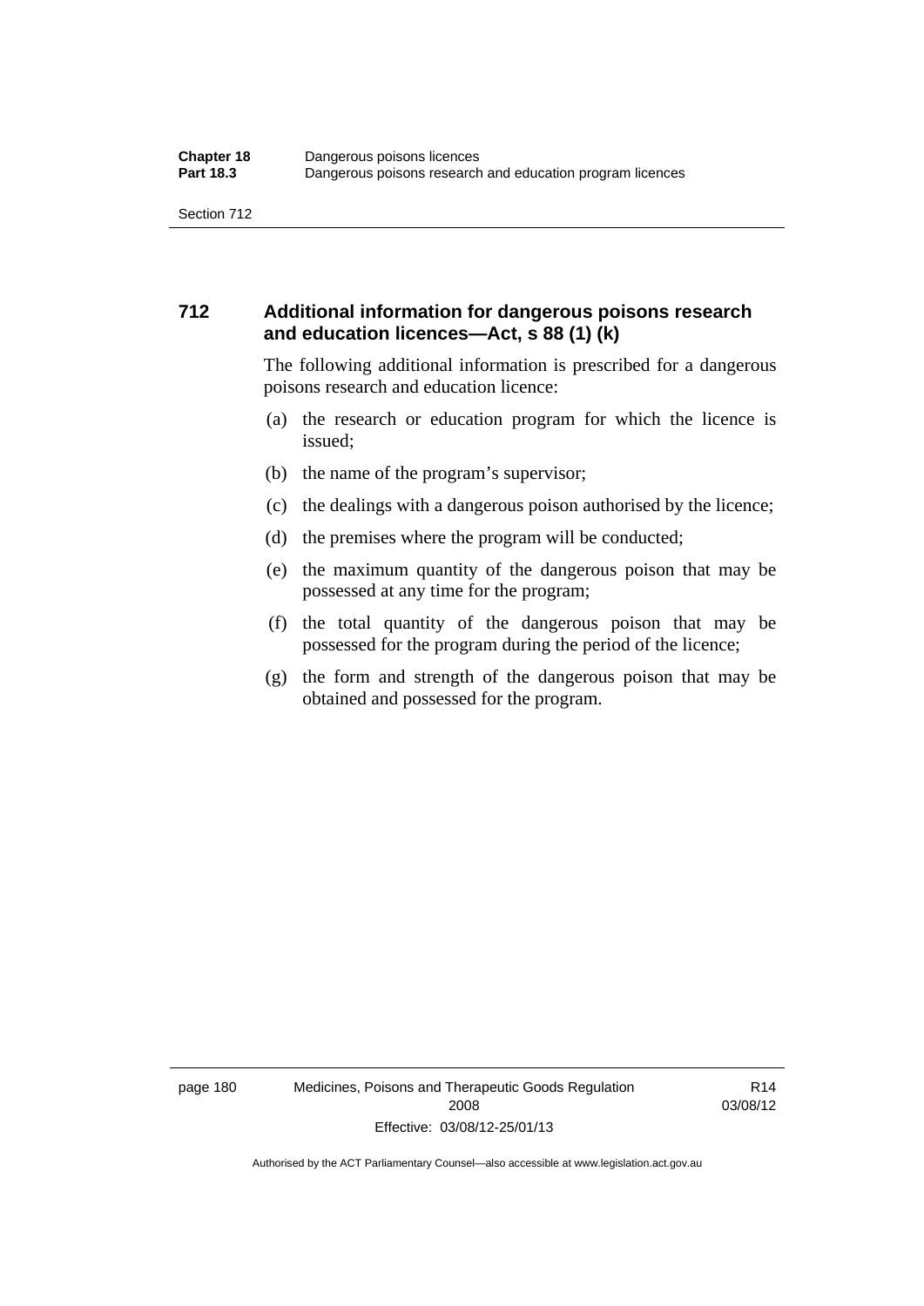## 712 Additional information for dangerous poisons research and education licences—Act, s 88 (1) (k)

The following additional information is prescribed for a dangerous poisons research and education licence:

(a) the research or education program for which the licence is issued;

(b) the name of the program's supervisor;

(c) the dealings with a dangerous poison authorised by the licence;

(d) the premises where the program will be conducted;

(e) the maximum quantity of the dangerous poison that may be possessed at any time for the program;

(f) the total quantity of the dangerous poison that may be possessed for the program during the period of the licence;

(g) the form and strength of the dangerous poison that may be obtained and possessed for the program.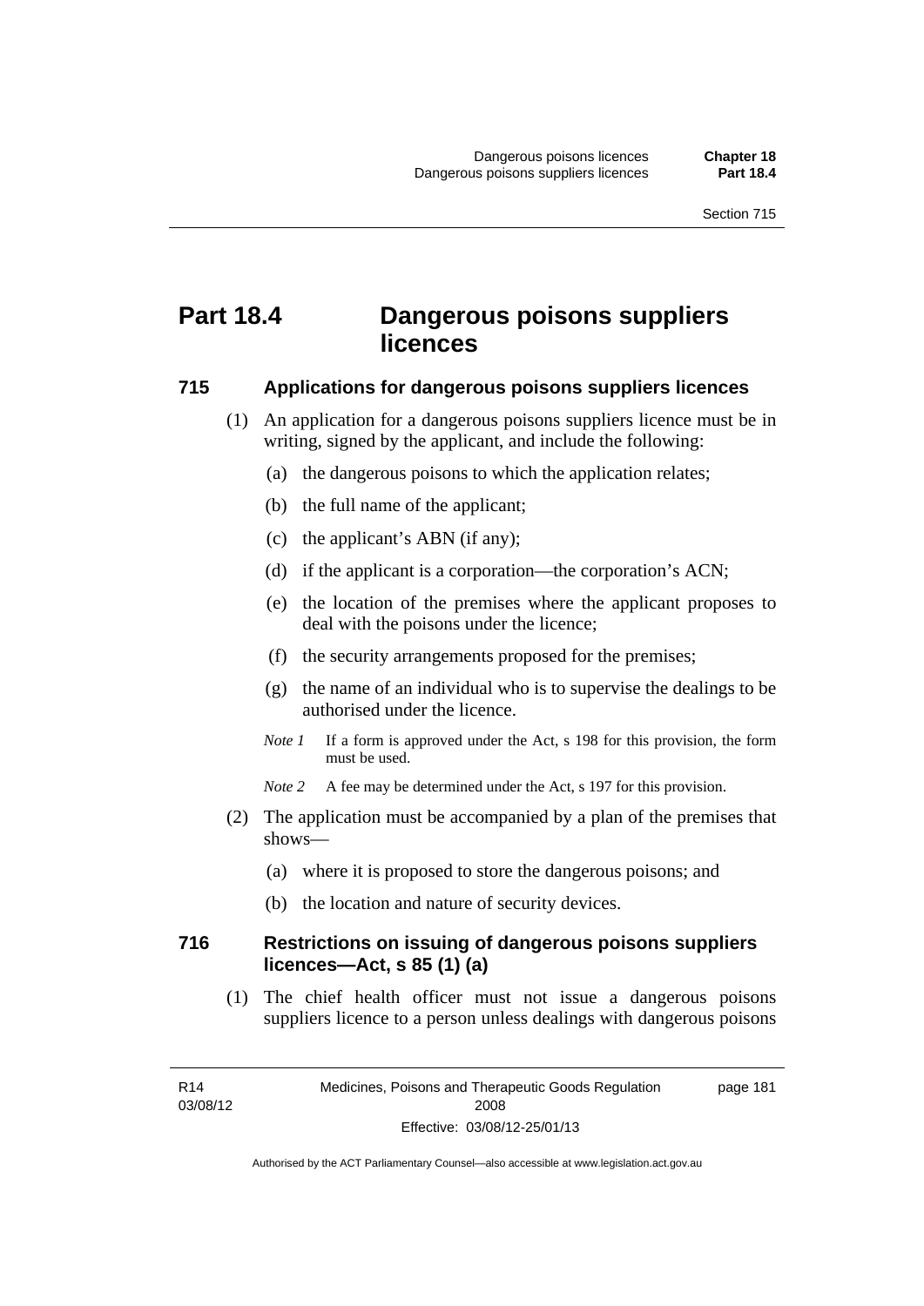# Part 18.4 Dangerous poisons suppliers licences

## 715 Applications for dangerous poisons suppliers licences

(1) An application for a dangerous poisons suppliers licence must be in writing, signed by the applicant, and include the following:

(a) the dangerous poisons to which the application relates;

(b) the full name of the applicant;

(c) the applicant's ABN (if any);

(d) if the applicant is a corporation—the corporation's ACN;

(e) the location of the premises where the applicant proposes to deal with the poisons under the licence;

(f) the security arrangements proposed for the premises;

(g) the name of an individual who is to supervise the dealings to be authorised under the licence.

*Note 1* If a form is approved under the Act, s 198 for this provision, the form must be used.

*Note 2* A fee may be determined under the Act, s 197 for this provision.

(2) The application must be accompanied by a plan of the premises that shows—

(a) where it is proposed to store the dangerous poisons; and

(b) the location and nature of security devices.

## 716 Restrictions on issuing of dangerous poisons suppliers licences—Act, s 85 (1) (a)

(1) The chief health officer must not issue a dangerous poisons suppliers licence to a person unless dealings with dangerous poisons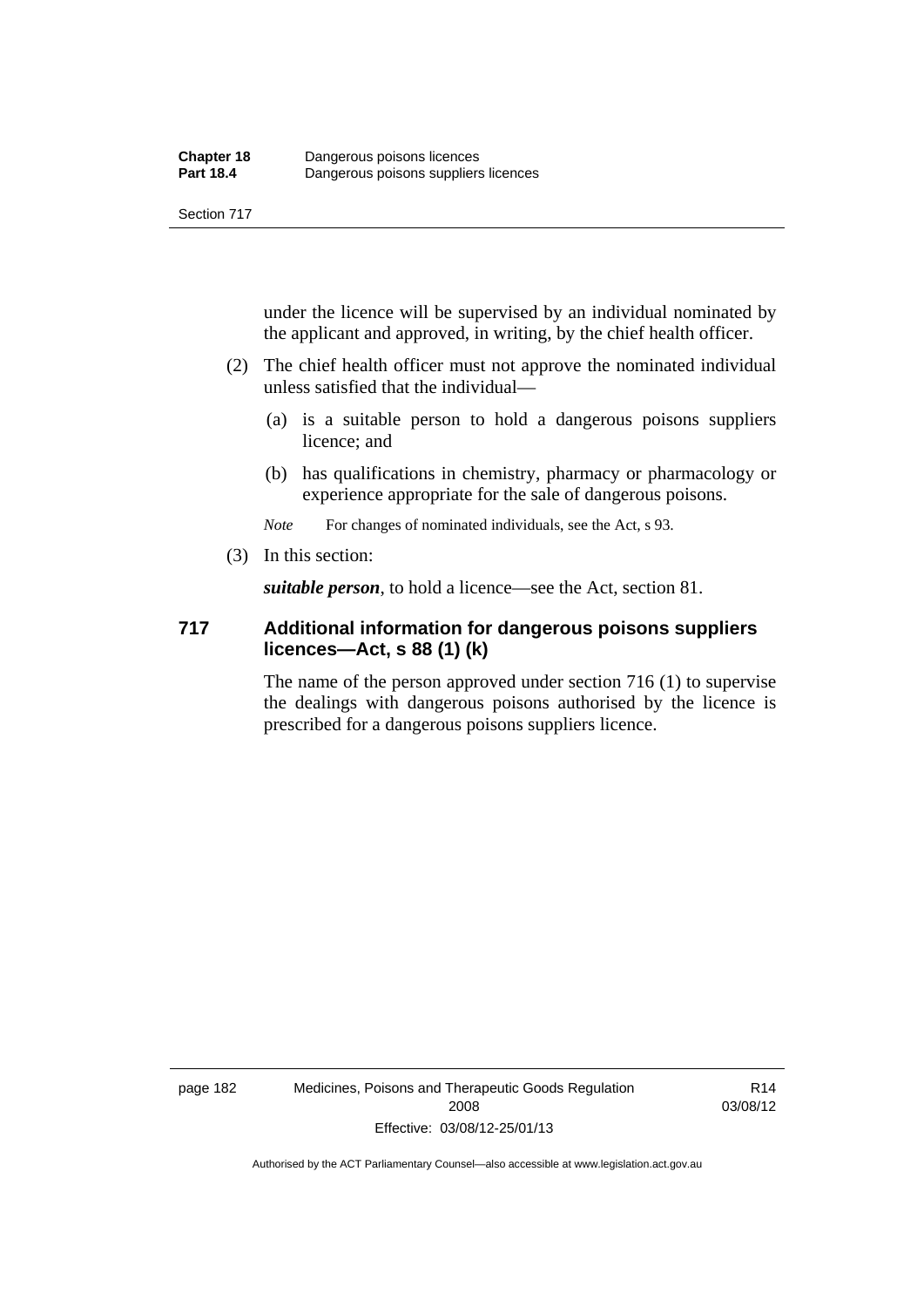under the licence will be supervised by an individual nominated by the applicant and approved, in writing, by the chief health officer.

(2) The chief health officer must not approve the nominated individual unless satisfied that the individual—

(a) is a suitable person to hold a dangerous poisons suppliers licence; and

(b) has qualifications in chemistry, pharmacy or pharmacology or experience appropriate for the sale of dangerous poisons.

*Note* For changes of nominated individuals, see the Act, s 93.

(3) In this section:

***suitable person***, to hold a licence—see the Act, section 81.

### 717 Additional information for dangerous poisons suppliers licences—Act, s 88 (1) (k)

The name of the person approved under section 716 (1) to supervise the dealings with dangerous poisons authorised by the licence is prescribed for a dangerous poisons suppliers licence.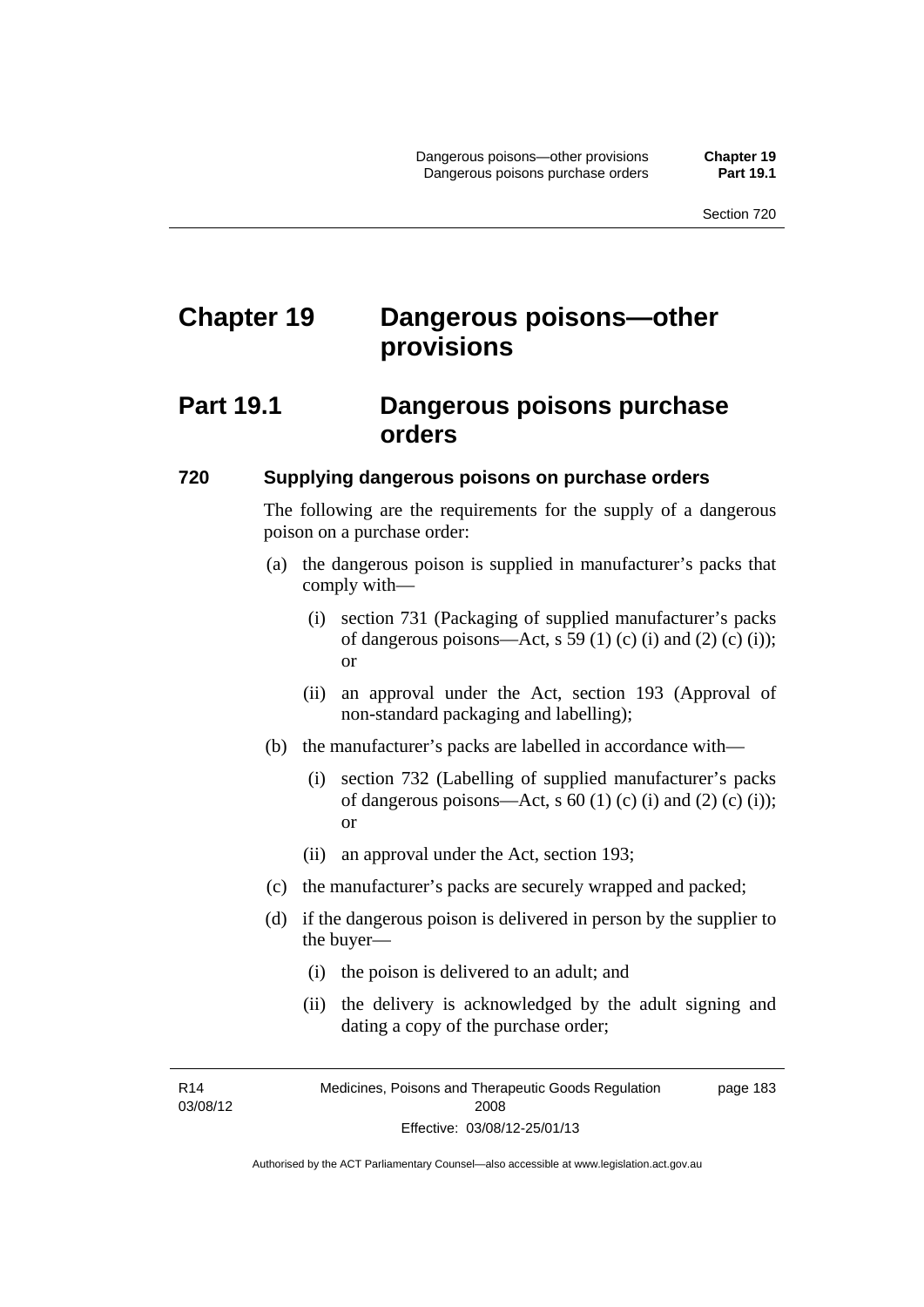# Chapter 19 Dangerous poisons—other provisions

## Part 19.1 Dangerous poisons purchase orders

### 720 Supplying dangerous poisons on purchase orders

The following are the requirements for the supply of a dangerous poison on a purchase order:

(a) the dangerous poison is supplied in manufacturer's packs that comply with—

(i) section 731 (Packaging of supplied manufacturer's packs of dangerous poisons—Act, s 59 (1) (c) (i) and (2) (c) (i)); or

(ii) an approval under the Act, section 193 (Approval of non-standard packaging and labelling);

(b) the manufacturer's packs are labelled in accordance with—

(i) section 732 (Labelling of supplied manufacturer's packs of dangerous poisons—Act, s 60 (1) (c) (i) and (2) (c) (i)); or

(ii) an approval under the Act, section 193;

(c) the manufacturer's packs are securely wrapped and packed;

(d) if the dangerous poison is delivered in person by the supplier to the buyer—

(i) the poison is delivered to an adult; and

(ii) the delivery is acknowledged by the adult signing and dating a copy of the purchase order;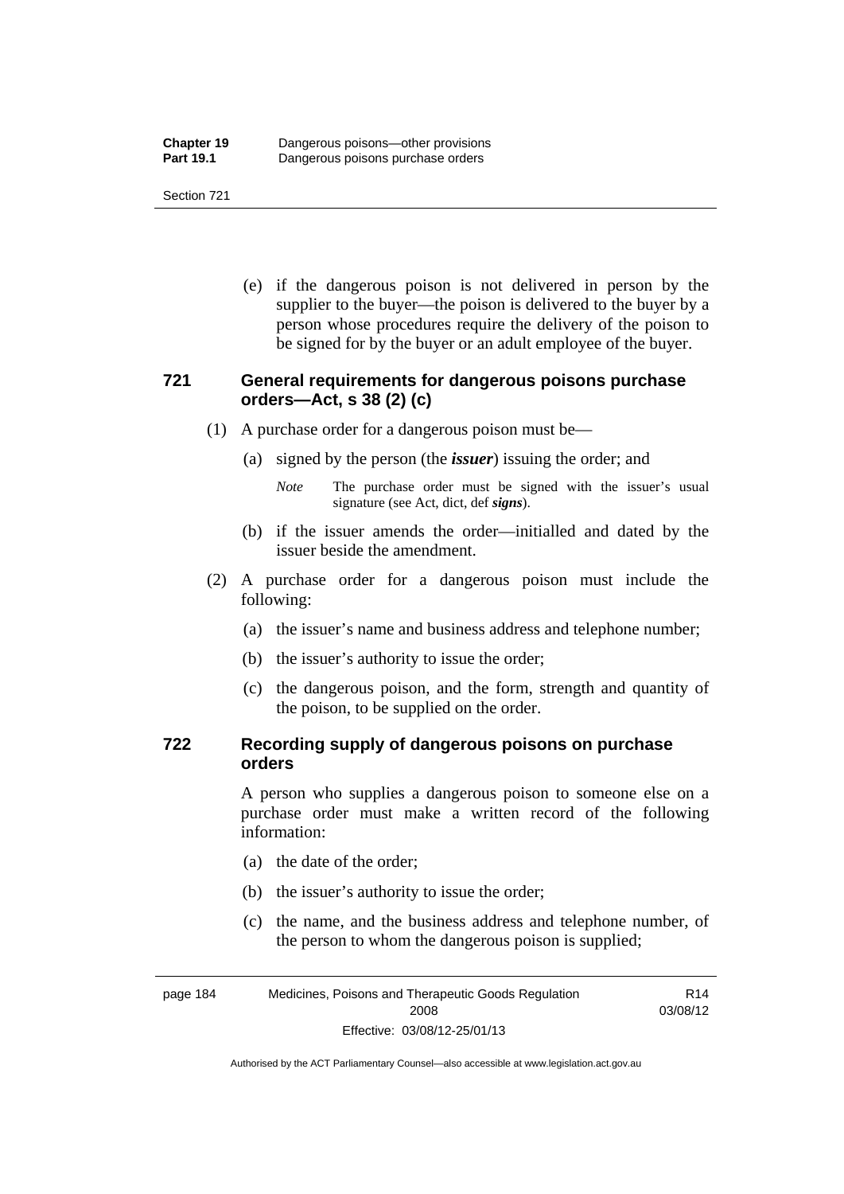(e) if the dangerous poison is not delivered in person by the supplier to the buyer—the poison is delivered to the buyer by a person whose procedures require the delivery of the poison to be signed for by the buyer or an adult employee of the buyer.

### 721 General requirements for dangerous poisons purchase orders—Act, s 38 (2) (c)

(1) A purchase order for a dangerous poison must be—

(a) signed by the person (the ***issuer***) issuing the order; and

*Note* The purchase order must be signed with the issuer's usual signature (see Act, dict, def ***signs***).

(b) if the issuer amends the order—initialled and dated by the issuer beside the amendment.

(2) A purchase order for a dangerous poison must include the following:

(a) the issuer's name and business address and telephone number;

(b) the issuer's authority to issue the order;

(c) the dangerous poison, and the form, strength and quantity of the poison, to be supplied on the order.

### 722 Recording supply of dangerous poisons on purchase orders

A person who supplies a dangerous poison to someone else on a purchase order must make a written record of the following information:

(a) the date of the order;

(b) the issuer's authority to issue the order;

(c) the name, and the business address and telephone number, of the person to whom the dangerous poison is supplied;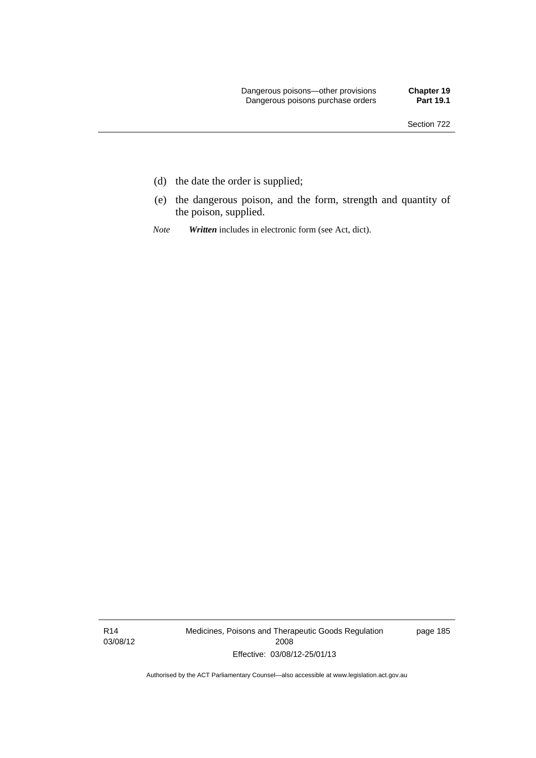(d) the date the order is supplied;

(e) the dangerous poison, and the form, strength and quantity of the poison, supplied.

*Note* ***Written*** includes in electronic form (see Act, dict).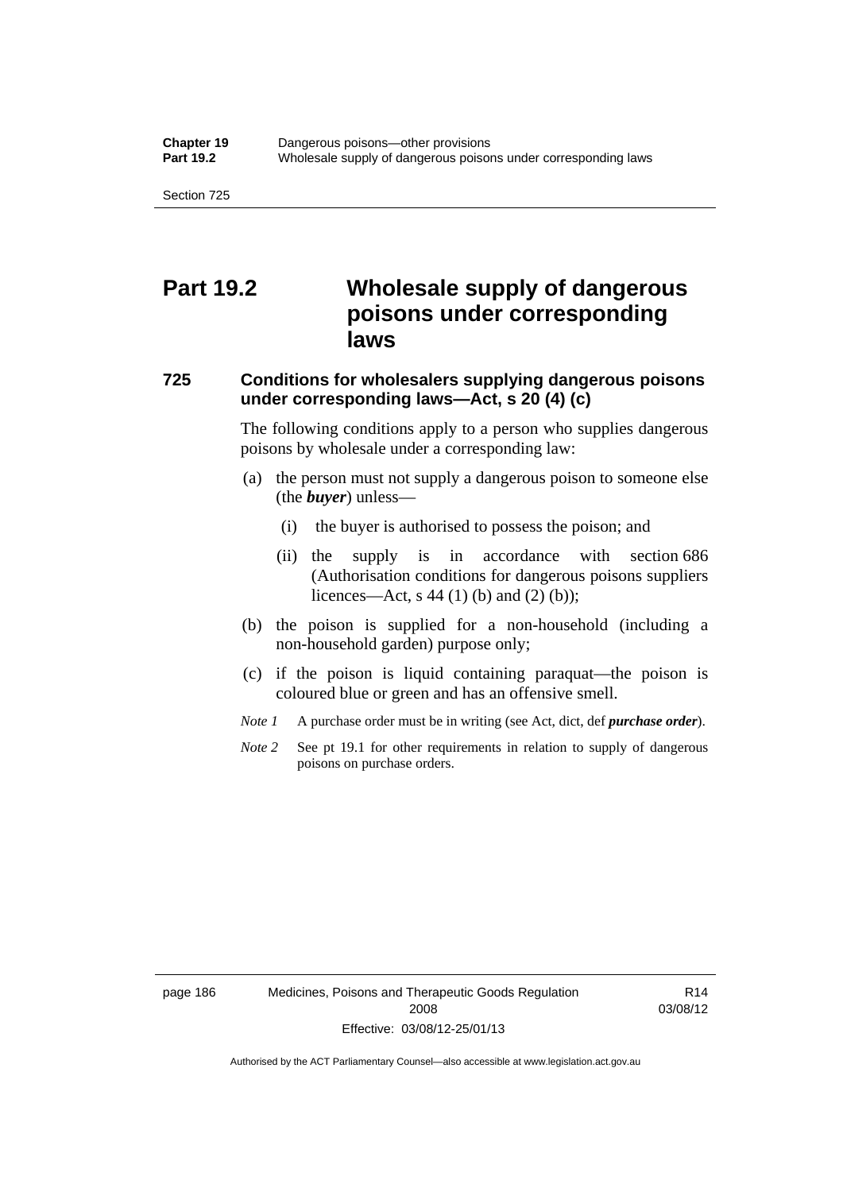# Part 19.2 Wholesale supply of dangerous poisons under corresponding laws

### 725 Conditions for wholesalers supplying dangerous poisons under corresponding laws—Act, s 20 (4) (c)

The following conditions apply to a person who supplies dangerous poisons by wholesale under a corresponding law:

(a) the person must not supply a dangerous poison to someone else (the ***buyer***) unless—

   (i) the buyer is authorised to possess the poison; and

   (ii) the supply is in accordance with section 686 (Authorisation conditions for dangerous poisons suppliers licences—Act, s 44 (1) (b) and (2) (b));

(b) the poison is supplied for a non-household (including a non-household garden) purpose only;

(c) if the poison is liquid containing paraquat—the poison is coloured blue or green and has an offensive smell.

*Note 1* A purchase order must be in writing (see Act, dict, def ***purchase order***).

*Note 2* See pt 19.1 for other requirements in relation to supply of dangerous poisons on purchase orders.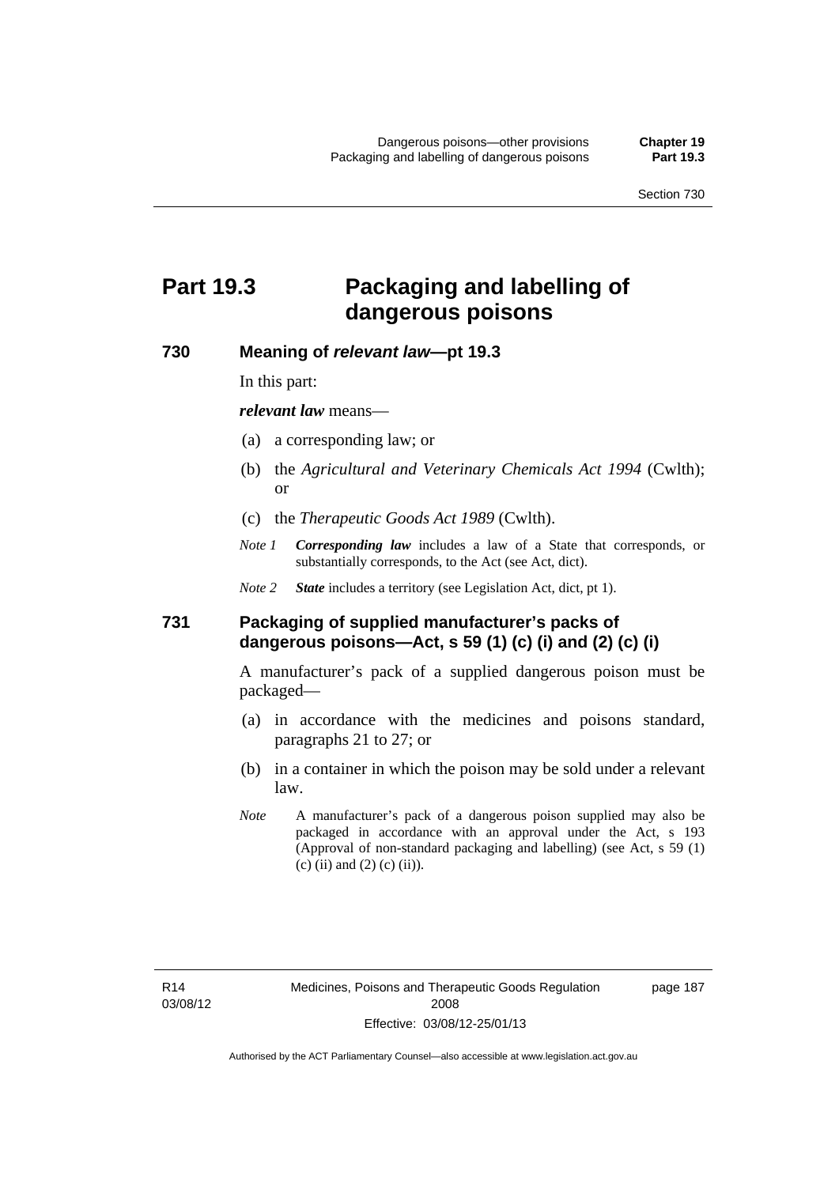# Part 19.3 Packaging and labelling of dangerous poisons

## 730 Meaning of *relevant law*—pt 19.3

In this part:

***relevant law*** means—

(a) a corresponding law; or

(b) the *Agricultural and Veterinary Chemicals Act 1994* (Cwlth); or

(c) the *Therapeutic Goods Act 1989* (Cwlth).

*Note 1* ***Corresponding law*** includes a law of a State that corresponds, or substantially corresponds, to the Act (see Act, dict).

*Note 2* ***State*** includes a territory (see Legislation Act, dict, pt 1).

## 731 Packaging of supplied manufacturer's packs of dangerous poisons—Act, s 59 (1) (c) (i) and (2) (c) (i)

A manufacturer's pack of a supplied dangerous poison must be packaged—

(a) in accordance with the medicines and poisons standard, paragraphs 21 to 27; or

(b) in a container in which the poison may be sold under a relevant law.

*Note* A manufacturer's pack of a dangerous poison supplied may also be packaged in accordance with an approval under the Act, s 193 (Approval of non-standard packaging and labelling) (see Act, s 59 (1) (c) (ii) and (2) (c) (ii)).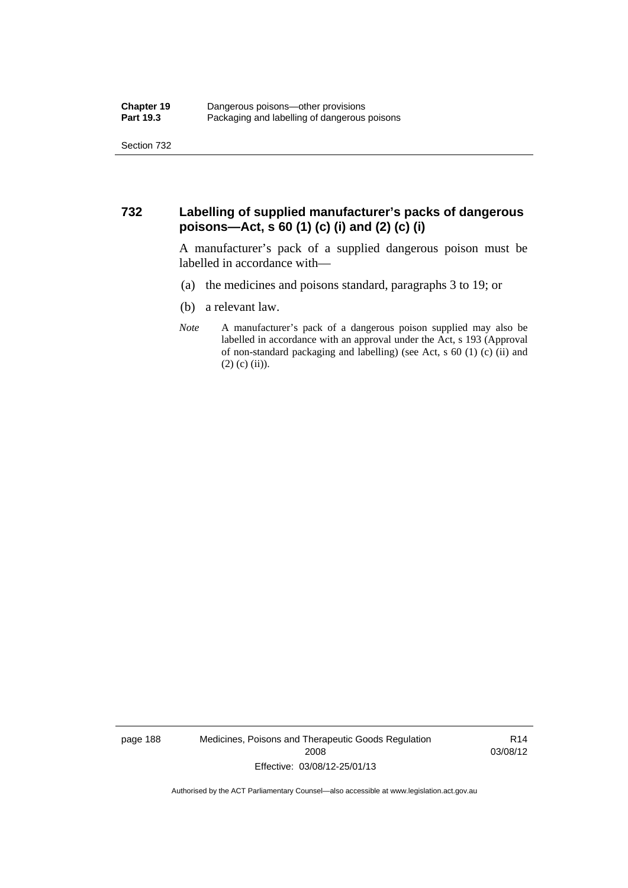## 732 Labelling of supplied manufacturer's packs of dangerous poisons—Act, s 60 (1) (c) (i) and (2) (c) (i)

A manufacturer's pack of a supplied dangerous poison must be labelled in accordance with—

(a) the medicines and poisons standard, paragraphs 3 to 19; or

(b) a relevant law.

*Note* A manufacturer's pack of a dangerous poison supplied may also be labelled in accordance with an approval under the Act, s 193 (Approval of non-standard packaging and labelling) (see Act, s 60 (1) (c) (ii) and (2) (c) (ii)).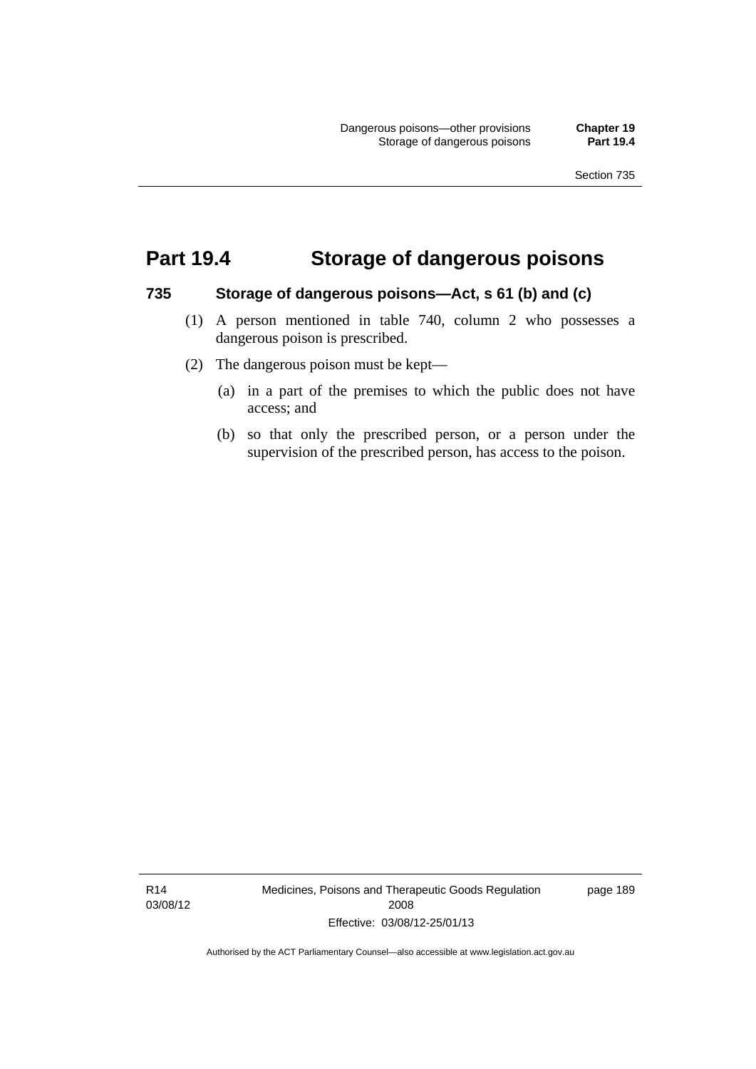# Part 19.4 Storage of dangerous poisons

### 735 Storage of dangerous poisons—Act, s 61 (b) and (c)

(1) A person mentioned in table 740, column 2 who possesses a dangerous poison is prescribed.

(2) The dangerous poison must be kept—

(a) in a part of the premises to which the public does not have access; and

(b) so that only the prescribed person, or a person under the supervision of the prescribed person, has access to the poison.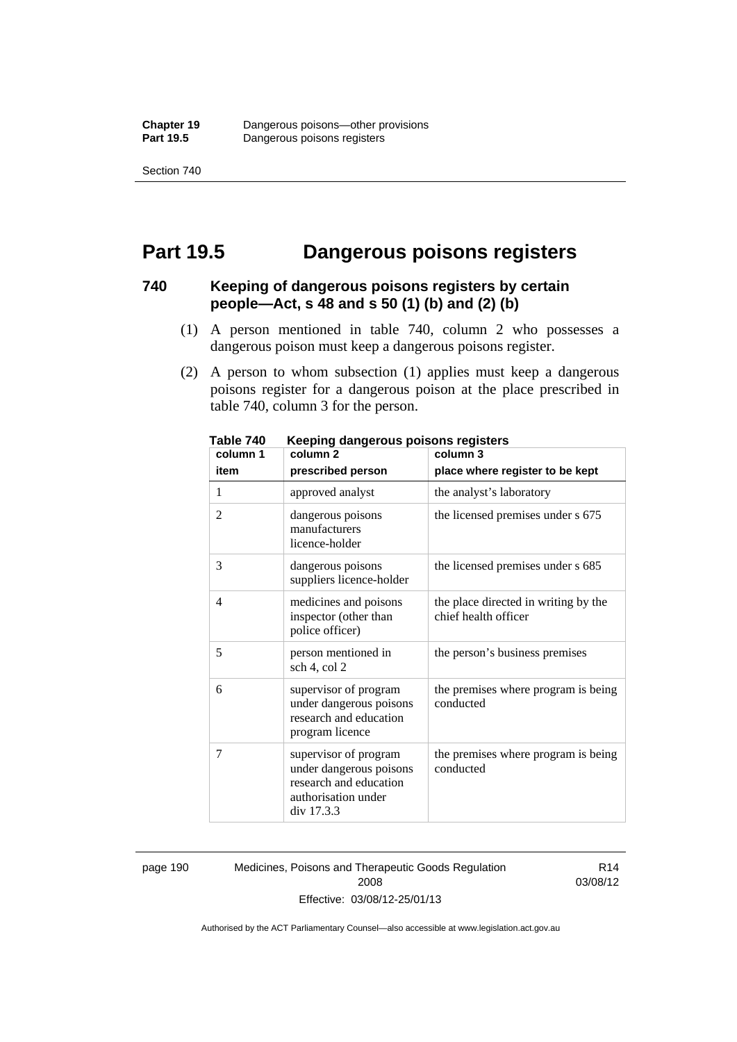# Part 19.5 Dangerous poisons registers

### 740 Keeping of dangerous poisons registers by certain people—Act, s 48 and s 50 (1) (b) and (2) (b)

(1) A person mentioned in table 740, column 2 who possesses a dangerous poison must keep a dangerous poisons register.

(2) A person to whom subsection (1) applies must keep a dangerous poisons register for a dangerous poison at the place prescribed in table 740, column 3 for the person.

**Table 740 Keeping dangerous poisons registers**

| column 1<br>item | column 2<br>prescribed person | column 3<br>place where register to be kept |
|---|---|---|
| 1 | approved analyst | the analyst's laboratory |
| 2 | dangerous poisons manufacturers licence-holder | the licensed premises under s 675 |
| 3 | dangerous poisons suppliers licence-holder | the licensed premises under s 685 |
| 4 | medicines and poisons inspector (other than police officer) | the place directed in writing by the chief health officer |
| 5 | person mentioned in sch 4, col 2 | the person's business premises |
| 6 | supervisor of program under dangerous poisons research and education program licence | the premises where program is being conducted |
| 7 | supervisor of program under dangerous poisons research and education authorisation under div 17.3.3 | the premises where program is being conducted |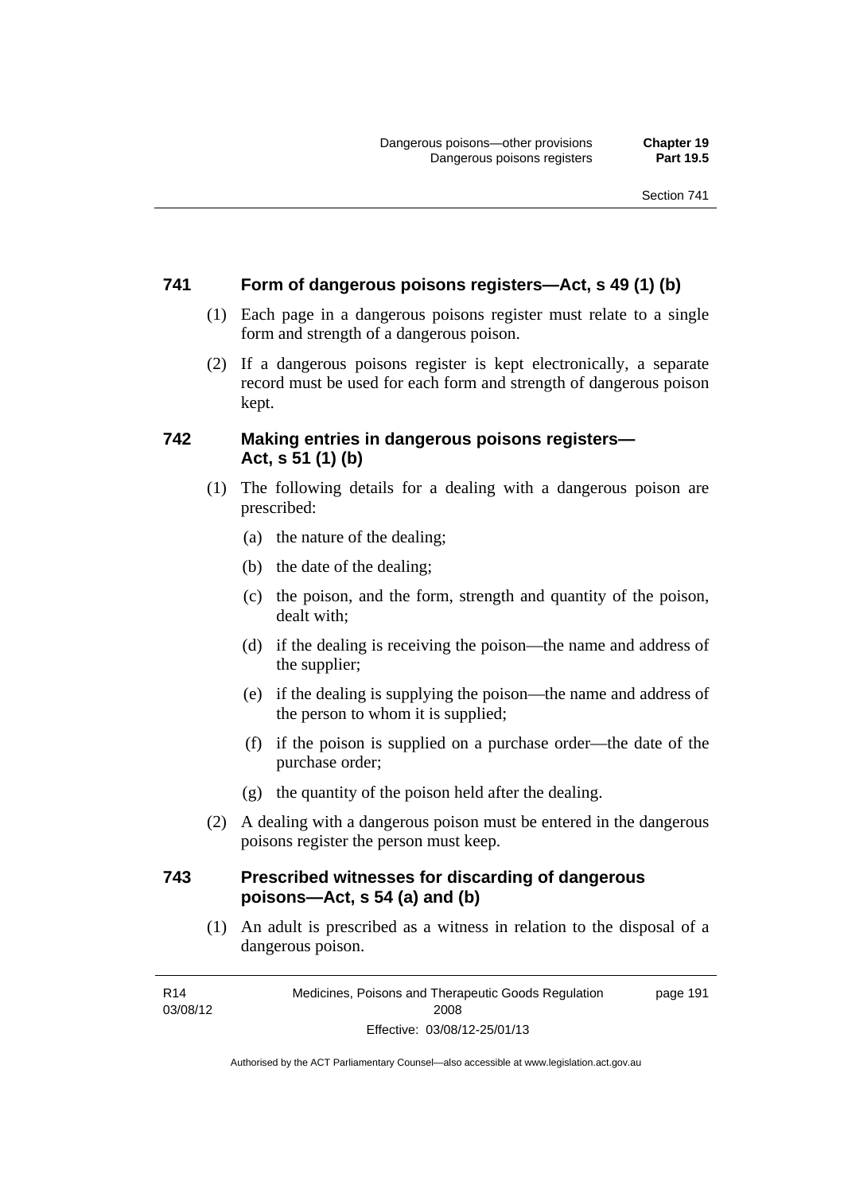### 741 Form of dangerous poisons registers—Act, s 49 (1) (b)

(1) Each page in a dangerous poisons register must relate to a single form and strength of a dangerous poison.

(2) If a dangerous poisons register is kept electronically, a separate record must be used for each form and strength of dangerous poison kept.

### 742 Making entries in dangerous poisons registers—Act, s 51 (1) (b)

(1) The following details for a dealing with a dangerous poison are prescribed:

(a) the nature of the dealing;

(b) the date of the dealing;

(c) the poison, and the form, strength and quantity of the poison, dealt with;

(d) if the dealing is receiving the poison—the name and address of the supplier;

(e) if the dealing is supplying the poison—the name and address of the person to whom it is supplied;

(f) if the poison is supplied on a purchase order—the date of the purchase order;

(g) the quantity of the poison held after the dealing.

(2) A dealing with a dangerous poison must be entered in the dangerous poisons register the person must keep.

### 743 Prescribed witnesses for discarding of dangerous poisons—Act, s 54 (a) and (b)

(1) An adult is prescribed as a witness in relation to the disposal of a dangerous poison.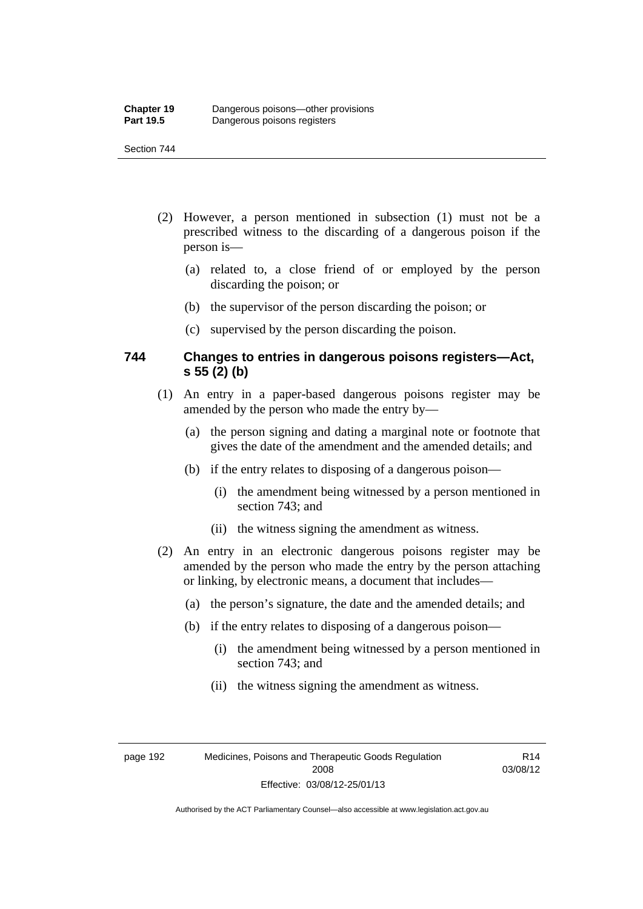(2) However, a person mentioned in subsection (1) must not be a prescribed witness to the discarding of a dangerous poison if the person is—

  (a) related to, a close friend of or employed by the person discarding the poison; or

  (b) the supervisor of the person discarding the poison; or

  (c) supervised by the person discarding the poison.

### 744 Changes to entries in dangerous poisons registers—Act, s 55 (2) (b)

(1) An entry in a paper-based dangerous poisons register may be amended by the person who made the entry by—

  (a) the person signing and dating a marginal note or footnote that gives the date of the amendment and the amended details; and

  (b) if the entry relates to disposing of a dangerous poison—

    (i) the amendment being witnessed by a person mentioned in section 743; and

    (ii) the witness signing the amendment as witness.

(2) An entry in an electronic dangerous poisons register may be amended by the person who made the entry by the person attaching or linking, by electronic means, a document that includes—

  (a) the person's signature, the date and the amended details; and

  (b) if the entry relates to disposing of a dangerous poison—

    (i) the amendment being witnessed by a person mentioned in section 743; and

    (ii) the witness signing the amendment as witness.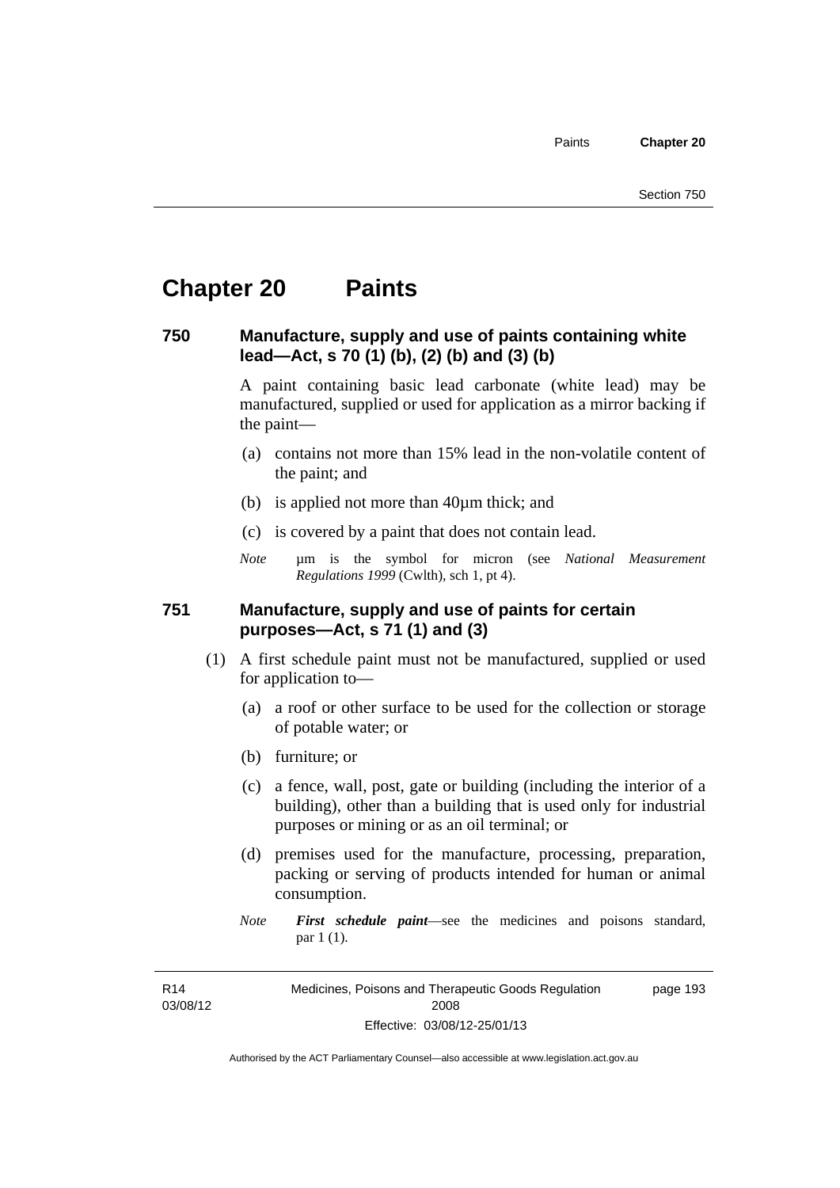# Chapter 20 Paints

## 750 Manufacture, supply and use of paints containing white lead—Act, s 70 (1) (b), (2) (b) and (3) (b)

A paint containing basic lead carbonate (white lead) may be manufactured, supplied or used for application as a mirror backing if the paint—

(a) contains not more than 15% lead in the non-volatile content of the paint; and

(b) is applied not more than 40µm thick; and

(c) is covered by a paint that does not contain lead.

*Note* µm is the symbol for micron (see *National Measurement Regulations 1999* (Cwlth), sch 1, pt 4).

## 751 Manufacture, supply and use of paints for certain purposes—Act, s 71 (1) and (3)

(1) A first schedule paint must not be manufactured, supplied or used for application to—

(a) a roof or other surface to be used for the collection or storage of potable water; or

(b) furniture; or

(c) a fence, wall, post, gate or building (including the interior of a building), other than a building that is used only for industrial purposes or mining or as an oil terminal; or

(d) premises used for the manufacture, processing, preparation, packing or serving of products intended for human or animal consumption.

*Note* ***First schedule paint***—see the medicines and poisons standard, par 1 (1).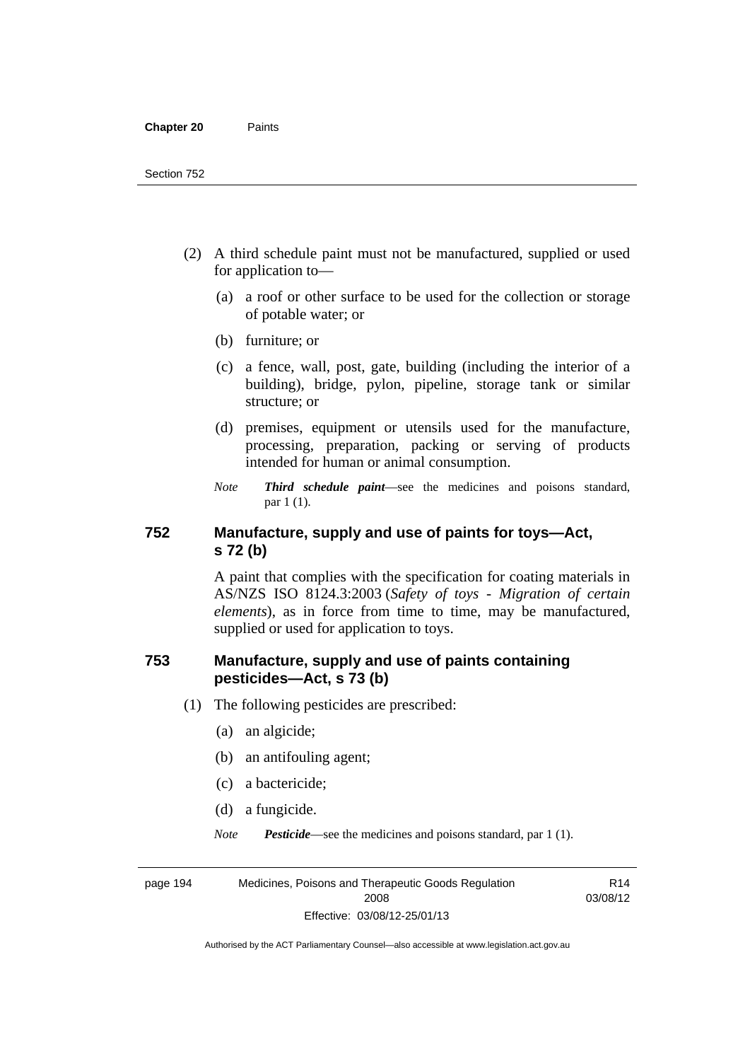(2) A third schedule paint must not be manufactured, supplied or used for application to—

(a) a roof or other surface to be used for the collection or storage of potable water; or

(b) furniture; or

(c) a fence, wall, post, gate, building (including the interior of a building), bridge, pylon, pipeline, storage tank or similar structure; or

(d) premises, equipment or utensils used for the manufacture, processing, preparation, packing or serving of products intended for human or animal consumption.

*Note* ***Third schedule paint***—see the medicines and poisons standard, par 1 (1).

## 752 Manufacture, supply and use of paints for toys—Act, s 72 (b)

A paint that complies with the specification for coating materials in AS/NZS ISO 8124.3:2003 (*Safety of toys - Migration of certain elements*), as in force from time to time, may be manufactured, supplied or used for application to toys.

## 753 Manufacture, supply and use of paints containing pesticides—Act, s 73 (b)

(1) The following pesticides are prescribed:

(a) an algicide;

(b) an antifouling agent;

(c) a bactericide;

(d) a fungicide.

*Note* ***Pesticide***—see the medicines and poisons standard, par 1 (1).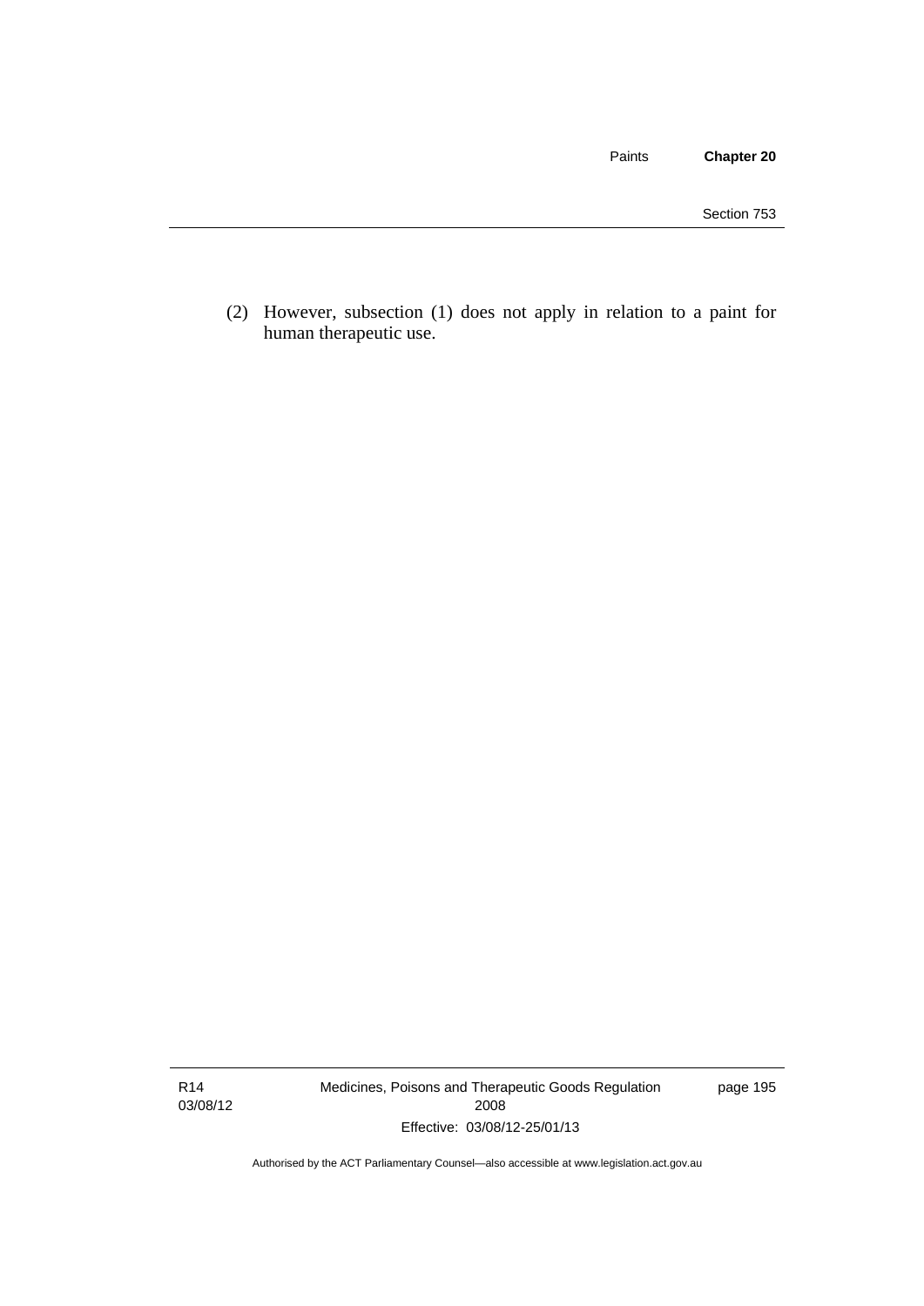(2) However, subsection (1) does not apply in relation to a paint for human therapeutic use.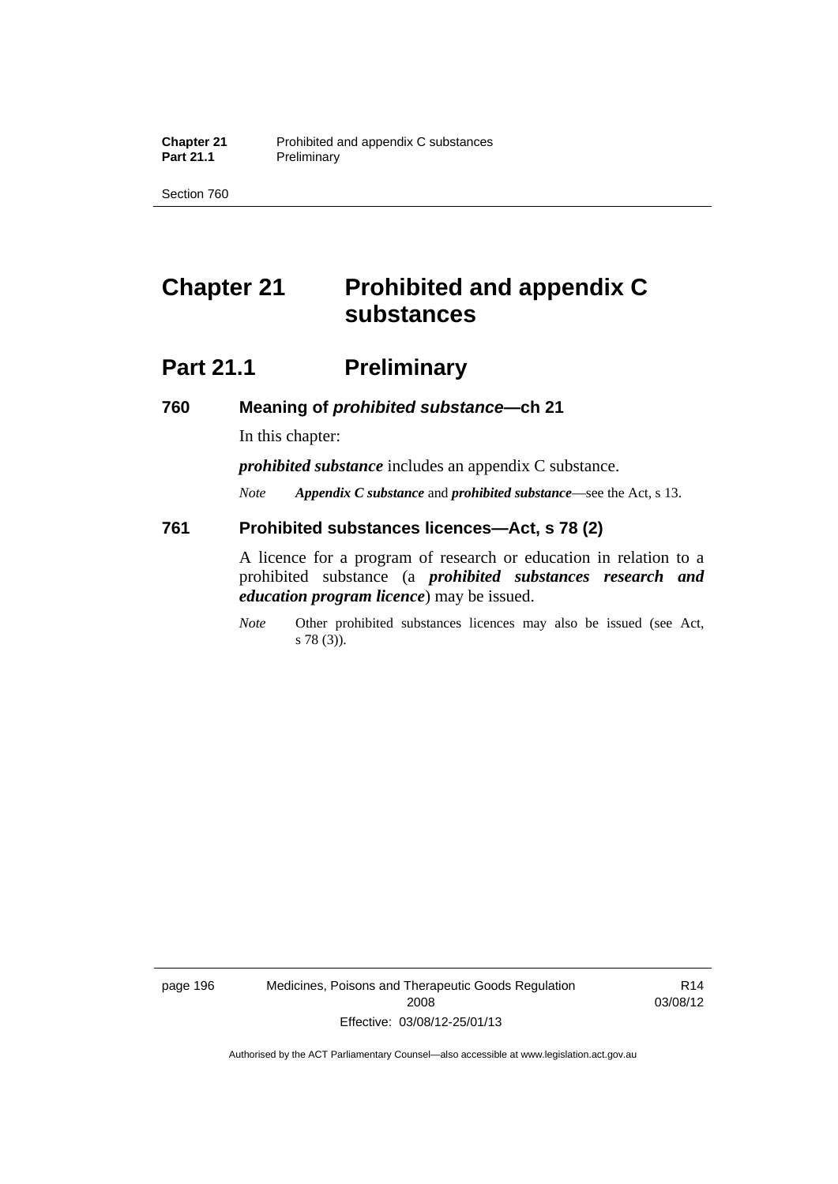# Chapter 21 Prohibited and appendix C substances

## Part 21.1 Preliminary

### 760 Meaning of *prohibited substance*—ch 21

In this chapter:

***prohibited substance*** includes an appendix C substance.

*Note* ***Appendix C substance*** and ***prohibited substance***—see the Act, s 13.

### 761 Prohibited substances licences—Act, s 78 (2)

A licence for a program of research or education in relation to a prohibited substance (a ***prohibited substances research and education program licence***) may be issued.

*Note* Other prohibited substances licences may also be issued (see Act, s 78 (3)).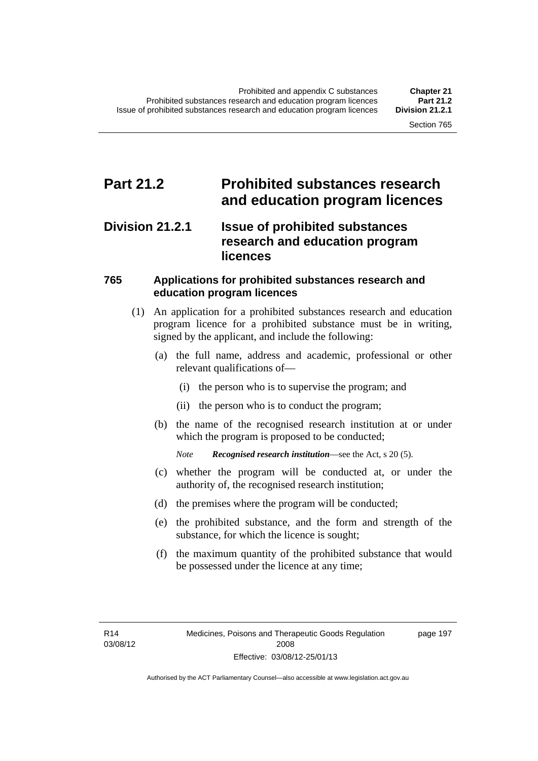# Part 21.2 Prohibited substances research and education program licences

## Division 21.2.1 Issue of prohibited substances research and education program licences

### 765 Applications for prohibited substances research and education program licences

(1) An application for a prohibited substances research and education program licence for a prohibited substance must be in writing, signed by the applicant, and include the following:

(a) the full name, address and academic, professional or other relevant qualifications of—

(i) the person who is to supervise the program; and

(ii) the person who is to conduct the program;

(b) the name of the recognised research institution at or under which the program is proposed to be conducted;

*Note* ***Recognised research institution***—see the Act, s 20 (5).

(c) whether the program will be conducted at, or under the authority of, the recognised research institution;

(d) the premises where the program will be conducted;

(e) the prohibited substance, and the form and strength of the substance, for which the licence is sought;

(f) the maximum quantity of the prohibited substance that would be possessed under the licence at any time;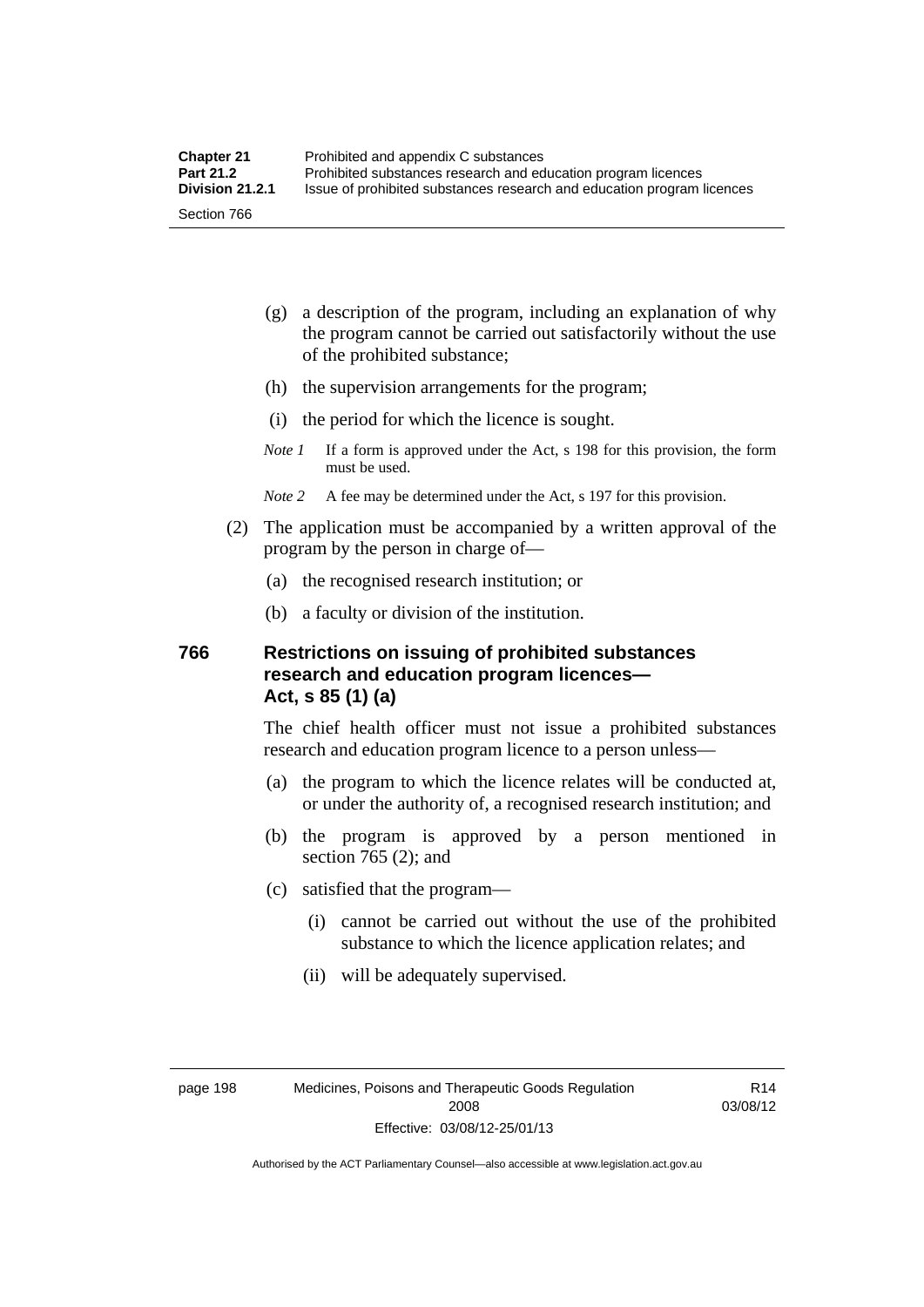(g) a description of the program, including an explanation of why the program cannot be carried out satisfactorily without the use of the prohibited substance;

(h) the supervision arrangements for the program;

(i) the period for which the licence is sought.

*Note 1* If a form is approved under the Act, s 198 for this provision, the form must be used.

*Note 2* A fee may be determined under the Act, s 197 for this provision.

(2) The application must be accompanied by a written approval of the program by the person in charge of—

(a) the recognised research institution; or

(b) a faculty or division of the institution.

### 766 Restrictions on issuing of prohibited substances research and education program licences—Act, s 85 (1) (a)

The chief health officer must not issue a prohibited substances research and education program licence to a person unless—

(a) the program to which the licence relates will be conducted at, or under the authority of, a recognised research institution; and

(b) the program is approved by a person mentioned in section 765 (2); and

(c) satisfied that the program—

(i) cannot be carried out without the use of the prohibited substance to which the licence application relates; and

(ii) will be adequately supervised.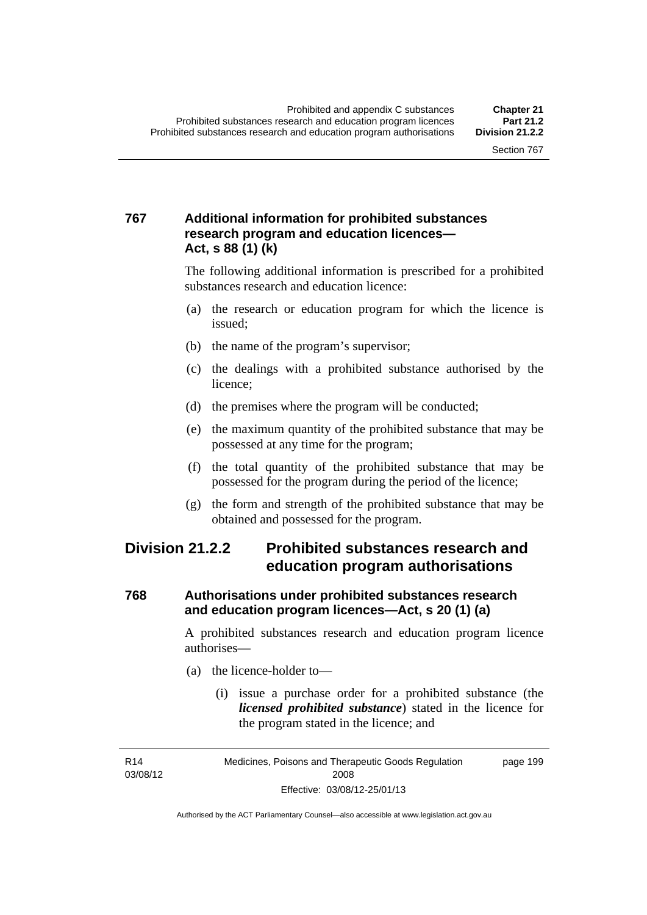### 767 Additional information for prohibited substances research program and education licences—Act, s 88 (1) (k)

The following additional information is prescribed for a prohibited substances research and education licence:

(a) the research or education program for which the licence is issued;

(b) the name of the program's supervisor;

(c) the dealings with a prohibited substance authorised by the licence;

(d) the premises where the program will be conducted;

(e) the maximum quantity of the prohibited substance that may be possessed at any time for the program;

(f) the total quantity of the prohibited substance that may be possessed for the program during the period of the licence;

(g) the form and strength of the prohibited substance that may be obtained and possessed for the program.

## Division 21.2.2 Prohibited substances research and education program authorisations

### 768 Authorisations under prohibited substances research and education program licences—Act, s 20 (1) (a)

A prohibited substances research and education program licence authorises—

(a) the licence-holder to—

(i) issue a purchase order for a prohibited substance (the ***licensed prohibited substance***) stated in the licence for the program stated in the licence; and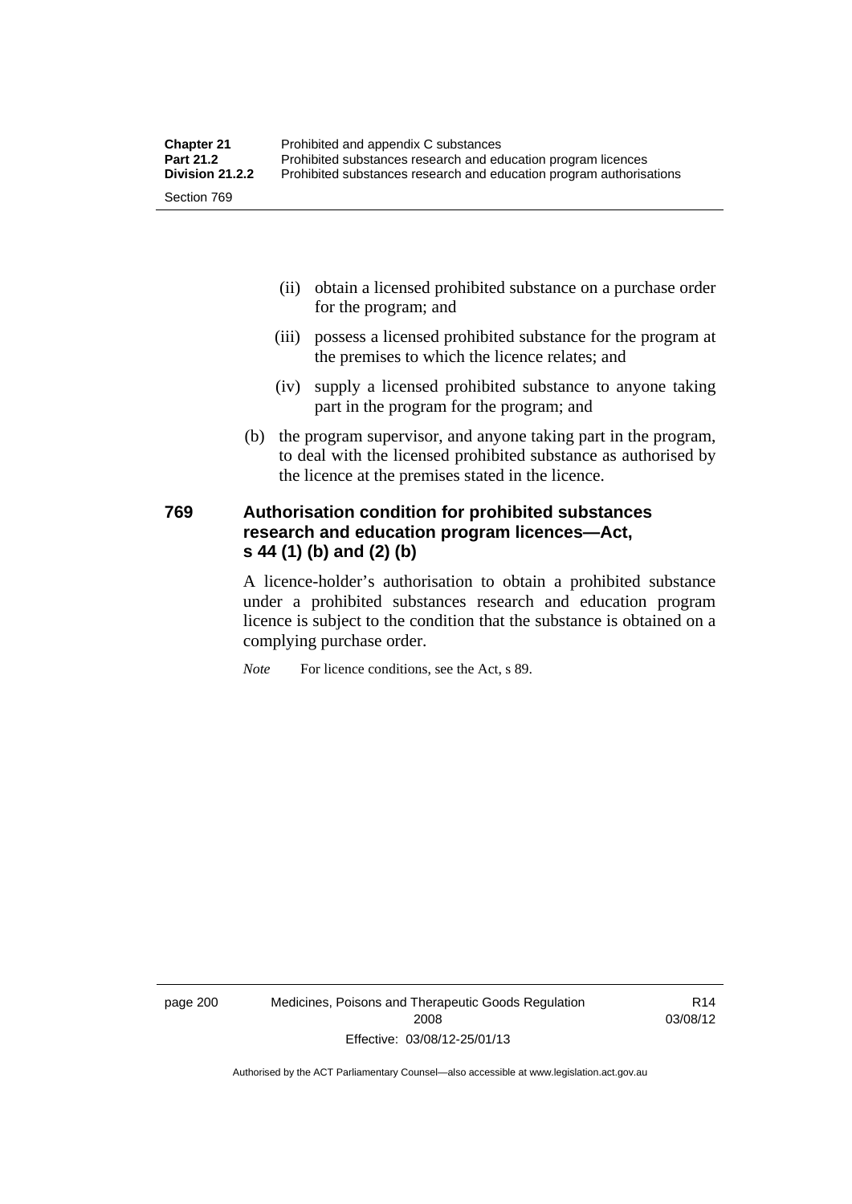(ii) obtain a licensed prohibited substance on a purchase order for the program; and

(iii) possess a licensed prohibited substance for the program at the premises to which the licence relates; and

(iv) supply a licensed prohibited substance to anyone taking part in the program for the program; and

(b) the program supervisor, and anyone taking part in the program, to deal with the licensed prohibited substance as authorised by the licence at the premises stated in the licence.

## 769 Authorisation condition for prohibited substances research and education program licences—Act, s 44 (1) (b) and (2) (b)

A licence-holder's authorisation to obtain a prohibited substance under a prohibited substances research and education program licence is subject to the condition that the substance is obtained on a complying purchase order.

*Note* For licence conditions, see the Act, s 89.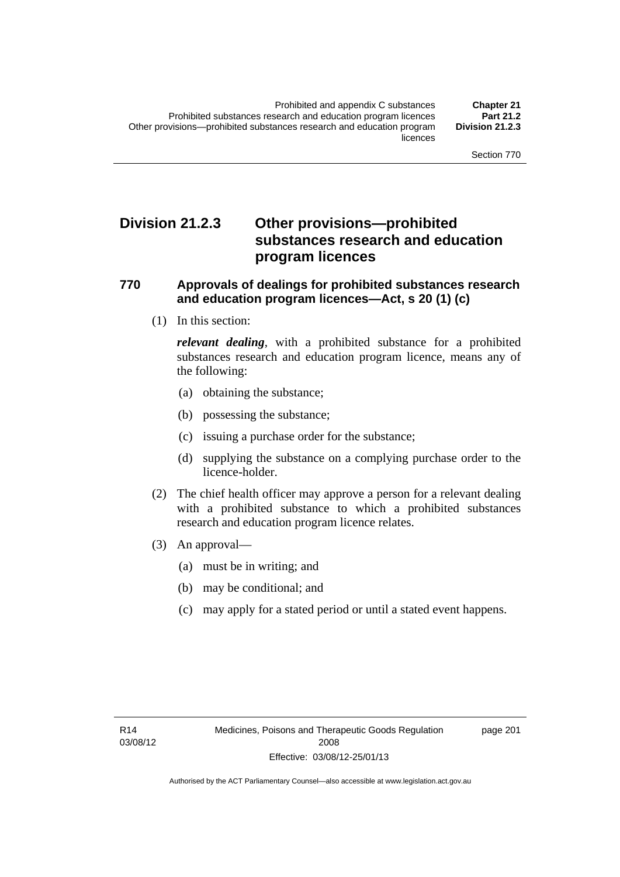# Division 21.2.3 Other provisions—prohibited substances research and education program licences

## 770 Approvals of dealings for prohibited substances research and education program licences—Act, s 20 (1) (c)

(1) In this section:

***relevant dealing***, with a prohibited substance for a prohibited substances research and education program licence, means any of the following:

(a) obtaining the substance;

(b) possessing the substance;

(c) issuing a purchase order for the substance;

(d) supplying the substance on a complying purchase order to the licence-holder.

(2) The chief health officer may approve a person for a relevant dealing with a prohibited substance to which a prohibited substances research and education program licence relates.

(3) An approval—

(a) must be in writing; and

(b) may be conditional; and

(c) may apply for a stated period or until a stated event happens.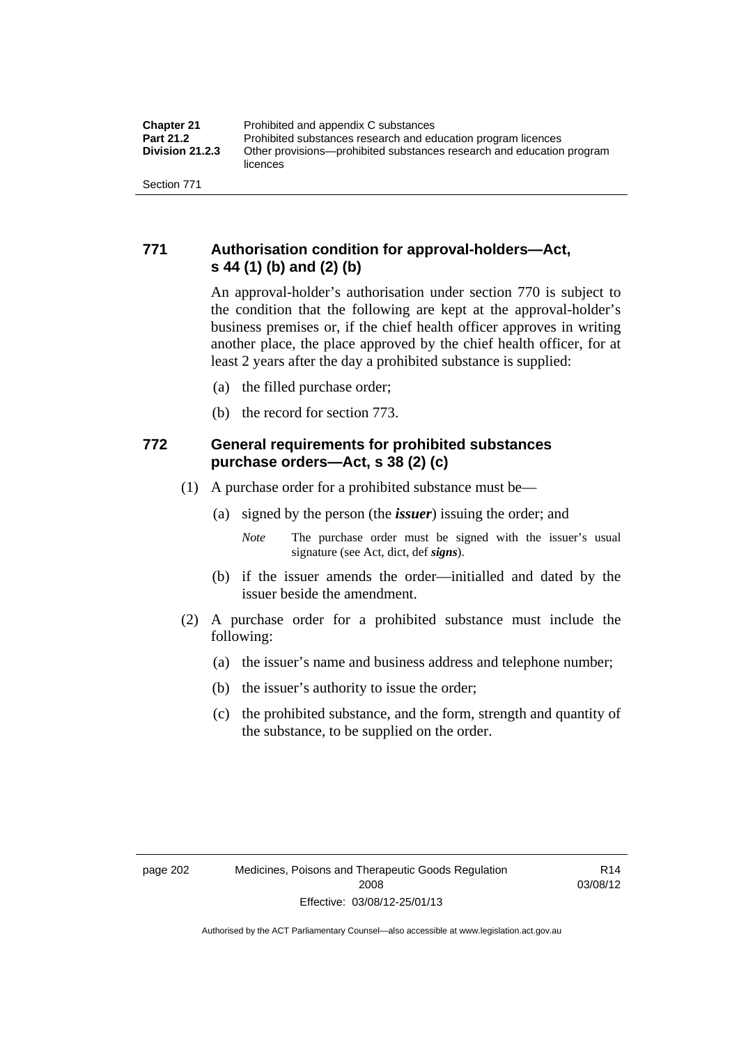## 771 Authorisation condition for approval-holders—Act, s 44 (1) (b) and (2) (b)

An approval-holder's authorisation under section 770 is subject to the condition that the following are kept at the approval-holder's business premises or, if the chief health officer approves in writing another place, the place approved by the chief health officer, for at least 2 years after the day a prohibited substance is supplied:

(a) the filled purchase order;

(b) the record for section 773.

## 772 General requirements for prohibited substances purchase orders—Act, s 38 (2) (c)

(1) A purchase order for a prohibited substance must be—

(a) signed by the person (the ***issuer***) issuing the order; and

*Note* The purchase order must be signed with the issuer's usual signature (see Act, dict, def ***signs***).

(b) if the issuer amends the order—initialled and dated by the issuer beside the amendment.

(2) A purchase order for a prohibited substance must include the following:

(a) the issuer's name and business address and telephone number;

(b) the issuer's authority to issue the order;

(c) the prohibited substance, and the form, strength and quantity of the substance, to be supplied on the order.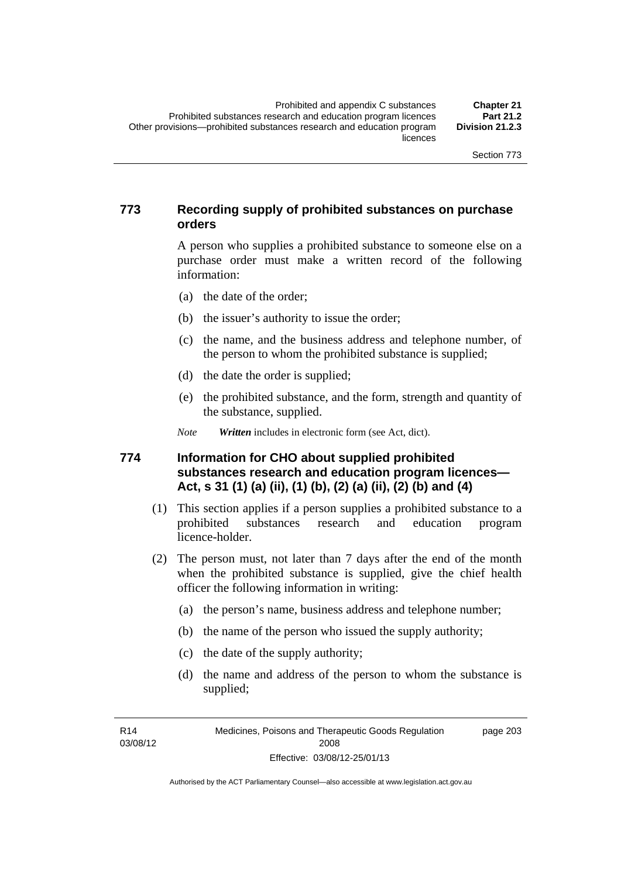## 773 Recording supply of prohibited substances on purchase orders

A person who supplies a prohibited substance to someone else on a purchase order must make a written record of the following information:

(a) the date of the order;

(b) the issuer's authority to issue the order;

(c) the name, and the business address and telephone number, of the person to whom the prohibited substance is supplied;

(d) the date the order is supplied;

(e) the prohibited substance, and the form, strength and quantity of the substance, supplied.

*Note* ***Written*** includes in electronic form (see Act, dict).

## 774 Information for CHO about supplied prohibited substances research and education program licences—Act, s 31 (1) (a) (ii), (1) (b), (2) (a) (ii), (2) (b) and (4)

(1) This section applies if a person supplies a prohibited substance to a prohibited substances research and education program licence-holder.

(2) The person must, not later than 7 days after the end of the month when the prohibited substance is supplied, give the chief health officer the following information in writing:

(a) the person's name, business address and telephone number;

(b) the name of the person who issued the supply authority;

(c) the date of the supply authority;

(d) the name and address of the person to whom the substance is supplied;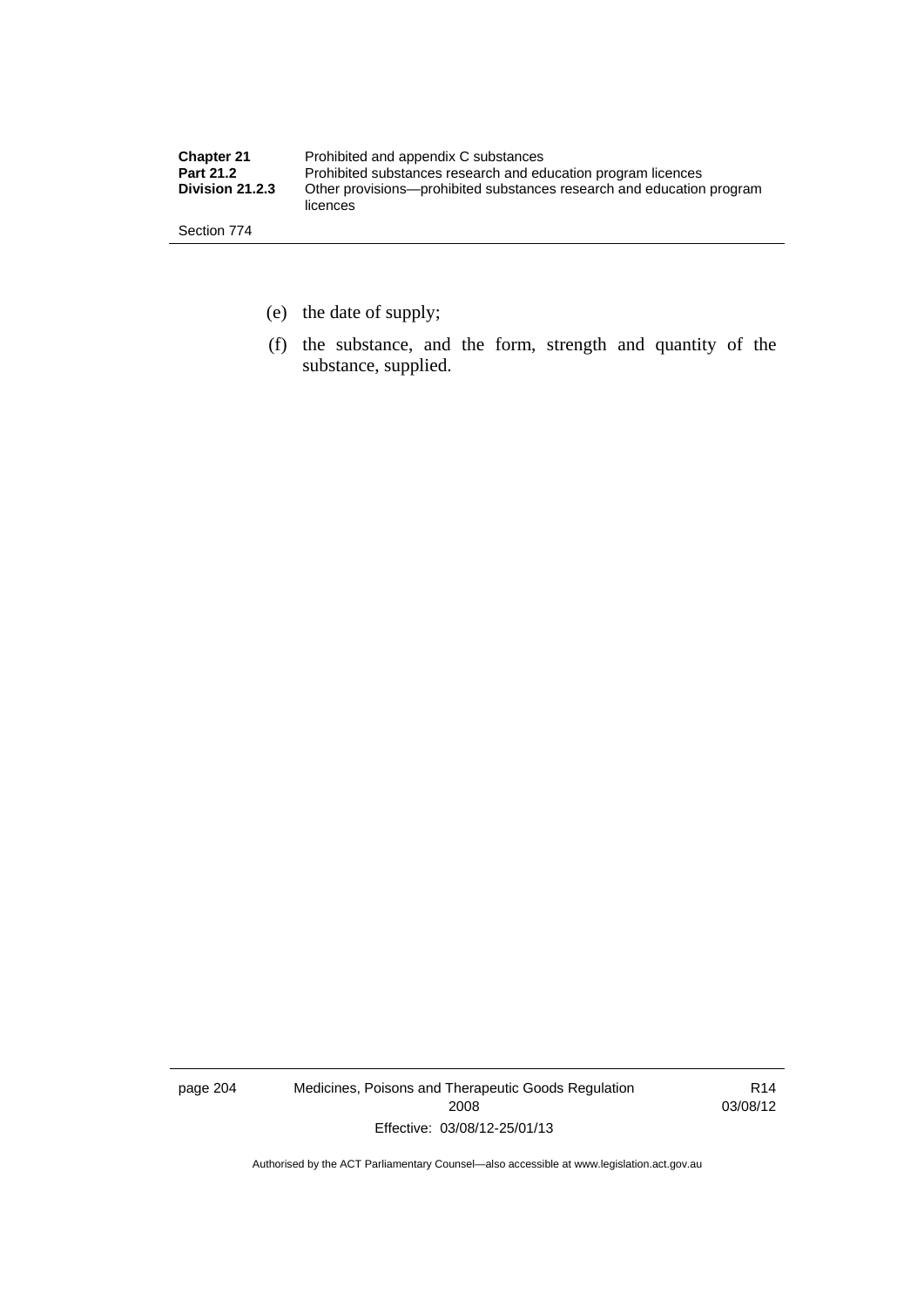(e) the date of supply;

(f) the substance, and the form, strength and quantity of the substance, supplied.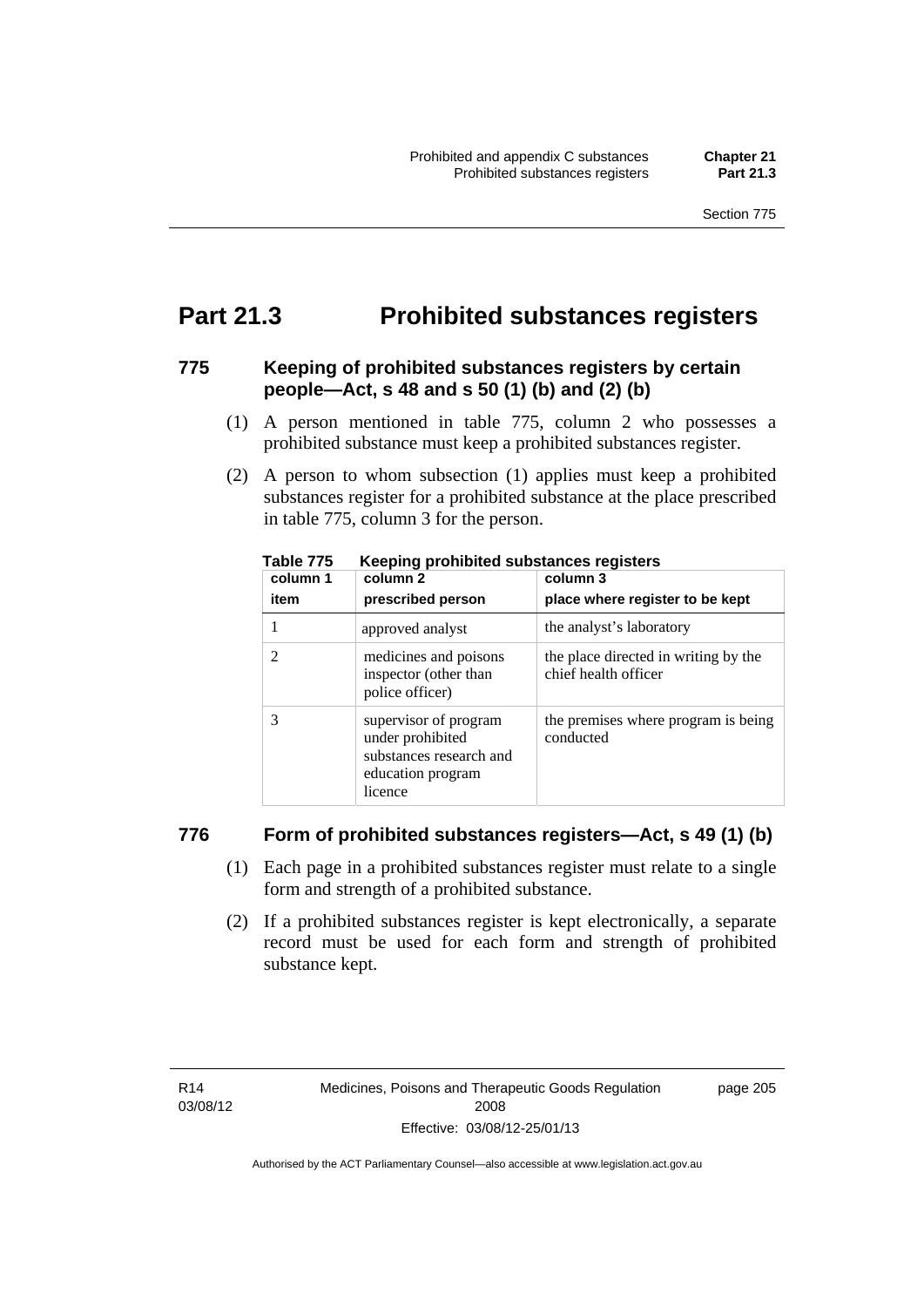# Part 21.3 Prohibited substances registers

### 775 Keeping of prohibited substances registers by certain people—Act, s 48 and s 50 (1) (b) and (2) (b)

(1) A person mentioned in table 775, column 2 who possesses a prohibited substance must keep a prohibited substances register.

(2) A person to whom subsection (1) applies must keep a prohibited substances register for a prohibited substance at the place prescribed in table 775, column 3 for the person.

**Table 775 Keeping prohibited substances registers**

| column 1<br>item | column 2<br>prescribed person | column 3<br>place where register to be kept |
|---|---|---|
| 1 | approved analyst | the analyst's laboratory |
| 2 | medicines and poisons inspector (other than police officer) | the place directed in writing by the chief health officer |
| 3 | supervisor of program under prohibited substances research and education program licence | the premises where program is being conducted |

### 776 Form of prohibited substances registers—Act, s 49 (1) (b)

(1) Each page in a prohibited substances register must relate to a single form and strength of a prohibited substance.

(2) If a prohibited substances register is kept electronically, a separate record must be used for each form and strength of prohibited substance kept.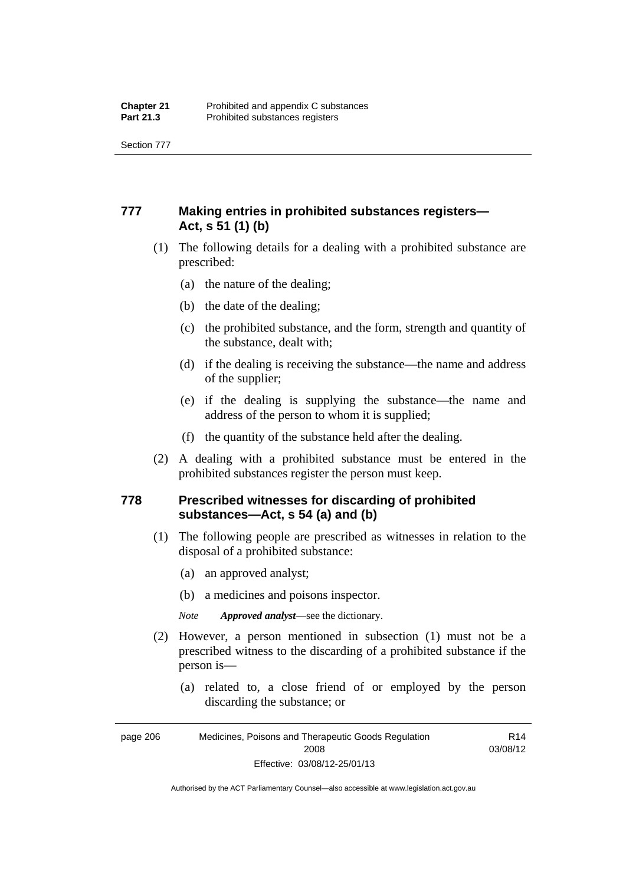### 777 Making entries in prohibited substances registers—Act, s 51 (1) (b)

(1) The following details for a dealing with a prohibited substance are prescribed:

(a) the nature of the dealing;

(b) the date of the dealing;

(c) the prohibited substance, and the form, strength and quantity of the substance, dealt with;

(d) if the dealing is receiving the substance—the name and address of the supplier;

(e) if the dealing is supplying the substance—the name and address of the person to whom it is supplied;

(f) the quantity of the substance held after the dealing.

(2) A dealing with a prohibited substance must be entered in the prohibited substances register the person must keep.

### 778 Prescribed witnesses for discarding of prohibited substances—Act, s 54 (a) and (b)

(1) The following people are prescribed as witnesses in relation to the disposal of a prohibited substance:

(a) an approved analyst;

(b) a medicines and poisons inspector.

*Note* ***Approved analyst***—see the dictionary.

(2) However, a person mentioned in subsection (1) must not be a prescribed witness to the discarding of a prohibited substance if the person is—

(a) related to, a close friend of or employed by the person discarding the substance; or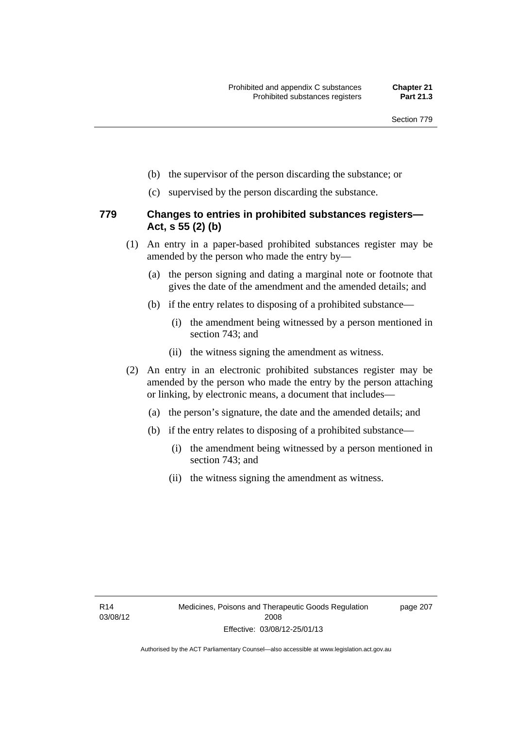(b) the supervisor of the person discarding the substance; or

(c) supervised by the person discarding the substance.

### 779 Changes to entries in prohibited substances registers—Act, s 55 (2) (b)

(1) An entry in a paper-based prohibited substances register may be amended by the person who made the entry by—

(a) the person signing and dating a marginal note or footnote that gives the date of the amendment and the amended details; and

(b) if the entry relates to disposing of a prohibited substance—

(i) the amendment being witnessed by a person mentioned in section 743; and

(ii) the witness signing the amendment as witness.

(2) An entry in an electronic prohibited substances register may be amended by the person who made the entry by the person attaching or linking, by electronic means, a document that includes—

(a) the person's signature, the date and the amended details; and

(b) if the entry relates to disposing of a prohibited substance—

(i) the amendment being witnessed by a person mentioned in section 743; and

(ii) the witness signing the amendment as witness.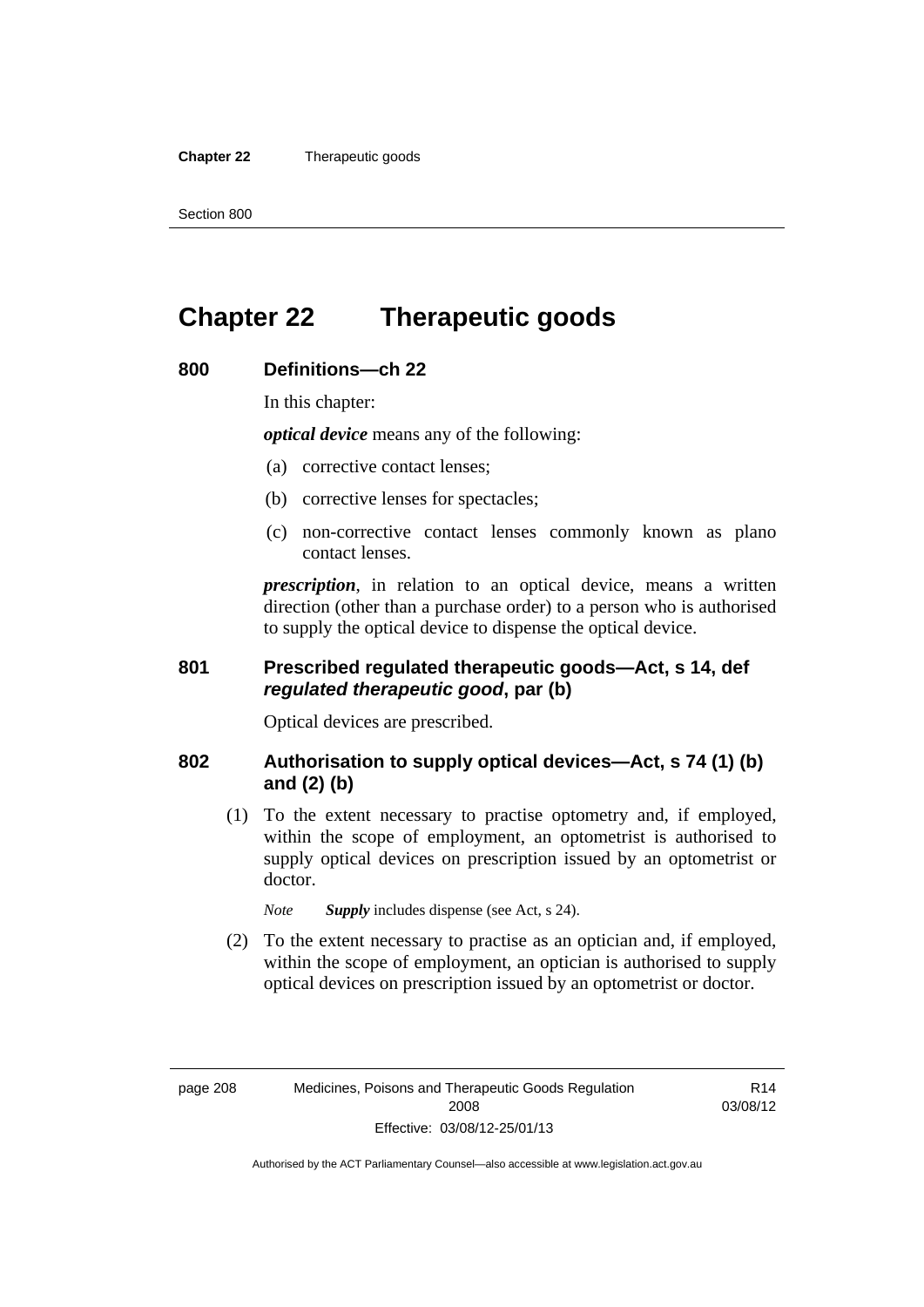# Chapter 22 Therapeutic goods

## 800 Definitions—ch 22

In this chapter:

***optical device*** means any of the following:

(a) corrective contact lenses;

(b) corrective lenses for spectacles;

(c) non-corrective contact lenses commonly known as plano contact lenses.

***prescription***, in relation to an optical device, means a written direction (other than a purchase order) to a person who is authorised to supply the optical device to dispense the optical device.

## 801 Prescribed regulated therapeutic goods—Act, s 14, def *regulated therapeutic good*, par (b)

Optical devices are prescribed.

## 802 Authorisation to supply optical devices—Act, s 74 (1) (b) and (2) (b)

(1) To the extent necessary to practise optometry and, if employed, within the scope of employment, an optometrist is authorised to supply optical devices on prescription issued by an optometrist or doctor.

*Note* ***Supply*** includes dispense (see Act, s 24).

(2) To the extent necessary to practise as an optician and, if employed, within the scope of employment, an optician is authorised to supply optical devices on prescription issued by an optometrist or doctor.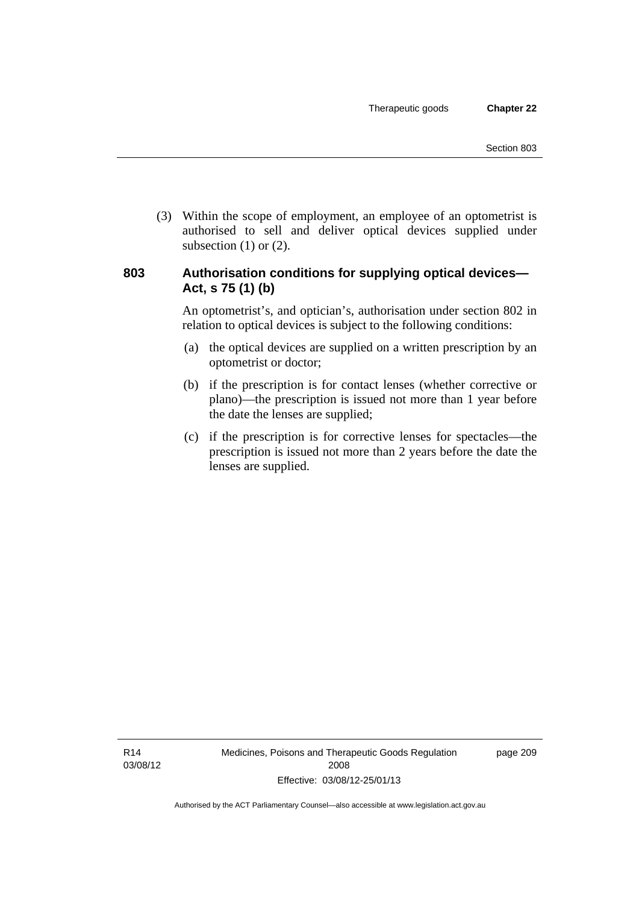(3) Within the scope of employment, an employee of an optometrist is authorised to sell and deliver optical devices supplied under subsection (1) or (2).

## 803 Authorisation conditions for supplying optical devices—Act, s 75 (1) (b)

An optometrist's, and optician's, authorisation under section 802 in relation to optical devices is subject to the following conditions:

(a) the optical devices are supplied on a written prescription by an optometrist or doctor;

(b) if the prescription is for contact lenses (whether corrective or plano)—the prescription is issued not more than 1 year before the date the lenses are supplied;

(c) if the prescription is for corrective lenses for spectacles—the prescription is issued not more than 2 years before the date the lenses are supplied.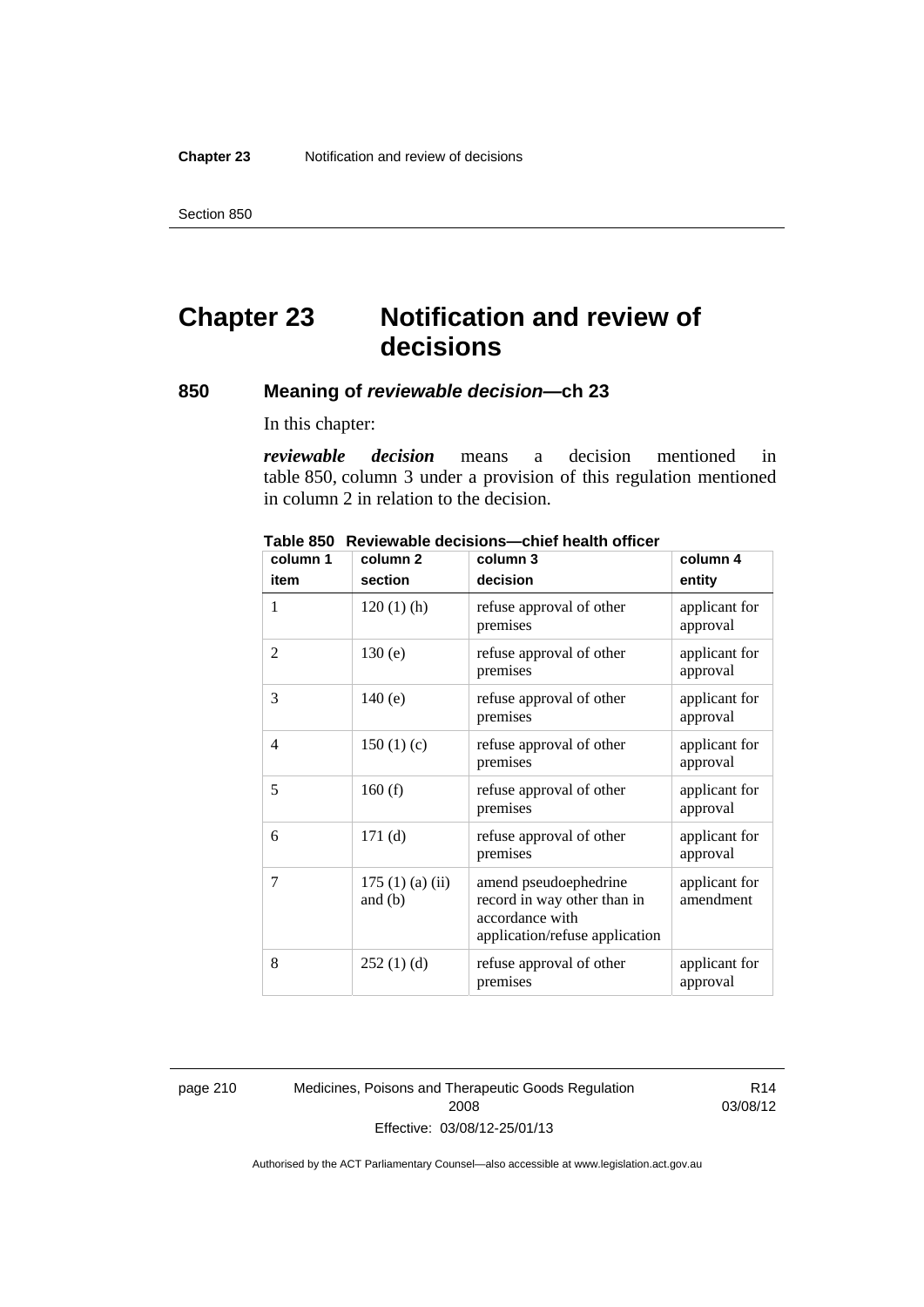# Chapter 23 Notification and review of decisions

## 850 Meaning of *reviewable decision*—ch 23

In this chapter:

***reviewable decision*** means a decision mentioned in table 850, column 3 under a provision of this regulation mentioned in column 2 in relation to the decision.

**Table 850 Reviewable decisions—chief health officer**

| column 1<br>item | column 2<br>section | column 3<br>decision | column 4<br>entity |
|---|---|---|---|
| 1 | 120 (1) (h) | refuse approval of other premises | applicant for approval |
| 2 | 130 (e) | refuse approval of other premises | applicant for approval |
| 3 | 140 (e) | refuse approval of other premises | applicant for approval |
| 4 | 150 (1) (c) | refuse approval of other premises | applicant for approval |
| 5 | 160 (f) | refuse approval of other premises | applicant for approval |
| 6 | 171 (d) | refuse approval of other premises | applicant for approval |
| 7 | 175 (1) (a) (ii) and (b) | amend pseudoephedrine record in way other than in accordance with application/refuse application | applicant for amendment |
| 8 | 252 (1) (d) | refuse approval of other premises | applicant for approval |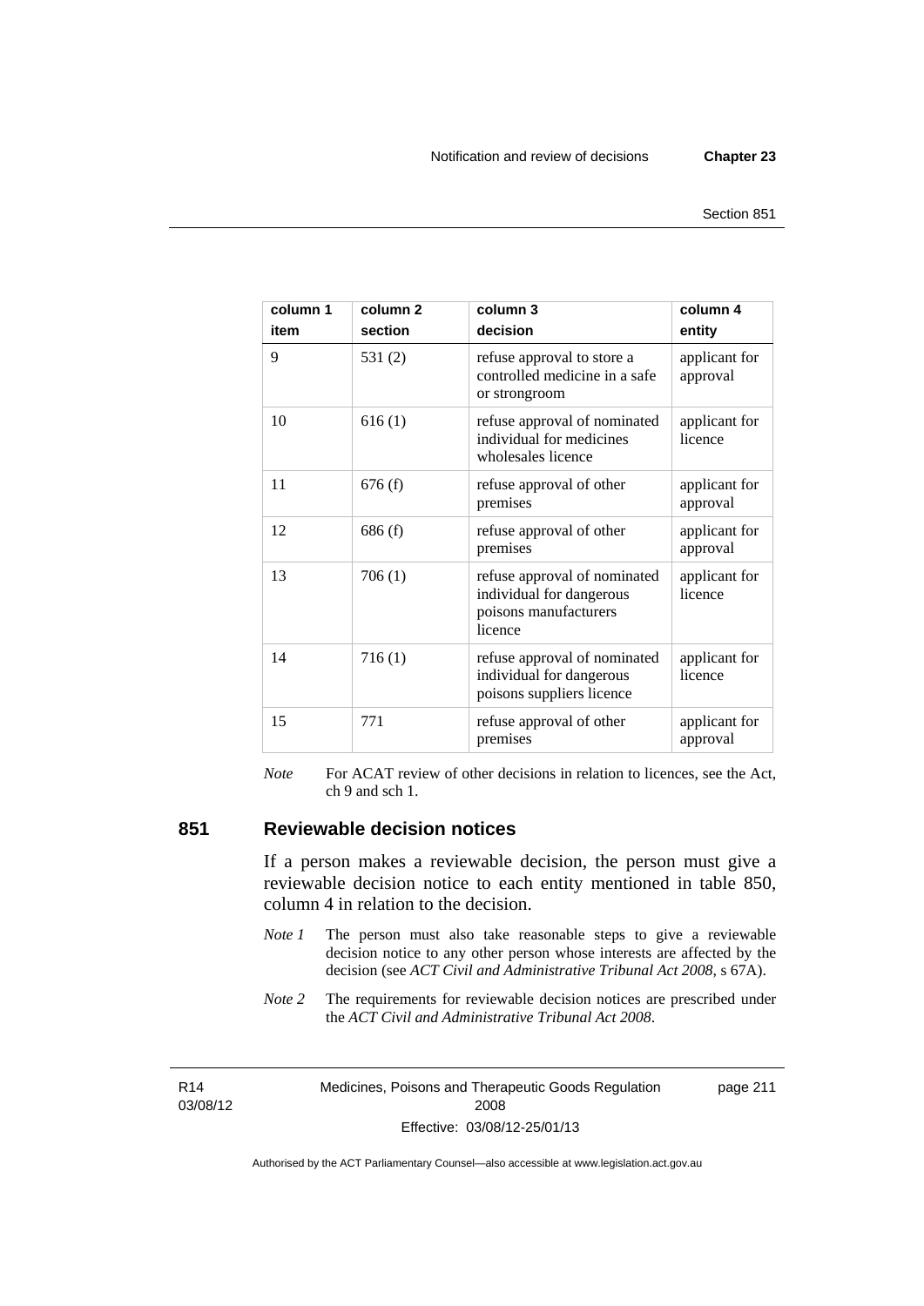| column 1<br>item | column 2<br>section | column 3<br>decision | column 4<br>entity |
|---|---|---|---|
| 9 | 531 (2) | refuse approval to store a controlled medicine in a safe or strongroom | applicant for approval |
| 10 | 616 (1) | refuse approval of nominated individual for medicines wholesales licence | applicant for licence |
| 11 | 676 (f) | refuse approval of other premises | applicant for approval |
| 12 | 686 (f) | refuse approval of other premises | applicant for approval |
| 13 | 706 (1) | refuse approval of nominated individual for dangerous poisons manufacturers licence | applicant for licence |
| 14 | 716 (1) | refuse approval of nominated individual for dangerous poisons suppliers licence | applicant for licence |
| 15 | 771 | refuse approval of other premises | applicant for approval |

*Note* For ACAT review of other decisions in relation to licences, see the Act, ch 9 and sch 1.

## 851 Reviewable decision notices

If a person makes a reviewable decision, the person must give a reviewable decision notice to each entity mentioned in table 850, column 4 in relation to the decision.

*Note 1* The person must also take reasonable steps to give a reviewable decision notice to any other person whose interests are affected by the decision (see *ACT Civil and Administrative Tribunal Act 2008*, s 67A).

*Note 2* The requirements for reviewable decision notices are prescribed under the *ACT Civil and Administrative Tribunal Act 2008*.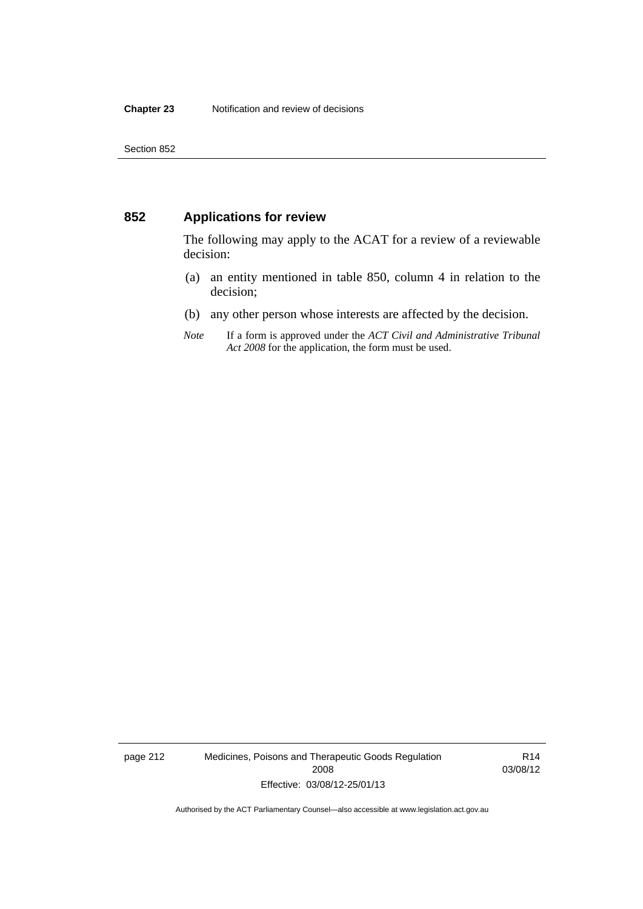## 852 Applications for review

The following may apply to the ACAT for a review of a reviewable decision:

(a) an entity mentioned in table 850, column 4 in relation to the decision;

(b) any other person whose interests are affected by the decision.

*Note* If a form is approved under the *ACT Civil and Administrative Tribunal Act 2008* for the application, the form must be used.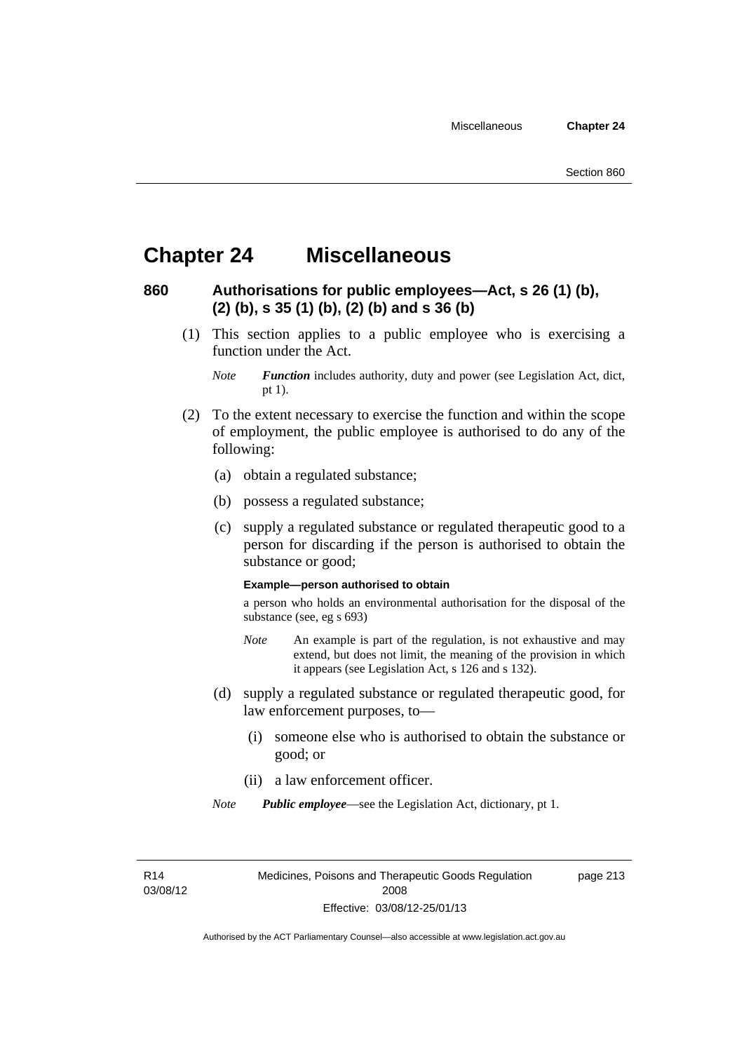# Chapter 24 Miscellaneous

### 860 Authorisations for public employees—Act, s 26 (1) (b), (2) (b), s 35 (1) (b), (2) (b) and s 36 (b)

(1) This section applies to a public employee who is exercising a function under the Act.

*Note* ***Function*** includes authority, duty and power (see Legislation Act, dict, pt 1).

(2) To the extent necessary to exercise the function and within the scope of employment, the public employee is authorised to do any of the following:

(a) obtain a regulated substance;

(b) possess a regulated substance;

(c) supply a regulated substance or regulated therapeutic good to a person for discarding if the person is authorised to obtain the substance or good;

**Example—person authorised to obtain**

a person who holds an environmental authorisation for the disposal of the substance (see, eg s 693)

*Note* An example is part of the regulation, is not exhaustive and may extend, but does not limit, the meaning of the provision in which it appears (see Legislation Act, s 126 and s 132).

(d) supply a regulated substance or regulated therapeutic good, for law enforcement purposes, to—

(i) someone else who is authorised to obtain the substance or good; or

(ii) a law enforcement officer.

*Note* ***Public employee***—see the Legislation Act, dictionary, pt 1.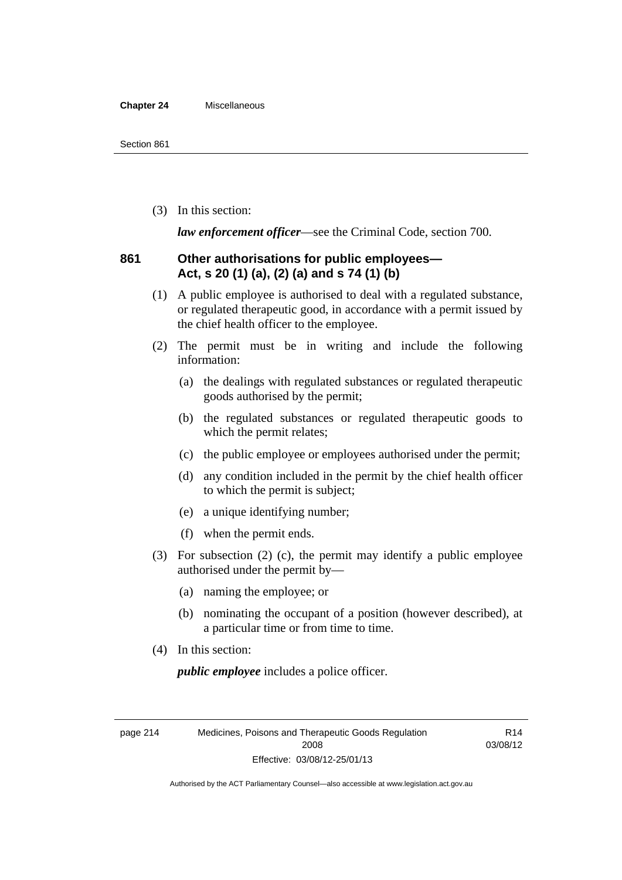(3) In this section:

***law enforcement officer***—see the Criminal Code, section 700.

### 861 Other authorisations for public employees—Act, s 20 (1) (a), (2) (a) and s 74 (1) (b)

(1) A public employee is authorised to deal with a regulated substance, or regulated therapeutic good, in accordance with a permit issued by the chief health officer to the employee.

(2) The permit must be in writing and include the following information:

(a) the dealings with regulated substances or regulated therapeutic goods authorised by the permit;

(b) the regulated substances or regulated therapeutic goods to which the permit relates;

(c) the public employee or employees authorised under the permit;

(d) any condition included in the permit by the chief health officer to which the permit is subject;

(e) a unique identifying number;

(f) when the permit ends.

(3) For subsection (2) (c), the permit may identify a public employee authorised under the permit by—

(a) naming the employee; or

(b) nominating the occupant of a position (however described), at a particular time or from time to time.

(4) In this section:

***public employee*** includes a police officer.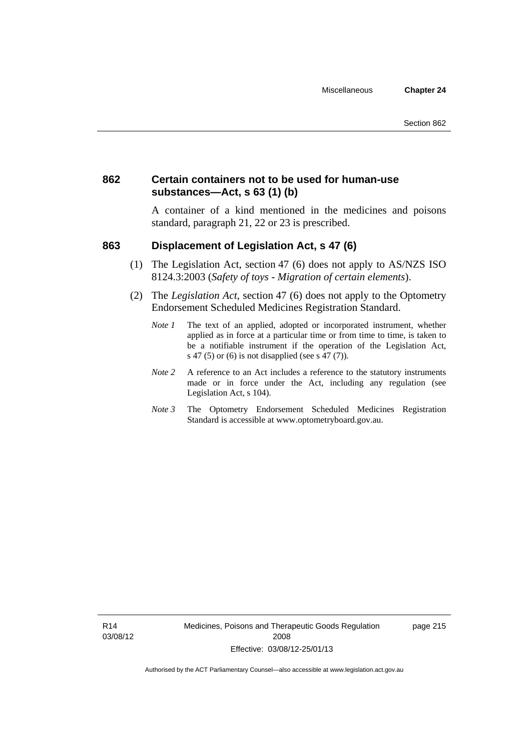### 862 Certain containers not to be used for human-use substances—Act, s 63 (1) (b)

A container of a kind mentioned in the medicines and poisons standard, paragraph 21, 22 or 23 is prescribed.

### 863 Displacement of Legislation Act, s 47 (6)

(1) The Legislation Act, section 47 (6) does not apply to AS/NZS ISO 8124.3:2003 (*Safety of toys - Migration of certain elements*).

(2) The *Legislation Act*, section 47 (6) does not apply to the Optometry Endorsement Scheduled Medicines Registration Standard.

*Note 1* The text of an applied, adopted or incorporated instrument, whether applied as in force at a particular time or from time to time, is taken to be a notifiable instrument if the operation of the Legislation Act, s 47 (5) or (6) is not disapplied (see s 47 (7)).

*Note 2* A reference to an Act includes a reference to the statutory instruments made or in force under the Act, including any regulation (see Legislation Act, s 104).

*Note 3* The Optometry Endorsement Scheduled Medicines Registration Standard is accessible at www.optometryboard.gov.au.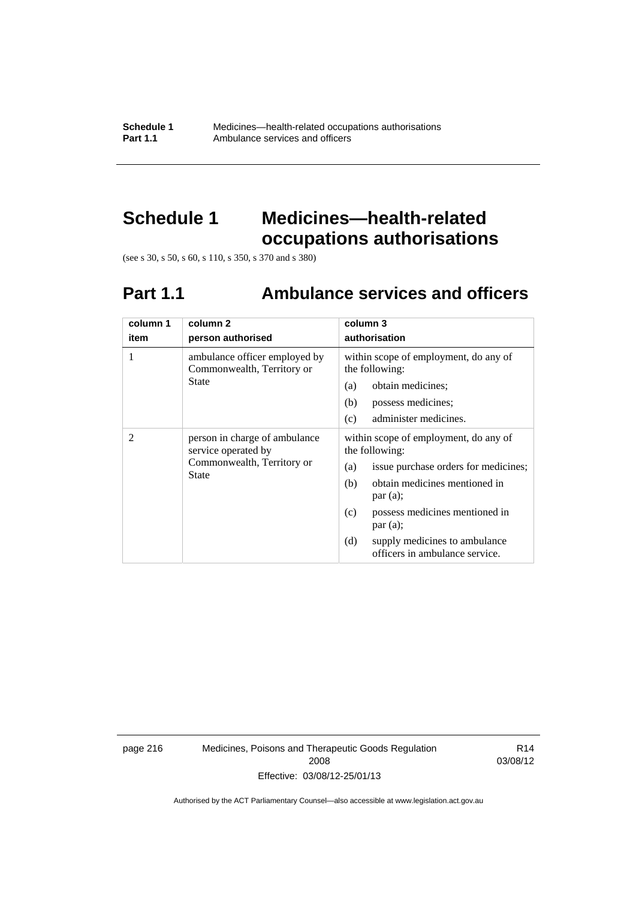# Schedule 1 Medicines—health-related occupations authorisations

(see s 30, s 50, s 60, s 110, s 350, s 370 and s 380)

## Part 1.1 Ambulance services and officers

| column 1<br>item | column 2<br>person authorised | column 3<br>authorisation |
|---|---|---|
| 1 | ambulance officer employed by Commonwealth, Territory or State | within scope of employment, do any of the following:<br>(a) obtain medicines;<br>(b) possess medicines;<br>(c) administer medicines. |
| 2 | person in charge of ambulance service operated by Commonwealth, Territory or State | within scope of employment, do any of the following:<br>(a) issue purchase orders for medicines;<br>(b) obtain medicines mentioned in par (a);<br>(c) possess medicines mentioned in par (a);<br>(d) supply medicines to ambulance officers in ambulance service. |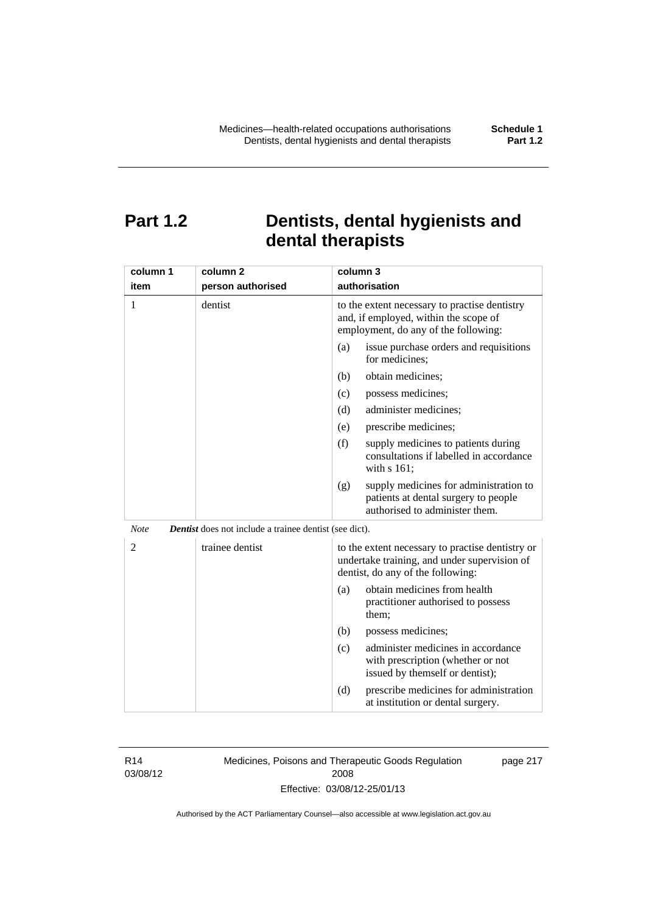# Part 1.2 Dentists, dental hygienists and dental therapists

| column 1<br>item | column 2<br>person authorised | column 3<br>authorisation |
|---|---|---|
| 1 | dentist | to the extent necessary to practise dentistry and, if employed, within the scope of employment, do any of the following:<br>(a) issue purchase orders and requisitions for medicines;<br>(b) obtain medicines;<br>(c) possess medicines;<br>(d) administer medicines;<br>(e) prescribe medicines;<br>(f) supply medicines to patients during consultations if labelled in accordance with s 161;<br>(g) supply medicines for administration to patients at dental surgery to people authorised to administer them. |

*Note* ***Dentist*** does not include a trainee dentist (see dict).

| column 1<br>item | column 2<br>person authorised | column 3<br>authorisation |
|---|---|---|
| 2 | trainee dentist | to the extent necessary to practise dentistry or undertake training, and under supervision of dentist, do any of the following:<br>(a) obtain medicines from health practitioner authorised to possess them;<br>(b) possess medicines;<br>(c) administer medicines in accordance with prescription (whether or not issued by themself or dentist);<br>(d) prescribe medicines for administration at institution or dental surgery. |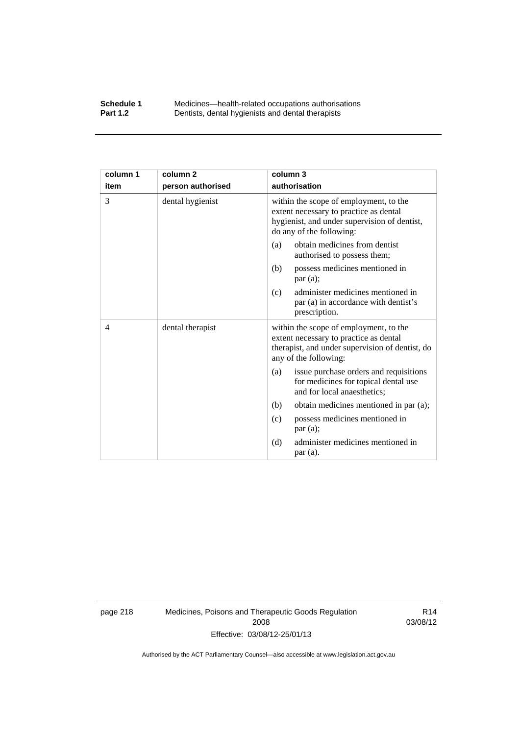| column 1<br>item | column 2<br>person authorised | column 3<br>authorisation |
|---|---|---|
| 3 | dental hygienist | within the scope of employment, to the extent necessary to practice as dental hygienist, and under supervision of dentist, do any of the following:<br>(a) obtain medicines from dentist authorised to possess them;<br>(b) possess medicines mentioned in par (a);<br>(c) administer medicines mentioned in par (a) in accordance with dentist's prescription. |
| 4 | dental therapist | within the scope of employment, to the extent necessary to practice as dental therapist, and under supervision of dentist, do any of the following:<br>(a) issue purchase orders and requisitions for medicines for topical dental use and for local anaesthetics;<br>(b) obtain medicines mentioned in par (a);<br>(c) possess medicines mentioned in par (a);<br>(d) administer medicines mentioned in par (a). |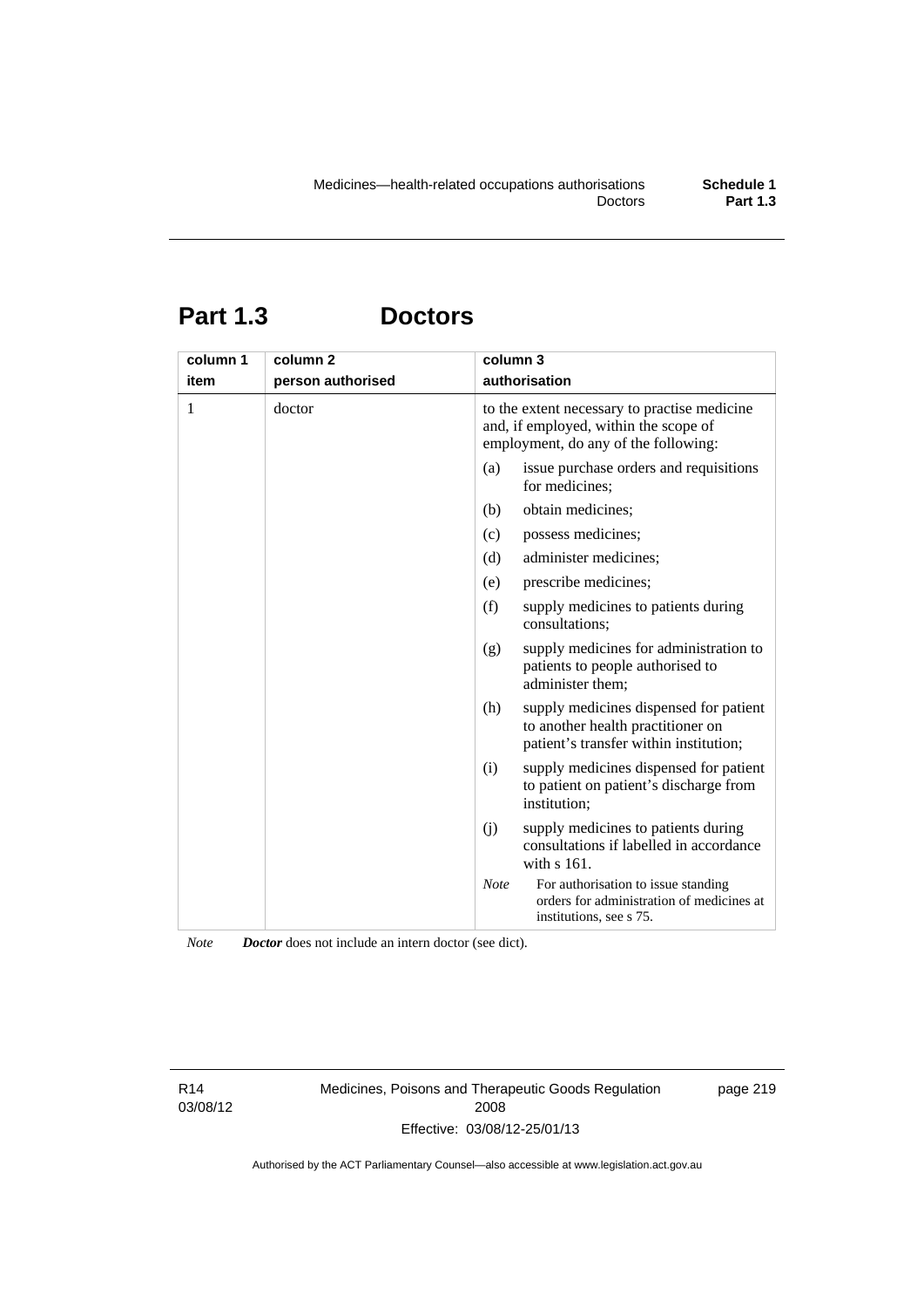# Part 1.3 Doctors

| column 1<br>item | column 2<br>person authorised | column 3<br>authorisation |
|---|---|---|
| 1 | doctor | to the extent necessary to practise medicine and, if employed, within the scope of employment, do any of the following:<br>(a) issue purchase orders and requisitions for medicines;<br>(b) obtain medicines;<br>(c) possess medicines;<br>(d) administer medicines;<br>(e) prescribe medicines;<br>(f) supply medicines to patients during consultations;<br>(g) supply medicines for administration to patients to people authorised to administer them;<br>(h) supply medicines dispensed for patient to another health practitioner on patient's transfer within institution;<br>(i) supply medicines dispensed for patient to patient on patient's discharge from institution;<br>(j) supply medicines to patients during consultations if labelled in accordance with s 161.<br>*Note* For authorisation to issue standing orders for administration of medicines at institutions, see s 75. |

*Note* ***Doctor*** does not include an intern doctor (see dict).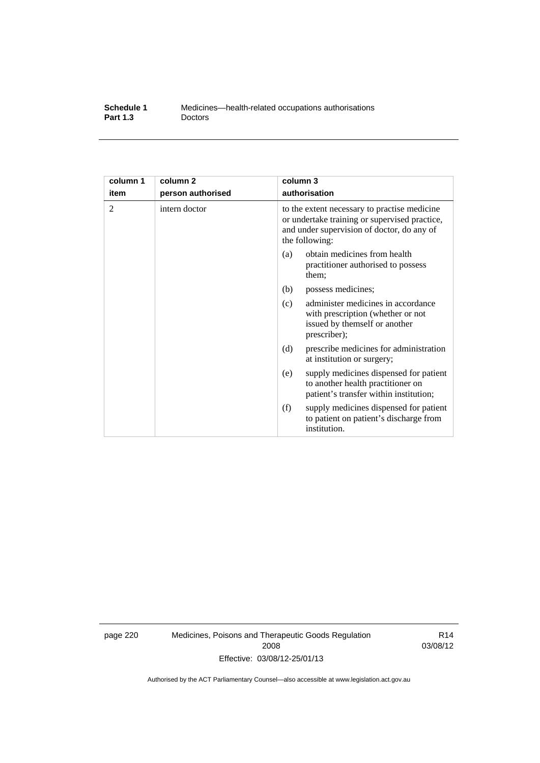| column 1 item | column 2 person authorised | column 3 authorisation |
|---|---|---|
| 2 | intern doctor | to the extent necessary to practise medicine or undertake training or supervised practice, and under supervision of doctor, do any of the following:<br>(a) obtain medicines from health practitioner authorised to possess them;<br>(b) possess medicines;<br>(c) administer medicines in accordance with prescription (whether or not issued by themself or another prescriber);<br>(d) prescribe medicines for administration at institution or surgery;<br>(e) supply medicines dispensed for patient to another health practitioner on patient's transfer within institution;<br>(f) supply medicines dispensed for patient to patient on patient's discharge from institution. |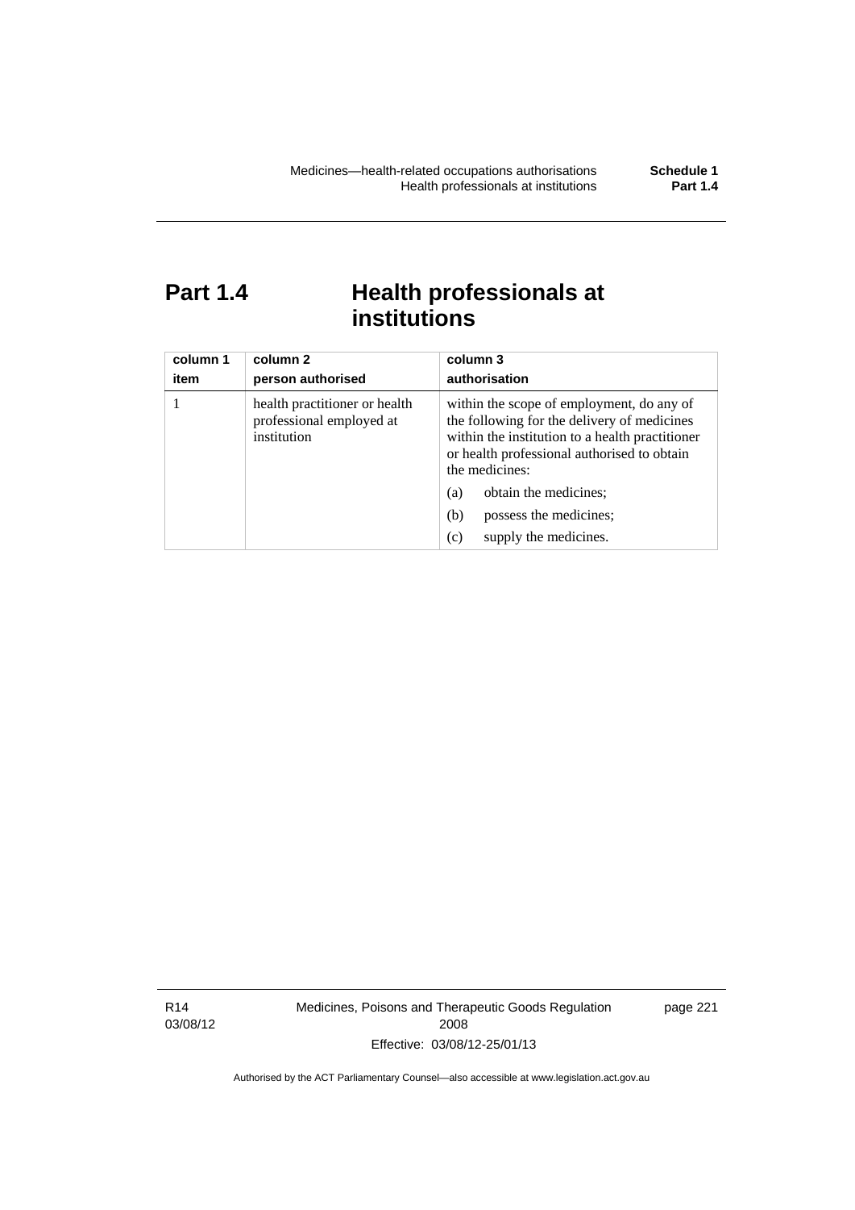# Part 1.4 Health professionals at institutions

| column 1<br>item | column 2<br>person authorised | column 3<br>authorisation |
|---|---|---|
| 1 | health practitioner or health professional employed at institution | within the scope of employment, do any of the following for the delivery of medicines within the institution to a health practitioner or health professional authorised to obtain the medicines:<br>(a) obtain the medicines;<br>(b) possess the medicines;<br>(c) supply the medicines. |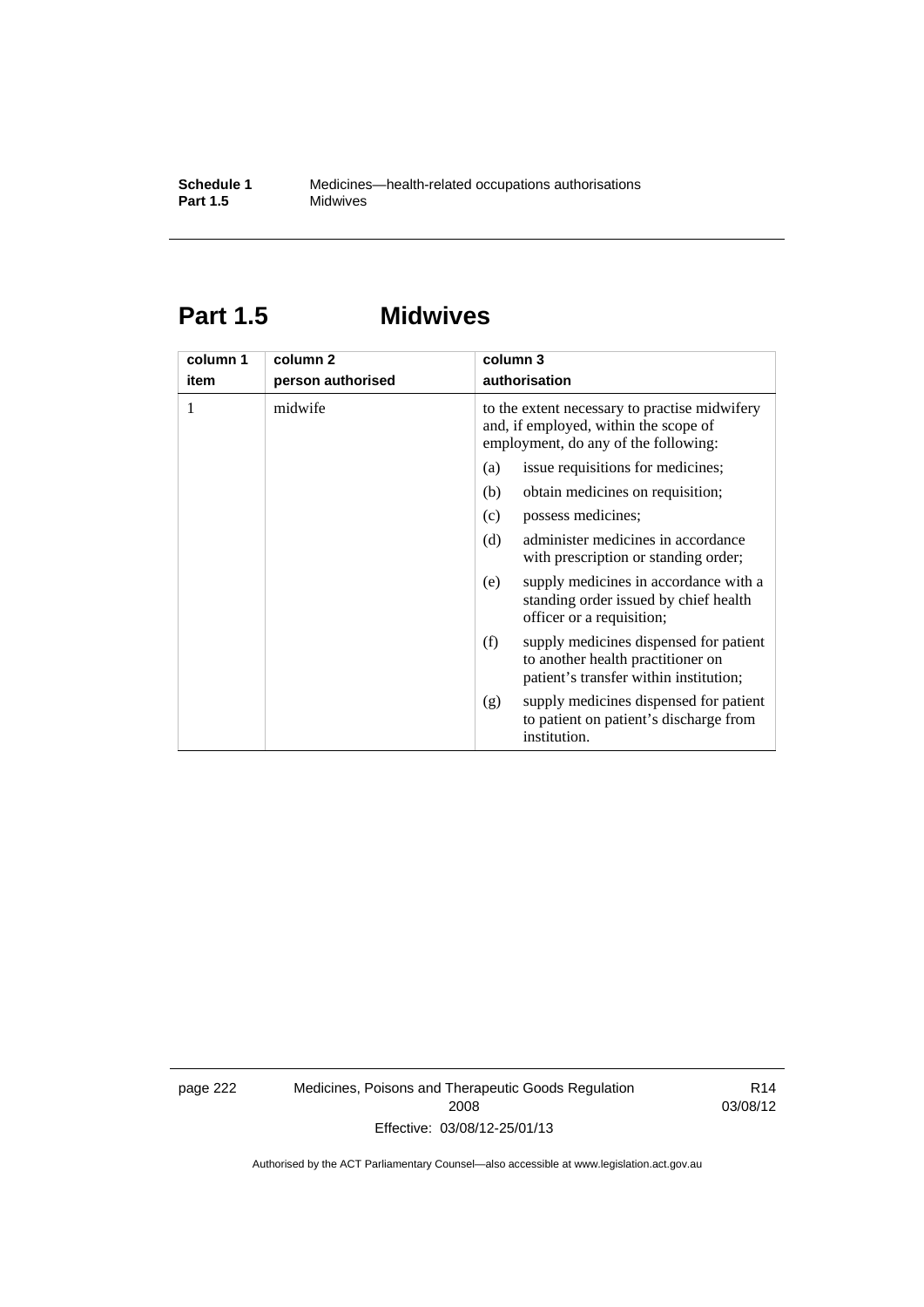# Part 1.5 Midwives

| column 1<br>item | column 2<br>person authorised | column 3<br>authorisation |
|---|---|---|
| 1 | midwife | to the extent necessary to practise midwifery and, if employed, within the scope of employment, do any of the following:<br>(a) issue requisitions for medicines;<br>(b) obtain medicines on requisition;<br>(c) possess medicines;<br>(d) administer medicines in accordance with prescription or standing order;<br>(e) supply medicines in accordance with a standing order issued by chief health officer or a requisition;<br>(f) supply medicines dispensed for patient to another health practitioner on patient's transfer within institution;<br>(g) supply medicines dispensed for patient to patient on patient's discharge from institution. |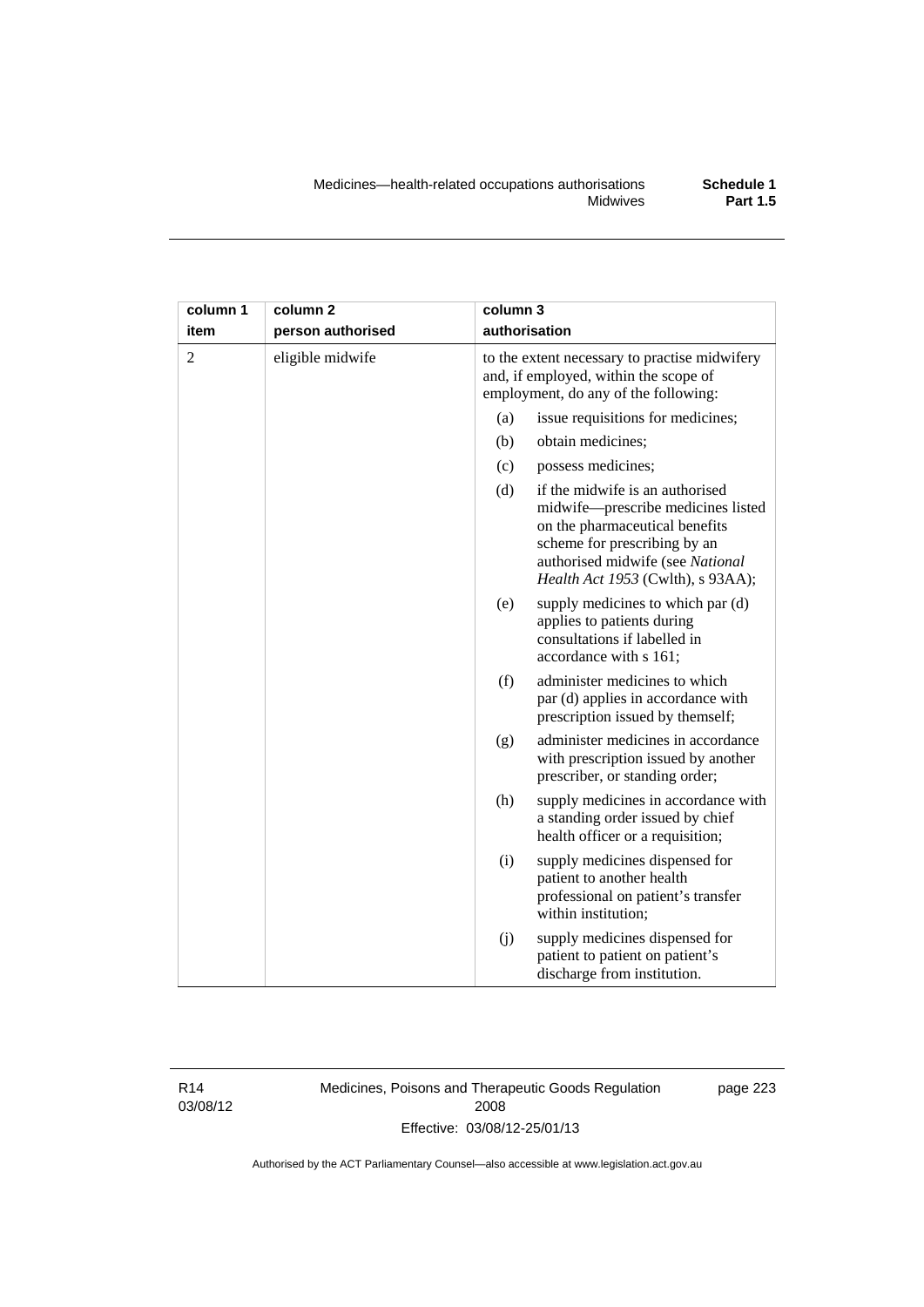| column 1 item | column 2 person authorised | column 3 authorisation |
|---|---|---|
| 2 | eligible midwife | to the extent necessary to practise midwifery and, if employed, within the scope of employment, do any of the following:<br>(a) issue requisitions for medicines;<br>(b) obtain medicines;<br>(c) possess medicines;<br>(d) if the midwife is an authorised midwife—prescribe medicines listed on the pharmaceutical benefits scheme for prescribing by an authorised midwife (see *National Health Act 1953* (Cwlth), s 93AA);<br>(e) supply medicines to which par (d) applies to patients during consultations if labelled in accordance with s 161;<br>(f) administer medicines to which par (d) applies in accordance with prescription issued by themself;<br>(g) administer medicines in accordance with prescription issued by another prescriber, or standing order;<br>(h) supply medicines in accordance with a standing order issued by chief health officer or a requisition;<br>(i) supply medicines dispensed for patient to another health professional on patient's transfer within institution;<br>(j) supply medicines dispensed for patient to patient on patient's discharge from institution. |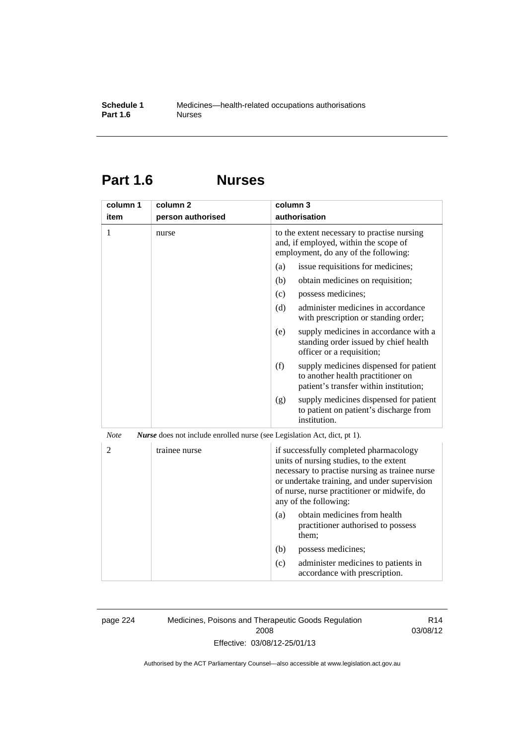## Part 1.6 Nurses

| column 1 item | column 2 person authorised | column 3 authorisation |
|---|---|---|
| 1 | nurse | to the extent necessary to practise nursing and, if employed, within the scope of employment, do any of the following:<br>(a) issue requisitions for medicines;<br>(b) obtain medicines on requisition;<br>(c) possess medicines;<br>(d) administer medicines in accordance with prescription or standing order;<br>(e) supply medicines in accordance with a standing order issued by chief health officer or a requisition;<br>(f) supply medicines dispensed for patient to another health practitioner on patient's transfer within institution;<br>(g) supply medicines dispensed for patient to patient on patient's discharge from institution. |

*Note* ***Nurse*** does not include enrolled nurse (see Legislation Act, dict, pt 1).

| column 1 item | column 2 person authorised | column 3 authorisation |
|---|---|---|
| 2 | trainee nurse | if successfully completed pharmacology units of nursing studies, to the extent necessary to practise nursing as trainee nurse or undertake training, and under supervision of nurse, nurse practitioner or midwife, do any of the following:<br>(a) obtain medicines from health practitioner authorised to possess them;<br>(b) possess medicines;<br>(c) administer medicines to patients in accordance with prescription. |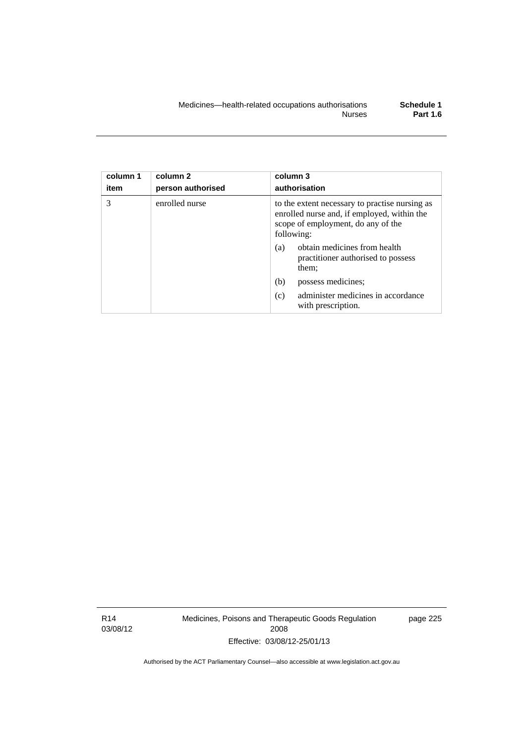| column 1 item | column 2 person authorised | column 3 authorisation |
|---|---|---|
| 3 | enrolled nurse | to the extent necessary to practise nursing as enrolled nurse and, if employed, within the scope of employment, do any of the following: (a) obtain medicines from health practitioner authorised to possess them; (b) possess medicines; (c) administer medicines in accordance with prescription. |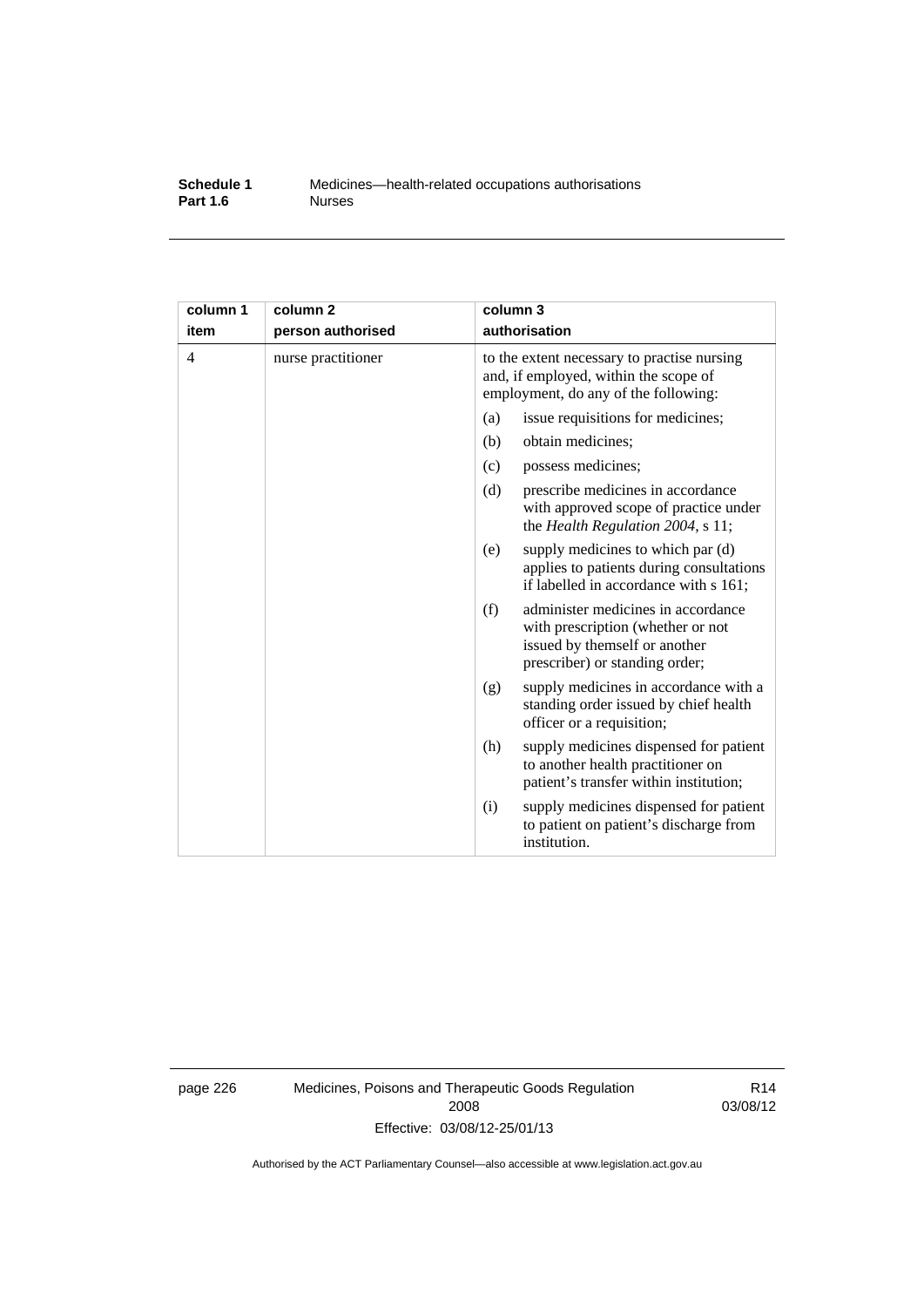| column 1<br>item | column 2<br>person authorised | column 3<br>authorisation |
|---|---|---|
| 4 | nurse practitioner | to the extent necessary to practise nursing and, if employed, within the scope of employment, do any of the following:<br>(a) issue requisitions for medicines;<br>(b) obtain medicines;<br>(c) possess medicines;<br>(d) prescribe medicines in accordance with approved scope of practice under the *Health Regulation 2004*, s 11;<br>(e) supply medicines to which par (d) applies to patients during consultations if labelled in accordance with s 161;<br>(f) administer medicines in accordance with prescription (whether or not issued by themself or another prescriber) or standing order;<br>(g) supply medicines in accordance with a standing order issued by chief health officer or a requisition;<br>(h) supply medicines dispensed for patient to another health practitioner on patient's transfer within institution;<br>(i) supply medicines dispensed for patient to patient on patient's discharge from institution. |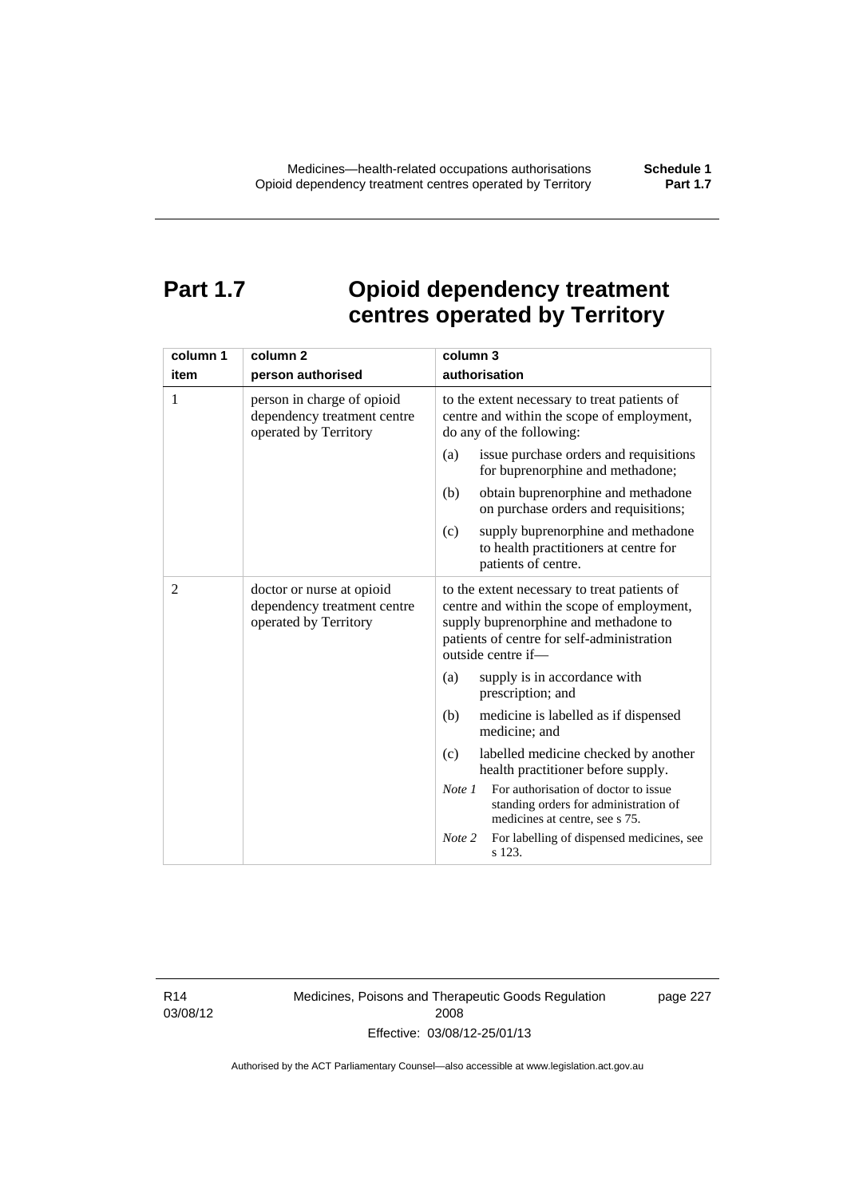# Part 1.7 Opioid dependency treatment centres operated by Territory

| column 1<br>item | column 2<br>person authorised | column 3<br>authorisation |
|---|---|---|
| 1 | person in charge of opioid dependency treatment centre operated by Territory | to the extent necessary to treat patients of centre and within the scope of employment, do any of the following:<br>(a) issue purchase orders and requisitions for buprenorphine and methadone;<br>(b) obtain buprenorphine and methadone on purchase orders and requisitions;<br>(c) supply buprenorphine and methadone to health practitioners at centre for patients of centre. |
| 2 | doctor or nurse at opioid dependency treatment centre operated by Territory | to the extent necessary to treat patients of centre and within the scope of employment, supply buprenorphine and methadone to patients of centre for self-administration outside centre if—<br>(a) supply is in accordance with prescription; and<br>(b) medicine is labelled as if dispensed medicine; and<br>(c) labelled medicine checked by another health practitioner before supply.<br>*Note 1* For authorisation of doctor to issue standing orders for administration of medicines at centre, see s 75.<br>*Note 2* For labelling of dispensed medicines, see s 123. |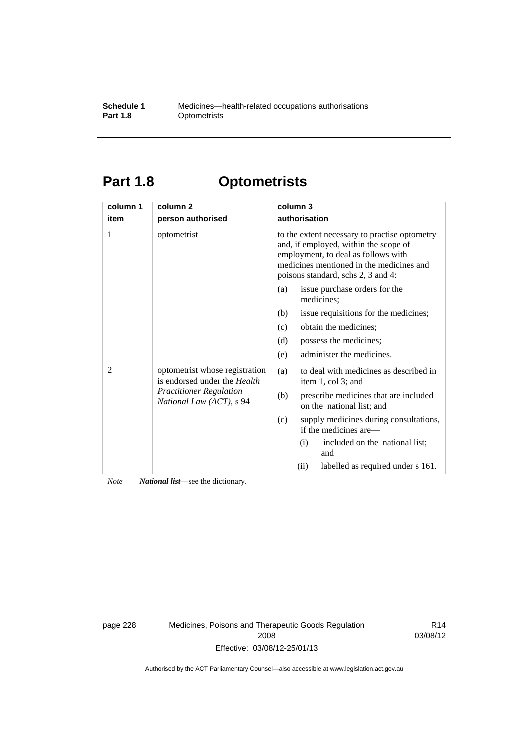# Part 1.8 Optometrists

| column 1<br>item | column 2<br>person authorised | column 3<br>authorisation |
|---|---|---|
| 1 | optometrist | to the extent necessary to practise optometry and, if employed, within the scope of employment, to deal as follows with medicines mentioned in the medicines and poisons standard, schs 2, 3 and 4:<br>(a) issue purchase orders for the medicines;<br>(b) issue requisitions for the medicines;<br>(c) obtain the medicines;<br>(d) possess the medicines;<br>(e) administer the medicines. |
| 2 | optometrist whose registration is endorsed under the *Health Practitioner Regulation National Law (ACT)*, s 94 | (a) to deal with medicines as described in item 1, col 3; and<br>(b) prescribe medicines that are included on the national list; and<br>(c) supply medicines during consultations, if the medicines are—<br>(i) included on the national list; and<br>(ii) labelled as required under s 161. |

*Note* ***National list***—see the dictionary.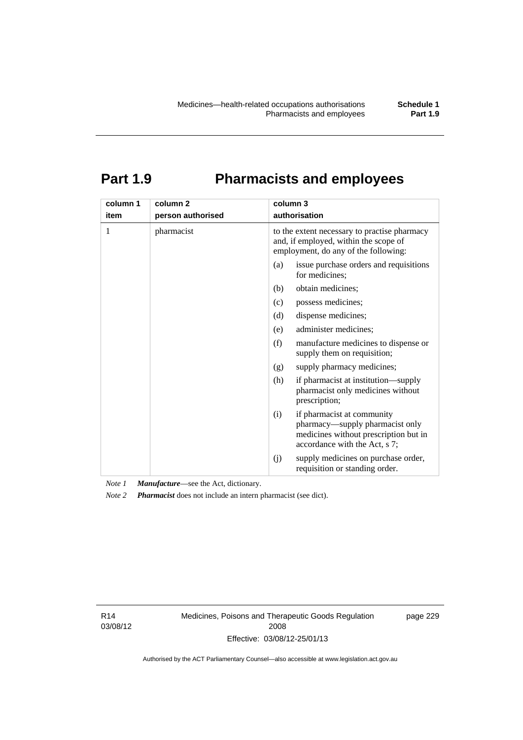# Part 1.9 Pharmacists and employees

| column 1<br>item | column 2<br>person authorised | column 3<br>authorisation |
|---|---|---|
| 1 | pharmacist | to the extent necessary to practise pharmacy and, if employed, within the scope of employment, do any of the following:<br>(a) issue purchase orders and requisitions for medicines;<br>(b) obtain medicines;<br>(c) possess medicines;<br>(d) dispense medicines;<br>(e) administer medicines;<br>(f) manufacture medicines to dispense or supply them on requisition;<br>(g) supply pharmacy medicines;<br>(h) if pharmacist at institution—supply pharmacist only medicines without prescription;<br>(i) if pharmacist at community pharmacy—supply pharmacist only medicines without prescription but in accordance with the Act, s 7;<br>(j) supply medicines on purchase order, requisition or standing order. |

*Note 1* ***Manufacture***—see the Act, dictionary.

*Note 2* ***Pharmacist*** does not include an intern pharmacist (see dict).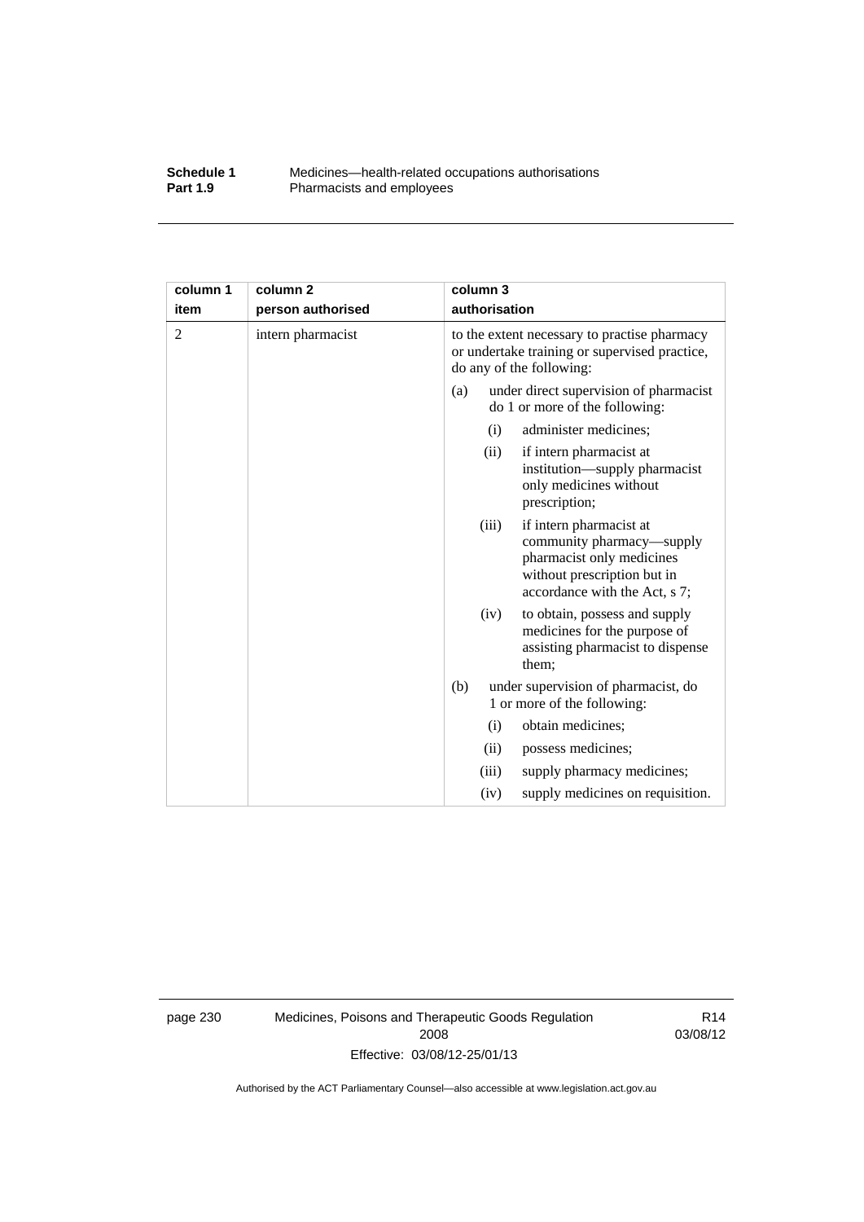| column 1 item | column 2 person authorised | column 3 authorisation |
|---|---|---|
| 2 | intern pharmacist | to the extent necessary to practise pharmacy or undertake training or supervised practice, do any of the following:<br>(a) under direct supervision of pharmacist do 1 or more of the following:<br>(i) administer medicines;<br>(ii) if intern pharmacist at institution—supply pharmacist only medicines without prescription;<br>(iii) if intern pharmacist at community pharmacy—supply pharmacist only medicines without prescription but in accordance with the Act, s 7;<br>(iv) to obtain, possess and supply medicines for the purpose of assisting pharmacist to dispense them;<br>(b) under supervision of pharmacist, do 1 or more of the following:<br>(i) obtain medicines;<br>(ii) possess medicines;<br>(iii) supply pharmacy medicines;<br>(iv) supply medicines on requisition. |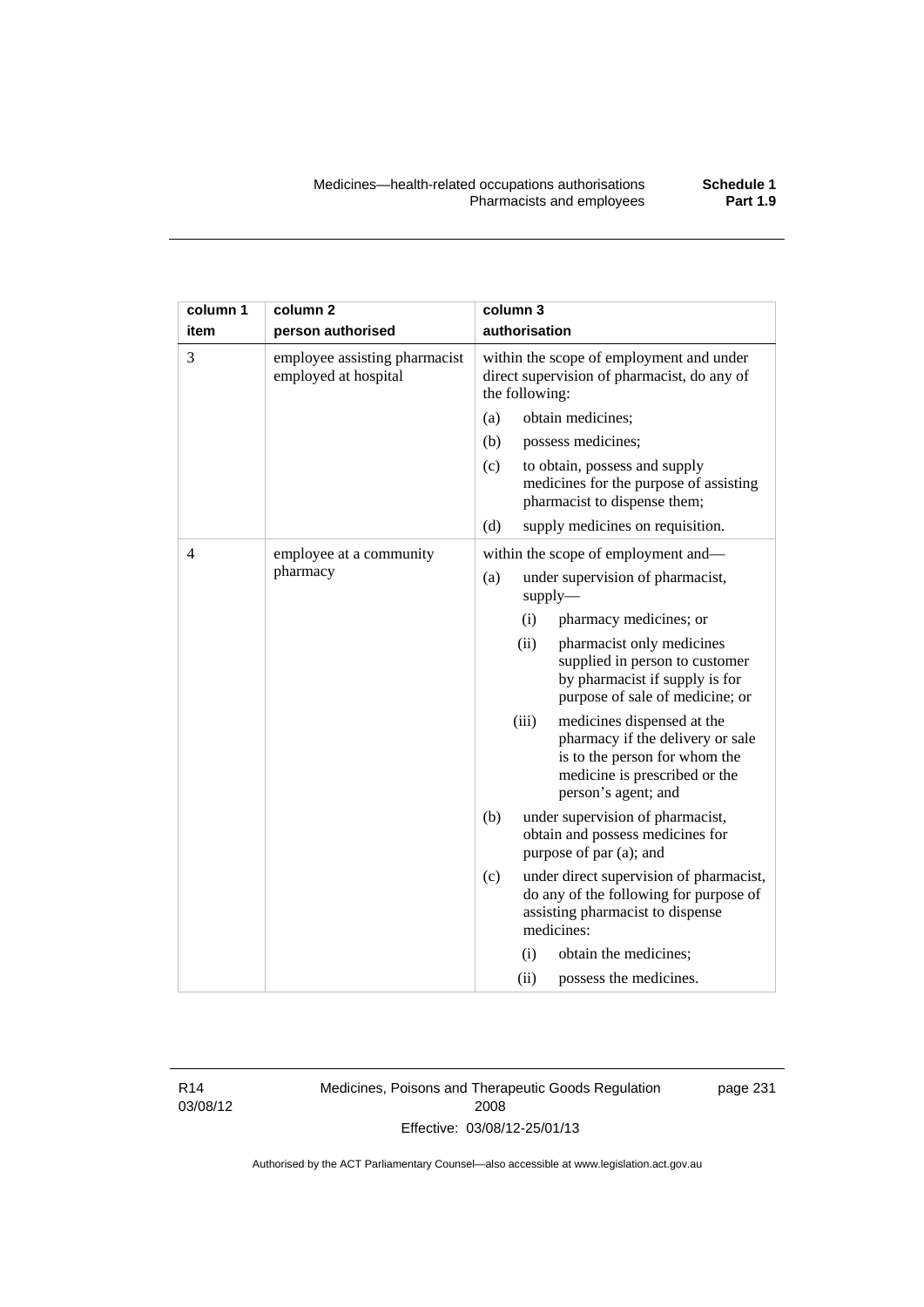| column 1 item | column 2 person authorised | column 3 authorisation |
|---|---|---|
| 3 | employee assisting pharmacist employed at hospital | within the scope of employment and under direct supervision of pharmacist, do any of the following:<br>(a) obtain medicines;<br>(b) possess medicines;<br>(c) to obtain, possess and supply medicines for the purpose of assisting pharmacist to dispense them;<br>(d) supply medicines on requisition. |
| 4 | employee at a community pharmacy | within the scope of employment and—<br>(a) under supervision of pharmacist, supply—<br>(i) pharmacy medicines; or<br>(ii) pharmacist only medicines supplied in person to customer by pharmacist if supply is for purpose of sale of medicine; or<br>(iii) medicines dispensed at the pharmacy if the delivery or sale is to the person for whom the medicine is prescribed or the person's agent; and<br>(b) under supervision of pharmacist, obtain and possess medicines for purpose of par (a); and<br>(c) under direct supervision of pharmacist, do any of the following for purpose of assisting pharmacist to dispense medicines:<br>(i) obtain the medicines;<br>(ii) possess the medicines. |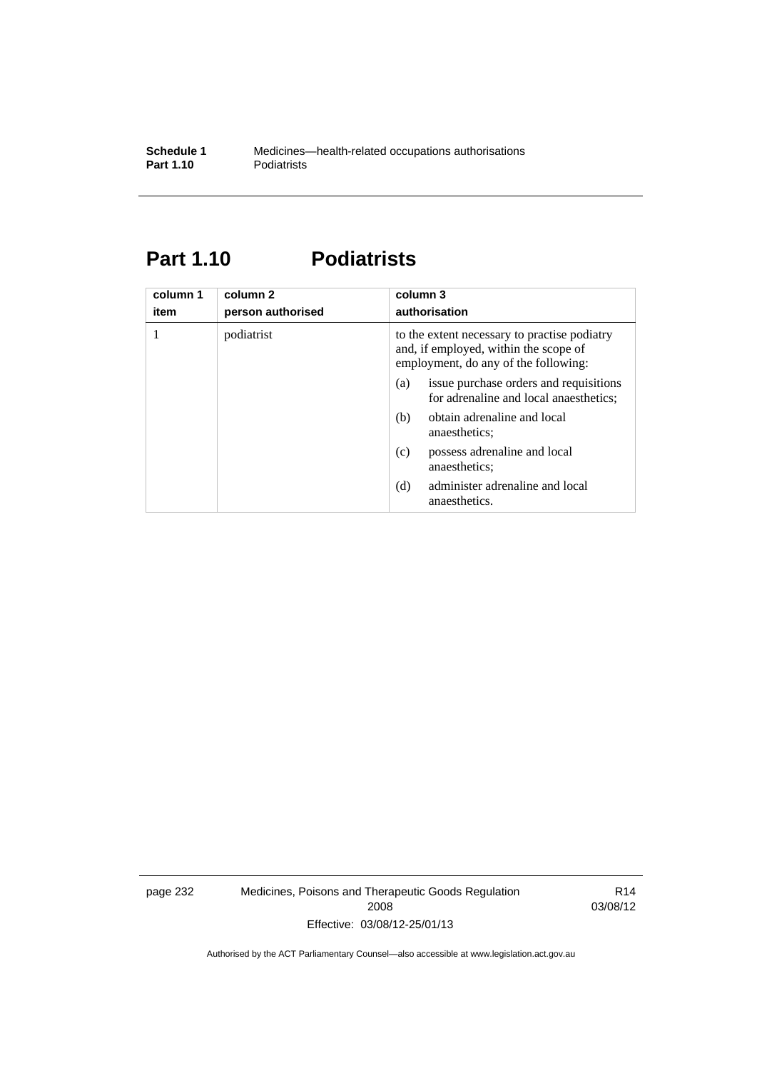# Part 1.10 Podiatrists

| column 1 item | column 2 person authorised | column 3 authorisation |
|---|---|---|
| 1 | podiatrist | to the extent necessary to practise podiatry and, if employed, within the scope of employment, do any of the following: (a) issue purchase orders and requisitions for adrenaline and local anaesthetics; (b) obtain adrenaline and local anaesthetics; (c) possess adrenaline and local anaesthetics; (d) administer adrenaline and local anaesthetics. |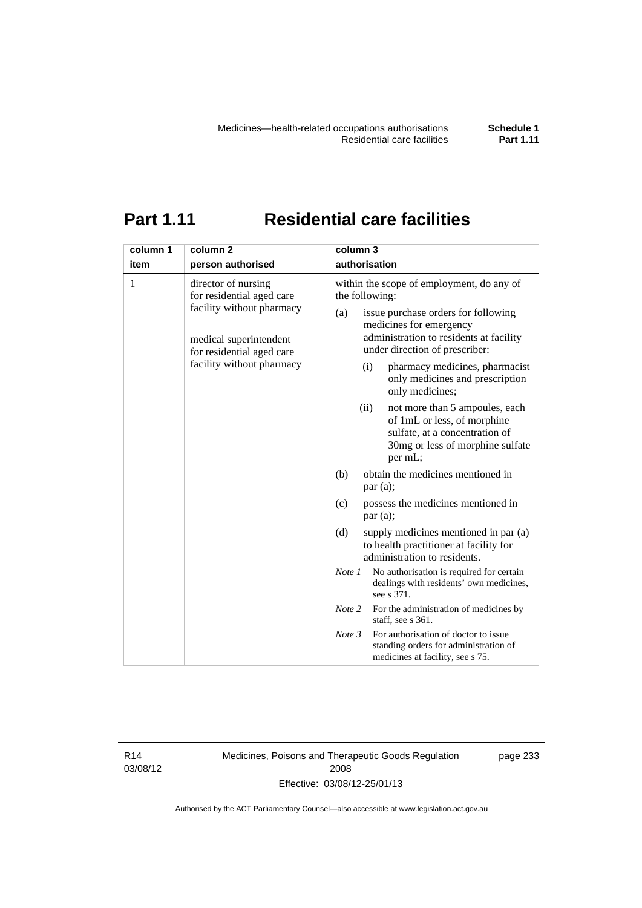# Part 1.11 Residential care facilities

| column 1<br>item | column 2<br>person authorised | column 3<br>authorisation |
|---|---|---|
| 1 | director of nursing for residential aged care facility without pharmacy<br><br>medical superintendent for residential aged care facility without pharmacy | within the scope of employment, do any of the following:<br>(a) issue purchase orders for following medicines for emergency administration to residents at facility under direction of prescriber:<br>(i) pharmacy medicines, pharmacist only medicines and prescription only medicines;<br>(ii) not more than 5 ampoules, each of 1mL or less, of morphine sulfate, at a concentration of 30mg or less of morphine sulfate per mL;<br>(b) obtain the medicines mentioned in par (a);<br>(c) possess the medicines mentioned in par (a);<br>(d) supply medicines mentioned in par (a) to health practitioner at facility for administration to residents.<br>*Note 1* No authorisation is required for certain dealings with residents' own medicines, see s 371.<br>*Note 2* For the administration of medicines by staff, see s 361.<br>*Note 3* For authorisation of doctor to issue standing orders for administration of medicines at facility, see s 75. |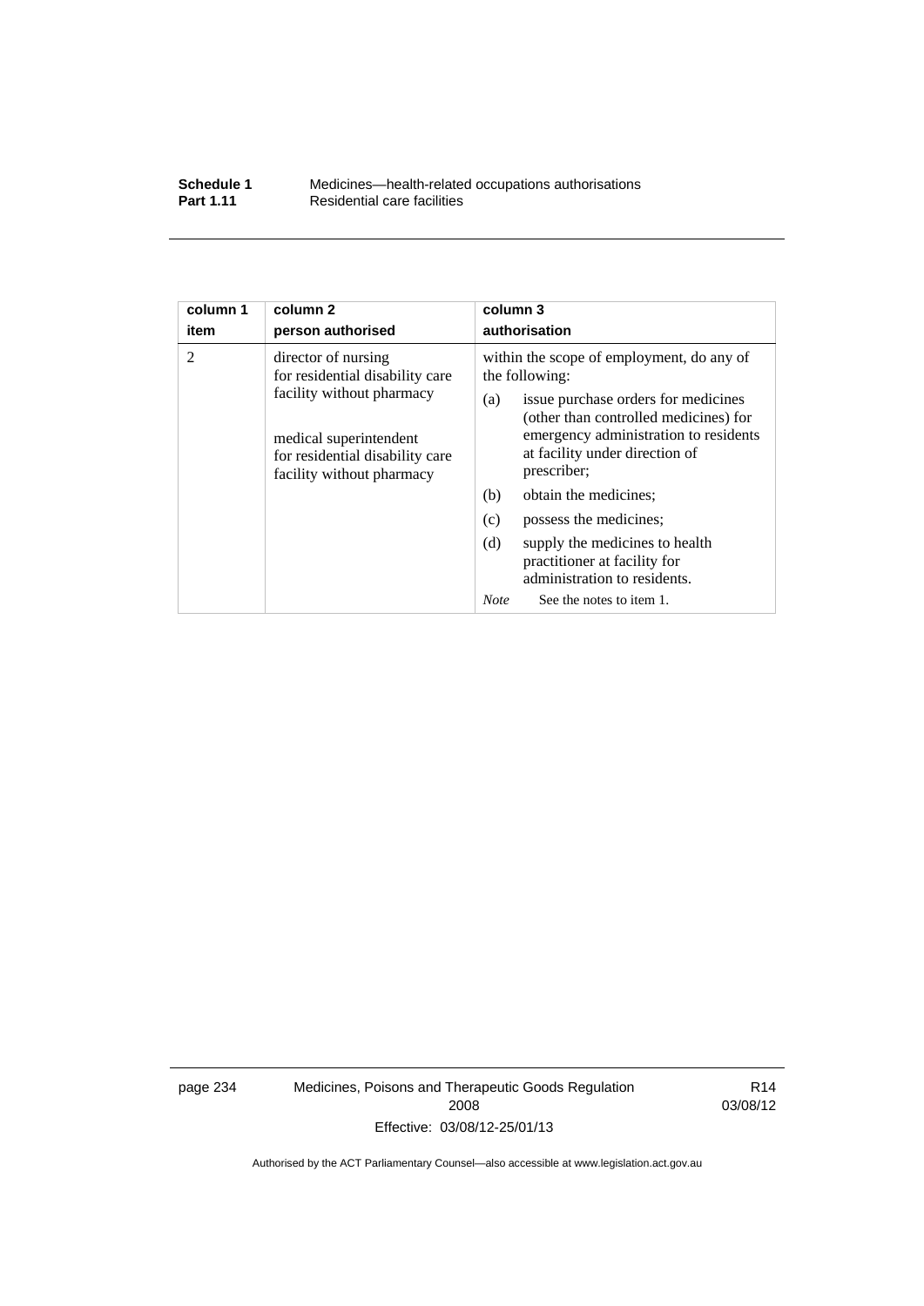| column 1 item | column 2 person authorised | column 3 authorisation |
|---|---|---|
| 2 | director of nursing for residential disability care facility without pharmacy<br><br>medical superintendent for residential disability care facility without pharmacy | within the scope of employment, do any of the following:<br>(a) issue purchase orders for medicines (other than controlled medicines) for emergency administration to residents at facility under direction of prescriber;<br>(b) obtain the medicines;<br>(c) possess the medicines;<br>(d) supply the medicines to health practitioner at facility for administration to residents.<br>*Note* See the notes to item 1. |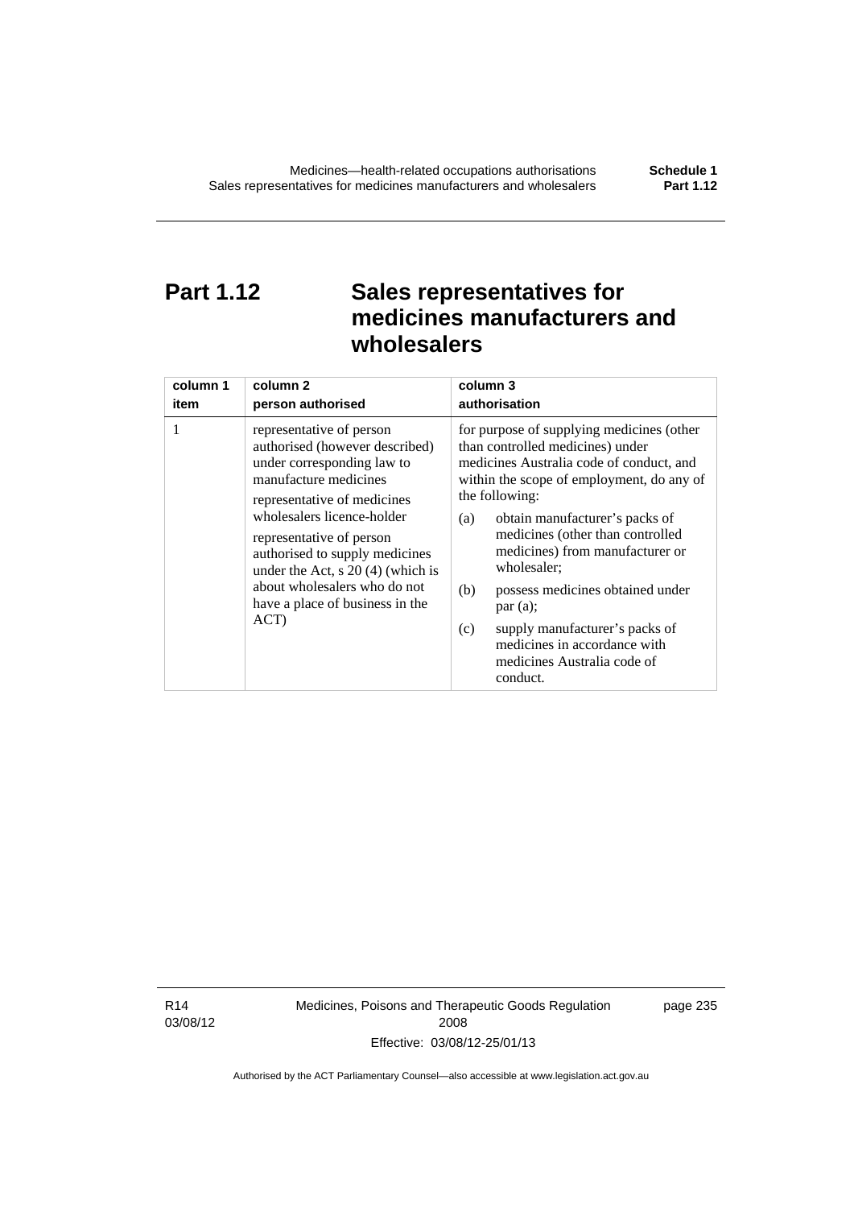# Part 1.12 Sales representatives for medicines manufacturers and wholesalers

| column 1<br>item | column 2<br>person authorised | column 3<br>authorisation |
|---|---|---|
| 1 | representative of person authorised (however described) under corresponding law to manufacture medicines<br>representative of medicines wholesalers licence-holder<br>representative of person authorised to supply medicines under the Act, s 20 (4) (which is about wholesalers who do not have a place of business in the ACT) | for purpose of supplying medicines (other than controlled medicines) under medicines Australia code of conduct, and within the scope of employment, do any of the following:<br>(a) obtain manufacturer's packs of medicines (other than controlled medicines) from manufacturer or wholesaler;<br>(b) possess medicines obtained under par (a);<br>(c) supply manufacturer's packs of medicines in accordance with medicines Australia code of conduct. |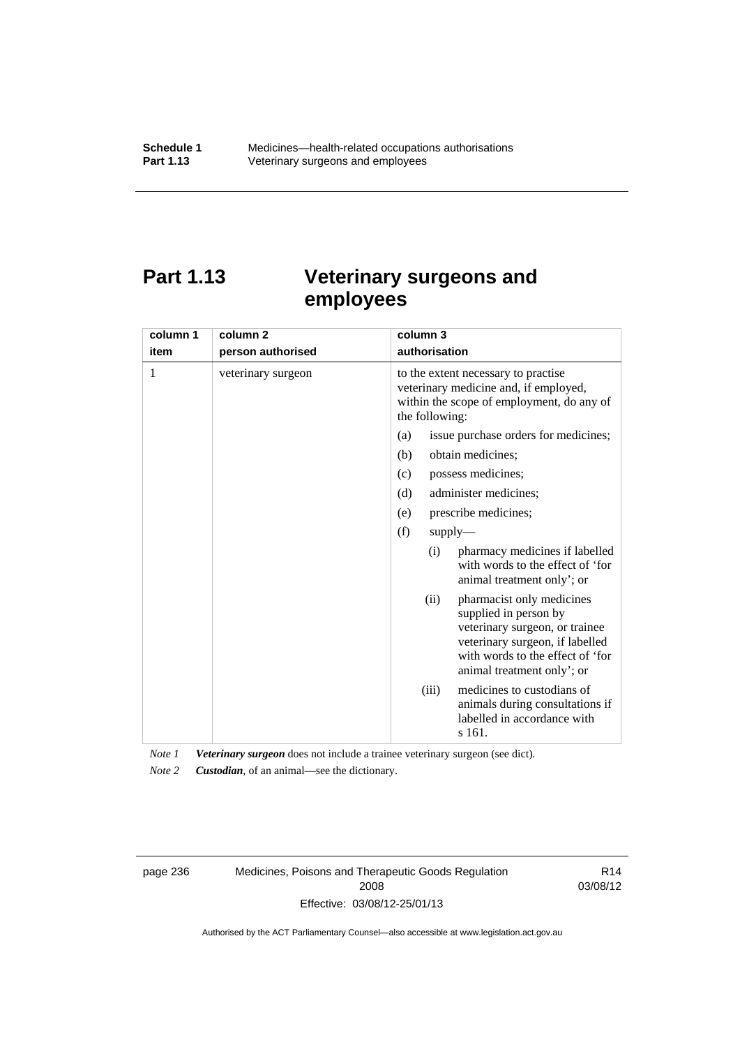# Part 1.13 Veterinary surgeons and employees

| column 1<br>item | column 2<br>person authorised | column 3<br>authorisation |
|---|---|---|
| 1 | veterinary surgeon | to the extent necessary to practise veterinary medicine and, if employed, within the scope of employment, do any of the following:<br>(a) issue purchase orders for medicines;<br>(b) obtain medicines;<br>(c) possess medicines;<br>(d) administer medicines;<br>(e) prescribe medicines;<br>(f) supply—<br>(i) pharmacy medicines if labelled with words to the effect of 'for animal treatment only'; or<br>(ii) pharmacist only medicines supplied in person by veterinary surgeon, or trainee veterinary surgeon, if labelled with words to the effect of 'for animal treatment only'; or<br>(iii) medicines to custodians of animals during consultations if labelled in accordance with s 161. |

*Note 1* ***Veterinary surgeon*** does not include a trainee veterinary surgeon (see dict).

*Note 2* ***Custodian***, of an animal—see the dictionary.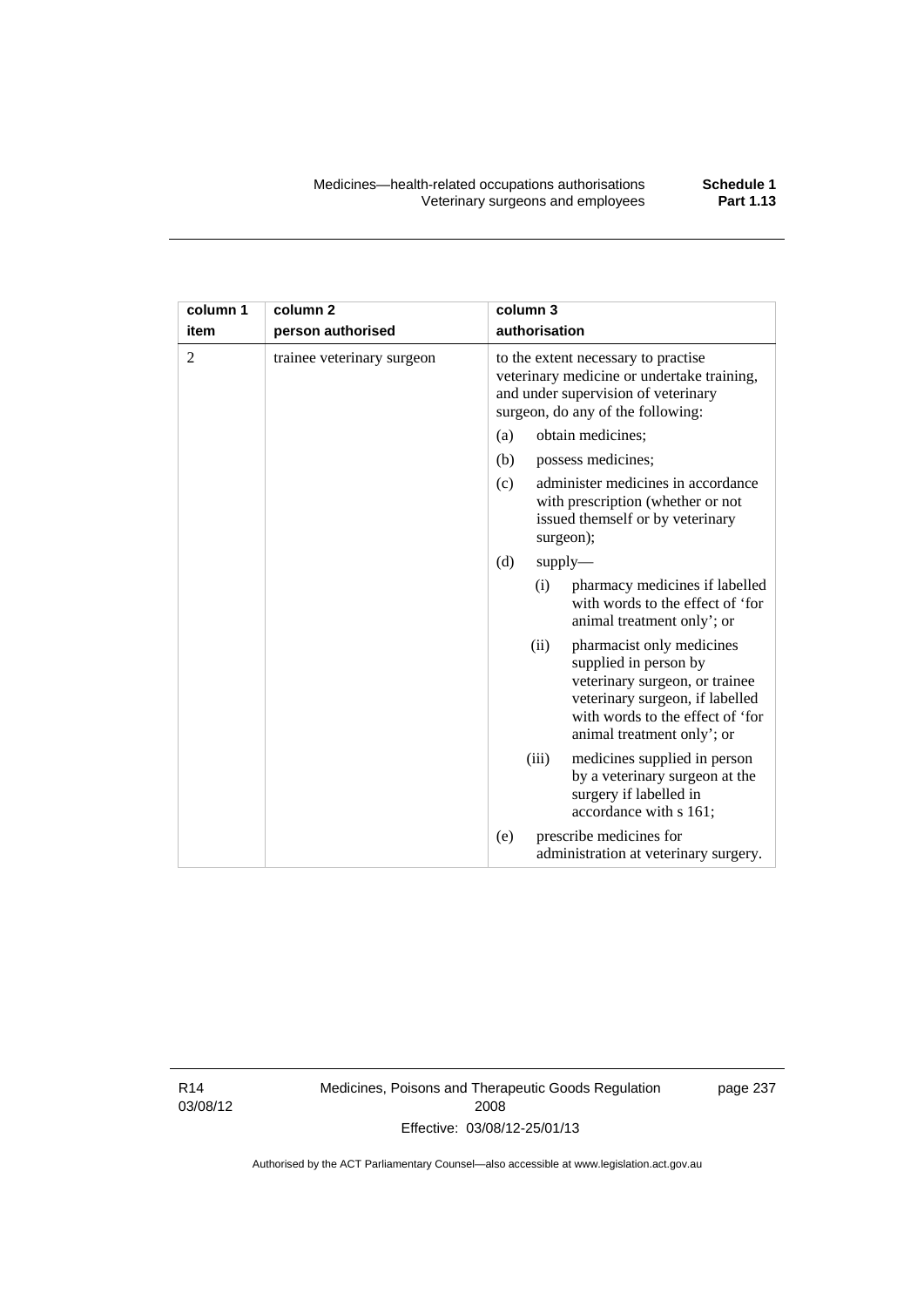| column 1 item | column 2 person authorised | column 3 authorisation |
|---|---|---|
| 2 | trainee veterinary surgeon | to the extent necessary to practise veterinary medicine or undertake training, and under supervision of veterinary surgeon, do any of the following:<br>(a) obtain medicines;<br>(b) possess medicines;<br>(c) administer medicines in accordance with prescription (whether or not issued themself or by veterinary surgeon);<br>(d) supply—<br>(i) pharmacy medicines if labelled with words to the effect of 'for animal treatment only'; or<br>(ii) pharmacist only medicines supplied in person by veterinary surgeon, or trainee veterinary surgeon, if labelled with words to the effect of 'for animal treatment only'; or<br>(iii) medicines supplied in person by a veterinary surgeon at the surgery if labelled in accordance with s 161;<br>(e) prescribe medicines for administration at veterinary surgery. |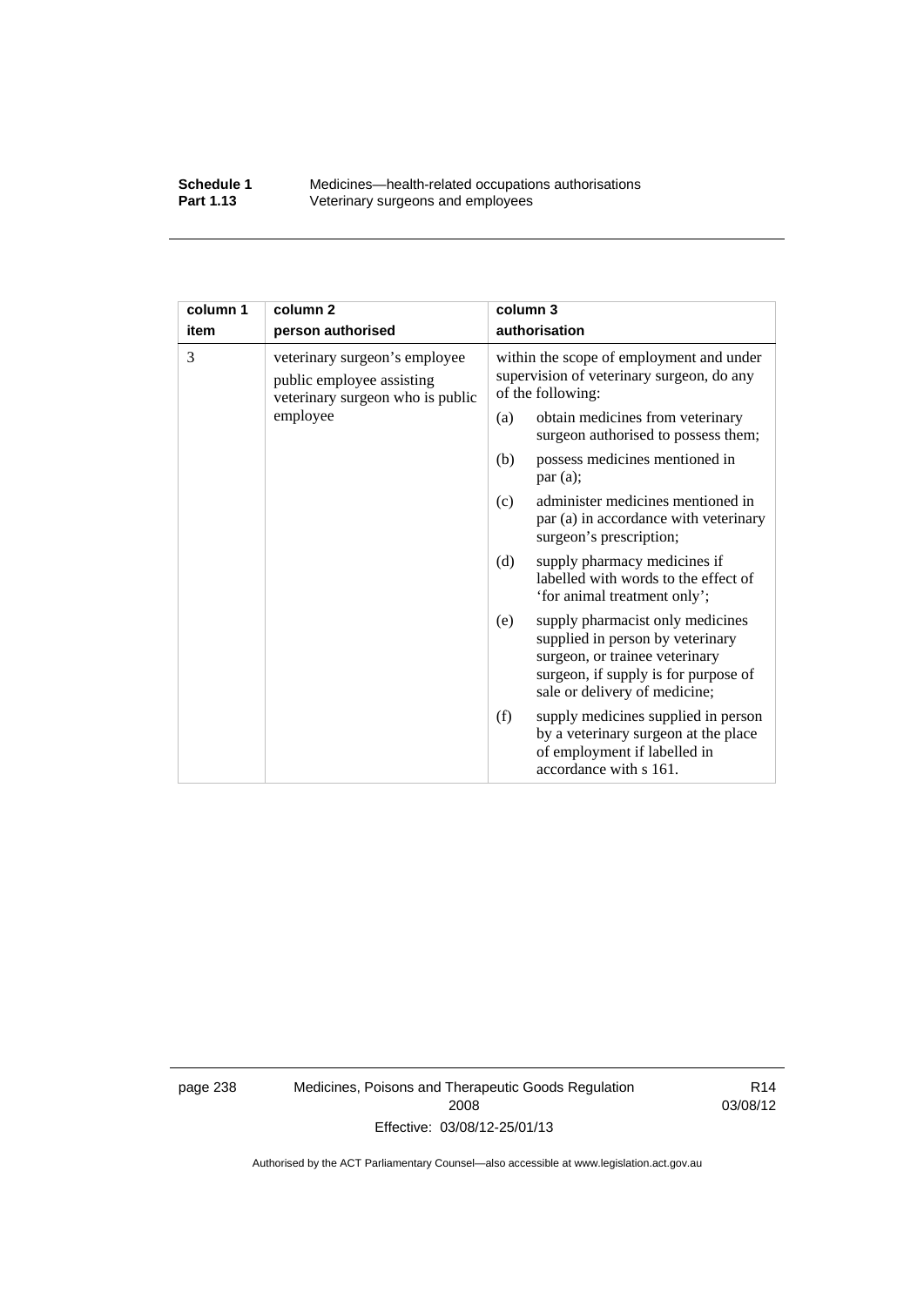| column 1<br>item | column 2<br>person authorised | column 3<br>authorisation |
|---|---|---|
| 3 | veterinary surgeon's employee public employee assisting veterinary surgeon who is public employee | within the scope of employment and under supervision of veterinary surgeon, do any of the following:<br>(a) obtain medicines from veterinary surgeon authorised to possess them;<br>(b) possess medicines mentioned in par (a);<br>(c) administer medicines mentioned in par (a) in accordance with veterinary surgeon's prescription;<br>(d) supply pharmacy medicines if labelled with words to the effect of 'for animal treatment only';<br>(e) supply pharmacist only medicines supplied in person by veterinary surgeon, or trainee veterinary surgeon, if supply is for purpose of sale or delivery of medicine;<br>(f) supply medicines supplied in person by a veterinary surgeon at the place of employment if labelled in accordance with s 161. |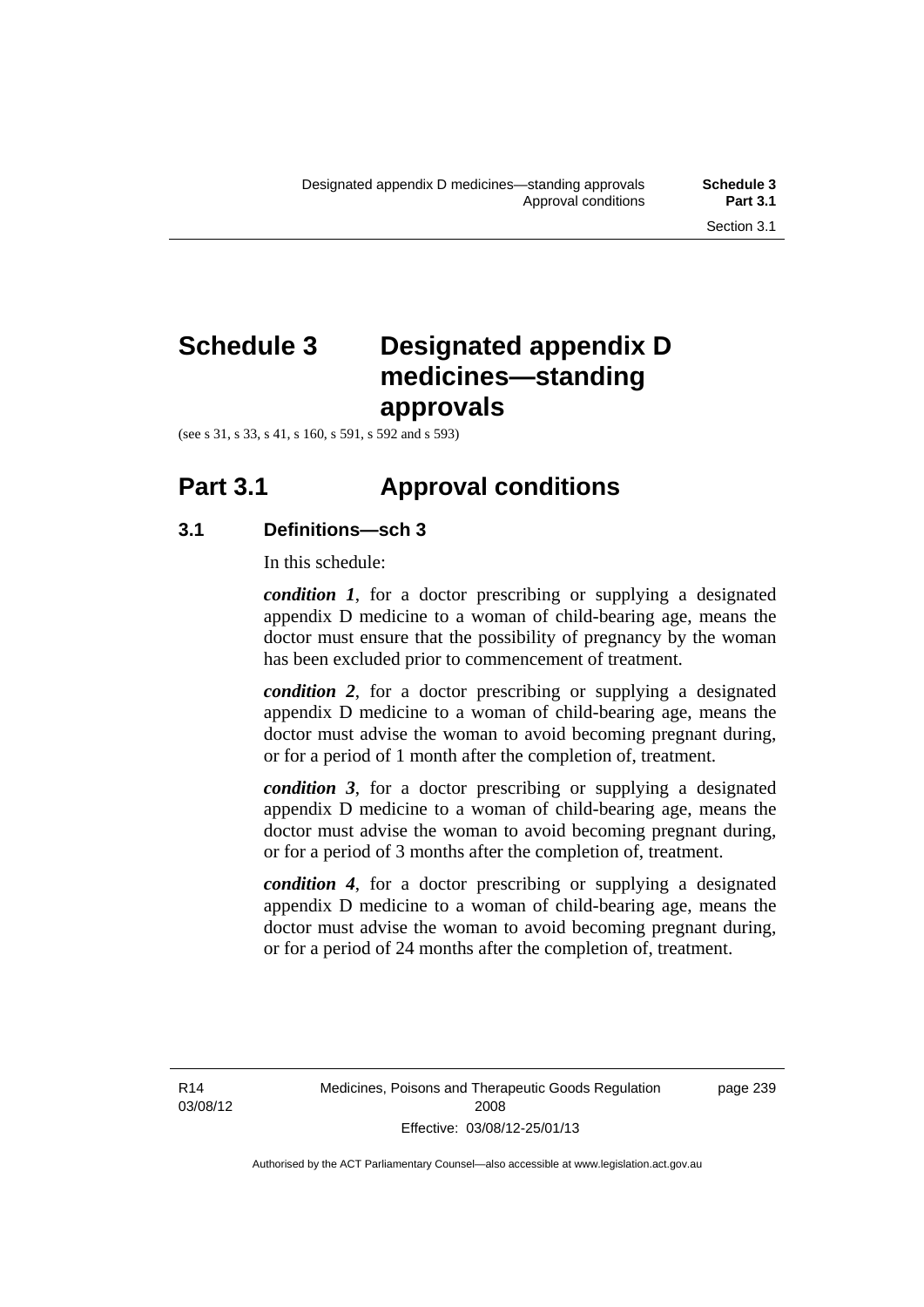# Schedule 3 Designated appendix D medicines—standing approvals

(see s 31, s 33, s 41, s 160, s 591, s 592 and s 593)

## Part 3.1 Approval conditions

### 3.1 Definitions—sch 3

In this schedule:

***condition 1***, for a doctor prescribing or supplying a designated appendix D medicine to a woman of child-bearing age, means the doctor must ensure that the possibility of pregnancy by the woman has been excluded prior to commencement of treatment.

***condition 2***, for a doctor prescribing or supplying a designated appendix D medicine to a woman of child-bearing age, means the doctor must advise the woman to avoid becoming pregnant during, or for a period of 1 month after the completion of, treatment.

***condition 3***, for a doctor prescribing or supplying a designated appendix D medicine to a woman of child-bearing age, means the doctor must advise the woman to avoid becoming pregnant during, or for a period of 3 months after the completion of, treatment.

***condition 4***, for a doctor prescribing or supplying a designated appendix D medicine to a woman of child-bearing age, means the doctor must advise the woman to avoid becoming pregnant during, or for a period of 24 months after the completion of, treatment.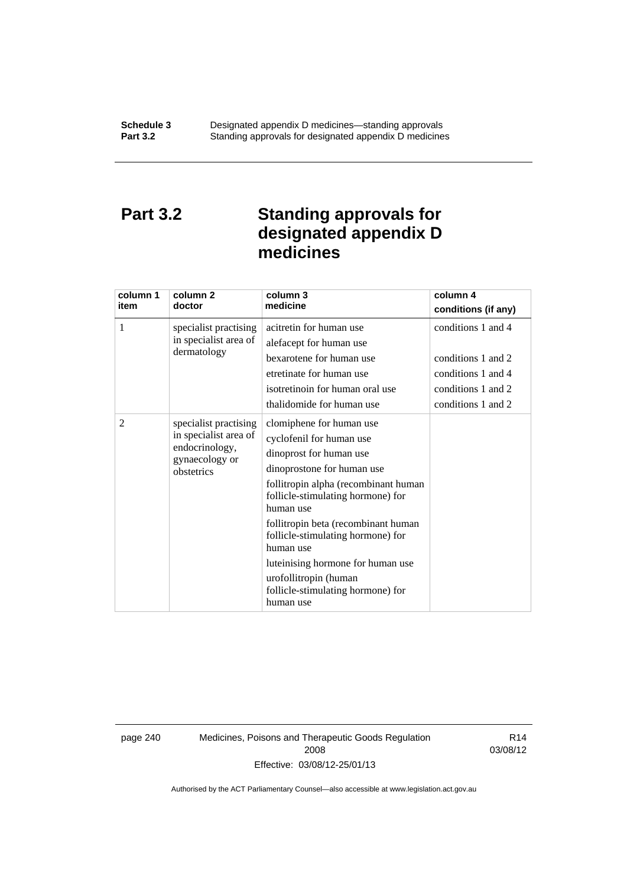## Part 3.2 Standing approvals for designated appendix D medicines

| column 1 item | column 2 doctor | column 3 medicine | column 4 conditions (if any) |
|---|---|---|---|
| 1 | specialist practising in specialist area of dermatology | acitretin for human use | conditions 1 and 4 |
| | | alefacept for human use | |
| | | bexarotene for human use | conditions 1 and 2 |
| | | etretinate for human use | conditions 1 and 4 |
| | | isotretinoin for human oral use | conditions 1 and 2 |
| | | thalidomide for human use | conditions 1 and 2 |
| 2 | specialist practising in specialist area of endocrinology, gynaecology or obstetrics | clomiphene for human use | |
| | | cyclofenil for human use | |
| | | dinoprost for human use | |
| | | dinoprostone for human use | |
| | | follitropin alpha (recombinant human follicle-stimulating hormone) for human use | |
| | | follitropin beta (recombinant human follicle-stimulating hormone) for human use | |
| | | luteinising hormone for human use | |
| | | urofollitropin (human follicle-stimulating hormone) for human use | |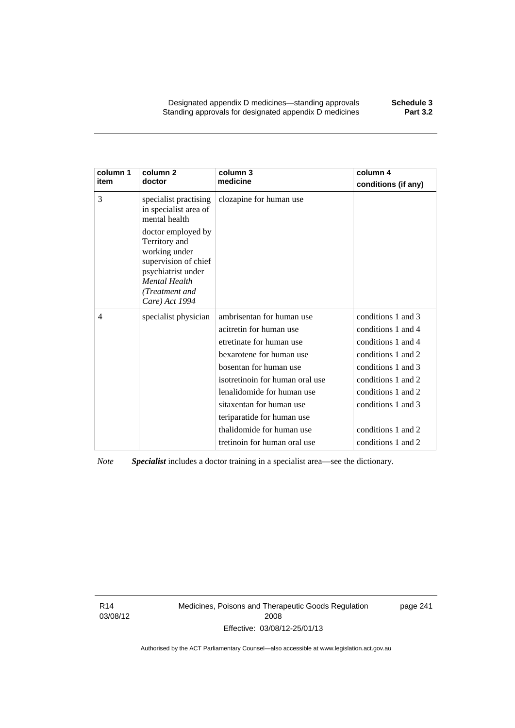| column 1 item | column 2 doctor | column 3 medicine | column 4 conditions (if any) |
|---|---|---|---|
| 3 | specialist practising in specialist area of mental health<br><br>doctor employed by Territory and working under supervision of chief psychiatrist under *Mental Health (Treatment and Care) Act 1994* | clozapine for human use | |
| 4 | specialist physician | ambrisentan for human use | conditions 1 and 3 |
| | | acitretin for human use | conditions 1 and 4 |
| | | etretinate for human use | conditions 1 and 4 |
| | | bexarotene for human use | conditions 1 and 2 |
| | | bosentan for human use | conditions 1 and 3 |
| | | isotretinoin for human oral use | conditions 1 and 2 |
| | | lenalidomide for human use | conditions 1 and 2 |
| | | sitaxentan for human use | conditions 1 and 3 |
| | | teriparatide for human use | |
| | | thalidomide for human use | conditions 1 and 2 |
| | | tretinoin for human oral use | conditions 1 and 2 |

*Note* ***Specialist*** includes a doctor training in a specialist area—see the dictionary.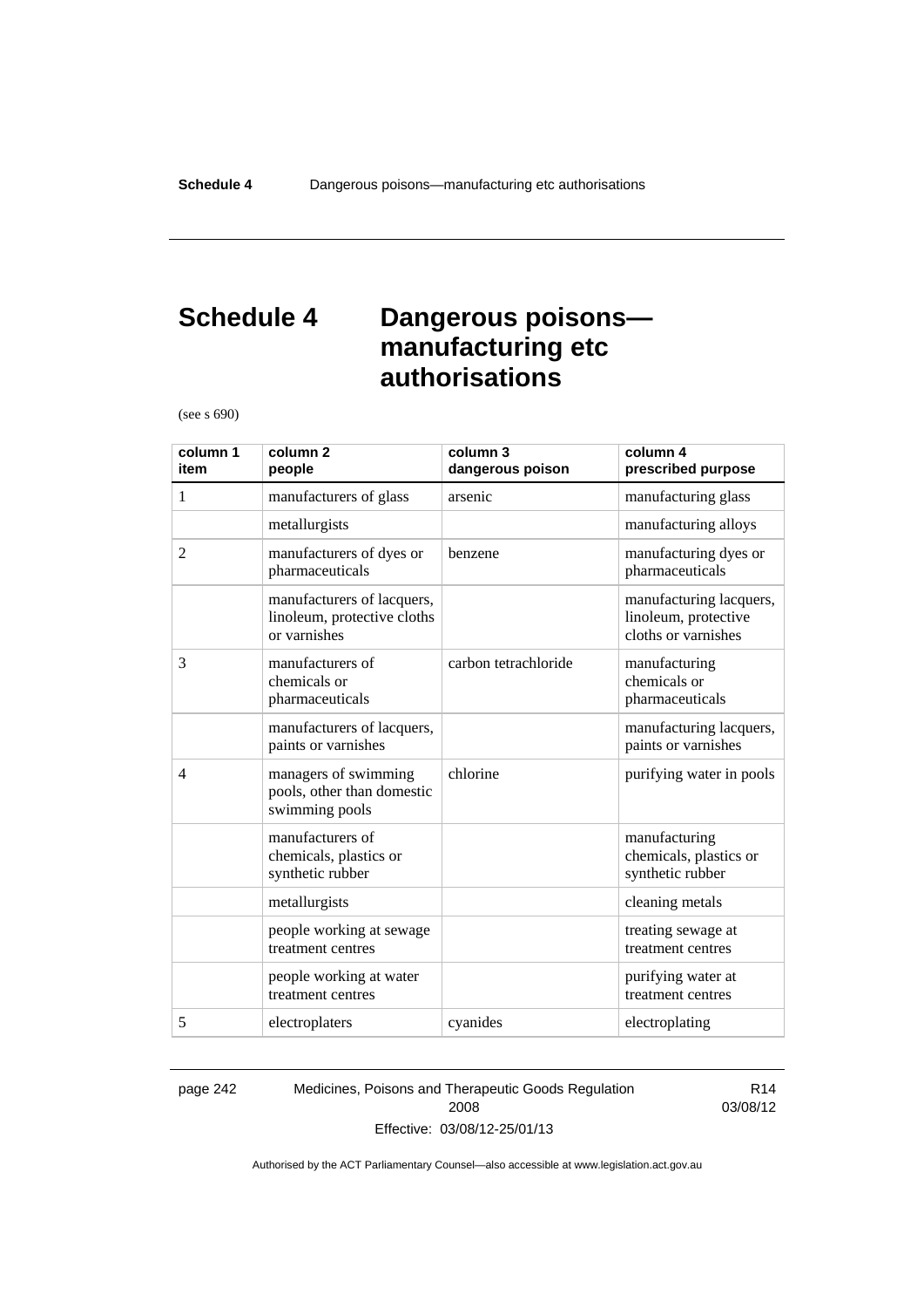# Schedule 4 Dangerous poisons—manufacturing etc authorisations

(see s 690)

| column 1 item | column 2 people | column 3 dangerous poison | column 4 prescribed purpose |
|---|---|---|---|
| 1 | manufacturers of glass | arsenic | manufacturing glass |
| | metallurgists | | manufacturing alloys |
| 2 | manufacturers of dyes or pharmaceuticals | benzene | manufacturing dyes or pharmaceuticals |
| | manufacturers of lacquers, linoleum, protective cloths or varnishes | | manufacturing lacquers, linoleum, protective cloths or varnishes |
| 3 | manufacturers of chemicals or pharmaceuticals | carbon tetrachloride | manufacturing chemicals or pharmaceuticals |
| | manufacturers of lacquers, paints or varnishes | | manufacturing lacquers, paints or varnishes |
| 4 | managers of swimming pools, other than domestic swimming pools | chlorine | purifying water in pools |
| | manufacturers of chemicals, plastics or synthetic rubber | | manufacturing chemicals, plastics or synthetic rubber |
| | metallurgists | | cleaning metals |
| | people working at sewage treatment centres | | treating sewage at treatment centres |
| | people working at water treatment centres | | purifying water at treatment centres |
| 5 | electroplaters | cyanides | electroplating |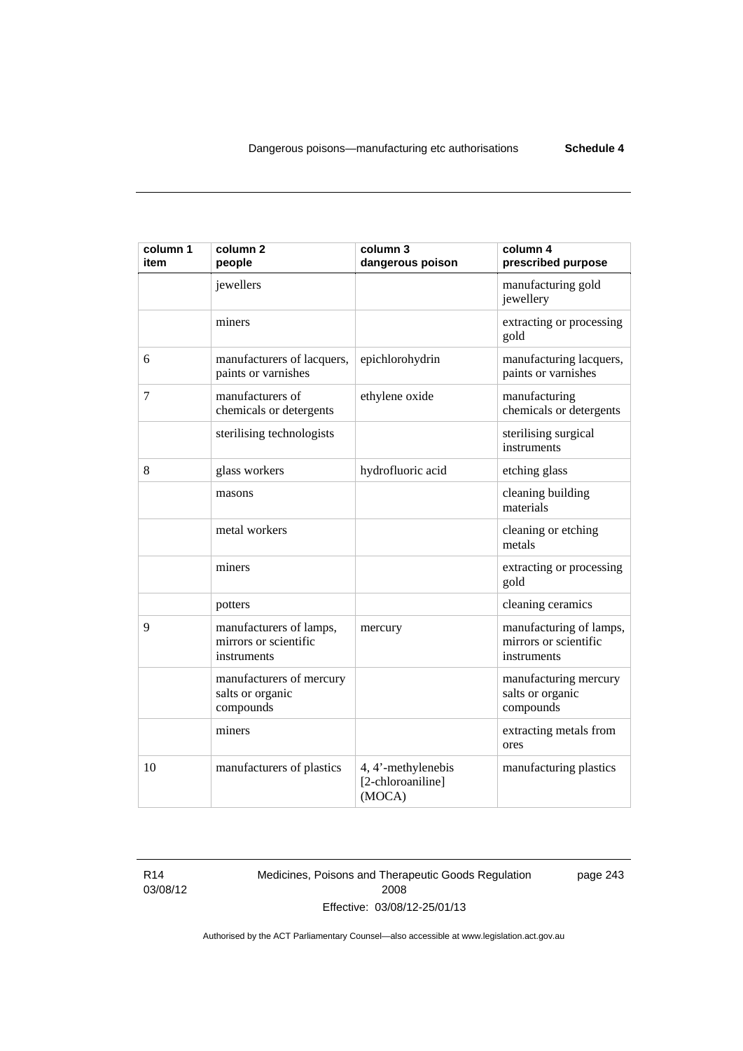| column 1 item | column 2 people | column 3 dangerous poison | column 4 prescribed purpose |
|---|---|---|---|
| | jewellers | | manufacturing gold jewellery |
| | miners | | extracting or processing gold |
| 6 | manufacturers of lacquers, paints or varnishes | epichlorohydrin | manufacturing lacquers, paints or varnishes |
| 7 | manufacturers of chemicals or detergents | ethylene oxide | manufacturing chemicals or detergents |
| | sterilising technologists | | sterilising surgical instruments |
| 8 | glass workers | hydrofluoric acid | etching glass |
| | masons | | cleaning building materials |
| | metal workers | | cleaning or etching metals |
| | miners | | extracting or processing gold |
| | potters | | cleaning ceramics |
| 9 | manufacturers of lamps, mirrors or scientific instruments | mercury | manufacturing of lamps, mirrors or scientific instruments |
| | manufacturers of mercury salts or organic compounds | | manufacturing mercury salts or organic compounds |
| | miners | | extracting metals from ores |
| 10 | manufacturers of plastics | 4, 4’-methylenebis [2-chloroaniline] (MOCA) | manufacturing plastics |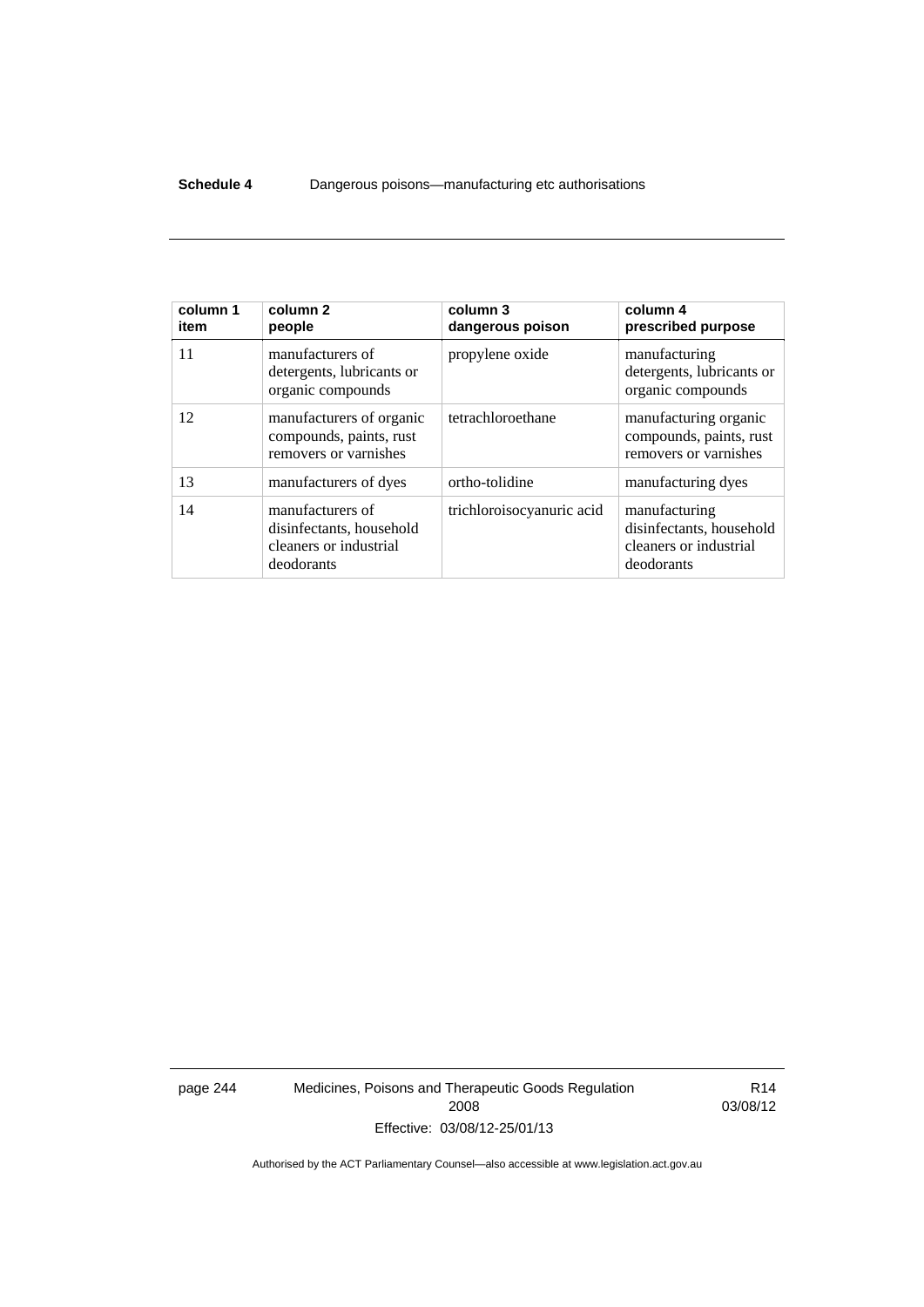| column 1 item | column 2 people | column 3 dangerous poison | column 4 prescribed purpose |
|---|---|---|---|
| 11 | manufacturers of detergents, lubricants or organic compounds | propylene oxide | manufacturing detergents, lubricants or organic compounds |
| 12 | manufacturers of organic compounds, paints, rust removers or varnishes | tetrachloroethane | manufacturing organic compounds, paints, rust removers or varnishes |
| 13 | manufacturers of dyes | ortho-tolidine | manufacturing dyes |
| 14 | manufacturers of disinfectants, household cleaners or industrial deodorants | trichloroisocyanuric acid | manufacturing disinfectants, household cleaners or industrial deodorants |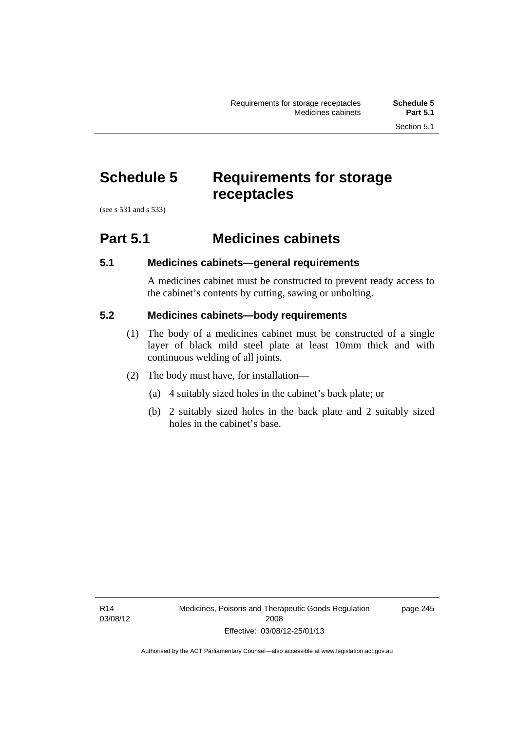# Schedule 5 Requirements for storage receptacles

(see s 531 and s 533)

## Part 5.1 Medicines cabinets

### 5.1 Medicines cabinets—general requirements

A medicines cabinet must be constructed to prevent ready access to the cabinet's contents by cutting, sawing or unbolting.

### 5.2 Medicines cabinets—body requirements

(1) The body of a medicines cabinet must be constructed of a single layer of black mild steel plate at least 10mm thick and with continuous welding of all joints.

(2) The body must have, for installation—

(a) 4 suitably sized holes in the cabinet's back plate; or

(b) 2 suitably sized holes in the back plate and 2 suitably sized holes in the cabinet's base.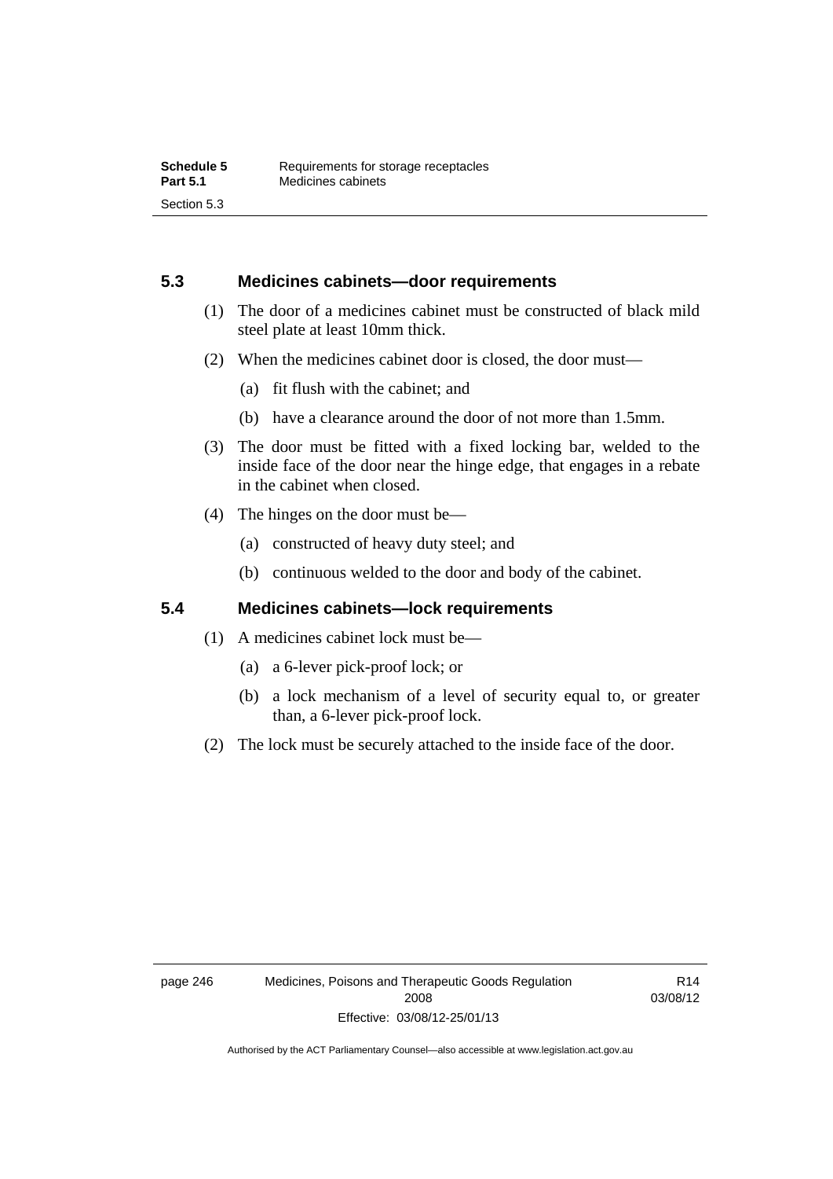### 5.3 Medicines cabinets—door requirements

(1) The door of a medicines cabinet must be constructed of black mild steel plate at least 10mm thick.

(2) When the medicines cabinet door is closed, the door must—

(a) fit flush with the cabinet; and

(b) have a clearance around the door of not more than 1.5mm.

(3) The door must be fitted with a fixed locking bar, welded to the inside face of the door near the hinge edge, that engages in a rebate in the cabinet when closed.

(4) The hinges on the door must be—

(a) constructed of heavy duty steel; and

(b) continuous welded to the door and body of the cabinet.

### 5.4 Medicines cabinets—lock requirements

(1) A medicines cabinet lock must be—

(a) a 6-lever pick-proof lock; or

(b) a lock mechanism of a level of security equal to, or greater than, a 6-lever pick-proof lock.

(2) The lock must be securely attached to the inside face of the door.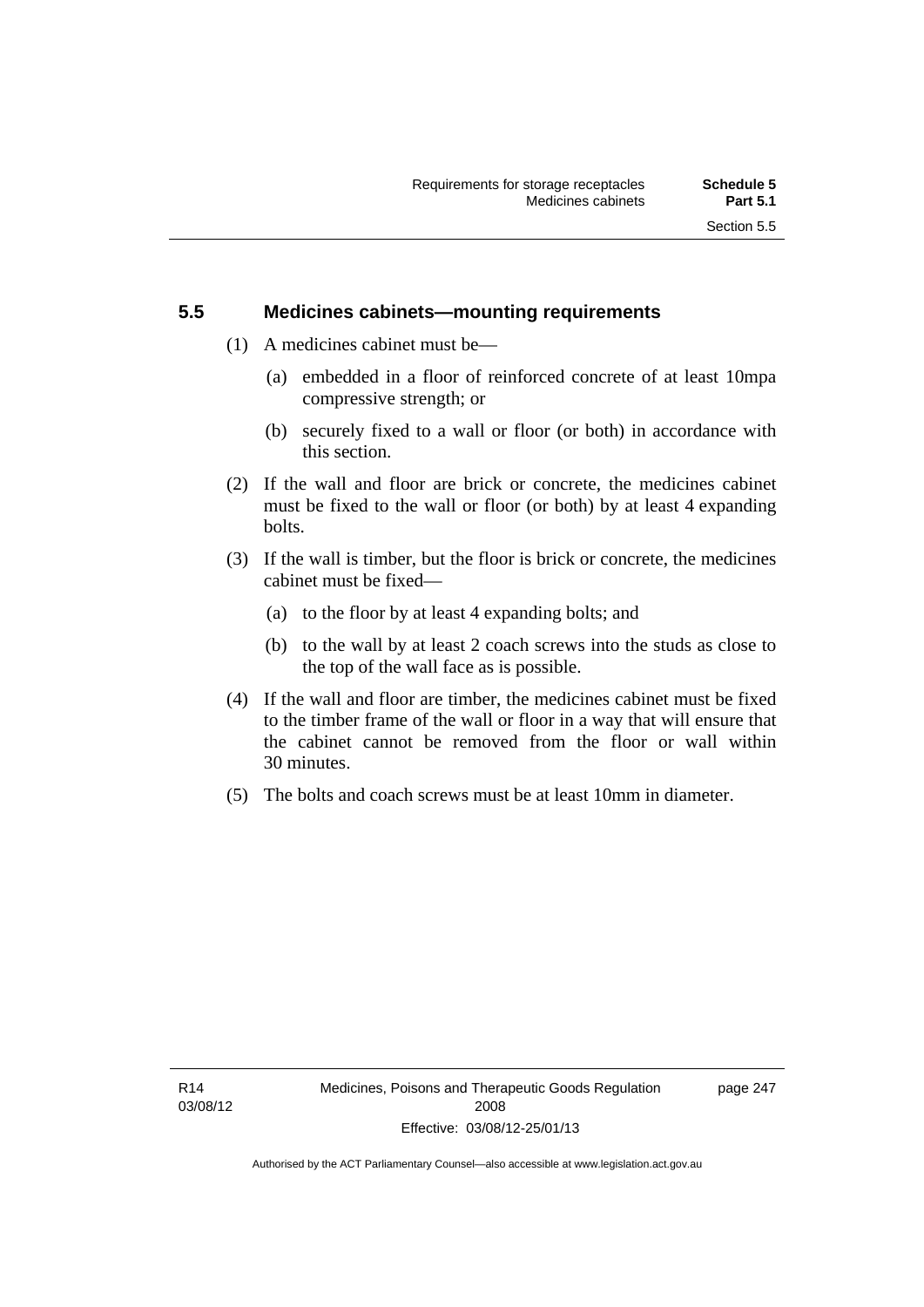## 5.5 Medicines cabinets—mounting requirements

(1) A medicines cabinet must be—

(a) embedded in a floor of reinforced concrete of at least 10mpa compressive strength; or

(b) securely fixed to a wall or floor (or both) in accordance with this section.

(2) If the wall and floor are brick or concrete, the medicines cabinet must be fixed to the wall or floor (or both) by at least 4 expanding bolts.

(3) If the wall is timber, but the floor is brick or concrete, the medicines cabinet must be fixed—

(a) to the floor by at least 4 expanding bolts; and

(b) to the wall by at least 2 coach screws into the studs as close to the top of the wall face as is possible.

(4) If the wall and floor are timber, the medicines cabinet must be fixed to the timber frame of the wall or floor in a way that will ensure that the cabinet cannot be removed from the floor or wall within 30 minutes.

(5) The bolts and coach screws must be at least 10mm in diameter.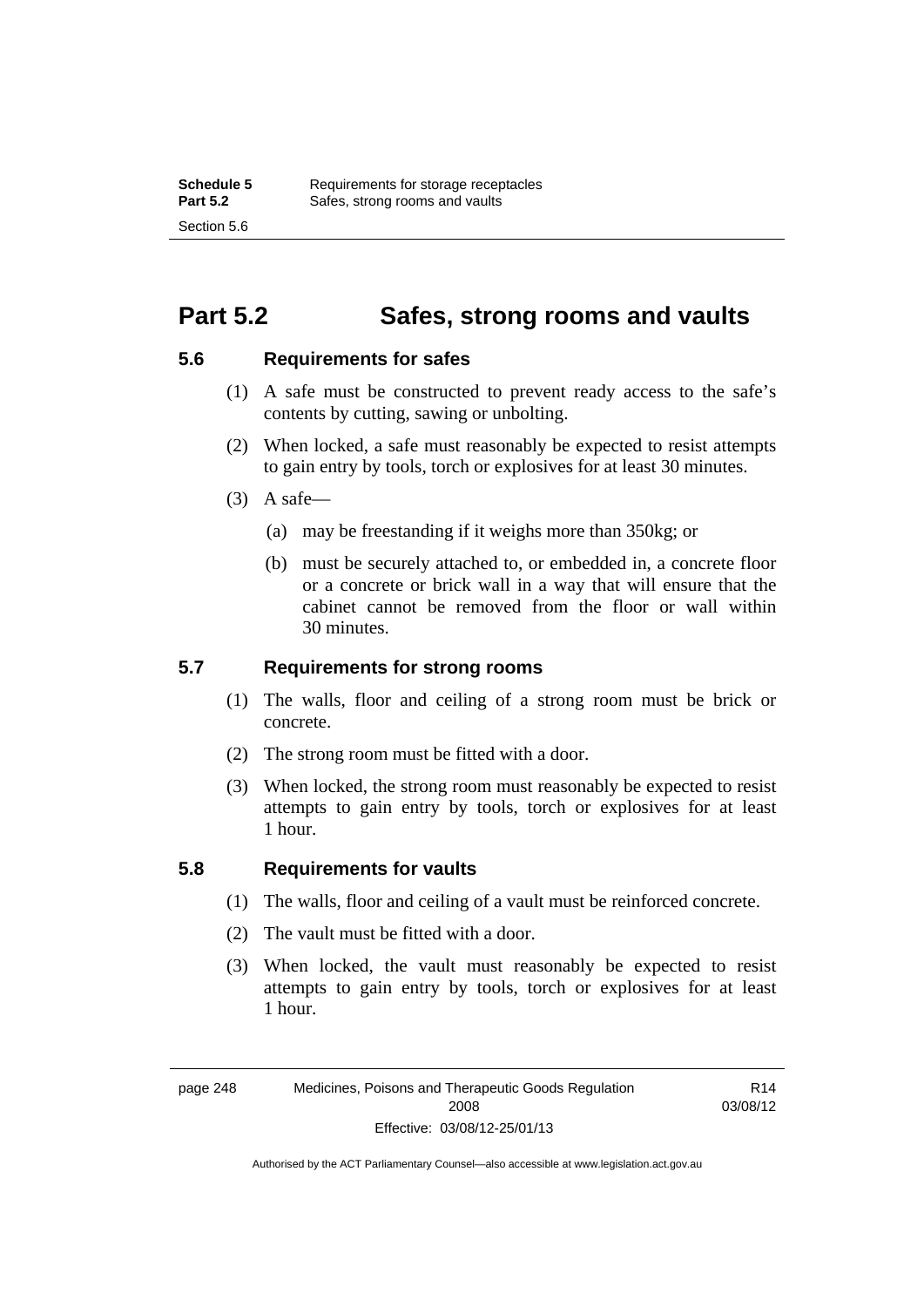## Part 5.2 Safes, strong rooms and vaults

### 5.6 Requirements for safes

(1) A safe must be constructed to prevent ready access to the safe's contents by cutting, sawing or unbolting.

(2) When locked, a safe must reasonably be expected to resist attempts to gain entry by tools, torch or explosives for at least 30 minutes.

(3) A safe—

(a) may be freestanding if it weighs more than 350kg; or

(b) must be securely attached to, or embedded in, a concrete floor or a concrete or brick wall in a way that will ensure that the cabinet cannot be removed from the floor or wall within 30 minutes.

### 5.7 Requirements for strong rooms

(1) The walls, floor and ceiling of a strong room must be brick or concrete.

(2) The strong room must be fitted with a door.

(3) When locked, the strong room must reasonably be expected to resist attempts to gain entry by tools, torch or explosives for at least 1 hour.

### 5.8 Requirements for vaults

(1) The walls, floor and ceiling of a vault must be reinforced concrete.

(2) The vault must be fitted with a door.

(3) When locked, the vault must reasonably be expected to resist attempts to gain entry by tools, torch or explosives for at least 1 hour.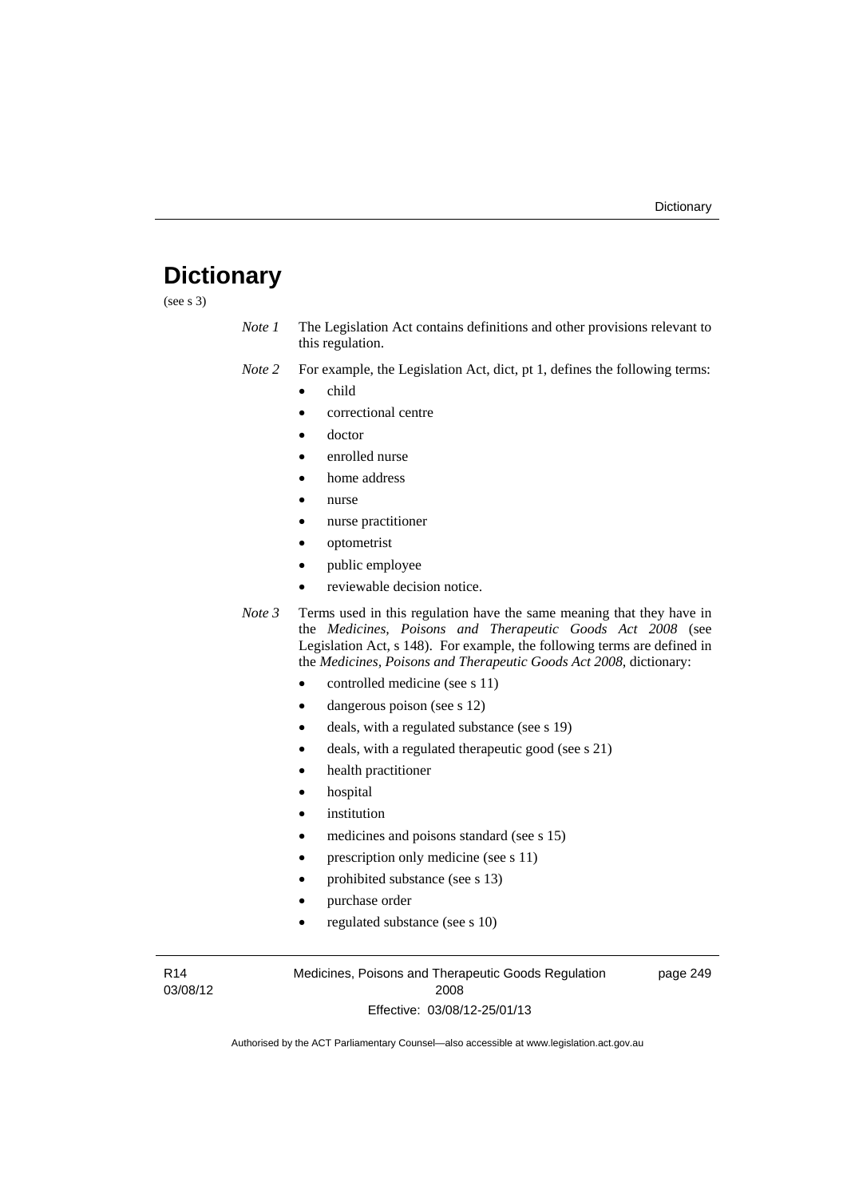# Dictionary

(see s 3)

*Note 1* The Legislation Act contains definitions and other provisions relevant to this regulation.

*Note 2* For example, the Legislation Act, dict, pt 1, defines the following terms:

- child
- correctional centre
- doctor
- enrolled nurse
- home address
- nurse
- nurse practitioner
- optometrist
- public employee
- reviewable decision notice.

*Note 3* Terms used in this regulation have the same meaning that they have in the *Medicines, Poisons and Therapeutic Goods Act 2008* (see Legislation Act, s 148). For example, the following terms are defined in the *Medicines, Poisons and Therapeutic Goods Act 2008*, dictionary:

- controlled medicine (see s 11)
- dangerous poison (see s 12)
- deals, with a regulated substance (see s 19)
- deals, with a regulated therapeutic good (see s 21)
- health practitioner
- hospital
- institution
- medicines and poisons standard (see s 15)
- prescription only medicine (see s 11)
- prohibited substance (see s 13)
- purchase order
- regulated substance (see s 10)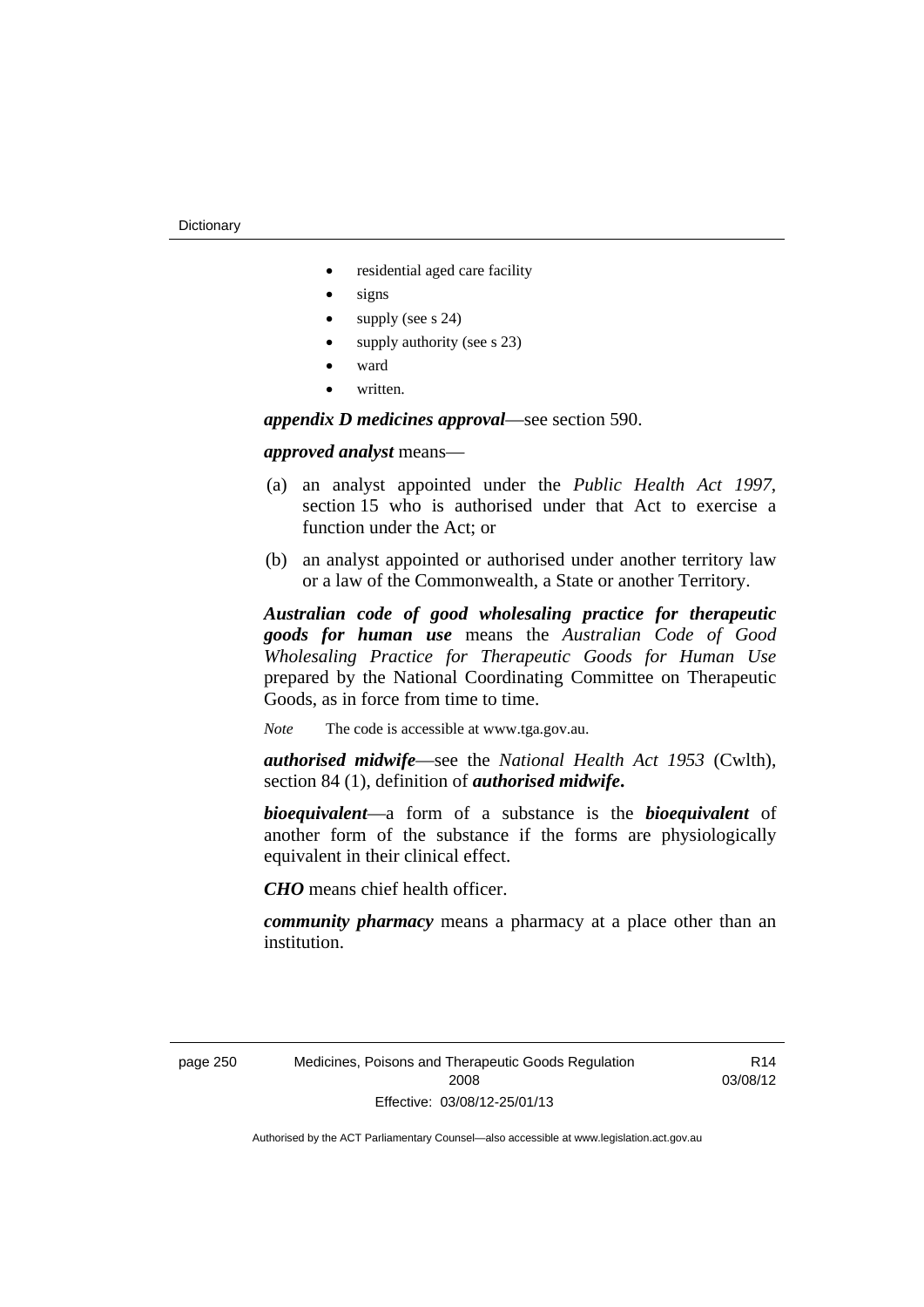- residential aged care facility
- signs
- supply (see s 24)
- supply authority (see s 23)
- ward
- written.

***appendix D medicines approval***—see section 590.

***approved analyst*** means—

(a) an analyst appointed under the *Public Health Act 1997*, section 15 who is authorised under that Act to exercise a function under the Act; or

(b) an analyst appointed or authorised under another territory law or a law of the Commonwealth, a State or another Territory.

***Australian code of good wholesaling practice for therapeutic goods for human use*** means the *Australian Code of Good Wholesaling Practice for Therapeutic Goods for Human Use* prepared by the National Coordinating Committee on Therapeutic Goods, as in force from time to time.

*Note* The code is accessible at www.tga.gov.au.

***authorised midwife***—see the *National Health Act 1953* (Cwlth), section 84 (1), definition of ***authorised midwife*****.**

***bioequivalent***—a form of a substance is the ***bioequivalent*** of another form of the substance if the forms are physiologically equivalent in their clinical effect.

***CHO*** means chief health officer.

***community pharmacy*** means a pharmacy at a place other than an institution.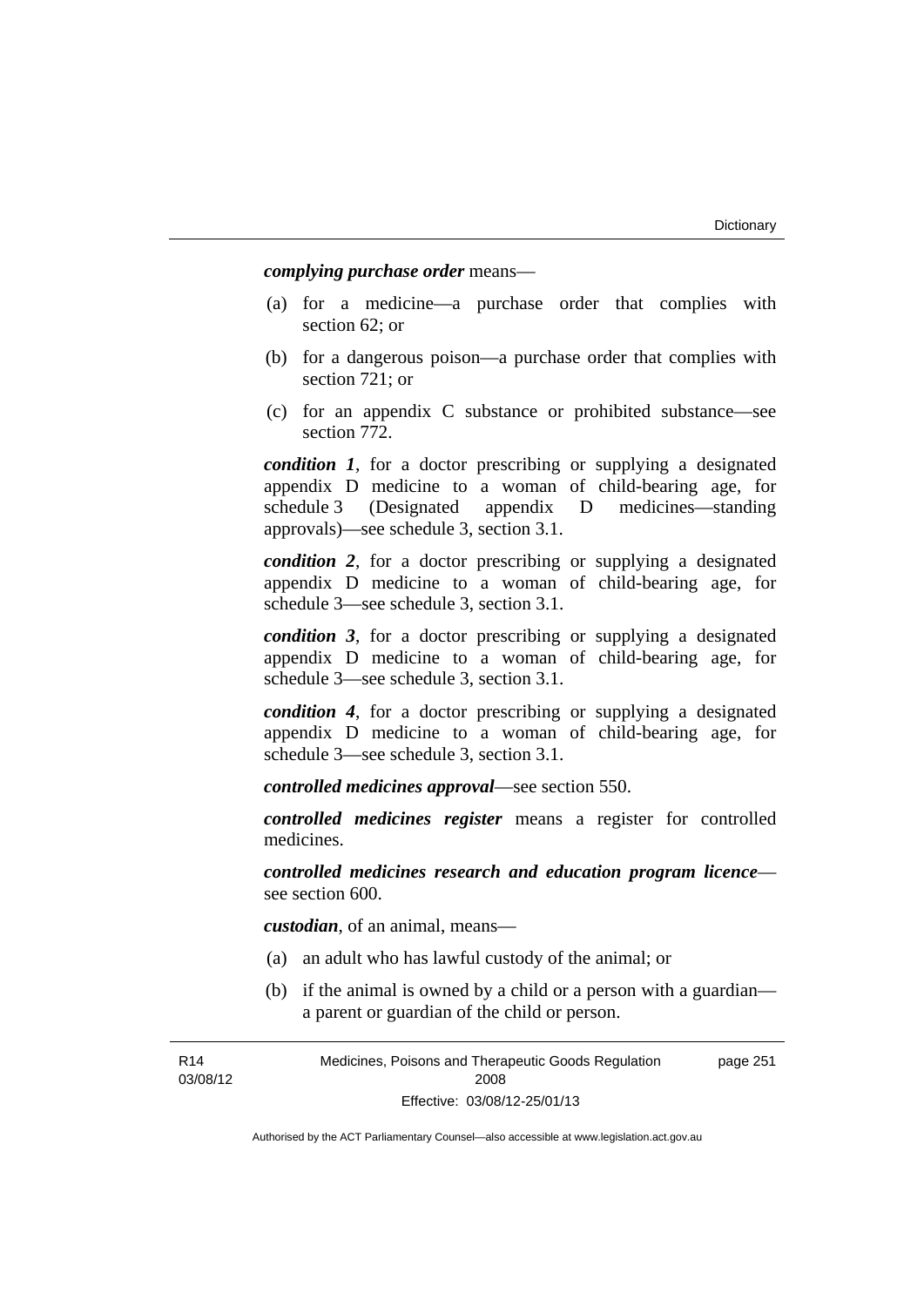***complying purchase order*** means—

(a) for a medicine—a purchase order that complies with section 62; or

(b) for a dangerous poison—a purchase order that complies with section 721; or

(c) for an appendix C substance or prohibited substance—see section 772.

***condition 1***, for a doctor prescribing or supplying a designated appendix D medicine to a woman of child-bearing age, for schedule 3 (Designated appendix D medicines—standing approvals)—see schedule 3, section 3.1.

***condition 2***, for a doctor prescribing or supplying a designated appendix D medicine to a woman of child-bearing age, for schedule 3—see schedule 3, section 3.1.

***condition 3***, for a doctor prescribing or supplying a designated appendix D medicine to a woman of child-bearing age, for schedule 3—see schedule 3, section 3.1.

***condition 4***, for a doctor prescribing or supplying a designated appendix D medicine to a woman of child-bearing age, for schedule 3—see schedule 3, section 3.1.

***controlled medicines approval***—see section 550.

***controlled medicines register*** means a register for controlled medicines.

***controlled medicines research and education program licence***—see section 600.

***custodian***, of an animal, means—

(a) an adult who has lawful custody of the animal; or

(b) if the animal is owned by a child or a person with a guardian—a parent or guardian of the child or person.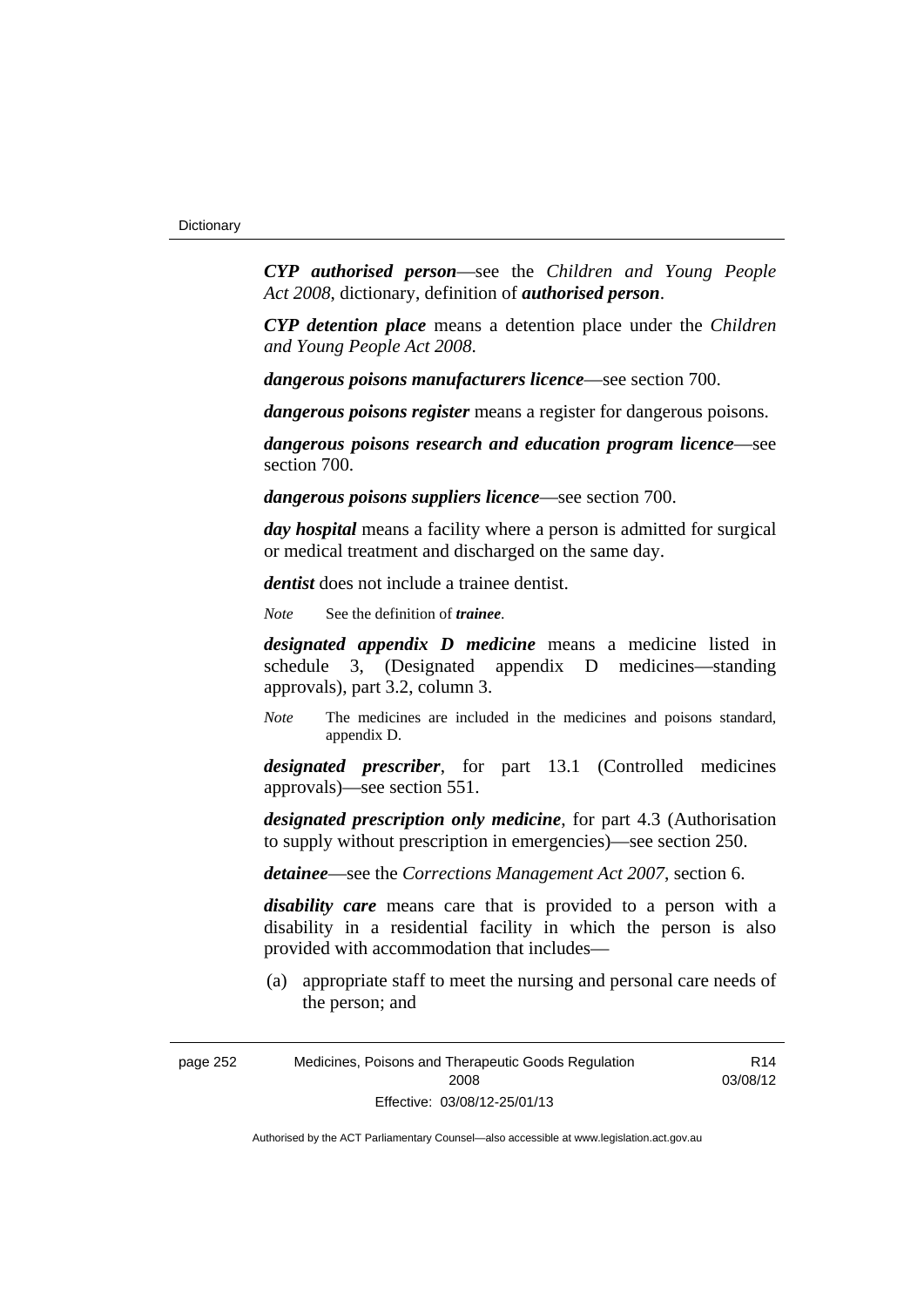***CYP authorised person***—see the *Children and Young People Act 2008*, dictionary, definition of ***authorised person***.

***CYP detention place*** means a detention place under the *Children and Young People Act 2008*.

***dangerous poisons manufacturers licence***—see section 700.

***dangerous poisons register*** means a register for dangerous poisons.

***dangerous poisons research and education program licence***—see section 700.

***dangerous poisons suppliers licence***—see section 700.

***day hospital*** means a facility where a person is admitted for surgical or medical treatment and discharged on the same day.

***dentist*** does not include a trainee dentist.

*Note* See the definition of ***trainee***.

***designated appendix D medicine*** means a medicine listed in schedule 3, (Designated appendix D medicines—standing approvals), part 3.2, column 3.

*Note* The medicines are included in the medicines and poisons standard, appendix D.

***designated prescriber***, for part 13.1 (Controlled medicines approvals)—see section 551.

***designated prescription only medicine***, for part 4.3 (Authorisation to supply without prescription in emergencies)—see section 250.

***detainee***—see the *Corrections Management Act 2007*, section 6.

***disability care*** means care that is provided to a person with a disability in a residential facility in which the person is also provided with accommodation that includes—

(a) appropriate staff to meet the nursing and personal care needs of the person; and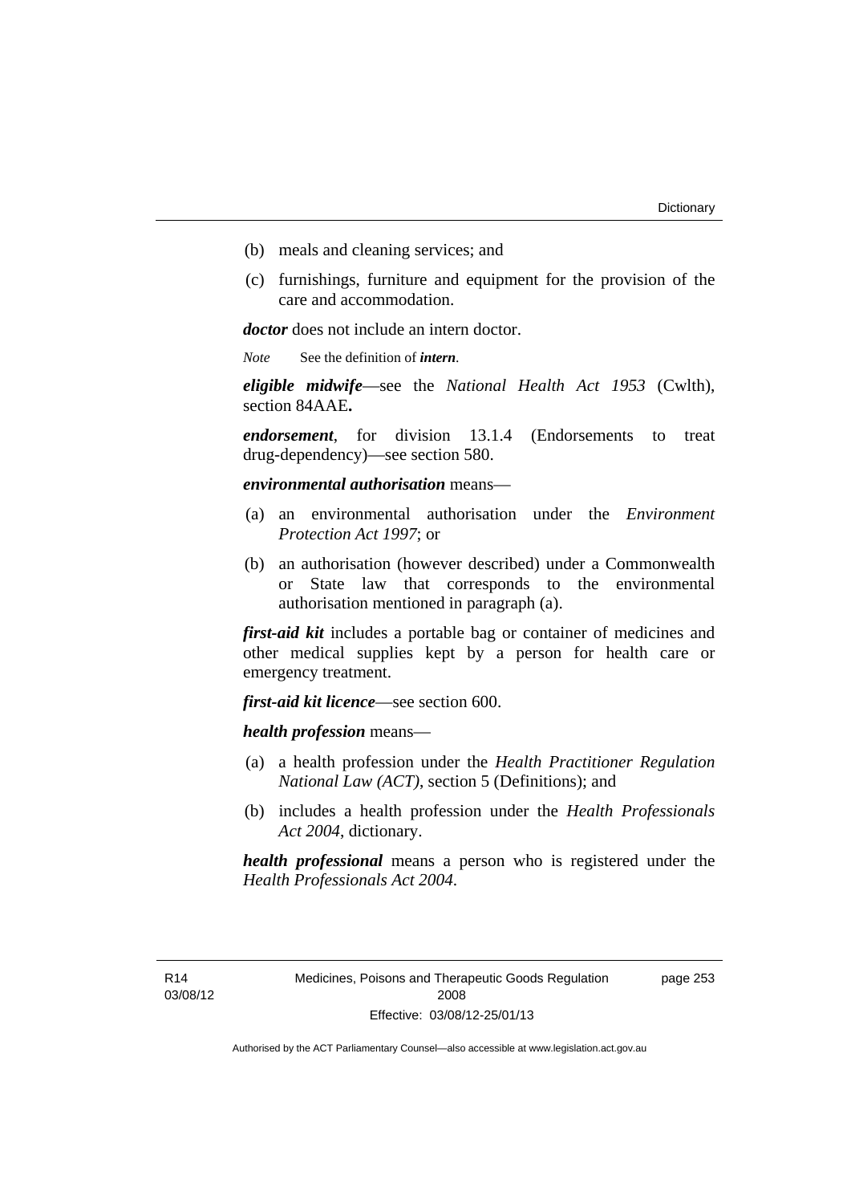(b) meals and cleaning services; and

(c) furnishings, furniture and equipment for the provision of the care and accommodation.

***doctor*** does not include an intern doctor.

*Note* See the definition of ***intern***.

***eligible midwife***—see the *National Health Act 1953* (Cwlth), section 84AAE**.**

***endorsement***, for division 13.1.4 (Endorsements to treat drug-dependency)—see section 580.

***environmental authorisation*** means—

(a) an environmental authorisation under the *Environment Protection Act 1997*; or

(b) an authorisation (however described) under a Commonwealth or State law that corresponds to the environmental authorisation mentioned in paragraph (a).

***first-aid kit*** includes a portable bag or container of medicines and other medical supplies kept by a person for health care or emergency treatment.

***first-aid kit licence***—see section 600.

***health profession*** means—

(a) a health profession under the *Health Practitioner Regulation National Law (ACT)*, section 5 (Definitions); and

(b) includes a health profession under the *Health Professionals Act 2004*, dictionary.

***health professional*** means a person who is registered under the *Health Professionals Act 2004*.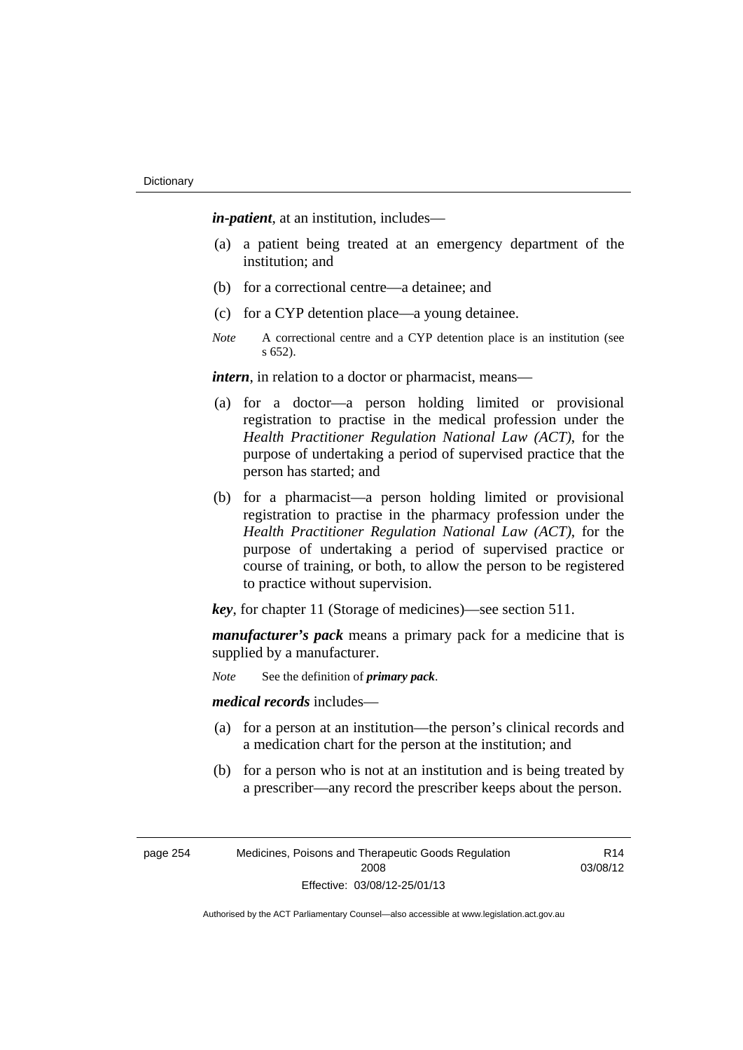***in-patient***, at an institution, includes—

(a) a patient being treated at an emergency department of the institution; and

(b) for a correctional centre—a detainee; and

(c) for a CYP detention place—a young detainee.

*Note* A correctional centre and a CYP detention place is an institution (see s 652).

***intern***, in relation to a doctor or pharmacist, means—

(a) for a doctor—a person holding limited or provisional registration to practise in the medical profession under the *Health Practitioner Regulation National Law (ACT)*, for the purpose of undertaking a period of supervised practice that the person has started; and

(b) for a pharmacist—a person holding limited or provisional registration to practise in the pharmacy profession under the *Health Practitioner Regulation National Law (ACT)*, for the purpose of undertaking a period of supervised practice or course of training, or both, to allow the person to be registered to practice without supervision.

***key***, for chapter 11 (Storage of medicines)—see section 511.

***manufacturer's pack*** means a primary pack for a medicine that is supplied by a manufacturer.

*Note* See the definition of ***primary pack***.

***medical records*** includes—

(a) for a person at an institution—the person's clinical records and a medication chart for the person at the institution; and

(b) for a person who is not at an institution and is being treated by a prescriber—any record the prescriber keeps about the person.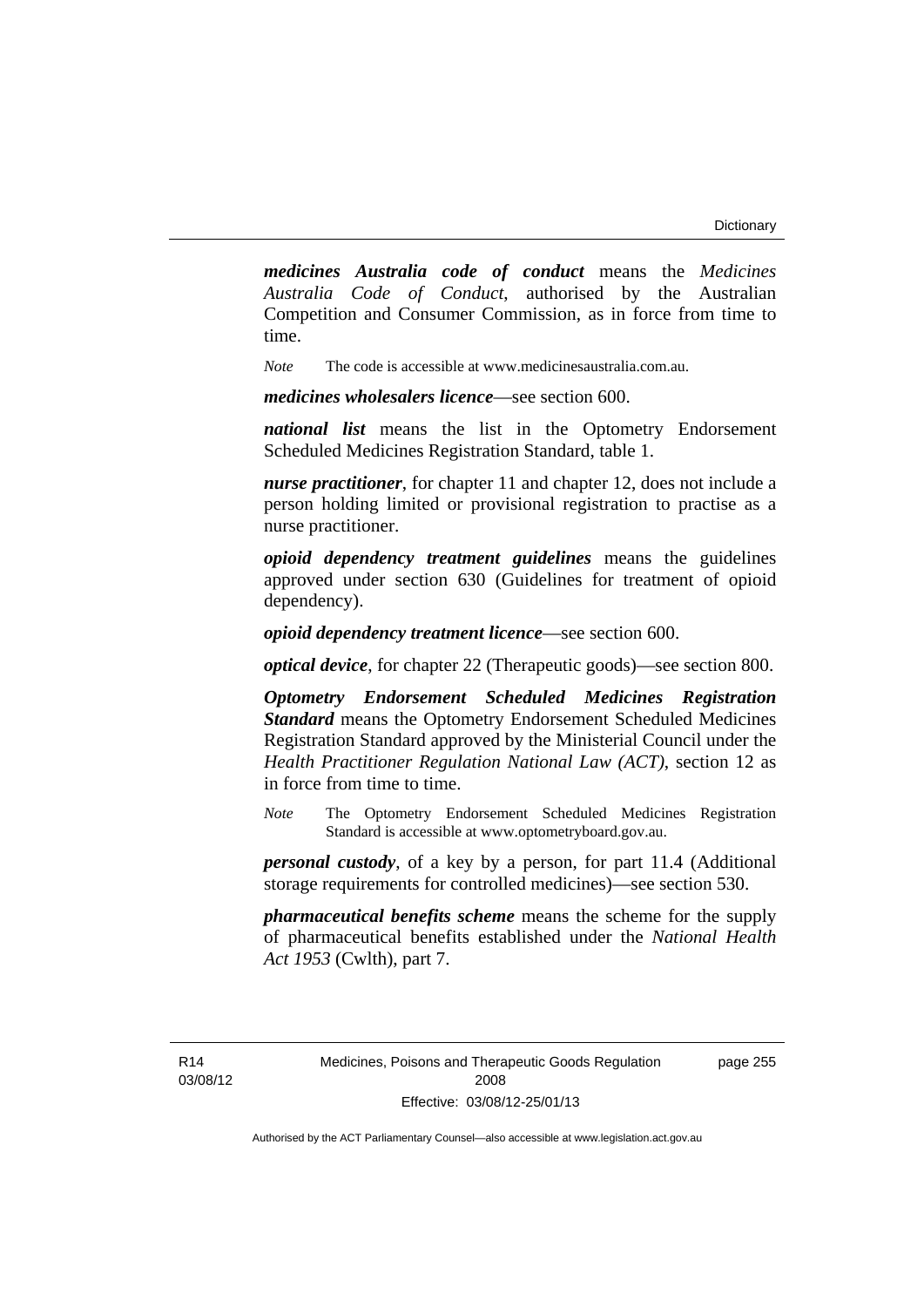***medicines Australia code of conduct*** means the *Medicines Australia Code of Conduct*, authorised by the Australian Competition and Consumer Commission, as in force from time to time.

*Note* The code is accessible at www.medicinesaustralia.com.au.

***medicines wholesalers licence***—see section 600.

***national list*** means the list in the Optometry Endorsement Scheduled Medicines Registration Standard, table 1.

***nurse practitioner***, for chapter 11 and chapter 12, does not include a person holding limited or provisional registration to practise as a nurse practitioner.

***opioid dependency treatment guidelines*** means the guidelines approved under section 630 (Guidelines for treatment of opioid dependency).

***opioid dependency treatment licence***—see section 600.

***optical device***, for chapter 22 (Therapeutic goods)—see section 800.

***Optometry Endorsement Scheduled Medicines Registration Standard*** means the Optometry Endorsement Scheduled Medicines Registration Standard approved by the Ministerial Council under the *Health Practitioner Regulation National Law (ACT)*, section 12 as in force from time to time.

*Note* The Optometry Endorsement Scheduled Medicines Registration Standard is accessible at www.optometryboard.gov.au.

***personal custody***, of a key by a person, for part 11.4 (Additional storage requirements for controlled medicines)—see section 530.

***pharmaceutical benefits scheme*** means the scheme for the supply of pharmaceutical benefits established under the *National Health Act 1953* (Cwlth), part 7.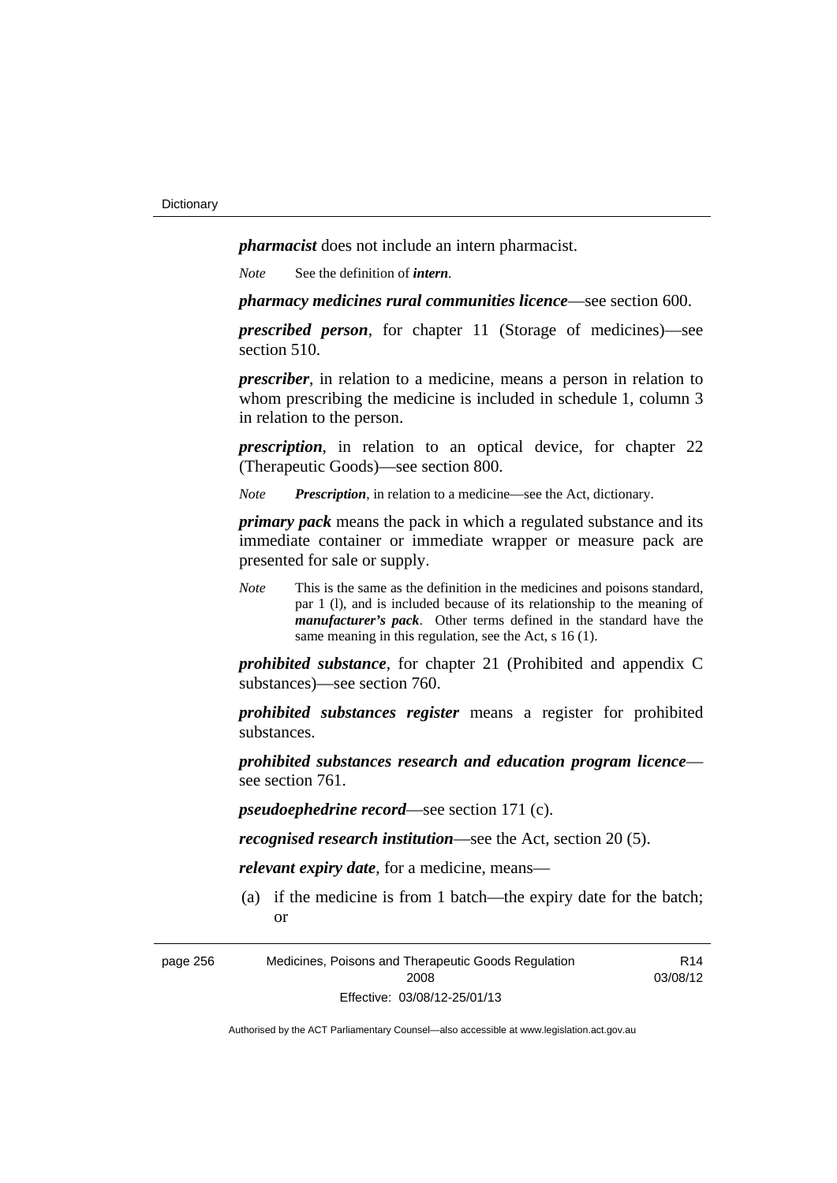***pharmacist*** does not include an intern pharmacist.

*Note* See the definition of ***intern***.

***pharmacy medicines rural communities licence***—see section 600.

***prescribed person***, for chapter 11 (Storage of medicines)—see section 510.

***prescriber***, in relation to a medicine, means a person in relation to whom prescribing the medicine is included in schedule 1, column 3 in relation to the person.

***prescription***, in relation to an optical device, for chapter 22 (Therapeutic Goods)—see section 800.

*Note* ***Prescription***, in relation to a medicine—see the Act, dictionary.

***primary pack*** means the pack in which a regulated substance and its immediate container or immediate wrapper or measure pack are presented for sale or supply.

*Note* This is the same as the definition in the medicines and poisons standard, par 1 (l), and is included because of its relationship to the meaning of ***manufacturer's pack***. Other terms defined in the standard have the same meaning in this regulation, see the Act, s 16 (1).

***prohibited substance***, for chapter 21 (Prohibited and appendix C substances)—see section 760.

***prohibited substances register*** means a register for prohibited substances.

***prohibited substances research and education program licence***—see section 761.

***pseudoephedrine record***—see section 171 (c).

***recognised research institution***—see the Act, section 20 (5).

***relevant expiry date***, for a medicine, means—

(a) if the medicine is from 1 batch—the expiry date for the batch; or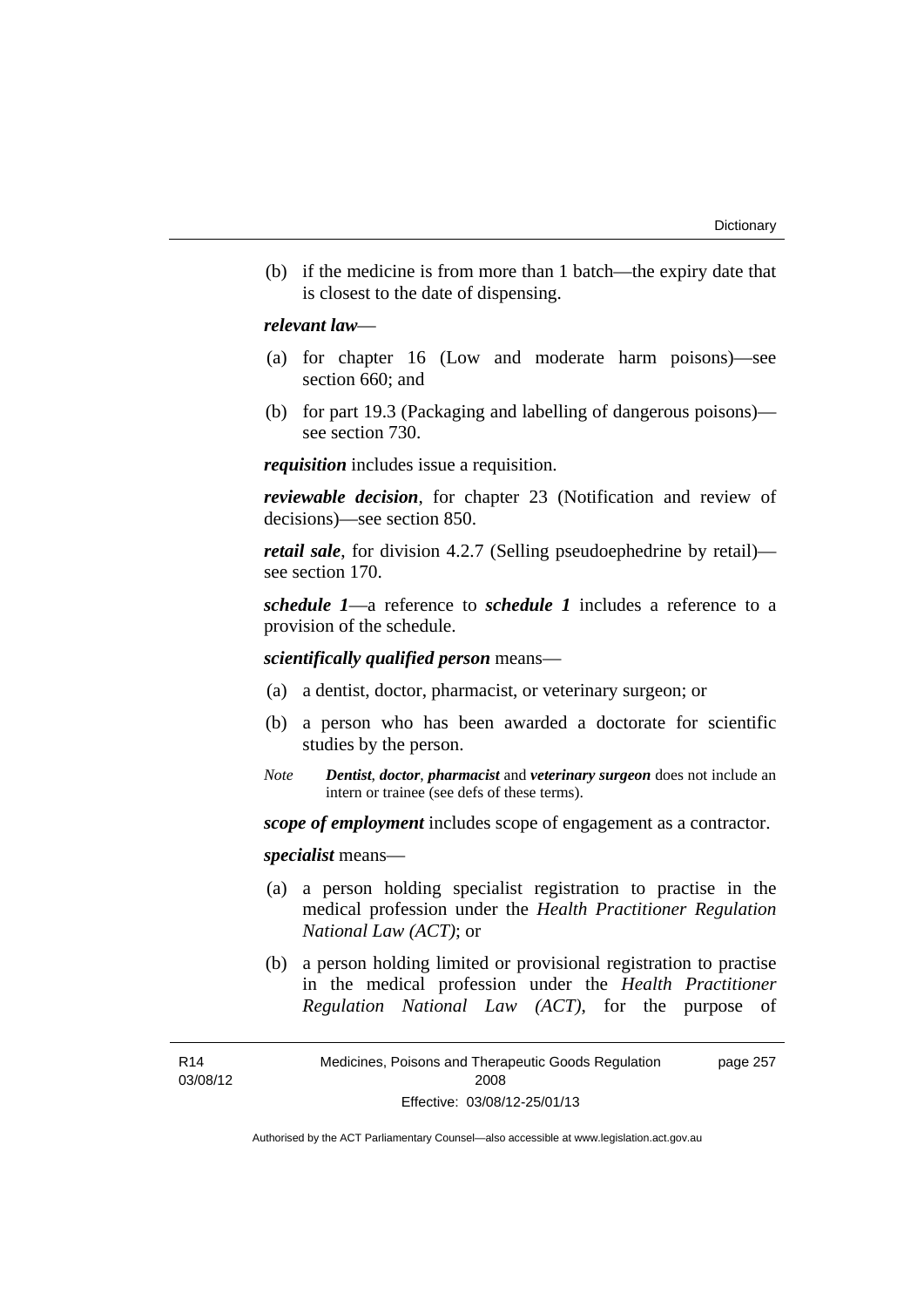(b) if the medicine is from more than 1 batch—the expiry date that is closest to the date of dispensing.

***relevant law***—

(a) for chapter 16 (Low and moderate harm poisons)—see section 660; and

(b) for part 19.3 (Packaging and labelling of dangerous poisons)—see section 730.

***requisition*** includes issue a requisition.

***reviewable decision***, for chapter 23 (Notification and review of decisions)—see section 850.

***retail sale***, for division 4.2.7 (Selling pseudoephedrine by retail)—see section 170.

***schedule 1***—a reference to ***schedule 1*** includes a reference to a provision of the schedule.

***scientifically qualified person*** means—

(a) a dentist, doctor, pharmacist, or veterinary surgeon; or

(b) a person who has been awarded a doctorate for scientific studies by the person.

*Note* ***Dentist***, ***doctor***, ***pharmacist*** and ***veterinary surgeon*** does not include an intern or trainee (see defs of these terms).

***scope of employment*** includes scope of engagement as a contractor.

***specialist*** means—

(a) a person holding specialist registration to practise in the medical profession under the *Health Practitioner Regulation National Law (ACT)*; or

(b) a person holding limited or provisional registration to practise in the medical profession under the *Health Practitioner Regulation National Law (ACT)*, for the purpose of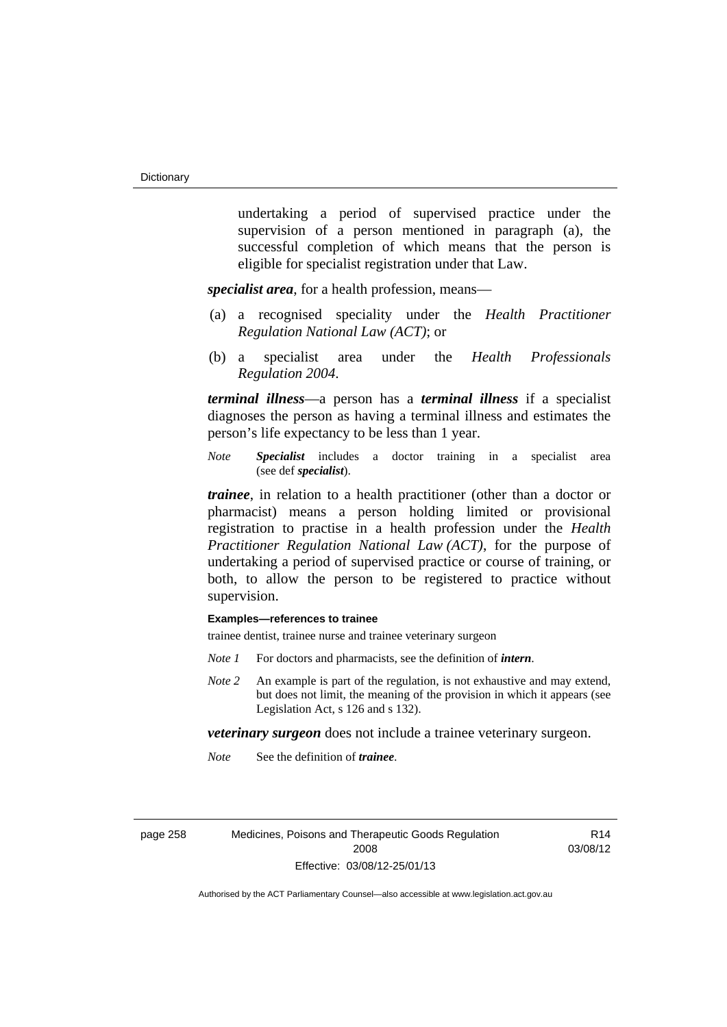undertaking a period of supervised practice under the supervision of a person mentioned in paragraph (a), the successful completion of which means that the person is eligible for specialist registration under that Law.

***specialist area***, for a health profession, means—

(a) a recognised speciality under the *Health Practitioner Regulation National Law (ACT)*; or

(b) a specialist area under the *Health Professionals Regulation 2004*.

***terminal illness***—a person has a ***terminal illness*** if a specialist diagnoses the person as having a terminal illness and estimates the person's life expectancy to be less than 1 year.

*Note* ***Specialist*** includes a doctor training in a specialist area (see def ***specialist***).

***trainee***, in relation to a health practitioner (other than a doctor or pharmacist) means a person holding limited or provisional registration to practise in a health profession under the *Health Practitioner Regulation National Law (ACT)*, for the purpose of undertaking a period of supervised practice or course of training, or both, to allow the person to be registered to practice without supervision.

**Examples—references to trainee**

trainee dentist, trainee nurse and trainee veterinary surgeon

*Note 1* For doctors and pharmacists, see the definition of ***intern***.

*Note 2* An example is part of the regulation, is not exhaustive and may extend, but does not limit, the meaning of the provision in which it appears (see Legislation Act, s 126 and s 132).

***veterinary surgeon*** does not include a trainee veterinary surgeon.

*Note* See the definition of ***trainee***.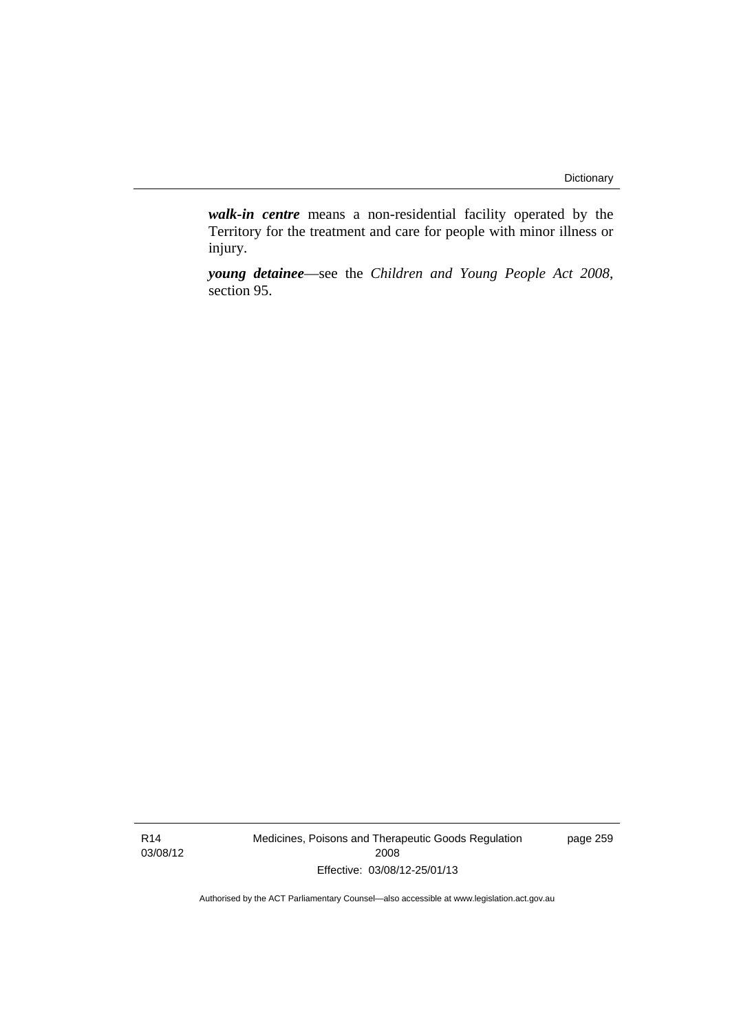***walk-in centre*** means a non-residential facility operated by the Territory for the treatment and care for people with minor illness or injury.

***young detainee***—see the *Children and Young People Act 2008*, section 95.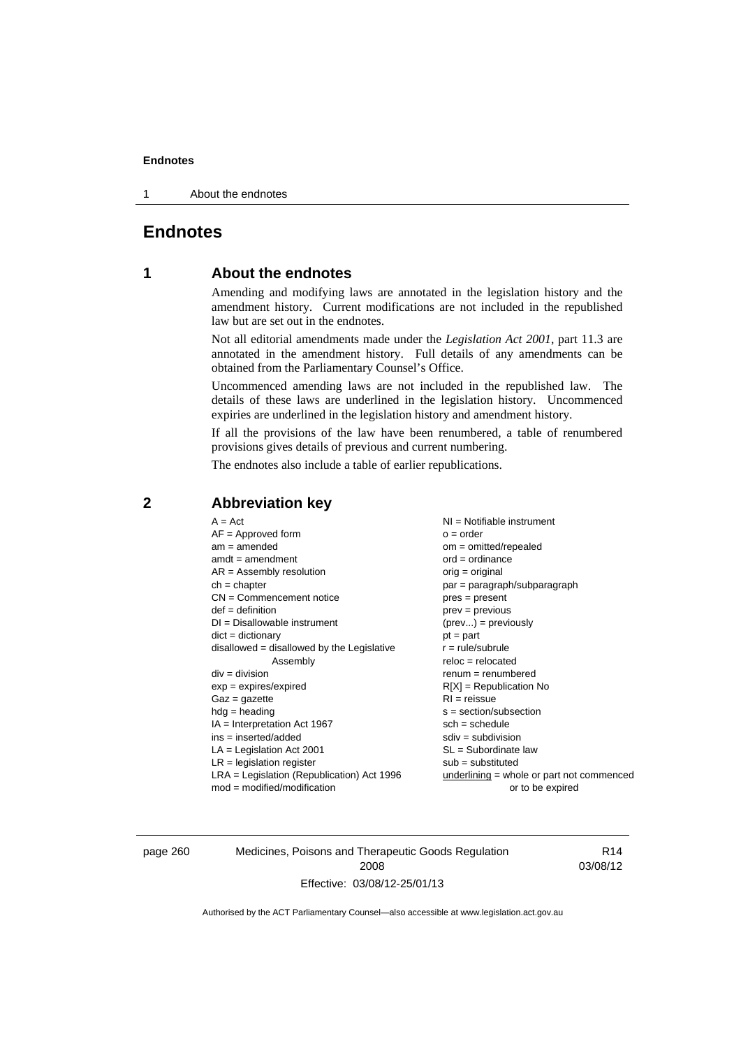# Endnotes

## 1 About the endnotes

Amending and modifying laws are annotated in the legislation history and the amendment history. Current modifications are not included in the republished law but are set out in the endnotes.

Not all editorial amendments made under the *Legislation Act 2001*, part 11.3 are annotated in the amendment history. Full details of any amendments can be obtained from the Parliamentary Counsel's Office.

Uncommenced amending laws are not included in the republished law. The details of these laws are underlined in the legislation history. Uncommenced expiries are underlined in the legislation history and amendment history.

If all the provisions of the law have been renumbered, a table of renumbered provisions gives details of previous and current numbering.

The endnotes also include a table of earlier republications.

## 2 Abbreviation key

A = Act
AF = Approved form
am = amended
amdt = amendment
AR = Assembly resolution
ch = chapter
CN = Commencement notice
def = definition
DI = Disallowable instrument
dict = dictionary
disallowed = disallowed by the Legislative Assembly
div = division
exp = expires/expired
Gaz = gazette
hdg = heading
IA = Interpretation Act 1967
ins = inserted/added
LA = Legislation Act 2001
LR = legislation register
LRA = Legislation (Republication) Act 1996
mod = modified/modification
NI = Notifiable instrument
o = order
om = omitted/repealed
ord = ordinance
orig = original
par = paragraph/subparagraph
pres = present
prev = previous
(prev...) = previously
pt = part
r = rule/subrule
reloc = relocated
renum = renumbered
R[X] = Republication No
RI = reissue
s = section/subsection
sch = schedule
sdiv = subdivision
SL = Subordinate law
sub = substituted
underlining = whole or part not commenced or to be expired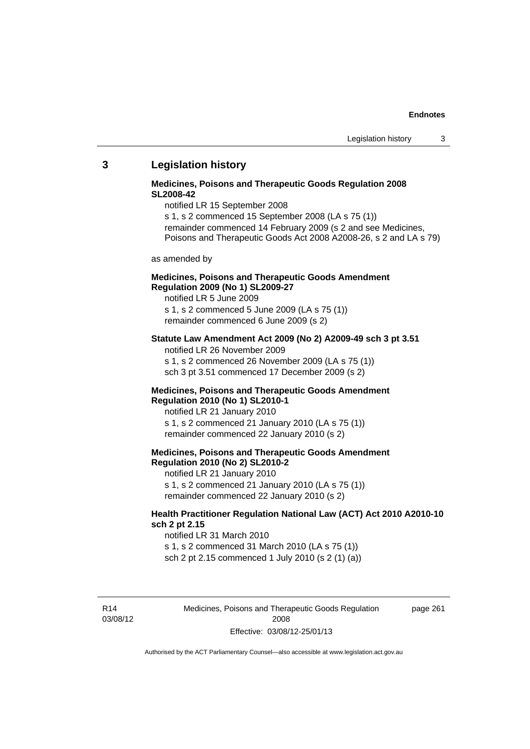## 3 Legislation history

**Medicines, Poisons and Therapeutic Goods Regulation 2008 SL2008-42**

notified LR 15 September 2008

s 1, s 2 commenced 15 September 2008 (LA s 75 (1))

remainder commenced 14 February 2009 (s 2 and see Medicines, Poisons and Therapeutic Goods Act 2008 A2008-26, s 2 and LA s 79)

as amended by

**Medicines, Poisons and Therapeutic Goods Amendment Regulation 2009 (No 1) SL2009-27**

notified LR 5 June 2009

s 1, s 2 commenced 5 June 2009 (LA s 75 (1))

remainder commenced 6 June 2009 (s 2)

**Statute Law Amendment Act 2009 (No 2) A2009-49 sch 3 pt 3.51**

notified LR 26 November 2009

s 1, s 2 commenced 26 November 2009 (LA s 75 (1))

sch 3 pt 3.51 commenced 17 December 2009 (s 2)

**Medicines, Poisons and Therapeutic Goods Amendment Regulation 2010 (No 1) SL2010-1**

notified LR 21 January 2010

s 1, s 2 commenced 21 January 2010 (LA s 75 (1))

remainder commenced 22 January 2010 (s 2)

**Medicines, Poisons and Therapeutic Goods Amendment Regulation 2010 (No 2) SL2010-2**

notified LR 21 January 2010

s 1, s 2 commenced 21 January 2010 (LA s 75 (1))

remainder commenced 22 January 2010 (s 2)

**Health Practitioner Regulation National Law (ACT) Act 2010 A2010-10 sch 2 pt 2.15**

notified LR 31 March 2010

s 1, s 2 commenced 31 March 2010 (LA s 75 (1))

sch 2 pt 2.15 commenced 1 July 2010 (s 2 (1) (a))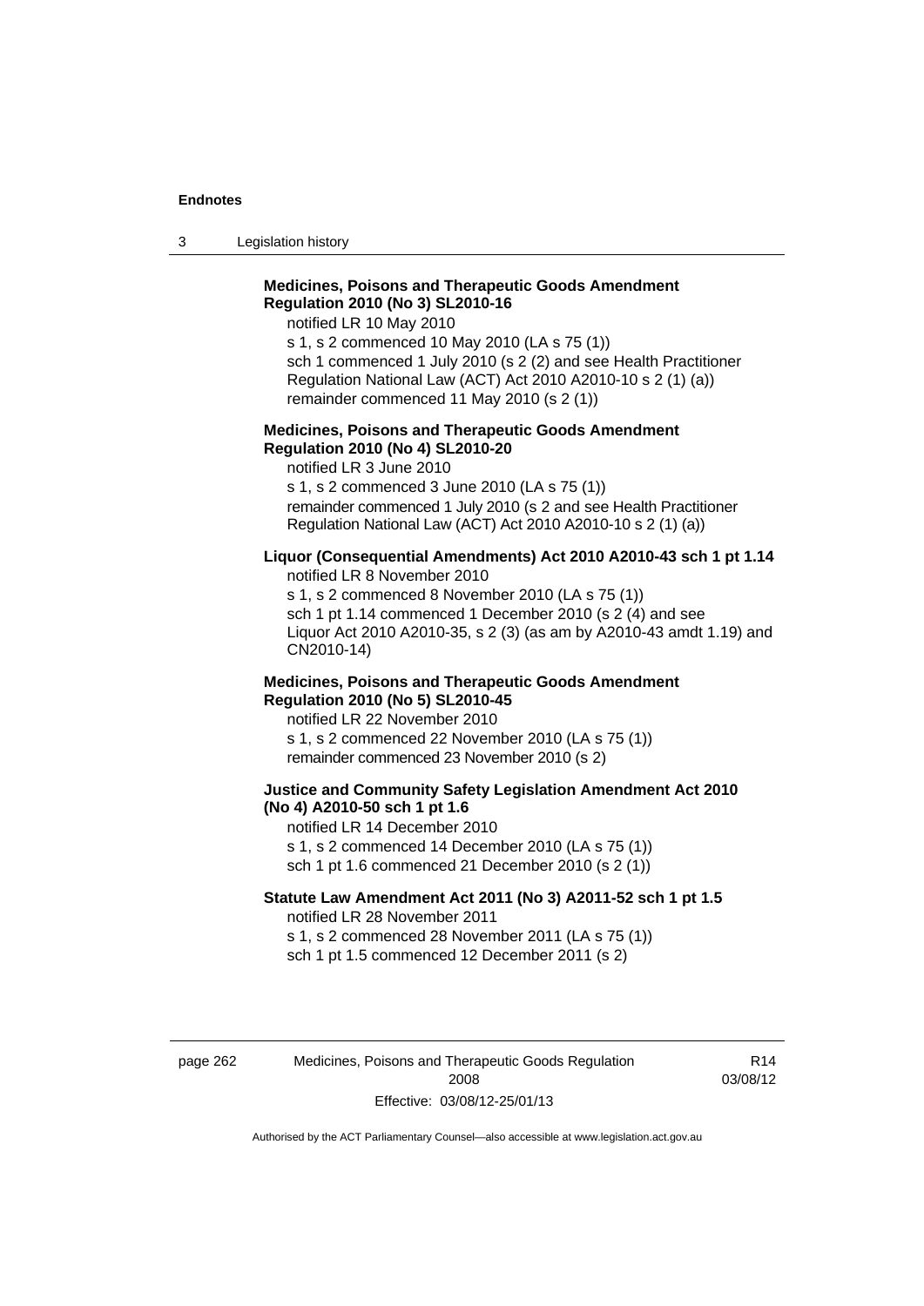**Medicines, Poisons and Therapeutic Goods Amendment Regulation 2010 (No 3) SL2010-16**

notified LR 10 May 2010

s 1, s 2 commenced 10 May 2010 (LA s 75 (1))

sch 1 commenced 1 July 2010 (s 2 (2) and see Health Practitioner Regulation National Law (ACT) Act 2010 A2010-10 s 2 (1) (a))

remainder commenced 11 May 2010 (s 2 (1))

**Medicines, Poisons and Therapeutic Goods Amendment Regulation 2010 (No 4) SL2010-20**

notified LR 3 June 2010

s 1, s 2 commenced 3 June 2010 (LA s 75 (1))

remainder commenced 1 July 2010 (s 2 and see Health Practitioner Regulation National Law (ACT) Act 2010 A2010-10 s 2 (1) (a))

**Liquor (Consequential Amendments) Act 2010 A2010-43 sch 1 pt 1.14**

notified LR 8 November 2010

s 1, s 2 commenced 8 November 2010 (LA s 75 (1))

sch 1 pt 1.14 commenced 1 December 2010 (s 2 (4) and see Liquor Act 2010 A2010-35, s 2 (3) (as am by A2010-43 amdt 1.19) and CN2010-14)

**Medicines, Poisons and Therapeutic Goods Amendment Regulation 2010 (No 5) SL2010-45**

notified LR 22 November 2010

s 1, s 2 commenced 22 November 2010 (LA s 75 (1))

remainder commenced 23 November 2010 (s 2)

**Justice and Community Safety Legislation Amendment Act 2010 (No 4) A2010-50 sch 1 pt 1.6**

notified LR 14 December 2010

s 1, s 2 commenced 14 December 2010 (LA s 75 (1))

sch 1 pt 1.6 commenced 21 December 2010 (s 2 (1))

**Statute Law Amendment Act 2011 (No 3) A2011-52 sch 1 pt 1.5**

notified LR 28 November 2011

s 1, s 2 commenced 28 November 2011 (LA s 75 (1))

sch 1 pt 1.5 commenced 12 December 2011 (s 2)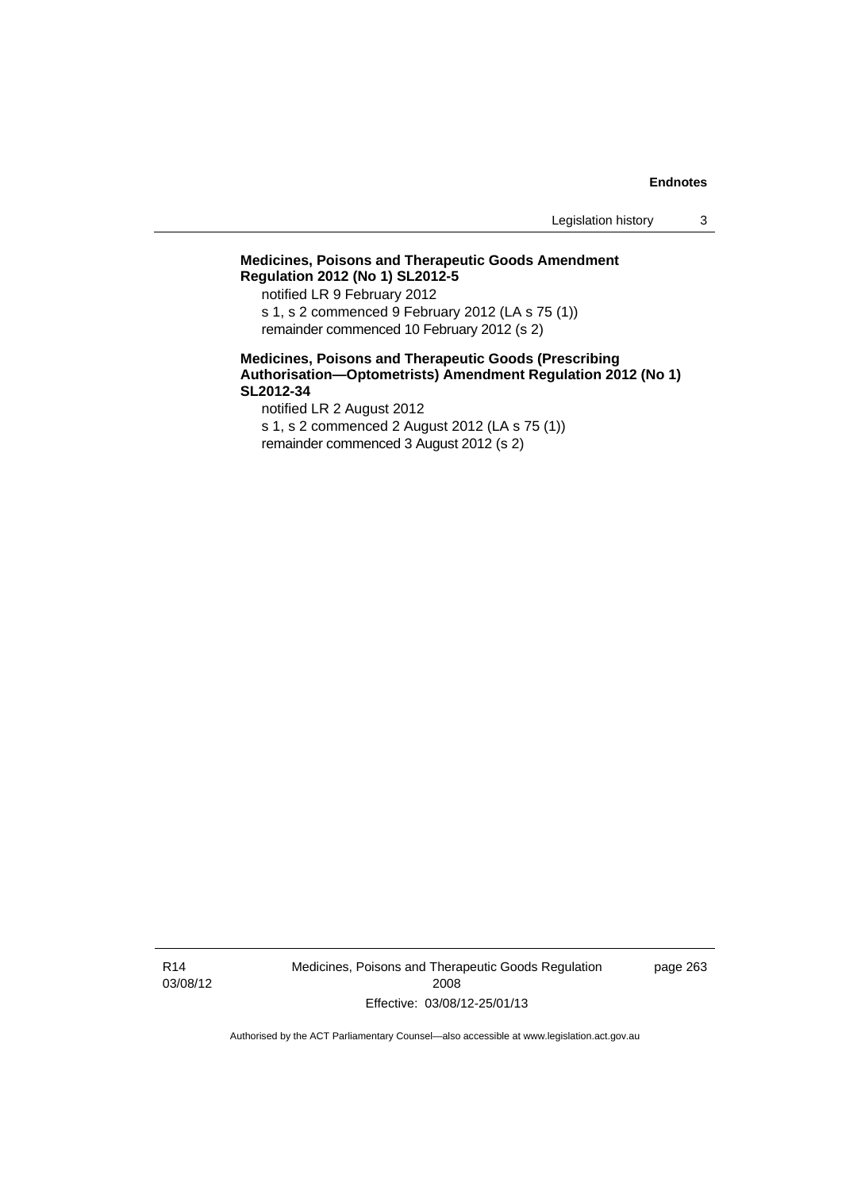**Medicines, Poisons and Therapeutic Goods Amendment Regulation 2012 (No 1) SL2012-5**

notified LR 9 February 2012

s 1, s 2 commenced 9 February 2012 (LA s 75 (1))

remainder commenced 10 February 2012 (s 2)

**Medicines, Poisons and Therapeutic Goods (Prescribing Authorisation—Optometrists) Amendment Regulation 2012 (No 1) SL2012-34**

notified LR 2 August 2012

s 1, s 2 commenced 2 August 2012 (LA s 75 (1))

remainder commenced 3 August 2012 (s 2)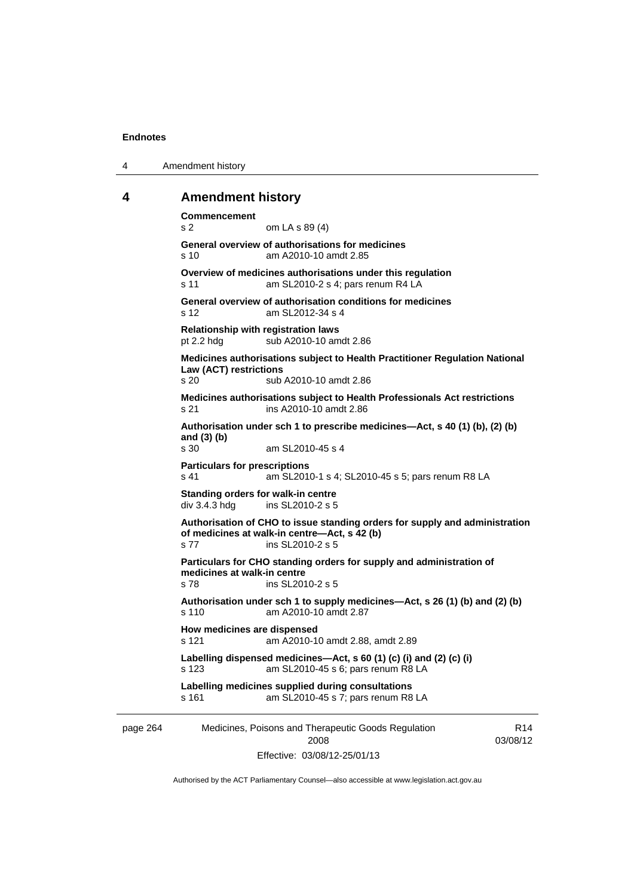## 4 Amendment history

**Commencement**
s 2 om LA s 89 (4)

**General overview of authorisations for medicines**
s 10 am A2010-10 amdt 2.85

**Overview of medicines authorisations under this regulation**
s 11 am SL2010-2 s 4; pars renum R4 LA

**General overview of authorisation conditions for medicines**
s 12 am SL2012-34 s 4

**Relationship with registration laws**
pt 2.2 hdg sub A2010-10 amdt 2.86

**Medicines authorisations subject to Health Practitioner Regulation National Law (ACT) restrictions**
s 20 sub A2010-10 amdt 2.86

**Medicines authorisations subject to Health Professionals Act restrictions**
s 21 ins A2010-10 amdt 2.86

**Authorisation under sch 1 to prescribe medicines—Act, s 40 (1) (b), (2) (b) and (3) (b)**
s 30 am SL2010-45 s 4

**Particulars for prescriptions**
s 41 am SL2010-1 s 4; SL2010-45 s 5; pars renum R8 LA

**Standing orders for walk-in centre**
div 3.4.3 hdg ins SL2010-2 s 5

**Authorisation of CHO to issue standing orders for supply and administration of medicines at walk-in centre—Act, s 42 (b)**
s 77 ins SL2010-2 s 5

**Particulars for CHO standing orders for supply and administration of medicines at walk-in centre**
s 78 ins SL2010-2 s 5

**Authorisation under sch 1 to supply medicines—Act, s 26 (1) (b) and (2) (b)**
s 110 am A2010-10 amdt 2.87

**How medicines are dispensed**
s 121 am A2010-10 amdt 2.88, amdt 2.89

**Labelling dispensed medicines—Act, s 60 (1) (c) (i) and (2) (c) (i)**
s 123 am SL2010-45 s 6; pars renum R8 LA

**Labelling medicines supplied during consultations**
s 161 am SL2010-45 s 7; pars renum R8 LA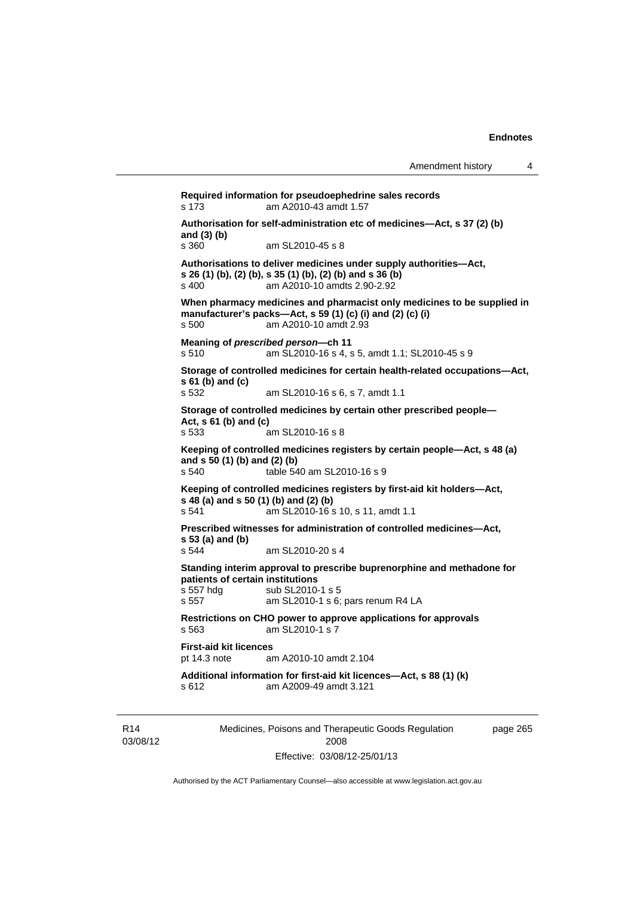**Required information for pseudoephedrine sales records**
s 173 am A2010-43 amdt 1.57

**Authorisation for self-administration etc of medicines—Act, s 37 (2) (b) and (3) (b)**
s 360 am SL2010-45 s 8

**Authorisations to deliver medicines under supply authorities—Act, s 26 (1) (b), (2) (b), s 35 (1) (b), (2) (b) and s 36 (b)**
s 400 am A2010-10 amdts 2.90-2.92

**When pharmacy medicines and pharmacist only medicines to be supplied in manufacturer's packs—Act, s 59 (1) (c) (i) and (2) (c) (i)**
s 500 am A2010-10 amdt 2.93

**Meaning of *prescribed person*—ch 11**
s 510 am SL2010-16 s 4, s 5, amdt 1.1; SL2010-45 s 9

**Storage of controlled medicines for certain health-related occupations—Act, s 61 (b) and (c)**
s 532 am SL2010-16 s 6, s 7, amdt 1.1

**Storage of controlled medicines by certain other prescribed people—Act, s 61 (b) and (c)**
s 533 am SL2010-16 s 8

**Keeping of controlled medicines registers by certain people—Act, s 48 (a) and s 50 (1) (b) and (2) (b)**
s 540 table 540 am SL2010-16 s 9

**Keeping of controlled medicines registers by first-aid kit holders—Act, s 48 (a) and s 50 (1) (b) and (2) (b)**
s 541 am SL2010-16 s 10, s 11, amdt 1.1

**Prescribed witnesses for administration of controlled medicines—Act, s 53 (a) and (b)**
s 544 am SL2010-20 s 4

**Standing interim approval to prescribe buprenorphine and methadone for patients of certain institutions**
s 557 hdg sub SL2010-1 s 5
s 557 am SL2010-1 s 6; pars renum R4 LA

**Restrictions on CHO power to approve applications for approvals**
s 563 am SL2010-1 s 7

**First-aid kit licences**
pt 14.3 note am A2010-10 amdt 2.104

**Additional information for first-aid kit licences—Act, s 88 (1) (k)**
s 612 am A2009-49 amdt 3.121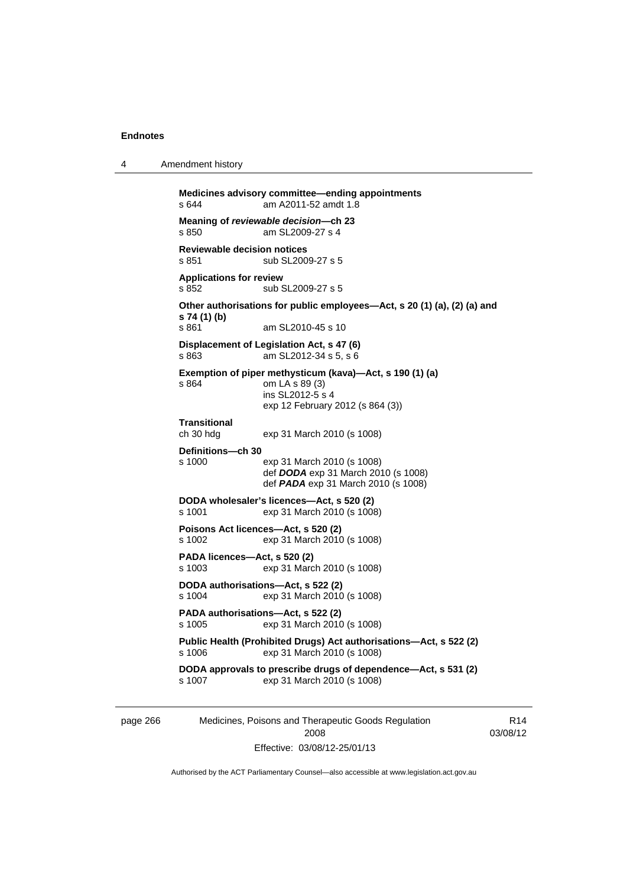**Medicines advisory committee—ending appointments**
s 644 am A2011-52 amdt 1.8

**Meaning of *reviewable decision*—ch 23**
s 850 am SL2009-27 s 4

**Reviewable decision notices**
s 851 sub SL2009-27 s 5

**Applications for review**
s 852 sub SL2009-27 s 5

**Other authorisations for public employees—Act, s 20 (1) (a), (2) (a) and s 74 (1) (b)**
s 861 am SL2010-45 s 10

**Displacement of Legislation Act, s 47 (6)**
s 863 am SL2012-34 s 5, s 6

**Exemption of piper methysticum (kava)—Act, s 190 (1) (a)**
s 864 om LA s 89 (3)
ins SL2012-5 s 4
exp 12 February 2012 (s 864 (3))

**Transitional**
ch 30 hdg exp 31 March 2010 (s 1008)

**Definitions—ch 30**
s 1000 exp 31 March 2010 (s 1008)
def ***DODA*** exp 31 March 2010 (s 1008)
def ***PADA*** exp 31 March 2010 (s 1008)

**DODA wholesaler's licences—Act, s 520 (2)**
s 1001 exp 31 March 2010 (s 1008)

**Poisons Act licences—Act, s 520 (2)**
s 1002 exp 31 March 2010 (s 1008)

**PADA licences—Act, s 520 (2)**
s 1003 exp 31 March 2010 (s 1008)

**DODA authorisations—Act, s 522 (2)**
s 1004 exp 31 March 2010 (s 1008)

**PADA authorisations—Act, s 522 (2)**
s 1005 exp 31 March 2010 (s 1008)

**Public Health (Prohibited Drugs) Act authorisations—Act, s 522 (2)**
s 1006 exp 31 March 2010 (s 1008)

**DODA approvals to prescribe drugs of dependence—Act, s 531 (2)**
s 1007 exp 31 March 2010 (s 1008)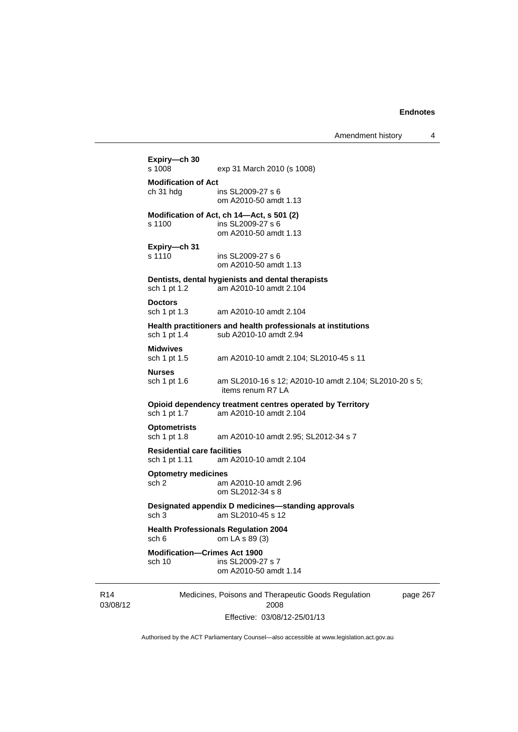**Expiry—ch 30**
s 1008 exp 31 March 2010 (s 1008)

**Modification of Act**
ch 31 hdg ins SL2009-27 s 6
om A2010-50 amdt 1.13

**Modification of Act, ch 14—Act, s 501 (2)**
s 1100 ins SL2009-27 s 6
om A2010-50 amdt 1.13

**Expiry—ch 31**
s 1110 ins SL2009-27 s 6
om A2010-50 amdt 1.13

**Dentists, dental hygienists and dental therapists**
sch 1 pt 1.2 am A2010-10 amdt 2.104

**Doctors**
sch 1 pt 1.3 am A2010-10 amdt 2.104

**Health practitioners and health professionals at institutions**
sch 1 pt 1.4 sub A2010-10 amdt 2.94

**Midwives**
sch 1 pt 1.5 am A2010-10 amdt 2.104; SL2010-45 s 11

**Nurses**
sch 1 pt 1.6 am SL2010-16 s 12; A2010-10 amdt 2.104; SL2010-20 s 5; items renum R7 LA

**Opioid dependency treatment centres operated by Territory**
sch 1 pt 1.7 am A2010-10 amdt 2.104

**Optometrists**
sch 1 pt 1.8 am A2010-10 amdt 2.95; SL2012-34 s 7

**Residential care facilities**
sch 1 pt 1.11 am A2010-10 amdt 2.104

**Optometry medicines**
sch 2 am A2010-10 amdt 2.96
om SL2012-34 s 8

**Designated appendix D medicines—standing approvals**
sch 3 am SL2010-45 s 12

**Health Professionals Regulation 2004**
sch 6 om LA s 89 (3)

**Modification—Crimes Act 1900**
sch 10 ins SL2009-27 s 7
om A2010-50 amdt 1.14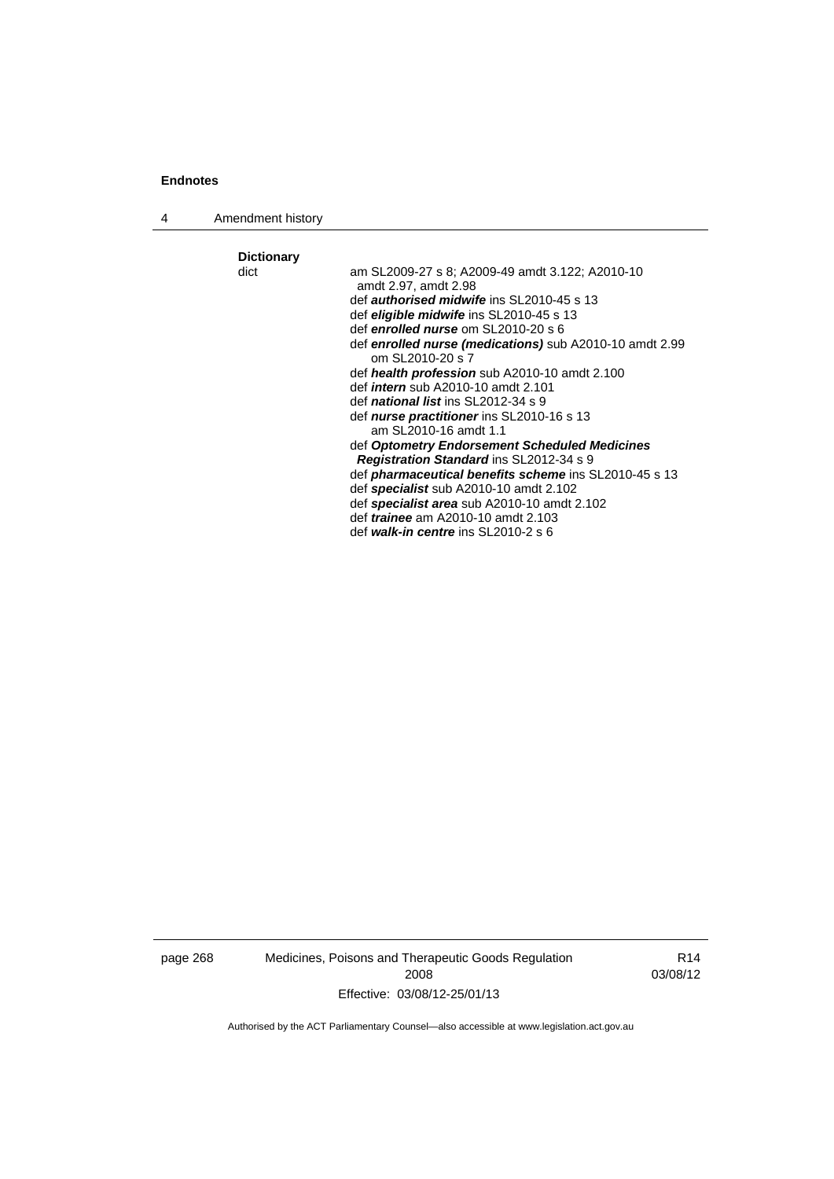**Dictionary**

dict — am SL2009-27 s 8; A2009-49 amdt 3.122; A2010-10 amdt 2.97, amdt 2.98

def ***authorised midwife*** ins SL2010-45 s 13

def ***eligible midwife*** ins SL2010-45 s 13

def ***enrolled nurse*** om SL2010-20 s 6

def ***enrolled nurse (medications)*** sub A2010-10 amdt 2.99
om SL2010-20 s 7

def ***health profession*** sub A2010-10 amdt 2.100

def ***intern*** sub A2010-10 amdt 2.101

def ***national list*** ins SL2012-34 s 9

def ***nurse practitioner*** ins SL2010-16 s 13
am SL2010-16 amdt 1.1

def ***Optometry Endorsement Scheduled Medicines Registration Standard*** ins SL2012-34 s 9

def ***pharmaceutical benefits scheme*** ins SL2010-45 s 13

def ***specialist*** sub A2010-10 amdt 2.102

def ***specialist area*** sub A2010-10 amdt 2.102

def ***trainee*** am A2010-10 amdt 2.103

def ***walk-in centre*** ins SL2010-2 s 6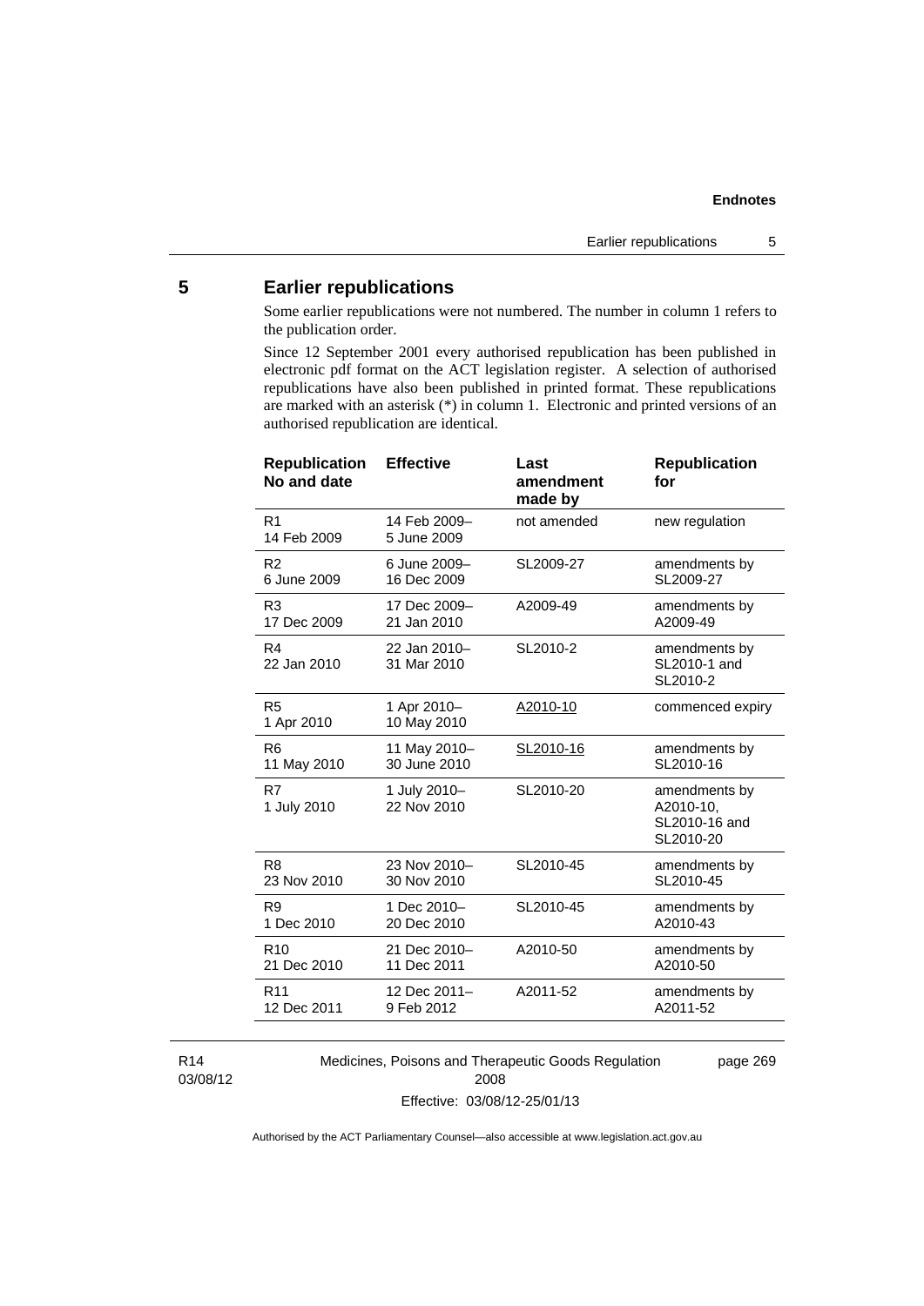## 5 Earlier republications

Some earlier republications were not numbered. The number in column 1 refers to the publication order.

Since 12 September 2001 every authorised republication has been published in electronic pdf format on the ACT legislation register. A selection of authorised republications have also been published in printed format. These republications are marked with an asterisk (*) in column 1. Electronic and printed versions of an authorised republication are identical.

| Republication No and date | Effective | Last amendment made by | Republication for |
|---|---|---|---|
| R1 14 Feb 2009 | 14 Feb 2009– 5 June 2009 | not amended | new regulation |
| R2 6 June 2009 | 6 June 2009– 16 Dec 2009 | SL2009-27 | amendments by SL2009-27 |
| R3 17 Dec 2009 | 17 Dec 2009– 21 Jan 2010 | A2009-49 | amendments by A2009-49 |
| R4 22 Jan 2010 | 22 Jan 2010– 31 Mar 2010 | SL2010-2 | amendments by SL2010-1 and SL2010-2 |
| R5 1 Apr 2010 | 1 Apr 2010– 10 May 2010 | A2010-10 | commenced expiry |
| R6 11 May 2010 | 11 May 2010– 30 June 2010 | SL2010-16 | amendments by SL2010-16 |
| R7 1 July 2010 | 1 July 2010– 22 Nov 2010 | SL2010-20 | amendments by A2010-10, SL2010-16 and SL2010-20 |
| R8 23 Nov 2010 | 23 Nov 2010– 30 Nov 2010 | SL2010-45 | amendments by SL2010-45 |
| R9 1 Dec 2010 | 1 Dec 2010– 20 Dec 2010 | SL2010-45 | amendments by A2010-43 |
| R10 21 Dec 2010 | 21 Dec 2010– 11 Dec 2011 | A2010-50 | amendments by A2010-50 |
| R11 12 Dec 2011 | 12 Dec 2011– 9 Feb 2012 | A2011-52 | amendments by A2011-52 |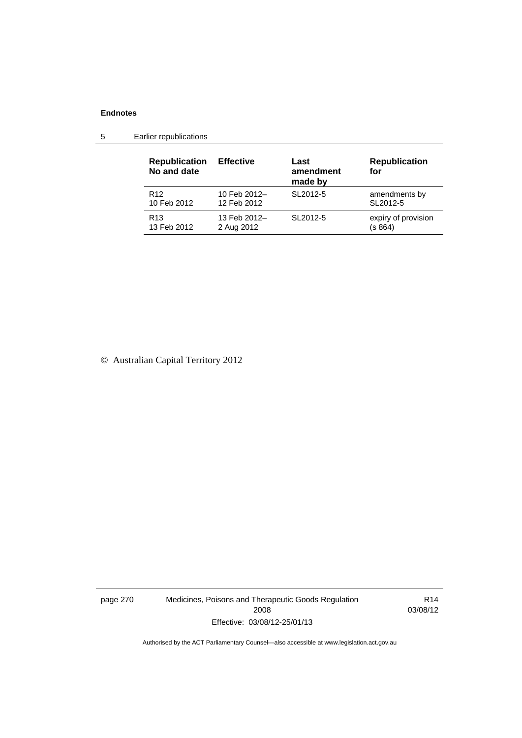# Endnotes

## 5 Earlier republications

| Republication No and date | Effective | Last amendment made by | Republication for |
| --- | --- | --- | --- |
| R12 10 Feb 2012 | 10 Feb 2012– 12 Feb 2012 | SL2012-5 | amendments by SL2012-5 |
| R13 13 Feb 2012 | 13 Feb 2012– 2 Aug 2012 | SL2012-5 | expiry of provision (s 864) |

© Australian Capital Territory 2012